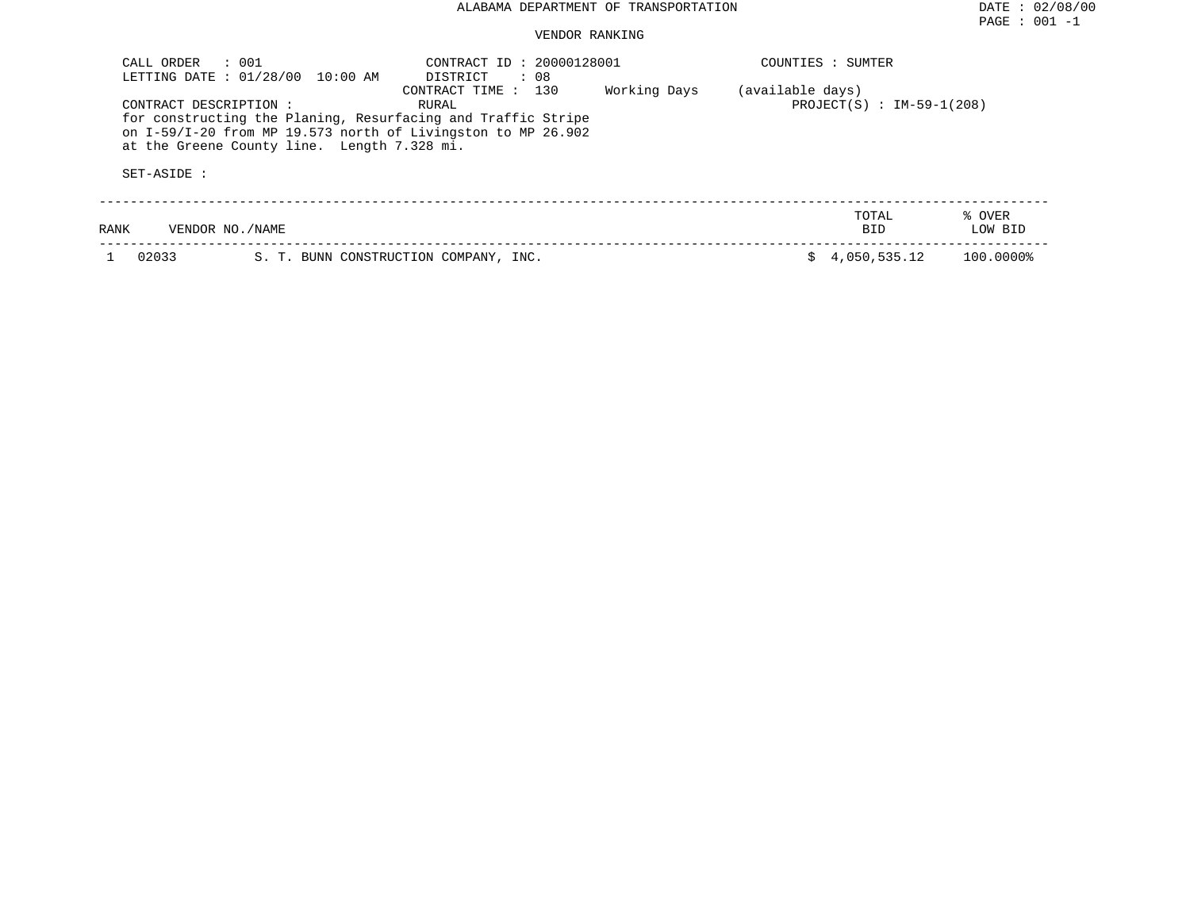# ALABAMA DEPARTMENT OF TRANSPORTATION

DATE : 02/08/00

## VENDOR RANKING

CALL ORDER : 001
LETTING DATE : 01/28/00 10:00 AM

CONTRACT ID : 20000128001
DISTRICT : 08
CONTRACT TIME : 130 Working Days (available days)
RURAL

COUNTIES : SUMTER

PROJECT(S) : IM-59-1(208)

CONTRACT DESCRIPTION :
for constructing the Planing, Resurfacing and Traffic Stripe on I-59/I-20 from MP 19.573 north of Livingston to MP 26.902 at the Greene County line. Length 7.328 mi.

SET-ASIDE :

| RANK | VENDOR NO./NAME | | TOTAL BID | % OVER LOW BID |
|---|---|---|---|---|
| 1 | 02033 | S. T. BUNN CONSTRUCTION COMPANY, INC. | $ 4,050,535.12 | 100.0000% |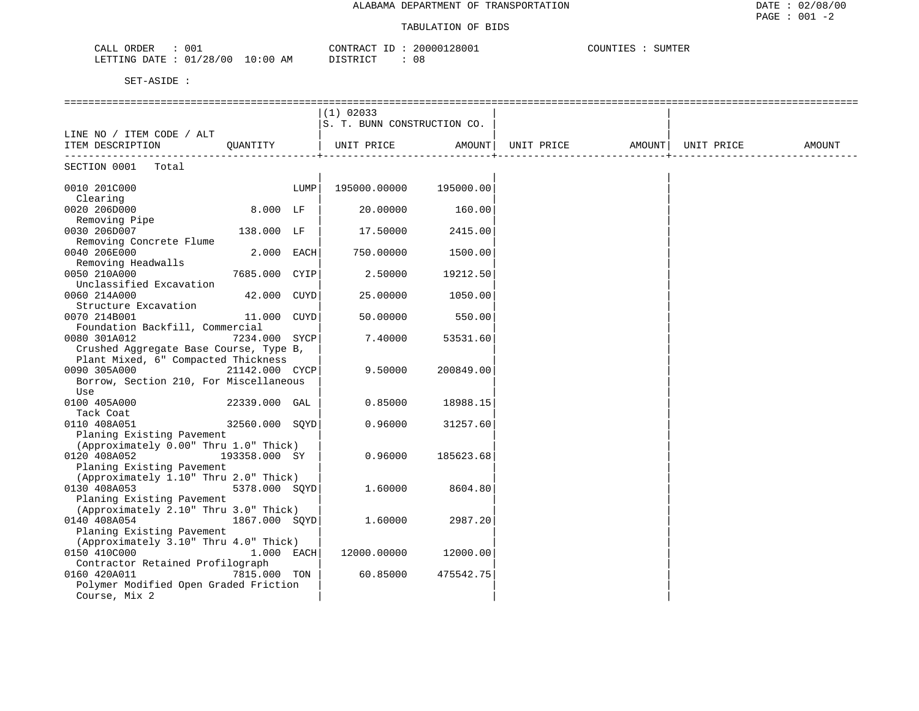ALABAMA DEPARTMENT OF TRANSPORTATION

TABULATION OF BIDS

DATE : 02/08/00

CALL ORDER : 001 CONTRACT ID : 20000128001 COUNTIES : SUMTER
LETTING DATE : 01/28/00 10:00 AM DISTRICT : 08

SET-ASIDE :

| LINE NO / ITEM CODE / ALT ITEM DESCRIPTION | QUANTITY | (1) 02033 S. T. BUNN CONSTRUCTION CO. UNIT PRICE | AMOUNT | UNIT PRICE | AMOUNT | UNIT PRICE | AMOUNT |
|---|---|---|---|---|---|---|---|
| SECTION 0001 Total | | | | | | | |
| 0010 201C000 Clearing | LUMP | 195000.00000 | 195000.00 | | | | |
| 0020 206D000 Removing Pipe | 8.000 LF | 20.00000 | 160.00 | | | | |
| 0030 206D007 Removing Concrete Flume | 138.000 LF | 17.50000 | 2415.00 | | | | |
| 0040 206E000 Removing Headwalls | 2.000 EACH | 750.00000 | 1500.00 | | | | |
| 0050 210A000 Unclassified Excavation | 7685.000 CYIP | 2.50000 | 19212.50 | | | | |
| 0060 214A000 Structure Excavation | 42.000 CUYD | 25.00000 | 1050.00 | | | | |
| 0070 214B001 Foundation Backfill, Commercial | 11.000 CUYD | 50.00000 | 550.00 | | | | |
| 0080 301A012 Crushed Aggregate Base Course, Type B, Plant Mixed, 6" Compacted Thickness | 7234.000 SYCP | 7.40000 | 53531.60 | | | | |
| 0090 305A000 Borrow, Section 210, For Miscellaneous Use | 21142.000 CYCP | 9.50000 | 200849.00 | | | | |
| 0100 405A000 Tack Coat | 22339.000 GAL | 0.85000 | 18988.15 | | | | |
| 0110 408A051 Planing Existing Pavement (Approximately 0.00" Thru 1.0" Thick) | 32560.000 SQYD | 0.96000 | 31257.60 | | | | |
| 0120 408A052 Planing Existing Pavement (Approximately 1.10" Thru 2.0" Thick) | 193358.000 SY | 0.96000 | 185623.68 | | | | |
| 0130 408A053 Planing Existing Pavement (Approximately 2.10" Thru 3.0" Thick) | 5378.000 SQYD | 1.60000 | 8604.80 | | | | |
| 0140 408A054 Planing Existing Pavement (Approximately 3.10" Thru 4.0" Thick) | 1867.000 SQYD | 1.60000 | 2987.20 | | | | |
| 0150 410C000 Contractor Retained Profilograph | 1.000 EACH | 12000.00000 | 12000.00 | | | | |
| 0160 420A011 Polymer Modified Open Graded Friction Course, Mix 2 | 7815.000 TON | 60.85000 | 475542.75 | | | | |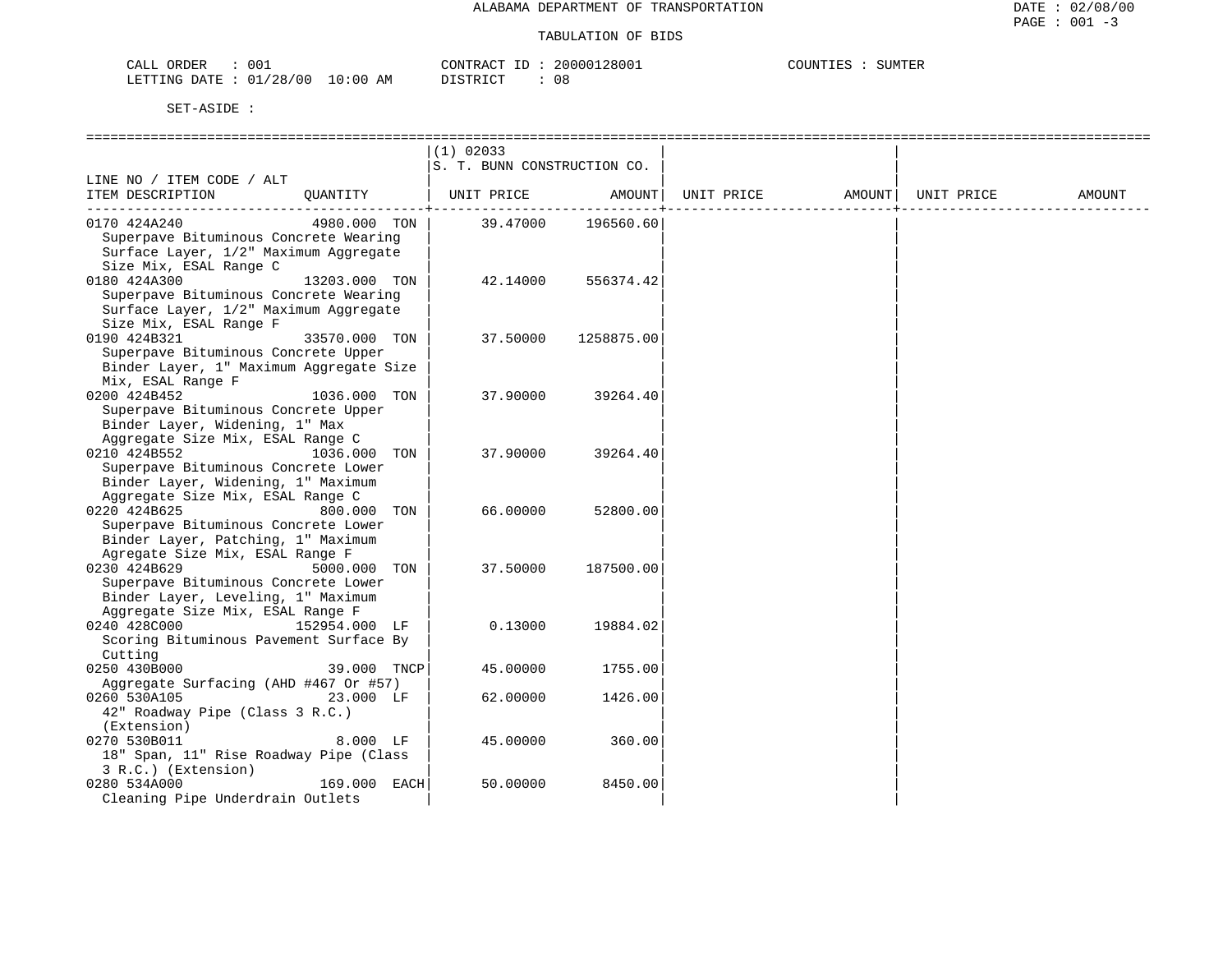ALABAMA DEPARTMENT OF TRANSPORTATION

TABULATION OF BIDS

CALL ORDER : 001 CONTRACT ID : 20000128001 COUNTIES : SUMTER
LETTING DATE : 01/28/00 10:00 AM DISTRICT : 08

SET-ASIDE :

| LINE NO / ITEM CODE / ALT ITEM DESCRIPTION | QUANTITY | (1) 02033 S. T. BUNN CONSTRUCTION CO. UNIT PRICE | AMOUNT | UNIT PRICE | AMOUNT | UNIT PRICE | AMOUNT |
|---|---|---|---|---|---|---|---|
| 0170 424A240 Superpave Bituminous Concrete Wearing Surface Layer, 1/2" Maximum Aggregate Size Mix, ESAL Range C | 4980.000 TON | 39.47000 | 196560.60 | | | | |
| 0180 424A300 Superpave Bituminous Concrete Wearing Surface Layer, 1/2" Maximum Aggregate Size Mix, ESAL Range F | 13203.000 TON | 42.14000 | 556374.42 | | | | |
| 0190 424B321 Superpave Bituminous Concrete Upper Binder Layer, 1" Maximum Aggregate Size Mix, ESAL Range F | 33570.000 TON | 37.50000 | 1258875.00 | | | | |
| 0200 424B452 Superpave Bituminous Concrete Upper Binder Layer, Widening, 1" Max Aggregate Size Mix, ESAL Range C | 1036.000 TON | 37.90000 | 39264.40 | | | | |
| 0210 424B552 Superpave Bituminous Concrete Lower Binder Layer, Widening, 1" Maximum Aggregate Size Mix, ESAL Range C | 1036.000 TON | 37.90000 | 39264.40 | | | | |
| 0220 424B625 Superpave Bituminous Concrete Lower Binder Layer, Patching, 1" Maximum Agregate Size Mix, ESAL Range F | 800.000 TON | 66.00000 | 52800.00 | | | | |
| 0230 424B629 Superpave Bituminous Concrete Lower Binder Layer, Leveling, 1" Maximum Aggregate Size Mix, ESAL Range F | 5000.000 TON | 37.50000 | 187500.00 | | | | |
| 0240 428C000 Scoring Bituminous Pavement Surface By Cutting | 152954.000 LF | 0.13000 | 19884.02 | | | | |
| 0250 430B000 Aggregate Surfacing (AHD #467 Or #57) | 39.000 TNCP | 45.00000 | 1755.00 | | | | |
| 0260 530A105 42" Roadway Pipe (Class 3 R.C.) (Extension) | 23.000 LF | 62.00000 | 1426.00 | | | | |
| 0270 530B011 18" Span, 11" Rise Roadway Pipe (Class 3 R.C.) (Extension) | 8.000 LF | 45.00000 | 360.00 | | | | |
| 0280 534A000 Cleaning Pipe Underdrain Outlets | 169.000 EACH | 50.00000 | 8450.00 | | | | |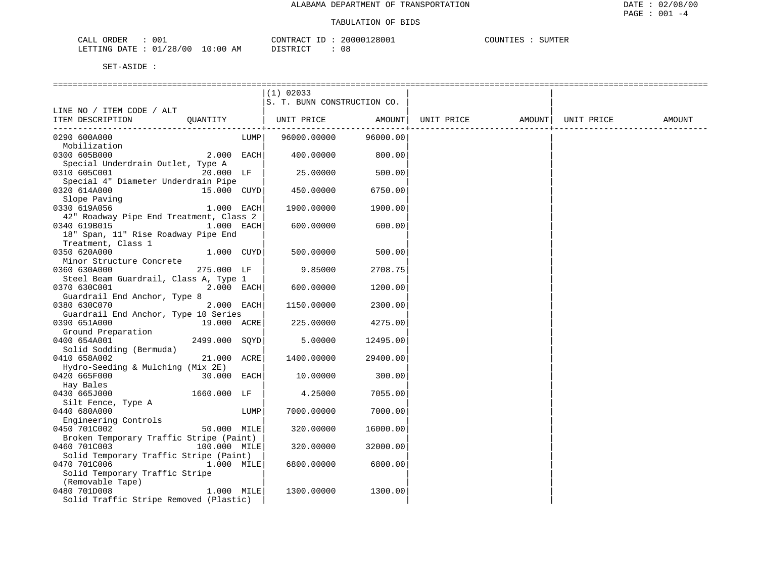ALABAMA DEPARTMENT OF TRANSPORTATION

TABULATION OF BIDS

DATE : 02/08/00

CALL ORDER : 001 CONTRACT ID : 20000128001 COUNTIES : SUMTER
LETTING DATE : 01/28/00 10:00 AM DISTRICT : 08

SET-ASIDE :

| LINE NO / ITEM CODE / ALT ITEM DESCRIPTION | QUANTITY | (1) 02033 S. T. BUNN CONSTRUCTION CO. UNIT PRICE | AMOUNT | UNIT PRICE | AMOUNT | UNIT PRICE | AMOUNT |
|---|---|---|---|---|---|---|---|
| 0290 600A000 Mobilization | LUMP | 96000.00000 | 96000.00 | | | | |
| 0300 605B000 Special Underdrain Outlet, Type A | 2.000 EACH | 400.00000 | 800.00 | | | | |
| 0310 605C001 Special 4" Diameter Underdrain Pipe | 20.000 LF | 25.00000 | 500.00 | | | | |
| 0320 614A000 Slope Paving | 15.000 CUYD | 450.00000 | 6750.00 | | | | |
| 0330 619A056 42" Roadway Pipe End Treatment, Class 2 | 1.000 EACH | 1900.00000 | 1900.00 | | | | |
| 0340 619B015 18" Span, 11" Rise Roadway Pipe End Treatment, Class 1 | 1.000 EACH | 600.00000 | 600.00 | | | | |
| 0350 620A000 Minor Structure Concrete | 1.000 CUYD | 500.00000 | 500.00 | | | | |
| 0360 630A000 Steel Beam Guardrail, Class A, Type 1 | 275.000 LF | 9.85000 | 2708.75 | | | | |
| 0370 630C001 Guardrail End Anchor, Type 8 | 2.000 EACH | 600.00000 | 1200.00 | | | | |
| 0380 630C070 Guardrail End Anchor, Type 10 Series | 2.000 EACH | 1150.00000 | 2300.00 | | | | |
| 0390 651A000 Ground Preparation | 19.000 ACRE | 225.00000 | 4275.00 | | | | |
| 0400 654A001 Solid Sodding (Bermuda) | 2499.000 SQYD | 5.00000 | 12495.00 | | | | |
| 0410 658A002 Hydro-Seeding & Mulching (Mix 2E) | 21.000 ACRE | 1400.00000 | 29400.00 | | | | |
| 0420 665F000 Hay Bales | 30.000 EACH | 10.00000 | 300.00 | | | | |
| 0430 665J000 Silt Fence, Type A | 1660.000 LF | 4.25000 | 7055.00 | | | | |
| 0440 680A000 Engineering Controls | LUMP | 7000.00000 | 7000.00 | | | | |
| 0450 701C002 Broken Temporary Traffic Stripe (Paint) | 50.000 MILE | 320.00000 | 16000.00 | | | | |
| 0460 701C003 Solid Temporary Traffic Stripe (Paint) | 100.000 MILE | 320.00000 | 32000.00 | | | | |
| 0470 701C006 Solid Temporary Traffic Stripe (Removable Tape) | 1.000 MILE | 6800.00000 | 6800.00 | | | | |
| 0480 701D008 Solid Traffic Stripe Removed (Plastic) | 1.000 MILE | 1300.00000 | 1300.00 | | | | |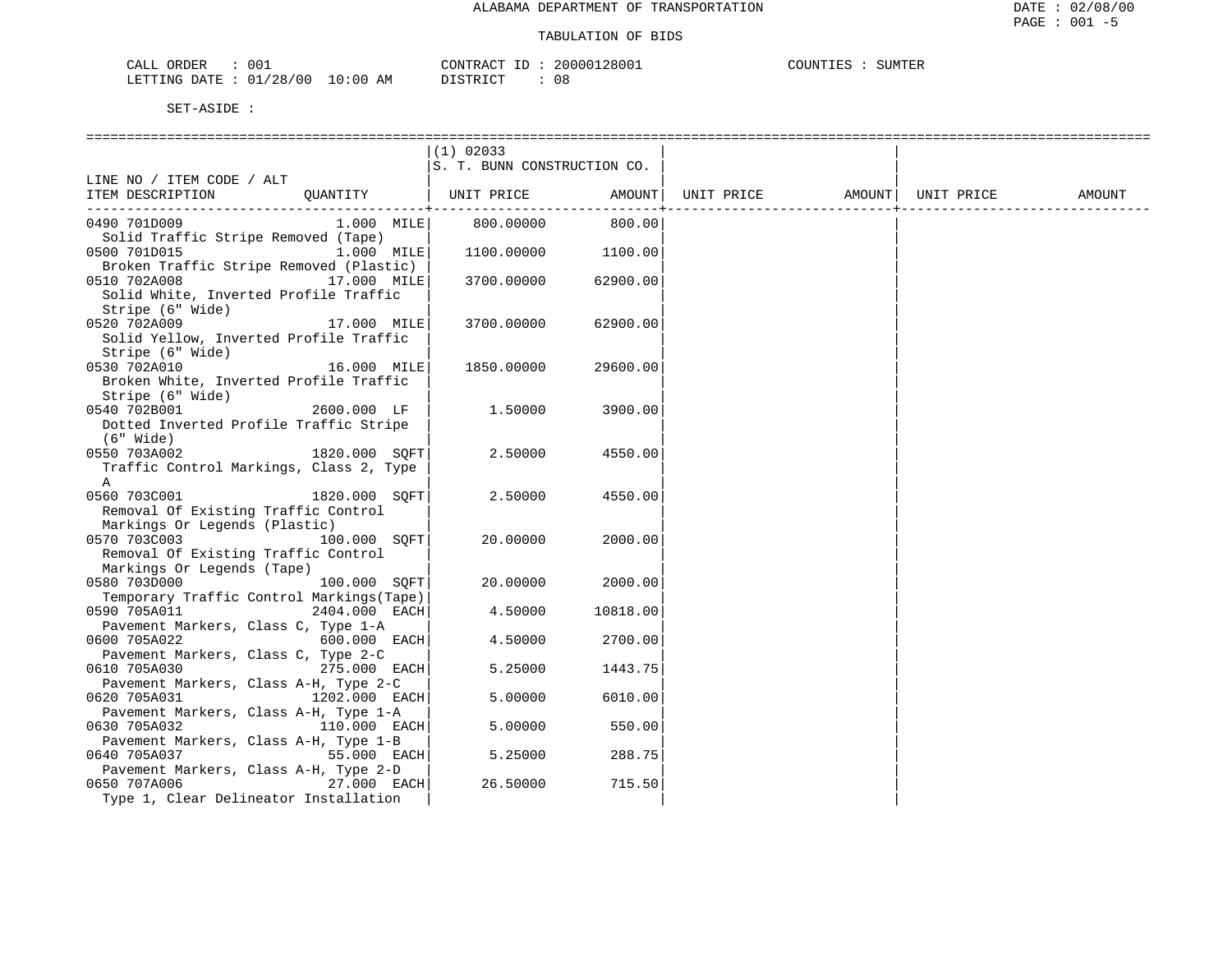ALABAMA DEPARTMENT OF TRANSPORTATION

TABULATION OF BIDS

DATE : 02/08/00

CALL ORDER : 001 &nbsp;&nbsp;&nbsp; CONTRACT ID : 20000128001 &nbsp;&nbsp;&nbsp; COUNTIES : SUMTER
LETTING DATE : 01/28/00 10:00 AM &nbsp;&nbsp;&nbsp; DISTRICT : 08

SET-ASIDE :

| LINE NO / ITEM CODE / ALT<br>ITEM DESCRIPTION | QUANTITY | (1) 02033<br>S. T. BUNN CONSTRUCTION CO.<br>UNIT PRICE | AMOUNT | UNIT PRICE | AMOUNT | UNIT PRICE | AMOUNT |
|---|---|---|---|---|---|---|---|
| 0490 701D009<br>Solid Traffic Stripe Removed (Tape) | 1.000 MILE | 800.00000 | 800.00 | | | | |
| 0500 701D015<br>Broken Traffic Stripe Removed (Plastic) | 1.000 MILE | 1100.00000 | 1100.00 | | | | |
| 0510 702A008<br>Solid White, Inverted Profile Traffic Stripe (6" Wide) | 17.000 MILE | 3700.00000 | 62900.00 | | | | |
| 0520 702A009<br>Solid Yellow, Inverted Profile Traffic Stripe (6" Wide) | 17.000 MILE | 3700.00000 | 62900.00 | | | | |
| 0530 702A010<br>Broken White, Inverted Profile Traffic Stripe (6" Wide) | 16.000 MILE | 1850.00000 | 29600.00 | | | | |
| 0540 702B001<br>Dotted Inverted Profile Traffic Stripe (6" Wide) | 2600.000 LF | 1.50000 | 3900.00 | | | | |
| 0550 703A002<br>Traffic Control Markings, Class 2, Type A | 1820.000 SQFT | 2.50000 | 4550.00 | | | | |
| 0560 703C001<br>Removal Of Existing Traffic Control Markings Or Legends (Plastic) | 1820.000 SQFT | 2.50000 | 4550.00 | | | | |
| 0570 703C003<br>Removal Of Existing Traffic Control Markings Or Legends (Tape) | 100.000 SQFT | 20.00000 | 2000.00 | | | | |
| 0580 703D000<br>Temporary Traffic Control Markings(Tape) | 100.000 SQFT | 20.00000 | 2000.00 | | | | |
| 0590 705A011<br>Pavement Markers, Class C, Type 1-A | 2404.000 EACH | 4.50000 | 10818.00 | | | | |
| 0600 705A022<br>Pavement Markers, Class C, Type 2-C | 600.000 EACH | 4.50000 | 2700.00 | | | | |
| 0610 705A030<br>Pavement Markers, Class A-H, Type 2-C | 275.000 EACH | 5.25000 | 1443.75 | | | | |
| 0620 705A031<br>Pavement Markers, Class A-H, Type 1-A | 1202.000 EACH | 5.00000 | 6010.00 | | | | |
| 0630 705A032<br>Pavement Markers, Class A-H, Type 1-B | 110.000 EACH | 5.00000 | 550.00 | | | | |
| 0640 705A037<br>Pavement Markers, Class A-H, Type 2-D | 55.000 EACH | 5.25000 | 288.75 | | | | |
| 0650 707A006<br>Type 1, Clear Delineator Installation | 27.000 EACH | 26.50000 | 715.50 | | | | |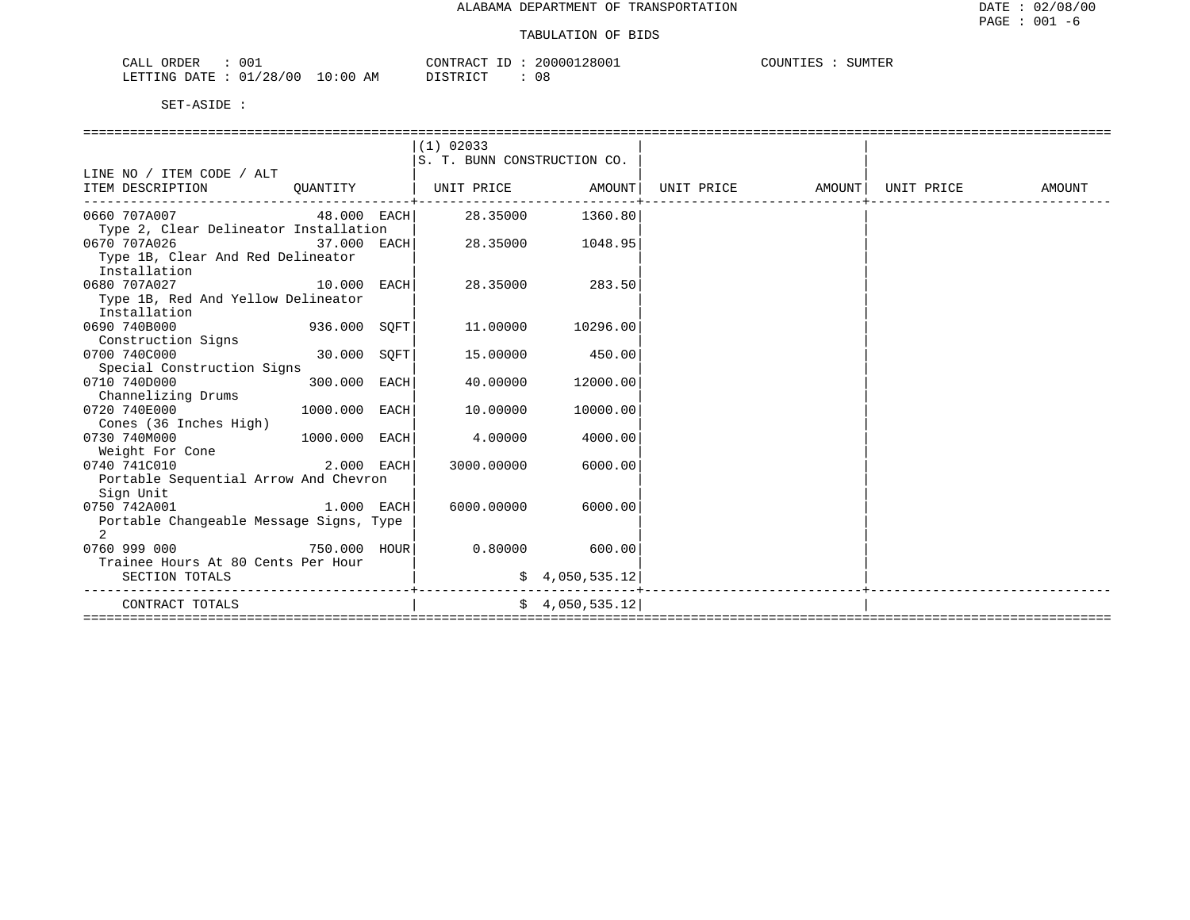ALABAMA DEPARTMENT OF TRANSPORTATION

TABULATION OF BIDS

DATE : 02/08/00
PAGE : 001 -6

CALL ORDER : 001 CONTRACT ID : 20000128001 COUNTIES : SUMTER
LETTING DATE : 01/28/00 10:00 AM DISTRICT : 08

SET-ASIDE :

| LINE NO / ITEM CODE / ALT ITEM DESCRIPTION | QUANTITY | (1) 02033 S. T. BUNN CONSTRUCTION CO. UNIT PRICE | AMOUNT | UNIT PRICE | AMOUNT | UNIT PRICE | AMOUNT |
|---|---|---|---|---|---|---|---|
| 0660 707A007 Type 2, Clear Delineator Installation | 48.000 EACH | 28.35000 | 1360.80 | | | | |
| 0670 707A026 Type 1B, Clear And Red Delineator Installation | 37.000 EACH | 28.35000 | 1048.95 | | | | |
| 0680 707A027 Type 1B, Red And Yellow Delineator Installation | 10.000 EACH | 28.35000 | 283.50 | | | | |
| 0690 740B000 Construction Signs | 936.000 SQFT | 11.00000 | 10296.00 | | | | |
| 0700 740C000 Special Construction Signs | 30.000 SQFT | 15.00000 | 450.00 | | | | |
| 0710 740D000 Channelizing Drums | 300.000 EACH | 40.00000 | 12000.00 | | | | |
| 0720 740E000 Cones (36 Inches High) | 1000.000 EACH | 10.00000 | 10000.00 | | | | |
| 0730 740M000 Weight For Cone | 1000.000 EACH | 4.00000 | 4000.00 | | | | |
| 0740 741C010 Portable Sequential Arrow And Chevron Sign Unit | 2.000 EACH | 3000.00000 | 6000.00 | | | | |
| 0750 742A001 Portable Changeable Message Signs, Type 2 | 1.000 EACH | 6000.00000 | 6000.00 | | | | |
| 0760 999 000 Trainee Hours At 80 Cents Per Hour | 750.000 HOUR | 0.80000 | 600.00 | | | | |
| SECTION TOTALS | | | $ 4,050,535.12 | | | | |
| CONTRACT TOTALS | | | $ 4,050,535.12 | | | | |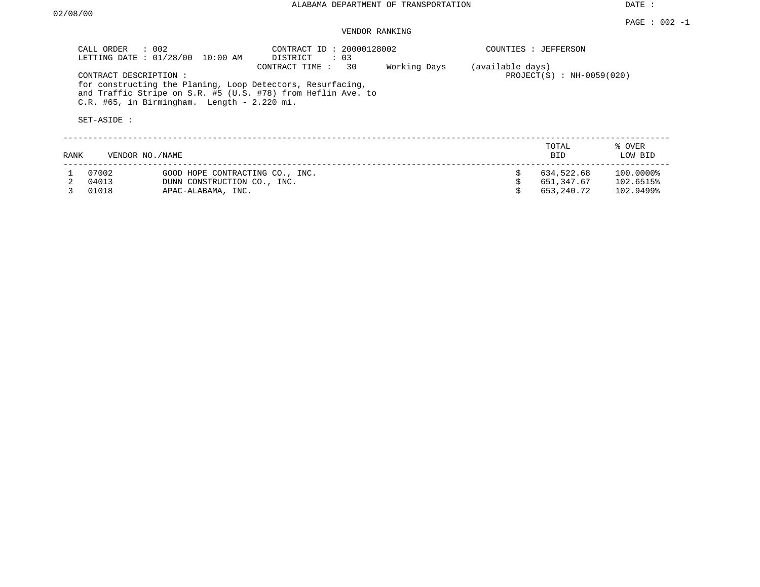ALABAMA DEPARTMENT OF TRANSPORTATION

DATE : 02/08/00

PAGE : 002 -1

VENDOR RANKING

CALL ORDER : 002
LETTING DATE : 01/28/00 10:00 AM

CONTRACT ID : 20000128002
DISTRICT : 03
CONTRACT TIME : 30 Working Days (available days)

COUNTIES : JEFFERSON
PROJECT(S) : NH-0059(020)

CONTRACT DESCRIPTION :
for constructing the Planing, Loop Detectors, Resurfacing, and Traffic Stripe on S.R. #5 (U.S. #78) from Heflin Ave. to C.R. #65, in Birmingham. Length - 2.220 mi.

SET-ASIDE :

| RANK | VENDOR NO./NAME | | TOTAL BID | % OVER LOW BID |
|---|---|---|---|---|
| 1 | 07002 | GOOD HOPE CONTRACTING CO., INC. | $ 634,522.68 | 100.0000% |
| 2 | 04013 | DUNN CONSTRUCTION CO., INC. | $ 651,347.67 | 102.6515% |
| 3 | 01018 | APAC-ALABAMA, INC. | $ 653,240.72 | 102.9499% |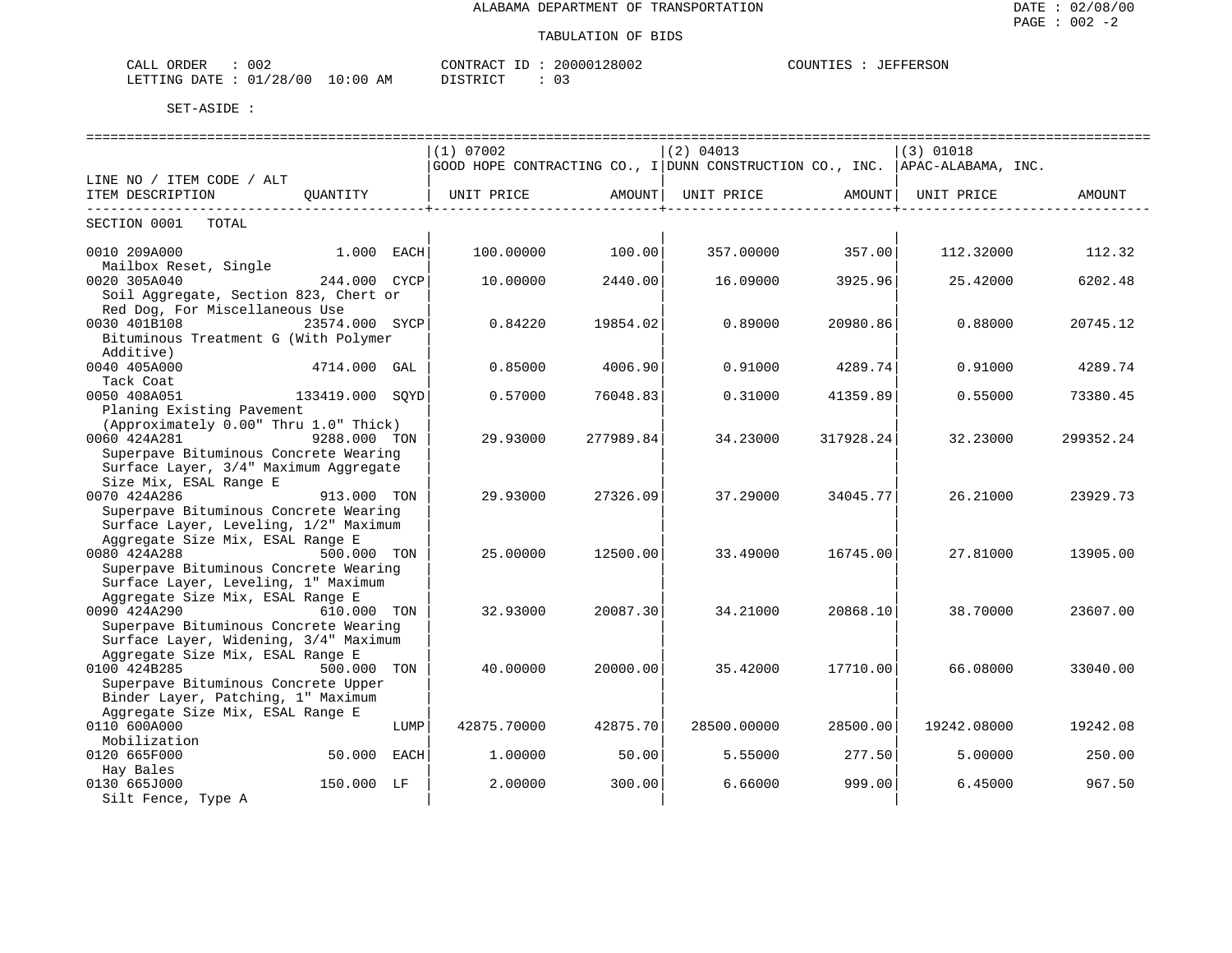ALABAMA DEPARTMENT OF TRANSPORTATION

TABULATION OF BIDS

CALL ORDER : 002    CONTRACT ID : 20000128002    COUNTIES : JEFFERSON
LETTING DATE : 01/28/00 10:00 AM    DISTRICT : 03

SET-ASIDE :

| LINE NO / ITEM CODE / ALT ITEM DESCRIPTION | QUANTITY | (1) 07002 GOOD HOPE CONTRACTING CO., I UNIT PRICE | AMOUNT | (2) 04013 DUNN CONSTRUCTION CO., INC. UNIT PRICE | AMOUNT | (3) 01018 APAC-ALABAMA, INC. UNIT PRICE | AMOUNT |
|---|---|---|---|---|---|---|---|
| SECTION 0001 TOTAL | | | | | | | |
| 0010 209A000 Mailbox Reset, Single | 1.000 EACH | 100.00000 | 100.00 | 357.00000 | 357.00 | 112.32000 | 112.32 |
| 0020 305A040 Soil Aggregate, Section 823, Chert or Red Dog, For Miscellaneous Use | 244.000 CYCP | 10.00000 | 2440.00 | 16.09000 | 3925.96 | 25.42000 | 6202.48 |
| 0030 401B108 Bituminous Treatment G (With Polymer Additive) | 23574.000 SYCP | 0.84220 | 19854.02 | 0.89000 | 20980.86 | 0.88000 | 20745.12 |
| 0040 405A000 Tack Coat | 4714.000 GAL | 0.85000 | 4006.90 | 0.91000 | 4289.74 | 0.91000 | 4289.74 |
| 0050 408A051 Planing Existing Pavement (Approximately 0.00" Thru 1.0" Thick) | 133419.000 SQYD | 0.57000 | 76048.83 | 0.31000 | 41359.89 | 0.55000 | 73380.45 |
| 0060 424A281 Superpave Bituminous Concrete Wearing Surface Layer, 3/4" Maximum Aggregate Size Mix, ESAL Range E | 9288.000 TON | 29.93000 | 277989.84 | 34.23000 | 317928.24 | 32.23000 | 299352.24 |
| 0070 424A286 Superpave Bituminous Concrete Wearing Surface Layer, Leveling, 1/2" Maximum Aggregate Size Mix, ESAL Range E | 913.000 TON | 29.93000 | 27326.09 | 37.29000 | 34045.77 | 26.21000 | 23929.73 |
| 0080 424A288 Superpave Bituminous Concrete Wearing Surface Layer, Leveling, 1" Maximum Aggregate Size Mix, ESAL Range E | 500.000 TON | 25.00000 | 12500.00 | 33.49000 | 16745.00 | 27.81000 | 13905.00 |
| 0090 424A290 Superpave Bituminous Concrete Wearing Surface Layer, Widening, 3/4" Maximum Aggregate Size Mix, ESAL Range E | 610.000 TON | 32.93000 | 20087.30 | 34.21000 | 20868.10 | 38.70000 | 23607.00 |
| 0100 424B285 Superpave Bituminous Concrete Upper Binder Layer, Patching, 1" Maximum Aggregate Size Mix, ESAL Range E | 500.000 TON | 40.00000 | 20000.00 | 35.42000 | 17710.00 | 66.08000 | 33040.00 |
| 0110 600A000 Mobilization | LUMP | 42875.70000 | 42875.70 | 28500.00000 | 28500.00 | 19242.08000 | 19242.08 |
| 0120 665F000 Hay Bales | 50.000 EACH | 1.00000 | 50.00 | 5.55000 | 277.50 | 5.00000 | 250.00 |
| 0130 665J000 Silt Fence, Type A | 150.000 LF | 2.00000 | 300.00 | 6.66000 | 999.00 | 6.45000 | 967.50 |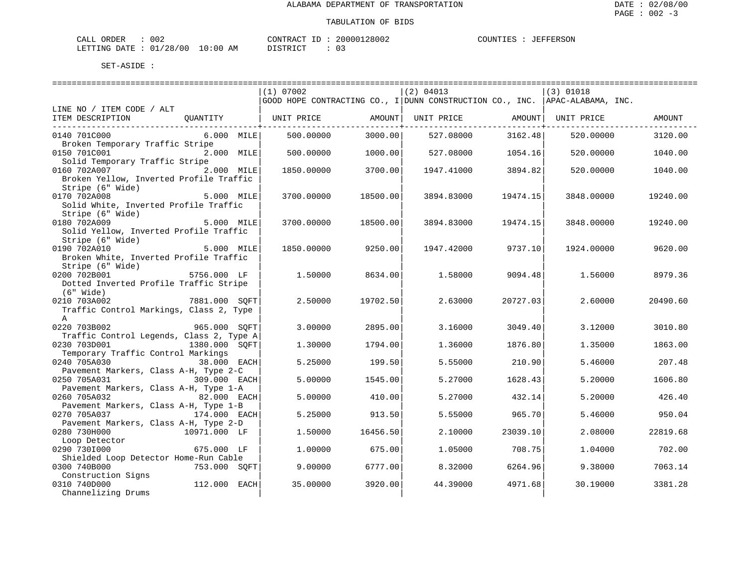ALABAMA DEPARTMENT OF TRANSPORTATION

TABULATION OF BIDS

CALL ORDER : 002  CONTRACT ID : 20000128002  COUNTIES : JEFFERSON
LETTING DATE : 01/28/00 10:00 AM  DISTRICT : 03

SET-ASIDE :

| LINE NO / ITEM CODE / ALT ITEM DESCRIPTION | QUANTITY | (1) 07002 GOOD HOPE CONTRACTING CO., I UNIT PRICE | AMOUNT | (2) 04013 DUNN CONSTRUCTION CO., INC. UNIT PRICE | AMOUNT | (3) 01018 APAC-ALABAMA, INC. UNIT PRICE | AMOUNT |
|---|---|---|---|---|---|---|---|
| 0140 701C000 Broken Temporary Traffic Stripe | 6.000 MILE | 500.00000 | 3000.00 | 527.08000 | 3162.48 | 520.00000 | 3120.00 |
| 0150 701C001 Solid Temporary Traffic Stripe | 2.000 MILE | 500.00000 | 1000.00 | 527.08000 | 1054.16 | 520.00000 | 1040.00 |
| 0160 702A007 Broken Yellow, Inverted Profile Traffic Stripe (6" Wide) | 2.000 MILE | 1850.00000 | 3700.00 | 1947.41000 | 3894.82 | 520.00000 | 1040.00 |
| 0170 702A008 Solid White, Inverted Profile Traffic Stripe (6" Wide) | 5.000 MILE | 3700.00000 | 18500.00 | 3894.83000 | 19474.15 | 3848.00000 | 19240.00 |
| 0180 702A009 Solid Yellow, Inverted Profile Traffic Stripe (6" Wide) | 5.000 MILE | 3700.00000 | 18500.00 | 3894.83000 | 19474.15 | 3848.00000 | 19240.00 |
| 0190 702A010 Broken White, Inverted Profile Traffic Stripe (6" Wide) | 5.000 MILE | 1850.00000 | 9250.00 | 1947.42000 | 9737.10 | 1924.00000 | 9620.00 |
| 0200 702B001 Dotted Inverted Profile Traffic Stripe (6" Wide) | 5756.000 LF | 1.50000 | 8634.00 | 1.58000 | 9094.48 | 1.56000 | 8979.36 |
| 0210 703A002 Traffic Control Markings, Class 2, Type A | 7881.000 SQFT | 2.50000 | 19702.50 | 2.63000 | 20727.03 | 2.60000 | 20490.60 |
| 0220 703B002 Traffic Control Legends, Class 2, Type A | 965.000 SQFT | 3.00000 | 2895.00 | 3.16000 | 3049.40 | 3.12000 | 3010.80 |
| 0230 703D001 Temporary Traffic Control Markings | 1380.000 SQFT | 1.30000 | 1794.00 | 1.36000 | 1876.80 | 1.35000 | 1863.00 |
| 0240 705A030 Pavement Markers, Class A-H, Type 2-C | 38.000 EACH | 5.25000 | 199.50 | 5.55000 | 210.90 | 5.46000 | 207.48 |
| 0250 705A031 Pavement Markers, Class A-H, Type 1-A | 309.000 EACH | 5.00000 | 1545.00 | 5.27000 | 1628.43 | 5.20000 | 1606.80 |
| 0260 705A032 Pavement Markers, Class A-H, Type 1-B | 82.000 EACH | 5.00000 | 410.00 | 5.27000 | 432.14 | 5.20000 | 426.40 |
| 0270 705A037 Pavement Markers, Class A-H, Type 2-D | 174.000 EACH | 5.25000 | 913.50 | 5.55000 | 965.70 | 5.46000 | 950.04 |
| 0280 730H000 Loop Detector | 10971.000 LF | 1.50000 | 16456.50 | 2.10000 | 23039.10 | 2.08000 | 22819.68 |
| 0290 730I000 Shielded Loop Detector Home-Run Cable | 675.000 LF | 1.00000 | 675.00 | 1.05000 | 708.75 | 1.04000 | 702.00 |
| 0300 740B000 Construction Signs | 753.000 SQFT | 9.00000 | 6777.00 | 8.32000 | 6264.96 | 9.38000 | 7063.14 |
| 0310 740D000 Channelizing Drums | 112.000 EACH | 35.00000 | 3920.00 | 44.39000 | 4971.68 | 30.19000 | 3381.28 |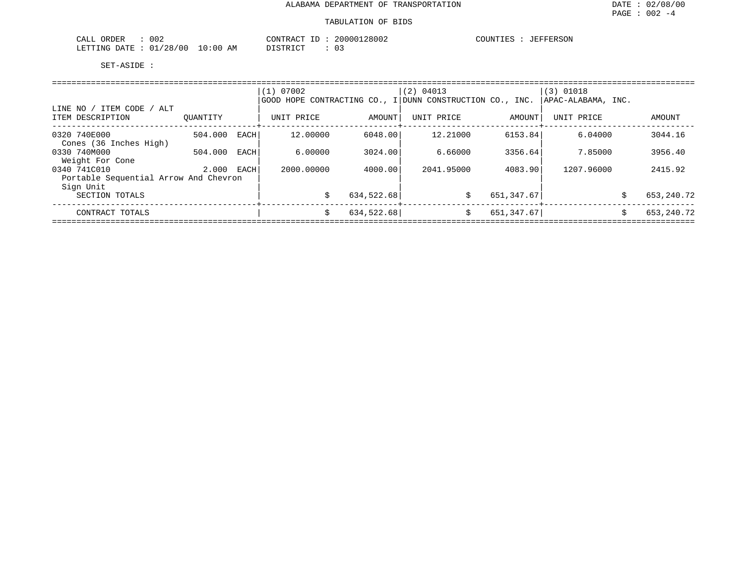# ALABAMA DEPARTMENT OF TRANSPORTATION

## TABULATION OF BIDS

CALL ORDER : 002 CONTRACT ID : 20000128002 COUNTIES : JEFFERSON
LETTING DATE : 01/28/00 10:00 AM DISTRICT : 03

SET-ASIDE :

| LINE NO / ITEM CODE / ALT ITEM DESCRIPTION | QUANTITY | | (1) 07002 GOOD HOPE CONTRACTING CO., I UNIT PRICE | AMOUNT | (2) 04013 DUNN CONSTRUCTION CO., INC. UNIT PRICE | AMOUNT | (3) 01018 APAC-ALABAMA, INC. UNIT PRICE | AMOUNT |
|---|---|---|---|---|---|---|---|---|
| 0320 740E000 Cones (36 Inches High) | 504.000 | EACH | 12.00000 | 6048.00 | 12.21000 | 6153.84 | 6.04000 | 3044.16 |
| 0330 740M000 Weight For Cone | 504.000 | EACH | 6.00000 | 3024.00 | 6.66000 | 3356.64 | 7.85000 | 3956.40 |
| 0340 741C010 Portable Sequential Arrow And Chevron Sign Unit | 2.000 | EACH | 2000.00000 | 4000.00 | 2041.95000 | 4083.90 | 1207.96000 | 2415.92 |
| SECTION TOTALS | | | $ | 634,522.68 | $ | 651,347.67 | $ | 653,240.72 |
| CONTRACT TOTALS | | | $ | 634,522.68 | $ | 651,347.67 | $ | 653,240.72 |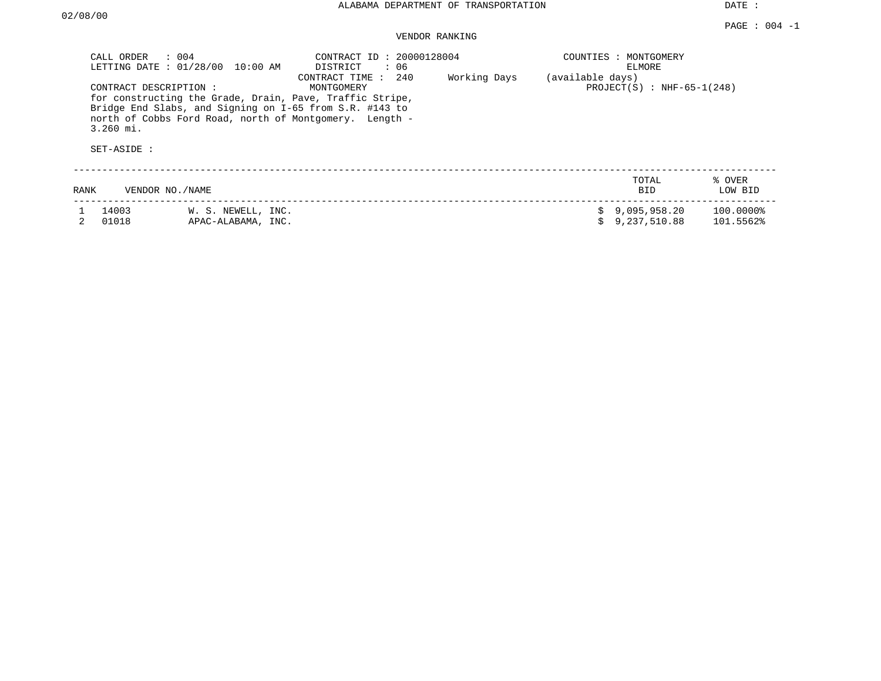ALABAMA DEPARTMENT OF TRANSPORTATION

DATE : 02/08/00

PAGE : 004 -1

VENDOR RANKING

CALL ORDER : 004
LETTING DATE : 01/28/00 10:00 AM

CONTRACT ID : 20000128004
DISTRICT : 06
CONTRACT TIME : 240 Working Days (available days)
MONTGOMERY

COUNTIES : MONTGOMERY
ELMORE

PROJECT(S) : NHF-65-1(248)

CONTRACT DESCRIPTION :
for constructing the Grade, Drain, Pave, Traffic Stripe, Bridge End Slabs, and Signing on I-65 from S.R. #143 to north of Cobbs Ford Road, north of Montgomery. Length - 3.260 mi.

SET-ASIDE :

| RANK | VENDOR NO./NAME | | TOTAL BID | % OVER LOW BID |
|---|---|---|---|---|
| 1 | 14003 | W. S. NEWELL, INC. | $ 9,095,958.20 | 100.0000% |
| 2 | 01018 | APAC-ALABAMA, INC. | $ 9,237,510.88 | 101.5562% |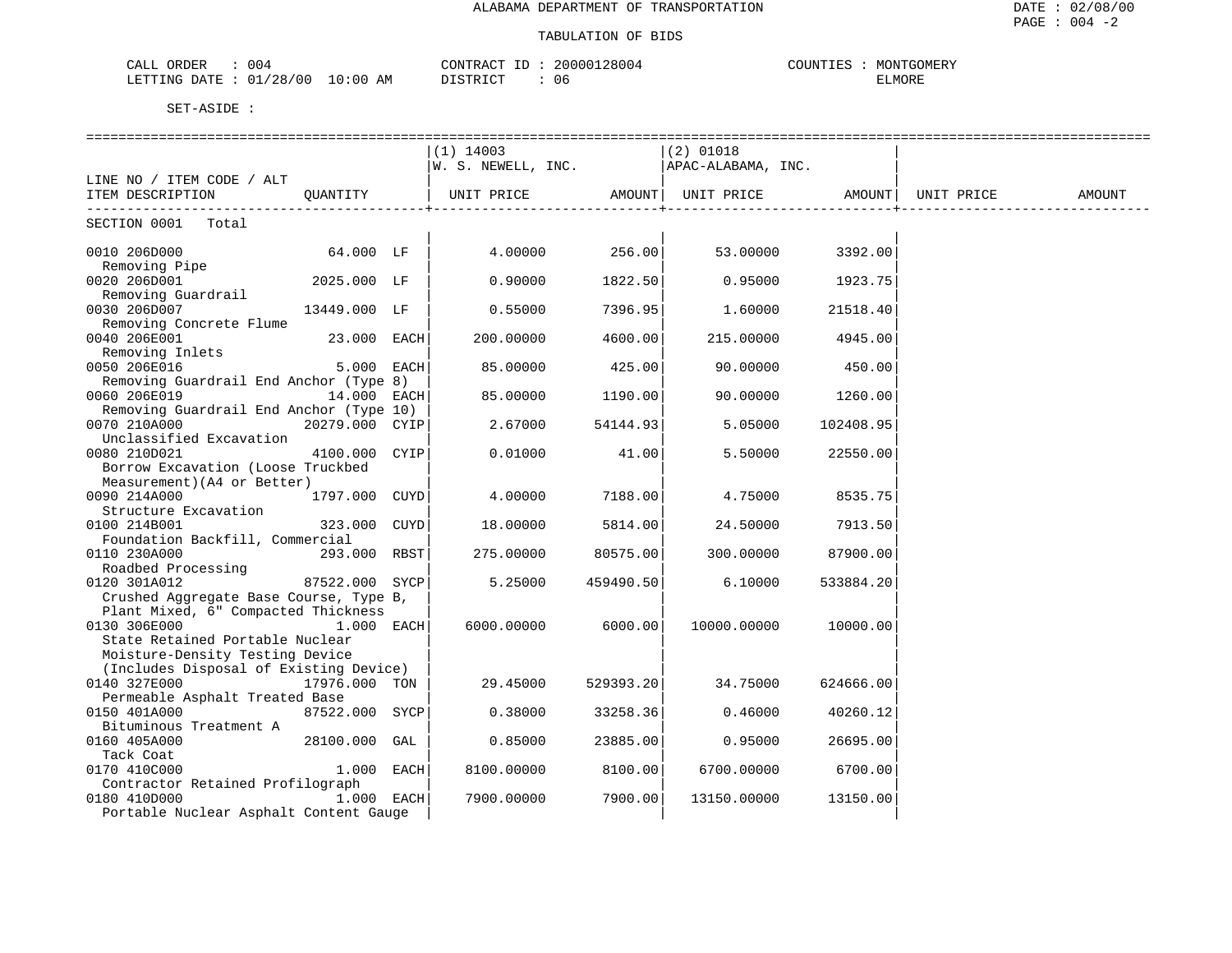# ALABAMA DEPARTMENT OF TRANSPORTATION

## TABULATION OF BIDS

DATE : 02/08/00
PAGE : 004 -2

CALL ORDER : 004 CONTRACT ID : 20000128004 COUNTIES : MONTGOMERY
LETTING DATE : 01/28/00 10:00 AM DISTRICT : 06 ELMORE

SET-ASIDE :

| LINE NO / ITEM CODE / ALT ITEM DESCRIPTION | QUANTITY | | (1) 14003 W. S. NEWELL, INC. UNIT PRICE | AMOUNT | (2) 01018 APAC-ALABAMA, INC. UNIT PRICE | AMOUNT | UNIT PRICE | AMOUNT |
|---|---|---|---|---|---|---|---|---|
| SECTION 0001 Total | | | | | | | | |
| 0010 206D000 Removing Pipe | 64.000 | LF | 4.00000 | 256.00 | 53.00000 | 3392.00 | | |
| 0020 206D001 Removing Guardrail | 2025.000 | LF | 0.90000 | 1822.50 | 0.95000 | 1923.75 | | |
| 0030 206D007 Removing Concrete Flume | 13449.000 | LF | 0.55000 | 7396.95 | 1.60000 | 21518.40 | | |
| 0040 206E001 Removing Inlets | 23.000 | EACH | 200.00000 | 4600.00 | 215.00000 | 4945.00 | | |
| 0050 206E016 Removing Guardrail End Anchor (Type 8) | 5.000 | EACH | 85.00000 | 425.00 | 90.00000 | 450.00 | | |
| 0060 206E019 Removing Guardrail End Anchor (Type 10) | 14.000 | EACH | 85.00000 | 1190.00 | 90.00000 | 1260.00 | | |
| 0070 210A000 Unclassified Excavation | 20279.000 | CYIP | 2.67000 | 54144.93 | 5.05000 | 102408.95 | | |
| 0080 210D021 Borrow Excavation (Loose Truckbed Measurement)(A4 or Better) | 4100.000 | CYIP | 0.01000 | 41.00 | 5.50000 | 22550.00 | | |
| 0090 214A000 Structure Excavation | 1797.000 | CUYD | 4.00000 | 7188.00 | 4.75000 | 8535.75 | | |
| 0100 214B001 Foundation Backfill, Commercial | 323.000 | CUYD | 18.00000 | 5814.00 | 24.50000 | 7913.50 | | |
| 0110 230A000 Roadbed Processing | 293.000 | RBST | 275.00000 | 80575.00 | 300.00000 | 87900.00 | | |
| 0120 301A012 Crushed Aggregate Base Course, Type B, Plant Mixed, 6" Compacted Thickness | 87522.000 | SYCP | 5.25000 | 459490.50 | 6.10000 | 533884.20 | | |
| 0130 306E000 State Retained Portable Nuclear Moisture-Density Testing Device (Includes Disposal of Existing Device) | 1.000 | EACH | 6000.00000 | 6000.00 | 10000.00000 | 10000.00 | | |
| 0140 327E000 Permeable Asphalt Treated Base | 17976.000 | TON | 29.45000 | 529393.20 | 34.75000 | 624666.00 | | |
| 0150 401A000 Bituminous Treatment A | 87522.000 | SYCP | 0.38000 | 33258.36 | 0.46000 | 40260.12 | | |
| 0160 405A000 Tack Coat | 28100.000 | GAL | 0.85000 | 23885.00 | 0.95000 | 26695.00 | | |
| 0170 410C000 Contractor Retained Profilograph | 1.000 | EACH | 8100.00000 | 8100.00 | 6700.00000 | 6700.00 | | |
| 0180 410D000 Portable Nuclear Asphalt Content Gauge | 1.000 | EACH | 7900.00000 | 7900.00 | 13150.00000 | 13150.00 | | |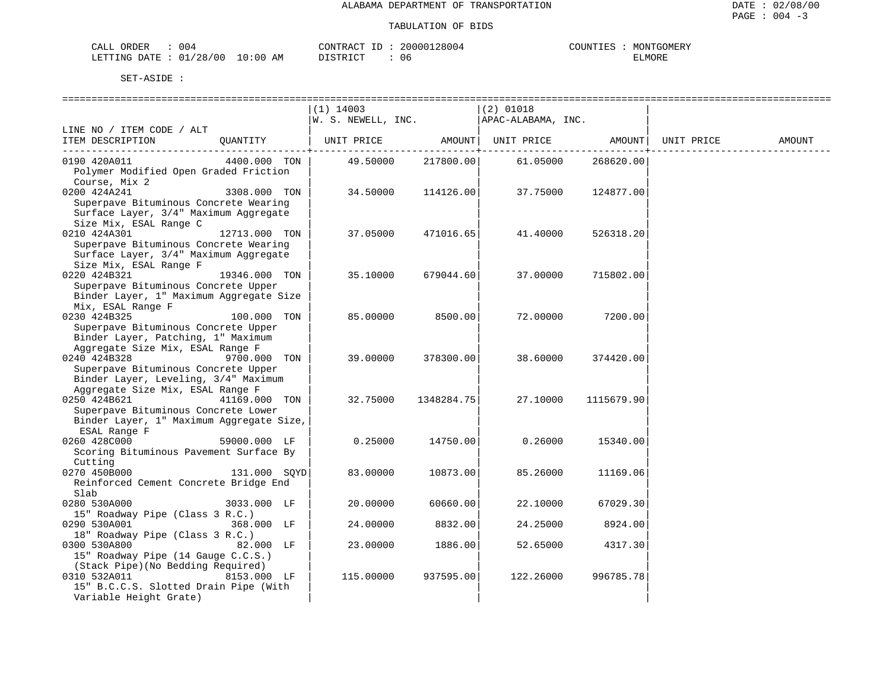ALABAMA DEPARTMENT OF TRANSPORTATION

TABULATION OF BIDS

DATE : 02/08/00
PAGE : 004 -3

CALL ORDER : 004 CONTRACT ID : 20000128004 COUNTIES : MONTGOMERY
LETTING DATE : 01/28/00 10:00 AM DISTRICT : 06 ELMORE

SET-ASIDE :

| LINE NO / ITEM CODE / ALT ITEM DESCRIPTION | QUANTITY | (1) 14003 W. S. NEWELL, INC. UNIT PRICE | AMOUNT | (2) 01018 APAC-ALABAMA, INC. UNIT PRICE | AMOUNT | UNIT PRICE | AMOUNT |
|---|---|---|---|---|---|---|---|
| 0190 420A011 Polymer Modified Open Graded Friction Course, Mix 2 | 4400.000 TON | 49.50000 | 217800.00 | 61.05000 | 268620.00 | | |
| 0200 424A241 Superpave Bituminous Concrete Wearing Surface Layer, 3/4" Maximum Aggregate Size Mix, ESAL Range C | 3308.000 TON | 34.50000 | 114126.00 | 37.75000 | 124877.00 | | |
| 0210 424A301 Superpave Bituminous Concrete Wearing Surface Layer, 3/4" Maximum Aggregate Size Mix, ESAL Range F | 12713.000 TON | 37.05000 | 471016.65 | 41.40000 | 526318.20 | | |
| 0220 424B321 Superpave Bituminous Concrete Upper Binder Layer, 1" Maximum Aggregate Size Mix, ESAL Range F | 19346.000 TON | 35.10000 | 679044.60 | 37.00000 | 715802.00 | | |
| 0230 424B325 Superpave Bituminous Concrete Upper Binder Layer, Patching, 1" Maximum Aggregate Size Mix, ESAL Range F | 100.000 TON | 85.00000 | 8500.00 | 72.00000 | 7200.00 | | |
| 0240 424B328 Superpave Bituminous Concrete Upper Binder Layer, Leveling, 3/4" Maximum Aggregate Size Mix, ESAL Range F | 9700.000 TON | 39.00000 | 378300.00 | 38.60000 | 374420.00 | | |
| 0250 424B621 Superpave Bituminous Concrete Lower Binder Layer, 1" Maximum Aggregate Size, ESAL Range F | 41169.000 TON | 32.75000 | 1348284.75 | 27.10000 | 1115679.90 | | |
| 0260 428C000 Scoring Bituminous Pavement Surface By Cutting | 59000.000 LF | 0.25000 | 14750.00 | 0.26000 | 15340.00 | | |
| 0270 450B000 Reinforced Cement Concrete Bridge End Slab | 131.000 SQYD | 83.00000 | 10873.00 | 85.26000 | 11169.06 | | |
| 0280 530A000 15" Roadway Pipe (Class 3 R.C.) | 3033.000 LF | 20.00000 | 60660.00 | 22.10000 | 67029.30 | | |
| 0290 530A001 18" Roadway Pipe (Class 3 R.C.) | 368.000 LF | 24.00000 | 8832.00 | 24.25000 | 8924.00 | | |
| 0300 530A800 15" Roadway Pipe (14 Gauge C.C.S.) (Stack Pipe)(No Bedding Required) | 82.000 LF | 23.00000 | 1886.00 | 52.65000 | 4317.30 | | |
| 0310 532A011 15" B.C.C.S. Slotted Drain Pipe (With Variable Height Grate) | 8153.000 LF | 115.00000 | 937595.00 | 122.26000 | 996785.78 | | |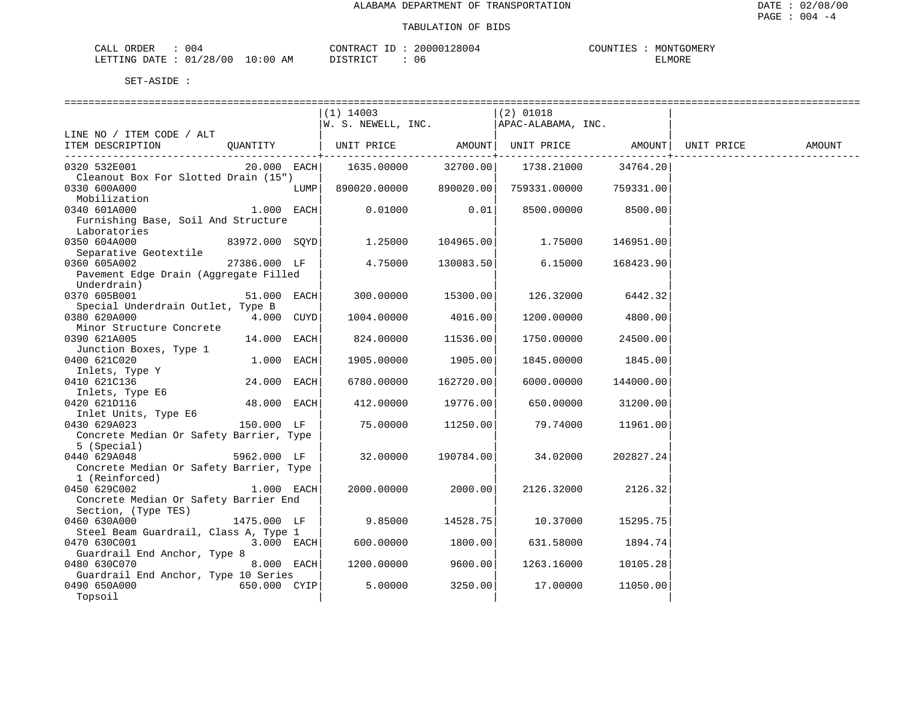ALABAMA DEPARTMENT OF TRANSPORTATION

TABULATION OF BIDS

CALL ORDER : 004 CONTRACT ID : 20000128004 COUNTIES : MONTGOMERY
LETTING DATE : 01/28/00 10:00 AM DISTRICT : 06 ELMORE

SET-ASIDE :

| LINE NO / ITEM CODE / ALT ITEM DESCRIPTION | QUANTITY | (1) 14003 W. S. NEWELL, INC. UNIT PRICE | AMOUNT | (2) 01018 APAC-ALABAMA, INC. UNIT PRICE | AMOUNT | UNIT PRICE | AMOUNT |
|---|---|---|---|---|---|---|---|
| 0320 532E001 Cleanout Box For Slotted Drain (15") | 20.000 EACH | 1635.00000 | 32700.00 | 1738.21000 | 34764.20 | | |
| 0330 600A000 Mobilization | LUMP | 890020.00000 | 890020.00 | 759331.00000 | 759331.00 | | |
| 0340 601A000 Furnishing Base, Soil And Structure Laboratories | 1.000 EACH | 0.01000 | 0.01 | 8500.00000 | 8500.00 | | |
| 0350 604A000 Separative Geotextile | 83972.000 SQYD | 1.25000 | 104965.00 | 1.75000 | 146951.00 | | |
| 0360 605A002 Pavement Edge Drain (Aggregate Filled Underdrain) | 27386.000 LF | 4.75000 | 130083.50 | 6.15000 | 168423.90 | | |
| 0370 605B001 Special Underdrain Outlet, Type B | 51.000 EACH | 300.00000 | 15300.00 | 126.32000 | 6442.32 | | |
| 0380 620A000 Minor Structure Concrete | 4.000 CUYD | 1004.00000 | 4016.00 | 1200.00000 | 4800.00 | | |
| 0390 621A005 Junction Boxes, Type 1 | 14.000 EACH | 824.00000 | 11536.00 | 1750.00000 | 24500.00 | | |
| 0400 621C020 Inlets, Type Y | 1.000 EACH | 1905.00000 | 1905.00 | 1845.00000 | 1845.00 | | |
| 0410 621C136 Inlets, Type E6 | 24.000 EACH | 6780.00000 | 162720.00 | 6000.00000 | 144000.00 | | |
| 0420 621D116 Inlet Units, Type E6 | 48.000 EACH | 412.00000 | 19776.00 | 650.00000 | 31200.00 | | |
| 0430 629A023 Concrete Median Or Safety Barrier, Type 5 (Special) | 150.000 LF | 75.00000 | 11250.00 | 79.74000 | 11961.00 | | |
| 0440 629A048 Concrete Median Or Safety Barrier, Type 1 (Reinforced) | 5962.000 LF | 32.00000 | 190784.00 | 34.02000 | 202827.24 | | |
| 0450 629C002 Concrete Median Or Safety Barrier End Section, (Type TES) | 1.000 EACH | 2000.00000 | 2000.00 | 2126.32000 | 2126.32 | | |
| 0460 630A000 Steel Beam Guardrail, Class A, Type 1 | 1475.000 LF | 9.85000 | 14528.75 | 10.37000 | 15295.75 | | |
| 0470 630C001 Guardrail End Anchor, Type 8 | 3.000 EACH | 600.00000 | 1800.00 | 631.58000 | 1894.74 | | |
| 0480 630C070 Guardrail End Anchor, Type 10 Series | 8.000 EACH | 1200.00000 | 9600.00 | 1263.16000 | 10105.28 | | |
| 0490 650A000 Topsoil | 650.000 CYIP | 5.00000 | 3250.00 | 17.00000 | 11050.00 | | |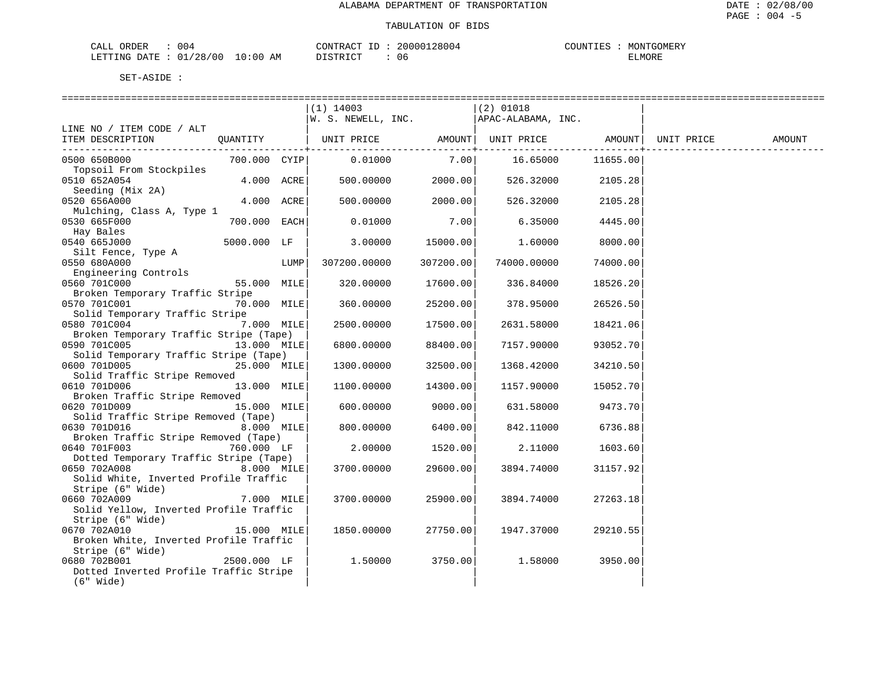ALABAMA DEPARTMENT OF TRANSPORTATION

TABULATION OF BIDS

CALL ORDER : 004  
LETTING DATE : 01/28/00 10:00 AM

CONTRACT ID : 20000128004  
DISTRICT : 06

COUNTIES : MONTGOMERY  
ELMORE

SET-ASIDE :

| LINE NO / ITEM CODE / ALT ITEM DESCRIPTION | QUANTITY | | (1) 14003 W. S. NEWELL, INC. UNIT PRICE | AMOUNT | (2) 01018 APAC-ALABAMA, INC. UNIT PRICE | AMOUNT | UNIT PRICE | AMOUNT |
|---|---|---|---|---|---|---|---|---|
| 0500 650B000 Topsoil From Stockpiles | 700.000 | CYIP | 0.01000 | 7.00 | 16.65000 | 11655.00 | | |
| 0510 652A054 Seeding (Mix 2A) | 4.000 | ACRE | 500.00000 | 2000.00 | 526.32000 | 2105.28 | | |
| 0520 656A000 Mulching, Class A, Type 1 | 4.000 | ACRE | 500.00000 | 2000.00 | 526.32000 | 2105.28 | | |
| 0530 665F000 Hay Bales | 700.000 | EACH | 0.01000 | 7.00 | 6.35000 | 4445.00 | | |
| 0540 665J000 Silt Fence, Type A | 5000.000 | LF | 3.00000 | 15000.00 | 1.60000 | 8000.00 | | |
| 0550 680A000 Engineering Controls | | LUMP | 307200.00000 | 307200.00 | 74000.00000 | 74000.00 | | |
| 0560 701C000 Broken Temporary Traffic Stripe | 55.000 | MILE | 320.00000 | 17600.00 | 336.84000 | 18526.20 | | |
| 0570 701C001 Solid Temporary Traffic Stripe | 70.000 | MILE | 360.00000 | 25200.00 | 378.95000 | 26526.50 | | |
| 0580 701C004 Broken Temporary Traffic Stripe (Tape) | 7.000 | MILE | 2500.00000 | 17500.00 | 2631.58000 | 18421.06 | | |
| 0590 701C005 Solid Temporary Traffic Stripe (Tape) | 13.000 | MILE | 6800.00000 | 88400.00 | 7157.90000 | 93052.70 | | |
| 0600 701D005 Solid Traffic Stripe Removed | 25.000 | MILE | 1300.00000 | 32500.00 | 1368.42000 | 34210.50 | | |
| 0610 701D006 Broken Traffic Stripe Removed | 13.000 | MILE | 1100.00000 | 14300.00 | 1157.90000 | 15052.70 | | |
| 0620 701D009 Solid Traffic Stripe Removed (Tape) | 15.000 | MILE | 600.00000 | 9000.00 | 631.58000 | 9473.70 | | |
| 0630 701D016 Broken Traffic Stripe Removed (Tape) | 8.000 | MILE | 800.00000 | 6400.00 | 842.11000 | 6736.88 | | |
| 0640 701F003 Dotted Temporary Traffic Stripe (Tape) | 760.000 | LF | 2.00000 | 1520.00 | 2.11000 | 1603.60 | | |
| 0650 702A008 Solid White, Inverted Profile Traffic Stripe (6" Wide) | 8.000 | MILE | 3700.00000 | 29600.00 | 3894.74000 | 31157.92 | | |
| 0660 702A009 Solid Yellow, Inverted Profile Traffic Stripe (6" Wide) | 7.000 | MILE | 3700.00000 | 25900.00 | 3894.74000 | 27263.18 | | |
| 0670 702A010 Broken White, Inverted Profile Traffic Stripe (6" Wide) | 15.000 | MILE | 1850.00000 | 27750.00 | 1947.37000 | 29210.55 | | |
| 0680 702B001 Dotted Inverted Profile Traffic Stripe (6" Wide) | 2500.000 | LF | 1.50000 | 3750.00 | 1.58000 | 3950.00 | | |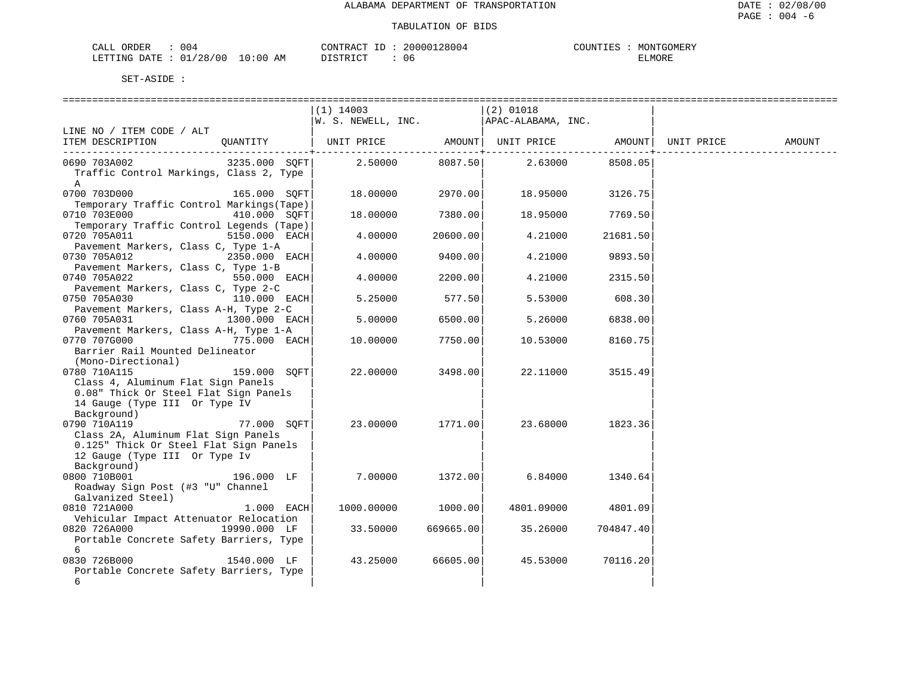ALABAMA DEPARTMENT OF TRANSPORTATION

TABULATION OF BIDS

CALL ORDER : 004 CONTRACT ID : 20000128004 COUNTIES : MONTGOMERY
LETTING DATE : 01/28/00 10:00 AM DISTRICT : 06 ELMORE

SET-ASIDE :

| LINE NO / ITEM CODE / ALT ITEM DESCRIPTION | QUANTITY | (1) 14003 W. S. NEWELL, INC. UNIT PRICE | AMOUNT | (2) 01018 APAC-ALABAMA, INC. UNIT PRICE | AMOUNT | UNIT PRICE | AMOUNT |
|---|---|---|---|---|---|---|---|
| 0690 703A002 Traffic Control Markings, Class 2, Type A | 3235.000 SQFT | 2.50000 | 8087.50 | 2.63000 | 8508.05 | | |
| 0700 703D000 Temporary Traffic Control Markings(Tape) | 165.000 SQFT | 18.00000 | 2970.00 | 18.95000 | 3126.75 | | |
| 0710 703E000 Temporary Traffic Control Legends (Tape) | 410.000 SQFT | 18.00000 | 7380.00 | 18.95000 | 7769.50 | | |
| 0720 705A011 Pavement Markers, Class C, Type 1-A | 5150.000 EACH | 4.00000 | 20600.00 | 4.21000 | 21681.50 | | |
| 0730 705A012 Pavement Markers, Class C, Type 1-B | 2350.000 EACH | 4.00000 | 9400.00 | 4.21000 | 9893.50 | | |
| 0740 705A022 Pavement Markers, Class C, Type 2-C | 550.000 EACH | 4.00000 | 2200.00 | 4.21000 | 2315.50 | | |
| 0750 705A030 Pavement Markers, Class A-H, Type 2-C | 110.000 EACH | 5.25000 | 577.50 | 5.53000 | 608.30 | | |
| 0760 705A031 Pavement Markers, Class A-H, Type 1-A | 1300.000 EACH | 5.00000 | 6500.00 | 5.26000 | 6838.00 | | |
| 0770 707G000 Barrier Rail Mounted Delineator (Mono-Directional) | 775.000 EACH | 10.00000 | 7750.00 | 10.53000 | 8160.75 | | |
| 0780 710A115 Class 4, Aluminum Flat Sign Panels 0.08" Thick Or Steel Flat Sign Panels 14 Gauge (Type III Or Type IV Background) | 159.000 SQFT | 22.00000 | 3498.00 | 22.11000 | 3515.49 | | |
| 0790 710A119 Class 2A, Aluminum Flat Sign Panels 0.125" Thick Or Steel Flat Sign Panels 12 Gauge (Type III Or Type Iv Background) | 77.000 SQFT | 23.00000 | 1771.00 | 23.68000 | 1823.36 | | |
| 0800 710B001 Roadway Sign Post (#3 "U" Channel Galvanized Steel) | 196.000 LF | 7.00000 | 1372.00 | 6.84000 | 1340.64 | | |
| 0810 721A000 Vehicular Impact Attenuator Relocation | 1.000 EACH | 1000.00000 | 1000.00 | 4801.09000 | 4801.09 | | |
| 0820 726A000 Portable Concrete Safety Barriers, Type 6 | 19990.000 LF | 33.50000 | 669665.00 | 35.26000 | 704847.40 | | |
| 0830 726B000 Portable Concrete Safety Barriers, Type 6 | 1540.000 LF | 43.25000 | 66605.00 | 45.53000 | 70116.20 | | |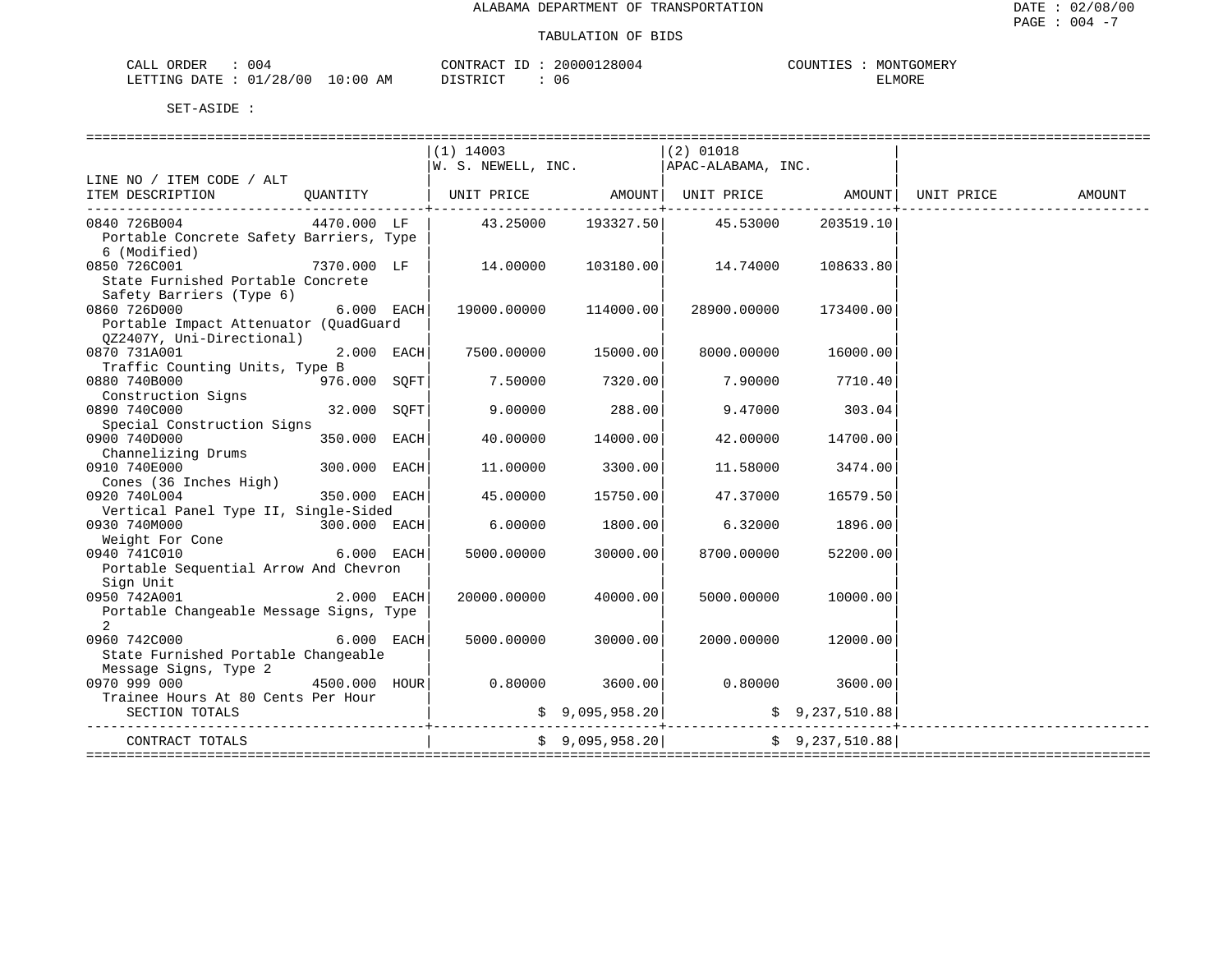ALABAMA DEPARTMENT OF TRANSPORTATION

TABULATION OF BIDS

CALL ORDER : 004 CONTRACT ID : 20000128004 COUNTIES : MONTGOMERY
LETTING DATE : 01/28/00 10:00 AM DISTRICT : 06 ELMORE

SET-ASIDE :

| LINE NO / ITEM CODE / ALT ITEM DESCRIPTION | QUANTITY | (1) 14003 W. S. NEWELL, INC. UNIT PRICE | AMOUNT | (2) 01018 APAC-ALABAMA, INC. UNIT PRICE | AMOUNT | UNIT PRICE | AMOUNT |
|---|---|---|---|---|---|---|---|
| 0840 726B004 Portable Concrete Safety Barriers, Type 6 (Modified) | 4470.000 LF | 43.25000 | 193327.50 | 45.53000 | 203519.10 | | |
| 0850 726C001 State Furnished Portable Concrete Safety Barriers (Type 6) | 7370.000 LF | 14.00000 | 103180.00 | 14.74000 | 108633.80 | | |
| 0860 726D000 Portable Impact Attenuator (QuadGuard QZ2407Y, Uni-Directional) | 6.000 EACH | 19000.00000 | 114000.00 | 28900.00000 | 173400.00 | | |
| 0870 731A001 Traffic Counting Units, Type B | 2.000 EACH | 7500.00000 | 15000.00 | 8000.00000 | 16000.00 | | |
| 0880 740B000 Construction Signs | 976.000 SQFT | 7.50000 | 7320.00 | 7.90000 | 7710.40 | | |
| 0890 740C000 Special Construction Signs | 32.000 SQFT | 9.00000 | 288.00 | 9.47000 | 303.04 | | |
| 0900 740D000 Channelizing Drums | 350.000 EACH | 40.00000 | 14000.00 | 42.00000 | 14700.00 | | |
| 0910 740E000 Cones (36 Inches High) | 300.000 EACH | 11.00000 | 3300.00 | 11.58000 | 3474.00 | | |
| 0920 740L004 Vertical Panel Type II, Single-Sided | 350.000 EACH | 45.00000 | 15750.00 | 47.37000 | 16579.50 | | |
| 0930 740M000 Weight For Cone | 300.000 EACH | 6.00000 | 1800.00 | 6.32000 | 1896.00 | | |
| 0940 741C010 Portable Sequential Arrow And Chevron Sign Unit | 6.000 EACH | 5000.00000 | 30000.00 | 8700.00000 | 52200.00 | | |
| 0950 742A001 Portable Changeable Message Signs, Type 2 | 2.000 EACH | 20000.00000 | 40000.00 | 5000.00000 | 10000.00 | | |
| 0960 742C000 State Furnished Portable Changeable Message Signs, Type 2 | 6.000 EACH | 5000.00000 | 30000.00 | 2000.00000 | 12000.00 | | |
| 0970 999 000 Trainee Hours At 80 Cents Per Hour | 4500.000 HOUR | 0.80000 | 3600.00 | 0.80000 | 3600.00 | | |
| SECTION TOTALS | | | $ 9,095,958.20 | | $ 9,237,510.88 | | |
| CONTRACT TOTALS | | | $ 9,095,958.20 | | $ 9,237,510.88 | | |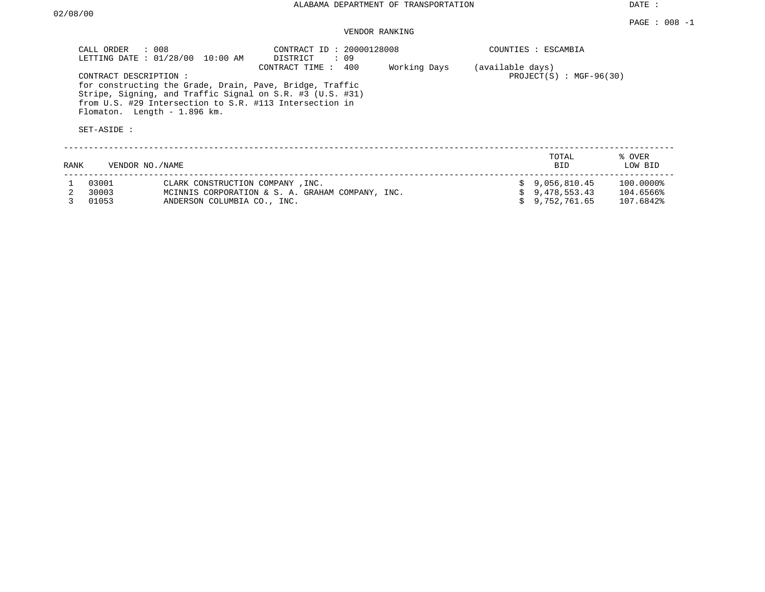DATE : 02/08/00

ALABAMA DEPARTMENT OF TRANSPORTATION

PAGE : 008 -1

VENDOR RANKING

CALL ORDER : 008
LETTING DATE : 01/28/00 10:00 AM

CONTRACT ID : 20000128008
DISTRICT : 09
CONTRACT TIME : 400 Working Days (available days)

COUNTIES : ESCAMBIA
PROJECT(S) : MGF-96(30)

CONTRACT DESCRIPTION :
for constructing the Grade, Drain, Pave, Bridge, Traffic Stripe, Signing, and Traffic Signal on S.R. #3 (U.S. #31) from U.S. #29 Intersection to S.R. #113 Intersection in Flomaton. Length - 1.896 km.

SET-ASIDE :

| RANK | VENDOR NO. | NAME | TOTAL BID | % OVER LOW BID |
|---|---|---|---|---|
| 1 | 03001 | CLARK CONSTRUCTION COMPANY ,INC. | $ 9,056,810.45 | 100.0000% |
| 2 | 30003 | MCINNIS CORPORATION & S. A. GRAHAM COMPANY, INC. | $ 9,478,553.43 | 104.6566% |
| 3 | 01053 | ANDERSON COLUMBIA CO., INC. | $ 9,752,761.65 | 107.6842% |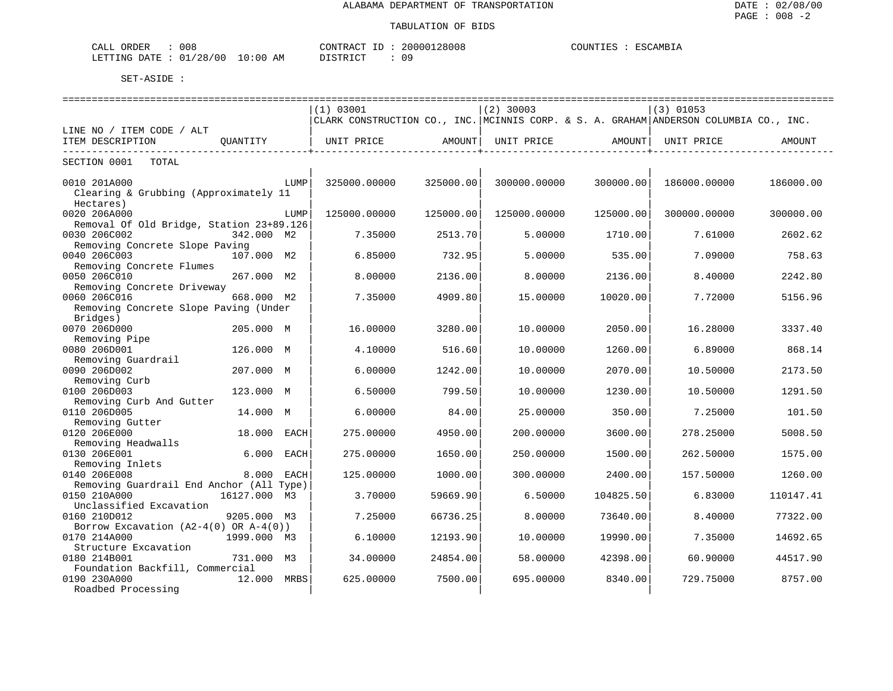ALABAMA DEPARTMENT OF TRANSPORTATION

TABULATION OF BIDS

CALL ORDER : 008　　CONTRACT ID : 20000128008　　COUNTIES : ESCAMBIA
LETTING DATE : 01/28/00 10:00 AM　　DISTRICT : 09

SET-ASIDE :

| LINE NO / ITEM CODE / ALT / ITEM DESCRIPTION | QUANTITY | (1) 03001 CLARK CONSTRUCTION CO., INC. UNIT PRICE | AMOUNT | (2) 30003 MCINNIS CORP. & S. A. GRAHAM UNIT PRICE | AMOUNT | (3) 01053 ANDERSON COLUMBIA CO., INC. UNIT PRICE | AMOUNT |
|---|---|---|---|---|---|---|---|
| SECTION 0001 TOTAL | | | | | | | |
| 0010 201A000 Clearing & Grubbing (Approximately 11 Hectares) | LUMP | 325000.00000 | 325000.00 | 300000.00000 | 300000.00 | 186000.00000 | 186000.00 |
| 0020 206A000 Removal Of Old Bridge, Station 23+89.126 | LUMP | 125000.00000 | 125000.00 | 125000.00000 | 125000.00 | 300000.00000 | 300000.00 |
| 0030 206C002 Removing Concrete Slope Paving | 342.000 M2 | 7.35000 | 2513.70 | 5.00000 | 1710.00 | 7.61000 | 2602.62 |
| 0040 206C003 Removing Concrete Flumes | 107.000 M2 | 6.85000 | 732.95 | 5.00000 | 535.00 | 7.09000 | 758.63 |
| 0050 206C010 Removing Concrete Driveway | 267.000 M2 | 8.00000 | 2136.00 | 8.00000 | 2136.00 | 8.40000 | 2242.80 |
| 0060 206C016 Removing Concrete Slope Paving (Under Bridges) | 668.000 M2 | 7.35000 | 4909.80 | 15.00000 | 10020.00 | 7.72000 | 5156.96 |
| 0070 206D000 Removing Pipe | 205.000 M | 16.00000 | 3280.00 | 10.00000 | 2050.00 | 16.28000 | 3337.40 |
| 0080 206D001 Removing Guardrail | 126.000 M | 4.10000 | 516.60 | 10.00000 | 1260.00 | 6.89000 | 868.14 |
| 0090 206D002 Removing Curb | 207.000 M | 6.00000 | 1242.00 | 10.00000 | 2070.00 | 10.50000 | 2173.50 |
| 0100 206D003 Removing Curb And Gutter | 123.000 M | 6.50000 | 799.50 | 10.00000 | 1230.00 | 10.50000 | 1291.50 |
| 0110 206D005 Removing Gutter | 14.000 M | 6.00000 | 84.00 | 25.00000 | 350.00 | 7.25000 | 101.50 |
| 0120 206E000 Removing Headwalls | 18.000 EACH | 275.00000 | 4950.00 | 200.00000 | 3600.00 | 278.25000 | 5008.50 |
| 0130 206E001 Removing Inlets | 6.000 EACH | 275.00000 | 1650.00 | 250.00000 | 1500.00 | 262.50000 | 1575.00 |
| 0140 206E008 Removing Guardrail End Anchor (All Type) | 8.000 EACH | 125.00000 | 1000.00 | 300.00000 | 2400.00 | 157.50000 | 1260.00 |
| 0150 210A000 Unclassified Excavation | 16127.000 M3 | 3.70000 | 59669.90 | 6.50000 | 104825.50 | 6.83000 | 110147.41 |
| 0160 210D012 Borrow Excavation (A2-4(0) OR A-4(0)) | 9205.000 M3 | 7.25000 | 66736.25 | 8.00000 | 73640.00 | 8.40000 | 77322.00 |
| 0170 214A000 Structure Excavation | 1999.000 M3 | 6.10000 | 12193.90 | 10.00000 | 19990.00 | 7.35000 | 14692.65 |
| 0180 214B001 Foundation Backfill, Commercial | 731.000 M3 | 34.00000 | 24854.00 | 58.00000 | 42398.00 | 60.90000 | 44517.90 |
| 0190 230A000 Roadbed Processing | 12.000 MRBS | 625.00000 | 7500.00 | 695.00000 | 8340.00 | 729.75000 | 8757.00 |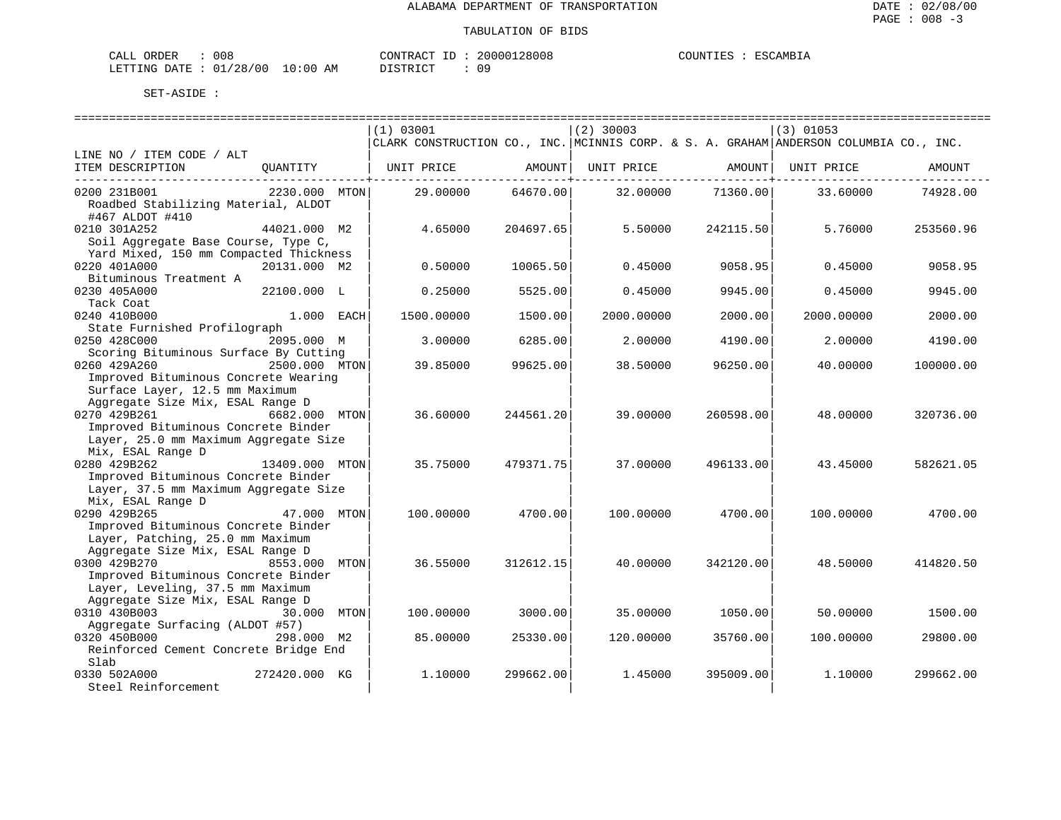ALABAMA DEPARTMENT OF TRANSPORTATION

TABULATION OF BIDS

DATE : 02/08/00
PAGE : 008 -3

CALL ORDER : 008 CONTRACT ID : 20000128008 COUNTIES : ESCAMBIA
LETTING DATE : 01/28/00 10:00 AM DISTRICT : 09

SET-ASIDE :

| LINE NO / ITEM CODE / ALT<br>ITEM DESCRIPTION | QUANTITY | (1) 03001<br>CLARK CONSTRUCTION CO., INC.<br>UNIT PRICE | AMOUNT | (2) 30003<br>MCINNIS CORP. & S. A. GRAHAM<br>UNIT PRICE | AMOUNT | (3) 01053<br>ANDERSON COLUMBIA CO., INC.<br>UNIT PRICE | AMOUNT |
|---|---|---|---|---|---|---|---|
| 0200 231B001<br>Roadbed Stabilizing Material, ALDOT #467 ALDOT #410 | 2230.000 MTON | 29.00000 | 64670.00 | 32.00000 | 71360.00 | 33.60000 | 74928.00 |
| 0210 301A252<br>Soil Aggregate Base Course, Type C, Yard Mixed, 150 mm Compacted Thickness | 44021.000 M2 | 4.65000 | 204697.65 | 5.50000 | 242115.50 | 5.76000 | 253560.96 |
| 0220 401A000<br>Bituminous Treatment A | 20131.000 M2 | 0.50000 | 10065.50 | 0.45000 | 9058.95 | 0.45000 | 9058.95 |
| 0230 405A000<br>Tack Coat | 22100.000 L | 0.25000 | 5525.00 | 0.45000 | 9945.00 | 0.45000 | 9945.00 |
| 0240 410B000<br>State Furnished Profilograph | 1.000 EACH | 1500.00000 | 1500.00 | 2000.00000 | 2000.00 | 2000.00000 | 2000.00 |
| 0250 428C000<br>Scoring Bituminous Surface By Cutting | 2095.000 M | 3.00000 | 6285.00 | 2.00000 | 4190.00 | 2.00000 | 4190.00 |
| 0260 429A260<br>Improved Bituminous Concrete Wearing Surface Layer, 12.5 mm Maximum Aggregate Size Mix, ESAL Range D | 2500.000 MTON | 39.85000 | 99625.00 | 38.50000 | 96250.00 | 40.00000 | 100000.00 |
| 0270 429B261<br>Improved Bituminous Concrete Binder Layer, 25.0 mm Maximum Aggregate Size Mix, ESAL Range D | 6682.000 MTON | 36.60000 | 244561.20 | 39.00000 | 260598.00 | 48.00000 | 320736.00 |
| 0280 429B262<br>Improved Bituminous Concrete Binder Layer, 37.5 mm Maximum Aggregate Size Mix, ESAL Range D | 13409.000 MTON | 35.75000 | 479371.75 | 37.00000 | 496133.00 | 43.45000 | 582621.05 |
| 0290 429B265<br>Improved Bituminous Concrete Binder Layer, Patching, 25.0 mm Maximum Aggregate Size Mix, ESAL Range D | 47.000 MTON | 100.00000 | 4700.00 | 100.00000 | 4700.00 | 100.00000 | 4700.00 |
| 0300 429B270<br>Improved Bituminous Concrete Binder Layer, Leveling, 37.5 mm Maximum Aggregate Size Mix, ESAL Range D | 8553.000 MTON | 36.55000 | 312612.15 | 40.00000 | 342120.00 | 48.50000 | 414820.50 |
| 0310 430B003<br>Aggregate Surfacing (ALDOT #57) | 30.000 MTON | 100.00000 | 3000.00 | 35.00000 | 1050.00 | 50.00000 | 1500.00 |
| 0320 450B000<br>Reinforced Cement Concrete Bridge End Slab | 298.000 M2 | 85.00000 | 25330.00 | 120.00000 | 35760.00 | 100.00000 | 29800.00 |
| 0330 502A000<br>Steel Reinforcement | 272420.000 KG | 1.10000 | 299662.00 | 1.45000 | 395009.00 | 1.10000 | 299662.00 |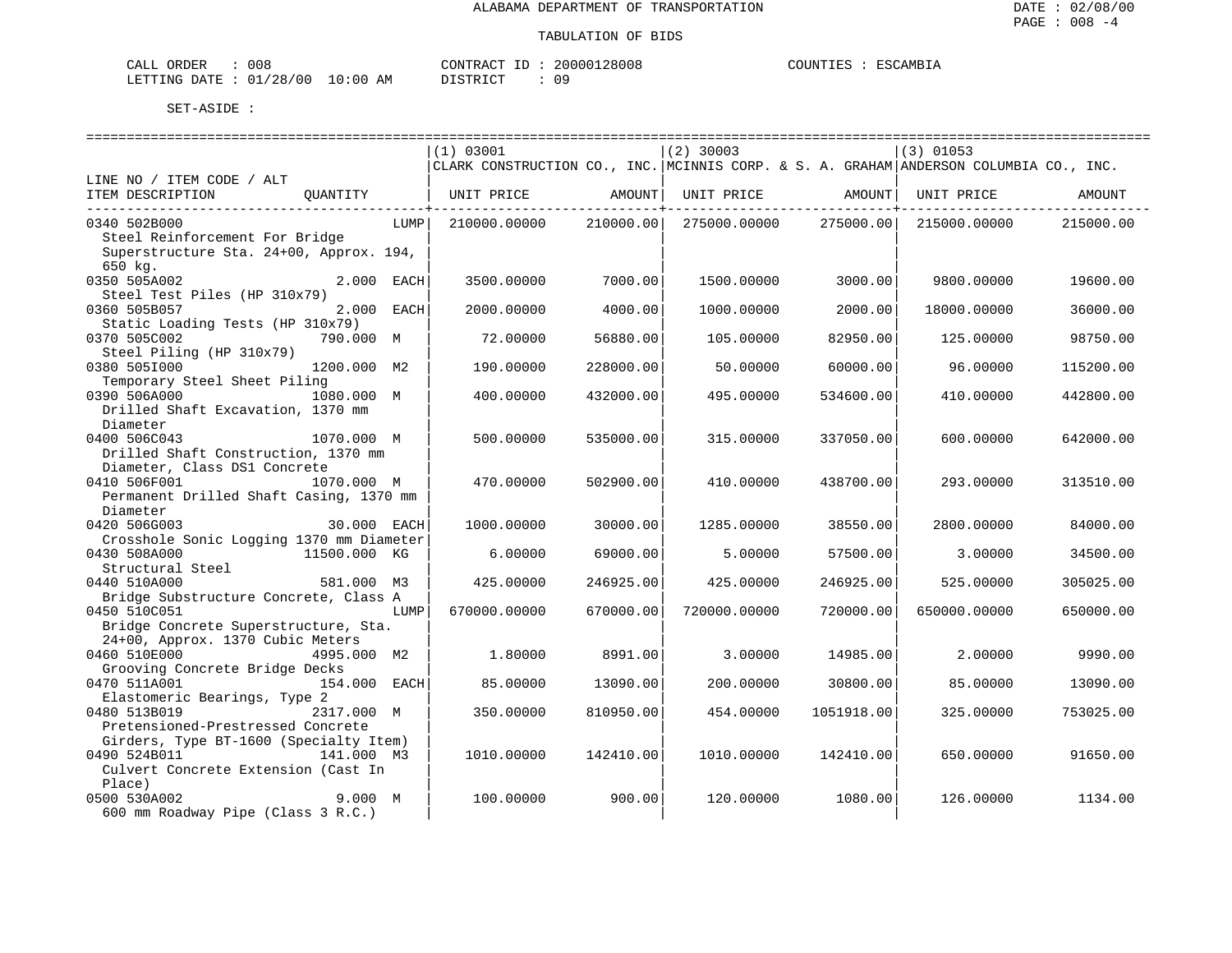ALABAMA DEPARTMENT OF TRANSPORTATION

TABULATION OF BIDS

DATE : 02/08/00
PAGE : 008 -4

CALL ORDER : 008 CONTRACT ID : 20000128008 COUNTIES : ESCAMBIA
LETTING DATE : 01/28/00 10:00 AM DISTRICT : 09

SET-ASIDE :

| LINE NO / ITEM CODE / ALT ITEM DESCRIPTION | QUANTITY | (1) 03001 CLARK CONSTRUCTION CO., INC. UNIT PRICE | AMOUNT | (2) 30003 MCINNIS CORP. & S. A. GRAHAM UNIT PRICE | AMOUNT | (3) 01053 ANDERSON COLUMBIA CO., INC. UNIT PRICE | AMOUNT |
|---|---|---|---|---|---|---|---|
| 0340 502B000 Steel Reinforcement For Bridge Superstructure Sta. 24+00, Approx. 194, 650 kg. | LUMP | 210000.00000 | 210000.00 | 275000.00000 | 275000.00 | 215000.00000 | 215000.00 |
| 0350 505A002 Steel Test Piles (HP 310x79) | 2.000 EACH | 3500.00000 | 7000.00 | 1500.00000 | 3000.00 | 9800.00000 | 19600.00 |
| 0360 505B057 Static Loading Tests (HP 310x79) | 2.000 EACH | 2000.00000 | 4000.00 | 1000.00000 | 2000.00 | 18000.00000 | 36000.00 |
| 0370 505C002 Steel Piling (HP 310x79) | 790.000 M | 72.00000 | 56880.00 | 105.00000 | 82950.00 | 125.00000 | 98750.00 |
| 0380 505I000 Temporary Steel Sheet Piling | 1200.000 M2 | 190.00000 | 228000.00 | 50.00000 | 60000.00 | 96.00000 | 115200.00 |
| 0390 506A000 Drilled Shaft Excavation, 1370 mm Diameter | 1080.000 M | 400.00000 | 432000.00 | 495.00000 | 534600.00 | 410.00000 | 442800.00 |
| 0400 506C043 Drilled Shaft Construction, 1370 mm Diameter, Class DS1 Concrete | 1070.000 M | 500.00000 | 535000.00 | 315.00000 | 337050.00 | 600.00000 | 642000.00 |
| 0410 506F001 Permanent Drilled Shaft Casing, 1370 mm Diameter | 1070.000 M | 470.00000 | 502900.00 | 410.00000 | 438700.00 | 293.00000 | 313510.00 |
| 0420 506G003 Crosshole Sonic Logging 1370 mm Diameter | 30.000 EACH | 1000.00000 | 30000.00 | 1285.00000 | 38550.00 | 2800.00000 | 84000.00 |
| 0430 508A000 Structural Steel | 11500.000 KG | 6.00000 | 69000.00 | 5.00000 | 57500.00 | 3.00000 | 34500.00 |
| 0440 510A000 Bridge Substructure Concrete, Class A | 581.000 M3 | 425.00000 | 246925.00 | 425.00000 | 246925.00 | 525.00000 | 305025.00 |
| 0450 510C051 Bridge Concrete Superstructure, Sta. 24+00, Approx. 1370 Cubic Meters | LUMP | 670000.00000 | 670000.00 | 720000.00000 | 720000.00 | 650000.00000 | 650000.00 |
| 0460 510E000 Grooving Concrete Bridge Decks | 4995.000 M2 | 1.80000 | 8991.00 | 3.00000 | 14985.00 | 2.00000 | 9990.00 |
| 0470 511A001 Elastomeric Bearings, Type 2 | 154.000 EACH | 85.00000 | 13090.00 | 200.00000 | 30800.00 | 85.00000 | 13090.00 |
| 0480 513B019 Pretensioned-Prestressed Concrete Girders, Type BT-1600 (Specialty Item) | 2317.000 M | 350.00000 | 810950.00 | 454.00000 | 1051918.00 | 325.00000 | 753025.00 |
| 0490 524B011 Culvert Concrete Extension (Cast In Place) | 141.000 M3 | 1010.00000 | 142410.00 | 1010.00000 | 142410.00 | 650.00000 | 91650.00 |
| 0500 530A002 600 mm Roadway Pipe (Class 3 R.C.) | 9.000 M | 100.00000 | 900.00 | 120.00000 | 1080.00 | 126.00000 | 1134.00 |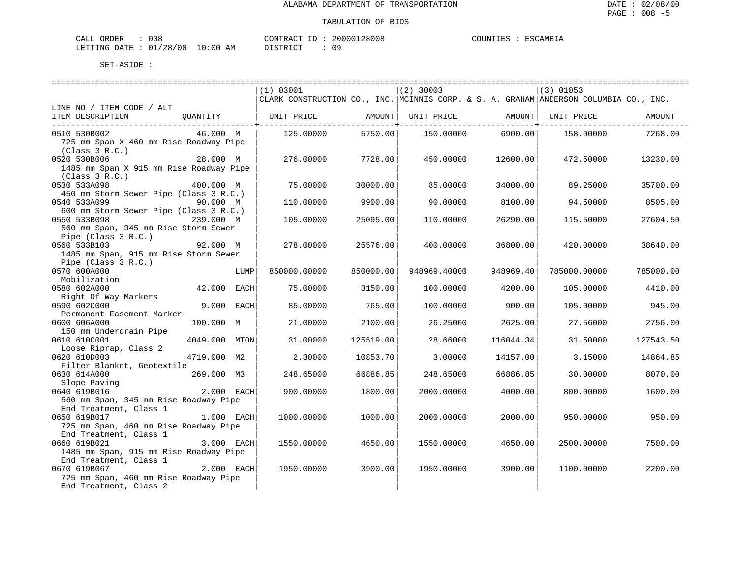ALABAMA DEPARTMENT OF TRANSPORTATION

TABULATION OF BIDS

CALL ORDER : 008 CONTRACT ID : 20000128008 COUNTIES : ESCAMBIA
LETTING DATE : 01/28/00 10:00 AM DISTRICT : 09

SET-ASIDE :

| LINE NO / ITEM CODE / ALT ITEM DESCRIPTION | QUANTITY | (1) 03001 CLARK CONSTRUCTION CO., INC. UNIT PRICE | AMOUNT | (2) 30003 MCINNIS CORP. & S. A. GRAHAM UNIT PRICE | AMOUNT | (3) 01053 ANDERSON COLUMBIA CO., INC. UNIT PRICE | AMOUNT |
|---|---|---|---|---|---|---|---|
| 0510 530B002 725 mm Span X 460 mm Rise Roadway Pipe (Class 3 R.C.) | 46.000 M | 125.00000 | 5750.00 | 150.00000 | 6900.00 | 158.00000 | 7268.00 |
| 0520 530B006 1485 mm Span X 915 mm Rise Roadway Pipe (Class 3 R.C.) | 28.000 M | 276.00000 | 7728.00 | 450.00000 | 12600.00 | 472.50000 | 13230.00 |
| 0530 533A098 450 mm Storm Sewer Pipe (Class 3 R.C.) | 400.000 M | 75.00000 | 30000.00 | 85.00000 | 34000.00 | 89.25000 | 35700.00 |
| 0540 533A099 600 mm Storm Sewer Pipe (Class 3 R.C.) | 90.000 M | 110.00000 | 9900.00 | 90.00000 | 8100.00 | 94.50000 | 8505.00 |
| 0550 533B098 560 mm Span, 345 mm Rise Storm Sewer Pipe (Class 3 R.C.) | 239.000 M | 105.00000 | 25095.00 | 110.00000 | 26290.00 | 115.50000 | 27604.50 |
| 0560 533B103 1485 mm Span, 915 mm Rise Storm Sewer Pipe (Class 3 R.C.) | 92.000 M | 278.00000 | 25576.00 | 400.00000 | 36800.00 | 420.00000 | 38640.00 |
| 0570 600A000 Mobilization | LUMP | 850000.00000 | 850000.00 | 948969.40000 | 948969.40 | 785000.00000 | 785000.00 |
| 0580 602A000 Right Of Way Markers | 42.000 EACH | 75.00000 | 3150.00 | 100.00000 | 4200.00 | 105.00000 | 4410.00 |
| 0590 602C000 Permanent Easement Marker | 9.000 EACH | 85.00000 | 765.00 | 100.00000 | 900.00 | 105.00000 | 945.00 |
| 0600 606A000 150 mm Underdrain Pipe | 100.000 M | 21.00000 | 2100.00 | 26.25000 | 2625.00 | 27.56000 | 2756.00 |
| 0610 610C001 Loose Riprap, Class 2 | 4049.000 MTON | 31.00000 | 125519.00 | 28.66000 | 116044.34 | 31.50000 | 127543.50 |
| 0620 610D003 Filter Blanket, Geotextile | 4719.000 M2 | 2.30000 | 10853.70 | 3.00000 | 14157.00 | 3.15000 | 14864.85 |
| 0630 614A000 Slope Paving | 269.000 M3 | 248.65000 | 66886.85 | 248.65000 | 66886.85 | 30.00000 | 8070.00 |
| 0640 619B016 560 mm Span, 345 mm Rise Roadway Pipe End Treatment, Class 1 | 2.000 EACH | 900.00000 | 1800.00 | 2000.00000 | 4000.00 | 800.00000 | 1600.00 |
| 0650 619B017 725 mm Span, 460 mm Rise Roadway Pipe End Treatment, Class 1 | 1.000 EACH | 1000.00000 | 1000.00 | 2000.00000 | 2000.00 | 950.00000 | 950.00 |
| 0660 619B021 1485 mm Span, 915 mm Rise Roadway Pipe End Treatment, Class 1 | 3.000 EACH | 1550.00000 | 4650.00 | 1550.00000 | 4650.00 | 2500.00000 | 7500.00 |
| 0670 619B067 725 mm Span, 460 mm Rise Roadway Pipe End Treatment, Class 2 | 2.000 EACH | 1950.00000 | 3900.00 | 1950.00000 | 3900.00 | 1100.00000 | 2200.00 |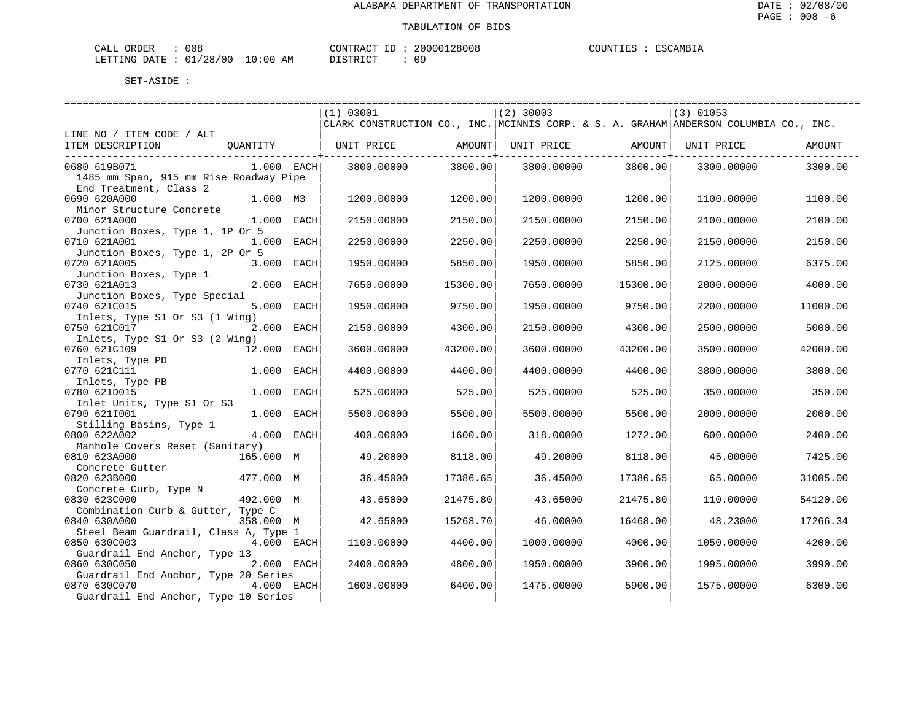ALABAMA DEPARTMENT OF TRANSPORTATION

TABULATION OF BIDS

CALL ORDER : 008 CONTRACT ID : 20000128008 COUNTIES : ESCAMBIA
LETTING DATE : 01/28/00 10:00 AM DISTRICT : 09

SET-ASIDE :

| LINE NO / ITEM CODE / ALT<br>ITEM DESCRIPTION | QUANTITY | (1) 03001<br>CLARK CONSTRUCTION CO., INC.<br>UNIT PRICE | AMOUNT | (2) 30003<br>MCINNIS CORP. & S. A. GRAHAM<br>UNIT PRICE | AMOUNT | (3) 01053<br>ANDERSON COLUMBIA CO., INC.<br>UNIT PRICE | AMOUNT |
|---|---|---|---|---|---|---|---|
| 0680 619B071<br>1485 mm Span, 915 mm Rise Roadway Pipe End Treatment, Class 2 | 1.000 EACH | 3800.00000 | 3800.00 | 3800.00000 | 3800.00 | 3300.00000 | 3300.00 |
| 0690 620A000<br>Minor Structure Concrete | 1.000 M3 | 1200.00000 | 1200.00 | 1200.00000 | 1200.00 | 1100.00000 | 1100.00 |
| 0700 621A000<br>Junction Boxes, Type 1, 1P Or 5 | 1.000 EACH | 2150.00000 | 2150.00 | 2150.00000 | 2150.00 | 2100.00000 | 2100.00 |
| 0710 621A001<br>Junction Boxes, Type 1, 2P Or 5 | 1.000 EACH | 2250.00000 | 2250.00 | 2250.00000 | 2250.00 | 2150.00000 | 2150.00 |
| 0720 621A005<br>Junction Boxes, Type 1 | 3.000 EACH | 1950.00000 | 5850.00 | 1950.00000 | 5850.00 | 2125.00000 | 6375.00 |
| 0730 621A013<br>Junction Boxes, Type Special | 2.000 EACH | 7650.00000 | 15300.00 | 7650.00000 | 15300.00 | 2000.00000 | 4000.00 |
| 0740 621C015<br>Inlets, Type S1 Or S3 (1 Wing) | 5.000 EACH | 1950.00000 | 9750.00 | 1950.00000 | 9750.00 | 2200.00000 | 11000.00 |
| 0750 621C017<br>Inlets, Type S1 Or S3 (2 Wing) | 2.000 EACH | 2150.00000 | 4300.00 | 2150.00000 | 4300.00 | 2500.00000 | 5000.00 |
| 0760 621C109<br>Inlets, Type PD | 12.000 EACH | 3600.00000 | 43200.00 | 3600.00000 | 43200.00 | 3500.00000 | 42000.00 |
| 0770 621C111<br>Inlets, Type PB | 1.000 EACH | 4400.00000 | 4400.00 | 4400.00000 | 4400.00 | 3800.00000 | 3800.00 |
| 0780 621D015<br>Inlet Units, Type S1 Or S3 | 1.000 EACH | 525.00000 | 525.00 | 525.00000 | 525.00 | 350.00000 | 350.00 |
| 0790 621I001<br>Stilling Basins, Type 1 | 1.000 EACH | 5500.00000 | 5500.00 | 5500.00000 | 5500.00 | 2000.00000 | 2000.00 |
| 0800 622A002<br>Manhole Covers Reset (Sanitary) | 4.000 EACH | 400.00000 | 1600.00 | 318.00000 | 1272.00 | 600.00000 | 2400.00 |
| 0810 623A000<br>Concrete Gutter | 165.000 M | 49.20000 | 8118.00 | 49.20000 | 8118.00 | 45.00000 | 7425.00 |
| 0820 623B000<br>Concrete Curb, Type N | 477.000 M | 36.45000 | 17386.65 | 36.45000 | 17386.65 | 65.00000 | 31005.00 |
| 0830 623C000<br>Combination Curb & Gutter, Type C | 492.000 M | 43.65000 | 21475.80 | 43.65000 | 21475.80 | 110.00000 | 54120.00 |
| 0840 630A000<br>Steel Beam Guardrail, Class A, Type 1 | 358.000 M | 42.65000 | 15268.70 | 46.00000 | 16468.00 | 48.23000 | 17266.34 |
| 0850 630C003<br>Guardrail End Anchor, Type 13 | 4.000 EACH | 1100.00000 | 4400.00 | 1000.00000 | 4000.00 | 1050.00000 | 4200.00 |
| 0860 630C050<br>Guardrail End Anchor, Type 20 Series | 2.000 EACH | 2400.00000 | 4800.00 | 1950.00000 | 3900.00 | 1995.00000 | 3990.00 |
| 0870 630C070<br>Guardrail End Anchor, Type 10 Series | 4.000 EACH | 1600.00000 | 6400.00 | 1475.00000 | 5900.00 | 1575.00000 | 6300.00 |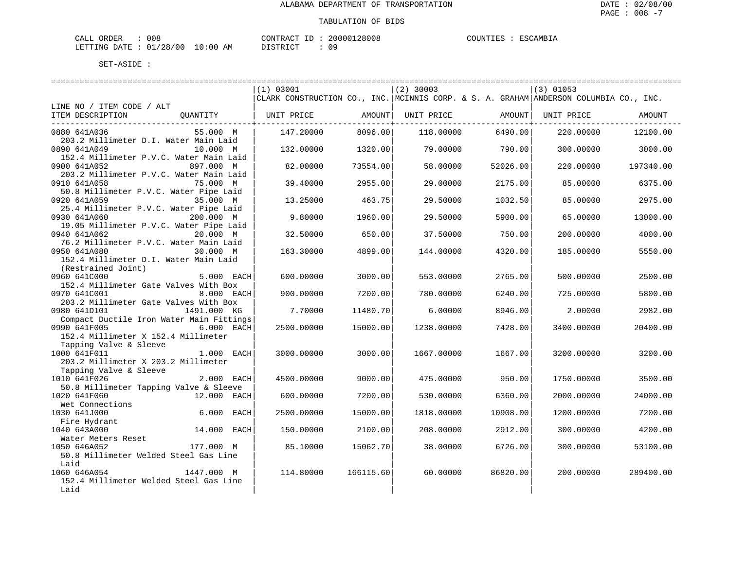ALABAMA DEPARTMENT OF TRANSPORTATION

TABULATION OF BIDS

CALL ORDER : 008 CONTRACT ID : 20000128008 COUNTIES : ESCAMBIA
LETTING DATE : 01/28/00 10:00 AM DISTRICT : 09

SET-ASIDE :

| LINE NO / ITEM CODE / ALT<br>ITEM DESCRIPTION | QUANTITY | (1) 03001 CLARK CONSTRUCTION CO., INC.<br>UNIT PRICE | AMOUNT | (2) 30003 MCINNIS CORP. & S. A. GRAHAM<br>UNIT PRICE | AMOUNT | (3) 01053 ANDERSON COLUMBIA CO., INC.<br>UNIT PRICE | AMOUNT |
|---|---|---|---|---|---|---|---|
| 0880 641A036<br>203.2 Millimeter D.I. Water Main Laid | 55.000 M | 147.20000 | 8096.00 | 118.00000 | 6490.00 | 220.00000 | 12100.00 |
| 0890 641A049<br>152.4 Millimeter P.V.C. Water Main Laid | 10.000 M | 132.00000 | 1320.00 | 79.00000 | 790.00 | 300.00000 | 3000.00 |
| 0900 641A052<br>203.2 Millimeter P.V.C. Water Main Laid | 897.000 M | 82.00000 | 73554.00 | 58.00000 | 52026.00 | 220.00000 | 197340.00 |
| 0910 641A058<br>50.8 Millimeter P.V.C. Water Pipe Laid | 75.000 M | 39.40000 | 2955.00 | 29.00000 | 2175.00 | 85.00000 | 6375.00 |
| 0920 641A059<br>25.4 Millimeter P.V.C. Water Pipe Laid | 35.000 M | 13.25000 | 463.75 | 29.50000 | 1032.50 | 85.00000 | 2975.00 |
| 0930 641A060<br>19.05 Millimeter P.V.C. Water Pipe Laid | 200.000 M | 9.80000 | 1960.00 | 29.50000 | 5900.00 | 65.00000 | 13000.00 |
| 0940 641A062<br>76.2 Millimeter P.V.C. Water Main Laid | 20.000 M | 32.50000 | 650.00 | 37.50000 | 750.00 | 200.00000 | 4000.00 |
| 0950 641A080<br>152.4 Millimeter D.I. Water Main Laid (Restrained Joint) | 30.000 M | 163.30000 | 4899.00 | 144.00000 | 4320.00 | 185.00000 | 5550.00 |
| 0960 641C000<br>152.4 Millimeter Gate Valves With Box | 5.000 EACH | 600.00000 | 3000.00 | 553.00000 | 2765.00 | 500.00000 | 2500.00 |
| 0970 641C001<br>203.2 Millimeter Gate Valves With Box | 8.000 EACH | 900.00000 | 7200.00 | 780.00000 | 6240.00 | 725.00000 | 5800.00 |
| 0980 641D101<br>Compact Ductile Iron Water Main Fittings | 1491.000 KG | 7.70000 | 11480.70 | 6.00000 | 8946.00 | 2.00000 | 2982.00 |
| 0990 641F005<br>152.4 Millimeter X 152.4 Millimeter Tapping Valve & Sleeve | 6.000 EACH | 2500.00000 | 15000.00 | 1238.00000 | 7428.00 | 3400.00000 | 20400.00 |
| 1000 641F011<br>203.2 Millimeter X 203.2 Millimeter Tapping Valve & Sleeve | 1.000 EACH | 3000.00000 | 3000.00 | 1667.00000 | 1667.00 | 3200.00000 | 3200.00 |
| 1010 641F026<br>50.8 Millimeter Tapping Valve & Sleeve | 2.000 EACH | 4500.00000 | 9000.00 | 475.00000 | 950.00 | 1750.00000 | 3500.00 |
| 1020 641F060<br>Wet Connections | 12.000 EACH | 600.00000 | 7200.00 | 530.00000 | 6360.00 | 2000.00000 | 24000.00 |
| 1030 641J000<br>Fire Hydrant | 6.000 EACH | 2500.00000 | 15000.00 | 1818.00000 | 10908.00 | 1200.00000 | 7200.00 |
| 1040 643A000<br>Water Meters Reset | 14.000 EACH | 150.00000 | 2100.00 | 208.00000 | 2912.00 | 300.00000 | 4200.00 |
| 1050 646A052<br>50.8 Millimeter Welded Steel Gas Line Laid | 177.000 M | 85.10000 | 15062.70 | 38.00000 | 6726.00 | 300.00000 | 53100.00 |
| 1060 646A054<br>152.4 Millimeter Welded Steel Gas Line Laid | 1447.000 M | 114.80000 | 166115.60 | 60.00000 | 86820.00 | 200.00000 | 289400.00 |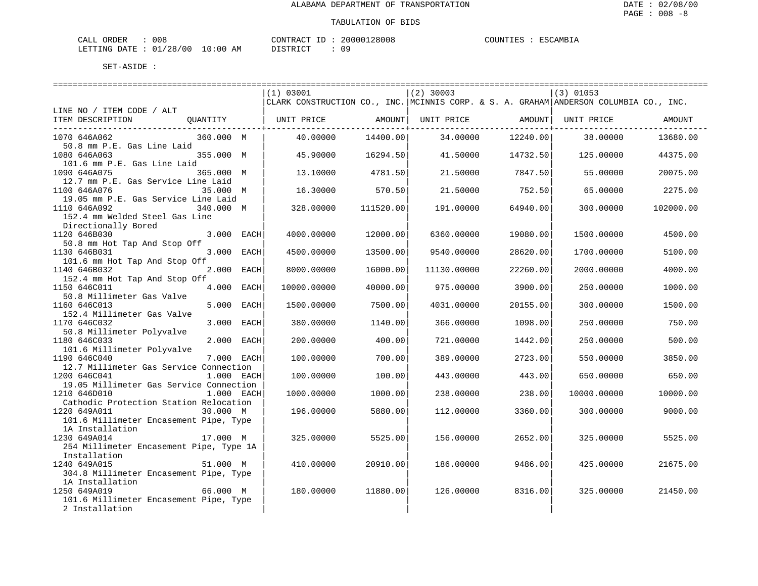ALABAMA DEPARTMENT OF TRANSPORTATION

TABULATION OF BIDS

CALL ORDER : 008
LETTING DATE : 01/28/00 10:00 AM

CONTRACT ID : 20000128008
DISTRICT : 09

COUNTIES : ESCAMBIA

SET-ASIDE :

| LINE NO / ITEM CODE / ALT ITEM DESCRIPTION | QUANTITY | (1) 03001 CLARK CONSTRUCTION CO., INC. UNIT PRICE | AMOUNT | (2) 30003 MCINNIS CORP. & S. A. GRAHAM UNIT PRICE | AMOUNT | (3) 01053 ANDERSON COLUMBIA CO., INC. UNIT PRICE | AMOUNT |
|---|---|---|---|---|---|---|---|
| 1070 646A062 50.8 mm P.E. Gas Line Laid | 360.000 M | 40.00000 | 14400.00 | 34.00000 | 12240.00 | 38.00000 | 13680.00 |
| 1080 646A063 101.6 mm P.E. Gas Line Laid | 355.000 M | 45.90000 | 16294.50 | 41.50000 | 14732.50 | 125.00000 | 44375.00 |
| 1090 646A075 12.7 mm P.E. Gas Service Line Laid | 365.000 M | 13.10000 | 4781.50 | 21.50000 | 7847.50 | 55.00000 | 20075.00 |
| 1100 646A076 19.05 mm P.E. Gas Service Line Laid | 35.000 M | 16.30000 | 570.50 | 21.50000 | 752.50 | 65.00000 | 2275.00 |
| 1110 646A092 152.4 mm Welded Steel Gas Line Directionally Bored | 340.000 M | 328.00000 | 111520.00 | 191.00000 | 64940.00 | 300.00000 | 102000.00 |
| 1120 646B030 50.8 mm Hot Tap And Stop Off | 3.000 EACH | 4000.00000 | 12000.00 | 6360.00000 | 19080.00 | 1500.00000 | 4500.00 |
| 1130 646B031 101.6 mm Hot Tap And Stop Off | 3.000 EACH | 4500.00000 | 13500.00 | 9540.00000 | 28620.00 | 1700.00000 | 5100.00 |
| 1140 646B032 152.4 mm Hot Tap And Stop Off | 2.000 EACH | 8000.00000 | 16000.00 | 11130.00000 | 22260.00 | 2000.00000 | 4000.00 |
| 1150 646C011 50.8 Millimeter Gas Valve | 4.000 EACH | 10000.00000 | 40000.00 | 975.00000 | 3900.00 | 250.00000 | 1000.00 |
| 1160 646C013 152.4 Millimeter Gas Valve | 5.000 EACH | 1500.00000 | 7500.00 | 4031.00000 | 20155.00 | 300.00000 | 1500.00 |
| 1170 646C032 50.8 Millimeter Polyvalve | 3.000 EACH | 380.00000 | 1140.00 | 366.00000 | 1098.00 | 250.00000 | 750.00 |
| 1180 646C033 101.6 Millimeter Polyvalve | 2.000 EACH | 200.00000 | 400.00 | 721.00000 | 1442.00 | 250.00000 | 500.00 |
| 1190 646C040 12.7 Millimeter Gas Service Connection | 7.000 EACH | 100.00000 | 700.00 | 389.00000 | 2723.00 | 550.00000 | 3850.00 |
| 1200 646C041 19.05 Millimeter Gas Service Connection | 1.000 EACH | 100.00000 | 100.00 | 443.00000 | 443.00 | 650.00000 | 650.00 |
| 1210 646D010 Cathodic Protection Station Relocation | 1.000 EACH | 1000.00000 | 1000.00 | 238.00000 | 238.00 | 10000.00000 | 10000.00 |
| 1220 649A011 101.6 Millimeter Encasement Pipe, Type 1A Installation | 30.000 M | 196.00000 | 5880.00 | 112.00000 | 3360.00 | 300.00000 | 9000.00 |
| 1230 649A014 254 Millimeter Encasement Pipe, Type 1A Installation | 17.000 M | 325.00000 | 5525.00 | 156.00000 | 2652.00 | 325.00000 | 5525.00 |
| 1240 649A015 304.8 Millimeter Encasement Pipe, Type 1A Installation | 51.000 M | 410.00000 | 20910.00 | 186.00000 | 9486.00 | 425.00000 | 21675.00 |
| 1250 649A019 101.6 Millimeter Encasement Pipe, Type 2 Installation | 66.000 M | 180.00000 | 11880.00 | 126.00000 | 8316.00 | 325.00000 | 21450.00 |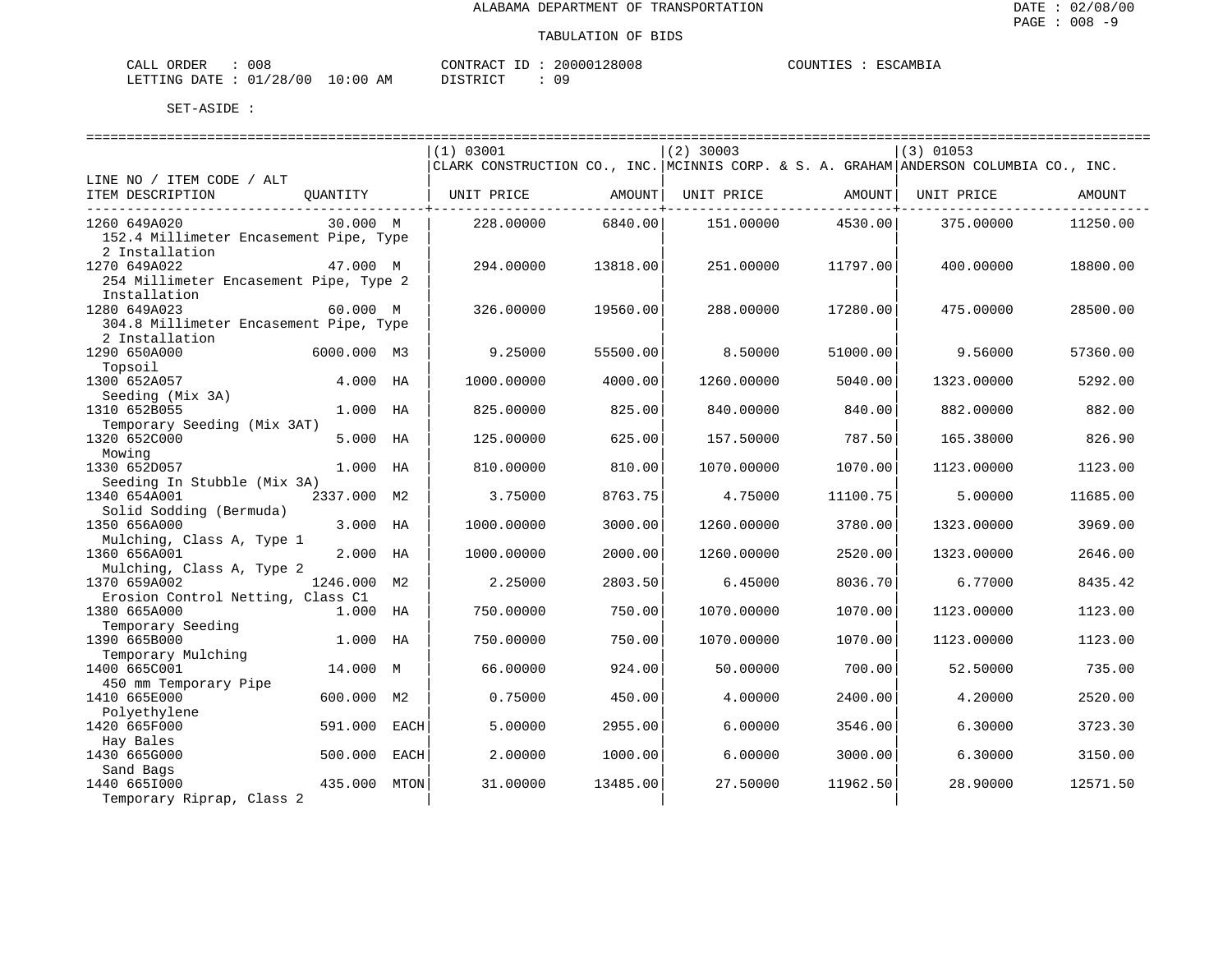ALABAMA DEPARTMENT OF TRANSPORTATION

TABULATION OF BIDS

DATE : 02/08/00
PAGE : 008 -9

CALL ORDER : 008 &nbsp;&nbsp;&nbsp;&nbsp; CONTRACT ID : 20000128008 &nbsp;&nbsp;&nbsp;&nbsp; COUNTIES : ESCAMBIA
LETTING DATE : 01/28/00 10:00 AM &nbsp;&nbsp;&nbsp;&nbsp; DISTRICT : 09

SET-ASIDE :

| LINE NO / ITEM CODE / ALT<br>ITEM DESCRIPTION | QUANTITY | (1) 03001<br>CLARK CONSTRUCTION CO., INC.<br>UNIT PRICE | AMOUNT | (2) 30003<br>MCINNIS CORP. & S. A. GRAHAM<br>UNIT PRICE | AMOUNT | (3) 01053<br>ANDERSON COLUMBIA CO., INC.<br>UNIT PRICE | AMOUNT |
|---|---|---|---|---|---|---|---|
| 1260 649A020<br>152.4 Millimeter Encasement Pipe, Type 2 Installation | 30.000 M | 228.00000 | 6840.00 | 151.00000 | 4530.00 | 375.00000 | 11250.00 |
| 1270 649A022<br>254 Millimeter Encasement Pipe, Type 2 Installation | 47.000 M | 294.00000 | 13818.00 | 251.00000 | 11797.00 | 400.00000 | 18800.00 |
| 1280 649A023<br>304.8 Millimeter Encasement Pipe, Type 2 Installation | 60.000 M | 326.00000 | 19560.00 | 288.00000 | 17280.00 | 475.00000 | 28500.00 |
| 1290 650A000<br>Topsoil | 6000.000 M3 | 9.25000 | 55500.00 | 8.50000 | 51000.00 | 9.56000 | 57360.00 |
| 1300 652A057<br>Seeding (Mix 3A) | 4.000 HA | 1000.00000 | 4000.00 | 1260.00000 | 5040.00 | 1323.00000 | 5292.00 |
| 1310 652B055<br>Temporary Seeding (Mix 3AT) | 1.000 HA | 825.00000 | 825.00 | 840.00000 | 840.00 | 882.00000 | 882.00 |
| 1320 652C000<br>Mowing | 5.000 HA | 125.00000 | 625.00 | 157.50000 | 787.50 | 165.38000 | 826.90 |
| 1330 652D057<br>Seeding In Stubble (Mix 3A) | 1.000 HA | 810.00000 | 810.00 | 1070.00000 | 1070.00 | 1123.00000 | 1123.00 |
| 1340 654A001<br>Solid Sodding (Bermuda) | 2337.000 M2 | 3.75000 | 8763.75 | 4.75000 | 11100.75 | 5.00000 | 11685.00 |
| 1350 656A000<br>Mulching, Class A, Type 1 | 3.000 HA | 1000.00000 | 3000.00 | 1260.00000 | 3780.00 | 1323.00000 | 3969.00 |
| 1360 656A001<br>Mulching, Class A, Type 2 | 2.000 HA | 1000.00000 | 2000.00 | 1260.00000 | 2520.00 | 1323.00000 | 2646.00 |
| 1370 659A002<br>Erosion Control Netting, Class C1 | 1246.000 M2 | 2.25000 | 2803.50 | 6.45000 | 8036.70 | 6.77000 | 8435.42 |
| 1380 665A000<br>Temporary Seeding | 1.000 HA | 750.00000 | 750.00 | 1070.00000 | 1070.00 | 1123.00000 | 1123.00 |
| 1390 665B000<br>Temporary Mulching | 1.000 HA | 750.00000 | 750.00 | 1070.00000 | 1070.00 | 1123.00000 | 1123.00 |
| 1400 665C001<br>450 mm Temporary Pipe | 14.000 M | 66.00000 | 924.00 | 50.00000 | 700.00 | 52.50000 | 735.00 |
| 1410 665E000<br>Polyethylene | 600.000 M2 | 0.75000 | 450.00 | 4.00000 | 2400.00 | 4.20000 | 2520.00 |
| 1420 665F000<br>Hay Bales | 591.000 EACH | 5.00000 | 2955.00 | 6.00000 | 3546.00 | 6.30000 | 3723.30 |
| 1430 665G000<br>Sand Bags | 500.000 EACH | 2.00000 | 1000.00 | 6.00000 | 3000.00 | 6.30000 | 3150.00 |
| 1440 665I000<br>Temporary Riprap, Class 2 | 435.000 MTON | 31.00000 | 13485.00 | 27.50000 | 11962.50 | 28.90000 | 12571.50 |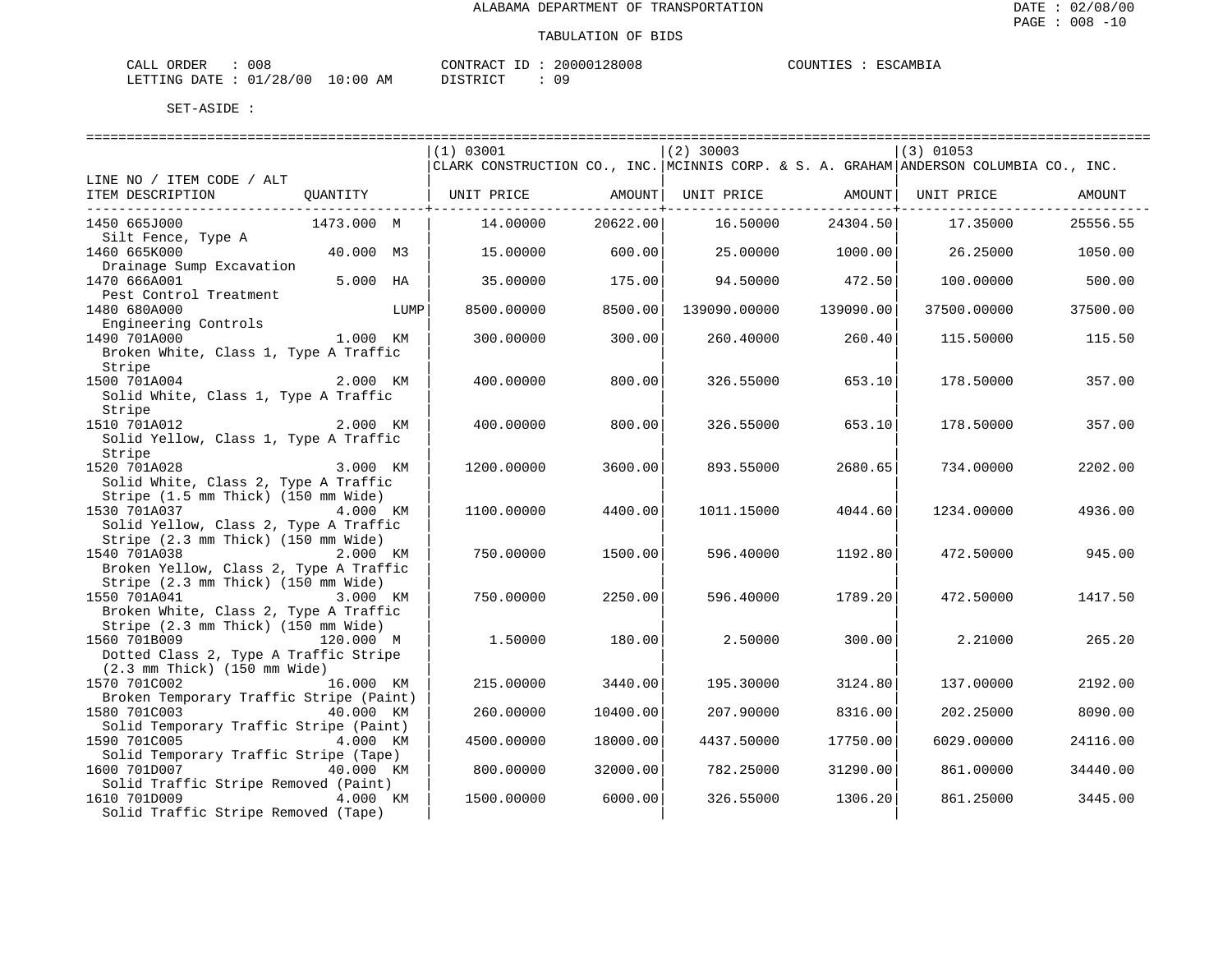ALABAMA DEPARTMENT OF TRANSPORTATION

TABULATION OF BIDS

CALL ORDER : 008 CONTRACT ID : 20000128008 COUNTIES : ESCAMBIA
LETTING DATE : 01/28/00 10:00 AM DISTRICT : 09

SET-ASIDE :

| LINE NO / ITEM CODE / ALT ITEM DESCRIPTION | QUANTITY | (1) 03001 CLARK CONSTRUCTION CO., INC. UNIT PRICE | AMOUNT | (2) 30003 MCINNIS CORP. & S. A. GRAHAM UNIT PRICE | AMOUNT | (3) 01053 ANDERSON COLUMBIA CO., INC. UNIT PRICE | AMOUNT |
|---|---|---|---|---|---|---|---|
| 1450 665J000 Silt Fence, Type A | 1473.000 M | 14.00000 | 20622.00 | 16.50000 | 24304.50 | 17.35000 | 25556.55 |
| 1460 665K000 Drainage Sump Excavation | 40.000 M3 | 15.00000 | 600.00 | 25.00000 | 1000.00 | 26.25000 | 1050.00 |
| 1470 666A001 Pest Control Treatment | 5.000 HA | 35.00000 | 175.00 | 94.50000 | 472.50 | 100.00000 | 500.00 |
| 1480 680A000 Engineering Controls | LUMP | 8500.00000 | 8500.00 | 139090.00000 | 139090.00 | 37500.00000 | 37500.00 |
| 1490 701A000 Broken White, Class 1, Type A Traffic Stripe | 1.000 KM | 300.00000 | 300.00 | 260.40000 | 260.40 | 115.50000 | 115.50 |
| 1500 701A004 Solid White, Class 1, Type A Traffic Stripe | 2.000 KM | 400.00000 | 800.00 | 326.55000 | 653.10 | 178.50000 | 357.00 |
| 1510 701A012 Solid Yellow, Class 1, Type A Traffic Stripe | 2.000 KM | 400.00000 | 800.00 | 326.55000 | 653.10 | 178.50000 | 357.00 |
| 1520 701A028 Solid White, Class 2, Type A Traffic Stripe (1.5 mm Thick) (150 mm Wide) | 3.000 KM | 1200.00000 | 3600.00 | 893.55000 | 2680.65 | 734.00000 | 2202.00 |
| 1530 701A037 Solid Yellow, Class 2, Type A Traffic Stripe (2.3 mm Thick) (150 mm Wide) | 4.000 KM | 1100.00000 | 4400.00 | 1011.15000 | 4044.60 | 1234.00000 | 4936.00 |
| 1540 701A038 Broken Yellow, Class 2, Type A Traffic Stripe (2.3 mm Thick) (150 mm Wide) | 2.000 KM | 750.00000 | 1500.00 | 596.40000 | 1192.80 | 472.50000 | 945.00 |
| 1550 701A041 Broken White, Class 2, Type A Traffic Stripe (2.3 mm Thick) (150 mm Wide) | 3.000 KM | 750.00000 | 2250.00 | 596.40000 | 1789.20 | 472.50000 | 1417.50 |
| 1560 701B009 Dotted Class 2, Type A Traffic Stripe (2.3 mm Thick) (150 mm Wide) | 120.000 M | 1.50000 | 180.00 | 2.50000 | 300.00 | 2.21000 | 265.20 |
| 1570 701C002 Broken Temporary Traffic Stripe (Paint) | 16.000 KM | 215.00000 | 3440.00 | 195.30000 | 3124.80 | 137.00000 | 2192.00 |
| 1580 701C003 Solid Temporary Traffic Stripe (Paint) | 40.000 KM | 260.00000 | 10400.00 | 207.90000 | 8316.00 | 202.25000 | 8090.00 |
| 1590 701C005 Solid Temporary Traffic Stripe (Tape) | 4.000 KM | 4500.00000 | 18000.00 | 4437.50000 | 17750.00 | 6029.00000 | 24116.00 |
| 1600 701D007 Solid Traffic Stripe Removed (Paint) | 40.000 KM | 800.00000 | 32000.00 | 782.25000 | 31290.00 | 861.00000 | 34440.00 |
| 1610 701D009 Solid Traffic Stripe Removed (Tape) | 4.000 KM | 1500.00000 | 6000.00 | 326.55000 | 1306.20 | 861.25000 | 3445.00 |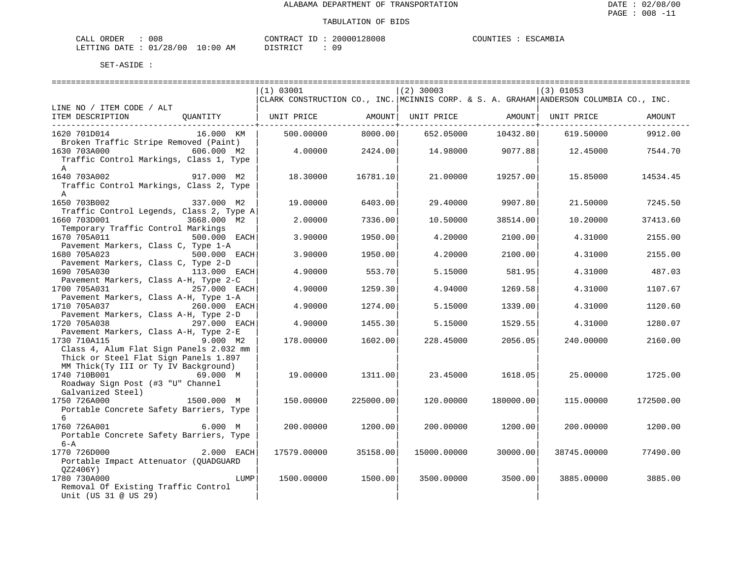ALABAMA DEPARTMENT OF TRANSPORTATION

DATE : 02/08/00

PAGE : 008 -11

TABULATION OF BIDS

CALL ORDER : 008 CONTRACT ID : 20000128008 COUNTIES : ESCAMBIA
LETTING DATE : 01/28/00 10:00 AM DISTRICT : 09

SET-ASIDE :

| LINE NO / ITEM CODE / ALT ITEM DESCRIPTION | QUANTITY | (1) 03001 CLARK CONSTRUCTION CO., INC. UNIT PRICE | AMOUNT | (2) 30003 MCINNIS CORP. & S. A. GRAHAM UNIT PRICE | AMOUNT | (3) 01053 ANDERSON COLUMBIA CO., INC. UNIT PRICE | AMOUNT |
|---|---|---|---|---|---|---|---|
| 1620 701D014 Broken Traffic Stripe Removed (Paint) | 16.000 KM | 500.00000 | 8000.00 | 652.05000 | 10432.80 | 619.50000 | 9912.00 |
| 1630 703A000 Traffic Control Markings, Class 1, Type A | 606.000 M2 | 4.00000 | 2424.00 | 14.98000 | 9077.88 | 12.45000 | 7544.70 |
| 1640 703A002 Traffic Control Markings, Class 2, Type A | 917.000 M2 | 18.30000 | 16781.10 | 21.00000 | 19257.00 | 15.85000 | 14534.45 |
| 1650 703B002 Traffic Control Legends, Class 2, Type A | 337.000 M2 | 19.00000 | 6403.00 | 29.40000 | 9907.80 | 21.50000 | 7245.50 |
| 1660 703D001 Temporary Traffic Control Markings | 3668.000 M2 | 2.00000 | 7336.00 | 10.50000 | 38514.00 | 10.20000 | 37413.60 |
| 1670 705A011 Pavement Markers, Class C, Type 1-A | 500.000 EACH | 3.90000 | 1950.00 | 4.20000 | 2100.00 | 4.31000 | 2155.00 |
| 1680 705A023 Pavement Markers, Class C, Type 2-D | 500.000 EACH | 3.90000 | 1950.00 | 4.20000 | 2100.00 | 4.31000 | 2155.00 |
| 1690 705A030 Pavement Markers, Class A-H, Type 2-C | 113.000 EACH | 4.90000 | 553.70 | 5.15000 | 581.95 | 4.31000 | 487.03 |
| 1700 705A031 Pavement Markers, Class A-H, Type 1-A | 257.000 EACH | 4.90000 | 1259.30 | 4.94000 | 1269.58 | 4.31000 | 1107.67 |
| 1710 705A037 Pavement Markers, Class A-H, Type 2-D | 260.000 EACH | 4.90000 | 1274.00 | 5.15000 | 1339.00 | 4.31000 | 1120.60 |
| 1720 705A038 Pavement Markers, Class A-H, Type 2-E | 297.000 EACH | 4.90000 | 1455.30 | 5.15000 | 1529.55 | 4.31000 | 1280.07 |
| 1730 710A115 Class 4, Alum Flat Sign Panels 2.032 mm Thick or Steel Flat Sign Panels 1.897 MM Thick(Ty III or Ty IV Background) | 9.000 M2 | 178.00000 | 1602.00 | 228.45000 | 2056.05 | 240.00000 | 2160.00 |
| 1740 710B001 Roadway Sign Post (#3 "U" Channel Galvanized Steel) | 69.000 M | 19.00000 | 1311.00 | 23.45000 | 1618.05 | 25.00000 | 1725.00 |
| 1750 726A000 Portable Concrete Safety Barriers, Type 6 | 1500.000 M | 150.00000 | 225000.00 | 120.00000 | 180000.00 | 115.00000 | 172500.00 |
| 1760 726A001 Portable Concrete Safety Barriers, Type 6-A | 6.000 M | 200.00000 | 1200.00 | 200.00000 | 1200.00 | 200.00000 | 1200.00 |
| 1770 726D000 Portable Impact Attenuator (QUADGUARD QZ2406Y) | 2.000 EACH | 17579.00000 | 35158.00 | 15000.00000 | 30000.00 | 38745.00000 | 77490.00 |
| 1780 730A000 Removal Of Existing Traffic Control Unit (US 31 @ US 29) | LUMP | 1500.00000 | 1500.00 | 3500.00000 | 3500.00 | 3885.00000 | 3885.00 |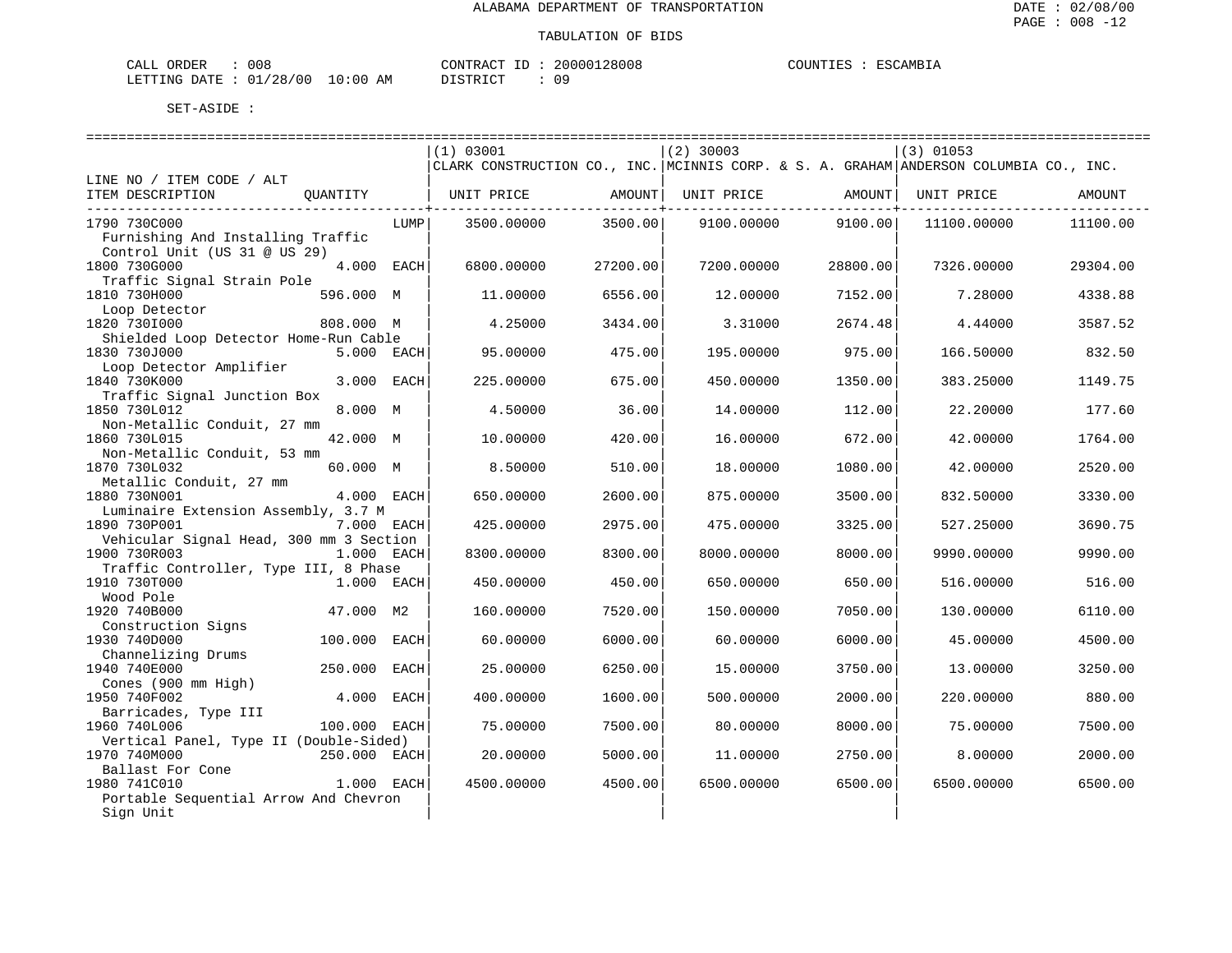ALABAMA DEPARTMENT OF TRANSPORTATION

TABULATION OF BIDS

CALL ORDER : 008 CONTRACT ID : 20000128008 COUNTIES : ESCAMBIA
LETTING DATE : 01/28/00 10:00 AM DISTRICT : 09

SET-ASIDE :

| LINE NO / ITEM CODE / ALT ITEM DESCRIPTION | QUANTITY | (1) 03001 CLARK CONSTRUCTION CO., INC. UNIT PRICE | AMOUNT | (2) 30003 MCINNIS CORP. & S. A. GRAHAM UNIT PRICE | AMOUNT | (3) 01053 ANDERSON COLUMBIA CO., INC. UNIT PRICE | AMOUNT |
|---|---|---|---|---|---|---|---|
| 1790 730C000 Furnishing And Installing Traffic Control Unit (US 31 @ US 29) | LUMP | 3500.00000 | 3500.00 | 9100.00000 | 9100.00 | 11100.00000 | 11100.00 |
| 1800 730G000 Traffic Signal Strain Pole | 4.000 EACH | 6800.00000 | 27200.00 | 7200.00000 | 28800.00 | 7326.00000 | 29304.00 |
| 1810 730H000 Loop Detector | 596.000 M | 11.00000 | 6556.00 | 12.00000 | 7152.00 | 7.28000 | 4338.88 |
| 1820 730I000 Shielded Loop Detector Home-Run Cable | 808.000 M | 4.25000 | 3434.00 | 3.31000 | 2674.48 | 4.44000 | 3587.52 |
| 1830 730J000 Loop Detector Amplifier | 5.000 EACH | 95.00000 | 475.00 | 195.00000 | 975.00 | 166.50000 | 832.50 |
| 1840 730K000 Traffic Signal Junction Box | 3.000 EACH | 225.00000 | 675.00 | 450.00000 | 1350.00 | 383.25000 | 1149.75 |
| 1850 730L012 Non-Metallic Conduit, 27 mm | 8.000 M | 4.50000 | 36.00 | 14.00000 | 112.00 | 22.20000 | 177.60 |
| 1860 730L015 Non-Metallic Conduit, 53 mm | 42.000 M | 10.00000 | 420.00 | 16.00000 | 672.00 | 42.00000 | 1764.00 |
| 1870 730L032 Metallic Conduit, 27 mm | 60.000 M | 8.50000 | 510.00 | 18.00000 | 1080.00 | 42.00000 | 2520.00 |
| 1880 730N001 Luminaire Extension Assembly, 3.7 M | 4.000 EACH | 650.00000 | 2600.00 | 875.00000 | 3500.00 | 832.50000 | 3330.00 |
| 1890 730P001 Vehicular Signal Head, 300 mm 3 Section | 7.000 EACH | 425.00000 | 2975.00 | 475.00000 | 3325.00 | 527.25000 | 3690.75 |
| 1900 730R003 Traffic Controller, Type III, 8 Phase | 1.000 EACH | 8300.00000 | 8300.00 | 8000.00000 | 8000.00 | 9990.00000 | 9990.00 |
| 1910 730T000 Wood Pole | 1.000 EACH | 450.00000 | 450.00 | 650.00000 | 650.00 | 516.00000 | 516.00 |
| 1920 740B000 Construction Signs | 47.000 M2 | 160.00000 | 7520.00 | 150.00000 | 7050.00 | 130.00000 | 6110.00 |
| 1930 740D000 Channelizing Drums | 100.000 EACH | 60.00000 | 6000.00 | 60.00000 | 6000.00 | 45.00000 | 4500.00 |
| 1940 740E000 Cones (900 mm High) | 250.000 EACH | 25.00000 | 6250.00 | 15.00000 | 3750.00 | 13.00000 | 3250.00 |
| 1950 740F002 Barricades, Type III | 4.000 EACH | 400.00000 | 1600.00 | 500.00000 | 2000.00 | 220.00000 | 880.00 |
| 1960 740L006 Vertical Panel, Type II (Double-Sided) | 100.000 EACH | 75.00000 | 7500.00 | 80.00000 | 8000.00 | 75.00000 | 7500.00 |
| 1970 740M000 Ballast For Cone | 250.000 EACH | 20.00000 | 5000.00 | 11.00000 | 2750.00 | 8.00000 | 2000.00 |
| 1980 741C010 Portable Sequential Arrow And Chevron Sign Unit | 1.000 EACH | 4500.00000 | 4500.00 | 6500.00000 | 6500.00 | 6500.00000 | 6500.00 |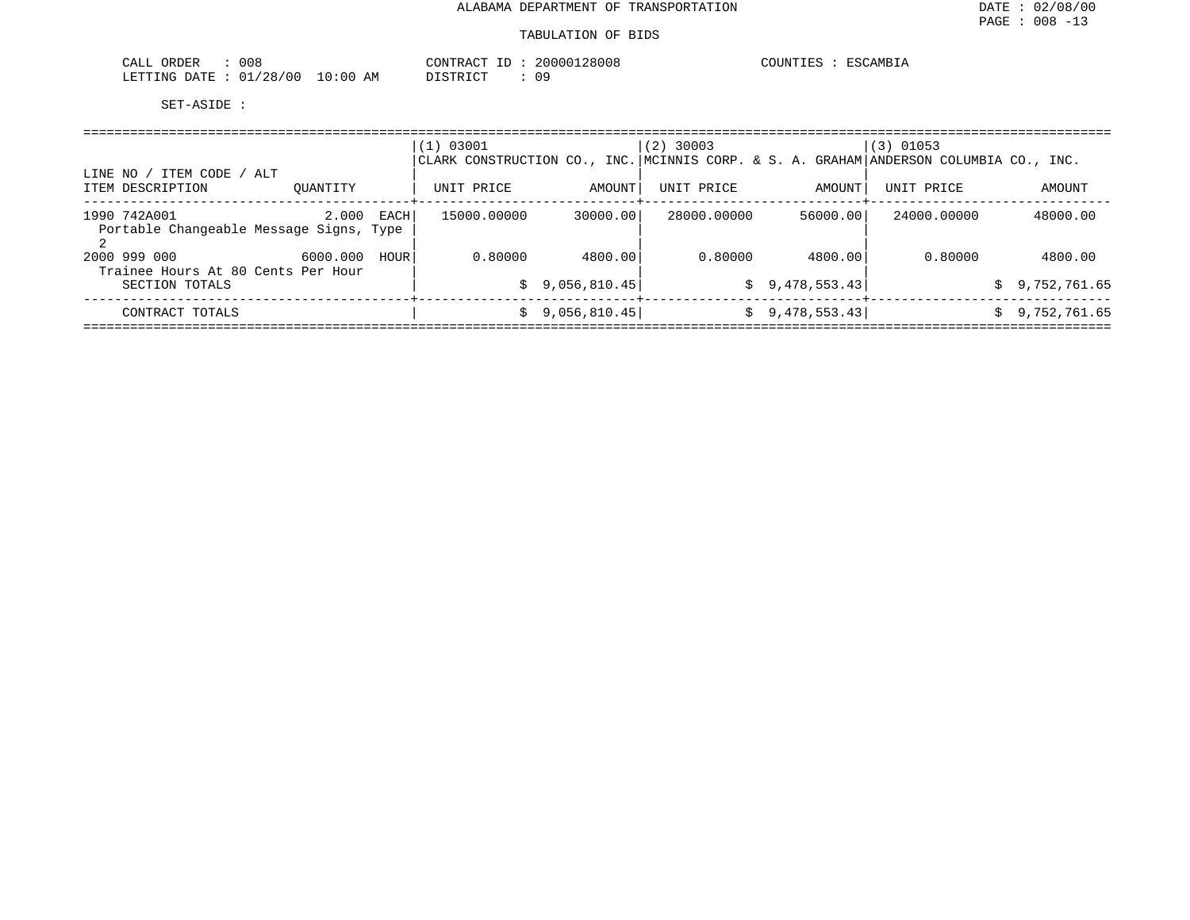ALABAMA DEPARTMENT OF TRANSPORTATION

TABULATION OF BIDS

CALL ORDER : 008 CONTRACT ID : 20000128008 COUNTIES : ESCAMBIA
LETTING DATE : 01/28/00 10:00 AM DISTRICT : 09

SET-ASIDE :

| LINE NO / ITEM CODE / ALT ITEM DESCRIPTION | QUANTITY | (1) 03001 CLARK CONSTRUCTION CO., INC. UNIT PRICE | AMOUNT | (2) 30003 MCINNIS CORP. & S. A. GRAHAM UNIT PRICE | AMOUNT | (3) 01053 ANDERSON COLUMBIA CO., INC. UNIT PRICE | AMOUNT |
|---|---|---|---|---|---|---|---|
| 1990 742A001 Portable Changeable Message Signs, Type 2 | 2.000 EACH | 15000.00000 | 30000.00 | 28000.00000 | 56000.00 | 24000.00000 | 48000.00 |
| 2000 999 000 Trainee Hours At 80 Cents Per Hour | 6000.000 HOUR | 0.80000 | 4800.00 | 0.80000 | 4800.00 | 0.80000 | 4800.00 |
| SECTION TOTALS | | | $ 9,056,810.45 | | $ 9,478,553.43 | | $ 9,752,761.65 |
| CONTRACT TOTALS | | | $ 9,056,810.45 | | $ 9,478,553.43 | | $ 9,752,761.65 |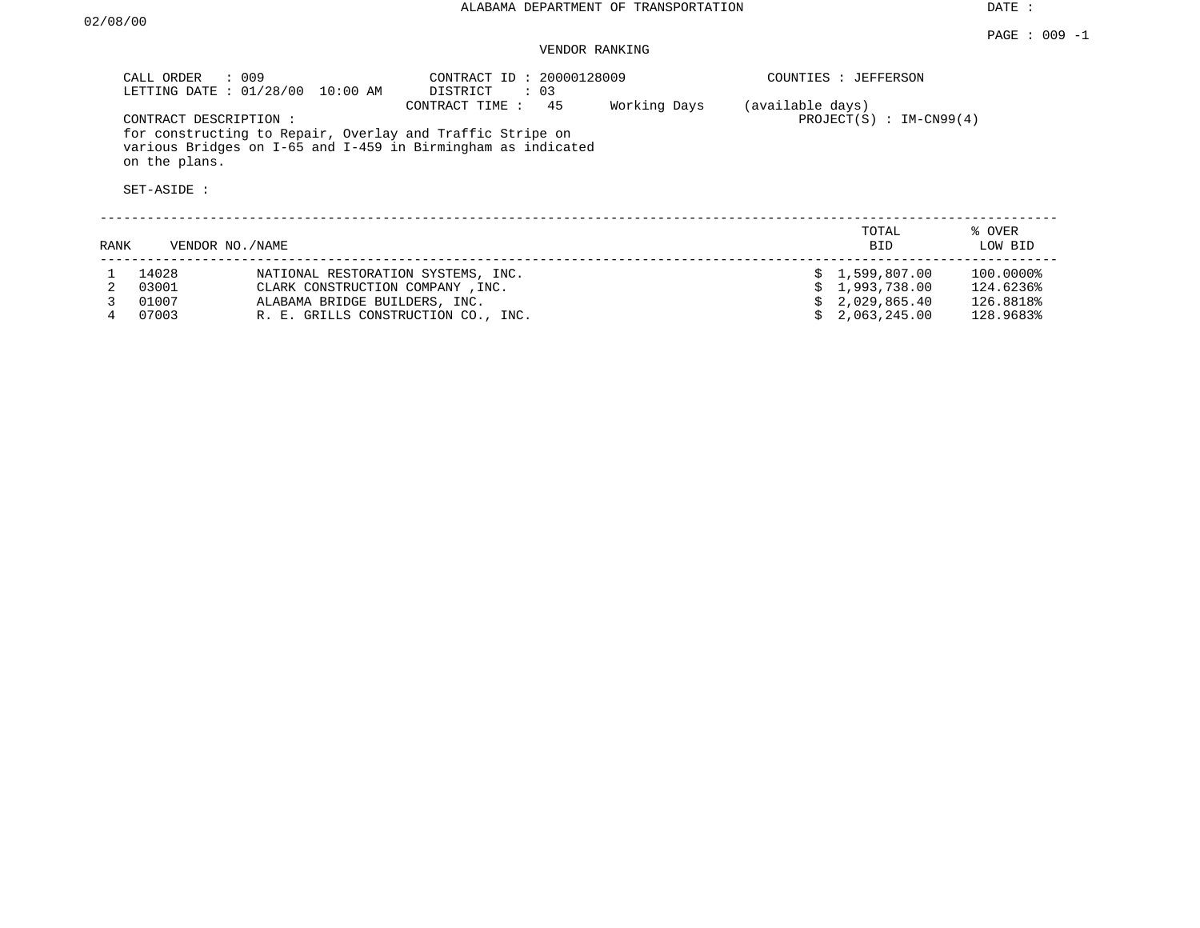ALABAMA DEPARTMENT OF TRANSPORTATION

DATE : 02/08/00

VENDOR RANKING

CALL ORDER : 009
LETTING DATE : 01/28/00 10:00 AM

CONTRACT ID : 20000128009
DISTRICT : 03
CONTRACT TIME : 45 Working Days (available days)

COUNTIES : JEFFERSON
PROJECT(S) : IM-CN99(4)

CONTRACT DESCRIPTION :
for constructing to Repair, Overlay and Traffic Stripe on various Bridges on I-65 and I-459 in Birmingham as indicated on the plans.

SET-ASIDE :

| RANK | VENDOR NO./NAME | | TOTAL BID | % OVER LOW BID |
|---|---|---|---|---|
| 1 | 14028 | NATIONAL RESTORATION SYSTEMS, INC. | $ 1,599,807.00 | 100.0000% |
| 2 | 03001 | CLARK CONSTRUCTION COMPANY ,INC. | $ 1,993,738.00 | 124.6236% |
| 3 | 01007 | ALABAMA BRIDGE BUILDERS, INC. | $ 2,029,865.40 | 126.8818% |
| 4 | 07003 | R. E. GRILLS CONSTRUCTION CO., INC. | $ 2,063,245.00 | 128.9683% |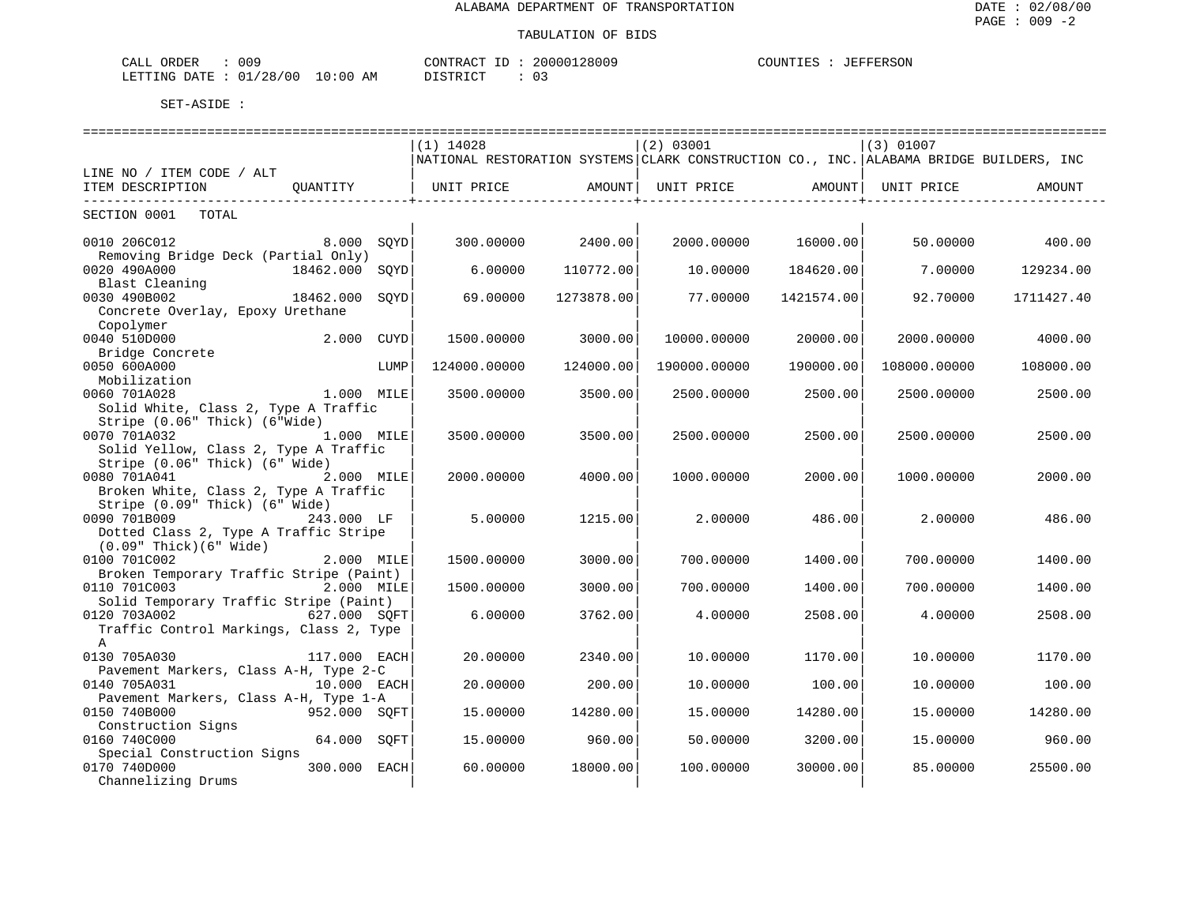ALABAMA DEPARTMENT OF TRANSPORTATION

TABULATION OF BIDS

CALL ORDER : 009 CONTRACT ID : 20000128009 COUNTIES : JEFFERSON
LETTING DATE : 01/28/00 10:00 AM DISTRICT : 03

SET-ASIDE :

| LINE NO / ITEM CODE / ALT ITEM DESCRIPTION | QUANTITY | (1) 14028 NATIONAL RESTORATION SYSTEMS UNIT PRICE | AMOUNT | (2) 03001 CLARK CONSTRUCTION CO., INC. UNIT PRICE | AMOUNT | (3) 01007 ALABAMA BRIDGE BUILDERS, INC UNIT PRICE | AMOUNT |
|---|---|---|---|---|---|---|---|
| SECTION 0001 TOTAL | | | | | | | |
| 0010 206C012 Removing Bridge Deck (Partial Only) | 8.000 SQYD | 300.00000 | 2400.00 | 2000.00000 | 16000.00 | 50.00000 | 400.00 |
| 0020 490A000 Blast Cleaning | 18462.000 SQYD | 6.00000 | 110772.00 | 10.00000 | 184620.00 | 7.00000 | 129234.00 |
| 0030 490B002 Concrete Overlay, Epoxy Urethane Copolymer | 18462.000 SQYD | 69.00000 | 1273878.00 | 77.00000 | 1421574.00 | 92.70000 | 1711427.40 |
| 0040 510D000 Bridge Concrete | 2.000 CUYD | 1500.00000 | 3000.00 | 10000.00000 | 20000.00 | 2000.00000 | 4000.00 |
| 0050 600A000 Mobilization | LUMP | 124000.00000 | 124000.00 | 190000.00000 | 190000.00 | 108000.00000 | 108000.00 |
| 0060 701A028 Solid White, Class 2, Type A Traffic Stripe (0.06" Thick) (6"Wide) | 1.000 MILE | 3500.00000 | 3500.00 | 2500.00000 | 2500.00 | 2500.00000 | 2500.00 |
| 0070 701A032 Solid Yellow, Class 2, Type A Traffic Stripe (0.06" Thick) (6" Wide) | 1.000 MILE | 3500.00000 | 3500.00 | 2500.00000 | 2500.00 | 2500.00000 | 2500.00 |
| 0080 701A041 Broken White, Class 2, Type A Traffic Stripe (0.09" Thick) (6" Wide) | 2.000 MILE | 2000.00000 | 4000.00 | 1000.00000 | 2000.00 | 1000.00000 | 2000.00 |
| 0090 701B009 Dotted Class 2, Type A Traffic Stripe (0.09" Thick)(6" Wide) | 243.000 LF | 5.00000 | 1215.00 | 2.00000 | 486.00 | 2.00000 | 486.00 |
| 0100 701C002 Broken Temporary Traffic Stripe (Paint) | 2.000 MILE | 1500.00000 | 3000.00 | 700.00000 | 1400.00 | 700.00000 | 1400.00 |
| 0110 701C003 Solid Temporary Traffic Stripe (Paint) | 2.000 MILE | 1500.00000 | 3000.00 | 700.00000 | 1400.00 | 700.00000 | 1400.00 |
| 0120 703A002 Traffic Control Markings, Class 2, Type A | 627.000 SQFT | 6.00000 | 3762.00 | 4.00000 | 2508.00 | 4.00000 | 2508.00 |
| 0130 705A030 Pavement Markers, Class A-H, Type 2-C | 117.000 EACH | 20.00000 | 2340.00 | 10.00000 | 1170.00 | 10.00000 | 1170.00 |
| 0140 705A031 Pavement Markers, Class A-H, Type 1-A | 10.000 EACH | 20.00000 | 200.00 | 10.00000 | 100.00 | 10.00000 | 100.00 |
| 0150 740B000 Construction Signs | 952.000 SQFT | 15.00000 | 14280.00 | 15.00000 | 14280.00 | 15.00000 | 14280.00 |
| 0160 740C000 Special Construction Signs | 64.000 SQFT | 15.00000 | 960.00 | 50.00000 | 3200.00 | 15.00000 | 960.00 |
| 0170 740D000 Channelizing Drums | 300.000 EACH | 60.00000 | 18000.00 | 100.00000 | 30000.00 | 85.00000 | 25500.00 |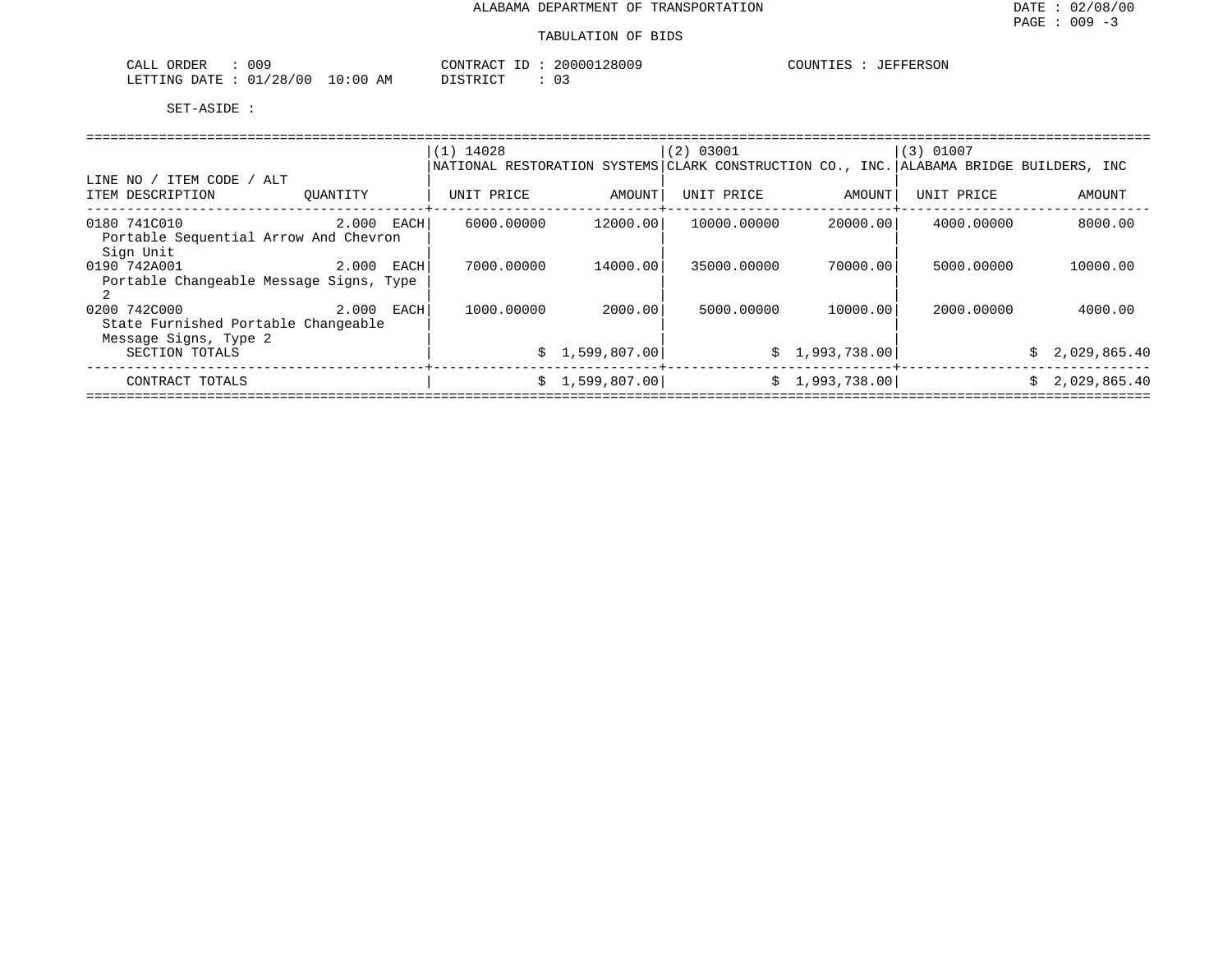# ALABAMA DEPARTMENT OF TRANSPORTATION

## TABULATION OF BIDS

CALL ORDER : 009 | CONTRACT ID : 20000128009 | COUNTIES : JEFFERSON
LETTING DATE : 01/28/00 10:00 AM | DISTRICT : 03

SET-ASIDE :

| LINE NO / ITEM CODE / ALT ITEM DESCRIPTION | QUANTITY | (1) 14028 NATIONAL RESTORATION SYSTEMS UNIT PRICE | AMOUNT | (2) 03001 CLARK CONSTRUCTION CO., INC. UNIT PRICE | AMOUNT | (3) 01007 ALABAMA BRIDGE BUILDERS, INC UNIT PRICE | AMOUNT |
|---|---|---|---|---|---|---|---|
| 0180 741C010 Portable Sequential Arrow And Chevron Sign Unit | 2.000 EACH | 6000.00000 | 12000.00 | 10000.00000 | 20000.00 | 4000.00000 | 8000.00 |
| 0190 742A001 Portable Changeable Message Signs, Type 2 | 2.000 EACH | 7000.00000 | 14000.00 | 35000.00000 | 70000.00 | 5000.00000 | 10000.00 |
| 0200 742C000 State Furnished Portable Changeable Message Signs, Type 2 | 2.000 EACH | 1000.00000 | 2000.00 | 5000.00000 | 10000.00 | 2000.00000 | 4000.00 |
| SECTION TOTALS | | | $ 1,599,807.00 | | $ 1,993,738.00 | | $ 2,029,865.40 |
| CONTRACT TOTALS | | | $ 1,599,807.00 | | $ 1,993,738.00 | | $ 2,029,865.40 |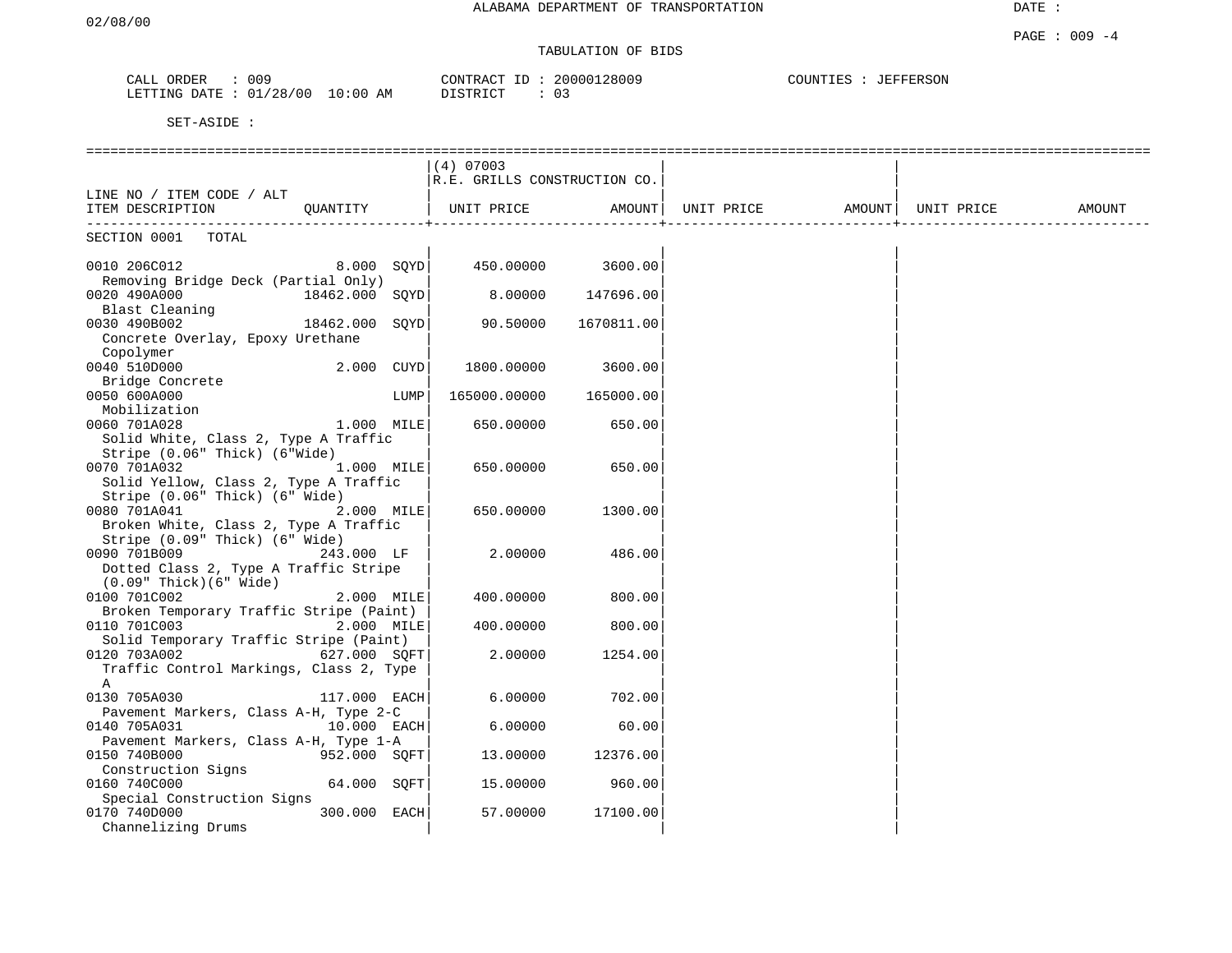ALABAMA DEPARTMENT OF TRANSPORTATION

02/08/00

TABULATION OF BIDS

CALL ORDER : 009 CONTRACT ID : 20000128009 COUNTIES : JEFFERSON
LETTING DATE : 01/28/00 10:00 AM DISTRICT : 03

SET-ASIDE :

| LINE NO / ITEM CODE / ALT ITEM DESCRIPTION | QUANTITY | (4) 07003 R.E. GRILLS CONSTRUCTION CO. UNIT PRICE | AMOUNT | UNIT PRICE | AMOUNT | UNIT PRICE | AMOUNT |
|---|---|---|---|---|---|---|---|
| SECTION 0001 TOTAL | | | | | | | |
| 0010 206C012 Removing Bridge Deck (Partial Only) | 8.000 SQYD | 450.00000 | 3600.00 | | | | |
| 0020 490A000 Blast Cleaning | 18462.000 SQYD | 8.00000 | 147696.00 | | | | |
| 0030 490B002 Concrete Overlay, Epoxy Urethane Copolymer | 18462.000 SQYD | 90.50000 | 1670811.00 | | | | |
| 0040 510D000 Bridge Concrete | 2.000 CUYD | 1800.00000 | 3600.00 | | | | |
| 0050 600A000 Mobilization | LUMP | 165000.00000 | 165000.00 | | | | |
| 0060 701A028 Solid White, Class 2, Type A Traffic Stripe (0.06" Thick) (6"Wide) | 1.000 MILE | 650.00000 | 650.00 | | | | |
| 0070 701A032 Solid Yellow, Class 2, Type A Traffic Stripe (0.06" Thick) (6" Wide) | 1.000 MILE | 650.00000 | 650.00 | | | | |
| 0080 701A041 Broken White, Class 2, Type A Traffic Stripe (0.09" Thick) (6" Wide) | 2.000 MILE | 650.00000 | 1300.00 | | | | |
| 0090 701B009 Dotted Class 2, Type A Traffic Stripe (0.09" Thick)(6" Wide) | 243.000 LF | 2.00000 | 486.00 | | | | |
| 0100 701C002 Broken Temporary Traffic Stripe (Paint) | 2.000 MILE | 400.00000 | 800.00 | | | | |
| 0110 701C003 Solid Temporary Traffic Stripe (Paint) | 2.000 MILE | 400.00000 | 800.00 | | | | |
| 0120 703A002 Traffic Control Markings, Class 2, Type A | 627.000 SQFT | 2.00000 | 1254.00 | | | | |
| 0130 705A030 Pavement Markers, Class A-H, Type 2-C | 117.000 EACH | 6.00000 | 702.00 | | | | |
| 0140 705A031 Pavement Markers, Class A-H, Type 1-A | 10.000 EACH | 6.00000 | 60.00 | | | | |
| 0150 740B000 Construction Signs | 952.000 SQFT | 13.00000 | 12376.00 | | | | |
| 0160 740C000 Special Construction Signs | 64.000 SQFT | 15.00000 | 960.00 | | | | |
| 0170 740D000 Channelizing Drums | 300.000 EACH | 57.00000 | 17100.00 | | | | |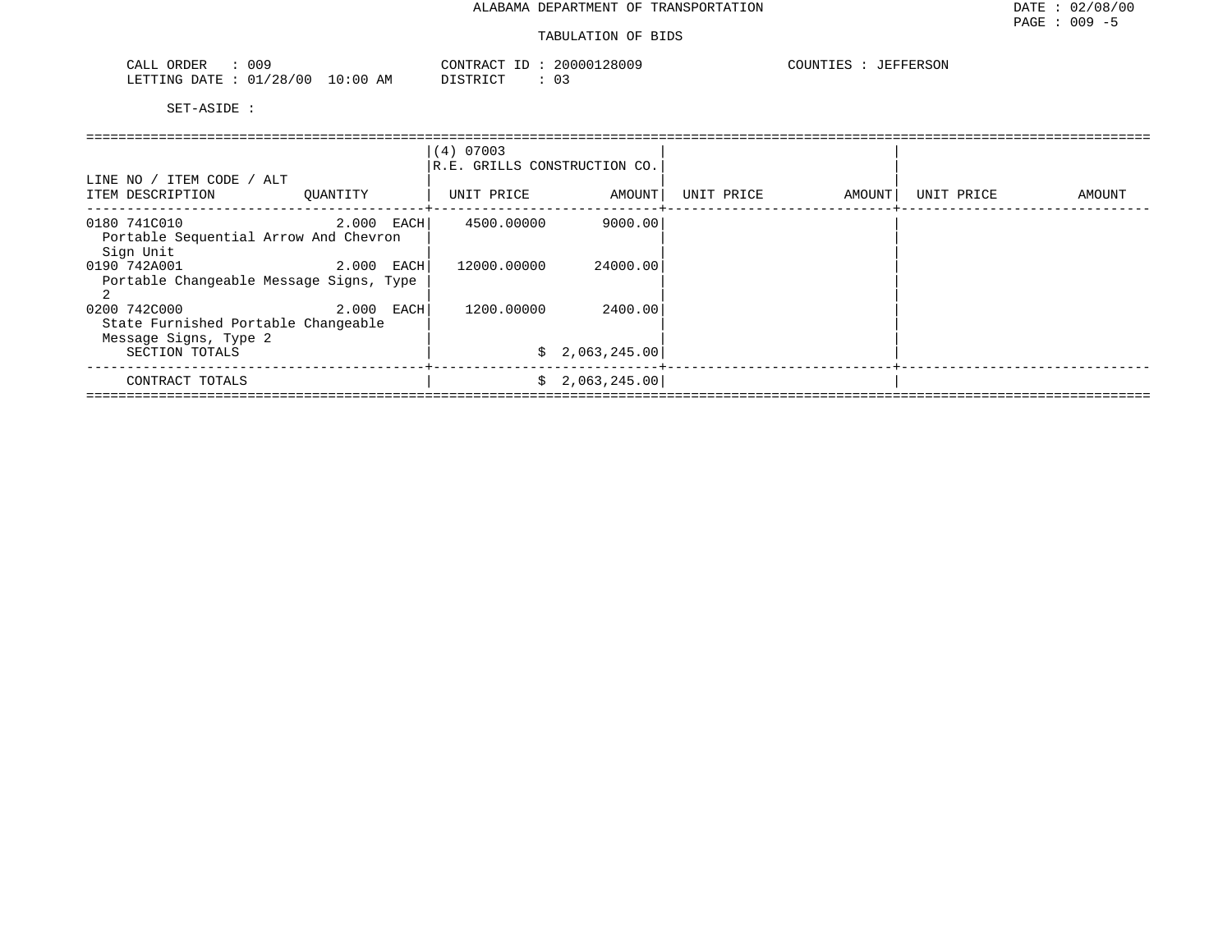ALABAMA DEPARTMENT OF TRANSPORTATION

TABULATION OF BIDS

CALL ORDER : 009
LETTING DATE : 01/28/00 10:00 AM

CONTRACT ID : 20000128009
DISTRICT : 03

COUNTIES : JEFFERSON

SET-ASIDE :

| LINE NO / ITEM CODE / ALT<br>ITEM DESCRIPTION | QUANTITY | (4) 07003<br>R.E. GRILLS CONSTRUCTION CO.<br>UNIT PRICE | AMOUNT | UNIT PRICE | AMOUNT | UNIT PRICE | AMOUNT |
|---|---|---|---|---|---|---|---|
| 0180 741C010<br>Portable Sequential Arrow And Chevron Sign Unit | 2.000 EACH | 4500.00000 | 9000.00 | | | | |
| 0190 742A001<br>Portable Changeable Message Signs, Type 2 | 2.000 EACH | 12000.00000 | 24000.00 | | | | |
| 0200 742C000<br>State Furnished Portable Changeable Message Signs, Type 2 | 2.000 EACH | 1200.00000 | 2400.00 | | | | |
| SECTION TOTALS | | | $ 2,063,245.00 | | | | |
| CONTRACT TOTALS | | | $ 2,063,245.00 | | | | |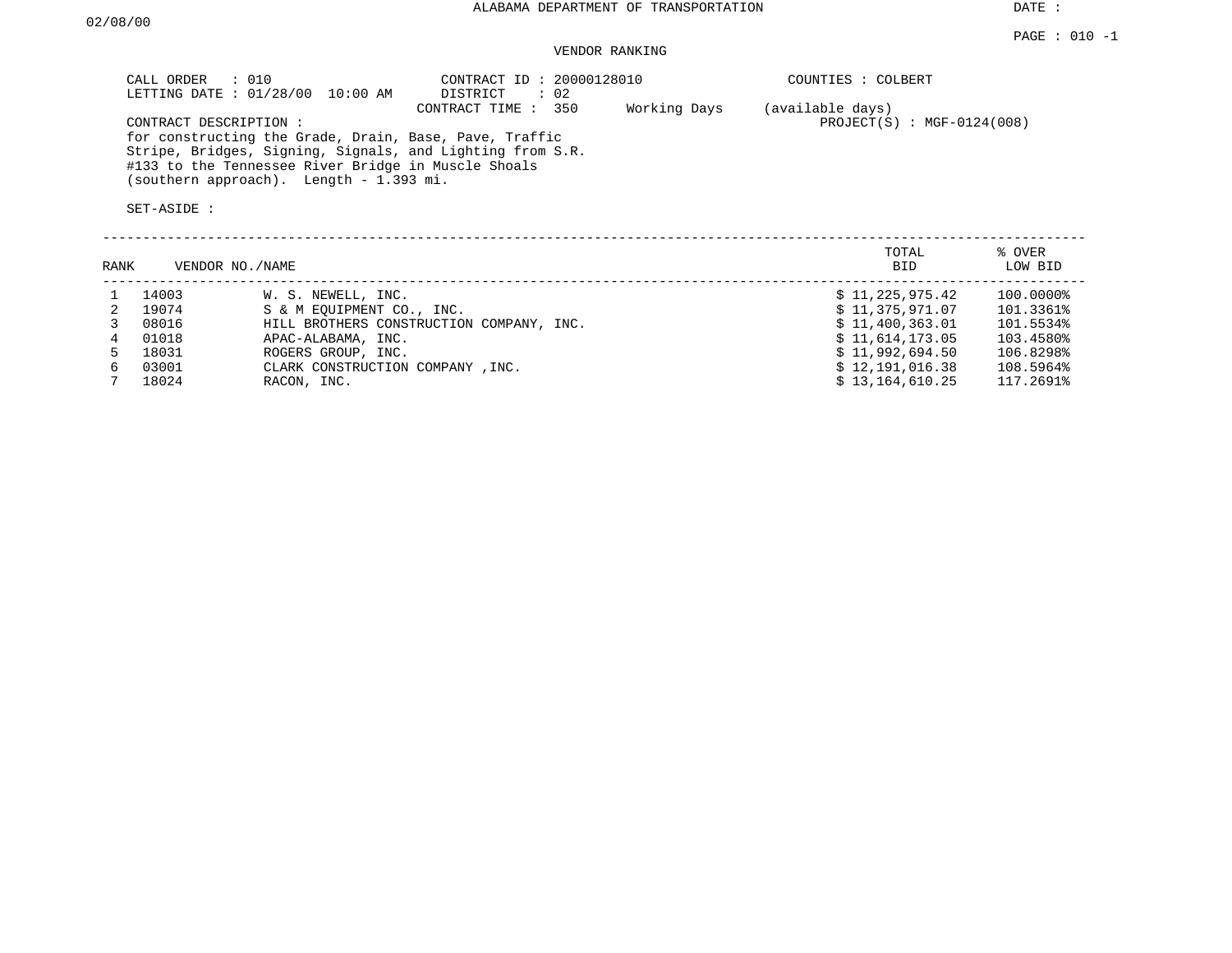ALABAMA DEPARTMENT OF TRANSPORTATION

DATE : 02/08/00

PAGE : 010 -1

VENDOR RANKING

CALL ORDER : 010
LETTING DATE : 01/28/00 10:00 AM

CONTRACT ID : 20000128010
DISTRICT : 02
CONTRACT TIME : 350 Working Days (available days)

COUNTIES : COLBERT

PROJECT(S) : MGF-0124(008)

CONTRACT DESCRIPTION :
for constructing the Grade, Drain, Base, Pave, Traffic Stripe, Bridges, Signing, Signals, and Lighting from S.R. #133 to the Tennessee River Bridge in Muscle Shoals (southern approach). Length - 1.393 mi.

SET-ASIDE :

| RANK | VENDOR NO. | NAME | TOTAL BID | % OVER LOW BID |
|---|---|---|---|---|
| 1 | 14003 | W. S. NEWELL, INC. | $ 11,225,975.42 | 100.0000% |
| 2 | 19074 | S & M EQUIPMENT CO., INC. | $ 11,375,971.07 | 101.3361% |
| 3 | 08016 | HILL BROTHERS CONSTRUCTION COMPANY, INC. | $ 11,400,363.01 | 101.5534% |
| 4 | 01018 | APAC-ALABAMA, INC. | $ 11,614,173.05 | 103.4580% |
| 5 | 18031 | ROGERS GROUP, INC. | $ 11,992,694.50 | 106.8298% |
| 6 | 03001 | CLARK CONSTRUCTION COMPANY ,INC. | $ 12,191,016.38 | 108.5964% |
| 7 | 18024 | RACON, INC. | $ 13,164,610.25 | 117.2691% |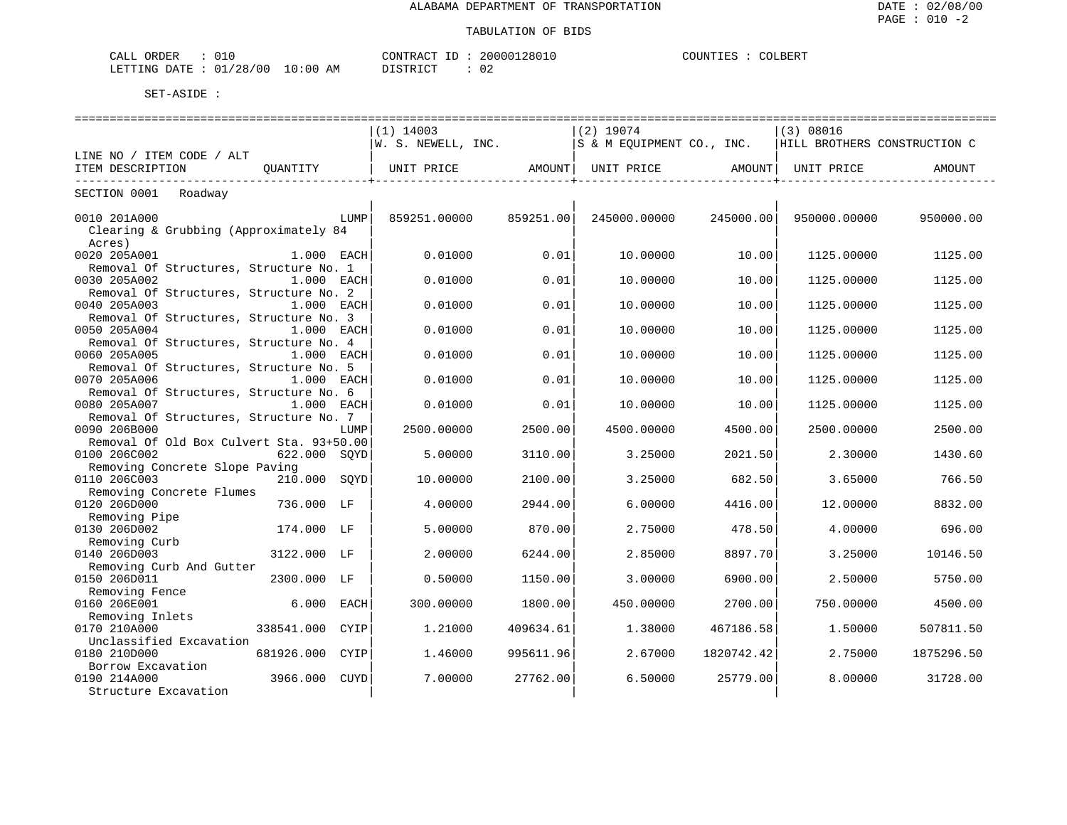ALABAMA DEPARTMENT OF TRANSPORTATION

TABULATION OF BIDS

DATE : 02/08/00
PAGE : 010 -2

CALL ORDER : 010 | CONTRACT ID : 20000128010 | COUNTIES : COLBERT
LETTING DATE : 01/28/00 10:00 AM | DISTRICT : 02

SET-ASIDE :

| LINE NO / ITEM CODE / ALT ITEM DESCRIPTION | QUANTITY | (1) 14003 W. S. NEWELL, INC. UNIT PRICE | AMOUNT | (2) 19074 S & M EQUIPMENT CO., INC. UNIT PRICE | AMOUNT | (3) 08016 HILL BROTHERS CONSTRUCTION C UNIT PRICE | AMOUNT |
|---|---|---|---|---|---|---|---|
| SECTION 0001 Roadway | | | | | | | |
| 0010 201A000 Clearing & Grubbing (Approximately 84 Acres) | LUMP | 859251.00000 | 859251.00 | 245000.00000 | 245000.00 | 950000.00000 | 950000.00 |
| 0020 205A001 Removal Of Structures, Structure No. 1 | 1.000 EACH | 0.01000 | 0.01 | 10.00000 | 10.00 | 1125.00000 | 1125.00 |
| 0030 205A002 Removal Of Structures, Structure No. 2 | 1.000 EACH | 0.01000 | 0.01 | 10.00000 | 10.00 | 1125.00000 | 1125.00 |
| 0040 205A003 Removal Of Structures, Structure No. 3 | 1.000 EACH | 0.01000 | 0.01 | 10.00000 | 10.00 | 1125.00000 | 1125.00 |
| 0050 205A004 Removal Of Structures, Structure No. 4 | 1.000 EACH | 0.01000 | 0.01 | 10.00000 | 10.00 | 1125.00000 | 1125.00 |
| 0060 205A005 Removal Of Structures, Structure No. 5 | 1.000 EACH | 0.01000 | 0.01 | 10.00000 | 10.00 | 1125.00000 | 1125.00 |
| 0070 205A006 Removal Of Structures, Structure No. 6 | 1.000 EACH | 0.01000 | 0.01 | 10.00000 | 10.00 | 1125.00000 | 1125.00 |
| 0080 205A007 Removal Of Structures, Structure No. 7 | 1.000 EACH | 0.01000 | 0.01 | 10.00000 | 10.00 | 1125.00000 | 1125.00 |
| 0090 206B000 Removal Of Old Box Culvert Sta. 93+50.00 | LUMP | 2500.00000 | 2500.00 | 4500.00000 | 4500.00 | 2500.00000 | 2500.00 |
| 0100 206C002 Removing Concrete Slope Paving | 622.000 SQYD | 5.00000 | 3110.00 | 3.25000 | 2021.50 | 2.30000 | 1430.60 |
| 0110 206C003 Removing Concrete Flumes | 210.000 SQYD | 10.00000 | 2100.00 | 3.25000 | 682.50 | 3.65000 | 766.50 |
| 0120 206D000 Removing Pipe | 736.000 LF | 4.00000 | 2944.00 | 6.00000 | 4416.00 | 12.00000 | 8832.00 |
| 0130 206D002 Removing Curb | 174.000 LF | 5.00000 | 870.00 | 2.75000 | 478.50 | 4.00000 | 696.00 |
| 0140 206D003 Removing Curb And Gutter | 3122.000 LF | 2.00000 | 6244.00 | 2.85000 | 8897.70 | 3.25000 | 10146.50 |
| 0150 206D011 Removing Fence | 2300.000 LF | 0.50000 | 1150.00 | 3.00000 | 6900.00 | 2.50000 | 5750.00 |
| 0160 206E001 Removing Inlets | 6.000 EACH | 300.00000 | 1800.00 | 450.00000 | 2700.00 | 750.00000 | 4500.00 |
| 0170 210A000 Unclassified Excavation | 338541.000 CYIP | 1.21000 | 409634.61 | 1.38000 | 467186.58 | 1.50000 | 507811.50 |
| 0180 210D000 Borrow Excavation | 681926.000 CYIP | 1.46000 | 995611.96 | 2.67000 | 1820742.42 | 2.75000 | 1875296.50 |
| 0190 214A000 Structure Excavation | 3966.000 CUYD | 7.00000 | 27762.00 | 6.50000 | 25779.00 | 8.00000 | 31728.00 |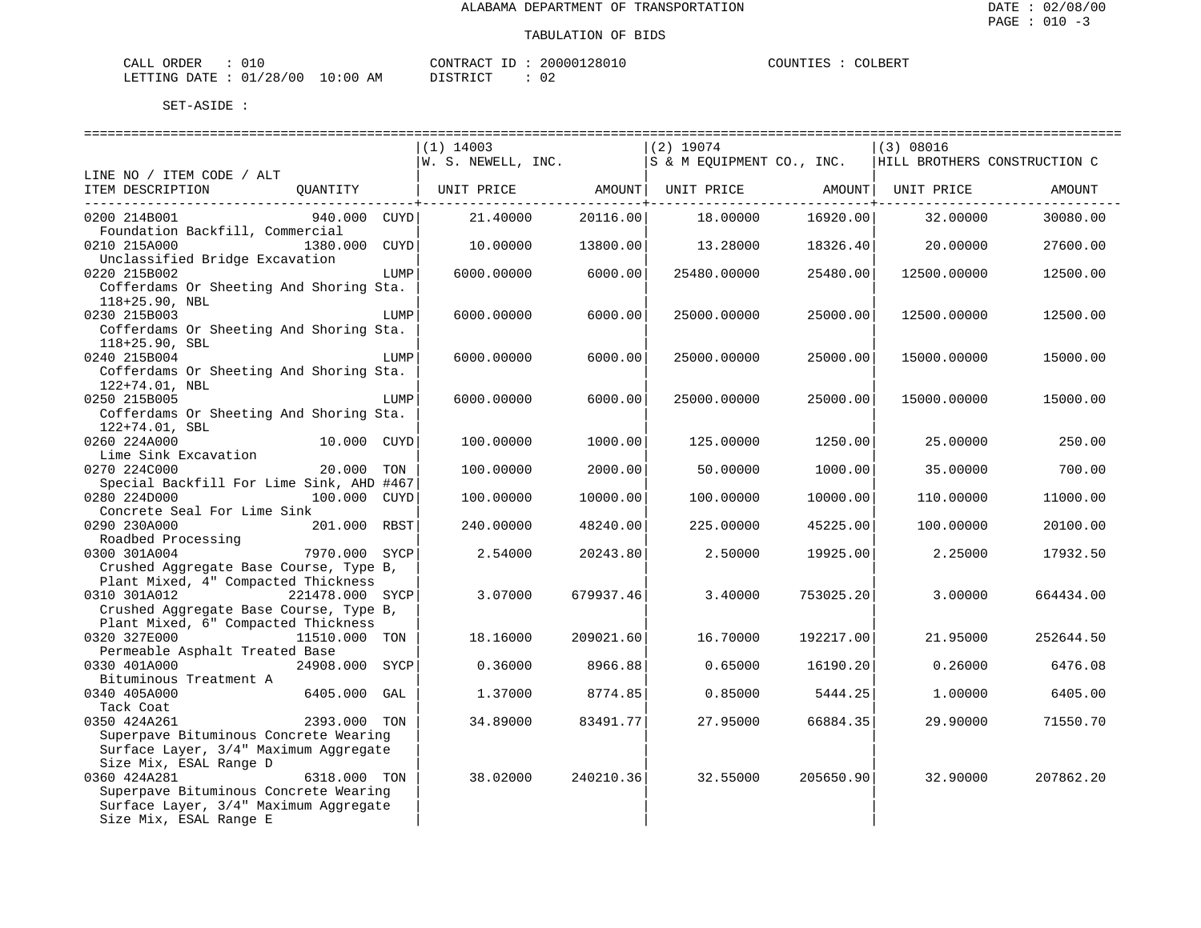ALABAMA DEPARTMENT OF TRANSPORTATION

DATE : 02/08/00

PAGE : 010 -3

TABULATION OF BIDS

CALL ORDER : 010 CONTRACT ID : 20000128010 COUNTIES : COLBERT

LETTING DATE : 01/28/00 10:00 AM DISTRICT : 02

SET-ASIDE :

| LINE NO / ITEM CODE / ALT ITEM DESCRIPTION | QUANTITY | (1) 14003 W. S. NEWELL, INC. UNIT PRICE | AMOUNT | (2) 19074 S & M EQUIPMENT CO., INC. UNIT PRICE | AMOUNT | (3) 08016 HILL BROTHERS CONSTRUCTION C UNIT PRICE | AMOUNT |
|---|---|---|---|---|---|---|---|
| 0200 214B001 Foundation Backfill, Commercial | 940.000 CUYD | 21.40000 | 20116.00 | 18.00000 | 16920.00 | 32.00000 | 30080.00 |
| 0210 215A000 Unclassified Bridge Excavation | 1380.000 CUYD | 10.00000 | 13800.00 | 13.28000 | 18326.40 | 20.00000 | 27600.00 |
| 0220 215B002 Cofferdams Or Sheeting And Shoring Sta. 118+25.90, NBL | LUMP | 6000.00000 | 6000.00 | 25480.00000 | 25480.00 | 12500.00000 | 12500.00 |
| 0230 215B003 Cofferdams Or Sheeting And Shoring Sta. 118+25.90, SBL | LUMP | 6000.00000 | 6000.00 | 25000.00000 | 25000.00 | 12500.00000 | 12500.00 |
| 0240 215B004 Cofferdams Or Sheeting And Shoring Sta. 122+74.01, NBL | LUMP | 6000.00000 | 6000.00 | 25000.00000 | 25000.00 | 15000.00000 | 15000.00 |
| 0250 215B005 Cofferdams Or Sheeting And Shoring Sta. 122+74.01, SBL | LUMP | 6000.00000 | 6000.00 | 25000.00000 | 25000.00 | 15000.00000 | 15000.00 |
| 0260 224A000 Lime Sink Excavation | 10.000 CUYD | 100.00000 | 1000.00 | 125.00000 | 1250.00 | 25.00000 | 250.00 |
| 0270 224C000 Special Backfill For Lime Sink, AHD #467 | 20.000 TON | 100.00000 | 2000.00 | 50.00000 | 1000.00 | 35.00000 | 700.00 |
| 0280 224D000 Concrete Seal For Lime Sink | 100.000 CUYD | 100.00000 | 10000.00 | 100.00000 | 10000.00 | 110.00000 | 11000.00 |
| 0290 230A000 Roadbed Processing | 201.000 RBST | 240.00000 | 48240.00 | 225.00000 | 45225.00 | 100.00000 | 20100.00 |
| 0300 301A004 Crushed Aggregate Base Course, Type B, Plant Mixed, 4" Compacted Thickness | 7970.000 SYCP | 2.54000 | 20243.80 | 2.50000 | 19925.00 | 2.25000 | 17932.50 |
| 0310 301A012 Crushed Aggregate Base Course, Type B, Plant Mixed, 6" Compacted Thickness | 221478.000 SYCP | 3.07000 | 679937.46 | 3.40000 | 753025.20 | 3.00000 | 664434.00 |
| 0320 327E000 Permeable Asphalt Treated Base | 11510.000 TON | 18.16000 | 209021.60 | 16.70000 | 192217.00 | 21.95000 | 252644.50 |
| 0330 401A000 Bituminous Treatment A | 24908.000 SYCP | 0.36000 | 8966.88 | 0.65000 | 16190.20 | 0.26000 | 6476.08 |
| 0340 405A000 Tack Coat | 6405.000 GAL | 1.37000 | 8774.85 | 0.85000 | 5444.25 | 1.00000 | 6405.00 |
| 0350 424A261 Superpave Bituminous Concrete Wearing Surface Layer, 3/4" Maximum Aggregate Size Mix, ESAL Range D | 2393.000 TON | 34.89000 | 83491.77 | 27.95000 | 66884.35 | 29.90000 | 71550.70 |
| 0360 424A281 Superpave Bituminous Concrete Wearing Surface Layer, 3/4" Maximum Aggregate Size Mix, ESAL Range E | 6318.000 TON | 38.02000 | 240210.36 | 32.55000 | 205650.90 | 32.90000 | 207862.20 |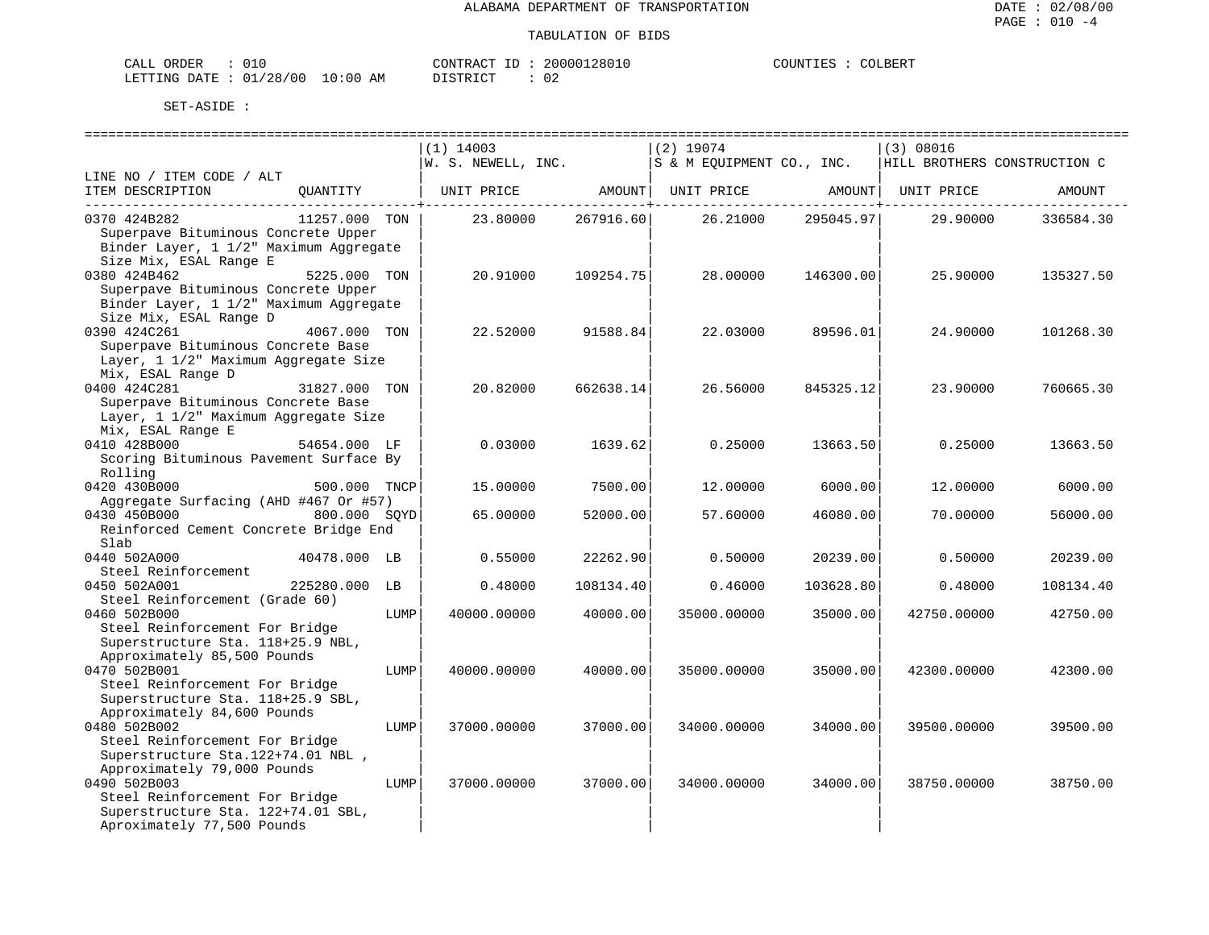ALABAMA DEPARTMENT OF TRANSPORTATION

TABULATION OF BIDS

CALL ORDER : 010 CONTRACT ID : 20000128010 COUNTIES : COLBERT
LETTING DATE : 01/28/00 10:00 AM DISTRICT : 02

SET-ASIDE :

| LINE NO / ITEM CODE / ALT ITEM DESCRIPTION | QUANTITY | (1) 14003 W. S. NEWELL, INC. UNIT PRICE | AMOUNT | (2) 19074 S & M EQUIPMENT CO., INC. UNIT PRICE | AMOUNT | (3) 08016 HILL BROTHERS CONSTRUCTION C UNIT PRICE | AMOUNT |
|---|---|---|---|---|---|---|---|
| 0370 424B282 Superpave Bituminous Concrete Upper Binder Layer, 1 1/2" Maximum Aggregate Size Mix, ESAL Range E | 11257.000 TON | 23.80000 | 267916.60 | 26.21000 | 295045.97 | 29.90000 | 336584.30 |
| 0380 424B462 Superpave Bituminous Concrete Upper Binder Layer, 1 1/2" Maximum Aggregate Size Mix, ESAL Range D | 5225.000 TON | 20.91000 | 109254.75 | 28.00000 | 146300.00 | 25.90000 | 135327.50 |
| 0390 424C261 Superpave Bituminous Concrete Base Layer, 1 1/2" Maximum Aggregate Size Mix, ESAL Range D | 4067.000 TON | 22.52000 | 91588.84 | 22.03000 | 89596.01 | 24.90000 | 101268.30 |
| 0400 424C281 Superpave Bituminous Concrete Base Layer, 1 1/2" Maximum Aggregate Size Mix, ESAL Range E | 31827.000 TON | 20.82000 | 662638.14 | 26.56000 | 845325.12 | 23.90000 | 760665.30 |
| 0410 428B000 Scoring Bituminous Pavement Surface By Rolling | 54654.000 LF | 0.03000 | 1639.62 | 0.25000 | 13663.50 | 0.25000 | 13663.50 |
| 0420 430B000 Aggregate Surfacing (AHD #467 Or #57) | 500.000 TNCP | 15.00000 | 7500.00 | 12.00000 | 6000.00 | 12.00000 | 6000.00 |
| 0430 450B000 Reinforced Cement Concrete Bridge End Slab | 800.000 SQYD | 65.00000 | 52000.00 | 57.60000 | 46080.00 | 70.00000 | 56000.00 |
| 0440 502A000 Steel Reinforcement | 40478.000 LB | 0.55000 | 22262.90 | 0.50000 | 20239.00 | 0.50000 | 20239.00 |
| 0450 502A001 Steel Reinforcement (Grade 60) | 225280.000 LB | 0.48000 | 108134.40 | 0.46000 | 103628.80 | 0.48000 | 108134.40 |
| 0460 502B000 Steel Reinforcement For Bridge Superstructure Sta. 118+25.9 NBL, Approximately 85,500 Pounds | LUMP | 40000.00000 | 40000.00 | 35000.00000 | 35000.00 | 42750.00000 | 42750.00 |
| 0470 502B001 Steel Reinforcement For Bridge Superstructure Sta. 118+25.9 SBL, Approximately 84,600 Pounds | LUMP | 40000.00000 | 40000.00 | 35000.00000 | 35000.00 | 42300.00000 | 42300.00 |
| 0480 502B002 Steel Reinforcement For Bridge Superstructure Sta.122+74.01 NBL , Approximately 79,000 Pounds | LUMP | 37000.00000 | 37000.00 | 34000.00000 | 34000.00 | 39500.00000 | 39500.00 |
| 0490 502B003 Steel Reinforcement For Bridge Superstructure Sta. 122+74.01 SBL, Aproximately 77,500 Pounds | LUMP | 37000.00000 | 37000.00 | 34000.00000 | 34000.00 | 38750.00000 | 38750.00 |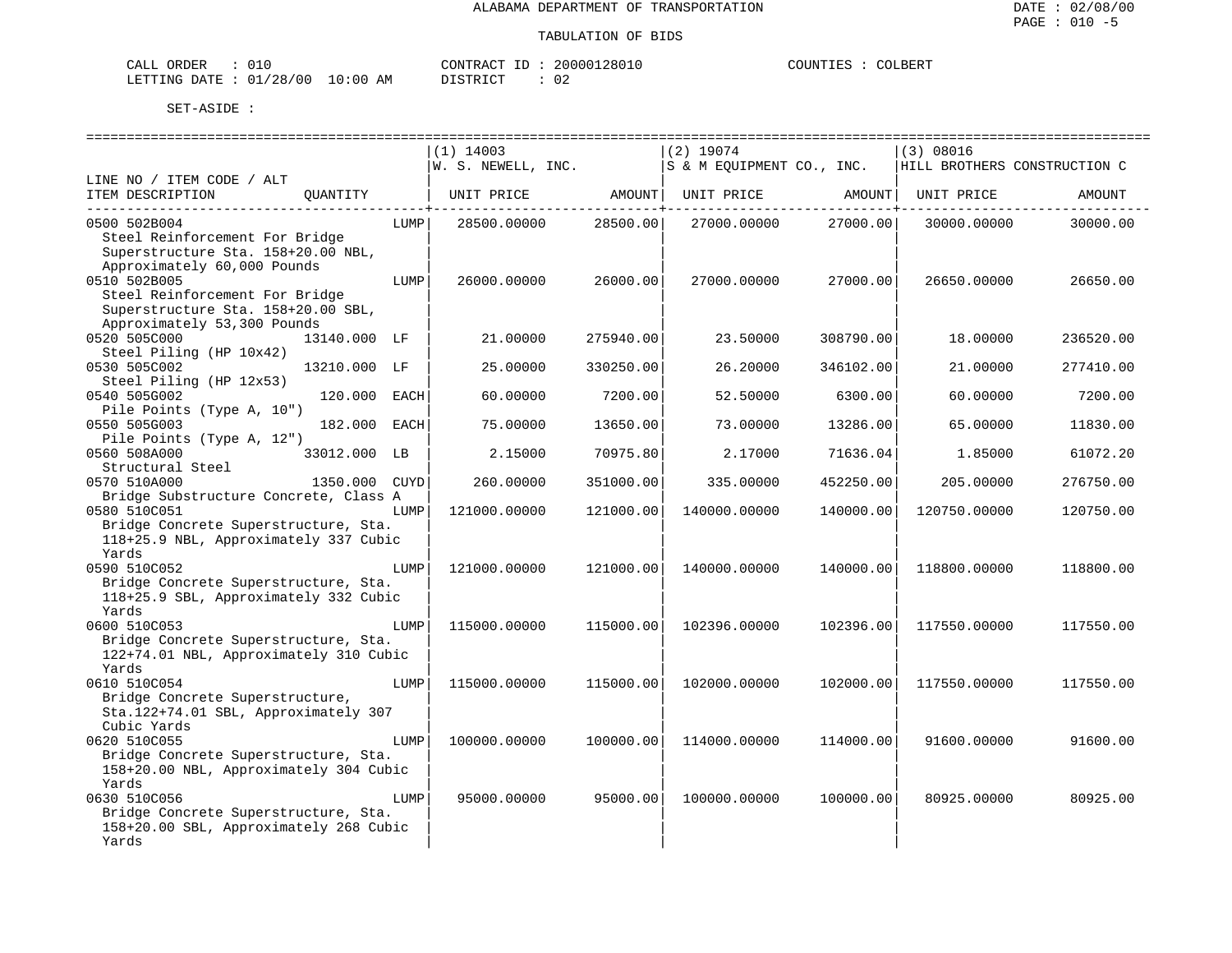ALABAMA DEPARTMENT OF TRANSPORTATION

TABULATION OF BIDS

CALL ORDER : 010    CONTRACT ID : 20000128010    COUNTIES : COLBERT
LETTING DATE : 01/28/00 10:00 AM    DISTRICT : 02

SET-ASIDE :

| LINE NO / ITEM CODE / ALT ITEM DESCRIPTION | QUANTITY | (1) 14003 W. S. NEWELL, INC. UNIT PRICE | AMOUNT | (2) 19074 S & M EQUIPMENT CO., INC. UNIT PRICE | AMOUNT | (3) 08016 HILL BROTHERS CONSTRUCTION C UNIT PRICE | AMOUNT |
|---|---|---|---|---|---|---|---|
| 0500 502B004 Steel Reinforcement For Bridge Superstructure Sta. 158+20.00 NBL, Approximately 60,000 Pounds | LUMP | 28500.00000 | 28500.00 | 27000.00000 | 27000.00 | 30000.00000 | 30000.00 |
| 0510 502B005 Steel Reinforcement For Bridge Superstructure Sta. 158+20.00 SBL, Approximately 53,300 Pounds | LUMP | 26000.00000 | 26000.00 | 27000.00000 | 27000.00 | 26650.00000 | 26650.00 |
| 0520 505C000 Steel Piling (HP 10x42) | 13140.000 LF | 21.00000 | 275940.00 | 23.50000 | 308790.00 | 18.00000 | 236520.00 |
| 0530 505C002 Steel Piling (HP 12x53) | 13210.000 LF | 25.00000 | 330250.00 | 26.20000 | 346102.00 | 21.00000 | 277410.00 |
| 0540 505G002 Pile Points (Type A, 10") | 120.000 EACH | 60.00000 | 7200.00 | 52.50000 | 6300.00 | 60.00000 | 7200.00 |
| 0550 505G003 Pile Points (Type A, 12") | 182.000 EACH | 75.00000 | 13650.00 | 73.00000 | 13286.00 | 65.00000 | 11830.00 |
| 0560 508A000 Structural Steel | 33012.000 LB | 2.15000 | 70975.80 | 2.17000 | 71636.04 | 1.85000 | 61072.20 |
| 0570 510A000 Bridge Substructure Concrete, Class A | 1350.000 CUYD | 260.00000 | 351000.00 | 335.00000 | 452250.00 | 205.00000 | 276750.00 |
| 0580 510C051 Bridge Concrete Superstructure, Sta. 118+25.9 NBL, Approximately 337 Cubic Yards | LUMP | 121000.00000 | 121000.00 | 140000.00000 | 140000.00 | 120750.00000 | 120750.00 |
| 0590 510C052 Bridge Concrete Superstructure, Sta. 118+25.9 SBL, Approximately 332 Cubic Yards | LUMP | 121000.00000 | 121000.00 | 140000.00000 | 140000.00 | 118800.00000 | 118800.00 |
| 0600 510C053 Bridge Concrete Superstructure, Sta. 122+74.01 NBL, Approximately 310 Cubic Yards | LUMP | 115000.00000 | 115000.00 | 102396.00000 | 102396.00 | 117550.00000 | 117550.00 |
| 0610 510C054 Bridge Concrete Superstructure, Sta.122+74.01 SBL, Approximately 307 Cubic Yards | LUMP | 115000.00000 | 115000.00 | 102000.00000 | 102000.00 | 117550.00000 | 117550.00 |
| 0620 510C055 Bridge Concrete Superstructure, Sta. 158+20.00 NBL, Approximately 304 Cubic Yards | LUMP | 100000.00000 | 100000.00 | 114000.00000 | 114000.00 | 91600.00000 | 91600.00 |
| 0630 510C056 Bridge Concrete Superstructure, Sta. 158+20.00 SBL, Approximately 268 Cubic Yards | LUMP | 95000.00000 | 95000.00 | 100000.00000 | 100000.00 | 80925.00000 | 80925.00 |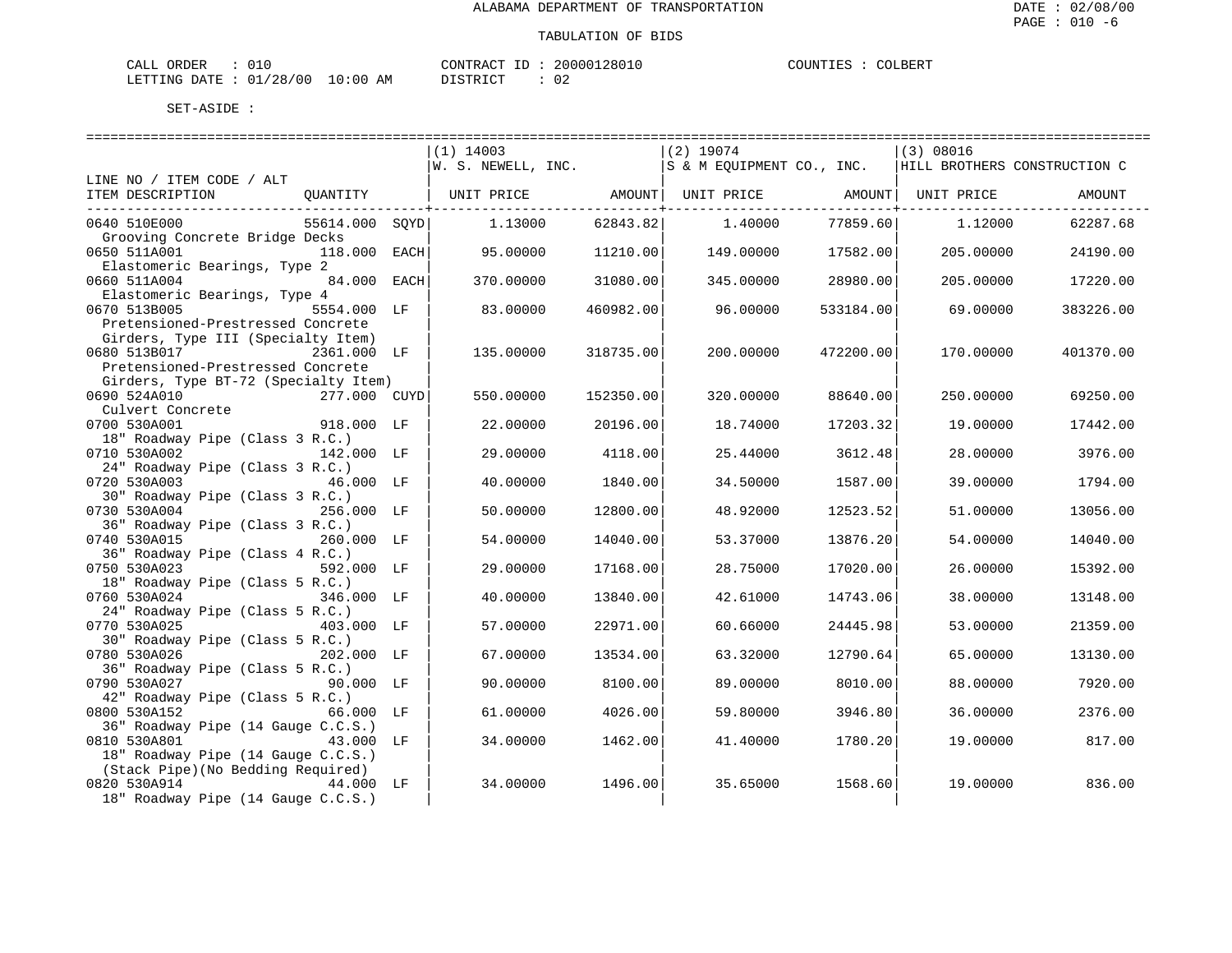ALABAMA DEPARTMENT OF TRANSPORTATION

TABULATION OF BIDS

DATE : 02/08/00
PAGE : 010 -6

CALL ORDER : 010　　CONTRACT ID : 20000128010　　COUNTIES : COLBERT
LETTING DATE : 01/28/00 10:00 AM　　DISTRICT : 02

SET-ASIDE :

| LINE NO / ITEM CODE / ALT ITEM DESCRIPTION | QUANTITY | | (1) 14003 W. S. NEWELL, INC. UNIT PRICE | AMOUNT | (2) 19074 S & M EQUIPMENT CO., INC. UNIT PRICE | AMOUNT | (3) 08016 HILL BROTHERS CONSTRUCTION C UNIT PRICE | AMOUNT |
|---|---|---|---|---|---|---|---|---|
| 0640 510E000 Grooving Concrete Bridge Decks | 55614.000 | SQYD | 1.13000 | 62843.82 | 1.40000 | 77859.60 | 1.12000 | 62287.68 |
| 0650 511A001 Elastomeric Bearings, Type 2 | 118.000 | EACH | 95.00000 | 11210.00 | 149.00000 | 17582.00 | 205.00000 | 24190.00 |
| 0660 511A004 Elastomeric Bearings, Type 4 | 84.000 | EACH | 370.00000 | 31080.00 | 345.00000 | 28980.00 | 205.00000 | 17220.00 |
| 0670 513B005 Pretensioned-Prestressed Concrete Girders, Type III (Specialty Item) | 5554.000 | LF | 83.00000 | 460982.00 | 96.00000 | 533184.00 | 69.00000 | 383226.00 |
| 0680 513B017 Pretensioned-Prestressed Concrete Girders, Type BT-72 (Specialty Item) | 2361.000 | LF | 135.00000 | 318735.00 | 200.00000 | 472200.00 | 170.00000 | 401370.00 |
| 0690 524A010 Culvert Concrete | 277.000 | CUYD | 550.00000 | 152350.00 | 320.00000 | 88640.00 | 250.00000 | 69250.00 |
| 0700 530A001 18" Roadway Pipe (Class 3 R.C.) | 918.000 | LF | 22.00000 | 20196.00 | 18.74000 | 17203.32 | 19.00000 | 17442.00 |
| 0710 530A002 24" Roadway Pipe (Class 3 R.C.) | 142.000 | LF | 29.00000 | 4118.00 | 25.44000 | 3612.48 | 28.00000 | 3976.00 |
| 0720 530A003 30" Roadway Pipe (Class 3 R.C.) | 46.000 | LF | 40.00000 | 1840.00 | 34.50000 | 1587.00 | 39.00000 | 1794.00 |
| 0730 530A004 36" Roadway Pipe (Class 3 R.C.) | 256.000 | LF | 50.00000 | 12800.00 | 48.92000 | 12523.52 | 51.00000 | 13056.00 |
| 0740 530A015 36" Roadway Pipe (Class 4 R.C.) | 260.000 | LF | 54.00000 | 14040.00 | 53.37000 | 13876.20 | 54.00000 | 14040.00 |
| 0750 530A023 18" Roadway Pipe (Class 5 R.C.) | 592.000 | LF | 29.00000 | 17168.00 | 28.75000 | 17020.00 | 26.00000 | 15392.00 |
| 0760 530A024 24" Roadway Pipe (Class 5 R.C.) | 346.000 | LF | 40.00000 | 13840.00 | 42.61000 | 14743.06 | 38.00000 | 13148.00 |
| 0770 530A025 30" Roadway Pipe (Class 5 R.C.) | 403.000 | LF | 57.00000 | 22971.00 | 60.66000 | 24445.98 | 53.00000 | 21359.00 |
| 0780 530A026 36" Roadway Pipe (Class 5 R.C.) | 202.000 | LF | 67.00000 | 13534.00 | 63.32000 | 12790.64 | 65.00000 | 13130.00 |
| 0790 530A027 42" Roadway Pipe (Class 5 R.C.) | 90.000 | LF | 90.00000 | 8100.00 | 89.00000 | 8010.00 | 88.00000 | 7920.00 |
| 0800 530A152 36" Roadway Pipe (14 Gauge C.C.S.) | 66.000 | LF | 61.00000 | 4026.00 | 59.80000 | 3946.80 | 36.00000 | 2376.00 |
| 0810 530A801 18" Roadway Pipe (14 Gauge C.C.S.) (Stack Pipe)(No Bedding Required) | 43.000 | LF | 34.00000 | 1462.00 | 41.40000 | 1780.20 | 19.00000 | 817.00 |
| 0820 530A914 18" Roadway Pipe (14 Gauge C.C.S.) | 44.000 | LF | 34.00000 | 1496.00 | 35.65000 | 1568.60 | 19.00000 | 836.00 |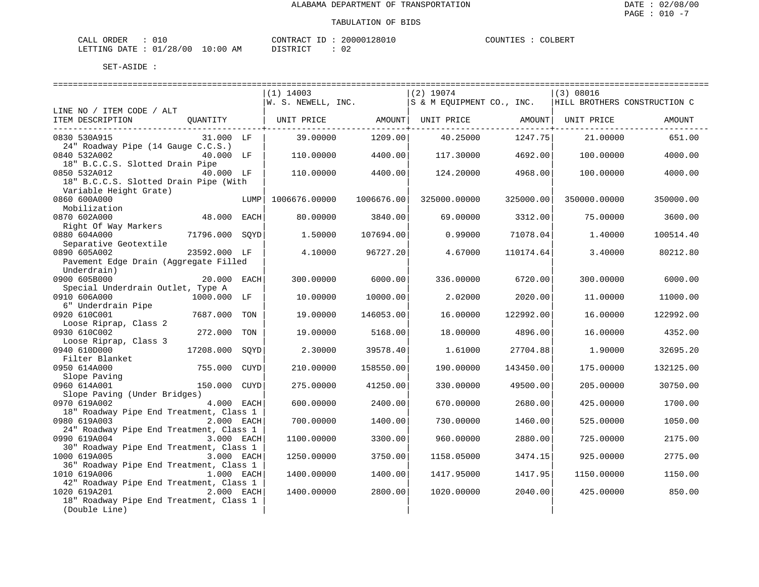ALABAMA DEPARTMENT OF TRANSPORTATION

TABULATION OF BIDS

CALL ORDER : 010 CONTRACT ID : 20000128010 COUNTIES : COLBERT
LETTING DATE : 01/28/00 10:00 AM DISTRICT : 02

SET-ASIDE :

| LINE NO / ITEM CODE / ALT ITEM DESCRIPTION | QUANTITY | (1) 14003 W. S. NEWELL, INC. UNIT PRICE | AMOUNT | (2) 19074 S & M EQUIPMENT CO., INC. UNIT PRICE | AMOUNT | (3) 08016 HILL BROTHERS CONSTRUCTION C UNIT PRICE | AMOUNT |
|---|---|---|---|---|---|---|---|
| 0830 530A915 24" Roadway Pipe (14 Gauge C.C.S.) | 31.000 LF | 39.00000 | 1209.00 | 40.25000 | 1247.75 | 21.00000 | 651.00 |
| 0840 532A002 18" B.C.C.S. Slotted Drain Pipe | 40.000 LF | 110.00000 | 4400.00 | 117.30000 | 4692.00 | 100.00000 | 4000.00 |
| 0850 532A012 18" B.C.C.S. Slotted Drain Pipe (With Variable Height Grate) | 40.000 LF | 110.00000 | 4400.00 | 124.20000 | 4968.00 | 100.00000 | 4000.00 |
| 0860 600A000 Mobilization | LUMP | 1006676.00000 | 1006676.00 | 325000.00000 | 325000.00 | 350000.00000 | 350000.00 |
| 0870 602A000 Right Of Way Markers | 48.000 EACH | 80.00000 | 3840.00 | 69.00000 | 3312.00 | 75.00000 | 3600.00 |
| 0880 604A000 Separative Geotextile | 71796.000 SQYD | 1.50000 | 107694.00 | 0.99000 | 71078.04 | 1.40000 | 100514.40 |
| 0890 605A002 Pavement Edge Drain (Aggregate Filled Underdrain) | 23592.000 LF | 4.10000 | 96727.20 | 4.67000 | 110174.64 | 3.40000 | 80212.80 |
| 0900 605B000 Special Underdrain Outlet, Type A | 20.000 EACH | 300.00000 | 6000.00 | 336.00000 | 6720.00 | 300.00000 | 6000.00 |
| 0910 606A000 6" Underdrain Pipe | 1000.000 LF | 10.00000 | 10000.00 | 2.02000 | 2020.00 | 11.00000 | 11000.00 |
| 0920 610C001 Loose Riprap, Class 2 | 7687.000 TON | 19.00000 | 146053.00 | 16.00000 | 122992.00 | 16.00000 | 122992.00 |
| 0930 610C002 Loose Riprap, Class 3 | 272.000 TON | 19.00000 | 5168.00 | 18.00000 | 4896.00 | 16.00000 | 4352.00 |
| 0940 610D000 Filter Blanket | 17208.000 SQYD | 2.30000 | 39578.40 | 1.61000 | 27704.88 | 1.90000 | 32695.20 |
| 0950 614A000 Slope Paving | 755.000 CUYD | 210.00000 | 158550.00 | 190.00000 | 143450.00 | 175.00000 | 132125.00 |
| 0960 614A001 Slope Paving (Under Bridges) | 150.000 CUYD | 275.00000 | 41250.00 | 330.00000 | 49500.00 | 205.00000 | 30750.00 |
| 0970 619A002 18" Roadway Pipe End Treatment, Class 1 | 4.000 EACH | 600.00000 | 2400.00 | 670.00000 | 2680.00 | 425.00000 | 1700.00 |
| 0980 619A003 24" Roadway Pipe End Treatment, Class 1 | 2.000 EACH | 700.00000 | 1400.00 | 730.00000 | 1460.00 | 525.00000 | 1050.00 |
| 0990 619A004 30" Roadway Pipe End Treatment, Class 1 | 3.000 EACH | 1100.00000 | 3300.00 | 960.00000 | 2880.00 | 725.00000 | 2175.00 |
| 1000 619A005 36" Roadway Pipe End Treatment, Class 1 | 3.000 EACH | 1250.00000 | 3750.00 | 1158.05000 | 3474.15 | 925.00000 | 2775.00 |
| 1010 619A006 42" Roadway Pipe End Treatment, Class 1 | 1.000 EACH | 1400.00000 | 1400.00 | 1417.95000 | 1417.95 | 1150.00000 | 1150.00 |
| 1020 619A201 18" Roadway Pipe End Treatment, Class 1 (Double Line) | 2.000 EACH | 1400.00000 | 2800.00 | 1020.00000 | 2040.00 | 425.00000 | 850.00 |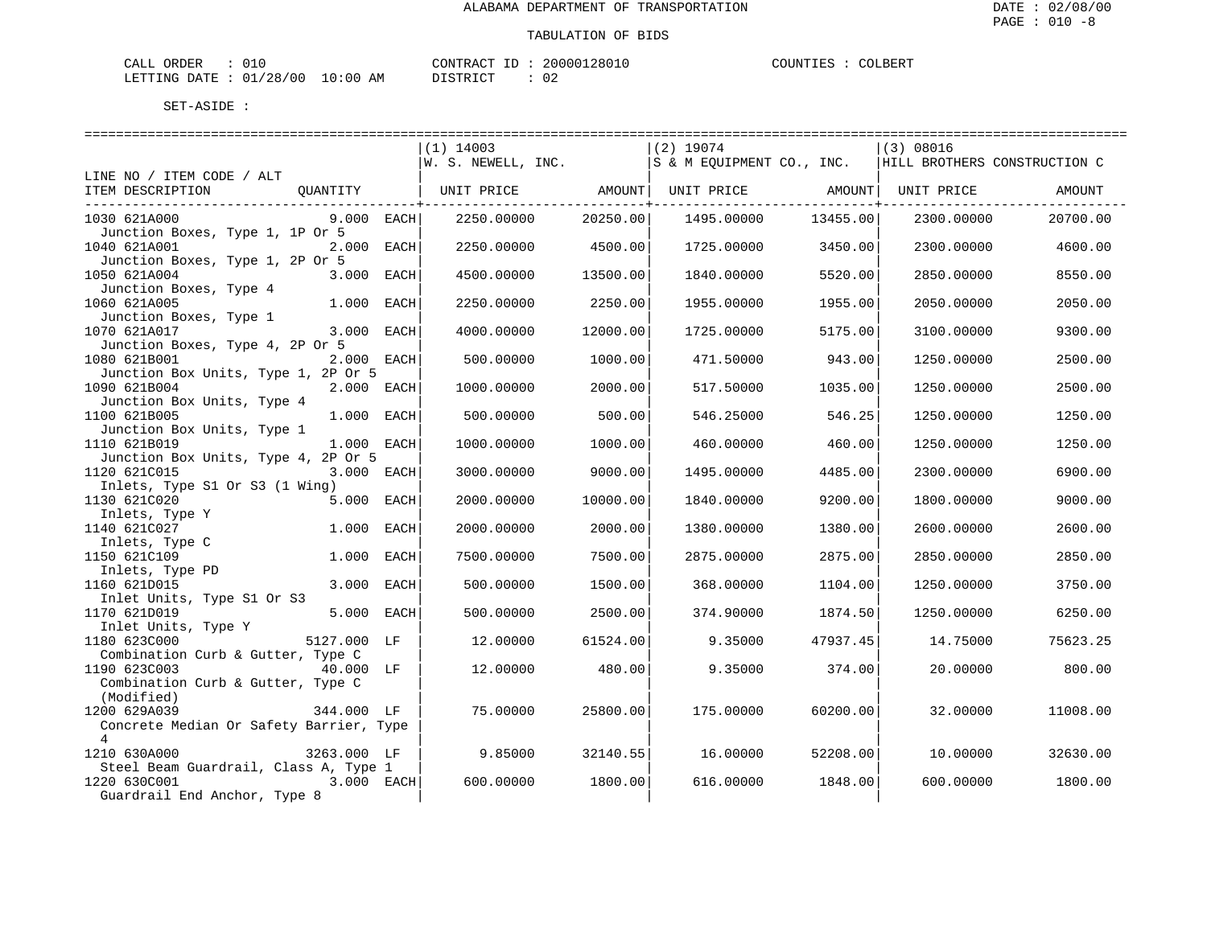ALABAMA DEPARTMENT OF TRANSPORTATION

TABULATION OF BIDS

CALL ORDER : 010 CONTRACT ID : 20000128010 COUNTIES : COLBERT
LETTING DATE : 01/28/00 10:00 AM DISTRICT : 02

SET-ASIDE :

| LINE NO / ITEM CODE / ALT ITEM DESCRIPTION | QUANTITY | (1) 14003 W. S. NEWELL, INC. UNIT PRICE | AMOUNT | (2) 19074 S & M EQUIPMENT CO., INC. UNIT PRICE | AMOUNT | (3) 08016 HILL BROTHERS CONSTRUCTION C UNIT PRICE | AMOUNT |
|---|---|---|---|---|---|---|---|
| 1030 621A000 Junction Boxes, Type 1, 1P Or 5 | 9.000 EACH | 2250.00000 | 20250.00 | 1495.00000 | 13455.00 | 2300.00000 | 20700.00 |
| 1040 621A001 Junction Boxes, Type 1, 2P Or 5 | 2.000 EACH | 2250.00000 | 4500.00 | 1725.00000 | 3450.00 | 2300.00000 | 4600.00 |
| 1050 621A004 Junction Boxes, Type 4 | 3.000 EACH | 4500.00000 | 13500.00 | 1840.00000 | 5520.00 | 2850.00000 | 8550.00 |
| 1060 621A005 Junction Boxes, Type 1 | 1.000 EACH | 2250.00000 | 2250.00 | 1955.00000 | 1955.00 | 2050.00000 | 2050.00 |
| 1070 621A017 Junction Boxes, Type 4, 2P Or 5 | 3.000 EACH | 4000.00000 | 12000.00 | 1725.00000 | 5175.00 | 3100.00000 | 9300.00 |
| 1080 621B001 Junction Box Units, Type 1, 2P Or 5 | 2.000 EACH | 500.00000 | 1000.00 | 471.50000 | 943.00 | 1250.00000 | 2500.00 |
| 1090 621B004 Junction Box Units, Type 4 | 2.000 EACH | 1000.00000 | 2000.00 | 517.50000 | 1035.00 | 1250.00000 | 2500.00 |
| 1100 621B005 Junction Box Units, Type 1 | 1.000 EACH | 500.00000 | 500.00 | 546.25000 | 546.25 | 1250.00000 | 1250.00 |
| 1110 621B019 Junction Box Units, Type 4, 2P Or 5 | 1.000 EACH | 1000.00000 | 1000.00 | 460.00000 | 460.00 | 1250.00000 | 1250.00 |
| 1120 621C015 Inlets, Type S1 Or S3 (1 Wing) | 3.000 EACH | 3000.00000 | 9000.00 | 1495.00000 | 4485.00 | 2300.00000 | 6900.00 |
| 1130 621C020 Inlets, Type Y | 5.000 EACH | 2000.00000 | 10000.00 | 1840.00000 | 9200.00 | 1800.00000 | 9000.00 |
| 1140 621C027 Inlets, Type C | 1.000 EACH | 2000.00000 | 2000.00 | 1380.00000 | 1380.00 | 2600.00000 | 2600.00 |
| 1150 621C109 Inlets, Type PD | 1.000 EACH | 7500.00000 | 7500.00 | 2875.00000 | 2875.00 | 2850.00000 | 2850.00 |
| 1160 621D015 Inlet Units, Type S1 Or S3 | 3.000 EACH | 500.00000 | 1500.00 | 368.00000 | 1104.00 | 1250.00000 | 3750.00 |
| 1170 621D019 Inlet Units, Type Y | 5.000 EACH | 500.00000 | 2500.00 | 374.90000 | 1874.50 | 1250.00000 | 6250.00 |
| 1180 623C000 Combination Curb & Gutter, Type C | 5127.000 LF | 12.00000 | 61524.00 | 9.35000 | 47937.45 | 14.75000 | 75623.25 |
| 1190 623C003 Combination Curb & Gutter, Type C (Modified) | 40.000 LF | 12.00000 | 480.00 | 9.35000 | 374.00 | 20.00000 | 800.00 |
| 1200 629A039 Concrete Median Or Safety Barrier, Type 4 | 344.000 LF | 75.00000 | 25800.00 | 175.00000 | 60200.00 | 32.00000 | 11008.00 |
| 1210 630A000 Steel Beam Guardrail, Class A, Type 1 | 3263.000 LF | 9.85000 | 32140.55 | 16.00000 | 52208.00 | 10.00000 | 32630.00 |
| 1220 630C001 Guardrail End Anchor, Type 8 | 3.000 EACH | 600.00000 | 1800.00 | 616.00000 | 1848.00 | 600.00000 | 1800.00 |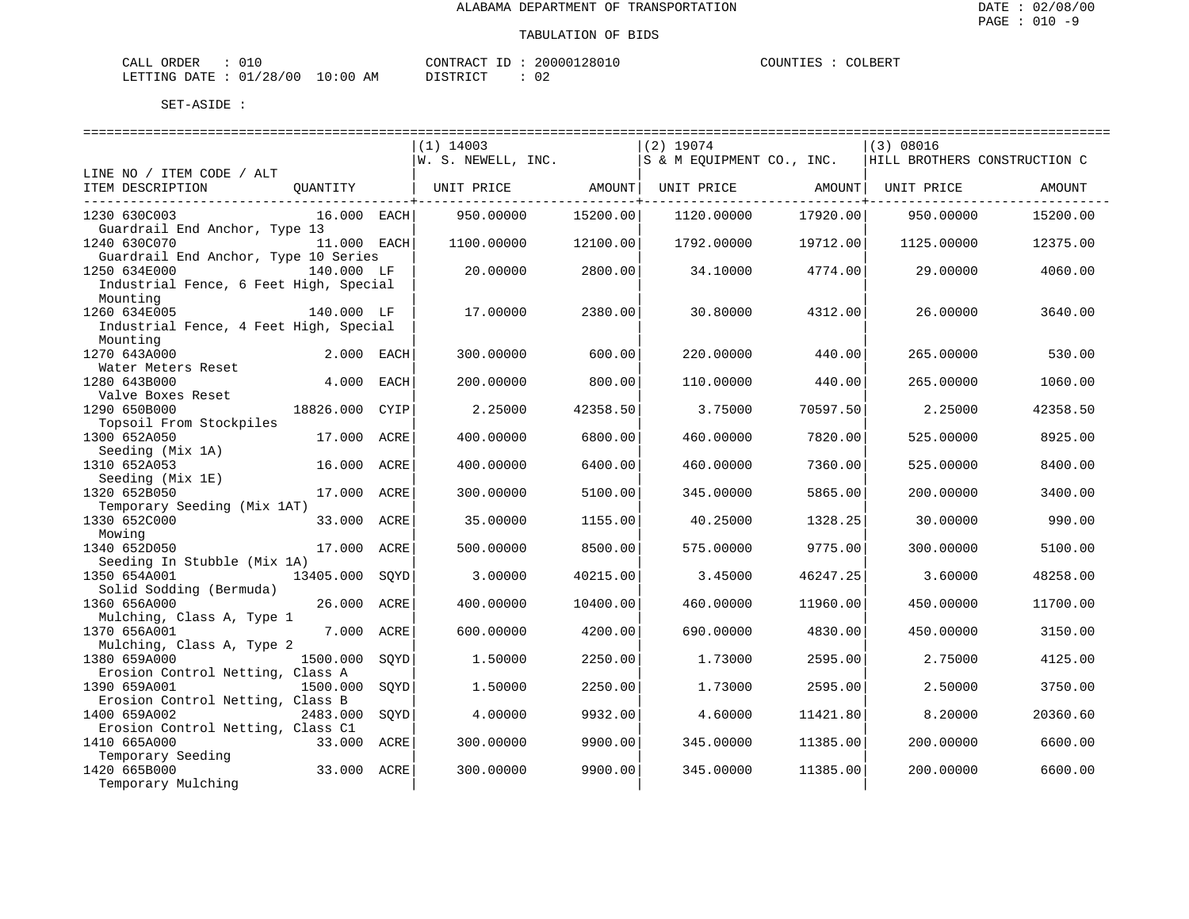ALABAMA DEPARTMENT OF TRANSPORTATION

TABULATION OF BIDS

DATE : 02/08/00
PAGE : 010 -9

CALL ORDER : 010 CONTRACT ID : 20000128010 COUNTIES : COLBERT
LETTING DATE : 01/28/00 10:00 AM DISTRICT : 02

SET-ASIDE :

| LINE NO / ITEM CODE / ALT ITEM DESCRIPTION | QUANTITY | | (1) 14003 W. S. NEWELL, INC. UNIT PRICE | AMOUNT | (2) 19074 S & M EQUIPMENT CO., INC. UNIT PRICE | AMOUNT | (3) 08016 HILL BROTHERS CONSTRUCTION C UNIT PRICE | AMOUNT |
|---|---|---|---|---|---|---|---|---|
| 1230 630C003 Guardrail End Anchor, Type 13 | 16.000 | EACH | 950.00000 | 15200.00 | 1120.00000 | 17920.00 | 950.00000 | 15200.00 |
| 1240 630C070 Guardrail End Anchor, Type 10 Series | 11.000 | EACH | 1100.00000 | 12100.00 | 1792.00000 | 19712.00 | 1125.00000 | 12375.00 |
| 1250 634E000 Industrial Fence, 6 Feet High, Special Mounting | 140.000 | LF | 20.00000 | 2800.00 | 34.10000 | 4774.00 | 29.00000 | 4060.00 |
| 1260 634E005 Industrial Fence, 4 Feet High, Special Mounting | 140.000 | LF | 17.00000 | 2380.00 | 30.80000 | 4312.00 | 26.00000 | 3640.00 |
| 1270 643A000 Water Meters Reset | 2.000 | EACH | 300.00000 | 600.00 | 220.00000 | 440.00 | 265.00000 | 530.00 |
| 1280 643B000 Valve Boxes Reset | 4.000 | EACH | 200.00000 | 800.00 | 110.00000 | 440.00 | 265.00000 | 1060.00 |
| 1290 650B000 Topsoil From Stockpiles | 18826.000 | CYIP | 2.25000 | 42358.50 | 3.75000 | 70597.50 | 2.25000 | 42358.50 |
| 1300 652A050 Seeding (Mix 1A) | 17.000 | ACRE | 400.00000 | 6800.00 | 460.00000 | 7820.00 | 525.00000 | 8925.00 |
| 1310 652A053 Seeding (Mix 1E) | 16.000 | ACRE | 400.00000 | 6400.00 | 460.00000 | 7360.00 | 525.00000 | 8400.00 |
| 1320 652B050 Temporary Seeding (Mix 1AT) | 17.000 | ACRE | 300.00000 | 5100.00 | 345.00000 | 5865.00 | 200.00000 | 3400.00 |
| 1330 652C000 Mowing | 33.000 | ACRE | 35.00000 | 1155.00 | 40.25000 | 1328.25 | 30.00000 | 990.00 |
| 1340 652D050 Seeding In Stubble (Mix 1A) | 17.000 | ACRE | 500.00000 | 8500.00 | 575.00000 | 9775.00 | 300.00000 | 5100.00 |
| 1350 654A001 Solid Sodding (Bermuda) | 13405.000 | SQYD | 3.00000 | 40215.00 | 3.45000 | 46247.25 | 3.60000 | 48258.00 |
| 1360 656A000 Mulching, Class A, Type 1 | 26.000 | ACRE | 400.00000 | 10400.00 | 460.00000 | 11960.00 | 450.00000 | 11700.00 |
| 1370 656A001 Mulching, Class A, Type 2 | 7.000 | ACRE | 600.00000 | 4200.00 | 690.00000 | 4830.00 | 450.00000 | 3150.00 |
| 1380 659A000 Erosion Control Netting, Class A | 1500.000 | SQYD | 1.50000 | 2250.00 | 1.73000 | 2595.00 | 2.75000 | 4125.00 |
| 1390 659A001 Erosion Control Netting, Class B | 1500.000 | SQYD | 1.50000 | 2250.00 | 1.73000 | 2595.00 | 2.50000 | 3750.00 |
| 1400 659A002 Erosion Control Netting, Class C1 | 2483.000 | SQYD | 4.00000 | 9932.00 | 4.60000 | 11421.80 | 8.20000 | 20360.60 |
| 1410 665A000 Temporary Seeding | 33.000 | ACRE | 300.00000 | 9900.00 | 345.00000 | 11385.00 | 200.00000 | 6600.00 |
| 1420 665B000 Temporary Mulching | 33.000 | ACRE | 300.00000 | 9900.00 | 345.00000 | 11385.00 | 200.00000 | 6600.00 |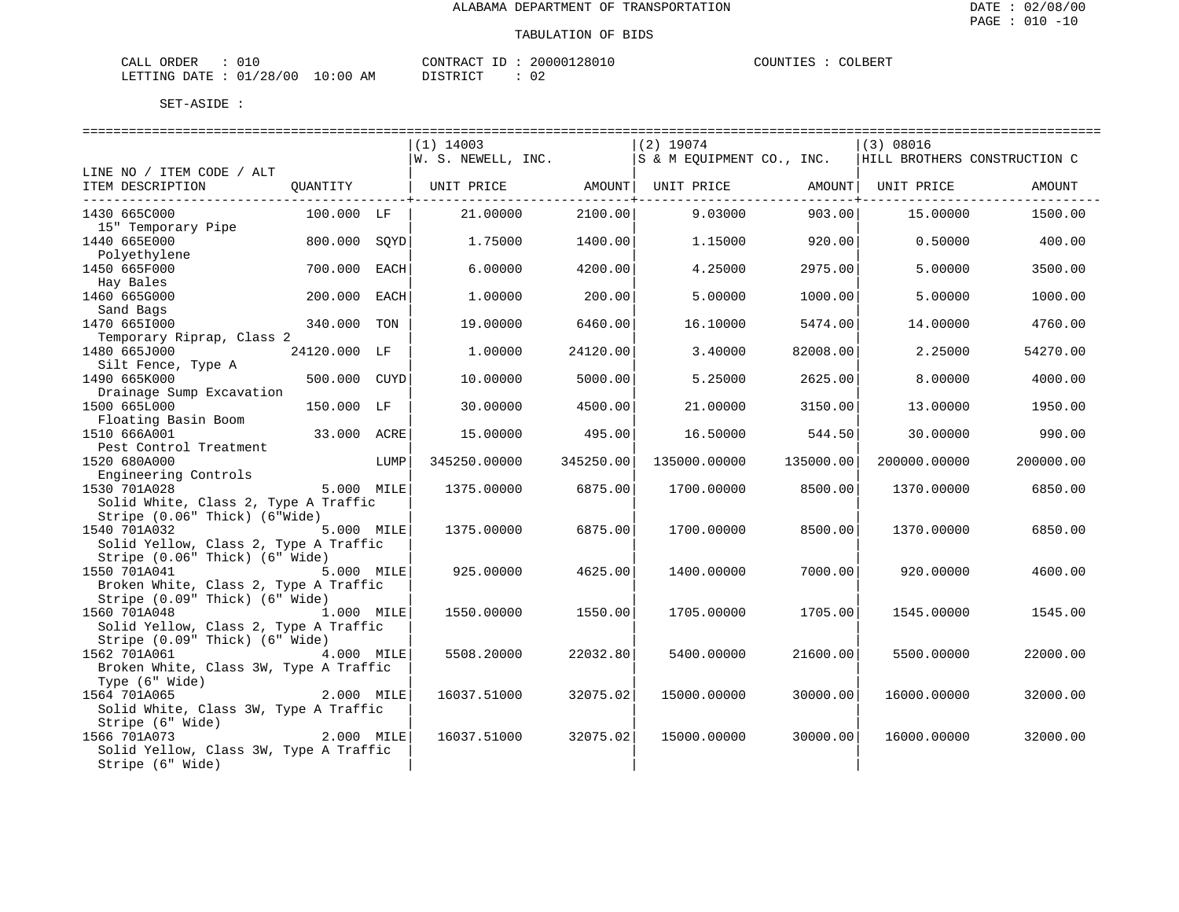ALABAMA DEPARTMENT OF TRANSPORTATION

TABULATION OF BIDS

CALL ORDER : 010 CONTRACT ID : 20000128010 COUNTIES : COLBERT
LETTING DATE : 01/28/00 10:00 AM DISTRICT : 02

SET-ASIDE :

| LINE NO / ITEM CODE / ALT ITEM DESCRIPTION | QUANTITY | | (1) 14003 W. S. NEWELL, INC. UNIT PRICE | AMOUNT | (2) 19074 S & M EQUIPMENT CO., INC. UNIT PRICE | AMOUNT | (3) 08016 HILL BROTHERS CONSTRUCTION C UNIT PRICE | AMOUNT |
|---|---|---|---|---|---|---|---|---|
| 1430 665C000 15" Temporary Pipe | 100.000 | LF | 21.00000 | 2100.00 | 9.03000 | 903.00 | 15.00000 | 1500.00 |
| 1440 665E000 Polyethylene | 800.000 | SQYD | 1.75000 | 1400.00 | 1.15000 | 920.00 | 0.50000 | 400.00 |
| 1450 665F000 Hay Bales | 700.000 | EACH | 6.00000 | 4200.00 | 4.25000 | 2975.00 | 5.00000 | 3500.00 |
| 1460 665G000 Sand Bags | 200.000 | EACH | 1.00000 | 200.00 | 5.00000 | 1000.00 | 5.00000 | 1000.00 |
| 1470 665I000 Temporary Riprap, Class 2 | 340.000 | TON | 19.00000 | 6460.00 | 16.10000 | 5474.00 | 14.00000 | 4760.00 |
| 1480 665J000 Silt Fence, Type A | 24120.000 | LF | 1.00000 | 24120.00 | 3.40000 | 82008.00 | 2.25000 | 54270.00 |
| 1490 665K000 Drainage Sump Excavation | 500.000 | CUYD | 10.00000 | 5000.00 | 5.25000 | 2625.00 | 8.00000 | 4000.00 |
| 1500 665L000 Floating Basin Boom | 150.000 | LF | 30.00000 | 4500.00 | 21.00000 | 3150.00 | 13.00000 | 1950.00 |
| 1510 666A001 Pest Control Treatment | 33.000 | ACRE | 15.00000 | 495.00 | 16.50000 | 544.50 | 30.00000 | 990.00 |
| 1520 680A000 Engineering Controls | | LUMP | 345250.00000 | 345250.00 | 135000.00000 | 135000.00 | 200000.00000 | 200000.00 |
| 1530 701A028 Solid White, Class 2, Type A Traffic Stripe (0.06" Thick) (6"Wide) | 5.000 | MILE | 1375.00000 | 6875.00 | 1700.00000 | 8500.00 | 1370.00000 | 6850.00 |
| 1540 701A032 Solid Yellow, Class 2, Type A Traffic Stripe (0.06" Thick) (6" Wide) | 5.000 | MILE | 1375.00000 | 6875.00 | 1700.00000 | 8500.00 | 1370.00000 | 6850.00 |
| 1550 701A041 Broken White, Class 2, Type A Traffic Stripe (0.09" Thick) (6" Wide) | 5.000 | MILE | 925.00000 | 4625.00 | 1400.00000 | 7000.00 | 920.00000 | 4600.00 |
| 1560 701A048 Solid Yellow, Class 2, Type A Traffic Stripe (0.09" Thick) (6" Wide) | 1.000 | MILE | 1550.00000 | 1550.00 | 1705.00000 | 1705.00 | 1545.00000 | 1545.00 |
| 1562 701A061 Broken White, Class 3W, Type A Traffic Type (6" Wide) | 4.000 | MILE | 5508.20000 | 22032.80 | 5400.00000 | 21600.00 | 5500.00000 | 22000.00 |
| 1564 701A065 Solid White, Class 3W, Type A Traffic Stripe (6" Wide) | 2.000 | MILE | 16037.51000 | 32075.02 | 15000.00000 | 30000.00 | 16000.00000 | 32000.00 |
| 1566 701A073 Solid Yellow, Class 3W, Type A Traffic Stripe (6" Wide) | 2.000 | MILE | 16037.51000 | 32075.02 | 15000.00000 | 30000.00 | 16000.00000 | 32000.00 |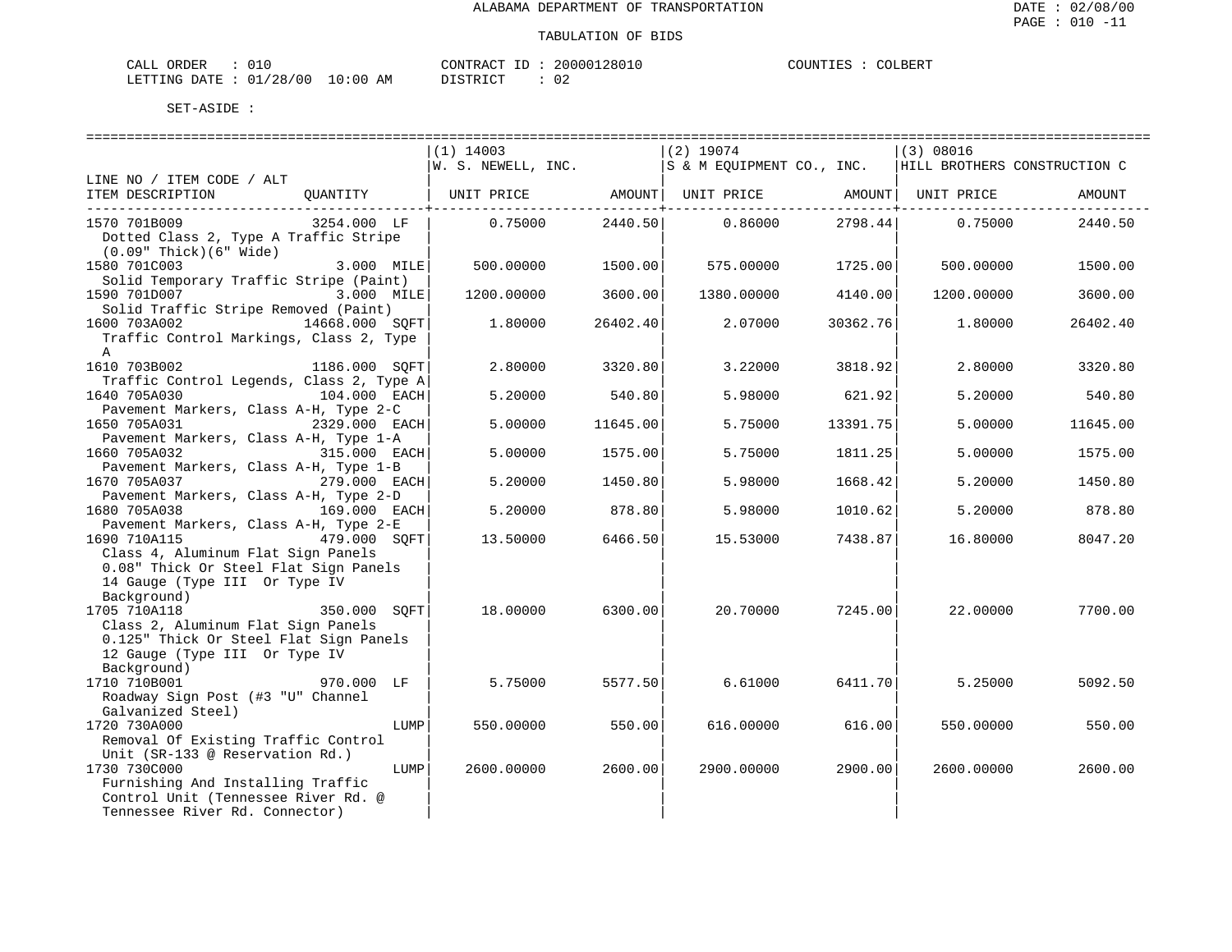ALABAMA DEPARTMENT OF TRANSPORTATION

TABULATION OF BIDS

CALL ORDER : 010 CONTRACT ID : 20000128010 COUNTIES : COLBERT
LETTING DATE : 01/28/00 10:00 AM DISTRICT : 02

SET-ASIDE :

| LINE NO / ITEM CODE / ALT<br>ITEM DESCRIPTION | QUANTITY | (1) 14003<br>W. S. NEWELL, INC.<br>UNIT PRICE | AMOUNT | (2) 19074<br>S & M EQUIPMENT CO., INC.<br>UNIT PRICE | AMOUNT | (3) 08016<br>HILL BROTHERS CONSTRUCTION C<br>UNIT PRICE | AMOUNT |
|---|---|---|---|---|---|---|---|
| 1570 701B009<br>Dotted Class 2, Type A Traffic Stripe (0.09" Thick)(6" Wide) | 3254.000 LF | 0.75000 | 2440.50 | 0.86000 | 2798.44 | 0.75000 | 2440.50 |
| 1580 701C003<br>Solid Temporary Traffic Stripe (Paint) | 3.000 MILE | 500.00000 | 1500.00 | 575.00000 | 1725.00 | 500.00000 | 1500.00 |
| 1590 701D007<br>Solid Traffic Stripe Removed (Paint) | 3.000 MILE | 1200.00000 | 3600.00 | 1380.00000 | 4140.00 | 1200.00000 | 3600.00 |
| 1600 703A002<br>Traffic Control Markings, Class 2, Type A | 14668.000 SQFT | 1.80000 | 26402.40 | 2.07000 | 30362.76 | 1.80000 | 26402.40 |
| 1610 703B002<br>Traffic Control Legends, Class 2, Type A | 1186.000 SQFT | 2.80000 | 3320.80 | 3.22000 | 3818.92 | 2.80000 | 3320.80 |
| 1640 705A030<br>Pavement Markers, Class A-H, Type 2-C | 104.000 EACH | 5.20000 | 540.80 | 5.98000 | 621.92 | 5.20000 | 540.80 |
| 1650 705A031<br>Pavement Markers, Class A-H, Type 1-A | 2329.000 EACH | 5.00000 | 11645.00 | 5.75000 | 13391.75 | 5.00000 | 11645.00 |
| 1660 705A032<br>Pavement Markers, Class A-H, Type 1-B | 315.000 EACH | 5.00000 | 1575.00 | 5.75000 | 1811.25 | 5.00000 | 1575.00 |
| 1670 705A037<br>Pavement Markers, Class A-H, Type 2-D | 279.000 EACH | 5.20000 | 1450.80 | 5.98000 | 1668.42 | 5.20000 | 1450.80 |
| 1680 705A038<br>Pavement Markers, Class A-H, Type 2-E | 169.000 EACH | 5.20000 | 878.80 | 5.98000 | 1010.62 | 5.20000 | 878.80 |
| 1690 710A115<br>Class 4, Aluminum Flat Sign Panels 0.08" Thick Or Steel Flat Sign Panels 14 Gauge (Type III Or Type IV Background) | 479.000 SQFT | 13.50000 | 6466.50 | 15.53000 | 7438.87 | 16.80000 | 8047.20 |
| 1705 710A118<br>Class 2, Aluminum Flat Sign Panels 0.125" Thick Or Steel Flat Sign Panels 12 Gauge (Type III Or Type IV Background) | 350.000 SQFT | 18.00000 | 6300.00 | 20.70000 | 7245.00 | 22.00000 | 7700.00 |
| 1710 710B001<br>Roadway Sign Post (#3 "U" Channel Galvanized Steel) | 970.000 LF | 5.75000 | 5577.50 | 6.61000 | 6411.70 | 5.25000 | 5092.50 |
| 1720 730A000<br>Removal Of Existing Traffic Control Unit (SR-133 @ Reservation Rd.) | LUMP | 550.00000 | 550.00 | 616.00000 | 616.00 | 550.00000 | 550.00 |
| 1730 730C000<br>Furnishing And Installing Traffic Control Unit (Tennessee River Rd. @ Tennessee River Rd. Connector) | LUMP | 2600.00000 | 2600.00 | 2900.00000 | 2900.00 | 2600.00000 | 2600.00 |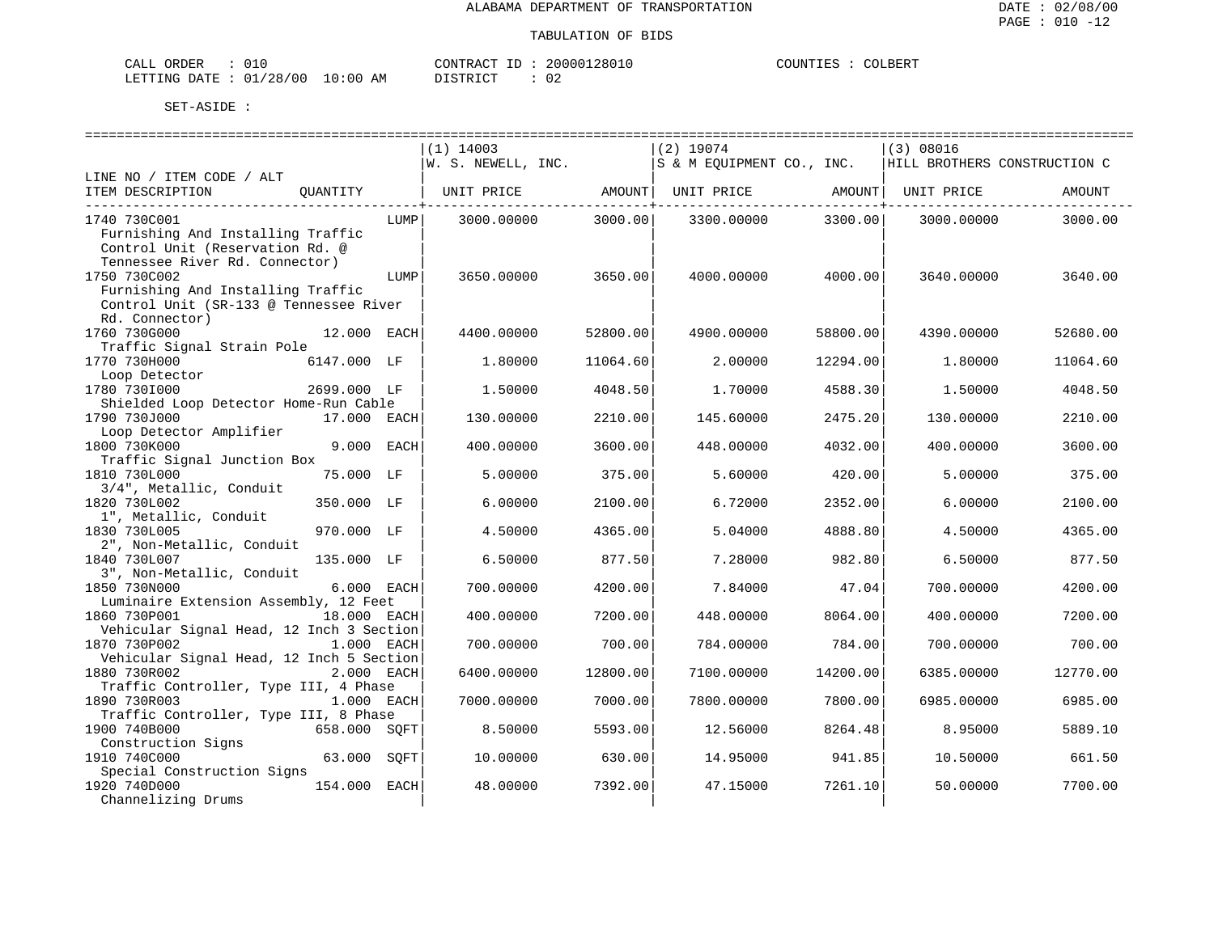ALABAMA DEPARTMENT OF TRANSPORTATION

TABULATION OF BIDS

CALL ORDER : 010
LETTING DATE : 01/28/00 10:00 AM

CONTRACT ID : 20000128010
DISTRICT : 02

COUNTIES : COLBERT

SET-ASIDE :

| LINE NO / ITEM CODE / ALT ITEM DESCRIPTION | QUANTITY | (1) 14003 W. S. NEWELL, INC. UNIT PRICE | AMOUNT | (2) 19074 S & M EQUIPMENT CO., INC. UNIT PRICE | AMOUNT | (3) 08016 HILL BROTHERS CONSTRUCTION C UNIT PRICE | AMOUNT |
|---|---|---|---|---|---|---|---|
| 1740 730C001 Furnishing And Installing Traffic Control Unit (Reservation Rd. @ Tennessee River Rd. Connector) | LUMP | 3000.00000 | 3000.00 | 3300.00000 | 3300.00 | 3000.00000 | 3000.00 |
| 1750 730C002 Furnishing And Installing Traffic Control Unit (SR-133 @ Tennessee River Rd. Connector) | LUMP | 3650.00000 | 3650.00 | 4000.00000 | 4000.00 | 3640.00000 | 3640.00 |
| 1760 730G000 Traffic Signal Strain Pole | 12.000 EACH | 4400.00000 | 52800.00 | 4900.00000 | 58800.00 | 4390.00000 | 52680.00 |
| 1770 730H000 Loop Detector | 6147.000 LF | 1.80000 | 11064.60 | 2.00000 | 12294.00 | 1.80000 | 11064.60 |
| 1780 730I000 Shielded Loop Detector Home-Run Cable | 2699.000 LF | 1.50000 | 4048.50 | 1.70000 | 4588.30 | 1.50000 | 4048.50 |
| 1790 730J000 Loop Detector Amplifier | 17.000 EACH | 130.00000 | 2210.00 | 145.60000 | 2475.20 | 130.00000 | 2210.00 |
| 1800 730K000 Traffic Signal Junction Box | 9.000 EACH | 400.00000 | 3600.00 | 448.00000 | 4032.00 | 400.00000 | 3600.00 |
| 1810 730L000 3/4", Metallic, Conduit | 75.000 LF | 5.00000 | 375.00 | 5.60000 | 420.00 | 5.00000 | 375.00 |
| 1820 730L002 1", Metallic, Conduit | 350.000 LF | 6.00000 | 2100.00 | 6.72000 | 2352.00 | 6.00000 | 2100.00 |
| 1830 730L005 2", Non-Metallic, Conduit | 970.000 LF | 4.50000 | 4365.00 | 5.04000 | 4888.80 | 4.50000 | 4365.00 |
| 1840 730L007 3", Non-Metallic, Conduit | 135.000 LF | 6.50000 | 877.50 | 7.28000 | 982.80 | 6.50000 | 877.50 |
| 1850 730N000 Luminaire Extension Assembly, 12 Feet | 6.000 EACH | 700.00000 | 4200.00 | 7.84000 | 47.04 | 700.00000 | 4200.00 |
| 1860 730P001 Vehicular Signal Head, 12 Inch 3 Section | 18.000 EACH | 400.00000 | 7200.00 | 448.00000 | 8064.00 | 400.00000 | 7200.00 |
| 1870 730P002 Vehicular Signal Head, 12 Inch 5 Section | 1.000 EACH | 700.00000 | 700.00 | 784.00000 | 784.00 | 700.00000 | 700.00 |
| 1880 730R002 Traffic Controller, Type III, 4 Phase | 2.000 EACH | 6400.00000 | 12800.00 | 7100.00000 | 14200.00 | 6385.00000 | 12770.00 |
| 1890 730R003 Traffic Controller, Type III, 8 Phase | 1.000 EACH | 7000.00000 | 7000.00 | 7800.00000 | 7800.00 | 6985.00000 | 6985.00 |
| 1900 740B000 Construction Signs | 658.000 SQFT | 8.50000 | 5593.00 | 12.56000 | 8264.48 | 8.95000 | 5889.10 |
| 1910 740C000 Special Construction Signs | 63.000 SQFT | 10.00000 | 630.00 | 14.95000 | 941.85 | 10.50000 | 661.50 |
| 1920 740D000 Channelizing Drums | 154.000 EACH | 48.00000 | 7392.00 | 47.15000 | 7261.10 | 50.00000 | 7700.00 |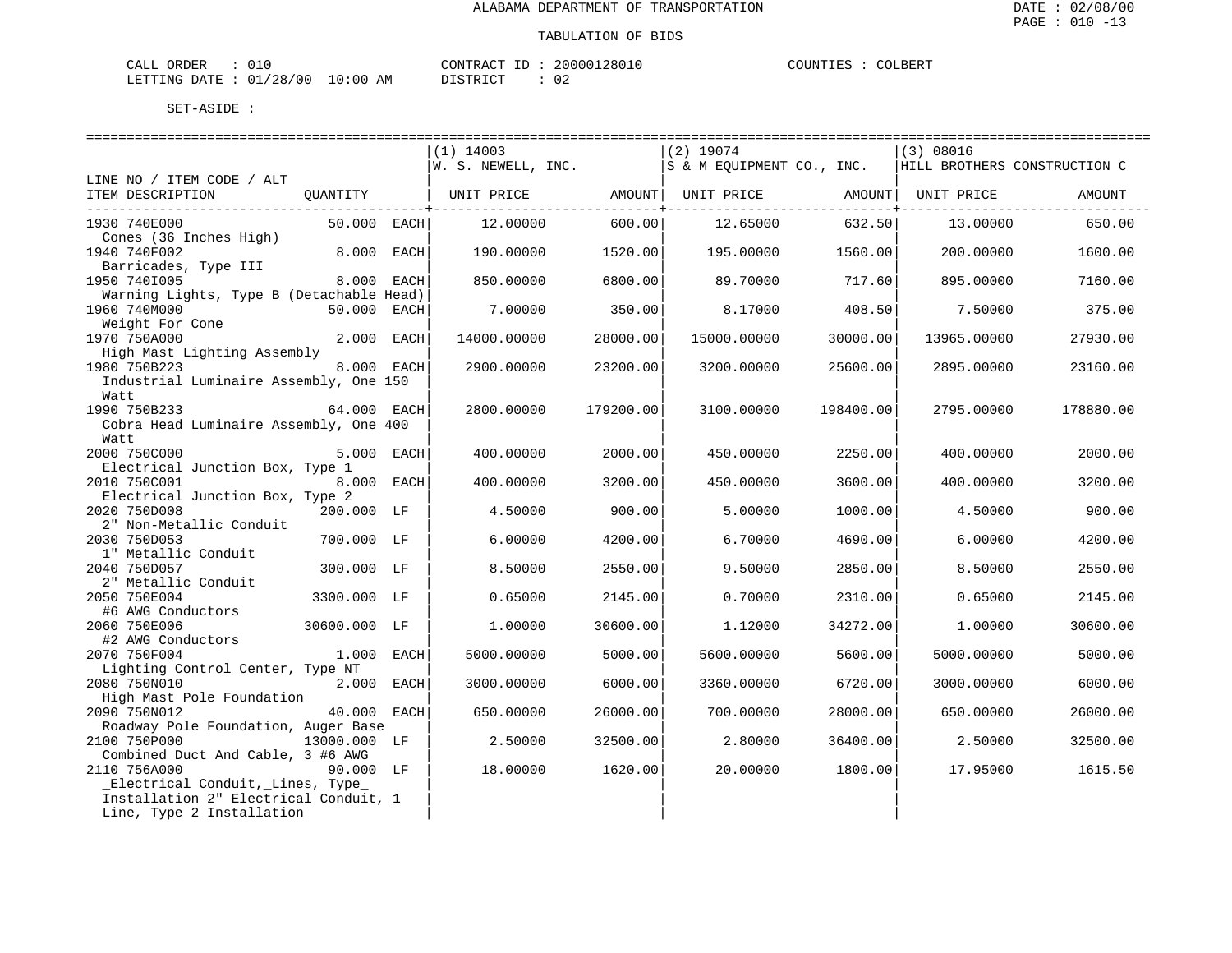ALABAMA DEPARTMENT OF TRANSPORTATION

TABULATION OF BIDS

CALL ORDER : 010 CONTRACT ID : 20000128010 COUNTIES : COLBERT
LETTING DATE : 01/28/00 10:00 AM DISTRICT : 02

SET-ASIDE :

| LINE NO / ITEM CODE / ALT ITEM DESCRIPTION | QUANTITY | (1) 14003 W. S. NEWELL, INC. UNIT PRICE | AMOUNT | (2) 19074 S & M EQUIPMENT CO., INC. UNIT PRICE | AMOUNT | (3) 08016 HILL BROTHERS CONSTRUCTION C UNIT PRICE | AMOUNT |
|---|---|---|---|---|---|---|---|
| 1930 740E000 Cones (36 Inches High) | 50.000 EACH | 12.00000 | 600.00 | 12.65000 | 632.50 | 13.00000 | 650.00 |
| 1940 740F002 Barricades, Type III | 8.000 EACH | 190.00000 | 1520.00 | 195.00000 | 1560.00 | 200.00000 | 1600.00 |
| 1950 740I005 Warning Lights, Type B (Detachable Head) | 8.000 EACH | 850.00000 | 6800.00 | 89.70000 | 717.60 | 895.00000 | 7160.00 |
| 1960 740M000 Weight For Cone | 50.000 EACH | 7.00000 | 350.00 | 8.17000 | 408.50 | 7.50000 | 375.00 |
| 1970 750A000 High Mast Lighting Assembly | 2.000 EACH | 14000.00000 | 28000.00 | 15000.00000 | 30000.00 | 13965.00000 | 27930.00 |
| 1980 750B223 Industrial Luminaire Assembly, One 150 Watt | 8.000 EACH | 2900.00000 | 23200.00 | 3200.00000 | 25600.00 | 2895.00000 | 23160.00 |
| 1990 750B233 Cobra Head Luminaire Assembly, One 400 Watt | 64.000 EACH | 2800.00000 | 179200.00 | 3100.00000 | 198400.00 | 2795.00000 | 178880.00 |
| 2000 750C000 Electrical Junction Box, Type 1 | 5.000 EACH | 400.00000 | 2000.00 | 450.00000 | 2250.00 | 400.00000 | 2000.00 |
| 2010 750C001 Electrical Junction Box, Type 2 | 8.000 EACH | 400.00000 | 3200.00 | 450.00000 | 3600.00 | 400.00000 | 3200.00 |
| 2020 750D008 2" Non-Metallic Conduit | 200.000 LF | 4.50000 | 900.00 | 5.00000 | 1000.00 | 4.50000 | 900.00 |
| 2030 750D053 1" Metallic Conduit | 700.000 LF | 6.00000 | 4200.00 | 6.70000 | 4690.00 | 6.00000 | 4200.00 |
| 2040 750D057 2" Metallic Conduit | 300.000 LF | 8.50000 | 2550.00 | 9.50000 | 2850.00 | 8.50000 | 2550.00 |
| 2050 750E004 #6 AWG Conductors | 3300.000 LF | 0.65000 | 2145.00 | 0.70000 | 2310.00 | 0.65000 | 2145.00 |
| 2060 750E006 #2 AWG Conductors | 30600.000 LF | 1.00000 | 30600.00 | 1.12000 | 34272.00 | 1.00000 | 30600.00 |
| 2070 750F004 Lighting Control Center, Type NT | 1.000 EACH | 5000.00000 | 5000.00 | 5600.00000 | 5600.00 | 5000.00000 | 5000.00 |
| 2080 750N010 High Mast Pole Foundation | 2.000 EACH | 3000.00000 | 6000.00 | 3360.00000 | 6720.00 | 3000.00000 | 6000.00 |
| 2090 750N012 Roadway Pole Foundation, Auger Base | 40.000 EACH | 650.00000 | 26000.00 | 700.00000 | 28000.00 | 650.00000 | 26000.00 |
| 2100 750P000 Combined Duct And Cable, 3 #6 AWG | 13000.000 LF | 2.50000 | 32500.00 | 2.80000 | 36400.00 | 2.50000 | 32500.00 |
| 2110 756A000 _Electrical Conduit,_Lines, Type_ Installation 2" Electrical Conduit, 1 Line, Type 2 Installation | 90.000 LF | 18.00000 | 1620.00 | 20.00000 | 1800.00 | 17.95000 | 1615.50 |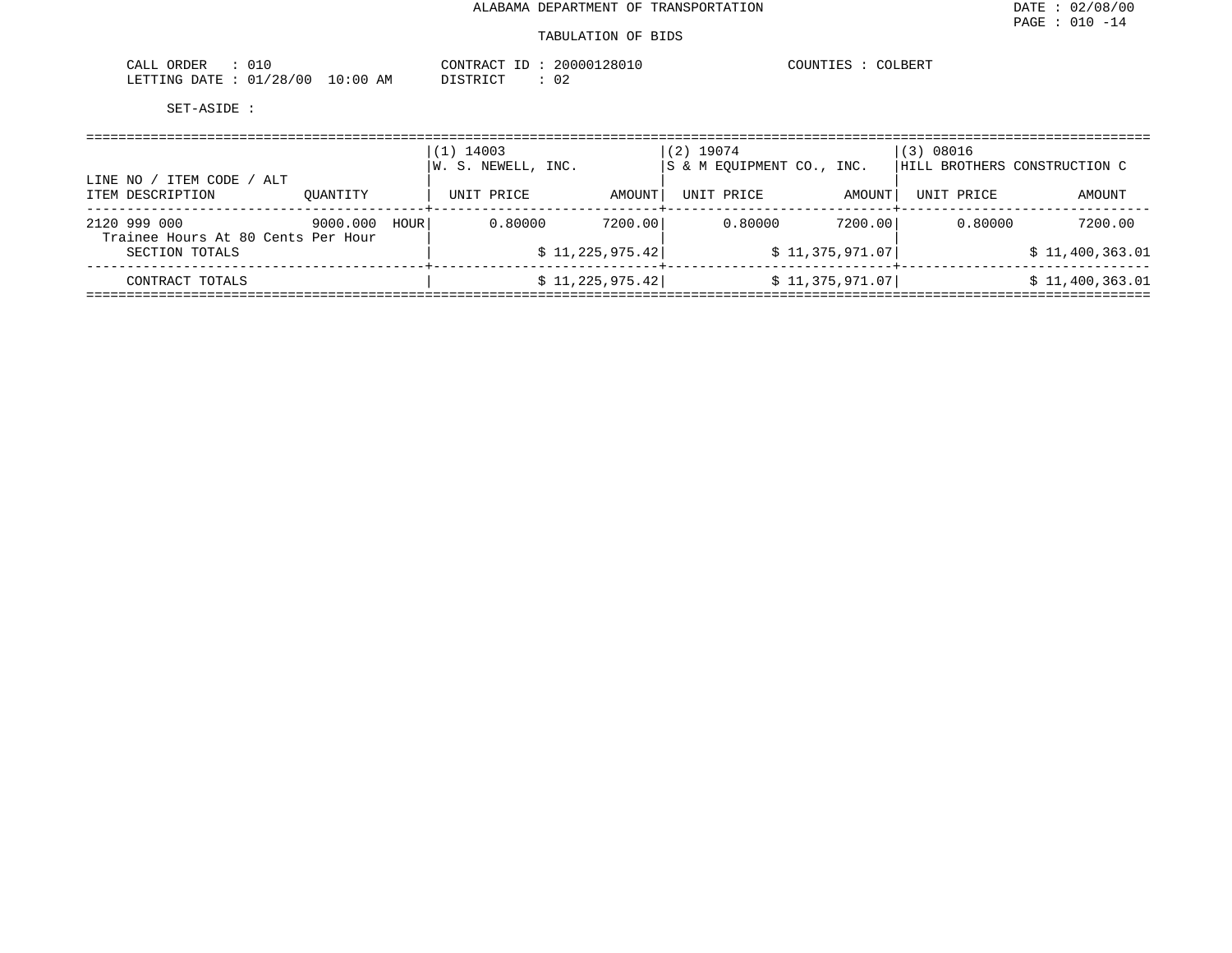ALABAMA DEPARTMENT OF TRANSPORTATION

DATE : 02/08/00

PAGE : 010 -14

TABULATION OF BIDS

CALL ORDER : 010 CONTRACT ID : 20000128010 COUNTIES : COLBERT

LETTING DATE : 01/28/00 10:00 AM DISTRICT : 02

SET-ASIDE :

| LINE NO / ITEM CODE / ALT | | (1) 14003 W. S. NEWELL, INC. | | (2) 19074 S & M EQUIPMENT CO., INC. | | (3) 08016 HILL BROTHERS CONSTRUCTION C | |
|---|---|---|---|---|---|---|---|
| ITEM DESCRIPTION | QUANTITY | UNIT PRICE | AMOUNT | UNIT PRICE | AMOUNT | UNIT PRICE | AMOUNT |
| 2120 999 000 Trainee Hours At 80 Cents Per Hour | 9000.000 HOUR | 0.80000 | 7200.00 | 0.80000 | 7200.00 | 0.80000 | 7200.00 |
| SECTION TOTALS | | | $ 11,225,975.42 | | $ 11,375,971.07 | | $ 11,400,363.01 |
| CONTRACT TOTALS | | | $ 11,225,975.42 | | $ 11,375,971.07 | | $ 11,400,363.01 |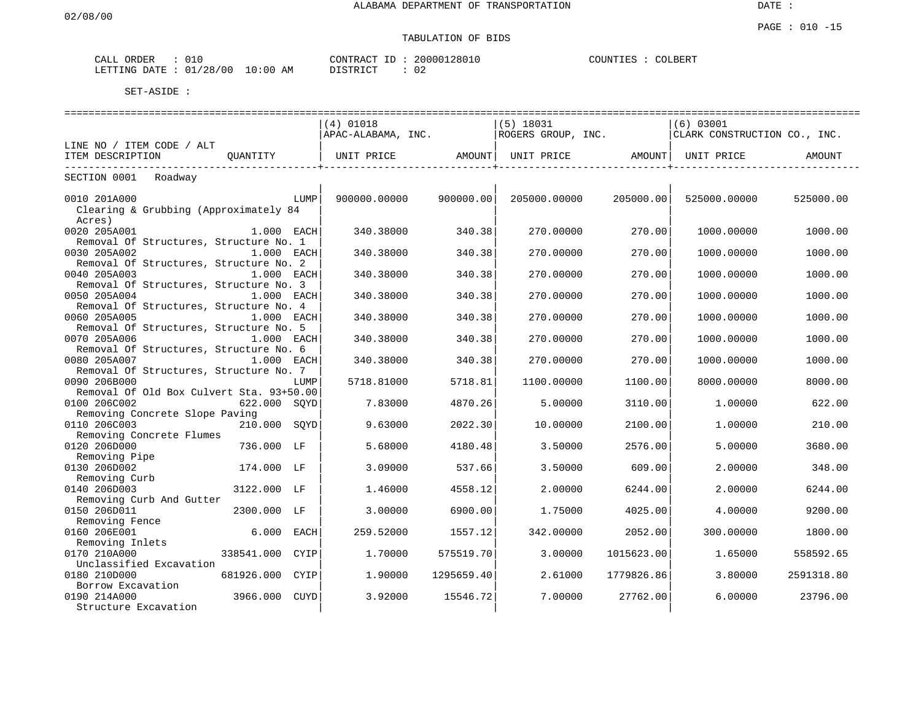ALABAMA DEPARTMENT OF TRANSPORTATION

TABULATION OF BIDS

CALL ORDER : 010 CONTRACT ID : 20000128010 COUNTIES : COLBERT
LETTING DATE : 01/28/00 10:00 AM DISTRICT : 02

SET-ASIDE :

| LINE NO / ITEM CODE / ALT ITEM DESCRIPTION | QUANTITY | (4) 01018 APAC-ALABAMA, INC. UNIT PRICE | AMOUNT | (5) 18031 ROGERS GROUP, INC. UNIT PRICE | AMOUNT | (6) 03001 CLARK CONSTRUCTION CO., INC. UNIT PRICE | AMOUNT |
|---|---|---|---|---|---|---|---|
| SECTION 0001 Roadway | | | | | | | |
| 0010 201A000 Clearing & Grubbing (Approximately 84 Acres) | LUMP | 900000.00000 | 900000.00 | 205000.00000 | 205000.00 | 525000.00000 | 525000.00 |
| 0020 205A001 Removal Of Structures, Structure No. 1 | 1.000 EACH | 340.38000 | 340.38 | 270.00000 | 270.00 | 1000.00000 | 1000.00 |
| 0030 205A002 Removal Of Structures, Structure No. 2 | 1.000 EACH | 340.38000 | 340.38 | 270.00000 | 270.00 | 1000.00000 | 1000.00 |
| 0040 205A003 Removal Of Structures, Structure No. 3 | 1.000 EACH | 340.38000 | 340.38 | 270.00000 | 270.00 | 1000.00000 | 1000.00 |
| 0050 205A004 Removal Of Structures, Structure No. 4 | 1.000 EACH | 340.38000 | 340.38 | 270.00000 | 270.00 | 1000.00000 | 1000.00 |
| 0060 205A005 Removal Of Structures, Structure No. 5 | 1.000 EACH | 340.38000 | 340.38 | 270.00000 | 270.00 | 1000.00000 | 1000.00 |
| 0070 205A006 Removal Of Structures, Structure No. 6 | 1.000 EACH | 340.38000 | 340.38 | 270.00000 | 270.00 | 1000.00000 | 1000.00 |
| 0080 205A007 Removal Of Structures, Structure No. 7 | 1.000 EACH | 340.38000 | 340.38 | 270.00000 | 270.00 | 1000.00000 | 1000.00 |
| 0090 206B000 Removal Of Old Box Culvert Sta. 93+50.00 | LUMP | 5718.81000 | 5718.81 | 1100.00000 | 1100.00 | 8000.00000 | 8000.00 |
| 0100 206C002 Removing Concrete Slope Paving | 622.000 SQYD | 7.83000 | 4870.26 | 5.00000 | 3110.00 | 1.00000 | 622.00 |
| 0110 206C003 Removing Concrete Flumes | 210.000 SQYD | 9.63000 | 2022.30 | 10.00000 | 2100.00 | 1.00000 | 210.00 |
| 0120 206D000 Removing Pipe | 736.000 LF | 5.68000 | 4180.48 | 3.50000 | 2576.00 | 5.00000 | 3680.00 |
| 0130 206D002 Removing Curb | 174.000 LF | 3.09000 | 537.66 | 3.50000 | 609.00 | 2.00000 | 348.00 |
| 0140 206D003 Removing Curb And Gutter | 3122.000 LF | 1.46000 | 4558.12 | 2.00000 | 6244.00 | 2.00000 | 6244.00 |
| 0150 206D011 Removing Fence | 2300.000 LF | 3.00000 | 6900.00 | 1.75000 | 4025.00 | 4.00000 | 9200.00 |
| 0160 206E001 Removing Inlets | 6.000 EACH | 259.52000 | 1557.12 | 342.00000 | 2052.00 | 300.00000 | 1800.00 |
| 0170 210A000 Unclassified Excavation | 338541.000 CYIP | 1.70000 | 575519.70 | 3.00000 | 1015623.00 | 1.65000 | 558592.65 |
| 0180 210D000 Borrow Excavation | 681926.000 CYIP | 1.90000 | 1295659.40 | 2.61000 | 1779826.86 | 3.80000 | 2591318.80 |
| 0190 214A000 Structure Excavation | 3966.000 CUYD | 3.92000 | 15546.72 | 7.00000 | 27762.00 | 6.00000 | 23796.00 |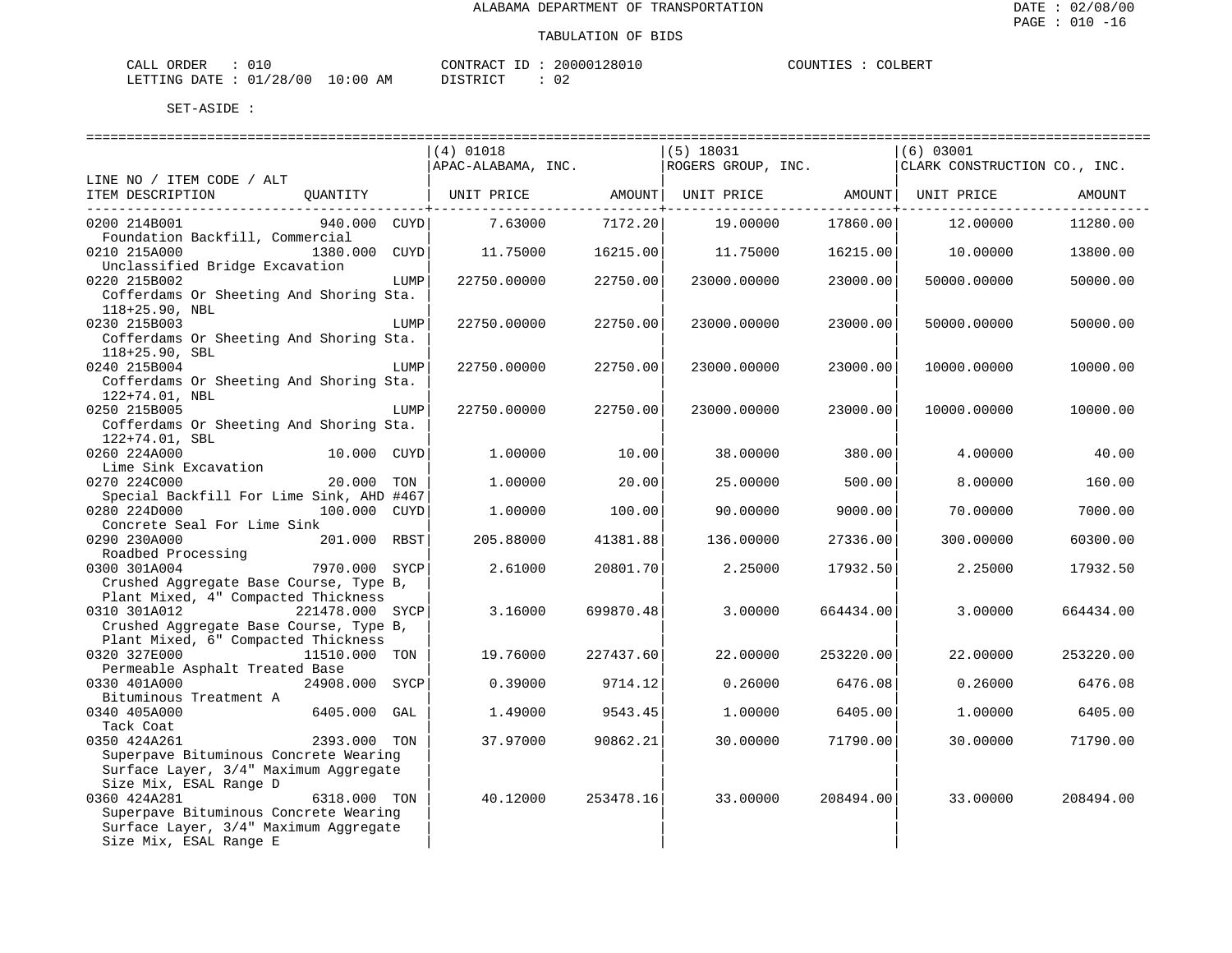ALABAMA DEPARTMENT OF TRANSPORTATION

TABULATION OF BIDS

CALL ORDER : 010 CONTRACT ID : 20000128010 COUNTIES : COLBERT
LETTING DATE : 01/28/00 10:00 AM DISTRICT : 02

SET-ASIDE :

| LINE NO / ITEM CODE / ALT ITEM DESCRIPTION | QUANTITY | (4) 01018 APAC-ALABAMA, INC. UNIT PRICE | AMOUNT | (5) 18031 ROGERS GROUP, INC. UNIT PRICE | AMOUNT | (6) 03001 CLARK CONSTRUCTION CO., INC. UNIT PRICE | AMOUNT |
|---|---|---|---|---|---|---|---|
| 0200 214B001 Foundation Backfill, Commercial | 940.000 CUYD | 7.63000 | 7172.20 | 19.00000 | 17860.00 | 12.00000 | 11280.00 |
| 0210 215A000 Unclassified Bridge Excavation | 1380.000 CUYD | 11.75000 | 16215.00 | 11.75000 | 16215.00 | 10.00000 | 13800.00 |
| 0220 215B002 Cofferdams Or Sheeting And Shoring Sta. 118+25.90, NBL | LUMP | 22750.00000 | 22750.00 | 23000.00000 | 23000.00 | 50000.00000 | 50000.00 |
| 0230 215B003 Cofferdams Or Sheeting And Shoring Sta. 118+25.90, SBL | LUMP | 22750.00000 | 22750.00 | 23000.00000 | 23000.00 | 50000.00000 | 50000.00 |
| 0240 215B004 Cofferdams Or Sheeting And Shoring Sta. 122+74.01, NBL | LUMP | 22750.00000 | 22750.00 | 23000.00000 | 23000.00 | 10000.00000 | 10000.00 |
| 0250 215B005 Cofferdams Or Sheeting And Shoring Sta. 122+74.01, SBL | LUMP | 22750.00000 | 22750.00 | 23000.00000 | 23000.00 | 10000.00000 | 10000.00 |
| 0260 224A000 Lime Sink Excavation | 10.000 CUYD | 1.00000 | 10.00 | 38.00000 | 380.00 | 4.00000 | 40.00 |
| 0270 224C000 Special Backfill For Lime Sink, AHD #467 | 20.000 TON | 1.00000 | 20.00 | 25.00000 | 500.00 | 8.00000 | 160.00 |
| 0280 224D000 Concrete Seal For Lime Sink | 100.000 CUYD | 1.00000 | 100.00 | 90.00000 | 9000.00 | 70.00000 | 7000.00 |
| 0290 230A000 Roadbed Processing | 201.000 RBST | 205.88000 | 41381.88 | 136.00000 | 27336.00 | 300.00000 | 60300.00 |
| 0300 301A004 Crushed Aggregate Base Course, Type B, Plant Mixed, 4" Compacted Thickness | 7970.000 SYCP | 2.61000 | 20801.70 | 2.25000 | 17932.50 | 2.25000 | 17932.50 |
| 0310 301A012 Crushed Aggregate Base Course, Type B, Plant Mixed, 6" Compacted Thickness | 221478.000 SYCP | 3.16000 | 699870.48 | 3.00000 | 664434.00 | 3.00000 | 664434.00 |
| 0320 327E000 Permeable Asphalt Treated Base | 11510.000 TON | 19.76000 | 227437.60 | 22.00000 | 253220.00 | 22.00000 | 253220.00 |
| 0330 401A000 Bituminous Treatment A | 24908.000 SYCP | 0.39000 | 9714.12 | 0.26000 | 6476.08 | 0.26000 | 6476.08 |
| 0340 405A000 Tack Coat | 6405.000 GAL | 1.49000 | 9543.45 | 1.00000 | 6405.00 | 1.00000 | 6405.00 |
| 0350 424A261 Superpave Bituminous Concrete Wearing Surface Layer, 3/4" Maximum Aggregate Size Mix, ESAL Range D | 2393.000 TON | 37.97000 | 90862.21 | 30.00000 | 71790.00 | 30.00000 | 71790.00 |
| 0360 424A281 Superpave Bituminous Concrete Wearing Surface Layer, 3/4" Maximum Aggregate Size Mix, ESAL Range E | 6318.000 TON | 40.12000 | 253478.16 | 33.00000 | 208494.00 | 33.00000 | 208494.00 |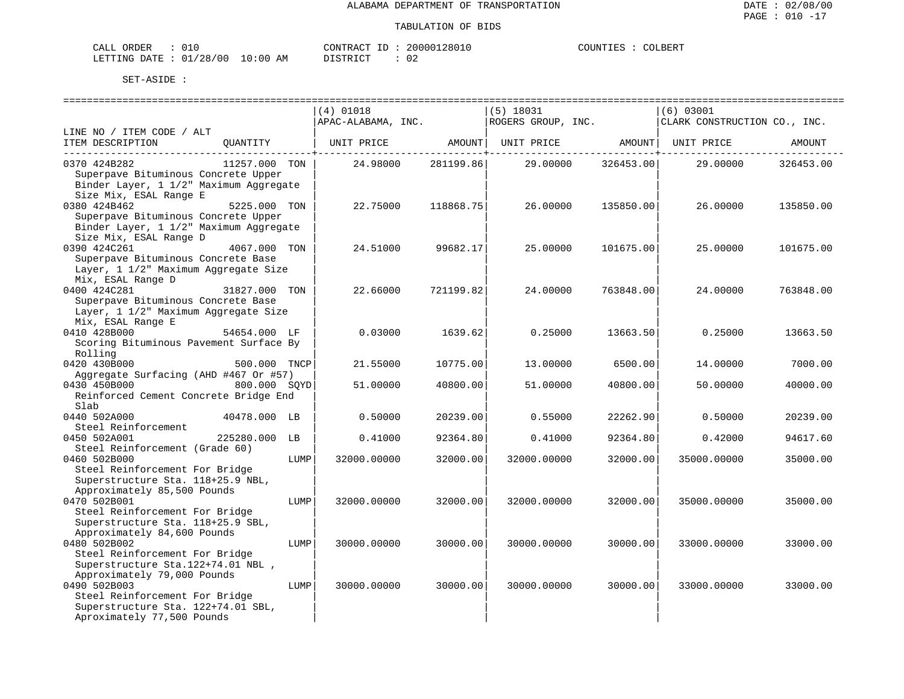ALABAMA DEPARTMENT OF TRANSPORTATION

TABULATION OF BIDS

CALL ORDER : 010 CONTRACT ID : 20000128010 COUNTIES : COLBERT
LETTING DATE : 01/28/00 10:00 AM DISTRICT : 02

SET-ASIDE :

| LINE NO / ITEM CODE / ALT ITEM DESCRIPTION | QUANTITY | (4) 01018 APAC-ALABAMA, INC. UNIT PRICE | AMOUNT | (5) 18031 ROGERS GROUP, INC. UNIT PRICE | AMOUNT | (6) 03001 CLARK CONSTRUCTION CO., INC. UNIT PRICE | AMOUNT |
|---|---|---|---|---|---|---|---|
| 0370 424B282 Superpave Bituminous Concrete Upper Binder Layer, 1 1/2" Maximum Aggregate Size Mix, ESAL Range E | 11257.000 TON | 24.98000 | 281199.86 | 29.00000 | 326453.00 | 29.00000 | 326453.00 |
| 0380 424B462 Superpave Bituminous Concrete Upper Binder Layer, 1 1/2" Maximum Aggregate Size Mix, ESAL Range D | 5225.000 TON | 22.75000 | 118868.75 | 26.00000 | 135850.00 | 26.00000 | 135850.00 |
| 0390 424C261 Superpave Bituminous Concrete Base Layer, 1 1/2" Maximum Aggregate Size Mix, ESAL Range D | 4067.000 TON | 24.51000 | 99682.17 | 25.00000 | 101675.00 | 25.00000 | 101675.00 |
| 0400 424C281 Superpave Bituminous Concrete Base Layer, 1 1/2" Maximum Aggregate Size Mix, ESAL Range E | 31827.000 TON | 22.66000 | 721199.82 | 24.00000 | 763848.00 | 24.00000 | 763848.00 |
| 0410 428B000 Scoring Bituminous Pavement Surface By Rolling | 54654.000 LF | 0.03000 | 1639.62 | 0.25000 | 13663.50 | 0.25000 | 13663.50 |
| 0420 430B000 Aggregate Surfacing (AHD #467 Or #57) | 500.000 TNCP | 21.55000 | 10775.00 | 13.00000 | 6500.00 | 14.00000 | 7000.00 |
| 0430 450B000 Reinforced Cement Concrete Bridge End Slab | 800.000 SQYD | 51.00000 | 40800.00 | 51.00000 | 40800.00 | 50.00000 | 40000.00 |
| 0440 502A000 Steel Reinforcement | 40478.000 LB | 0.50000 | 20239.00 | 0.55000 | 22262.90 | 0.50000 | 20239.00 |
| 0450 502A001 Steel Reinforcement (Grade 60) | 225280.000 LB | 0.41000 | 92364.80 | 0.41000 | 92364.80 | 0.42000 | 94617.60 |
| 0460 502B000 Steel Reinforcement For Bridge Superstructure Sta. 118+25.9 NBL, Approximately 85,500 Pounds | LUMP | 32000.00000 | 32000.00 | 32000.00000 | 32000.00 | 35000.00000 | 35000.00 |
| 0470 502B001 Steel Reinforcement For Bridge Superstructure Sta. 118+25.9 SBL, Approximately 84,600 Pounds | LUMP | 32000.00000 | 32000.00 | 32000.00000 | 32000.00 | 35000.00000 | 35000.00 |
| 0480 502B002 Steel Reinforcement For Bridge Superstructure Sta.122+74.01 NBL , Approximately 79,000 Pounds | LUMP | 30000.00000 | 30000.00 | 30000.00000 | 30000.00 | 33000.00000 | 33000.00 |
| 0490 502B003 Steel Reinforcement For Bridge Superstructure Sta. 122+74.01 SBL, Aproximately 77,500 Pounds | LUMP | 30000.00000 | 30000.00 | 30000.00000 | 30000.00 | 33000.00000 | 33000.00 |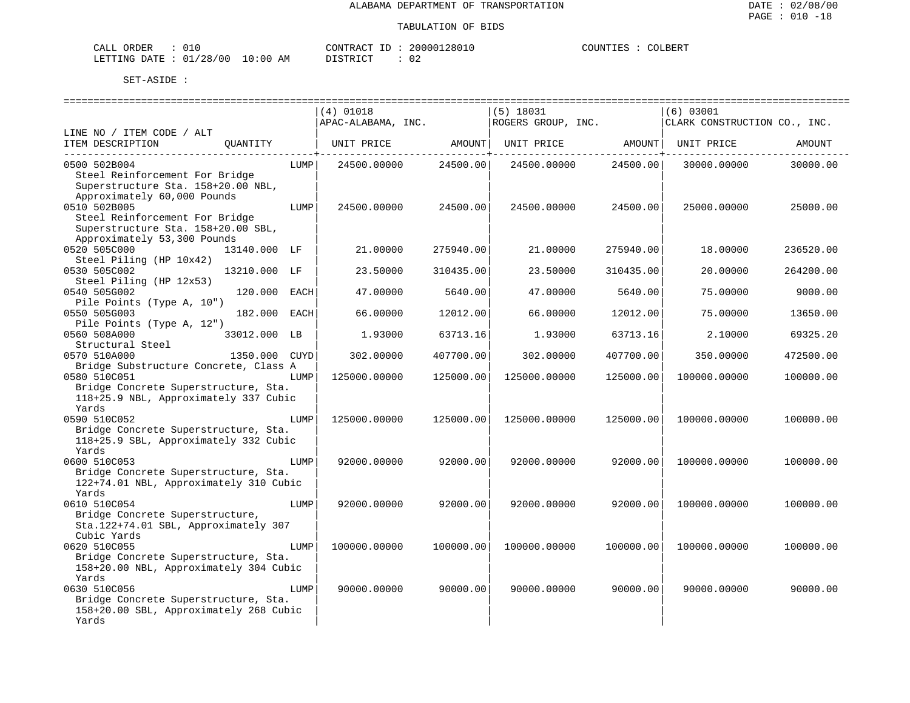ALABAMA DEPARTMENT OF TRANSPORTATION

TABULATION OF BIDS

CALL ORDER : 010 CONTRACT ID : 20000128010 COUNTIES : COLBERT
LETTING DATE : 01/28/00 10:00 AM DISTRICT : 02

SET-ASIDE :

| LINE NO / ITEM CODE / ALT ITEM DESCRIPTION | QUANTITY | (4) 01018 APAC-ALABAMA, INC. UNIT PRICE | AMOUNT | (5) 18031 ROGERS GROUP, INC. UNIT PRICE | AMOUNT | (6) 03001 CLARK CONSTRUCTION CO., INC. UNIT PRICE | AMOUNT |
|---|---|---|---|---|---|---|---|
| 0500 502B004 Steel Reinforcement For Bridge Superstructure Sta. 158+20.00 NBL, Approximately 60,000 Pounds | LUMP | 24500.00000 | 24500.00 | 24500.00000 | 24500.00 | 30000.00000 | 30000.00 |
| 0510 502B005 Steel Reinforcement For Bridge Superstructure Sta. 158+20.00 SBL, Approximately 53,300 Pounds | LUMP | 24500.00000 | 24500.00 | 24500.00000 | 24500.00 | 25000.00000 | 25000.00 |
| 0520 505C000 Steel Piling (HP 10x42) | 13140.000 LF | 21.00000 | 275940.00 | 21.00000 | 275940.00 | 18.00000 | 236520.00 |
| 0530 505C002 Steel Piling (HP 12x53) | 13210.000 LF | 23.50000 | 310435.00 | 23.50000 | 310435.00 | 20.00000 | 264200.00 |
| 0540 505G002 Pile Points (Type A, 10") | 120.000 EACH | 47.00000 | 5640.00 | 47.00000 | 5640.00 | 75.00000 | 9000.00 |
| 0550 505G003 Pile Points (Type A, 12") | 182.000 EACH | 66.00000 | 12012.00 | 66.00000 | 12012.00 | 75.00000 | 13650.00 |
| 0560 508A000 Structural Steel | 33012.000 LB | 1.93000 | 63713.16 | 1.93000 | 63713.16 | 2.10000 | 69325.20 |
| 0570 510A000 Bridge Substructure Concrete, Class A | 1350.000 CUYD | 302.00000 | 407700.00 | 302.00000 | 407700.00 | 350.00000 | 472500.00 |
| 0580 510C051 Bridge Concrete Superstructure, Sta. 118+25.9 NBL, Approximately 337 Cubic Yards | LUMP | 125000.00000 | 125000.00 | 125000.00000 | 125000.00 | 100000.00000 | 100000.00 |
| 0590 510C052 Bridge Concrete Superstructure, Sta. 118+25.9 SBL, Approximately 332 Cubic Yards | LUMP | 125000.00000 | 125000.00 | 125000.00000 | 125000.00 | 100000.00000 | 100000.00 |
| 0600 510C053 Bridge Concrete Superstructure, Sta. 122+74.01 NBL, Approximately 310 Cubic Yards | LUMP | 92000.00000 | 92000.00 | 92000.00000 | 92000.00 | 100000.00000 | 100000.00 |
| 0610 510C054 Bridge Concrete Superstructure, Sta.122+74.01 SBL, Approximately 307 Cubic Yards | LUMP | 92000.00000 | 92000.00 | 92000.00000 | 92000.00 | 100000.00000 | 100000.00 |
| 0620 510C055 Bridge Concrete Superstructure, Sta. 158+20.00 NBL, Approximately 304 Cubic Yards | LUMP | 100000.00000 | 100000.00 | 100000.00000 | 100000.00 | 100000.00000 | 100000.00 |
| 0630 510C056 Bridge Concrete Superstructure, Sta. 158+20.00 SBL, Approximately 268 Cubic Yards | LUMP | 90000.00000 | 90000.00 | 90000.00000 | 90000.00 | 90000.00000 | 90000.00 |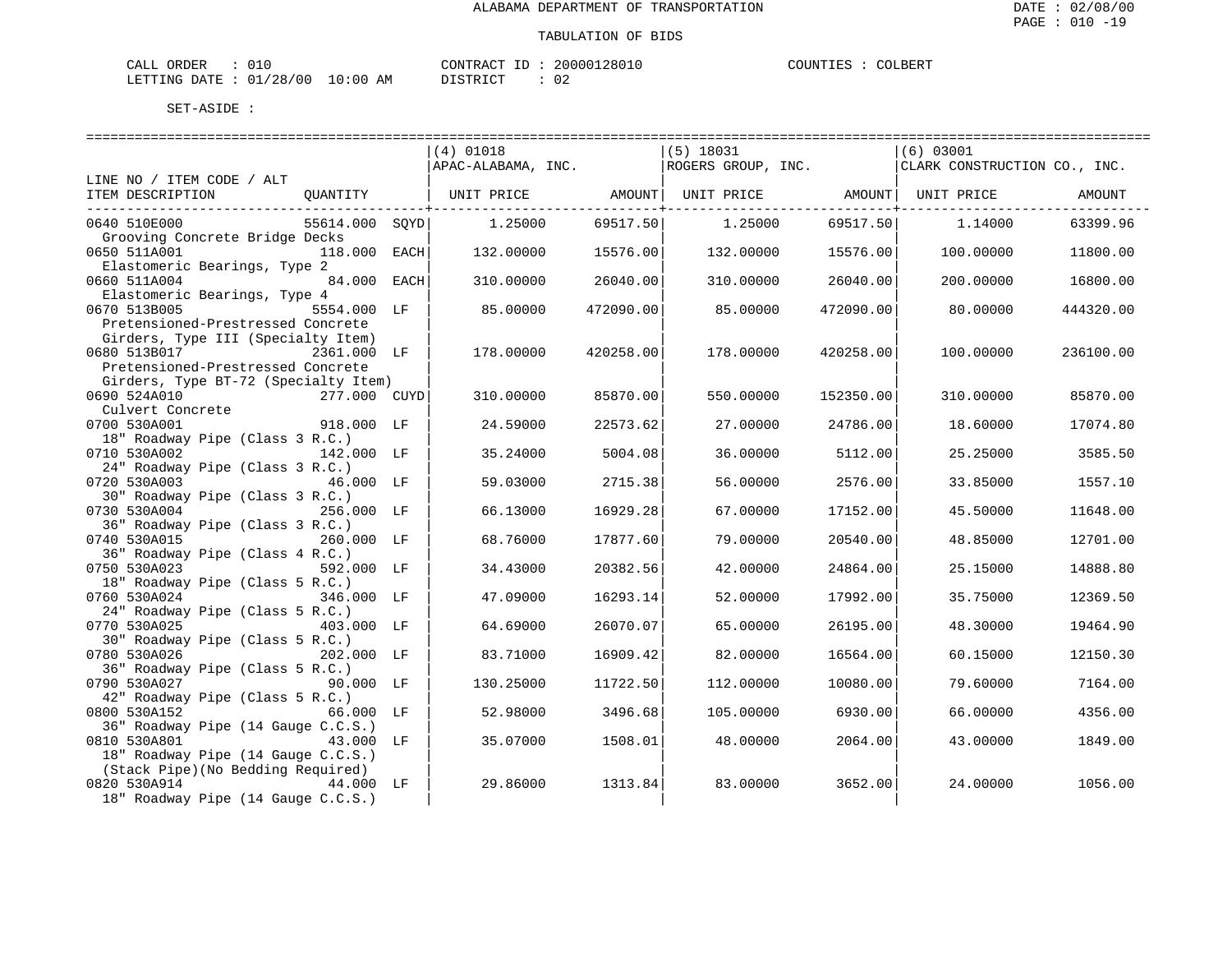ALABAMA DEPARTMENT OF TRANSPORTATION

TABULATION OF BIDS

CALL ORDER : 010 CONTRACT ID : 20000128010 COUNTIES : COLBERT
LETTING DATE : 01/28/00 10:00 AM DISTRICT : 02

SET-ASIDE :

| LINE NO / ITEM CODE / ALT ITEM DESCRIPTION | QUANTITY | | (4) 01018 APAC-ALABAMA, INC. UNIT PRICE | AMOUNT | (5) 18031 ROGERS GROUP, INC. UNIT PRICE | AMOUNT | (6) 03001 CLARK CONSTRUCTION CO., INC. UNIT PRICE | AMOUNT |
|---|---|---|---|---|---|---|---|---|
| 0640 510E000 Grooving Concrete Bridge Decks | 55614.000 | SQYD | 1.25000 | 69517.50 | 1.25000 | 69517.50 | 1.14000 | 63399.96 |
| 0650 511A001 Elastomeric Bearings, Type 2 | 118.000 | EACH | 132.00000 | 15576.00 | 132.00000 | 15576.00 | 100.00000 | 11800.00 |
| 0660 511A004 Elastomeric Bearings, Type 4 | 84.000 | EACH | 310.00000 | 26040.00 | 310.00000 | 26040.00 | 200.00000 | 16800.00 |
| 0670 513B005 Pretensioned-Prestressed Concrete Girders, Type III (Specialty Item) | 5554.000 | LF | 85.00000 | 472090.00 | 85.00000 | 472090.00 | 80.00000 | 444320.00 |
| 0680 513B017 Pretensioned-Prestressed Concrete Girders, Type BT-72 (Specialty Item) | 2361.000 | LF | 178.00000 | 420258.00 | 178.00000 | 420258.00 | 100.00000 | 236100.00 |
| 0690 524A010 Culvert Concrete | 277.000 | CUYD | 310.00000 | 85870.00 | 550.00000 | 152350.00 | 310.00000 | 85870.00 |
| 0700 530A001 18" Roadway Pipe (Class 3 R.C.) | 918.000 | LF | 24.59000 | 22573.62 | 27.00000 | 24786.00 | 18.60000 | 17074.80 |
| 0710 530A002 24" Roadway Pipe (Class 3 R.C.) | 142.000 | LF | 35.24000 | 5004.08 | 36.00000 | 5112.00 | 25.25000 | 3585.50 |
| 0720 530A003 30" Roadway Pipe (Class 3 R.C.) | 46.000 | LF | 59.03000 | 2715.38 | 56.00000 | 2576.00 | 33.85000 | 1557.10 |
| 0730 530A004 36" Roadway Pipe (Class 3 R.C.) | 256.000 | LF | 66.13000 | 16929.28 | 67.00000 | 17152.00 | 45.50000 | 11648.00 |
| 0740 530A015 36" Roadway Pipe (Class 4 R.C.) | 260.000 | LF | 68.76000 | 17877.60 | 79.00000 | 20540.00 | 48.85000 | 12701.00 |
| 0750 530A023 18" Roadway Pipe (Class 5 R.C.) | 592.000 | LF | 34.43000 | 20382.56 | 42.00000 | 24864.00 | 25.15000 | 14888.80 |
| 0760 530A024 24" Roadway Pipe (Class 5 R.C.) | 346.000 | LF | 47.09000 | 16293.14 | 52.00000 | 17992.00 | 35.75000 | 12369.50 |
| 0770 530A025 30" Roadway Pipe (Class 5 R.C.) | 403.000 | LF | 64.69000 | 26070.07 | 65.00000 | 26195.00 | 48.30000 | 19464.90 |
| 0780 530A026 36" Roadway Pipe (Class 5 R.C.) | 202.000 | LF | 83.71000 | 16909.42 | 82.00000 | 16564.00 | 60.15000 | 12150.30 |
| 0790 530A027 42" Roadway Pipe (Class 5 R.C.) | 90.000 | LF | 130.25000 | 11722.50 | 112.00000 | 10080.00 | 79.60000 | 7164.00 |
| 0800 530A152 36" Roadway Pipe (14 Gauge C.C.S.) | 66.000 | LF | 52.98000 | 3496.68 | 105.00000 | 6930.00 | 66.00000 | 4356.00 |
| 0810 530A801 18" Roadway Pipe (14 Gauge C.C.S.) (Stack Pipe)(No Bedding Required) | 43.000 | LF | 35.07000 | 1508.01 | 48.00000 | 2064.00 | 43.00000 | 1849.00 |
| 0820 530A914 18" Roadway Pipe (14 Gauge C.C.S.) | 44.000 | LF | 29.86000 | 1313.84 | 83.00000 | 3652.00 | 24.00000 | 1056.00 |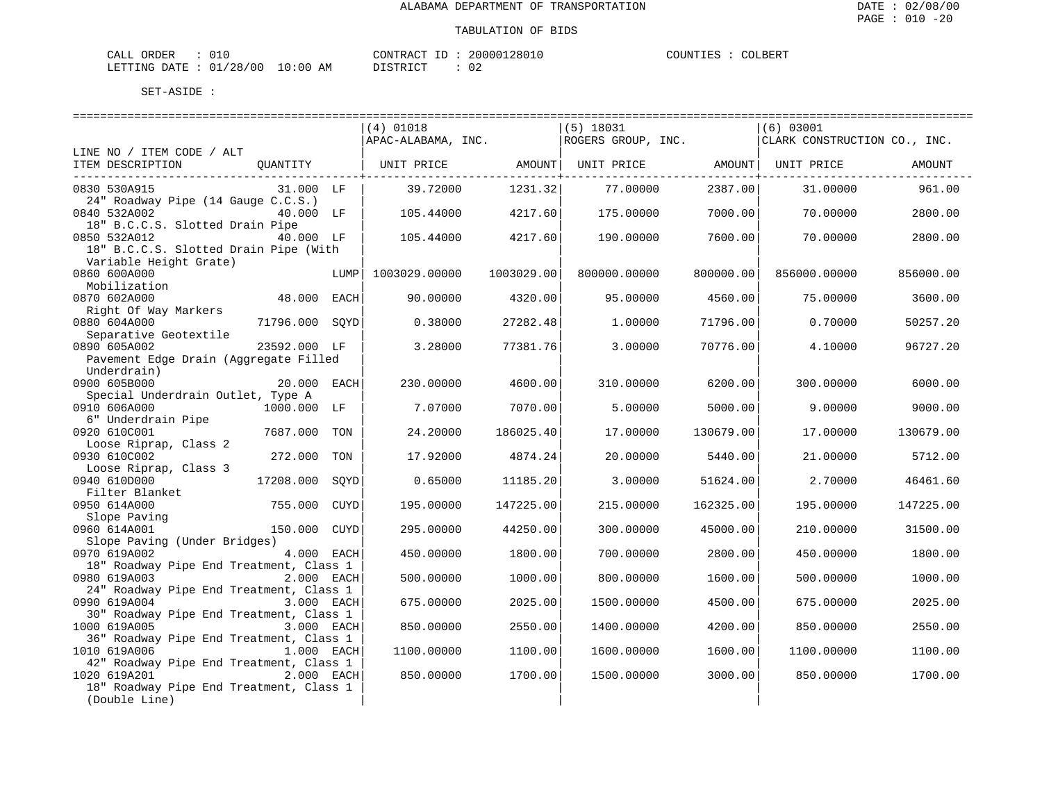ALABAMA DEPARTMENT OF TRANSPORTATION

TABULATION OF BIDS

DATE : 02/08/00
PAGE : 010 -20

CALL ORDER : 010 CONTRACT ID : 20000128010 COUNTIES : COLBERT
LETTING DATE : 01/28/00 10:00 AM DISTRICT : 02

SET-ASIDE :

| LINE NO / ITEM CODE / ALT ITEM DESCRIPTION | QUANTITY | | (4) 01018 APAC-ALABAMA, INC. UNIT PRICE | AMOUNT | (5) 18031 ROGERS GROUP, INC. UNIT PRICE | AMOUNT | (6) 03001 CLARK CONSTRUCTION CO., INC. UNIT PRICE | AMOUNT |
|---|---|---|---|---|---|---|---|---|
| 0830 530A915 24" Roadway Pipe (14 Gauge C.C.S.) | 31.000 | LF | 39.72000 | 1231.32 | 77.00000 | 2387.00 | 31.00000 | 961.00 |
| 0840 532A002 18" B.C.C.S. Slotted Drain Pipe | 40.000 | LF | 105.44000 | 4217.60 | 175.00000 | 7000.00 | 70.00000 | 2800.00 |
| 0850 532A012 18" B.C.C.S. Slotted Drain Pipe (With Variable Height Grate) | 40.000 | LF | 105.44000 | 4217.60 | 190.00000 | 7600.00 | 70.00000 | 2800.00 |
| 0860 600A000 Mobilization | | LUMP | 1003029.00000 | 1003029.00 | 800000.00000 | 800000.00 | 856000.00000 | 856000.00 |
| 0870 602A000 Right Of Way Markers | 48.000 | EACH | 90.00000 | 4320.00 | 95.00000 | 4560.00 | 75.00000 | 3600.00 |
| 0880 604A000 Separative Geotextile | 71796.000 | SQYD | 0.38000 | 27282.48 | 1.00000 | 71796.00 | 0.70000 | 50257.20 |
| 0890 605A002 Pavement Edge Drain (Aggregate Filled Underdrain) | 23592.000 | LF | 3.28000 | 77381.76 | 3.00000 | 70776.00 | 4.10000 | 96727.20 |
| 0900 605B000 Special Underdrain Outlet, Type A | 20.000 | EACH | 230.00000 | 4600.00 | 310.00000 | 6200.00 | 300.00000 | 6000.00 |
| 0910 606A000 6" Underdrain Pipe | 1000.000 | LF | 7.07000 | 7070.00 | 5.00000 | 5000.00 | 9.00000 | 9000.00 |
| 0920 610C001 Loose Riprap, Class 2 | 7687.000 | TON | 24.20000 | 186025.40 | 17.00000 | 130679.00 | 17.00000 | 130679.00 |
| 0930 610C002 Loose Riprap, Class 3 | 272.000 | TON | 17.92000 | 4874.24 | 20.00000 | 5440.00 | 21.00000 | 5712.00 |
| 0940 610D000 Filter Blanket | 17208.000 | SQYD | 0.65000 | 11185.20 | 3.00000 | 51624.00 | 2.70000 | 46461.60 |
| 0950 614A000 Slope Paving | 755.000 | CUYD | 195.00000 | 147225.00 | 215.00000 | 162325.00 | 195.00000 | 147225.00 |
| 0960 614A001 Slope Paving (Under Bridges) | 150.000 | CUYD | 295.00000 | 44250.00 | 300.00000 | 45000.00 | 210.00000 | 31500.00 |
| 0970 619A002 18" Roadway Pipe End Treatment, Class 1 | 4.000 | EACH | 450.00000 | 1800.00 | 700.00000 | 2800.00 | 450.00000 | 1800.00 |
| 0980 619A003 24" Roadway Pipe End Treatment, Class 1 | 2.000 | EACH | 500.00000 | 1000.00 | 800.00000 | 1600.00 | 500.00000 | 1000.00 |
| 0990 619A004 30" Roadway Pipe End Treatment, Class 1 | 3.000 | EACH | 675.00000 | 2025.00 | 1500.00000 | 4500.00 | 675.00000 | 2025.00 |
| 1000 619A005 36" Roadway Pipe End Treatment, Class 1 | 3.000 | EACH | 850.00000 | 2550.00 | 1400.00000 | 4200.00 | 850.00000 | 2550.00 |
| 1010 619A006 42" Roadway Pipe End Treatment, Class 1 | 1.000 | EACH | 1100.00000 | 1100.00 | 1600.00000 | 1600.00 | 1100.00000 | 1100.00 |
| 1020 619A201 18" Roadway Pipe End Treatment, Class 1 (Double Line) | 2.000 | EACH | 850.00000 | 1700.00 | 1500.00000 | 3000.00 | 850.00000 | 1700.00 |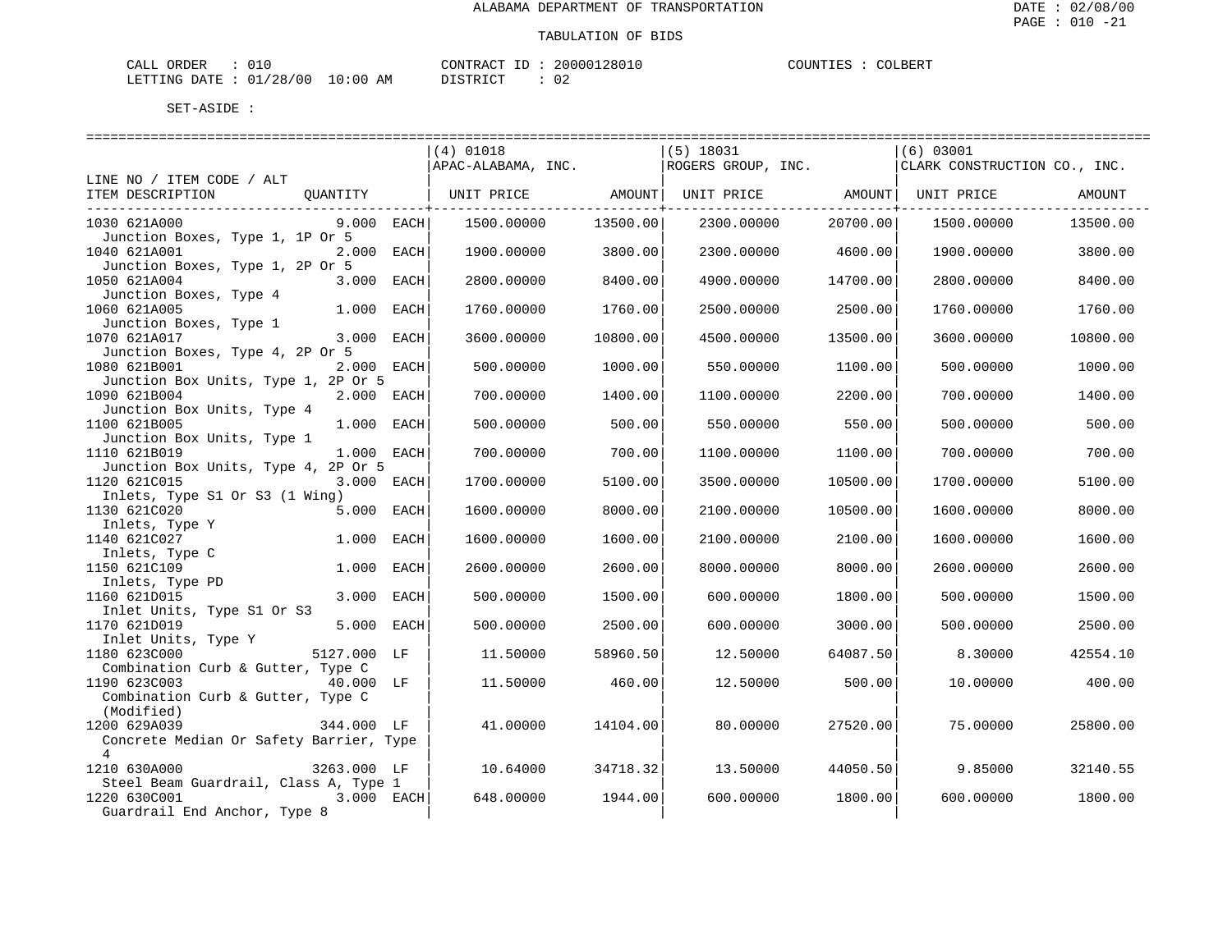ALABAMA DEPARTMENT OF TRANSPORTATION

TABULATION OF BIDS

DATE : 02/08/00
PAGE : 010 -21

CALL ORDER : 010 CONTRACT ID : 20000128010 COUNTIES : COLBERT
LETTING DATE : 01/28/00 10:00 AM DISTRICT : 02

SET-ASIDE :

| LINE NO / ITEM CODE / ALT | | | (4) 01018 APAC-ALABAMA, INC. | | (5) 18031 ROGERS GROUP, INC. | | (6) 03001 CLARK CONSTRUCTION CO., INC. | |
|---|---|---|---|---|---|---|---|---|
| ITEM DESCRIPTION | QUANTITY | | UNIT PRICE | AMOUNT | UNIT PRICE | AMOUNT | UNIT PRICE | AMOUNT |
| 1030 621A000 Junction Boxes, Type 1, 1P Or 5 | 9.000 | EACH | 1500.00000 | 13500.00 | 2300.00000 | 20700.00 | 1500.00000 | 13500.00 |
| 1040 621A001 Junction Boxes, Type 1, 2P Or 5 | 2.000 | EACH | 1900.00000 | 3800.00 | 2300.00000 | 4600.00 | 1900.00000 | 3800.00 |
| 1050 621A004 Junction Boxes, Type 4 | 3.000 | EACH | 2800.00000 | 8400.00 | 4900.00000 | 14700.00 | 2800.00000 | 8400.00 |
| 1060 621A005 Junction Boxes, Type 1 | 1.000 | EACH | 1760.00000 | 1760.00 | 2500.00000 | 2500.00 | 1760.00000 | 1760.00 |
| 1070 621A017 Junction Boxes, Type 4, 2P Or 5 | 3.000 | EACH | 3600.00000 | 10800.00 | 4500.00000 | 13500.00 | 3600.00000 | 10800.00 |
| 1080 621B001 Junction Box Units, Type 1, 2P Or 5 | 2.000 | EACH | 500.00000 | 1000.00 | 550.00000 | 1100.00 | 500.00000 | 1000.00 |
| 1090 621B004 Junction Box Units, Type 4 | 2.000 | EACH | 700.00000 | 1400.00 | 1100.00000 | 2200.00 | 700.00000 | 1400.00 |
| 1100 621B005 Junction Box Units, Type 1 | 1.000 | EACH | 500.00000 | 500.00 | 550.00000 | 550.00 | 500.00000 | 500.00 |
| 1110 621B019 Junction Box Units, Type 4, 2P Or 5 | 1.000 | EACH | 700.00000 | 700.00 | 1100.00000 | 1100.00 | 700.00000 | 700.00 |
| 1120 621C015 Inlets, Type S1 Or S3 (1 Wing) | 3.000 | EACH | 1700.00000 | 5100.00 | 3500.00000 | 10500.00 | 1700.00000 | 5100.00 |
| 1130 621C020 Inlets, Type Y | 5.000 | EACH | 1600.00000 | 8000.00 | 2100.00000 | 10500.00 | 1600.00000 | 8000.00 |
| 1140 621C027 Inlets, Type C | 1.000 | EACH | 1600.00000 | 1600.00 | 2100.00000 | 2100.00 | 1600.00000 | 1600.00 |
| 1150 621C109 Inlets, Type PD | 1.000 | EACH | 2600.00000 | 2600.00 | 8000.00000 | 8000.00 | 2600.00000 | 2600.00 |
| 1160 621D015 Inlet Units, Type S1 Or S3 | 3.000 | EACH | 500.00000 | 1500.00 | 600.00000 | 1800.00 | 500.00000 | 1500.00 |
| 1170 621D019 Inlet Units, Type Y | 5.000 | EACH | 500.00000 | 2500.00 | 600.00000 | 3000.00 | 500.00000 | 2500.00 |
| 1180 623C000 Combination Curb & Gutter, Type C | 5127.000 | LF | 11.50000 | 58960.50 | 12.50000 | 64087.50 | 8.30000 | 42554.10 |
| 1190 623C003 Combination Curb & Gutter, Type C (Modified) | 40.000 | LF | 11.50000 | 460.00 | 12.50000 | 500.00 | 10.00000 | 400.00 |
| 1200 629A039 Concrete Median Or Safety Barrier, Type 4 | 344.000 | LF | 41.00000 | 14104.00 | 80.00000 | 27520.00 | 75.00000 | 25800.00 |
| 1210 630A000 Steel Beam Guardrail, Class A, Type 1 | 3263.000 | LF | 10.64000 | 34718.32 | 13.50000 | 44050.50 | 9.85000 | 32140.55 |
| 1220 630C001 Guardrail End Anchor, Type 8 | 3.000 | EACH | 648.00000 | 1944.00 | 600.00000 | 1800.00 | 600.00000 | 1800.00 |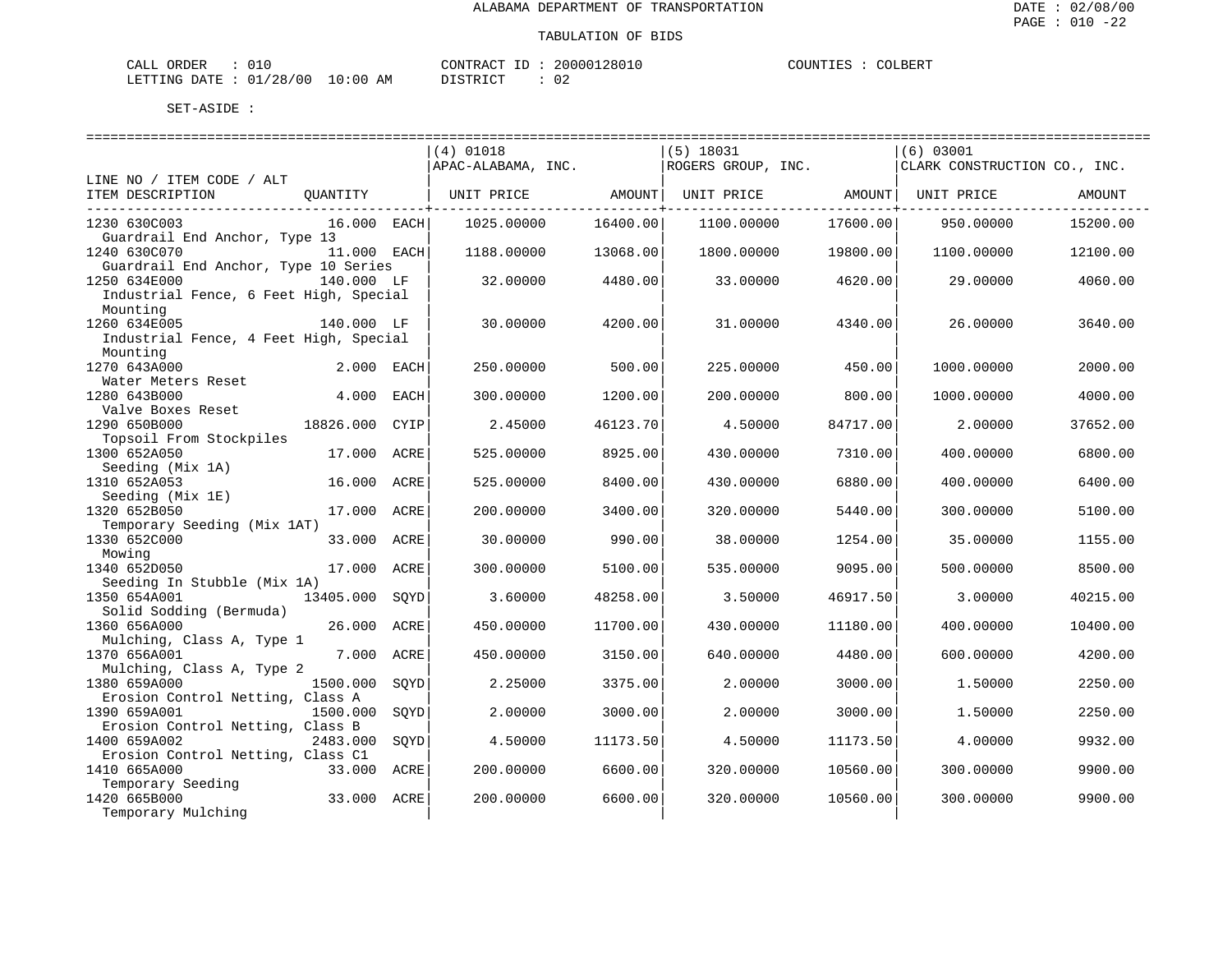ALABAMA DEPARTMENT OF TRANSPORTATION

TABULATION OF BIDS

CALL ORDER : 010 CONTRACT ID : 20000128010 COUNTIES : COLBERT
LETTING DATE : 01/28/00 10:00 AM DISTRICT : 02

SET-ASIDE :

| LINE NO / ITEM CODE / ALT ITEM DESCRIPTION | QUANTITY | (4) 01018 APAC-ALABAMA, INC. UNIT PRICE | AMOUNT | (5) 18031 ROGERS GROUP, INC. UNIT PRICE | AMOUNT | (6) 03001 CLARK CONSTRUCTION CO., INC. UNIT PRICE | AMOUNT |
|---|---|---|---|---|---|---|---|
| 1230 630C003 Guardrail End Anchor, Type 13 | 16.000 EACH | 1025.00000 | 16400.00 | 1100.00000 | 17600.00 | 950.00000 | 15200.00 |
| 1240 630C070 Guardrail End Anchor, Type 10 Series | 11.000 EACH | 1188.00000 | 13068.00 | 1800.00000 | 19800.00 | 1100.00000 | 12100.00 |
| 1250 634E000 Industrial Fence, 6 Feet High, Special Mounting | 140.000 LF | 32.00000 | 4480.00 | 33.00000 | 4620.00 | 29.00000 | 4060.00 |
| 1260 634E005 Industrial Fence, 4 Feet High, Special Mounting | 140.000 LF | 30.00000 | 4200.00 | 31.00000 | 4340.00 | 26.00000 | 3640.00 |
| 1270 643A000 Water Meters Reset | 2.000 EACH | 250.00000 | 500.00 | 225.00000 | 450.00 | 1000.00000 | 2000.00 |
| 1280 643B000 Valve Boxes Reset | 4.000 EACH | 300.00000 | 1200.00 | 200.00000 | 800.00 | 1000.00000 | 4000.00 |
| 1290 650B000 Topsoil From Stockpiles | 18826.000 CYIP | 2.45000 | 46123.70 | 4.50000 | 84717.00 | 2.00000 | 37652.00 |
| 1300 652A050 Seeding (Mix 1A) | 17.000 ACRE | 525.00000 | 8925.00 | 430.00000 | 7310.00 | 400.00000 | 6800.00 |
| 1310 652A053 Seeding (Mix 1E) | 16.000 ACRE | 525.00000 | 8400.00 | 430.00000 | 6880.00 | 400.00000 | 6400.00 |
| 1320 652B050 Temporary Seeding (Mix 1AT) | 17.000 ACRE | 200.00000 | 3400.00 | 320.00000 | 5440.00 | 300.00000 | 5100.00 |
| 1330 652C000 Mowing | 33.000 ACRE | 30.00000 | 990.00 | 38.00000 | 1254.00 | 35.00000 | 1155.00 |
| 1340 652D050 Seeding In Stubble (Mix 1A) | 17.000 ACRE | 300.00000 | 5100.00 | 535.00000 | 9095.00 | 500.00000 | 8500.00 |
| 1350 654A001 Solid Sodding (Bermuda) | 13405.000 SQYD | 3.60000 | 48258.00 | 3.50000 | 46917.50 | 3.00000 | 40215.00 |
| 1360 656A000 Mulching, Class A, Type 1 | 26.000 ACRE | 450.00000 | 11700.00 | 430.00000 | 11180.00 | 400.00000 | 10400.00 |
| 1370 656A001 Mulching, Class A, Type 2 | 7.000 ACRE | 450.00000 | 3150.00 | 640.00000 | 4480.00 | 600.00000 | 4200.00 |
| 1380 659A000 Erosion Control Netting, Class A | 1500.000 SQYD | 2.25000 | 3375.00 | 2.00000 | 3000.00 | 1.50000 | 2250.00 |
| 1390 659A001 Erosion Control Netting, Class B | 1500.000 SQYD | 2.00000 | 3000.00 | 2.00000 | 3000.00 | 1.50000 | 2250.00 |
| 1400 659A002 Erosion Control Netting, Class C1 | 2483.000 SQYD | 4.50000 | 11173.50 | 4.50000 | 11173.50 | 4.00000 | 9932.00 |
| 1410 665A000 Temporary Seeding | 33.000 ACRE | 200.00000 | 6600.00 | 320.00000 | 10560.00 | 300.00000 | 9900.00 |
| 1420 665B000 Temporary Mulching | 33.000 ACRE | 200.00000 | 6600.00 | 320.00000 | 10560.00 | 300.00000 | 9900.00 |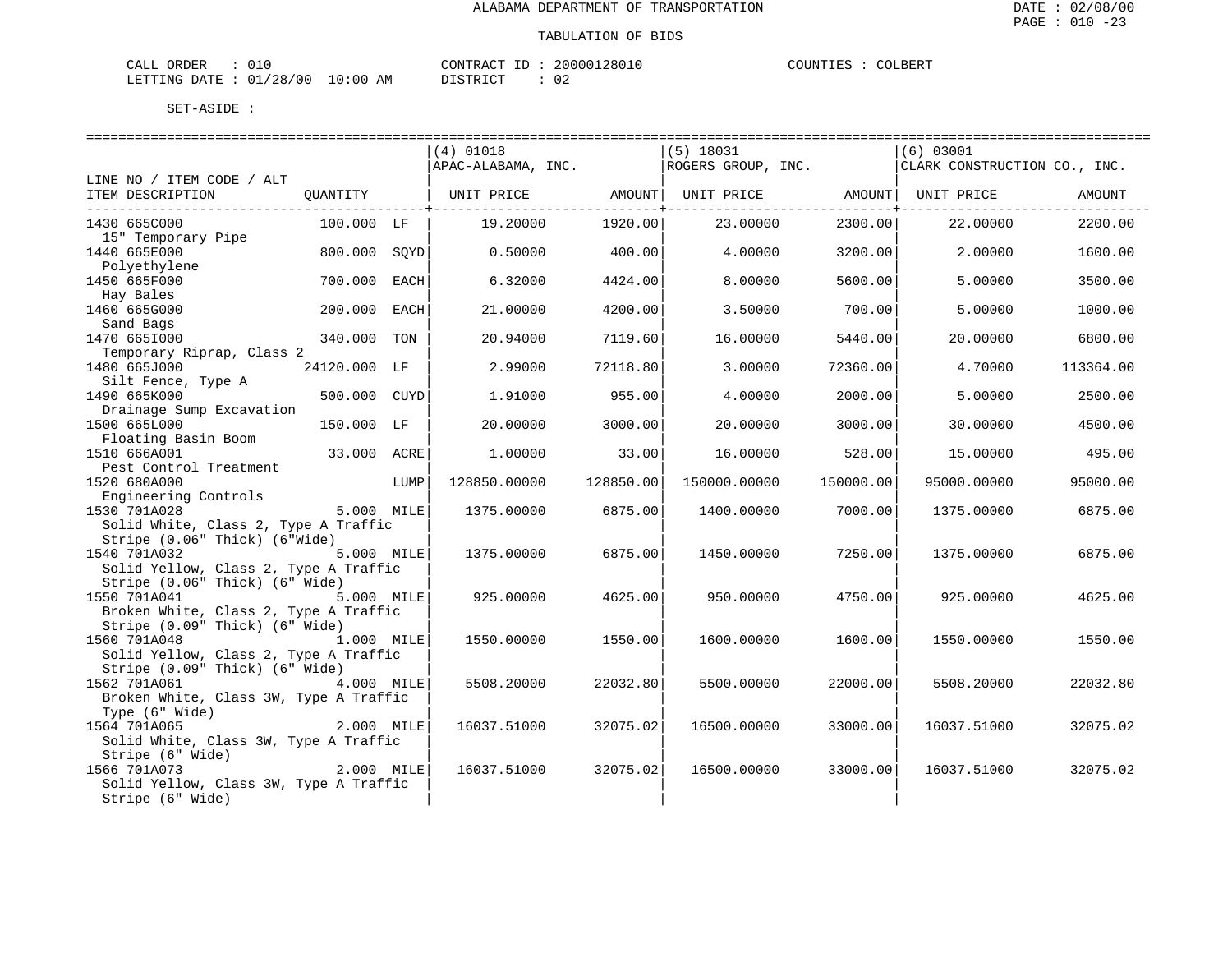ALABAMA DEPARTMENT OF TRANSPORTATION

TABULATION OF BIDS

CALL ORDER : 010    CONTRACT ID : 20000128010    COUNTIES : COLBERT
LETTING DATE : 01/28/00 10:00 AM    DISTRICT : 02

SET-ASIDE :

| LINE NO / ITEM CODE / ALT ITEM DESCRIPTION | QUANTITY | | (4) 01018 APAC-ALABAMA, INC. UNIT PRICE | AMOUNT | (5) 18031 ROGERS GROUP, INC. UNIT PRICE | AMOUNT | (6) 03001 CLARK CONSTRUCTION CO., INC. UNIT PRICE | AMOUNT |
|---|---|---|---|---|---|---|---|---|
| 1430 665C000 15" Temporary Pipe | 100.000 | LF | 19.20000 | 1920.00 | 23.00000 | 2300.00 | 22.00000 | 2200.00 |
| 1440 665E000 Polyethylene | 800.000 | SQYD | 0.50000 | 400.00 | 4.00000 | 3200.00 | 2.00000 | 1600.00 |
| 1450 665F000 Hay Bales | 700.000 | EACH | 6.32000 | 4424.00 | 8.00000 | 5600.00 | 5.00000 | 3500.00 |
| 1460 665G000 Sand Bags | 200.000 | EACH | 21.00000 | 4200.00 | 3.50000 | 700.00 | 5.00000 | 1000.00 |
| 1470 665I000 Temporary Riprap, Class 2 | 340.000 | TON | 20.94000 | 7119.60 | 16.00000 | 5440.00 | 20.00000 | 6800.00 |
| 1480 665J000 Silt Fence, Type A | 24120.000 | LF | 2.99000 | 72118.80 | 3.00000 | 72360.00 | 4.70000 | 113364.00 |
| 1490 665K000 Drainage Sump Excavation | 500.000 | CUYD | 1.91000 | 955.00 | 4.00000 | 2000.00 | 5.00000 | 2500.00 |
| 1500 665L000 Floating Basin Boom | 150.000 | LF | 20.00000 | 3000.00 | 20.00000 | 3000.00 | 30.00000 | 4500.00 |
| 1510 666A001 Pest Control Treatment | 33.000 | ACRE | 1.00000 | 33.00 | 16.00000 | 528.00 | 15.00000 | 495.00 |
| 1520 680A000 Engineering Controls | | LUMP | 128850.00000 | 128850.00 | 150000.00000 | 150000.00 | 95000.00000 | 95000.00 |
| 1530 701A028 Solid White, Class 2, Type A Traffic Stripe (0.06" Thick) (6"Wide) | 5.000 | MILE | 1375.00000 | 6875.00 | 1400.00000 | 7000.00 | 1375.00000 | 6875.00 |
| 1540 701A032 Solid Yellow, Class 2, Type A Traffic Stripe (0.06" Thick) (6" Wide) | 5.000 | MILE | 1375.00000 | 6875.00 | 1450.00000 | 7250.00 | 1375.00000 | 6875.00 |
| 1550 701A041 Broken White, Class 2, Type A Traffic Stripe (0.09" Thick) (6" Wide) | 5.000 | MILE | 925.00000 | 4625.00 | 950.00000 | 4750.00 | 925.00000 | 4625.00 |
| 1560 701A048 Solid Yellow, Class 2, Type A Traffic Stripe (0.09" Thick) (6" Wide) | 1.000 | MILE | 1550.00000 | 1550.00 | 1600.00000 | 1600.00 | 1550.00000 | 1550.00 |
| 1562 701A061 Broken White, Class 3W, Type A Traffic Type (6" Wide) | 4.000 | MILE | 5508.20000 | 22032.80 | 5500.00000 | 22000.00 | 5508.20000 | 22032.80 |
| 1564 701A065 Solid White, Class 3W, Type A Traffic Stripe (6" Wide) | 2.000 | MILE | 16037.51000 | 32075.02 | 16500.00000 | 33000.00 | 16037.51000 | 32075.02 |
| 1566 701A073 Solid Yellow, Class 3W, Type A Traffic Stripe (6" Wide) | 2.000 | MILE | 16037.51000 | 32075.02 | 16500.00000 | 33000.00 | 16037.51000 | 32075.02 |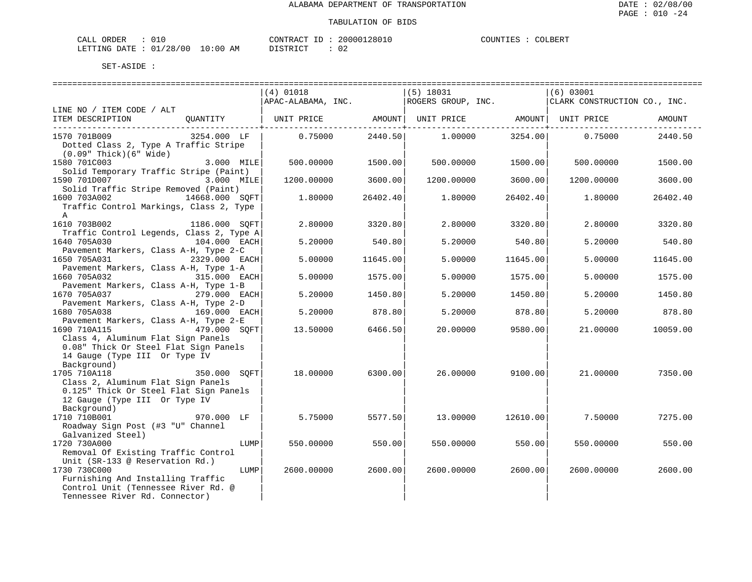ALABAMA DEPARTMENT OF TRANSPORTATION

TABULATION OF BIDS

CALL ORDER : 010 CONTRACT ID : 20000128010 COUNTIES : COLBERT
LETTING DATE : 01/28/00 10:00 AM DISTRICT : 02

SET-ASIDE :

| LINE NO / ITEM CODE / ALT ITEM DESCRIPTION | QUANTITY | (4) 01018 APAC-ALABAMA, INC. UNIT PRICE | AMOUNT | (5) 18031 ROGERS GROUP, INC. UNIT PRICE | AMOUNT | (6) 03001 CLARK CONSTRUCTION CO., INC. UNIT PRICE | AMOUNT |
|---|---|---|---|---|---|---|---|
| 1570 701B009 Dotted Class 2, Type A Traffic Stripe (0.09" Thick)(6" Wide) | 3254.000 LF | 0.75000 | 2440.50 | 1.00000 | 3254.00 | 0.75000 | 2440.50 |
| 1580 701C003 Solid Temporary Traffic Stripe (Paint) | 3.000 MILE | 500.00000 | 1500.00 | 500.00000 | 1500.00 | 500.00000 | 1500.00 |
| 1590 701D007 Solid Traffic Stripe Removed (Paint) | 3.000 MILE | 1200.00000 | 3600.00 | 1200.00000 | 3600.00 | 1200.00000 | 3600.00 |
| 1600 703A002 Traffic Control Markings, Class 2, Type A | 14668.000 SQFT | 1.80000 | 26402.40 | 1.80000 | 26402.40 | 1.80000 | 26402.40 |
| 1610 703B002 Traffic Control Legends, Class 2, Type A | 1186.000 SQFT | 2.80000 | 3320.80 | 2.80000 | 3320.80 | 2.80000 | 3320.80 |
| 1640 705A030 Pavement Markers, Class A-H, Type 2-C | 104.000 EACH | 5.20000 | 540.80 | 5.20000 | 540.80 | 5.20000 | 540.80 |
| 1650 705A031 Pavement Markers, Class A-H, Type 1-A | 2329.000 EACH | 5.00000 | 11645.00 | 5.00000 | 11645.00 | 5.00000 | 11645.00 |
| 1660 705A032 Pavement Markers, Class A-H, Type 1-B | 315.000 EACH | 5.00000 | 1575.00 | 5.00000 | 1575.00 | 5.00000 | 1575.00 |
| 1670 705A037 Pavement Markers, Class A-H, Type 2-D | 279.000 EACH | 5.20000 | 1450.80 | 5.20000 | 1450.80 | 5.20000 | 1450.80 |
| 1680 705A038 Pavement Markers, Class A-H, Type 2-E | 169.000 EACH | 5.20000 | 878.80 | 5.20000 | 878.80 | 5.20000 | 878.80 |
| 1690 710A115 Class 4, Aluminum Flat Sign Panels 0.08" Thick Or Steel Flat Sign Panels 14 Gauge (Type III Or Type IV Background) | 479.000 SQFT | 13.50000 | 6466.50 | 20.00000 | 9580.00 | 21.00000 | 10059.00 |
| 1705 710A118 Class 2, Aluminum Flat Sign Panels 0.125" Thick Or Steel Flat Sign Panels 12 Gauge (Type III Or Type IV Background) | 350.000 SQFT | 18.00000 | 6300.00 | 26.00000 | 9100.00 | 21.00000 | 7350.00 |
| 1710 710B001 Roadway Sign Post (#3 "U" Channel Galvanized Steel) | 970.000 LF | 5.75000 | 5577.50 | 13.00000 | 12610.00 | 7.50000 | 7275.00 |
| 1720 730A000 Removal Of Existing Traffic Control Unit (SR-133 @ Reservation Rd.) | LUMP | 550.00000 | 550.00 | 550.00000 | 550.00 | 550.00000 | 550.00 |
| 1730 730C000 Furnishing And Installing Traffic Control Unit (Tennessee River Rd. @ Tennessee River Rd. Connector) | LUMP | 2600.00000 | 2600.00 | 2600.00000 | 2600.00 | 2600.00000 | 2600.00 |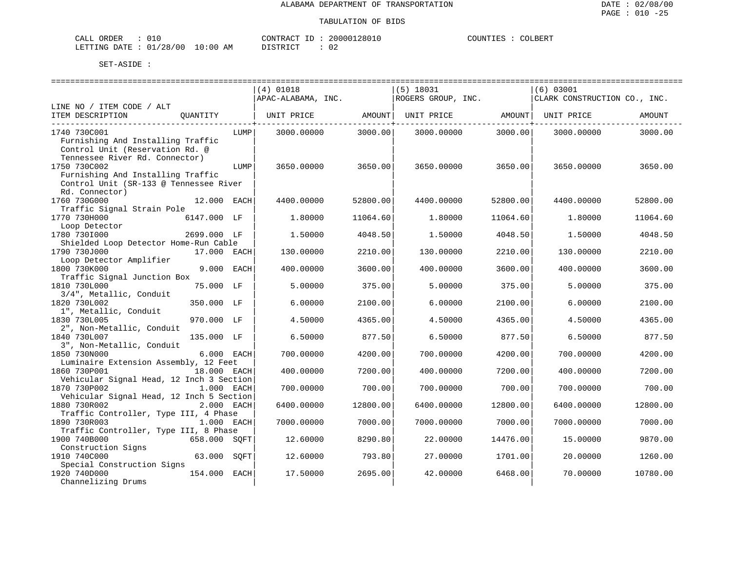ALABAMA DEPARTMENT OF TRANSPORTATION

TABULATION OF BIDS

CALL ORDER : 010 CONTRACT ID : 20000128010 COUNTIES : COLBERT
LETTING DATE : 01/28/00 10:00 AM DISTRICT : 02

SET-ASIDE :

| LINE NO / ITEM CODE / ALT ITEM DESCRIPTION | QUANTITY | (4) 01018 APAC-ALABAMA, INC. UNIT PRICE | AMOUNT | (5) 18031 ROGERS GROUP, INC. UNIT PRICE | AMOUNT | (6) 03001 CLARK CONSTRUCTION CO., INC. UNIT PRICE | AMOUNT |
|---|---|---|---|---|---|---|---|
| 1740 730C001 Furnishing And Installing Traffic Control Unit (Reservation Rd. @ Tennessee River Rd. Connector) | LUMP | 3000.00000 | 3000.00 | 3000.00000 | 3000.00 | 3000.00000 | 3000.00 |
| 1750 730C002 Furnishing And Installing Traffic Control Unit (SR-133 @ Tennessee River Rd. Connector) | LUMP | 3650.00000 | 3650.00 | 3650.00000 | 3650.00 | 3650.00000 | 3650.00 |
| 1760 730G000 Traffic Signal Strain Pole | 12.000 EACH | 4400.00000 | 52800.00 | 4400.00000 | 52800.00 | 4400.00000 | 52800.00 |
| 1770 730H000 Loop Detector | 6147.000 LF | 1.80000 | 11064.60 | 1.80000 | 11064.60 | 1.80000 | 11064.60 |
| 1780 730I000 Shielded Loop Detector Home-Run Cable | 2699.000 LF | 1.50000 | 4048.50 | 1.50000 | 4048.50 | 1.50000 | 4048.50 |
| 1790 730J000 Loop Detector Amplifier | 17.000 EACH | 130.00000 | 2210.00 | 130.00000 | 2210.00 | 130.00000 | 2210.00 |
| 1800 730K000 Traffic Signal Junction Box | 9.000 EACH | 400.00000 | 3600.00 | 400.00000 | 3600.00 | 400.00000 | 3600.00 |
| 1810 730L000 3/4", Metallic, Conduit | 75.000 LF | 5.00000 | 375.00 | 5.00000 | 375.00 | 5.00000 | 375.00 |
| 1820 730L002 1", Metallic, Conduit | 350.000 LF | 6.00000 | 2100.00 | 6.00000 | 2100.00 | 6.00000 | 2100.00 |
| 1830 730L005 2", Non-Metallic, Conduit | 970.000 LF | 4.50000 | 4365.00 | 4.50000 | 4365.00 | 4.50000 | 4365.00 |
| 1840 730L007 3", Non-Metallic, Conduit | 135.000 LF | 6.50000 | 877.50 | 6.50000 | 877.50 | 6.50000 | 877.50 |
| 1850 730N000 Luminaire Extension Assembly, 12 Feet | 6.000 EACH | 700.00000 | 4200.00 | 700.00000 | 4200.00 | 700.00000 | 4200.00 |
| 1860 730P001 Vehicular Signal Head, 12 Inch 3 Section | 18.000 EACH | 400.00000 | 7200.00 | 400.00000 | 7200.00 | 400.00000 | 7200.00 |
| 1870 730P002 Vehicular Signal Head, 12 Inch 5 Section | 1.000 EACH | 700.00000 | 700.00 | 700.00000 | 700.00 | 700.00000 | 700.00 |
| 1880 730R002 Traffic Controller, Type III, 4 Phase | 2.000 EACH | 6400.00000 | 12800.00 | 6400.00000 | 12800.00 | 6400.00000 | 12800.00 |
| 1890 730R003 Traffic Controller, Type III, 8 Phase | 1.000 EACH | 7000.00000 | 7000.00 | 7000.00000 | 7000.00 | 7000.00000 | 7000.00 |
| 1900 740B000 Construction Signs | 658.000 SQFT | 12.60000 | 8290.80 | 22.00000 | 14476.00 | 15.00000 | 9870.00 |
| 1910 740C000 Special Construction Signs | 63.000 SQFT | 12.60000 | 793.80 | 27.00000 | 1701.00 | 20.00000 | 1260.00 |
| 1920 740D000 Channelizing Drums | 154.000 EACH | 17.50000 | 2695.00 | 42.00000 | 6468.00 | 70.00000 | 10780.00 |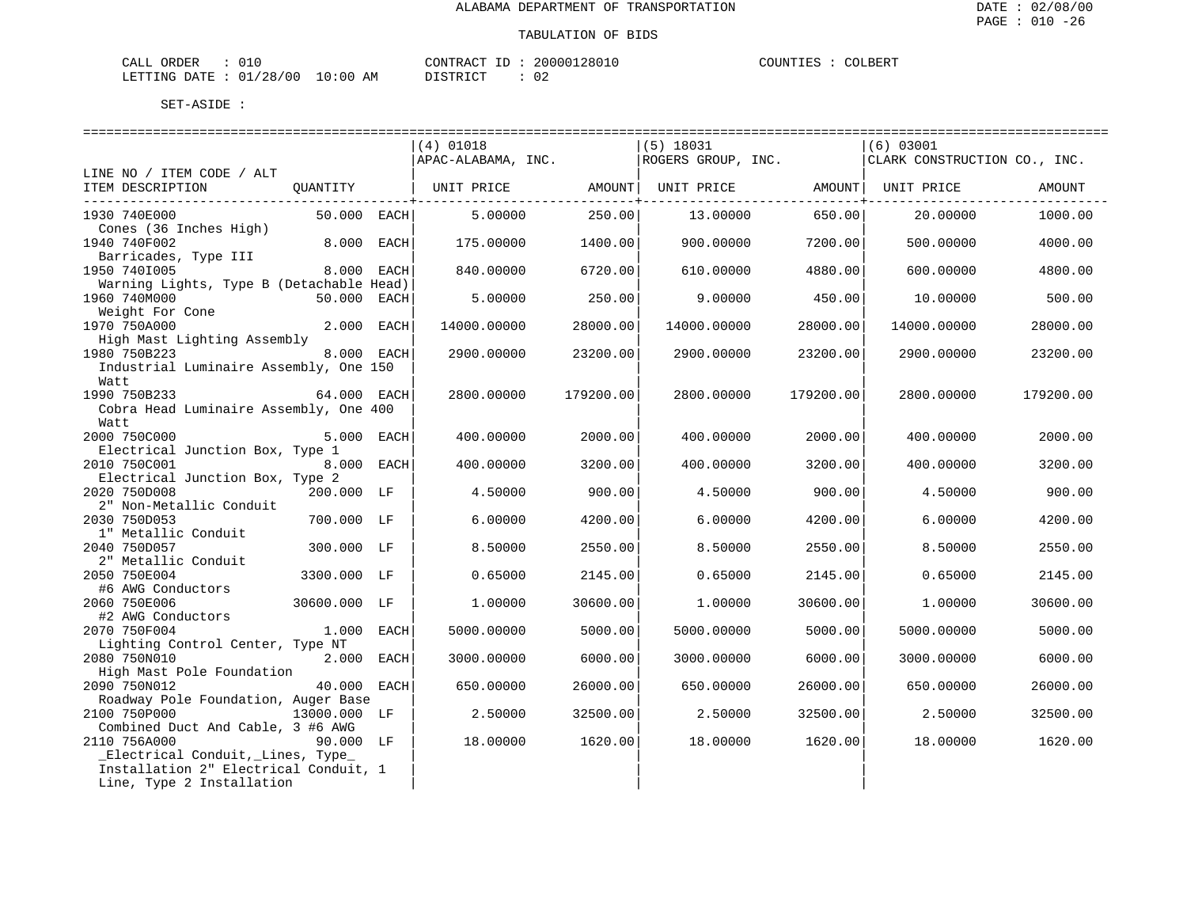ALABAMA DEPARTMENT OF TRANSPORTATION

TABULATION OF BIDS

CALL ORDER : 010 CONTRACT ID : 20000128010 COUNTIES : COLBERT
LETTING DATE : 01/28/00 10:00 AM DISTRICT : 02

SET-ASIDE :

| LINE NO / ITEM CODE / ALT ITEM DESCRIPTION | QUANTITY | | (4) 01018 APAC-ALABAMA, INC. UNIT PRICE | AMOUNT | (5) 18031 ROGERS GROUP, INC. UNIT PRICE | AMOUNT | (6) 03001 CLARK CONSTRUCTION CO., INC. UNIT PRICE | AMOUNT |
|---|---|---|---|---|---|---|---|---|
| 1930 740E000 Cones (36 Inches High) | 50.000 | EACH | 5.00000 | 250.00 | 13.00000 | 650.00 | 20.00000 | 1000.00 |
| 1940 740F002 Barricades, Type III | 8.000 | EACH | 175.00000 | 1400.00 | 900.00000 | 7200.00 | 500.00000 | 4000.00 |
| 1950 740I005 Warning Lights, Type B (Detachable Head) | 8.000 | EACH | 840.00000 | 6720.00 | 610.00000 | 4880.00 | 600.00000 | 4800.00 |
| 1960 740M000 Weight For Cone | 50.000 | EACH | 5.00000 | 250.00 | 9.00000 | 450.00 | 10.00000 | 500.00 |
| 1970 750A000 High Mast Lighting Assembly | 2.000 | EACH | 14000.00000 | 28000.00 | 14000.00000 | 28000.00 | 14000.00000 | 28000.00 |
| 1980 750B223 Industrial Luminaire Assembly, One 150 Watt | 8.000 | EACH | 2900.00000 | 23200.00 | 2900.00000 | 23200.00 | 2900.00000 | 23200.00 |
| 1990 750B233 Cobra Head Luminaire Assembly, One 400 Watt | 64.000 | EACH | 2800.00000 | 179200.00 | 2800.00000 | 179200.00 | 2800.00000 | 179200.00 |
| 2000 750C000 Electrical Junction Box, Type 1 | 5.000 | EACH | 400.00000 | 2000.00 | 400.00000 | 2000.00 | 400.00000 | 2000.00 |
| 2010 750C001 Electrical Junction Box, Type 2 | 8.000 | EACH | 400.00000 | 3200.00 | 400.00000 | 3200.00 | 400.00000 | 3200.00 |
| 2020 750D008 2" Non-Metallic Conduit | 200.000 | LF | 4.50000 | 900.00 | 4.50000 | 900.00 | 4.50000 | 900.00 |
| 2030 750D053 1" Metallic Conduit | 700.000 | LF | 6.00000 | 4200.00 | 6.00000 | 4200.00 | 6.00000 | 4200.00 |
| 2040 750D057 2" Metallic Conduit | 300.000 | LF | 8.50000 | 2550.00 | 8.50000 | 2550.00 | 8.50000 | 2550.00 |
| 2050 750E004 #6 AWG Conductors | 3300.000 | LF | 0.65000 | 2145.00 | 0.65000 | 2145.00 | 0.65000 | 2145.00 |
| 2060 750E006 #2 AWG Conductors | 30600.000 | LF | 1.00000 | 30600.00 | 1.00000 | 30600.00 | 1.00000 | 30600.00 |
| 2070 750F004 Lighting Control Center, Type NT | 1.000 | EACH | 5000.00000 | 5000.00 | 5000.00000 | 5000.00 | 5000.00000 | 5000.00 |
| 2080 750N010 High Mast Pole Foundation | 2.000 | EACH | 3000.00000 | 6000.00 | 3000.00000 | 6000.00 | 3000.00000 | 6000.00 |
| 2090 750N012 Roadway Pole Foundation, Auger Base | 40.000 | EACH | 650.00000 | 26000.00 | 650.00000 | 26000.00 | 650.00000 | 26000.00 |
| 2100 750P000 Combined Duct And Cable, 3 #6 AWG | 13000.000 | LF | 2.50000 | 32500.00 | 2.50000 | 32500.00 | 2.50000 | 32500.00 |
| 2110 756A000 _Electrical Conduit,_Lines, Type_ Installation 2" Electrical Conduit, 1 Line, Type 2 Installation | 90.000 | LF | 18.00000 | 1620.00 | 18.00000 | 1620.00 | 18.00000 | 1620.00 |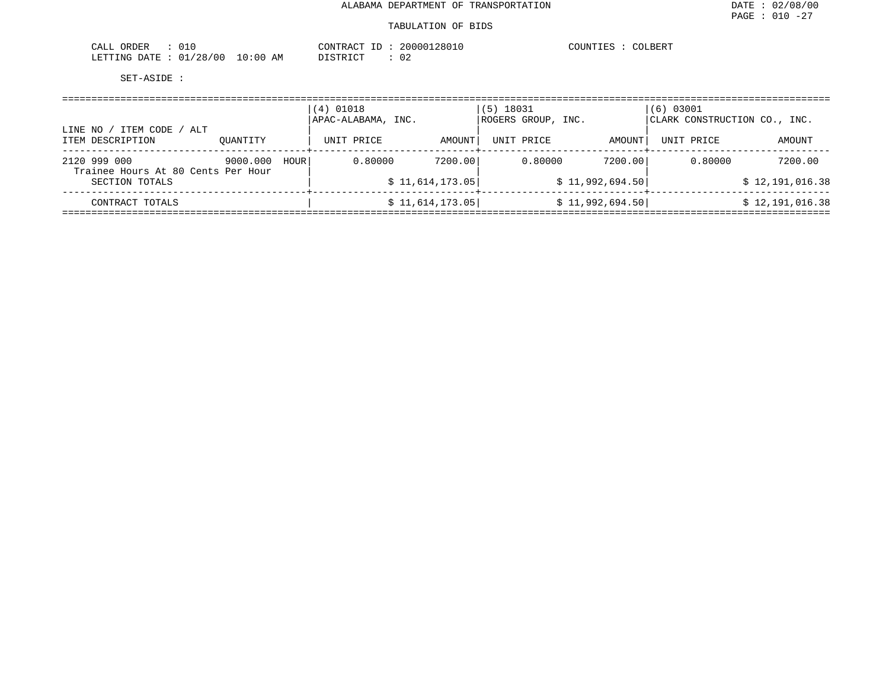ALABAMA DEPARTMENT OF TRANSPORTATION

TABULATION OF BIDS

CALL ORDER : 010
LETTING DATE : 01/28/00 10:00 AM

CONTRACT ID : 20000128010
DISTRICT : 02

COUNTIES : COLBERT

SET-ASIDE :

| LINE NO / ITEM CODE / ALT<br>ITEM DESCRIPTION | QUANTITY | (4) 01018<br>APAC-ALABAMA, INC.<br>UNIT PRICE | AMOUNT | (5) 18031<br>ROGERS GROUP, INC.<br>UNIT PRICE | AMOUNT | (6) 03001<br>CLARK CONSTRUCTION CO., INC.<br>UNIT PRICE | AMOUNT |
|---|---|---|---|---|---|---|---|
| 2120 999 000<br>Trainee Hours At 80 Cents Per Hour | 9000.000 HOUR | 0.80000 | 7200.00 | 0.80000 | 7200.00 | 0.80000 | 7200.00 |
| SECTION TOTALS | | | $ 11,614,173.05 | | $ 11,992,694.50 | | $ 12,191,016.38 |
| CONTRACT TOTALS | | | $ 11,614,173.05 | | $ 11,992,694.50 | | $ 12,191,016.38 |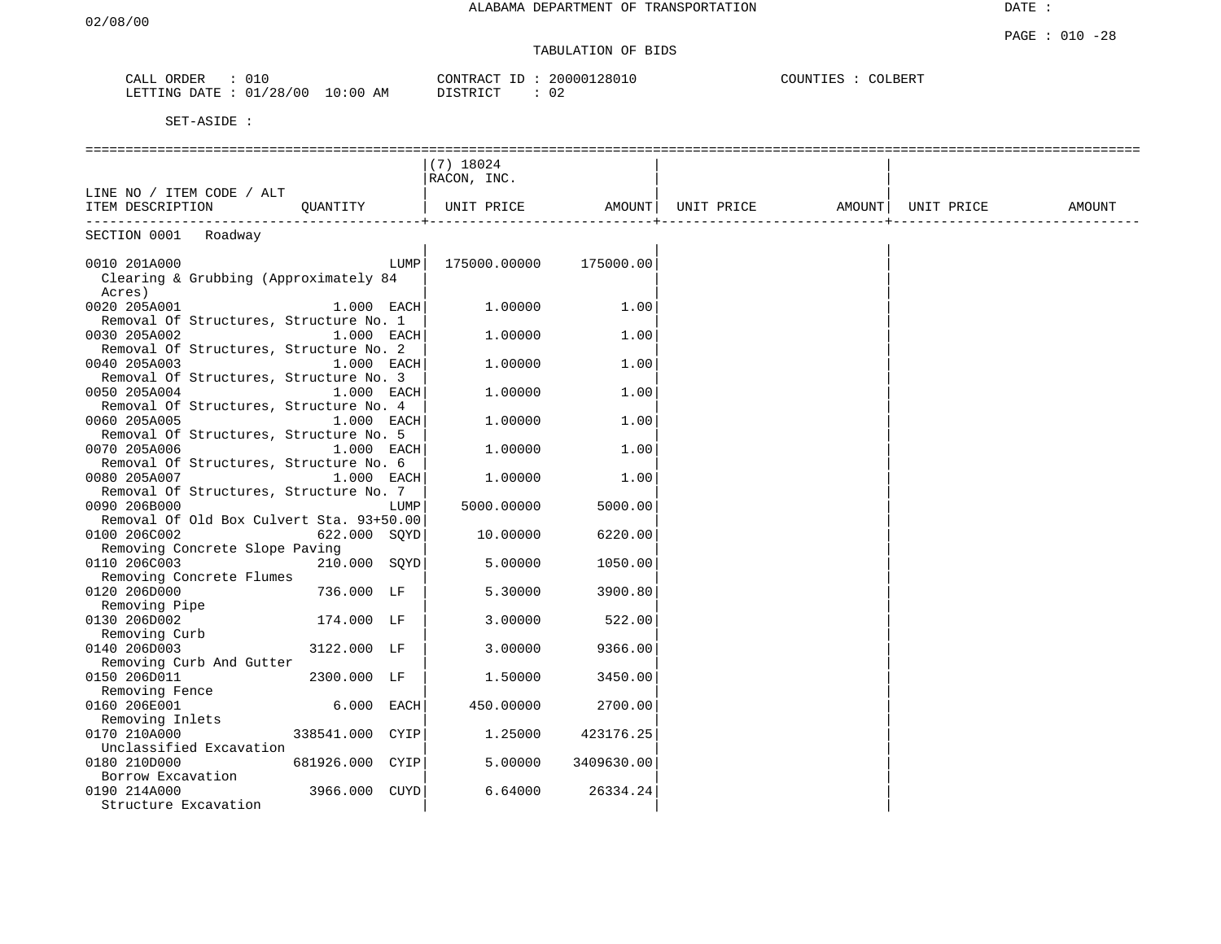ALABAMA DEPARTMENT OF TRANSPORTATION

TABULATION OF BIDS

CALL ORDER : 010 CONTRACT ID : 20000128010 COUNTIES : COLBERT
LETTING DATE : 01/28/00 10:00 AM DISTRICT : 02

SET-ASIDE :

| LINE NO / ITEM CODE / ALT ITEM DESCRIPTION | QUANTITY | (7) 18024 RACON, INC. UNIT PRICE | AMOUNT | UNIT PRICE | AMOUNT | UNIT PRICE | AMOUNT |
|---|---|---|---|---|---|---|---|
| SECTION 0001 Roadway | | | | | | | |
| 0010 201A000 Clearing & Grubbing (Approximately 84 Acres) | LUMP | 175000.00000 | 175000.00 | | | | |
| 0020 205A001 Removal Of Structures, Structure No. 1 | 1.000 EACH | 1.00000 | 1.00 | | | | |
| 0030 205A002 Removal Of Structures, Structure No. 2 | 1.000 EACH | 1.00000 | 1.00 | | | | |
| 0040 205A003 Removal Of Structures, Structure No. 3 | 1.000 EACH | 1.00000 | 1.00 | | | | |
| 0050 205A004 Removal Of Structures, Structure No. 4 | 1.000 EACH | 1.00000 | 1.00 | | | | |
| 0060 205A005 Removal Of Structures, Structure No. 5 | 1.000 EACH | 1.00000 | 1.00 | | | | |
| 0070 205A006 Removal Of Structures, Structure No. 6 | 1.000 EACH | 1.00000 | 1.00 | | | | |
| 0080 205A007 Removal Of Structures, Structure No. 7 | 1.000 EACH | 1.00000 | 1.00 | | | | |
| 0090 206B000 Removal Of Old Box Culvert Sta. 93+50.00 | LUMP | 5000.00000 | 5000.00 | | | | |
| 0100 206C002 Removing Concrete Slope Paving | 622.000 SQYD | 10.00000 | 6220.00 | | | | |
| 0110 206C003 Removing Concrete Flumes | 210.000 SQYD | 5.00000 | 1050.00 | | | | |
| 0120 206D000 Removing Pipe | 736.000 LF | 5.30000 | 3900.80 | | | | |
| 0130 206D002 Removing Curb | 174.000 LF | 3.00000 | 522.00 | | | | |
| 0140 206D003 Removing Curb And Gutter | 3122.000 LF | 3.00000 | 9366.00 | | | | |
| 0150 206D011 Removing Fence | 2300.000 LF | 1.50000 | 3450.00 | | | | |
| 0160 206E001 Removing Inlets | 6.000 EACH | 450.00000 | 2700.00 | | | | |
| 0170 210A000 Unclassified Excavation | 338541.000 CYIP | 1.25000 | 423176.25 | | | | |
| 0180 210D000 Borrow Excavation | 681926.000 CYIP | 5.00000 | 3409630.00 | | | | |
| 0190 214A000 Structure Excavation | 3966.000 CUYD | 6.64000 | 26334.24 | | | | |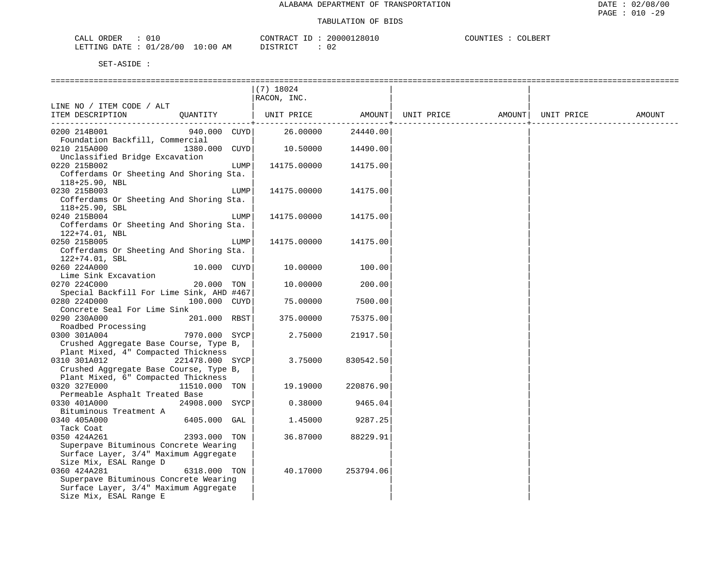ALABAMA DEPARTMENT OF TRANSPORTATION

TABULATION OF BIDS

CALL ORDER : 010 CONTRACT ID : 20000128010 COUNTIES : COLBERT
LETTING DATE : 01/28/00 10:00 AM DISTRICT : 02

SET-ASIDE :

| LINE NO / ITEM CODE / ALT ITEM DESCRIPTION | QUANTITY | (7) 18024 RACON, INC. UNIT PRICE | AMOUNT | UNIT PRICE | AMOUNT | UNIT PRICE | AMOUNT |
|---|---|---|---|---|---|---|---|
| 0200 214B001 Foundation Backfill, Commercial | 940.000 CUYD | 26.00000 | 24440.00 | | | | |
| 0210 215A000 Unclassified Bridge Excavation | 1380.000 CUYD | 10.50000 | 14490.00 | | | | |
| 0220 215B002 Cofferdams Or Sheeting And Shoring Sta. 118+25.90, NBL | LUMP | 14175.00000 | 14175.00 | | | | |
| 0230 215B003 Cofferdams Or Sheeting And Shoring Sta. 118+25.90, SBL | LUMP | 14175.00000 | 14175.00 | | | | |
| 0240 215B004 Cofferdams Or Sheeting And Shoring Sta. 122+74.01, NBL | LUMP | 14175.00000 | 14175.00 | | | | |
| 0250 215B005 Cofferdams Or Sheeting And Shoring Sta. 122+74.01, SBL | LUMP | 14175.00000 | 14175.00 | | | | |
| 0260 224A000 Lime Sink Excavation | 10.000 CUYD | 10.00000 | 100.00 | | | | |
| 0270 224C000 Special Backfill For Lime Sink, AHD #467 | 20.000 TON | 10.00000 | 200.00 | | | | |
| 0280 224D000 Concrete Seal For Lime Sink | 100.000 CUYD | 75.00000 | 7500.00 | | | | |
| 0290 230A000 Roadbed Processing | 201.000 RBST | 375.00000 | 75375.00 | | | | |
| 0300 301A004 Crushed Aggregate Base Course, Type B, Plant Mixed, 4" Compacted Thickness | 7970.000 SYCP | 2.75000 | 21917.50 | | | | |
| 0310 301A012 Crushed Aggregate Base Course, Type B, Plant Mixed, 6" Compacted Thickness | 221478.000 SYCP | 3.75000 | 830542.50 | | | | |
| 0320 327E000 Permeable Asphalt Treated Base | 11510.000 TON | 19.19000 | 220876.90 | | | | |
| 0330 401A000 Bituminous Treatment A | 24908.000 SYCP | 0.38000 | 9465.04 | | | | |
| 0340 405A000 Tack Coat | 6405.000 GAL | 1.45000 | 9287.25 | | | | |
| 0350 424A261 Superpave Bituminous Concrete Wearing Surface Layer, 3/4" Maximum Aggregate Size Mix, ESAL Range D | 2393.000 TON | 36.87000 | 88229.91 | | | | |
| 0360 424A281 Superpave Bituminous Concrete Wearing Surface Layer, 3/4" Maximum Aggregate Size Mix, ESAL Range E | 6318.000 TON | 40.17000 | 253794.06 | | | | |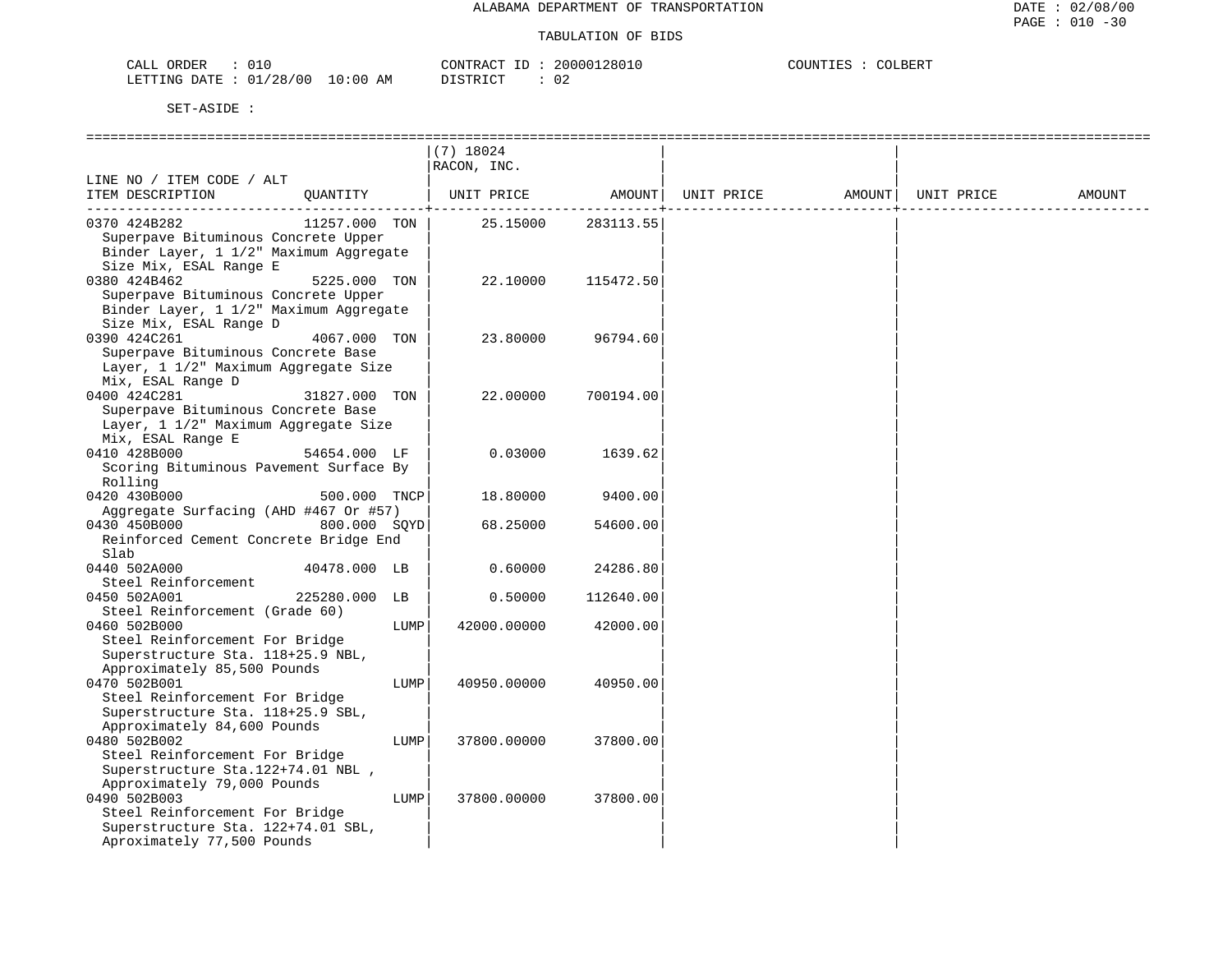ALABAMA DEPARTMENT OF TRANSPORTATION

TABULATION OF BIDS

CALL ORDER : 010 CONTRACT ID : 20000128010 COUNTIES : COLBERT
LETTING DATE : 01/28/00 10:00 AM DISTRICT : 02

SET-ASIDE :

| LINE NO / ITEM CODE / ALT ITEM DESCRIPTION | QUANTITY | (7) 18024 RACON, INC. UNIT PRICE | AMOUNT | UNIT PRICE | AMOUNT | UNIT PRICE | AMOUNT |
|---|---|---|---|---|---|---|---|
| 0370 424B282 Superpave Bituminous Concrete Upper Binder Layer, 1 1/2" Maximum Aggregate Size Mix, ESAL Range E | 11257.000 TON | 25.15000 | 283113.55 | | | | |
| 0380 424B462 Superpave Bituminous Concrete Upper Binder Layer, 1 1/2" Maximum Aggregate Size Mix, ESAL Range D | 5225.000 TON | 22.10000 | 115472.50 | | | | |
| 0390 424C261 Superpave Bituminous Concrete Base Layer, 1 1/2" Maximum Aggregate Size Mix, ESAL Range D | 4067.000 TON | 23.80000 | 96794.60 | | | | |
| 0400 424C281 Superpave Bituminous Concrete Base Layer, 1 1/2" Maximum Aggregate Size Mix, ESAL Range E | 31827.000 TON | 22.00000 | 700194.00 | | | | |
| 0410 428B000 Scoring Bituminous Pavement Surface By Rolling | 54654.000 LF | 0.03000 | 1639.62 | | | | |
| 0420 430B000 Aggregate Surfacing (AHD #467 Or #57) | 500.000 TNCP | 18.80000 | 9400.00 | | | | |
| 0430 450B000 Reinforced Cement Concrete Bridge End Slab | 800.000 SQYD | 68.25000 | 54600.00 | | | | |
| 0440 502A000 Steel Reinforcement | 40478.000 LB | 0.60000 | 24286.80 | | | | |
| 0450 502A001 Steel Reinforcement (Grade 60) | 225280.000 LB | 0.50000 | 112640.00 | | | | |
| 0460 502B000 Steel Reinforcement For Bridge Superstructure Sta. 118+25.9 NBL, Approximately 85,500 Pounds | LUMP | 42000.00000 | 42000.00 | | | | |
| 0470 502B001 Steel Reinforcement For Bridge Superstructure Sta. 118+25.9 SBL, Approximately 84,600 Pounds | LUMP | 40950.00000 | 40950.00 | | | | |
| 0480 502B002 Steel Reinforcement For Bridge Superstructure Sta.122+74.01 NBL , Approximately 79,000 Pounds | LUMP | 37800.00000 | 37800.00 | | | | |
| 0490 502B003 Steel Reinforcement For Bridge Superstructure Sta. 122+74.01 SBL, Aproximately 77,500 Pounds | LUMP | 37800.00000 | 37800.00 | | | | |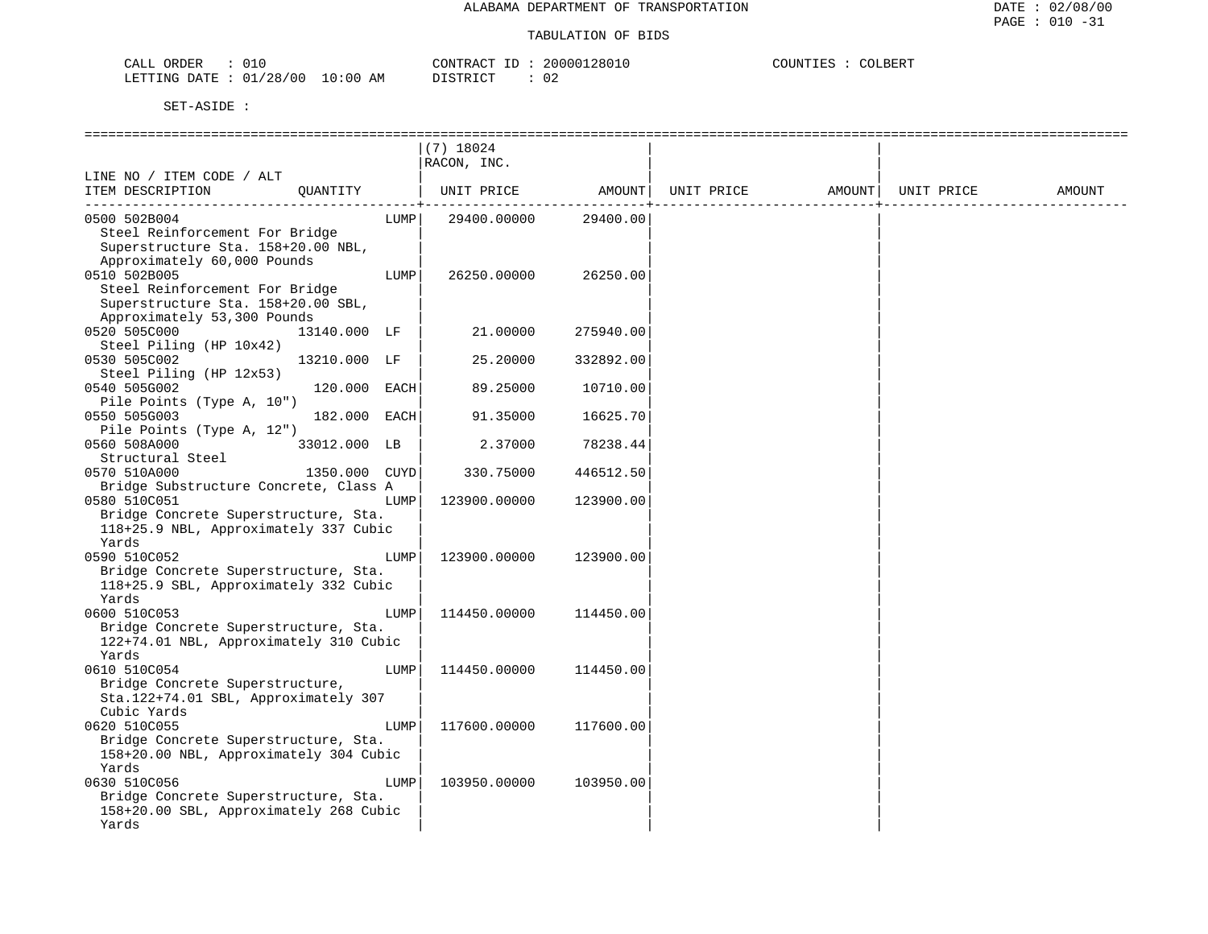ALABAMA DEPARTMENT OF TRANSPORTATION

TABULATION OF BIDS

CALL ORDER : 010 CONTRACT ID : 20000128010 COUNTIES : COLBERT
LETTING DATE : 01/28/00 10:00 AM DISTRICT : 02

SET-ASIDE :

| LINE NO / ITEM CODE / ALT ITEM DESCRIPTION | QUANTITY | (7) 18024 RACON, INC. UNIT PRICE | AMOUNT | UNIT PRICE | AMOUNT | UNIT PRICE | AMOUNT |
|---|---|---|---|---|---|---|---|
| 0500 502B004 Steel Reinforcement For Bridge Superstructure Sta. 158+20.00 NBL, Approximately 60,000 Pounds | LUMP | 29400.00000 | 29400.00 | | | | |
| 0510 502B005 Steel Reinforcement For Bridge Superstructure Sta. 158+20.00 SBL, Approximately 53,300 Pounds | LUMP | 26250.00000 | 26250.00 | | | | |
| 0520 505C000 Steel Piling (HP 10x42) | 13140.000 LF | 21.00000 | 275940.00 | | | | |
| 0530 505C002 Steel Piling (HP 12x53) | 13210.000 LF | 25.20000 | 332892.00 | | | | |
| 0540 505G002 Pile Points (Type A, 10") | 120.000 EACH | 89.25000 | 10710.00 | | | | |
| 0550 505G003 Pile Points (Type A, 12") | 182.000 EACH | 91.35000 | 16625.70 | | | | |
| 0560 508A000 Structural Steel | 33012.000 LB | 2.37000 | 78238.44 | | | | |
| 0570 510A000 Bridge Substructure Concrete, Class A | 1350.000 CUYD | 330.75000 | 446512.50 | | | | |
| 0580 510C051 Bridge Concrete Superstructure, Sta. 118+25.9 NBL, Approximately 337 Cubic Yards | LUMP | 123900.00000 | 123900.00 | | | | |
| 0590 510C052 Bridge Concrete Superstructure, Sta. 118+25.9 SBL, Approximately 332 Cubic Yards | LUMP | 123900.00000 | 123900.00 | | | | |
| 0600 510C053 Bridge Concrete Superstructure, Sta. 122+74.01 NBL, Approximately 310 Cubic Yards | LUMP | 114450.00000 | 114450.00 | | | | |
| 0610 510C054 Bridge Concrete Superstructure, Sta.122+74.01 SBL, Approximately 307 Cubic Yards | LUMP | 114450.00000 | 114450.00 | | | | |
| 0620 510C055 Bridge Concrete Superstructure, Sta. 158+20.00 NBL, Approximately 304 Cubic Yards | LUMP | 117600.00000 | 117600.00 | | | | |
| 0630 510C056 Bridge Concrete Superstructure, Sta. 158+20.00 SBL, Approximately 268 Cubic Yards | LUMP | 103950.00000 | 103950.00 | | | | |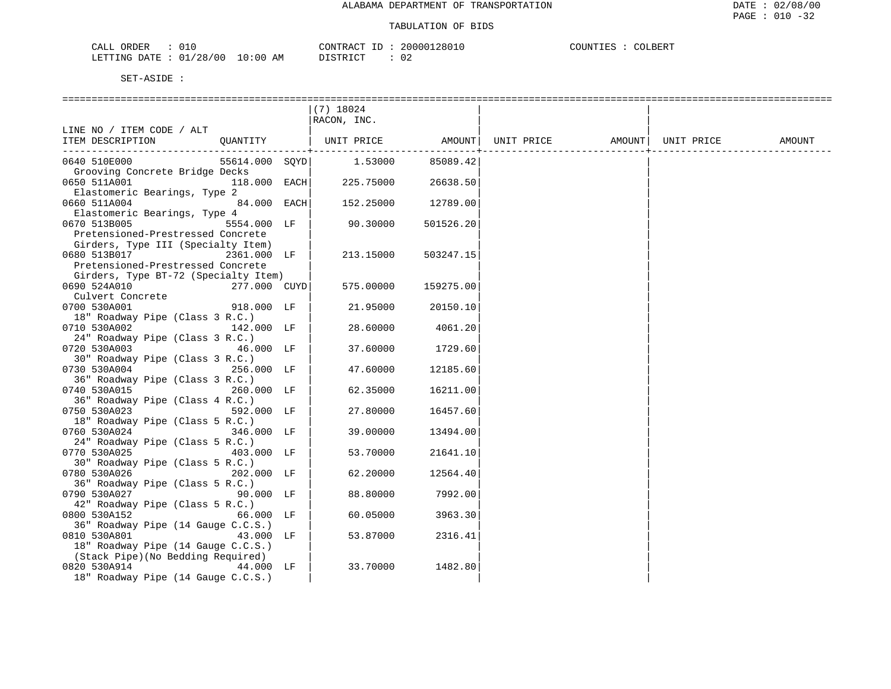ALABAMA DEPARTMENT OF TRANSPORTATION

TABULATION OF BIDS

CALL ORDER : 010 CONTRACT ID : 20000128010 COUNTIES : COLBERT
LETTING DATE : 01/28/00 10:00 AM DISTRICT : 02

SET-ASIDE :

| LINE NO / ITEM CODE / ALT ITEM DESCRIPTION | QUANTITY | (7) 18024 RACON, INC. UNIT PRICE | AMOUNT | UNIT PRICE | AMOUNT | UNIT PRICE | AMOUNT |
|---|---|---|---|---|---|---|---|
| 0640 510E000 Grooving Concrete Bridge Decks | 55614.000 SQYD | 1.53000 | 85089.42 | | | | |
| 0650 511A001 Elastomeric Bearings, Type 2 | 118.000 EACH | 225.75000 | 26638.50 | | | | |
| 0660 511A004 Elastomeric Bearings, Type 4 | 84.000 EACH | 152.25000 | 12789.00 | | | | |
| 0670 513B005 Pretensioned-Prestressed Concrete Girders, Type III (Specialty Item) | 5554.000 LF | 90.30000 | 501526.20 | | | | |
| 0680 513B017 Pretensioned-Prestressed Concrete Girders, Type BT-72 (Specialty Item) | 2361.000 LF | 213.15000 | 503247.15 | | | | |
| 0690 524A010 Culvert Concrete | 277.000 CUYD | 575.00000 | 159275.00 | | | | |
| 0700 530A001 18" Roadway Pipe (Class 3 R.C.) | 918.000 LF | 21.95000 | 20150.10 | | | | |
| 0710 530A002 24" Roadway Pipe (Class 3 R.C.) | 142.000 LF | 28.60000 | 4061.20 | | | | |
| 0720 530A003 30" Roadway Pipe (Class 3 R.C.) | 46.000 LF | 37.60000 | 1729.60 | | | | |
| 0730 530A004 36" Roadway Pipe (Class 3 R.C.) | 256.000 LF | 47.60000 | 12185.60 | | | | |
| 0740 530A015 36" Roadway Pipe (Class 4 R.C.) | 260.000 LF | 62.35000 | 16211.00 | | | | |
| 0750 530A023 18" Roadway Pipe (Class 5 R.C.) | 592.000 LF | 27.80000 | 16457.60 | | | | |
| 0760 530A024 24" Roadway Pipe (Class 5 R.C.) | 346.000 LF | 39.00000 | 13494.00 | | | | |
| 0770 530A025 30" Roadway Pipe (Class 5 R.C.) | 403.000 LF | 53.70000 | 21641.10 | | | | |
| 0780 530A026 36" Roadway Pipe (Class 5 R.C.) | 202.000 LF | 62.20000 | 12564.40 | | | | |
| 0790 530A027 42" Roadway Pipe (Class 5 R.C.) | 90.000 LF | 88.80000 | 7992.00 | | | | |
| 0800 530A152 36" Roadway Pipe (14 Gauge C.C.S.) | 66.000 LF | 60.05000 | 3963.30 | | | | |
| 0810 530A801 18" Roadway Pipe (14 Gauge C.C.S.) (Stack Pipe)(No Bedding Required) | 43.000 LF | 53.87000 | 2316.41 | | | | |
| 0820 530A914 18" Roadway Pipe (14 Gauge C.C.S.) | 44.000 LF | 33.70000 | 1482.80 | | | | |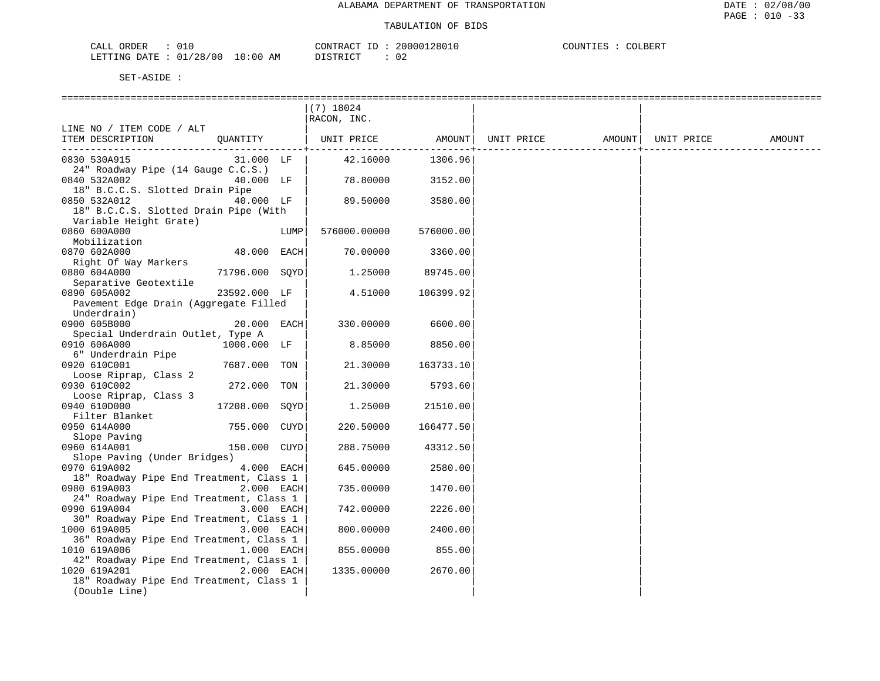ALABAMA DEPARTMENT OF TRANSPORTATION

TABULATION OF BIDS

CALL ORDER : 010 &nbsp;&nbsp;&nbsp;&nbsp; CONTRACT ID : 20000128010 &nbsp;&nbsp;&nbsp;&nbsp; COUNTIES : COLBERT
LETTING DATE : 01/28/00 10:00 AM &nbsp;&nbsp;&nbsp;&nbsp; DISTRICT : 02

SET-ASIDE :

| LINE NO / ITEM CODE / ALT ITEM DESCRIPTION | QUANTITY | (7) 18024 RACON, INC. UNIT PRICE | AMOUNT | UNIT PRICE | AMOUNT | UNIT PRICE | AMOUNT |
|---|---|---|---|---|---|---|---|
| 0830 530A915 24" Roadway Pipe (14 Gauge C.C.S.) | 31.000 LF | 42.16000 | 1306.96 | | | | |
| 0840 532A002 18" B.C.C.S. Slotted Drain Pipe | 40.000 LF | 78.80000 | 3152.00 | | | | |
| 0850 532A012 18" B.C.C.S. Slotted Drain Pipe (With Variable Height Grate) | 40.000 LF | 89.50000 | 3580.00 | | | | |
| 0860 600A000 Mobilization | LUMP | 576000.00000 | 576000.00 | | | | |
| 0870 602A000 Right Of Way Markers | 48.000 EACH | 70.00000 | 3360.00 | | | | |
| 0880 604A000 Separative Geotextile | 71796.000 SQYD | 1.25000 | 89745.00 | | | | |
| 0890 605A002 Pavement Edge Drain (Aggregate Filled Underdrain) | 23592.000 LF | 4.51000 | 106399.92 | | | | |
| 0900 605B000 Special Underdrain Outlet, Type A | 20.000 EACH | 330.00000 | 6600.00 | | | | |
| 0910 606A000 6" Underdrain Pipe | 1000.000 LF | 8.85000 | 8850.00 | | | | |
| 0920 610C001 Loose Riprap, Class 2 | 7687.000 TON | 21.30000 | 163733.10 | | | | |
| 0930 610C002 Loose Riprap, Class 3 | 272.000 TON | 21.30000 | 5793.60 | | | | |
| 0940 610D000 Filter Blanket | 17208.000 SQYD | 1.25000 | 21510.00 | | | | |
| 0950 614A000 Slope Paving | 755.000 CUYD | 220.50000 | 166477.50 | | | | |
| 0960 614A001 Slope Paving (Under Bridges) | 150.000 CUYD | 288.75000 | 43312.50 | | | | |
| 0970 619A002 18" Roadway Pipe End Treatment, Class 1 | 4.000 EACH | 645.00000 | 2580.00 | | | | |
| 0980 619A003 24" Roadway Pipe End Treatment, Class 1 | 2.000 EACH | 735.00000 | 1470.00 | | | | |
| 0990 619A004 30" Roadway Pipe End Treatment, Class 1 | 3.000 EACH | 742.00000 | 2226.00 | | | | |
| 1000 619A005 36" Roadway Pipe End Treatment, Class 1 | 3.000 EACH | 800.00000 | 2400.00 | | | | |
| 1010 619A006 42" Roadway Pipe End Treatment, Class 1 | 1.000 EACH | 855.00000 | 855.00 | | | | |
| 1020 619A201 18" Roadway Pipe End Treatment, Class 1 (Double Line) | 2.000 EACH | 1335.00000 | 2670.00 | | | | |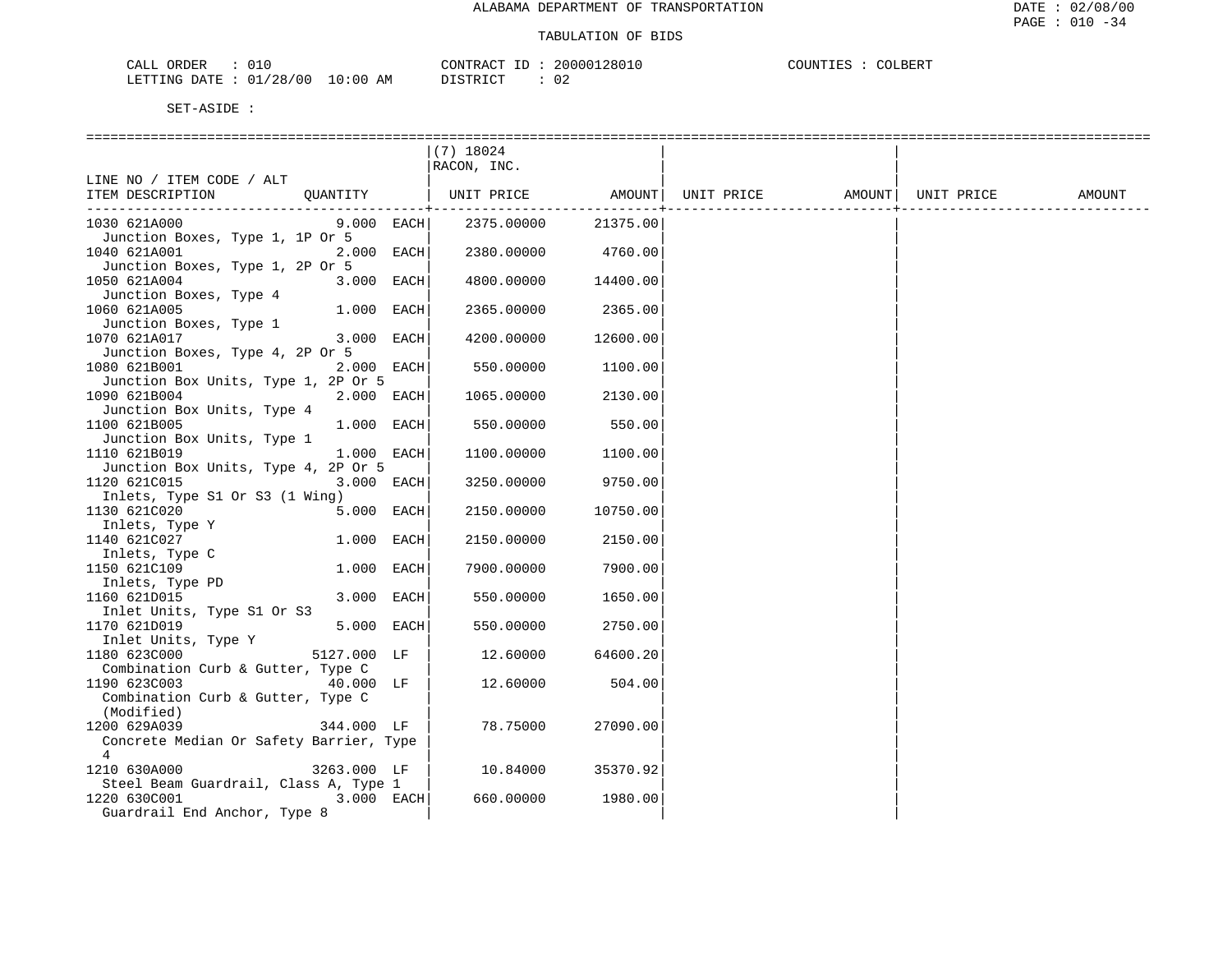ALABAMA DEPARTMENT OF TRANSPORTATION

TABULATION OF BIDS

CALL ORDER : 010 CONTRACT ID : 20000128010 COUNTIES : COLBERT
LETTING DATE : 01/28/00 10:00 AM DISTRICT : 02

SET-ASIDE :

| LINE NO / ITEM CODE / ALT<br>ITEM DESCRIPTION | QUANTITY | | (7) 18024<br>RACON, INC.<br>UNIT PRICE | AMOUNT | UNIT PRICE | AMOUNT | UNIT PRICE | AMOUNT |
|---|---|---|---|---|---|---|---|---|
| 1030 621A000<br>Junction Boxes, Type 1, 1P Or 5 | 9.000 | EACH | 2375.00000 | 21375.00 | | | | |
| 1040 621A001<br>Junction Boxes, Type 1, 2P Or 5 | 2.000 | EACH | 2380.00000 | 4760.00 | | | | |
| 1050 621A004<br>Junction Boxes, Type 4 | 3.000 | EACH | 4800.00000 | 14400.00 | | | | |
| 1060 621A005<br>Junction Boxes, Type 1 | 1.000 | EACH | 2365.00000 | 2365.00 | | | | |
| 1070 621A017<br>Junction Boxes, Type 4, 2P Or 5 | 3.000 | EACH | 4200.00000 | 12600.00 | | | | |
| 1080 621B001<br>Junction Box Units, Type 1, 2P Or 5 | 2.000 | EACH | 550.00000 | 1100.00 | | | | |
| 1090 621B004<br>Junction Box Units, Type 4 | 2.000 | EACH | 1065.00000 | 2130.00 | | | | |
| 1100 621B005<br>Junction Box Units, Type 1 | 1.000 | EACH | 550.00000 | 550.00 | | | | |
| 1110 621B019<br>Junction Box Units, Type 4, 2P Or 5 | 1.000 | EACH | 1100.00000 | 1100.00 | | | | |
| 1120 621C015<br>Inlets, Type S1 Or S3 (1 Wing) | 3.000 | EACH | 3250.00000 | 9750.00 | | | | |
| 1130 621C020<br>Inlets, Type Y | 5.000 | EACH | 2150.00000 | 10750.00 | | | | |
| 1140 621C027<br>Inlets, Type C | 1.000 | EACH | 2150.00000 | 2150.00 | | | | |
| 1150 621C109<br>Inlets, Type PD | 1.000 | EACH | 7900.00000 | 7900.00 | | | | |
| 1160 621D015<br>Inlet Units, Type S1 Or S3 | 3.000 | EACH | 550.00000 | 1650.00 | | | | |
| 1170 621D019<br>Inlet Units, Type Y | 5.000 | EACH | 550.00000 | 2750.00 | | | | |
| 1180 623C000<br>Combination Curb & Gutter, Type C | 5127.000 | LF | 12.60000 | 64600.20 | | | | |
| 1190 623C003<br>Combination Curb & Gutter, Type C (Modified) | 40.000 | LF | 12.60000 | 504.00 | | | | |
| 1200 629A039<br>Concrete Median Or Safety Barrier, Type 4 | 344.000 | LF | 78.75000 | 27090.00 | | | | |
| 1210 630A000<br>Steel Beam Guardrail, Class A, Type 1 | 3263.000 | LF | 10.84000 | 35370.92 | | | | |
| 1220 630C001<br>Guardrail End Anchor, Type 8 | 3.000 | EACH | 660.00000 | 1980.00 | | | | |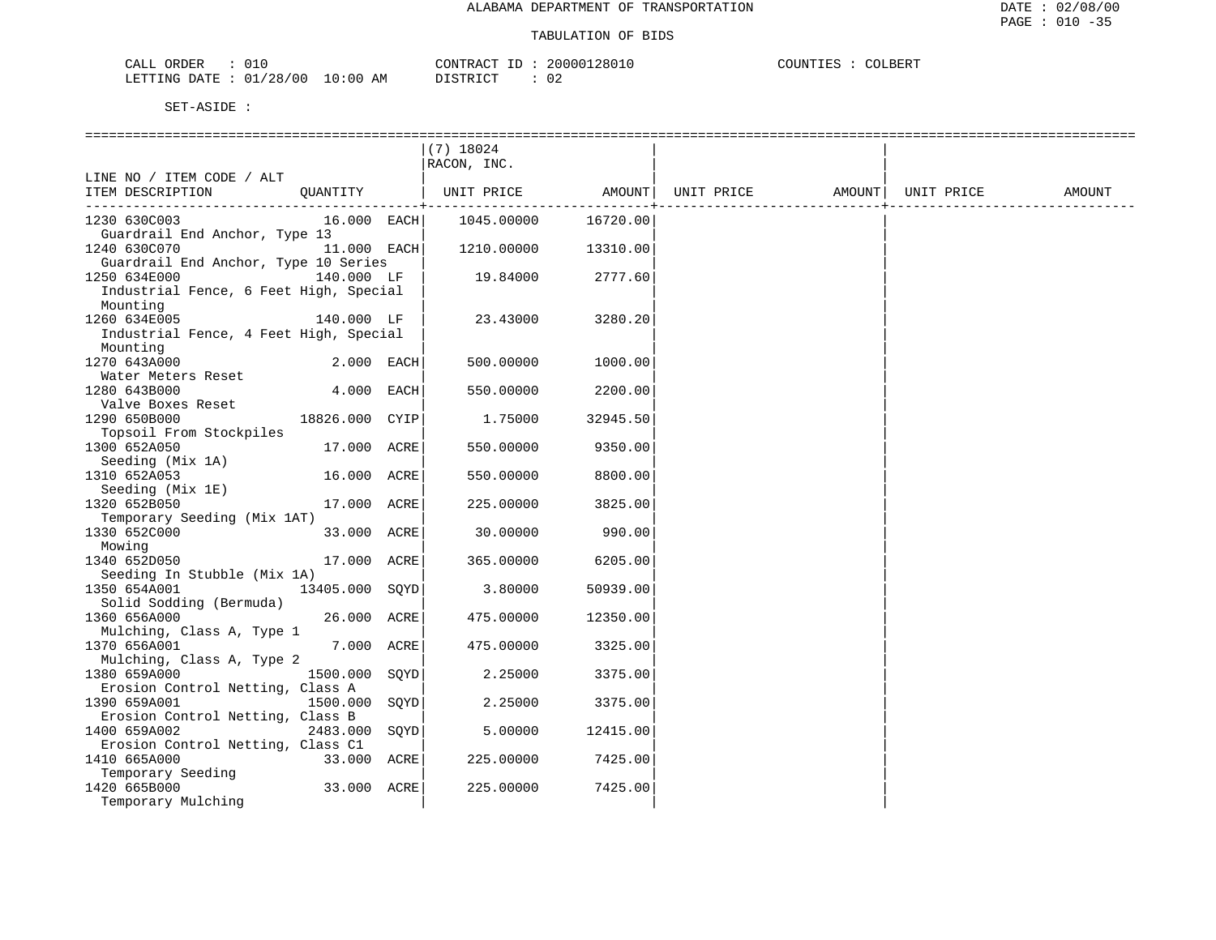ALABAMA DEPARTMENT OF TRANSPORTATION

TABULATION OF BIDS

CALL ORDER : 010 CONTRACT ID : 20000128010 COUNTIES : COLBERT
LETTING DATE : 01/28/00 10:00 AM DISTRICT : 02

SET-ASIDE :

| LINE NO / ITEM CODE / ALT ITEM DESCRIPTION | QUANTITY | (7) 18024 RACON, INC. UNIT PRICE | AMOUNT | UNIT PRICE | AMOUNT | UNIT PRICE | AMOUNT |
|---|---|---|---|---|---|---|---|
| 1230 630C003 Guardrail End Anchor, Type 13 | 16.000 EACH | 1045.00000 | 16720.00 | | | | |
| 1240 630C070 Guardrail End Anchor, Type 10 Series | 11.000 EACH | 1210.00000 | 13310.00 | | | | |
| 1250 634E000 Industrial Fence, 6 Feet High, Special Mounting | 140.000 LF | 19.84000 | 2777.60 | | | | |
| 1260 634E005 Industrial Fence, 4 Feet High, Special Mounting | 140.000 LF | 23.43000 | 3280.20 | | | | |
| 1270 643A000 Water Meters Reset | 2.000 EACH | 500.00000 | 1000.00 | | | | |
| 1280 643B000 Valve Boxes Reset | 4.000 EACH | 550.00000 | 2200.00 | | | | |
| 1290 650B000 Topsoil From Stockpiles | 18826.000 CYIP | 1.75000 | 32945.50 | | | | |
| 1300 652A050 Seeding (Mix 1A) | 17.000 ACRE | 550.00000 | 9350.00 | | | | |
| 1310 652A053 Seeding (Mix 1E) | 16.000 ACRE | 550.00000 | 8800.00 | | | | |
| 1320 652B050 Temporary Seeding (Mix 1AT) | 17.000 ACRE | 225.00000 | 3825.00 | | | | |
| 1330 652C000 Mowing | 33.000 ACRE | 30.00000 | 990.00 | | | | |
| 1340 652D050 Seeding In Stubble (Mix 1A) | 17.000 ACRE | 365.00000 | 6205.00 | | | | |
| 1350 654A001 Solid Sodding (Bermuda) | 13405.000 SQYD | 3.80000 | 50939.00 | | | | |
| 1360 656A000 Mulching, Class A, Type 1 | 26.000 ACRE | 475.00000 | 12350.00 | | | | |
| 1370 656A001 Mulching, Class A, Type 2 | 7.000 ACRE | 475.00000 | 3325.00 | | | | |
| 1380 659A000 Erosion Control Netting, Class A | 1500.000 SQYD | 2.25000 | 3375.00 | | | | |
| 1390 659A001 Erosion Control Netting, Class B | 1500.000 SQYD | 2.25000 | 3375.00 | | | | |
| 1400 659A002 Erosion Control Netting, Class C1 | 2483.000 SQYD | 5.00000 | 12415.00 | | | | |
| 1410 665A000 Temporary Seeding | 33.000 ACRE | 225.00000 | 7425.00 | | | | |
| 1420 665B000 Temporary Mulching | 33.000 ACRE | 225.00000 | 7425.00 | | | | |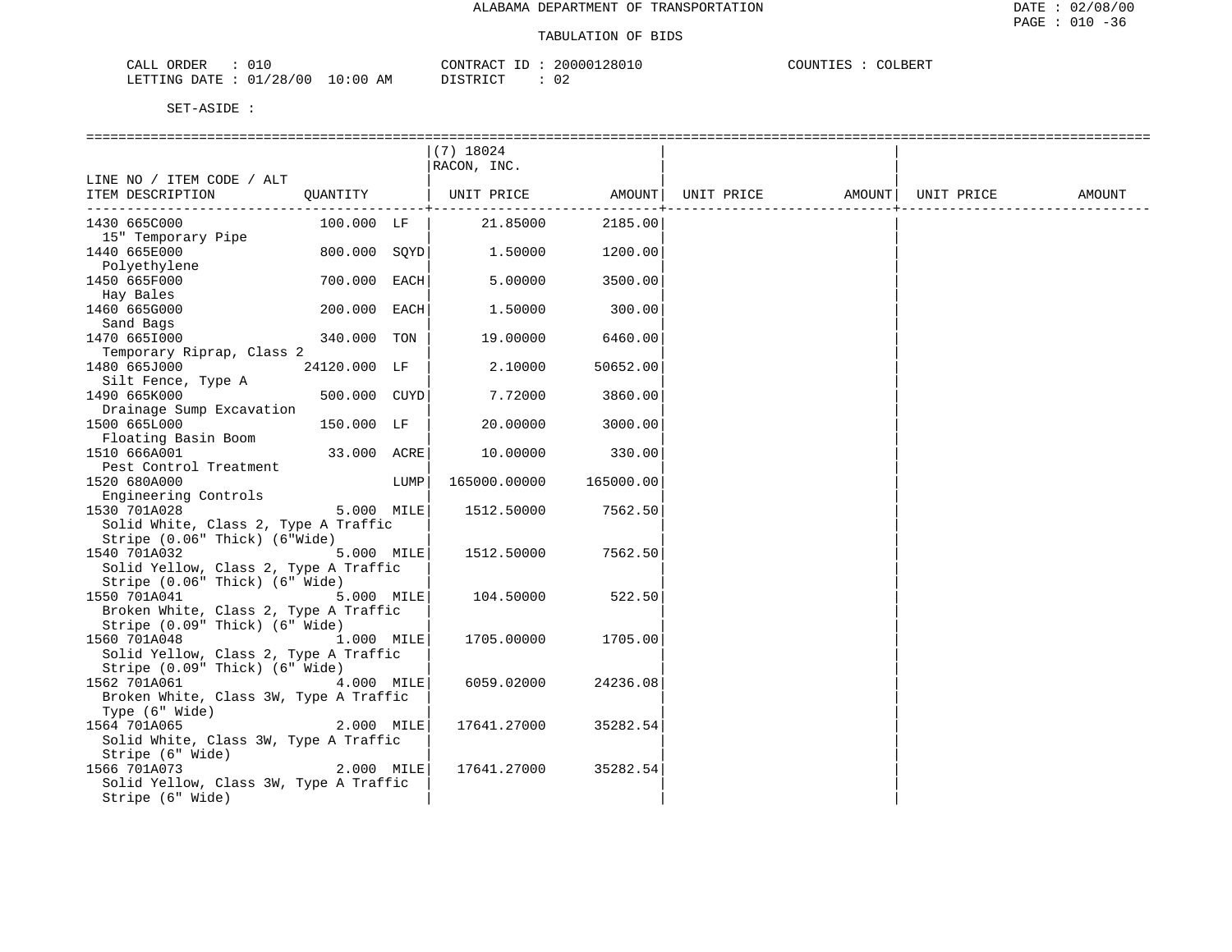ALABAMA DEPARTMENT OF TRANSPORTATION

TABULATION OF BIDS

CALL ORDER : 010　　CONTRACT ID : 20000128010　　COUNTIES : COLBERT
LETTING DATE : 01/28/00 10:00 AM　　DISTRICT : 02

SET-ASIDE :

| LINE NO / ITEM CODE / ALT ITEM DESCRIPTION | QUANTITY | (7) 18024 RACON, INC. UNIT PRICE | AMOUNT | UNIT PRICE | AMOUNT | UNIT PRICE | AMOUNT |
|---|---|---|---|---|---|---|---|
| 1430 665C000 15" Temporary Pipe | 100.000 LF | 21.85000 | 2185.00 | | | | |
| 1440 665E000 Polyethylene | 800.000 SQYD | 1.50000 | 1200.00 | | | | |
| 1450 665F000 Hay Bales | 700.000 EACH | 5.00000 | 3500.00 | | | | |
| 1460 665G000 Sand Bags | 200.000 EACH | 1.50000 | 300.00 | | | | |
| 1470 665I000 Temporary Riprap, Class 2 | 340.000 TON | 19.00000 | 6460.00 | | | | |
| 1480 665J000 Silt Fence, Type A | 24120.000 LF | 2.10000 | 50652.00 | | | | |
| 1490 665K000 Drainage Sump Excavation | 500.000 CUYD | 7.72000 | 3860.00 | | | | |
| 1500 665L000 Floating Basin Boom | 150.000 LF | 20.00000 | 3000.00 | | | | |
| 1510 666A001 Pest Control Treatment | 33.000 ACRE | 10.00000 | 330.00 | | | | |
| 1520 680A000 Engineering Controls | LUMP | 165000.00000 | 165000.00 | | | | |
| 1530 701A028 Solid White, Class 2, Type A Traffic Stripe (0.06" Thick) (6"Wide) | 5.000 MILE | 1512.50000 | 7562.50 | | | | |
| 1540 701A032 Solid Yellow, Class 2, Type A Traffic Stripe (0.06" Thick) (6" Wide) | 5.000 MILE | 1512.50000 | 7562.50 | | | | |
| 1550 701A041 Broken White, Class 2, Type A Traffic Stripe (0.09" Thick) (6" Wide) | 5.000 MILE | 104.50000 | 522.50 | | | | |
| 1560 701A048 Solid Yellow, Class 2, Type A Traffic Stripe (0.09" Thick) (6" Wide) | 1.000 MILE | 1705.00000 | 1705.00 | | | | |
| 1562 701A061 Broken White, Class 3W, Type A Traffic Type (6" Wide) | 4.000 MILE | 6059.02000 | 24236.08 | | | | |
| 1564 701A065 Solid White, Class 3W, Type A Traffic Stripe (6" Wide) | 2.000 MILE | 17641.27000 | 35282.54 | | | | |
| 1566 701A073 Solid Yellow, Class 3W, Type A Traffic Stripe (6" Wide) | 2.000 MILE | 17641.27000 | 35282.54 | | | | |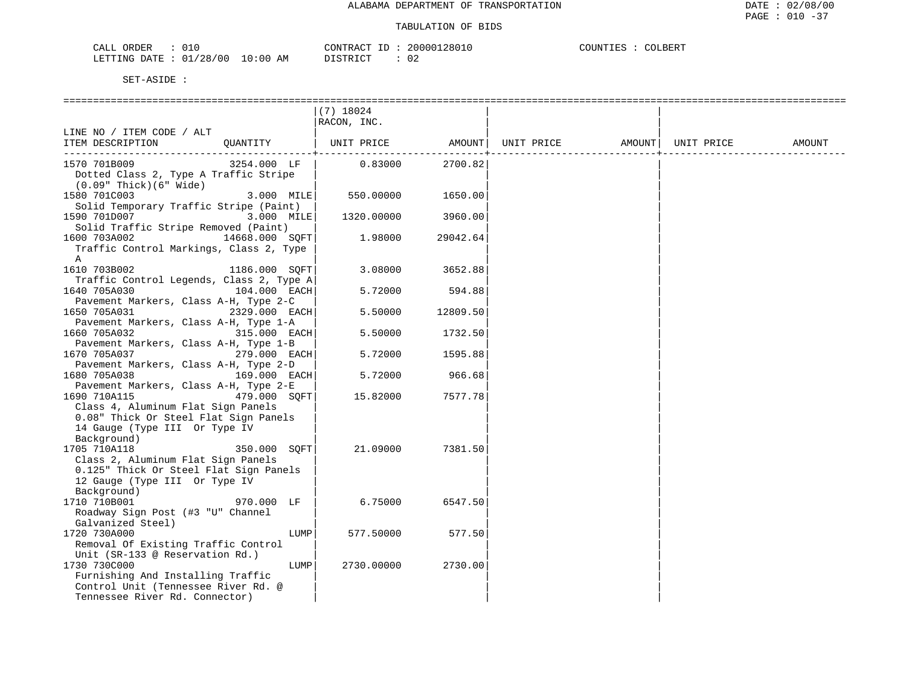ALABAMA DEPARTMENT OF TRANSPORTATION

TABULATION OF BIDS

CALL ORDER : 010 CONTRACT ID : 20000128010 COUNTIES : COLBERT
LETTING DATE : 01/28/00 10:00 AM DISTRICT : 02

SET-ASIDE :

| LINE NO / ITEM CODE / ALT ITEM DESCRIPTION | QUANTITY | (7) 18024 RACON, INC. UNIT PRICE | AMOUNT | UNIT PRICE | AMOUNT | UNIT PRICE | AMOUNT |
|---|---|---|---|---|---|---|---|
| 1570 701B009 Dotted Class 2, Type A Traffic Stripe (0.09" Thick)(6" Wide) | 3254.000 LF | 0.83000 | 2700.82 | | | | |
| 1580 701C003 Solid Temporary Traffic Stripe (Paint) | 3.000 MILE | 550.00000 | 1650.00 | | | | |
| 1590 701D007 Solid Traffic Stripe Removed (Paint) | 3.000 MILE | 1320.00000 | 3960.00 | | | | |
| 1600 703A002 Traffic Control Markings, Class 2, Type A | 14668.000 SQFT | 1.98000 | 29042.64 | | | | |
| 1610 703B002 Traffic Control Legends, Class 2, Type A | 1186.000 SQFT | 3.08000 | 3652.88 | | | | |
| 1640 705A030 Pavement Markers, Class A-H, Type 2-C | 104.000 EACH | 5.72000 | 594.88 | | | | |
| 1650 705A031 Pavement Markers, Class A-H, Type 1-A | 2329.000 EACH | 5.50000 | 12809.50 | | | | |
| 1660 705A032 Pavement Markers, Class A-H, Type 1-B | 315.000 EACH | 5.50000 | 1732.50 | | | | |
| 1670 705A037 Pavement Markers, Class A-H, Type 2-D | 279.000 EACH | 5.72000 | 1595.88 | | | | |
| 1680 705A038 Pavement Markers, Class A-H, Type 2-E | 169.000 EACH | 5.72000 | 966.68 | | | | |
| 1690 710A115 Class 4, Aluminum Flat Sign Panels 0.08" Thick Or Steel Flat Sign Panels 14 Gauge (Type III Or Type IV Background) | 479.000 SQFT | 15.82000 | 7577.78 | | | | |
| 1705 710A118 Class 2, Aluminum Flat Sign Panels 0.125" Thick Or Steel Flat Sign Panels 12 Gauge (Type III Or Type IV Background) | 350.000 SQFT | 21.09000 | 7381.50 | | | | |
| 1710 710B001 Roadway Sign Post (#3 "U" Channel Galvanized Steel) | 970.000 LF | 6.75000 | 6547.50 | | | | |
| 1720 730A000 Removal Of Existing Traffic Control Unit (SR-133 @ Reservation Rd.) | LUMP | 577.50000 | 577.50 | | | | |
| 1730 730C000 Furnishing And Installing Traffic Control Unit (Tennessee River Rd. @ Tennessee River Rd. Connector) | LUMP | 2730.00000 | 2730.00 | | | | |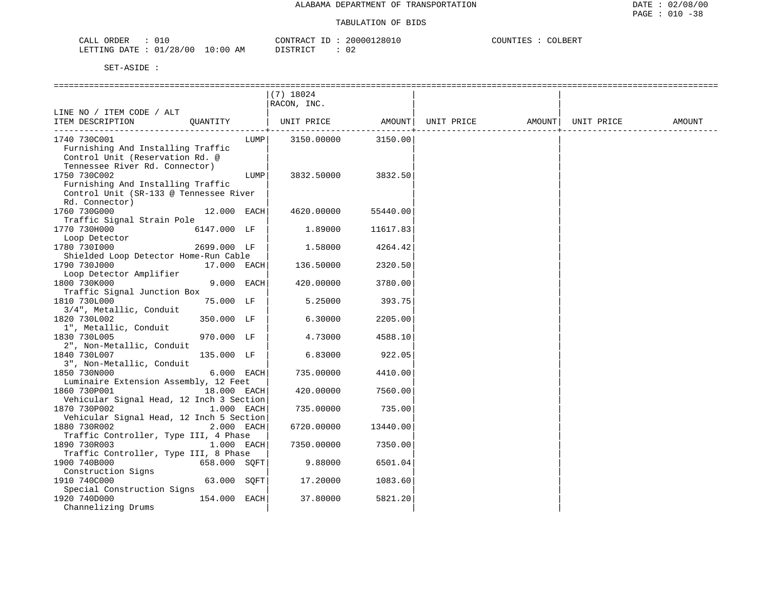ALABAMA DEPARTMENT OF TRANSPORTATION

TABULATION OF BIDS

CALL ORDER : 010 CONTRACT ID : 20000128010 COUNTIES : COLBERT
LETTING DATE : 01/28/00 10:00 AM DISTRICT : 02

SET-ASIDE :

| LINE NO / ITEM CODE / ALT ITEM DESCRIPTION | QUANTITY | (7) 18024 RACON, INC. UNIT PRICE | AMOUNT | UNIT PRICE | AMOUNT | UNIT PRICE | AMOUNT |
|---|---|---|---|---|---|---|---|
| 1740 730C001 Furnishing And Installing Traffic Control Unit (Reservation Rd. @ Tennessee River Rd. Connector) | LUMP | 3150.00000 | 3150.00 | | | | |
| 1750 730C002 Furnishing And Installing Traffic Control Unit (SR-133 @ Tennessee River Rd. Connector) | LUMP | 3832.50000 | 3832.50 | | | | |
| 1760 730G000 Traffic Signal Strain Pole | 12.000 EACH | 4620.00000 | 55440.00 | | | | |
| 1770 730H000 Loop Detector | 6147.000 LF | 1.89000 | 11617.83 | | | | |
| 1780 730I000 Shielded Loop Detector Home-Run Cable | 2699.000 LF | 1.58000 | 4264.42 | | | | |
| 1790 730J000 Loop Detector Amplifier | 17.000 EACH | 136.50000 | 2320.50 | | | | |
| 1800 730K000 Traffic Signal Junction Box | 9.000 EACH | 420.00000 | 3780.00 | | | | |
| 1810 730L000 3/4", Metallic, Conduit | 75.000 LF | 5.25000 | 393.75 | | | | |
| 1820 730L002 1", Metallic, Conduit | 350.000 LF | 6.30000 | 2205.00 | | | | |
| 1830 730L005 2", Non-Metallic, Conduit | 970.000 LF | 4.73000 | 4588.10 | | | | |
| 1840 730L007 3", Non-Metallic, Conduit | 135.000 LF | 6.83000 | 922.05 | | | | |
| 1850 730N000 Luminaire Extension Assembly, 12 Feet | 6.000 EACH | 735.00000 | 4410.00 | | | | |
| 1860 730P001 Vehicular Signal Head, 12 Inch 3 Section | 18.000 EACH | 420.00000 | 7560.00 | | | | |
| 1870 730P002 Vehicular Signal Head, 12 Inch 5 Section | 1.000 EACH | 735.00000 | 735.00 | | | | |
| 1880 730R002 Traffic Controller, Type III, 4 Phase | 2.000 EACH | 6720.00000 | 13440.00 | | | | |
| 1890 730R003 Traffic Controller, Type III, 8 Phase | 1.000 EACH | 7350.00000 | 7350.00 | | | | |
| 1900 740B000 Construction Signs | 658.000 SQFT | 9.88000 | 6501.04 | | | | |
| 1910 740C000 Special Construction Signs | 63.000 SQFT | 17.20000 | 1083.60 | | | | |
| 1920 740D000 Channelizing Drums | 154.000 EACH | 37.80000 | 5821.20 | | | | |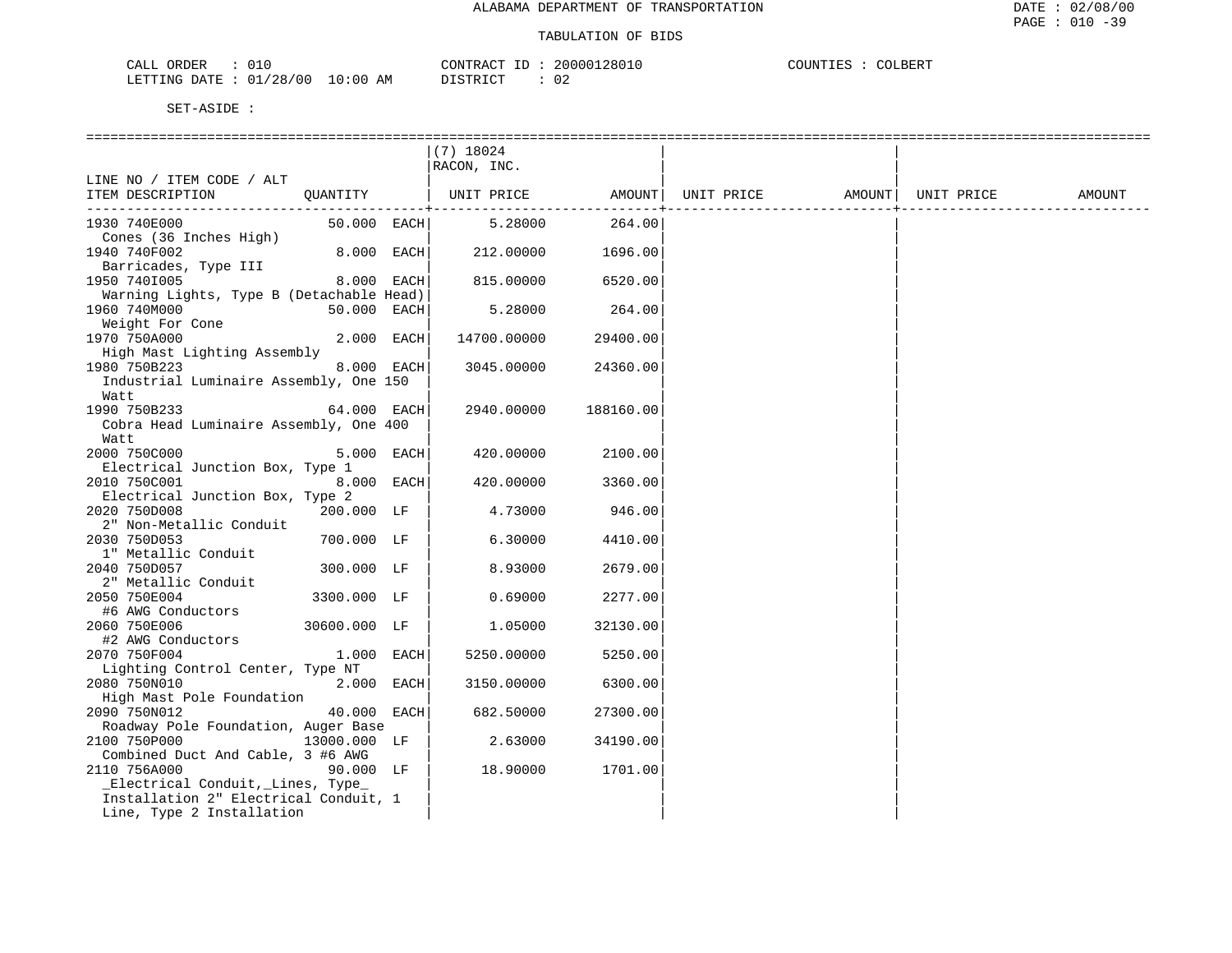ALABAMA DEPARTMENT OF TRANSPORTATION

TABULATION OF BIDS

CALL ORDER : 010
LETTING DATE : 01/28/00 10:00 AM

CONTRACT ID : 20000128010
DISTRICT : 02

COUNTIES : COLBERT

SET-ASIDE :

| LINE NO / ITEM CODE / ALT ITEM DESCRIPTION | QUANTITY | (7) 18024 RACON, INC. UNIT PRICE | AMOUNT | UNIT PRICE | AMOUNT | UNIT PRICE | AMOUNT |
|---|---|---|---|---|---|---|---|
| 1930 740E000 Cones (36 Inches High) | 50.000 EACH | 5.28000 | 264.00 | | | | |
| 1940 740F002 Barricades, Type III | 8.000 EACH | 212.00000 | 1696.00 | | | | |
| 1950 740I005 Warning Lights, Type B (Detachable Head) | 8.000 EACH | 815.00000 | 6520.00 | | | | |
| 1960 740M000 Weight For Cone | 50.000 EACH | 5.28000 | 264.00 | | | | |
| 1970 750A000 High Mast Lighting Assembly | 2.000 EACH | 14700.00000 | 29400.00 | | | | |
| 1980 750B223 Industrial Luminaire Assembly, One 150 Watt | 8.000 EACH | 3045.00000 | 24360.00 | | | | |
| 1990 750B233 Cobra Head Luminaire Assembly, One 400 Watt | 64.000 EACH | 2940.00000 | 188160.00 | | | | |
| 2000 750C000 Electrical Junction Box, Type 1 | 5.000 EACH | 420.00000 | 2100.00 | | | | |
| 2010 750C001 Electrical Junction Box, Type 2 | 8.000 EACH | 420.00000 | 3360.00 | | | | |
| 2020 750D008 2" Non-Metallic Conduit | 200.000 LF | 4.73000 | 946.00 | | | | |
| 2030 750D053 1" Metallic Conduit | 700.000 LF | 6.30000 | 4410.00 | | | | |
| 2040 750D057 2" Metallic Conduit | 300.000 LF | 8.93000 | 2679.00 | | | | |
| 2050 750E004 #6 AWG Conductors | 3300.000 LF | 0.69000 | 2277.00 | | | | |
| 2060 750E006 #2 AWG Conductors | 30600.000 LF | 1.05000 | 32130.00 | | | | |
| 2070 750F004 Lighting Control Center, Type NT | 1.000 EACH | 5250.00000 | 5250.00 | | | | |
| 2080 750N010 High Mast Pole Foundation | 2.000 EACH | 3150.00000 | 6300.00 | | | | |
| 2090 750N012 Roadway Pole Foundation, Auger Base | 40.000 EACH | 682.50000 | 27300.00 | | | | |
| 2100 750P000 Combined Duct And Cable, 3 #6 AWG | 13000.000 LF | 2.63000 | 34190.00 | | | | |
| 2110 756A000 _Electrical Conduit,_Lines, Type_ Installation 2" Electrical Conduit, 1 Line, Type 2 Installation | 90.000 LF | 18.90000 | 1701.00 | | | | |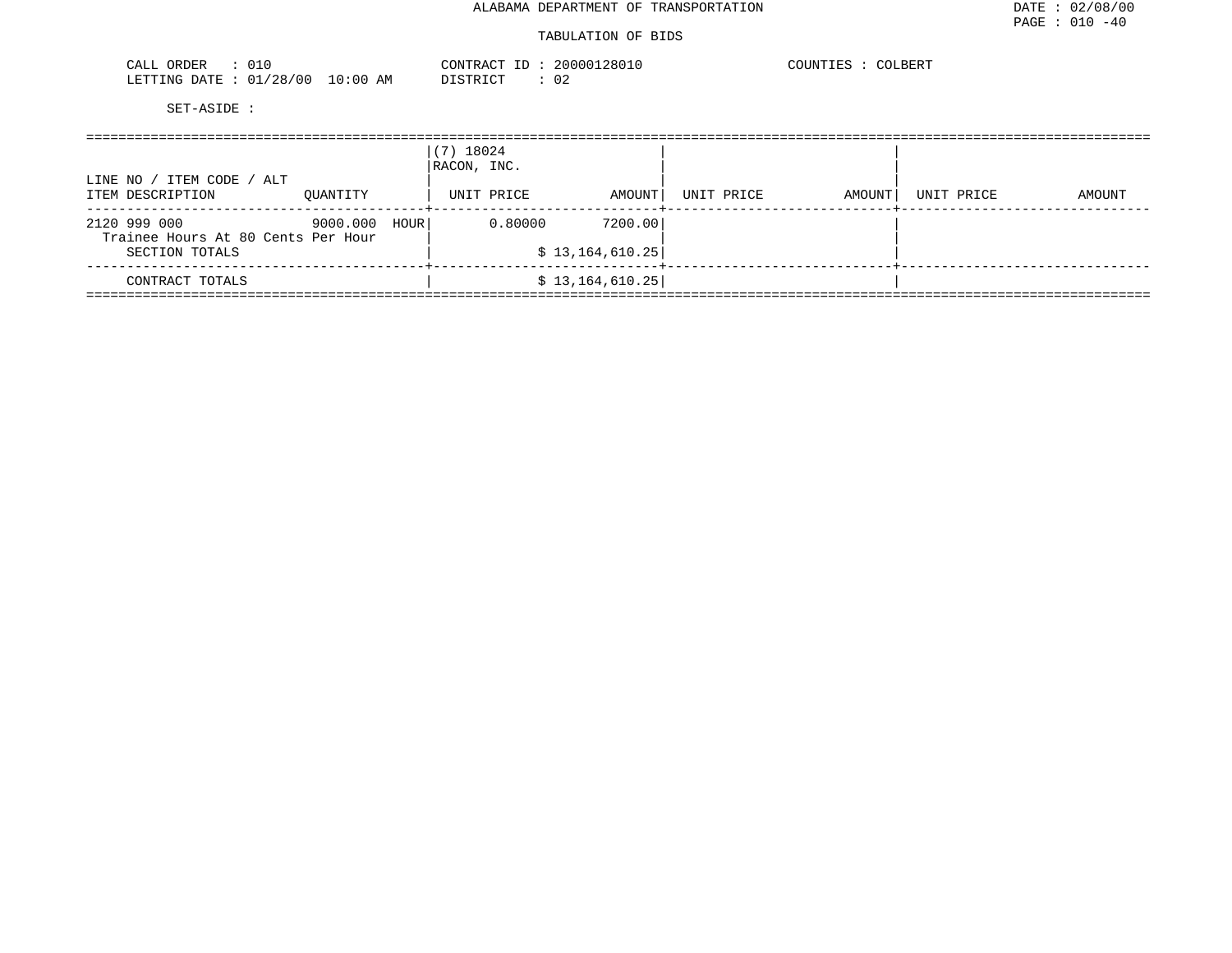ALABAMA DEPARTMENT OF TRANSPORTATION

TABULATION OF BIDS

CALL ORDER : 010
LETTING DATE : 01/28/00 10:00 AM

CONTRACT ID : 20000128010
DISTRICT : 02

COUNTIES : COLBERT

SET-ASIDE :

| LINE NO / ITEM CODE / ALT<br>ITEM DESCRIPTION | QUANTITY | (7) 18024<br>RACON, INC.<br>UNIT PRICE | AMOUNT | UNIT PRICE | AMOUNT | UNIT PRICE | AMOUNT |
|---|---|---|---|---|---|---|---|
| 2120 999 000<br>Trainee Hours At 80 Cents Per Hour | 9000.000 HOUR | 0.80000 | 7200.00 | | | | |
| SECTION TOTALS | | | $ 13,164,610.25 | | | | |
| CONTRACT TOTALS | | | $ 13,164,610.25 | | | | |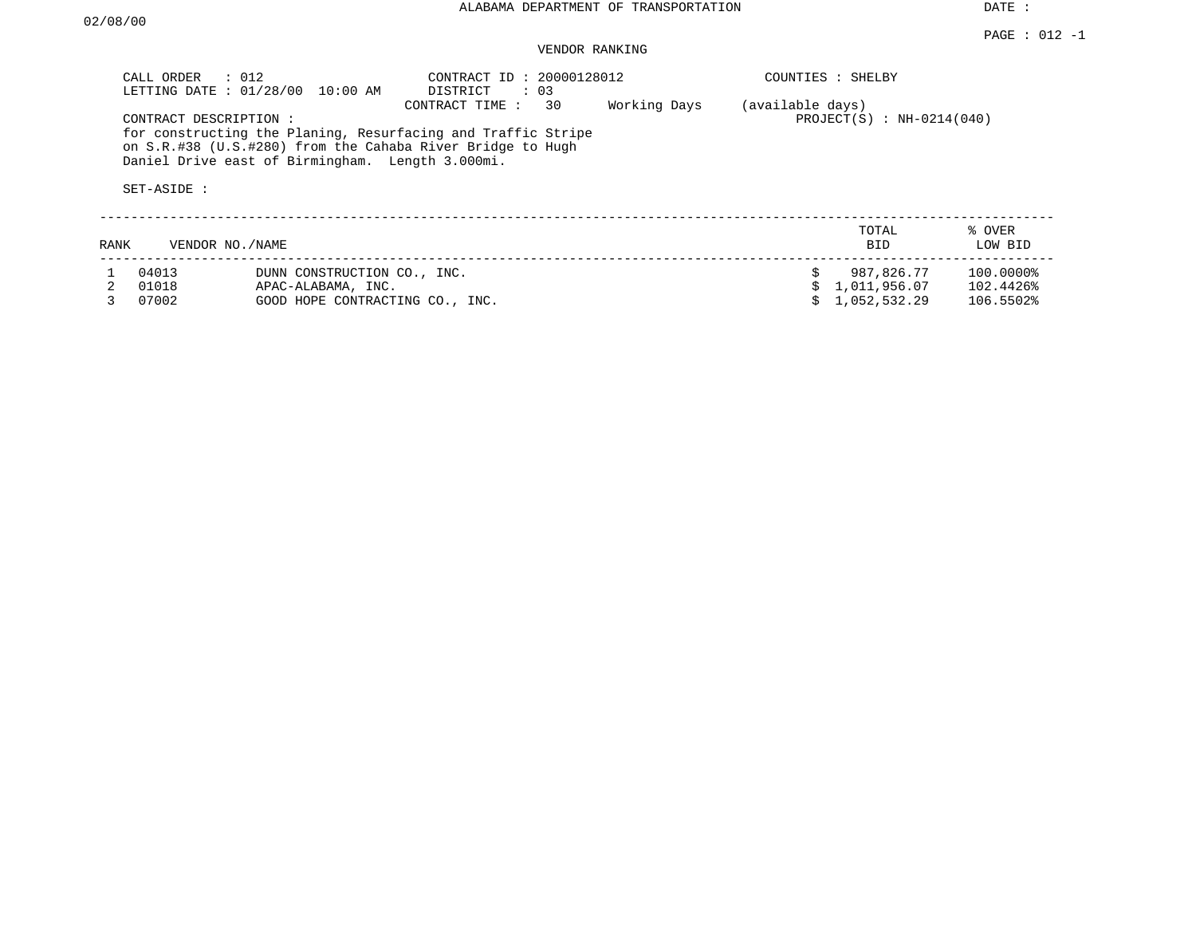ALABAMA DEPARTMENT OF TRANSPORTATION

DATE : 02/08/00

PAGE : 012 -1

VENDOR RANKING

CALL ORDER : 012
LETTING DATE : 01/28/00 10:00 AM

CONTRACT ID : 20000128012
DISTRICT : 03
CONTRACT TIME : 30 Working Days (available days)

COUNTIES : SHELBY

PROJECT(S) : NH-0214(040)

CONTRACT DESCRIPTION :
for constructing the Planing, Resurfacing and Traffic Stripe on S.R.#38 (U.S.#280) from the Cahaba River Bridge to Hugh Daniel Drive east of Birmingham. Length 3.000mi.

SET-ASIDE :

| RANK | VENDOR NO./NAME | | TOTAL BID | % OVER LOW BID |
|---|---|---|---|---|
| 1 | 04013 | DUNN CONSTRUCTION CO., INC. | $ 987,826.77 | 100.0000% |
| 2 | 01018 | APAC-ALABAMA, INC. | $ 1,011,956.07 | 102.4426% |
| 3 | 07002 | GOOD HOPE CONTRACTING CO., INC. | $ 1,052,532.29 | 106.5502% |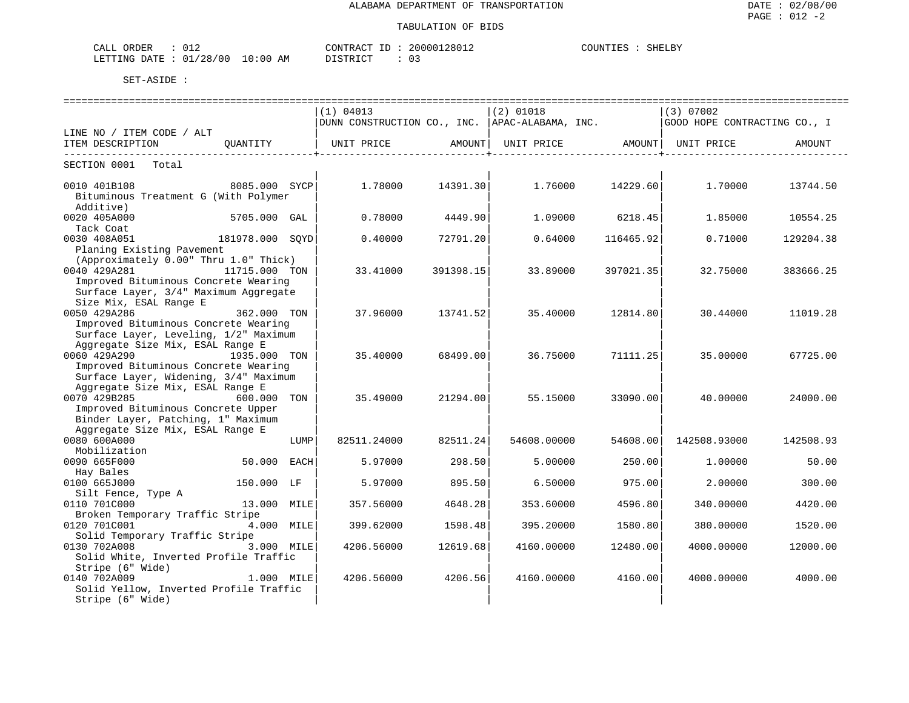ALABAMA DEPARTMENT OF TRANSPORTATION

TABULATION OF BIDS

DATE : 02/08/00
PAGE : 012 -2

CALL ORDER : 012 CONTRACT ID : 20000128012 COUNTIES : SHELBY
LETTING DATE : 01/28/00 10:00 AM DISTRICT : 03

SET-ASIDE :

| LINE NO / ITEM CODE / ALT ITEM DESCRIPTION | QUANTITY | | (1) 04013 DUNN CONSTRUCTION CO., INC. UNIT PRICE | AMOUNT | (2) 01018 APAC-ALABAMA, INC. UNIT PRICE | AMOUNT | (3) 07002 GOOD HOPE CONTRACTING CO., I UNIT PRICE | AMOUNT |
|---|---|---|---|---|---|---|---|---|
| SECTION 0001 Total | | | | | | | | |
| 0010 401B108 Bituminous Treatment G (With Polymer Additive) | 8085.000 | SYCP | 1.78000 | 14391.30 | 1.76000 | 14229.60 | 1.70000 | 13744.50 |
| 0020 405A000 Tack Coat | 5705.000 | GAL | 0.78000 | 4449.90 | 1.09000 | 6218.45 | 1.85000 | 10554.25 |
| 0030 408A051 Planing Existing Pavement (Approximately 0.00" Thru 1.0" Thick) | 181978.000 | SQYD | 0.40000 | 72791.20 | 0.64000 | 116465.92 | 0.71000 | 129204.38 |
| 0040 429A281 Improved Bituminous Concrete Wearing Surface Layer, 3/4" Maximum Aggregate Size Mix, ESAL Range E | 11715.000 | TON | 33.41000 | 391398.15 | 33.89000 | 397021.35 | 32.75000 | 383666.25 |
| 0050 429A286 Improved Bituminous Concrete Wearing Surface Layer, Leveling, 1/2" Maximum Aggregate Size Mix, ESAL Range E | 362.000 | TON | 37.96000 | 13741.52 | 35.40000 | 12814.80 | 30.44000 | 11019.28 |
| 0060 429A290 Improved Bituminous Concrete Wearing Surface Layer, Widening, 3/4" Maximum Aggregate Size Mix, ESAL Range E | 1935.000 | TON | 35.40000 | 68499.00 | 36.75000 | 71111.25 | 35.00000 | 67725.00 |
| 0070 429B285 Improved Bituminous Concrete Upper Binder Layer, Patching, 1" Maximum Aggregate Size Mix, ESAL Range E | 600.000 | TON | 35.49000 | 21294.00 | 55.15000 | 33090.00 | 40.00000 | 24000.00 |
| 0080 600A000 Mobilization | | LUMP | 82511.24000 | 82511.24 | 54608.00000 | 54608.00 | 142508.93000 | 142508.93 |
| 0090 665F000 Hay Bales | 50.000 | EACH | 5.97000 | 298.50 | 5.00000 | 250.00 | 1.00000 | 50.00 |
| 0100 665J000 Silt Fence, Type A | 150.000 | LF | 5.97000 | 895.50 | 6.50000 | 975.00 | 2.00000 | 300.00 |
| 0110 701C000 Broken Temporary Traffic Stripe | 13.000 | MILE | 357.56000 | 4648.28 | 353.60000 | 4596.80 | 340.00000 | 4420.00 |
| 0120 701C001 Solid Temporary Traffic Stripe | 4.000 | MILE | 399.62000 | 1598.48 | 395.20000 | 1580.80 | 380.00000 | 1520.00 |
| 0130 702A008 Solid White, Inverted Profile Traffic Stripe (6" Wide) | 3.000 | MILE | 4206.56000 | 12619.68 | 4160.00000 | 12480.00 | 4000.00000 | 12000.00 |
| 0140 702A009 Solid Yellow, Inverted Profile Traffic Stripe (6" Wide) | 1.000 | MILE | 4206.56000 | 4206.56 | 4160.00000 | 4160.00 | 4000.00000 | 4000.00 |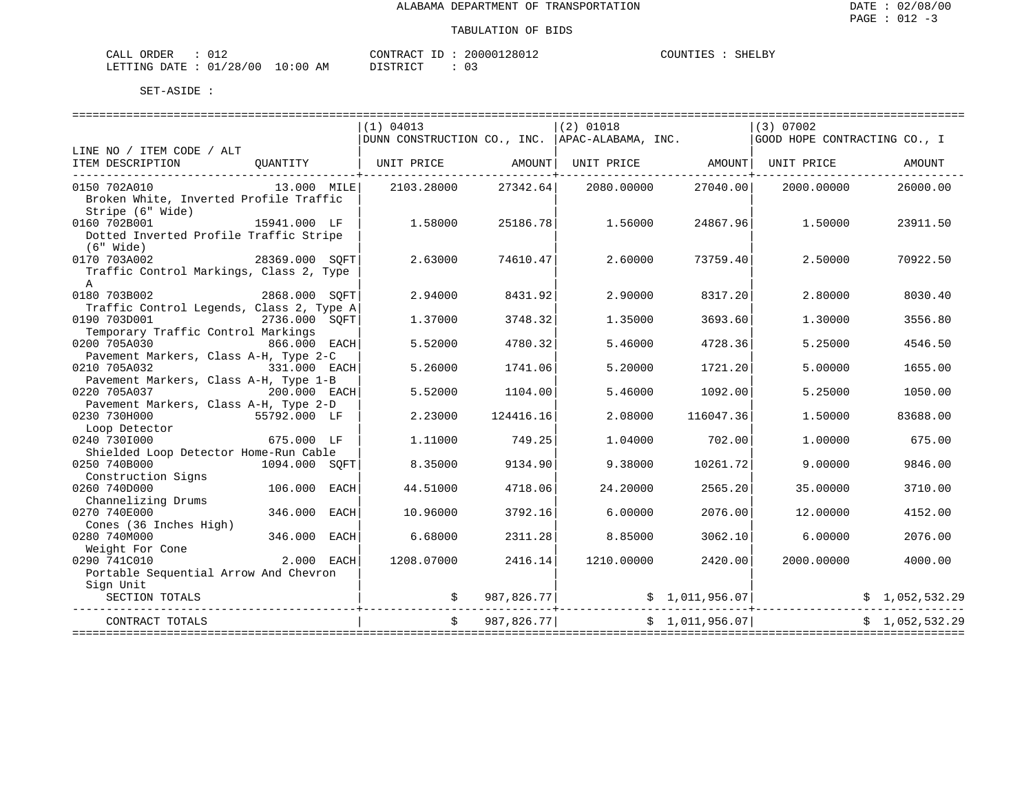ALABAMA DEPARTMENT OF TRANSPORTATION

TABULATION OF BIDS

DATE : 02/08/00
PAGE : 012 -3

CALL ORDER : 012 CONTRACT ID : 20000128012 COUNTIES : SHELBY
LETTING DATE : 01/28/00 10:00 AM DISTRICT : 03

SET-ASIDE :

| LINE NO / ITEM CODE / ALT ITEM DESCRIPTION | QUANTITY | (1) 04013 DUNN CONSTRUCTION CO., INC. UNIT PRICE | AMOUNT | (2) 01018 APAC-ALABAMA, INC. UNIT PRICE | AMOUNT | (3) 07002 GOOD HOPE CONTRACTING CO., I UNIT PRICE | AMOUNT |
|---|---|---|---|---|---|---|---|
| 0150 702A010 Broken White, Inverted Profile Traffic Stripe (6" Wide) | 13.000 MILE | 2103.28000 | 27342.64 | 2080.00000 | 27040.00 | 2000.00000 | 26000.00 |
| 0160 702B001 Dotted Inverted Profile Traffic Stripe (6" Wide) | 15941.000 LF | 1.58000 | 25186.78 | 1.56000 | 24867.96 | 1.50000 | 23911.50 |
| 0170 703A002 Traffic Control Markings, Class 2, Type A | 28369.000 SQFT | 2.63000 | 74610.47 | 2.60000 | 73759.40 | 2.50000 | 70922.50 |
| 0180 703B002 Traffic Control Legends, Class 2, Type A | 2868.000 SQFT | 2.94000 | 8431.92 | 2.90000 | 8317.20 | 2.80000 | 8030.40 |
| 0190 703D001 Temporary Traffic Control Markings | 2736.000 SQFT | 1.37000 | 3748.32 | 1.35000 | 3693.60 | 1.30000 | 3556.80 |
| 0200 705A030 Pavement Markers, Class A-H, Type 2-C | 866.000 EACH | 5.52000 | 4780.32 | 5.46000 | 4728.36 | 5.25000 | 4546.50 |
| 0210 705A032 Pavement Markers, Class A-H, Type 1-B | 331.000 EACH | 5.26000 | 1741.06 | 5.20000 | 1721.20 | 5.00000 | 1655.00 |
| 0220 705A037 Pavement Markers, Class A-H, Type 2-D | 200.000 EACH | 5.52000 | 1104.00 | 5.46000 | 1092.00 | 5.25000 | 1050.00 |
| 0230 730H000 Loop Detector | 55792.000 LF | 2.23000 | 124416.16 | 2.08000 | 116047.36 | 1.50000 | 83688.00 |
| 0240 730I000 Shielded Loop Detector Home-Run Cable | 675.000 LF | 1.11000 | 749.25 | 1.04000 | 702.00 | 1.00000 | 675.00 |
| 0250 740B000 Construction Signs | 1094.000 SQFT | 8.35000 | 9134.90 | 9.38000 | 10261.72 | 9.00000 | 9846.00 |
| 0260 740D000 Channelizing Drums | 106.000 EACH | 44.51000 | 4718.06 | 24.20000 | 2565.20 | 35.00000 | 3710.00 |
| 0270 740E000 Cones (36 Inches High) | 346.000 EACH | 10.96000 | 3792.16 | 6.00000 | 2076.00 | 12.00000 | 4152.00 |
| 0280 740M000 Weight For Cone | 346.000 EACH | 6.68000 | 2311.28 | 8.85000 | 3062.10 | 6.00000 | 2076.00 |
| 0290 741C010 Portable Sequential Arrow And Chevron Sign Unit | 2.000 EACH | 1208.07000 | 2416.14 | 1210.00000 | 2420.00 | 2000.00000 | 4000.00 |
| SECTION TOTALS | | | $ 987,826.77 | | $ 1,011,956.07 | | $ 1,052,532.29 |
| CONTRACT TOTALS | | | $ 987,826.77 | | $ 1,011,956.07 | | $ 1,052,532.29 |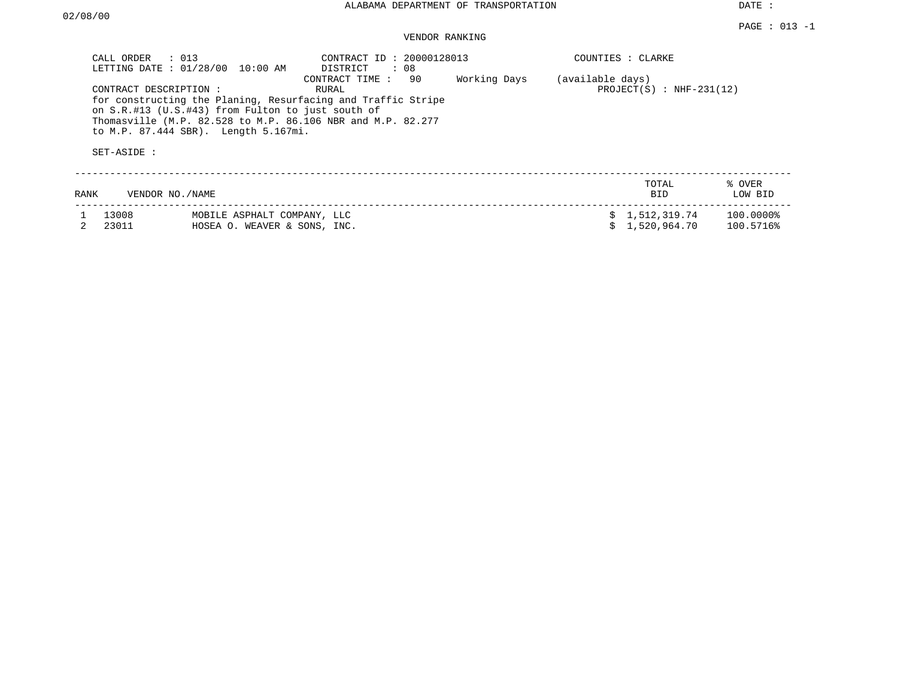ALABAMA DEPARTMENT OF TRANSPORTATION

DATE : 02/08/00

PAGE : 013 -1

VENDOR RANKING

CALL ORDER : 013
LETTING DATE : 01/28/00 10:00 AM

CONTRACT ID : 20000128013
DISTRICT : 08
CONTRACT TIME : 90 Working Days (available days)
RURAL

COUNTIES : CLARKE
PROJECT(S) : NHF-231(12)

CONTRACT DESCRIPTION :
for constructing the Planing, Resurfacing and Traffic Stripe on S.R.#13 (U.S.#43) from Fulton to just south of Thomasville (M.P. 82.528 to M.P. 86.106 NBR and M.P. 82.277 to M.P. 87.444 SBR). Length 5.167mi.

SET-ASIDE :

| RANK | VENDOR NO. | NAME | TOTAL BID | % OVER LOW BID |
|---|---|---|---|---|
| 1 | 13008 | MOBILE ASPHALT COMPANY, LLC | $ 1,512,319.74 | 100.0000% |
| 2 | 23011 | HOSEA O. WEAVER & SONS, INC. | $ 1,520,964.70 | 100.5716% |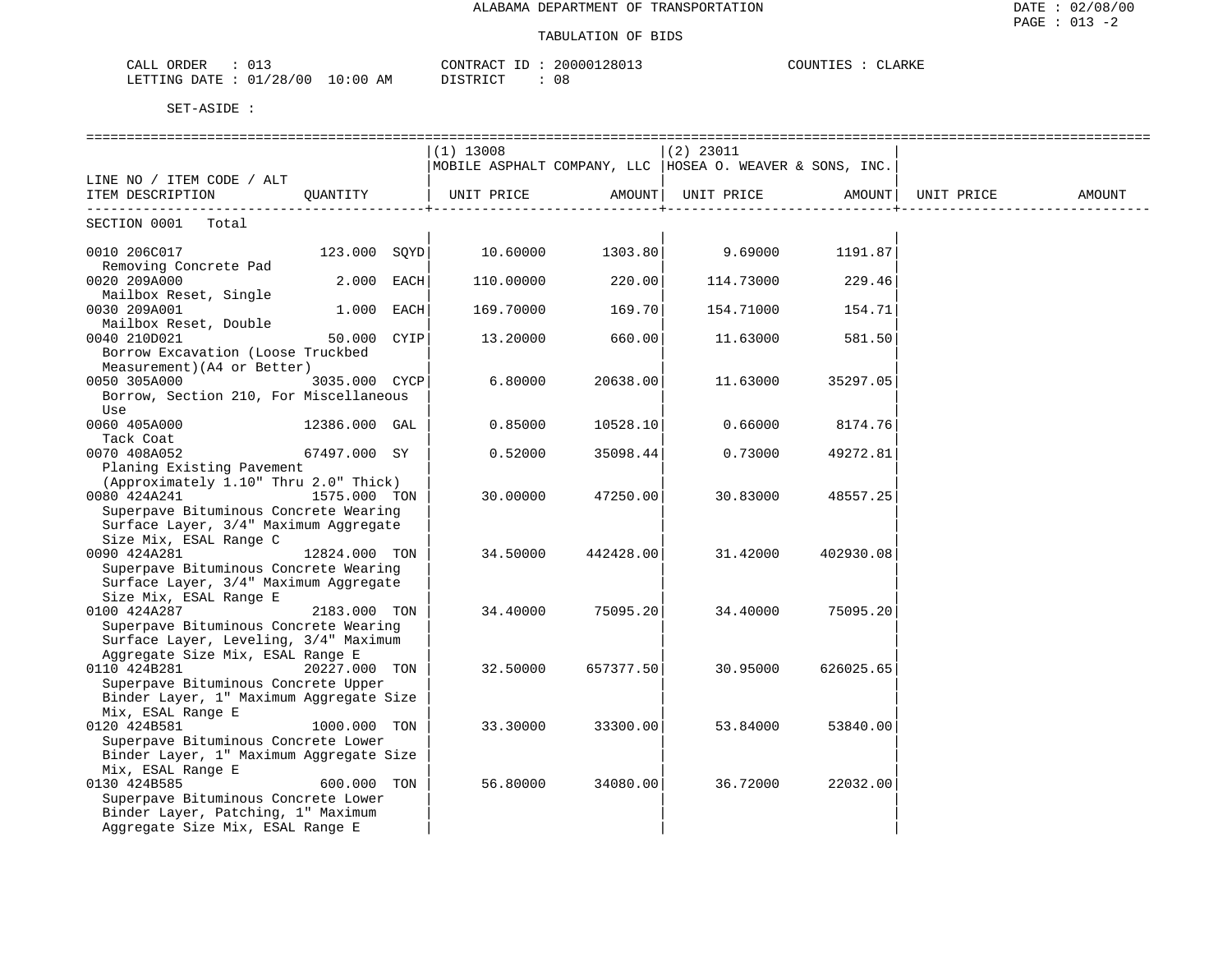ALABAMA DEPARTMENT OF TRANSPORTATION

TABULATION OF BIDS

DATE : 02/08/00
PAGE : 013 -2

CALL ORDER : 013
LETTING DATE : 01/28/00 10:00 AM

CONTRACT ID : 20000128013
DISTRICT : 08

COUNTIES : CLARKE

SET-ASIDE :

| LINE NO / ITEM CODE / ALT ITEM DESCRIPTION | QUANTITY | (1) 13008 MOBILE ASPHALT COMPANY, LLC UNIT PRICE | AMOUNT | (2) 23011 HOSEA O. WEAVER & SONS, INC. UNIT PRICE | AMOUNT | UNIT PRICE | AMOUNT |
|---|---|---|---|---|---|---|---|
| SECTION 0001 Total | | | | | | | |
| 0010 206C017 Removing Concrete Pad | 123.000 SQYD | 10.60000 | 1303.80 | 9.69000 | 1191.87 | | |
| 0020 209A000 Mailbox Reset, Single | 2.000 EACH | 110.00000 | 220.00 | 114.73000 | 229.46 | | |
| 0030 209A001 Mailbox Reset, Double | 1.000 EACH | 169.70000 | 169.70 | 154.71000 | 154.71 | | |
| 0040 210D021 Borrow Excavation (Loose Truckbed Measurement)(A4 or Better) | 50.000 CYIP | 13.20000 | 660.00 | 11.63000 | 581.50 | | |
| 0050 305A000 Borrow, Section 210, For Miscellaneous Use | 3035.000 CYCP | 6.80000 | 20638.00 | 11.63000 | 35297.05 | | |
| 0060 405A000 Tack Coat | 12386.000 GAL | 0.85000 | 10528.10 | 0.66000 | 8174.76 | | |
| 0070 408A052 Planing Existing Pavement (Approximately 1.10" Thru 2.0" Thick) | 67497.000 SY | 0.52000 | 35098.44 | 0.73000 | 49272.81 | | |
| 0080 424A241 Superpave Bituminous Concrete Wearing Surface Layer, 3/4" Maximum Aggregate Size Mix, ESAL Range C | 1575.000 TON | 30.00000 | 47250.00 | 30.83000 | 48557.25 | | |
| 0090 424A281 Superpave Bituminous Concrete Wearing Surface Layer, 3/4" Maximum Aggregate Size Mix, ESAL Range E | 12824.000 TON | 34.50000 | 442428.00 | 31.42000 | 402930.08 | | |
| 0100 424A287 Superpave Bituminous Concrete Wearing Surface Layer, Leveling, 3/4" Maximum Aggregate Size Mix, ESAL Range E | 2183.000 TON | 34.40000 | 75095.20 | 34.40000 | 75095.20 | | |
| 0110 424B281 Superpave Bituminous Concrete Upper Binder Layer, 1" Maximum Aggregate Size Mix, ESAL Range E | 20227.000 TON | 32.50000 | 657377.50 | 30.95000 | 626025.65 | | |
| 0120 424B581 Superpave Bituminous Concrete Lower Binder Layer, 1" Maximum Aggregate Size Mix, ESAL Range E | 1000.000 TON | 33.30000 | 33300.00 | 53.84000 | 53840.00 | | |
| 0130 424B585 Superpave Bituminous Concrete Lower Binder Layer, Patching, 1" Maximum Aggregate Size Mix, ESAL Range E | 600.000 TON | 56.80000 | 34080.00 | 36.72000 | 22032.00 | | |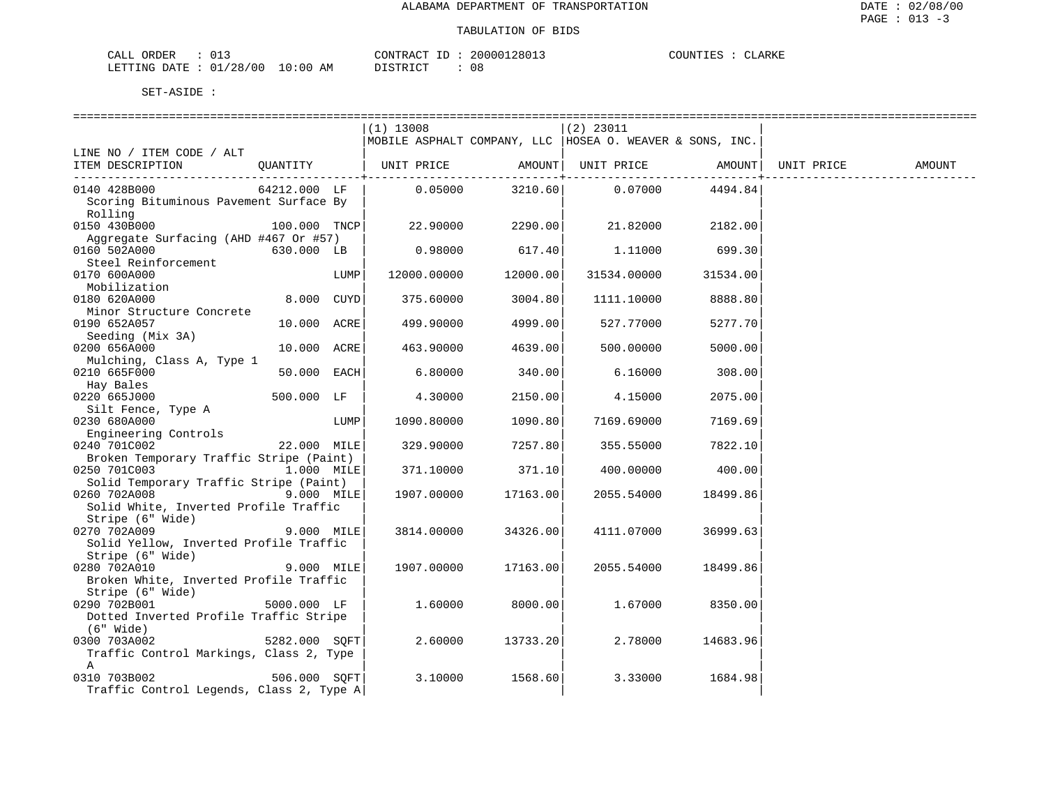ALABAMA DEPARTMENT OF TRANSPORTATION

TABULATION OF BIDS

DATE : 02/08/00
PAGE : 013 -3

CALL ORDER : 013 CONTRACT ID : 20000128013 COUNTIES : CLARKE
LETTING DATE : 01/28/00 10:00 AM DISTRICT : 08

SET-ASIDE :

| LINE NO / ITEM CODE / ALT ITEM DESCRIPTION | QUANTITY | (1) 13008 MOBILE ASPHALT COMPANY, LLC UNIT PRICE | AMOUNT | (2) 23011 HOSEA O. WEAVER & SONS, INC. UNIT PRICE | AMOUNT | UNIT PRICE | AMOUNT |
|---|---|---|---|---|---|---|---|
| 0140 428B000 Scoring Bituminous Pavement Surface By Rolling | 64212.000 LF | 0.05000 | 3210.60 | 0.07000 | 4494.84 | | |
| 0150 430B000 Aggregate Surfacing (AHD #467 Or #57) | 100.000 TNCP | 22.90000 | 2290.00 | 21.82000 | 2182.00 | | |
| 0160 502A000 Steel Reinforcement | 630.000 LB | 0.98000 | 617.40 | 1.11000 | 699.30 | | |
| 0170 600A000 Mobilization | LUMP | 12000.00000 | 12000.00 | 31534.00000 | 31534.00 | | |
| 0180 620A000 Minor Structure Concrete | 8.000 CUYD | 375.60000 | 3004.80 | 1111.10000 | 8888.80 | | |
| 0190 652A057 Seeding (Mix 3A) | 10.000 ACRE | 499.90000 | 4999.00 | 527.77000 | 5277.70 | | |
| 0200 656A000 Mulching, Class A, Type 1 | 10.000 ACRE | 463.90000 | 4639.00 | 500.00000 | 5000.00 | | |
| 0210 665F000 Hay Bales | 50.000 EACH | 6.80000 | 340.00 | 6.16000 | 308.00 | | |
| 0220 665J000 Silt Fence, Type A | 500.000 LF | 4.30000 | 2150.00 | 4.15000 | 2075.00 | | |
| 0230 680A000 Engineering Controls | LUMP | 1090.80000 | 1090.80 | 7169.69000 | 7169.69 | | |
| 0240 701C002 Broken Temporary Traffic Stripe (Paint) | 22.000 MILE | 329.90000 | 7257.80 | 355.55000 | 7822.10 | | |
| 0250 701C003 Solid Temporary Traffic Stripe (Paint) | 1.000 MILE | 371.10000 | 371.10 | 400.00000 | 400.00 | | |
| 0260 702A008 Solid White, Inverted Profile Traffic Stripe (6" Wide) | 9.000 MILE | 1907.00000 | 17163.00 | 2055.54000 | 18499.86 | | |
| 0270 702A009 Solid Yellow, Inverted Profile Traffic Stripe (6" Wide) | 9.000 MILE | 3814.00000 | 34326.00 | 4111.07000 | 36999.63 | | |
| 0280 702A010 Broken White, Inverted Profile Traffic Stripe (6" Wide) | 9.000 MILE | 1907.00000 | 17163.00 | 2055.54000 | 18499.86 | | |
| 0290 702B001 Dotted Inverted Profile Traffic Stripe (6" Wide) | 5000.000 LF | 1.60000 | 8000.00 | 1.67000 | 8350.00 | | |
| 0300 703A002 Traffic Control Markings, Class 2, Type A | 5282.000 SQFT | 2.60000 | 13733.20 | 2.78000 | 14683.96 | | |
| 0310 703B002 Traffic Control Legends, Class 2, Type A | 506.000 SQFT | 3.10000 | 1568.60 | 3.33000 | 1684.98 | | |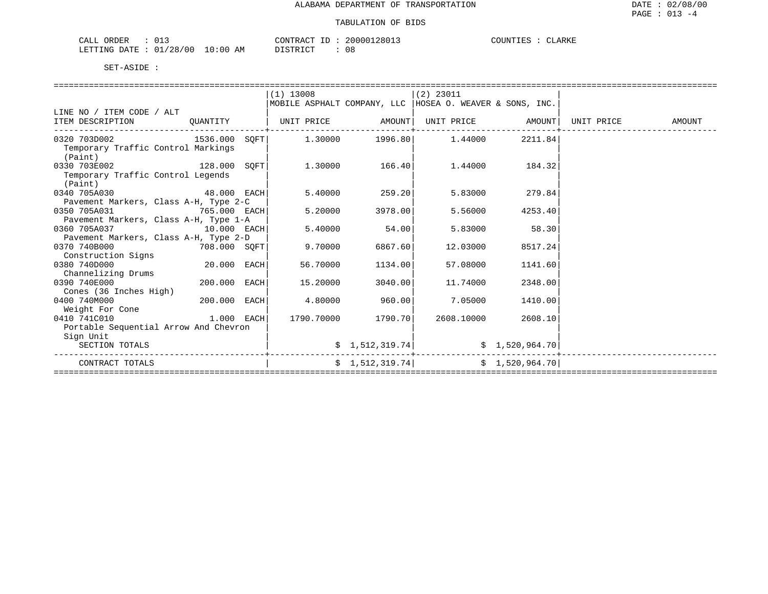ALABAMA DEPARTMENT OF TRANSPORTATION

TABULATION OF BIDS

CALL ORDER : 013    CONTRACT ID : 20000128013    COUNTIES : CLARKE
LETTING DATE : 01/28/00 10:00 AM    DISTRICT : 08

SET-ASIDE :

| LINE NO / ITEM CODE / ALT<br>ITEM DESCRIPTION | QUANTITY | (1) 13008<br>MOBILE ASPHALT COMPANY, LLC<br>UNIT PRICE | <br><br>AMOUNT | (2) 23011<br>HOSEA O. WEAVER & SONS, INC.<br>UNIT PRICE | <br><br>AMOUNT | <br><br>UNIT PRICE | <br><br>AMOUNT |
|---|---|---|---|---|---|---|---|
| 0320 703D002<br>Temporary Traffic Control Markings (Paint) | 1536.000 SQFT | 1.30000 | 1996.80 | 1.44000 | 2211.84 | | |
| 0330 703E002<br>Temporary Traffic Control Legends (Paint) | 128.000 SQFT | 1.30000 | 166.40 | 1.44000 | 184.32 | | |
| 0340 705A030<br>Pavement Markers, Class A-H, Type 2-C | 48.000 EACH | 5.40000 | 259.20 | 5.83000 | 279.84 | | |
| 0350 705A031<br>Pavement Markers, Class A-H, Type 1-A | 765.000 EACH | 5.20000 | 3978.00 | 5.56000 | 4253.40 | | |
| 0360 705A037<br>Pavement Markers, Class A-H, Type 2-D | 10.000 EACH | 5.40000 | 54.00 | 5.83000 | 58.30 | | |
| 0370 740B000<br>Construction Signs | 708.000 SQFT | 9.70000 | 6867.60 | 12.03000 | 8517.24 | | |
| 0380 740D000<br>Channelizing Drums | 20.000 EACH | 56.70000 | 1134.00 | 57.08000 | 1141.60 | | |
| 0390 740E000<br>Cones (36 Inches High) | 200.000 EACH | 15.20000 | 3040.00 | 11.74000 | 2348.00 | | |
| 0400 740M000<br>Weight For Cone | 200.000 EACH | 4.80000 | 960.00 | 7.05000 | 1410.00 | | |
| 0410 741C010<br>Portable Sequential Arrow And Chevron Sign Unit | 1.000 EACH | 1790.70000 | 1790.70 | 2608.10000 | 2608.10 | | |
| SECTION TOTALS | | | $ 1,512,319.74 | | $ 1,520,964.70 | | |
| CONTRACT TOTALS | | | $ 1,512,319.74 | | $ 1,520,964.70 | | |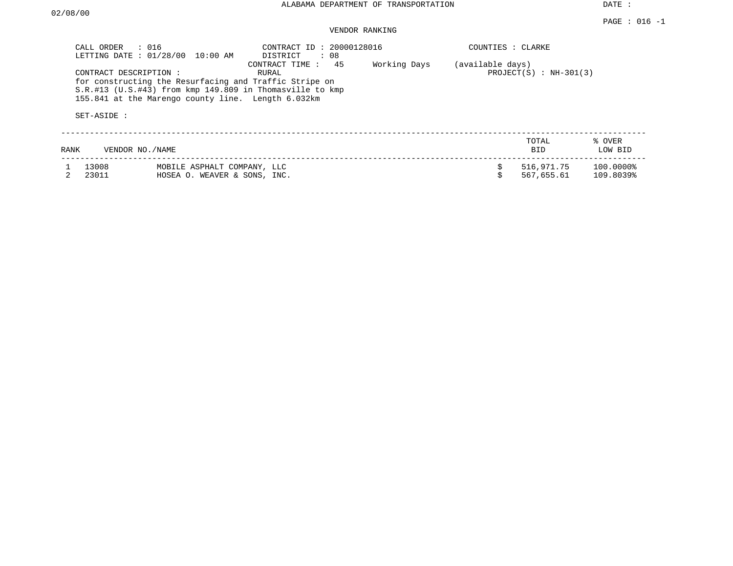ALABAMA DEPARTMENT OF TRANSPORTATION

DATE : 02/08/00

PAGE : 016 -1

VENDOR RANKING

CALL ORDER : 016
LETTING DATE : 01/28/00 10:00 AM
CONTRACT ID : 20000128016
DISTRICT : 08
CONTRACT TIME : 45 Working Days (available days)
COUNTIES : CLARKE
PROJECT(S) : NH-301(3)

CONTRACT DESCRIPTION : RURAL
for constructing the Resurfacing and Traffic Stripe on S.R.#13 (U.S.#43) from kmp 149.809 in Thomasville to kmp 155.841 at the Marengo county line. Length 6.032km

SET-ASIDE :

| RANK | VENDOR NO./NAME | | TOTAL BID | % OVER LOW BID |
|---|---|---|---|---|
| 1 | 13008 | MOBILE ASPHALT COMPANY, LLC | $ 516,971.75 | 100.0000% |
| 2 | 23011 | HOSEA O. WEAVER & SONS, INC. | $ 567,655.61 | 109.8039% |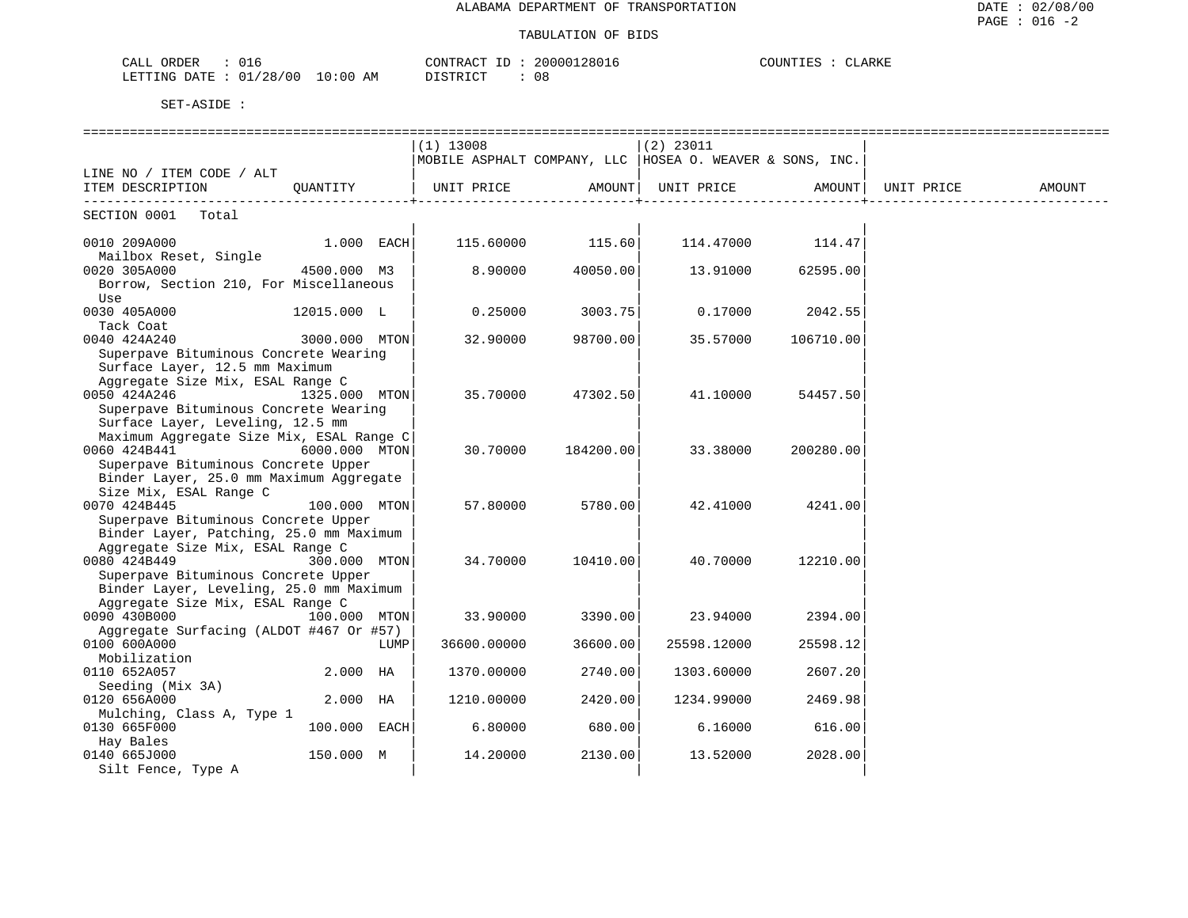ALABAMA DEPARTMENT OF TRANSPORTATION

TABULATION OF BIDS

CALL ORDER : 016 | CONTRACT ID : 20000128016 | COUNTIES : CLARKE
LETTING DATE : 01/28/00 10:00 AM | DISTRICT : 08

SET-ASIDE :

| LINE NO / ITEM CODE / ALT ITEM DESCRIPTION | QUANTITY | (1) 13008 MOBILE ASPHALT COMPANY, LLC UNIT PRICE | AMOUNT | (2) 23011 HOSEA O. WEAVER & SONS, INC. UNIT PRICE | AMOUNT | UNIT PRICE | AMOUNT |
|---|---|---|---|---|---|---|---|
| SECTION 0001 Total | | | | | | | |
| 0010 209A000 Mailbox Reset, Single | 1.000 EACH | 115.60000 | 115.60 | 114.47000 | 114.47 | | |
| 0020 305A000 Borrow, Section 210, For Miscellaneous Use | 4500.000 M3 | 8.90000 | 40050.00 | 13.91000 | 62595.00 | | |
| 0030 405A000 Tack Coat | 12015.000 L | 0.25000 | 3003.75 | 0.17000 | 2042.55 | | |
| 0040 424A240 Superpave Bituminous Concrete Wearing Surface Layer, 12.5 mm Maximum Aggregate Size Mix, ESAL Range C | 3000.000 MTON | 32.90000 | 98700.00 | 35.57000 | 106710.00 | | |
| 0050 424A246 Superpave Bituminous Concrete Wearing Surface Layer, Leveling, 12.5 mm Maximum Aggregate Size Mix, ESAL Range C | 1325.000 MTON | 35.70000 | 47302.50 | 41.10000 | 54457.50 | | |
| 0060 424B441 Superpave Bituminous Concrete Upper Binder Layer, 25.0 mm Maximum Aggregate Size Mix, ESAL Range C | 6000.000 MTON | 30.70000 | 184200.00 | 33.38000 | 200280.00 | | |
| 0070 424B445 Superpave Bituminous Concrete Upper Binder Layer, Patching, 25.0 mm Maximum Aggregate Size Mix, ESAL Range C | 100.000 MTON | 57.80000 | 5780.00 | 42.41000 | 4241.00 | | |
| 0080 424B449 Superpave Bituminous Concrete Upper Binder Layer, Leveling, 25.0 mm Maximum Aggregate Size Mix, ESAL Range C | 300.000 MTON | 34.70000 | 10410.00 | 40.70000 | 12210.00 | | |
| 0090 430B000 Aggregate Surfacing (ALDOT #467 Or #57) | 100.000 MTON | 33.90000 | 3390.00 | 23.94000 | 2394.00 | | |
| 0100 600A000 Mobilization | LUMP | 36600.00000 | 36600.00 | 25598.12000 | 25598.12 | | |
| 0110 652A057 Seeding (Mix 3A) | 2.000 HA | 1370.00000 | 2740.00 | 1303.60000 | 2607.20 | | |
| 0120 656A000 Mulching, Class A, Type 1 | 2.000 HA | 1210.00000 | 2420.00 | 1234.99000 | 2469.98 | | |
| 0130 665F000 Hay Bales | 100.000 EACH | 6.80000 | 680.00 | 6.16000 | 616.00 | | |
| 0140 665J000 Silt Fence, Type A | 150.000 M | 14.20000 | 2130.00 | 13.52000 | 2028.00 | | |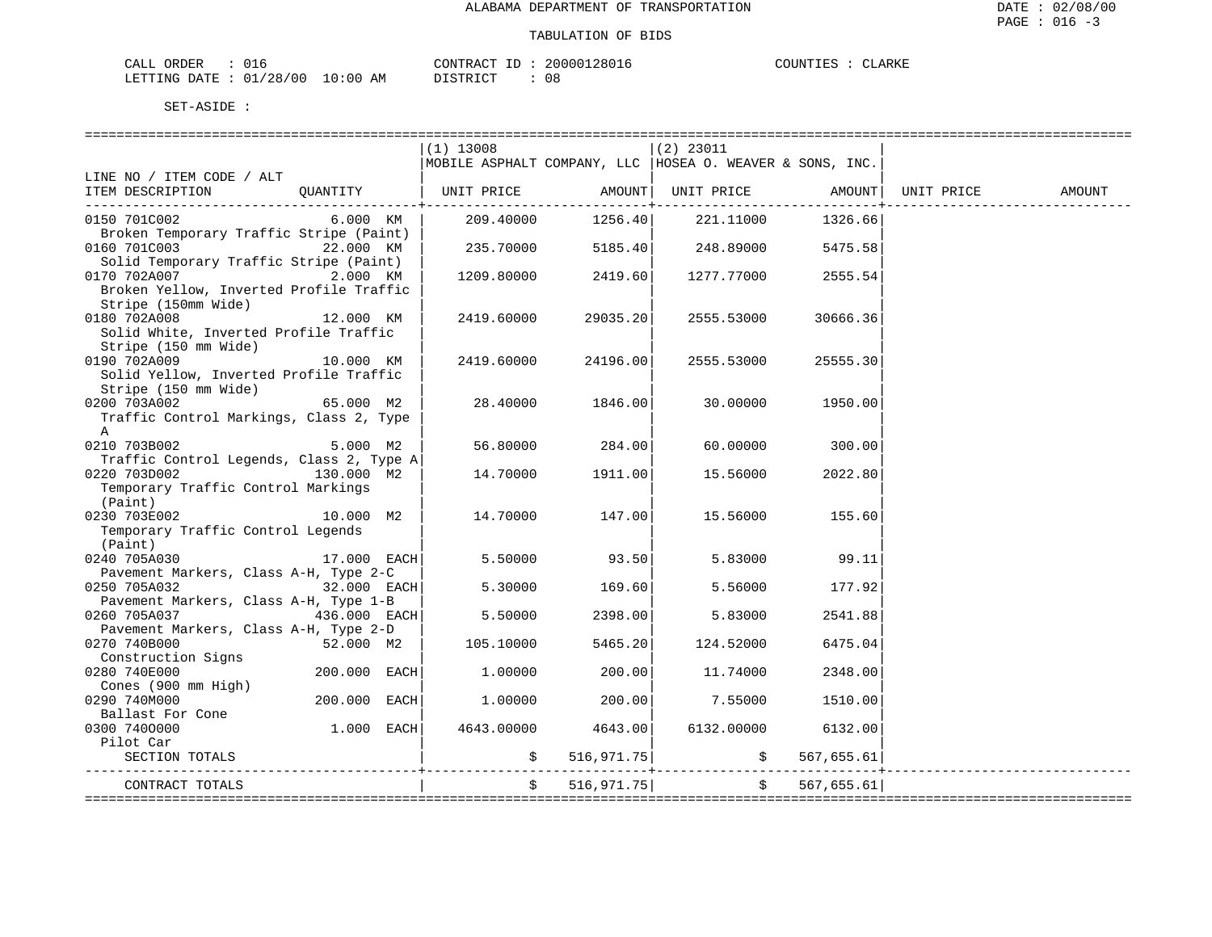ALABAMA DEPARTMENT OF TRANSPORTATION

TABULATION OF BIDS

DATE : 02/08/00
PAGE : 016 -3

CALL ORDER : 016
LETTING DATE : 01/28/00 10:00 AM

CONTRACT ID : 20000128016
DISTRICT : 08

COUNTIES : CLARKE

SET-ASIDE :

| LINE NO / ITEM CODE / ALT ITEM DESCRIPTION | QUANTITY | (1) 13008 MOBILE ASPHALT COMPANY, LLC UNIT PRICE | AMOUNT | (2) 23011 HOSEA O. WEAVER & SONS, INC. UNIT PRICE | AMOUNT | UNIT PRICE | AMOUNT |
|---|---|---|---|---|---|---|---|
| 0150 701C002 Broken Temporary Traffic Stripe (Paint) | 6.000 KM | 209.40000 | 1256.40 | 221.11000 | 1326.66 | | |
| 0160 701C003 Solid Temporary Traffic Stripe (Paint) | 22.000 KM | 235.70000 | 5185.40 | 248.89000 | 5475.58 | | |
| 0170 702A007 Broken Yellow, Inverted Profile Traffic Stripe (150mm Wide) | 2.000 KM | 1209.80000 | 2419.60 | 1277.77000 | 2555.54 | | |
| 0180 702A008 Solid White, Inverted Profile Traffic Stripe (150 mm Wide) | 12.000 KM | 2419.60000 | 29035.20 | 2555.53000 | 30666.36 | | |
| 0190 702A009 Solid Yellow, Inverted Profile Traffic Stripe (150 mm Wide) | 10.000 KM | 2419.60000 | 24196.00 | 2555.53000 | 25555.30 | | |
| 0200 703A002 Traffic Control Markings, Class 2, Type A | 65.000 M2 | 28.40000 | 1846.00 | 30.00000 | 1950.00 | | |
| 0210 703B002 Traffic Control Legends, Class 2, Type A | 5.000 M2 | 56.80000 | 284.00 | 60.00000 | 300.00 | | |
| 0220 703D002 Temporary Traffic Control Markings (Paint) | 130.000 M2 | 14.70000 | 1911.00 | 15.56000 | 2022.80 | | |
| 0230 703E002 Temporary Traffic Control Legends (Paint) | 10.000 M2 | 14.70000 | 147.00 | 15.56000 | 155.60 | | |
| 0240 705A030 Pavement Markers, Class A-H, Type 2-C | 17.000 EACH | 5.50000 | 93.50 | 5.83000 | 99.11 | | |
| 0250 705A032 Pavement Markers, Class A-H, Type 1-B | 32.000 EACH | 5.30000 | 169.60 | 5.56000 | 177.92 | | |
| 0260 705A037 Pavement Markers, Class A-H, Type 2-D | 436.000 EACH | 5.50000 | 2398.00 | 5.83000 | 2541.88 | | |
| 0270 740B000 Construction Signs | 52.000 M2 | 105.10000 | 5465.20 | 124.52000 | 6475.04 | | |
| 0280 740E000 Cones (900 mm High) | 200.000 EACH | 1.00000 | 200.00 | 11.74000 | 2348.00 | | |
| 0290 740M000 Ballast For Cone | 200.000 EACH | 1.00000 | 200.00 | 7.55000 | 1510.00 | | |
| 0300 740O000 Pilot Car | 1.000 EACH | 4643.00000 | 4643.00 | 6132.00000 | 6132.00 | | |
| SECTION TOTALS | | | $ 516,971.75 | | $ 567,655.61 | | |
| CONTRACT TOTALS | | | $ 516,971.75 | | $ 567,655.61 | | |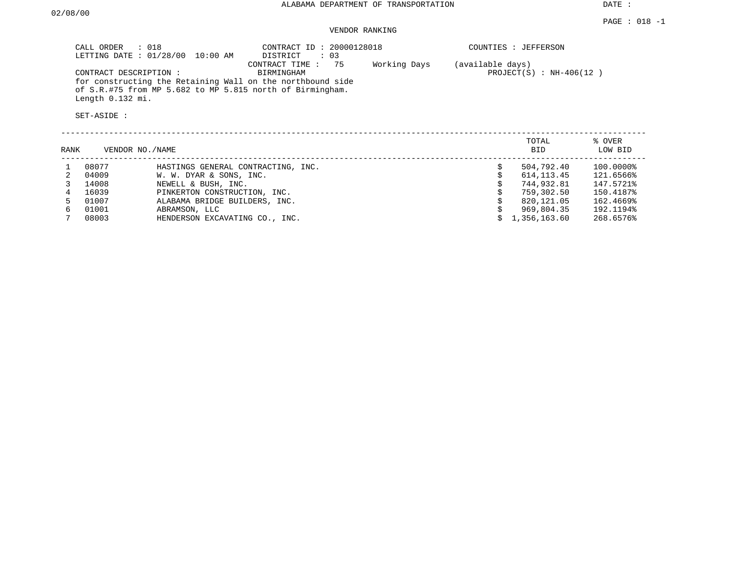ALABAMA DEPARTMENT OF TRANSPORTATION

DATE : 02/08/00

PAGE : 018 -1

VENDOR RANKING

CALL ORDER : 018
LETTING DATE : 01/28/00 10:00 AM

CONTRACT ID : 20000128018
DISTRICT : 03

COUNTIES : JEFFERSON

CONTRACT TIME : 75 Working Days (available days)

CONTRACT DESCRIPTION :
BIRMINGHAM

PROJECT(S) : NH-406(12 )

for constructing the Retaining Wall on the northbound side of S.R.#75 from MP 5.682 to MP 5.815 north of Birmingham. Length 0.132 mi.

SET-ASIDE :

| RANK | VENDOR NO./NAME | | TOTAL BID | % OVER LOW BID |
|---|---|---|---|---|
| 1 | 08077 | HASTINGS GENERAL CONTRACTING, INC. | $ 504,792.40 | 100.0000% |
| 2 | 04009 | W. W. DYAR & SONS, INC. | $ 614,113.45 | 121.6566% |
| 3 | 14008 | NEWELL & BUSH, INC. | $ 744,932.81 | 147.5721% |
| 4 | 16039 | PINKERTON CONSTRUCTION, INC. | $ 759,302.50 | 150.4187% |
| 5 | 01007 | ALABAMA BRIDGE BUILDERS, INC. | $ 820,121.05 | 162.4669% |
| 6 | 01001 | ABRAMSON, LLC | $ 969,804.35 | 192.1194% |
| 7 | 08003 | HENDERSON EXCAVATING CO., INC. | $ 1,356,163.60 | 268.6576% |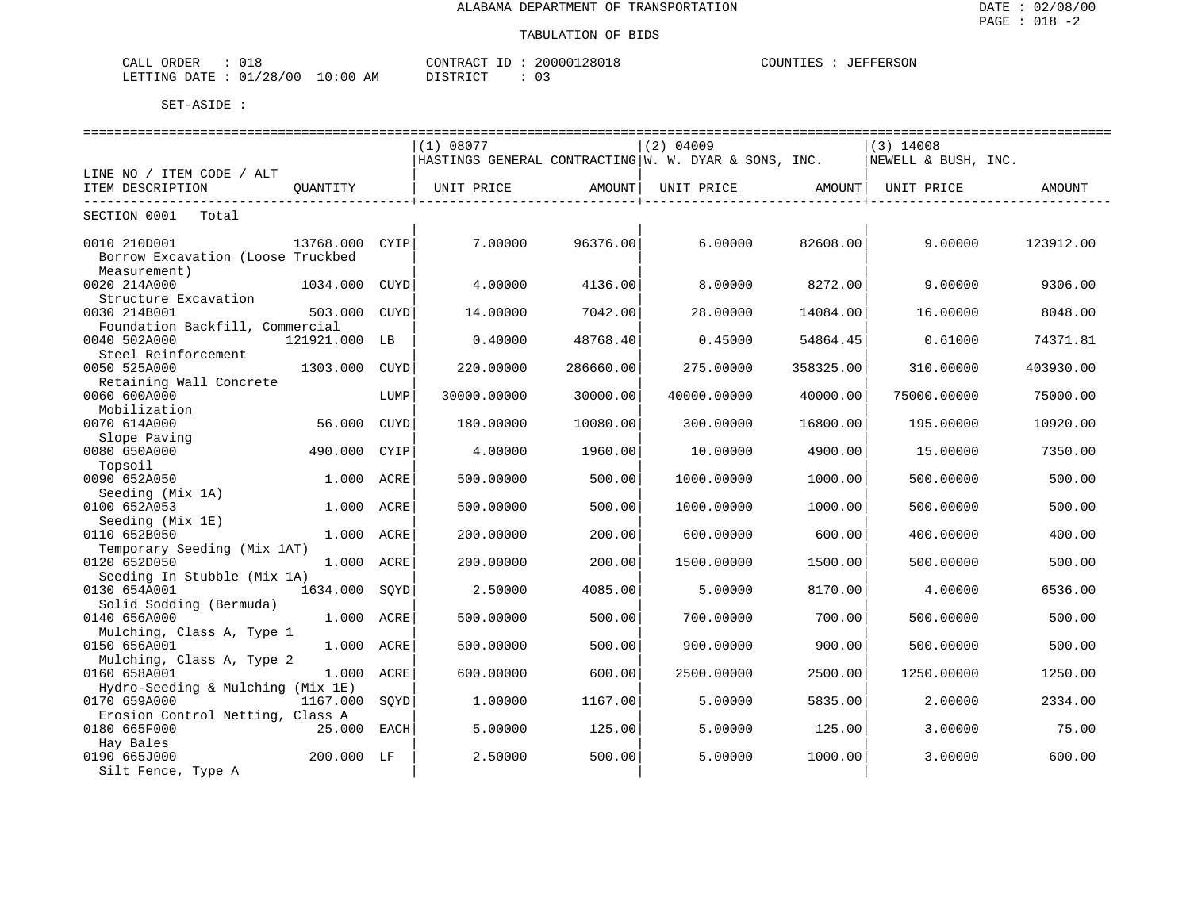ALABAMA DEPARTMENT OF TRANSPORTATION

TABULATION OF BIDS

DATE : 02/08/00
PAGE : 018 -2

CALL ORDER : 018
LETTING DATE : 01/28/00 10:00 AM

CONTRACT ID : 20000128018
DISTRICT : 03

COUNTIES : JEFFERSON

SET-ASIDE :

| LINE NO / ITEM CODE / ALT<br>ITEM DESCRIPTION | QUANTITY | | (1) 08077 HASTINGS GENERAL CONTRACTING<br>UNIT PRICE | AMOUNT | (2) 04009 W. W. DYAR & SONS, INC.<br>UNIT PRICE | AMOUNT | (3) 14008 NEWELL & BUSH, INC.<br>UNIT PRICE | AMOUNT |
|---|---|---|---|---|---|---|---|---|
| SECTION 0001 Total | | | | | | | | |
| 0010 210D001 Borrow Excavation (Loose Truckbed Measurement) | 13768.000 | CYIP | 7.00000 | 96376.00 | 6.00000 | 82608.00 | 9.00000 | 123912.00 |
| 0020 214A000 Structure Excavation | 1034.000 | CUYD | 4.00000 | 4136.00 | 8.00000 | 8272.00 | 9.00000 | 9306.00 |
| 0030 214B001 Foundation Backfill, Commercial | 503.000 | CUYD | 14.00000 | 7042.00 | 28.00000 | 14084.00 | 16.00000 | 8048.00 |
| 0040 502A000 Steel Reinforcement | 121921.000 | LB | 0.40000 | 48768.40 | 0.45000 | 54864.45 | 0.61000 | 74371.81 |
| 0050 525A000 Retaining Wall Concrete | 1303.000 | CUYD | 220.00000 | 286660.00 | 275.00000 | 358325.00 | 310.00000 | 403930.00 |
| 0060 600A000 Mobilization | | LUMP | 30000.00000 | 30000.00 | 40000.00000 | 40000.00 | 75000.00000 | 75000.00 |
| 0070 614A000 Slope Paving | 56.000 | CUYD | 180.00000 | 10080.00 | 300.00000 | 16800.00 | 195.00000 | 10920.00 |
| 0080 650A000 Topsoil | 490.000 | CYIP | 4.00000 | 1960.00 | 10.00000 | 4900.00 | 15.00000 | 7350.00 |
| 0090 652A050 Seeding (Mix 1A) | 1.000 | ACRE | 500.00000 | 500.00 | 1000.00000 | 1000.00 | 500.00000 | 500.00 |
| 0100 652A053 Seeding (Mix 1E) | 1.000 | ACRE | 500.00000 | 500.00 | 1000.00000 | 1000.00 | 500.00000 | 500.00 |
| 0110 652B050 Temporary Seeding (Mix 1AT) | 1.000 | ACRE | 200.00000 | 200.00 | 600.00000 | 600.00 | 400.00000 | 400.00 |
| 0120 652D050 Seeding In Stubble (Mix 1A) | 1.000 | ACRE | 200.00000 | 200.00 | 1500.00000 | 1500.00 | 500.00000 | 500.00 |
| 0130 654A001 Solid Sodding (Bermuda) | 1634.000 | SQYD | 2.50000 | 4085.00 | 5.00000 | 8170.00 | 4.00000 | 6536.00 |
| 0140 656A000 Mulching, Class A, Type 1 | 1.000 | ACRE | 500.00000 | 500.00 | 700.00000 | 700.00 | 500.00000 | 500.00 |
| 0150 656A001 Mulching, Class A, Type 2 | 1.000 | ACRE | 500.00000 | 500.00 | 900.00000 | 900.00 | 500.00000 | 500.00 |
| 0160 658A001 Hydro-Seeding & Mulching (Mix 1E) | 1.000 | ACRE | 600.00000 | 600.00 | 2500.00000 | 2500.00 | 1250.00000 | 1250.00 |
| 0170 659A000 Erosion Control Netting, Class A | 1167.000 | SQYD | 1.00000 | 1167.00 | 5.00000 | 5835.00 | 2.00000 | 2334.00 |
| 0180 665F000 Hay Bales | 25.000 | EACH | 5.00000 | 125.00 | 5.00000 | 125.00 | 3.00000 | 75.00 |
| 0190 665J000 Silt Fence, Type A | 200.000 | LF | 2.50000 | 500.00 | 5.00000 | 1000.00 | 3.00000 | 600.00 |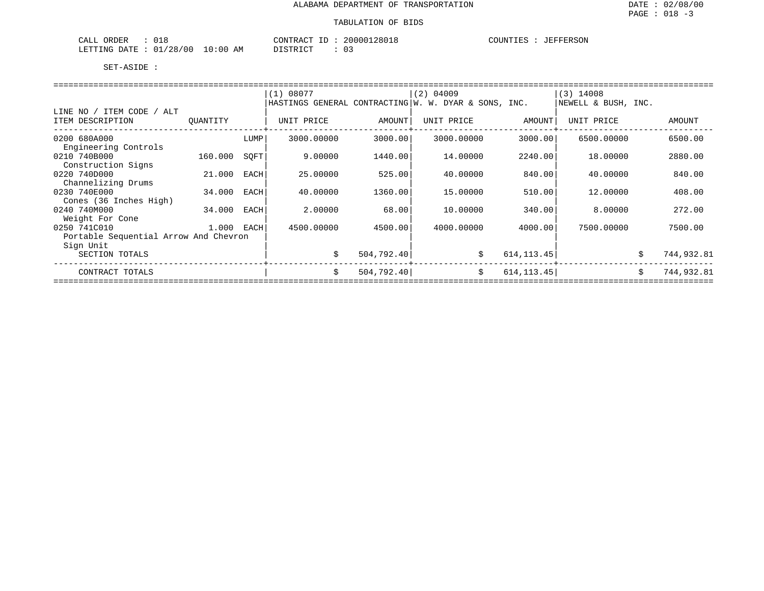ALABAMA DEPARTMENT OF TRANSPORTATION

DATE : 02/08/00

PAGE : 018 -3

TABULATION OF BIDS

CALL ORDER : 018 &nbsp;&nbsp;&nbsp; CONTRACT ID : 20000128018 &nbsp;&nbsp;&nbsp; COUNTIES : JEFFERSON

LETTING DATE : 01/28/00 10:00 AM &nbsp;&nbsp;&nbsp; DISTRICT : 03

SET-ASIDE :

| LINE NO / ITEM CODE / ALT ITEM DESCRIPTION | QUANTITY | | (1) 08077 HASTINGS GENERAL CONTRACTING UNIT PRICE | AMOUNT | (2) 04009 W. W. DYAR & SONS, INC. UNIT PRICE | AMOUNT | (3) 14008 NEWELL & BUSH, INC. UNIT PRICE | AMOUNT |
|---|---|---|---|---|---|---|---|---|
| 0200 680A000 Engineering Controls | | LUMP | 3000.00000 | 3000.00 | 3000.00000 | 3000.00 | 6500.00000 | 6500.00 |
| 0210 740B000 Construction Signs | 160.000 | SQFT | 9.00000 | 1440.00 | 14.00000 | 2240.00 | 18.00000 | 2880.00 |
| 0220 740D000 Channelizing Drums | 21.000 | EACH | 25.00000 | 525.00 | 40.00000 | 840.00 | 40.00000 | 840.00 |
| 0230 740E000 Cones (36 Inches High) | 34.000 | EACH | 40.00000 | 1360.00 | 15.00000 | 510.00 | 12.00000 | 408.00 |
| 0240 740M000 Weight For Cone | 34.000 | EACH | 2.00000 | 68.00 | 10.00000 | 340.00 | 8.00000 | 272.00 |
| 0250 741C010 Portable Sequential Arrow And Chevron Sign Unit | 1.000 | EACH | 4500.00000 | 4500.00 | 4000.00000 | 4000.00 | 7500.00000 | 7500.00 |
| SECTION TOTALS | | | | $ 504,792.40 | | $ 614,113.45 | | $ 744,932.81 |
| CONTRACT TOTALS | | | | $ 504,792.40 | | $ 614,113.45 | | $ 744,932.81 |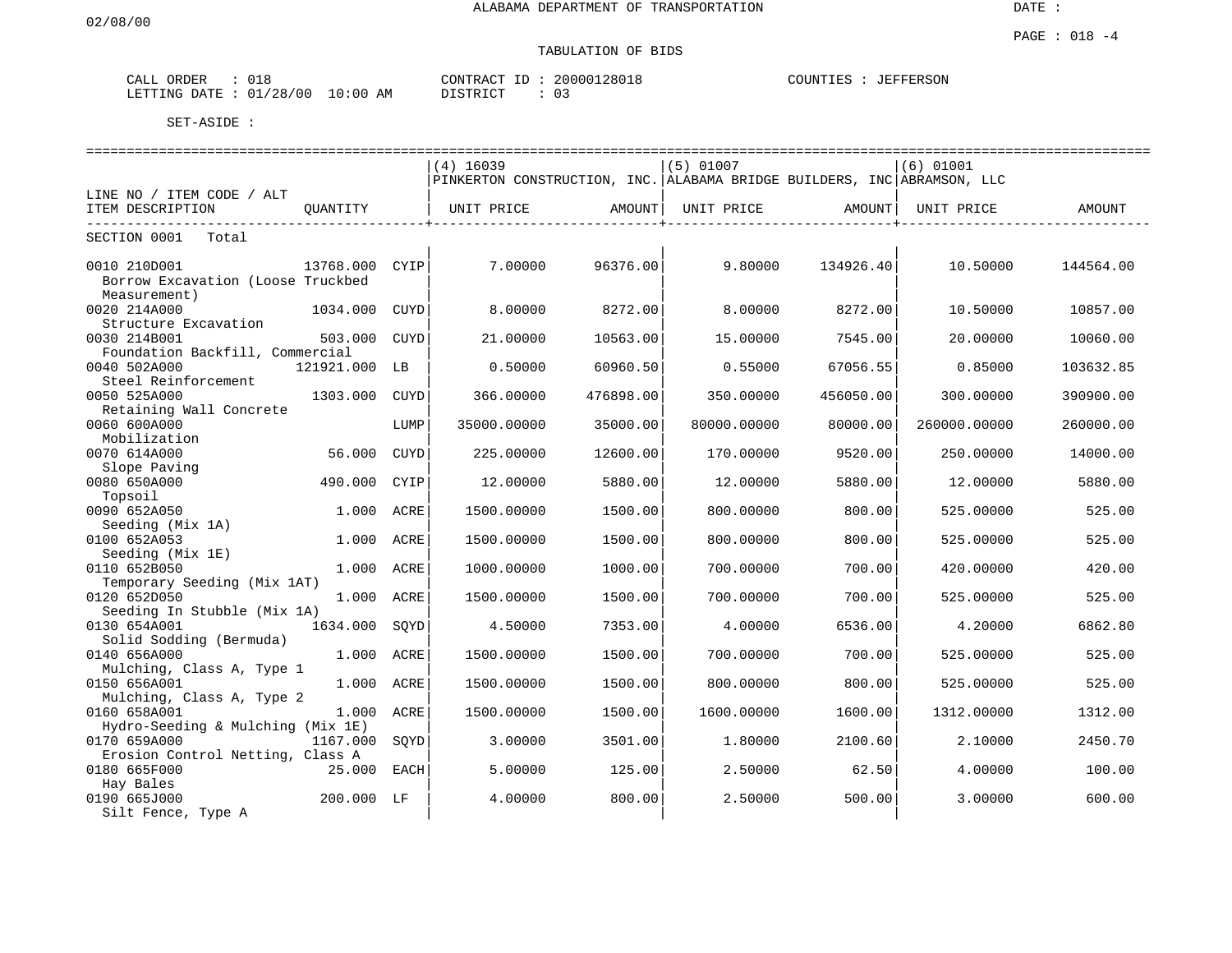ALABAMA DEPARTMENT OF TRANSPORTATION

02/08/00

DATE :

PAGE : 018 -4

TABULATION OF BIDS

CALL ORDER : 018 CONTRACT ID : 20000128018 COUNTIES : JEFFERSON
LETTING DATE : 01/28/00 10:00 AM DISTRICT : 03

SET-ASIDE :

| LINE NO / ITEM CODE / ALT ITEM DESCRIPTION | QUANTITY | | (4) 16039 PINKERTON CONSTRUCTION, INC. UNIT PRICE | AMOUNT | (5) 01007 ALABAMA BRIDGE BUILDERS, INC UNIT PRICE | AMOUNT | (6) 01001 ABRAMSON, LLC UNIT PRICE | AMOUNT |
|---|---|---|---|---|---|---|---|---|
| SECTION 0001 Total | | | | | | | | |
| 0010 210D001 Borrow Excavation (Loose Truckbed Measurement) | 13768.000 | CYIP | 7.00000 | 96376.00 | 9.80000 | 134926.40 | 10.50000 | 144564.00 |
| 0020 214A000 Structure Excavation | 1034.000 | CUYD | 8.00000 | 8272.00 | 8.00000 | 8272.00 | 10.50000 | 10857.00 |
| 0030 214B001 Foundation Backfill, Commercial | 503.000 | CUYD | 21.00000 | 10563.00 | 15.00000 | 7545.00 | 20.00000 | 10060.00 |
| 0040 502A000 Steel Reinforcement | 121921.000 | LB | 0.50000 | 60960.50 | 0.55000 | 67056.55 | 0.85000 | 103632.85 |
| 0050 525A000 Retaining Wall Concrete | 1303.000 | CUYD | 366.00000 | 476898.00 | 350.00000 | 456050.00 | 300.00000 | 390900.00 |
| 0060 600A000 Mobilization | | LUMP | 35000.00000 | 35000.00 | 80000.00000 | 80000.00 | 260000.00000 | 260000.00 |
| 0070 614A000 Slope Paving | 56.000 | CUYD | 225.00000 | 12600.00 | 170.00000 | 9520.00 | 250.00000 | 14000.00 |
| 0080 650A000 Topsoil | 490.000 | CYIP | 12.00000 | 5880.00 | 12.00000 | 5880.00 | 12.00000 | 5880.00 |
| 0090 652A050 Seeding (Mix 1A) | 1.000 | ACRE | 1500.00000 | 1500.00 | 800.00000 | 800.00 | 525.00000 | 525.00 |
| 0100 652A053 Seeding (Mix 1E) | 1.000 | ACRE | 1500.00000 | 1500.00 | 800.00000 | 800.00 | 525.00000 | 525.00 |
| 0110 652B050 Temporary Seeding (Mix 1AT) | 1.000 | ACRE | 1000.00000 | 1000.00 | 700.00000 | 700.00 | 420.00000 | 420.00 |
| 0120 652D050 Seeding In Stubble (Mix 1A) | 1.000 | ACRE | 1500.00000 | 1500.00 | 700.00000 | 700.00 | 525.00000 | 525.00 |
| 0130 654A001 Solid Sodding (Bermuda) | 1634.000 | SQYD | 4.50000 | 7353.00 | 4.00000 | 6536.00 | 4.20000 | 6862.80 |
| 0140 656A000 Mulching, Class A, Type 1 | 1.000 | ACRE | 1500.00000 | 1500.00 | 700.00000 | 700.00 | 525.00000 | 525.00 |
| 0150 656A001 Mulching, Class A, Type 2 | 1.000 | ACRE | 1500.00000 | 1500.00 | 800.00000 | 800.00 | 525.00000 | 525.00 |
| 0160 658A001 Hydro-Seeding & Mulching (Mix 1E) | 1.000 | ACRE | 1500.00000 | 1500.00 | 1600.00000 | 1600.00 | 1312.00000 | 1312.00 |
| 0170 659A000 Erosion Control Netting, Class A | 1167.000 | SQYD | 3.00000 | 3501.00 | 1.80000 | 2100.60 | 2.10000 | 2450.70 |
| 0180 665F000 Hay Bales | 25.000 | EACH | 5.00000 | 125.00 | 2.50000 | 62.50 | 4.00000 | 100.00 |
| 0190 665J000 Silt Fence, Type A | 200.000 | LF | 4.00000 | 800.00 | 2.50000 | 500.00 | 3.00000 | 600.00 |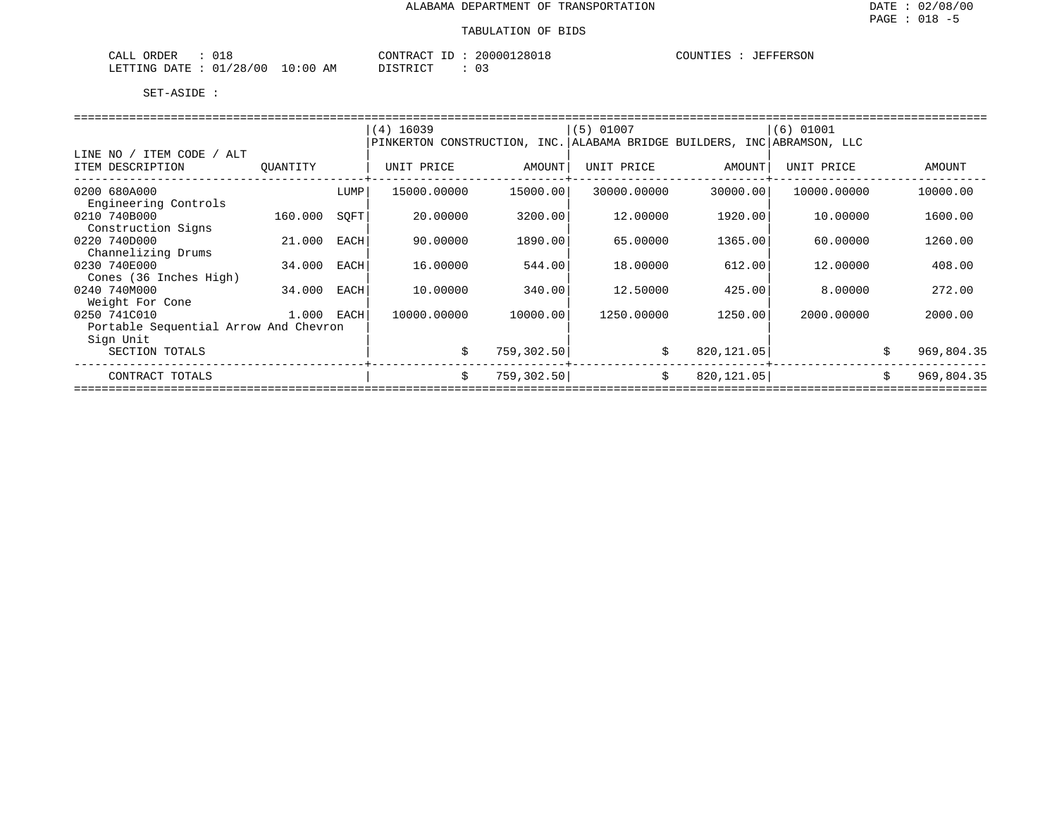ALABAMA DEPARTMENT OF TRANSPORTATION

TABULATION OF BIDS

CALL ORDER : 018 CONTRACT ID : 20000128018 COUNTIES : JEFFERSON
LETTING DATE : 01/28/00 10:00 AM DISTRICT : 03

SET-ASIDE :

| LINE NO / ITEM CODE / ALT ITEM DESCRIPTION | QUANTITY | | (4) 16039 PINKERTON CONSTRUCTION, INC. UNIT PRICE | AMOUNT | (5) 01007 ALABAMA BRIDGE BUILDERS, INC UNIT PRICE | AMOUNT | (6) 01001 ABRAMSON, LLC UNIT PRICE | AMOUNT |
|---|---|---|---|---|---|---|---|---|
| 0200 680A000 Engineering Controls | | LUMP | 15000.00000 | 15000.00 | 30000.00000 | 30000.00 | 10000.00000 | 10000.00 |
| 0210 740B000 Construction Signs | 160.000 | SQFT | 20.00000 | 3200.00 | 12.00000 | 1920.00 | 10.00000 | 1600.00 |
| 0220 740D000 Channelizing Drums | 21.000 | EACH | 90.00000 | 1890.00 | 65.00000 | 1365.00 | 60.00000 | 1260.00 |
| 0230 740E000 Cones (36 Inches High) | 34.000 | EACH | 16.00000 | 544.00 | 18.00000 | 612.00 | 12.00000 | 408.00 |
| 0240 740M000 Weight For Cone | 34.000 | EACH | 10.00000 | 340.00 | 12.50000 | 425.00 | 8.00000 | 272.00 |
| 0250 741C010 Portable Sequential Arrow And Chevron Sign Unit | 1.000 | EACH | 10000.00000 | 10000.00 | 1250.00000 | 1250.00 | 2000.00000 | 2000.00 |
| SECTION TOTALS | | | $ | 759,302.50 | $ | 820,121.05 | $ | 969,804.35 |
| CONTRACT TOTALS | | | $ | 759,302.50 | $ | 820,121.05 | $ | 969,804.35 |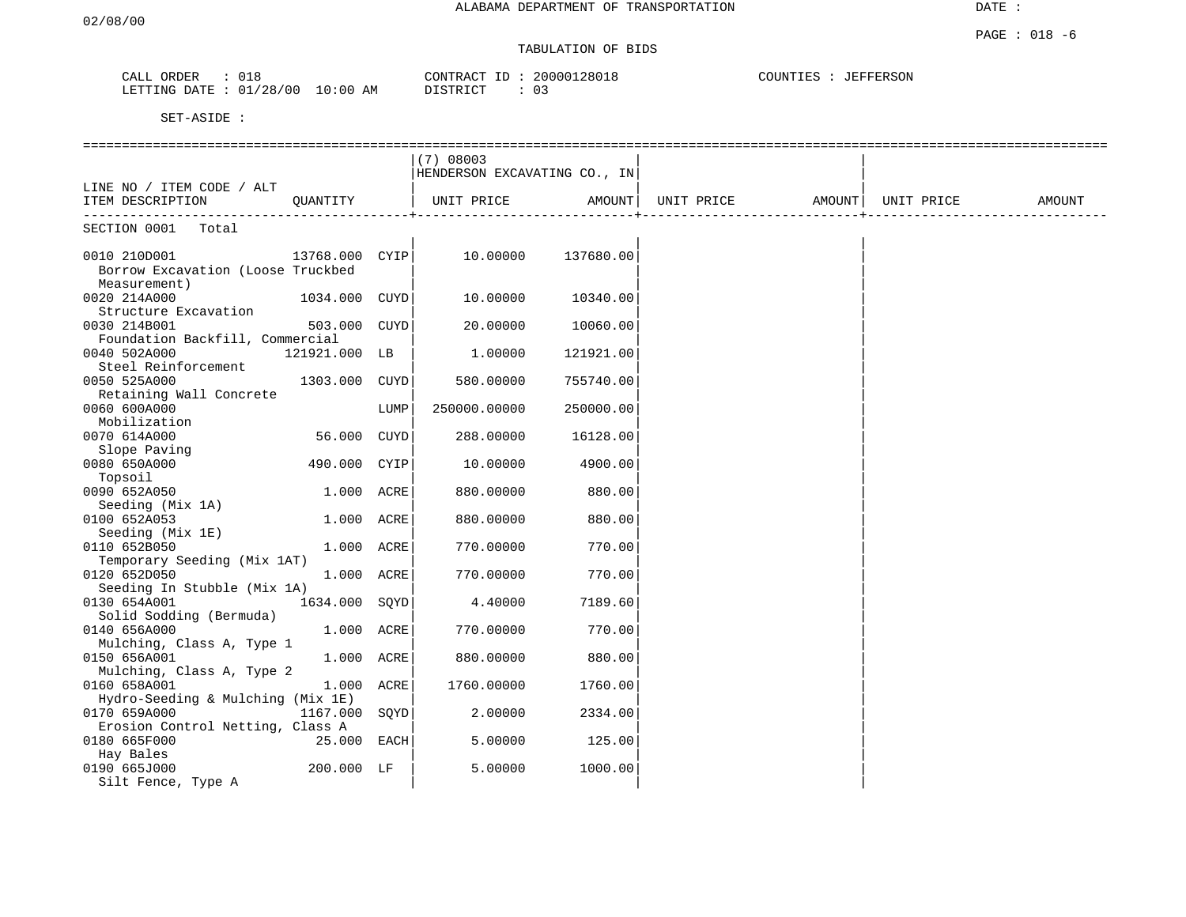ALABAMA DEPARTMENT OF TRANSPORTATION

02/08/00

DATE :

PAGE : 018 -6

TABULATION OF BIDS

CALL ORDER : 018
LETTING DATE : 01/28/00 10:00 AM

CONTRACT ID : 20000128018
DISTRICT : 03

COUNTIES : JEFFERSON

SET-ASIDE :

| LINE NO / ITEM CODE / ALT<br>ITEM DESCRIPTION | QUANTITY | | (7) 08003 HENDERSON EXCAVATING CO., IN<br>UNIT PRICE | AMOUNT | UNIT PRICE | AMOUNT | UNIT PRICE | AMOUNT |
|---|---|---|---|---|---|---|---|---|
| SECTION 0001 Total | | | | | | | | |
| 0010 210D001<br>Borrow Excavation (Loose Truckbed Measurement) | 13768.000 | CYIP | 10.00000 | 137680.00 | | | | |
| 0020 214A000<br>Structure Excavation | 1034.000 | CUYD | 10.00000 | 10340.00 | | | | |
| 0030 214B001<br>Foundation Backfill, Commercial | 503.000 | CUYD | 20.00000 | 10060.00 | | | | |
| 0040 502A000<br>Steel Reinforcement | 121921.000 | LB | 1.00000 | 121921.00 | | | | |
| 0050 525A000<br>Retaining Wall Concrete | 1303.000 | CUYD | 580.00000 | 755740.00 | | | | |
| 0060 600A000<br>Mobilization | | LUMP | 250000.00000 | 250000.00 | | | | |
| 0070 614A000<br>Slope Paving | 56.000 | CUYD | 288.00000 | 16128.00 | | | | |
| 0080 650A000<br>Topsoil | 490.000 | CYIP | 10.00000 | 4900.00 | | | | |
| 0090 652A050<br>Seeding (Mix 1A) | 1.000 | ACRE | 880.00000 | 880.00 | | | | |
| 0100 652A053<br>Seeding (Mix 1E) | 1.000 | ACRE | 880.00000 | 880.00 | | | | |
| 0110 652B050<br>Temporary Seeding (Mix 1AT) | 1.000 | ACRE | 770.00000 | 770.00 | | | | |
| 0120 652D050<br>Seeding In Stubble (Mix 1A) | 1.000 | ACRE | 770.00000 | 770.00 | | | | |
| 0130 654A001<br>Solid Sodding (Bermuda) | 1634.000 | SQYD | 4.40000 | 7189.60 | | | | |
| 0140 656A000<br>Mulching, Class A, Type 1 | 1.000 | ACRE | 770.00000 | 770.00 | | | | |
| 0150 656A001<br>Mulching, Class A, Type 2 | 1.000 | ACRE | 880.00000 | 880.00 | | | | |
| 0160 658A001<br>Hydro-Seeding & Mulching (Mix 1E) | 1.000 | ACRE | 1760.00000 | 1760.00 | | | | |
| 0170 659A000<br>Erosion Control Netting, Class A | 1167.000 | SQYD | 2.00000 | 2334.00 | | | | |
| 0180 665F000<br>Hay Bales | 25.000 | EACH | 5.00000 | 125.00 | | | | |
| 0190 665J000<br>Silt Fence, Type A | 200.000 | LF | 5.00000 | 1000.00 | | | | |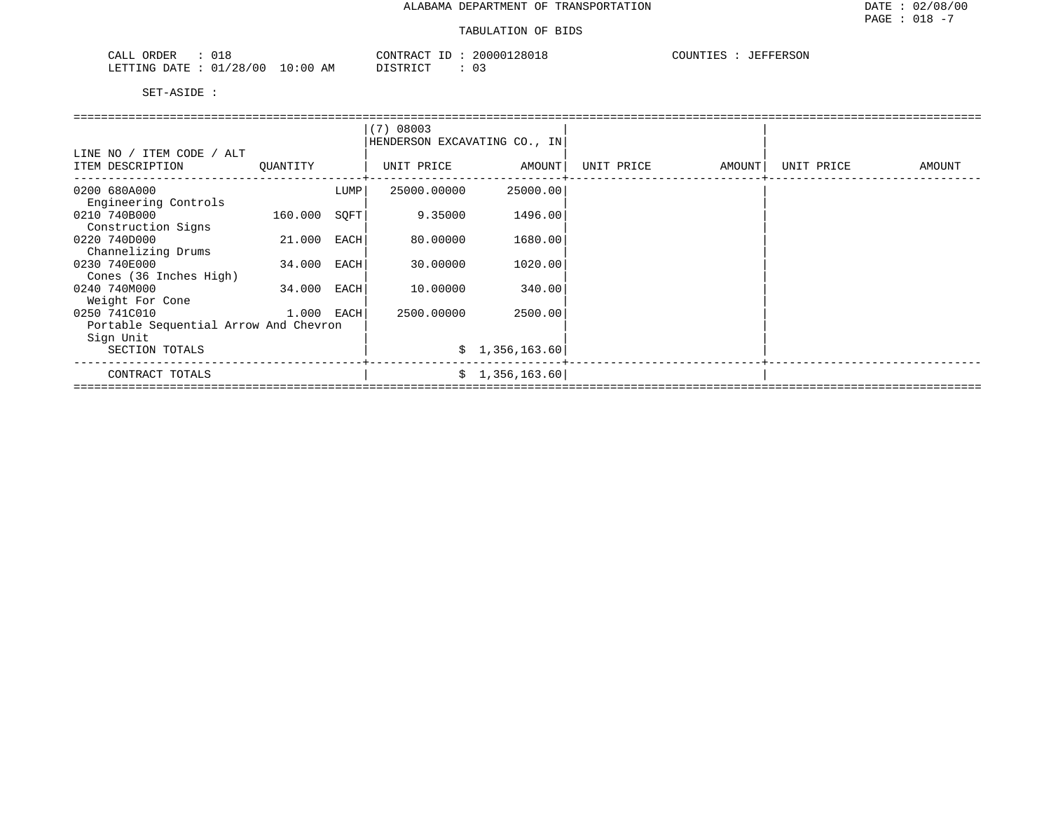ALABAMA DEPARTMENT OF TRANSPORTATION

TABULATION OF BIDS

CALL ORDER : 018    CONTRACT ID : 20000128018    COUNTIES : JEFFERSON
LETTING DATE : 01/28/00 10:00 AM    DISTRICT : 03

SET-ASIDE :

| LINE NO / ITEM CODE / ALT ITEM DESCRIPTION | QUANTITY | | (7) 08003 HENDERSON EXCAVATING CO., IN UNIT PRICE | AMOUNT | UNIT PRICE | AMOUNT | UNIT PRICE | AMOUNT |
|---|---|---|---|---|---|---|---|---|
| 0200 680A000 Engineering Controls | | LUMP | 25000.00000 | 25000.00 | | | | |
| 0210 740B000 Construction Signs | 160.000 | SQFT | 9.35000 | 1496.00 | | | | |
| 0220 740D000 Channelizing Drums | 21.000 | EACH | 80.00000 | 1680.00 | | | | |
| 0230 740E000 Cones (36 Inches High) | 34.000 | EACH | 30.00000 | 1020.00 | | | | |
| 0240 740M000 Weight For Cone | 34.000 | EACH | 10.00000 | 340.00 | | | | |
| 0250 741C010 Portable Sequential Arrow And Chevron Sign Unit | 1.000 | EACH | 2500.00000 | 2500.00 | | | | |
| SECTION TOTALS | | | | $ 1,356,163.60 | | | | |
| CONTRACT TOTALS | | | | $ 1,356,163.60 | | | | |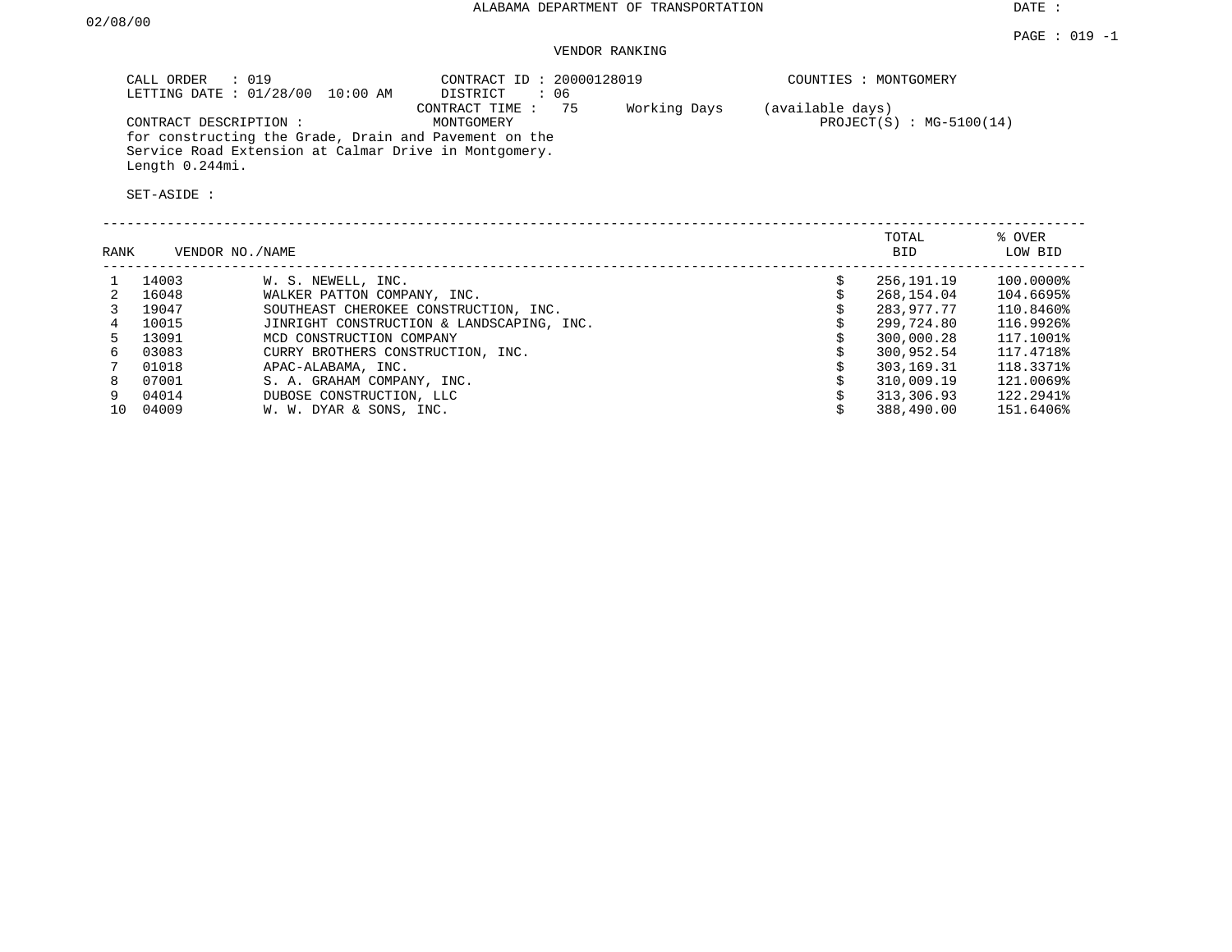ALABAMA DEPARTMENT OF TRANSPORTATION

DATE : 02/08/00

PAGE : 019 -1

VENDOR RANKING

CALL ORDER : 019
LETTING DATE : 01/28/00 10:00 AM

CONTRACT ID : 20000128019
DISTRICT : 06
CONTRACT TIME : 75 Working Days (available days)

COUNTIES : MONTGOMERY

CONTRACT DESCRIPTION : MONTGOMERY
for constructing the Grade, Drain and Pavement on the Service Road Extension at Calmar Drive in Montgomery. Length 0.244mi.

PROJECT(S) : MG-5100(14)

SET-ASIDE :

| RANK | VENDOR NO. | NAME | TOTAL BID | % OVER LOW BID |
|---|---|---|---|---|
| 1 | 14003 | W. S. NEWELL, INC. | $ 256,191.19 | 100.0000% |
| 2 | 16048 | WALKER PATTON COMPANY, INC. | $ 268,154.04 | 104.6695% |
| 3 | 19047 | SOUTHEAST CHEROKEE CONSTRUCTION, INC. | $ 283,977.77 | 110.8460% |
| 4 | 10015 | JINRIGHT CONSTRUCTION & LANDSCAPING, INC. | $ 299,724.80 | 116.9926% |
| 5 | 13091 | MCD CONSTRUCTION COMPANY | $ 300,000.28 | 117.1001% |
| 6 | 03083 | CURRY BROTHERS CONSTRUCTION, INC. | $ 300,952.54 | 117.4718% |
| 7 | 01018 | APAC-ALABAMA, INC. | $ 303,169.31 | 118.3371% |
| 8 | 07001 | S. A. GRAHAM COMPANY, INC. | $ 310,009.19 | 121.0069% |
| 9 | 04014 | DUBOSE CONSTRUCTION, LLC | $ 313,306.93 | 122.2941% |
| 10 | 04009 | W. W. DYAR & SONS, INC. | $ 388,490.00 | 151.6406% |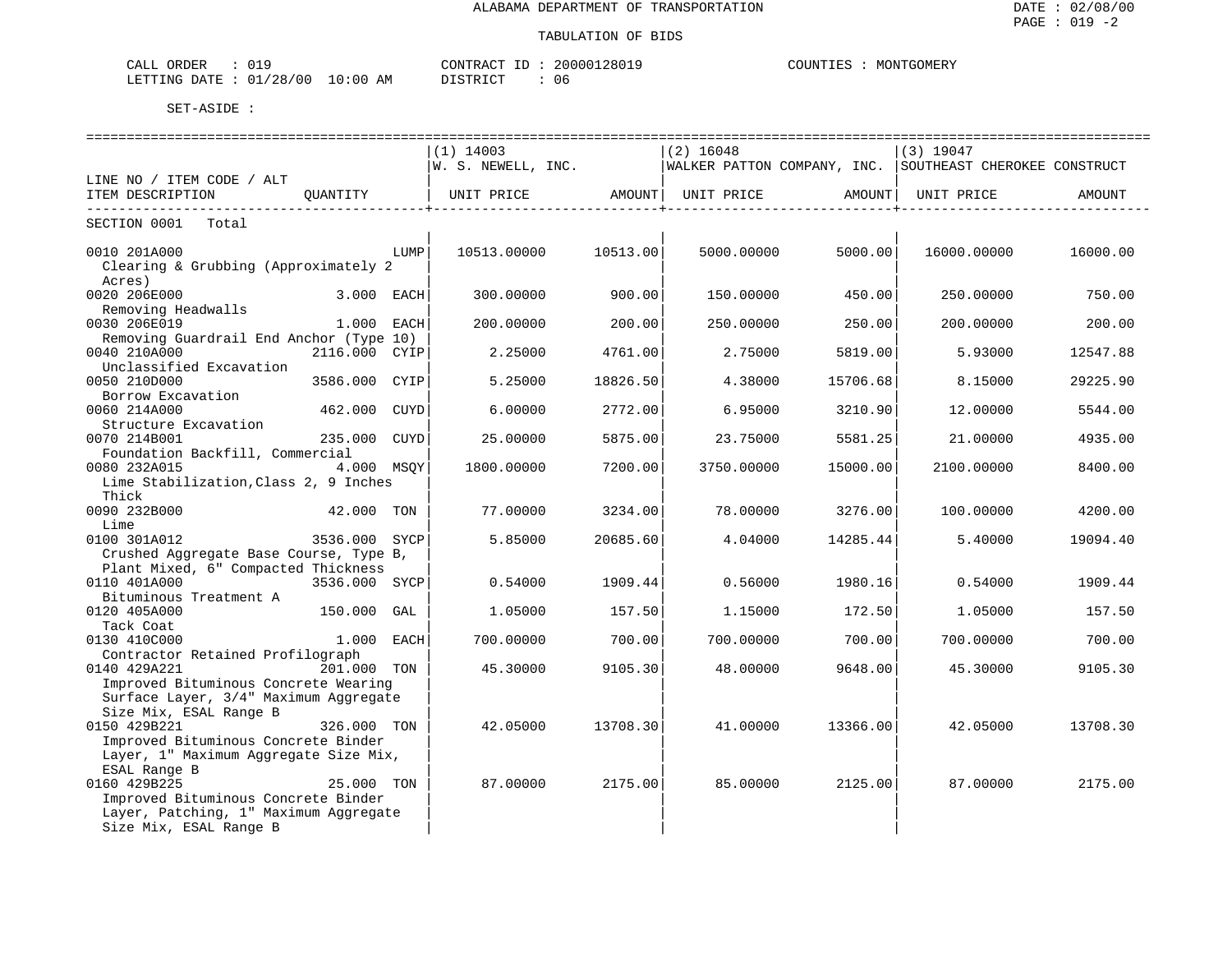ALABAMA DEPARTMENT OF TRANSPORTATION

TABULATION OF BIDS

CALL ORDER : 019    CONTRACT ID : 20000128019    COUNTIES : MONTGOMERY
LETTING DATE : 01/28/00 10:00 AM    DISTRICT : 06

SET-ASIDE :

| LINE NO / ITEM CODE / ALT<br>ITEM DESCRIPTION | QUANTITY | (1) 14003<br>W. S. NEWELL, INC.<br>UNIT PRICE | AMOUNT | (2) 16048<br>WALKER PATTON COMPANY, INC.<br>UNIT PRICE | AMOUNT | (3) 19047<br>SOUTHEAST CHEROKEE CONSTRUCT<br>UNIT PRICE | AMOUNT |
|---|---|---|---|---|---|---|---|
| SECTION 0001 Total | | | | | | | |
| 0010 201A000<br>Clearing & Grubbing (Approximately 2 Acres) | LUMP | 10513.00000 | 10513.00 | 5000.00000 | 5000.00 | 16000.00000 | 16000.00 |
| 0020 206E000<br>Removing Headwalls | 3.000 EACH | 300.00000 | 900.00 | 150.00000 | 450.00 | 250.00000 | 750.00 |
| 0030 206E019<br>Removing Guardrail End Anchor (Type 10) | 1.000 EACH | 200.00000 | 200.00 | 250.00000 | 250.00 | 200.00000 | 200.00 |
| 0040 210A000<br>Unclassified Excavation | 2116.000 CYIP | 2.25000 | 4761.00 | 2.75000 | 5819.00 | 5.93000 | 12547.88 |
| 0050 210D000<br>Borrow Excavation | 3586.000 CYIP | 5.25000 | 18826.50 | 4.38000 | 15706.68 | 8.15000 | 29225.90 |
| 0060 214A000<br>Structure Excavation | 462.000 CUYD | 6.00000 | 2772.00 | 6.95000 | 3210.90 | 12.00000 | 5544.00 |
| 0070 214B001<br>Foundation Backfill, Commercial | 235.000 CUYD | 25.00000 | 5875.00 | 23.75000 | 5581.25 | 21.00000 | 4935.00 |
| 0080 232A015<br>Lime Stabilization,Class 2, 9 Inches Thick | 4.000 MSQY | 1800.00000 | 7200.00 | 3750.00000 | 15000.00 | 2100.00000 | 8400.00 |
| 0090 232B000<br>Lime | 42.000 TON | 77.00000 | 3234.00 | 78.00000 | 3276.00 | 100.00000 | 4200.00 |
| 0100 301A012<br>Crushed Aggregate Base Course, Type B, Plant Mixed, 6" Compacted Thickness | 3536.000 SYCP | 5.85000 | 20685.60 | 4.04000 | 14285.44 | 5.40000 | 19094.40 |
| 0110 401A000<br>Bituminous Treatment A | 3536.000 SYCP | 0.54000 | 1909.44 | 0.56000 | 1980.16 | 0.54000 | 1909.44 |
| 0120 405A000<br>Tack Coat | 150.000 GAL | 1.05000 | 157.50 | 1.15000 | 172.50 | 1.05000 | 157.50 |
| 0130 410C000<br>Contractor Retained Profilograph | 1.000 EACH | 700.00000 | 700.00 | 700.00000 | 700.00 | 700.00000 | 700.00 |
| 0140 429A221<br>Improved Bituminous Concrete Wearing Surface Layer, 3/4" Maximum Aggregate Size Mix, ESAL Range B | 201.000 TON | 45.30000 | 9105.30 | 48.00000 | 9648.00 | 45.30000 | 9105.30 |
| 0150 429B221<br>Improved Bituminous Concrete Binder Layer, 1" Maximum Aggregate Size Mix, ESAL Range B | 326.000 TON | 42.05000 | 13708.30 | 41.00000 | 13366.00 | 42.05000 | 13708.30 |
| 0160 429B225<br>Improved Bituminous Concrete Binder Layer, Patching, 1" Maximum Aggregate Size Mix, ESAL Range B | 25.000 TON | 87.00000 | 2175.00 | 85.00000 | 2125.00 | 87.00000 | 2175.00 |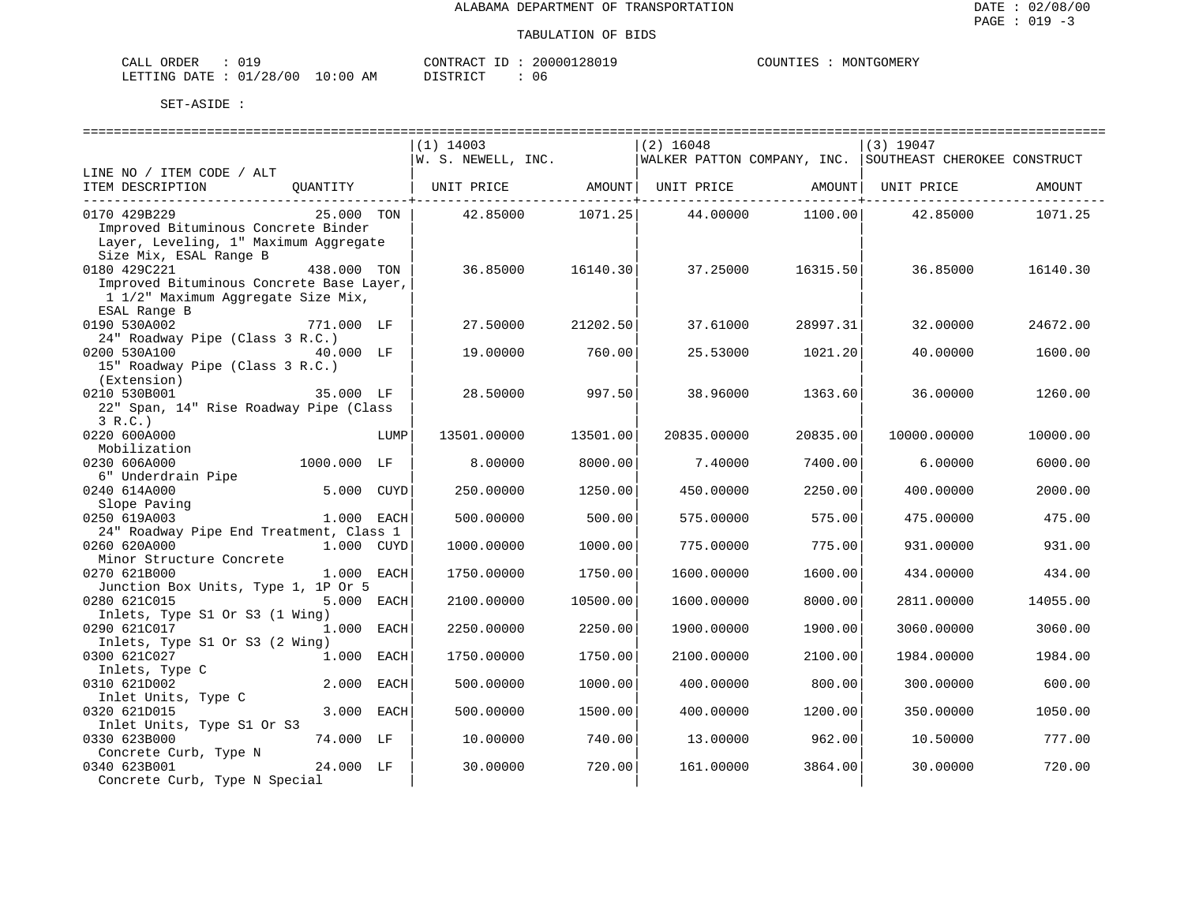ALABAMA DEPARTMENT OF TRANSPORTATION

TABULATION OF BIDS

CALL ORDER : 019 CONTRACT ID : 20000128019 COUNTIES : MONTGOMERY
LETTING DATE : 01/28/00 10:00 AM DISTRICT : 06

SET-ASIDE :

| LINE NO / ITEM CODE / ALT ITEM DESCRIPTION | QUANTITY | (1) 14003 W. S. NEWELL, INC. UNIT PRICE | AMOUNT | (2) 16048 WALKER PATTON COMPANY, INC. UNIT PRICE | AMOUNT | (3) 19047 SOUTHEAST CHEROKEE CONSTRUCT UNIT PRICE | AMOUNT |
|---|---|---|---|---|---|---|---|
| 0170 429B229 Improved Bituminous Concrete Binder Layer, Leveling, 1" Maximum Aggregate Size Mix, ESAL Range B | 25.000 TON | 42.85000 | 1071.25 | 44.00000 | 1100.00 | 42.85000 | 1071.25 |
| 0180 429C221 Improved Bituminous Concrete Base Layer, 1 1/2" Maximum Aggregate Size Mix, ESAL Range B | 438.000 TON | 36.85000 | 16140.30 | 37.25000 | 16315.50 | 36.85000 | 16140.30 |
| 0190 530A002 24" Roadway Pipe (Class 3 R.C.) | 771.000 LF | 27.50000 | 21202.50 | 37.61000 | 28997.31 | 32.00000 | 24672.00 |
| 0200 530A100 15" Roadway Pipe (Class 3 R.C.) (Extension) | 40.000 LF | 19.00000 | 760.00 | 25.53000 | 1021.20 | 40.00000 | 1600.00 |
| 0210 530B001 22" Span, 14" Rise Roadway Pipe (Class 3 R.C.) | 35.000 LF | 28.50000 | 997.50 | 38.96000 | 1363.60 | 36.00000 | 1260.00 |
| 0220 600A000 Mobilization | LUMP | 13501.00000 | 13501.00 | 20835.00000 | 20835.00 | 10000.00000 | 10000.00 |
| 0230 606A000 6" Underdrain Pipe | 1000.000 LF | 8.00000 | 8000.00 | 7.40000 | 7400.00 | 6.00000 | 6000.00 |
| 0240 614A000 Slope Paving | 5.000 CUYD | 250.00000 | 1250.00 | 450.00000 | 2250.00 | 400.00000 | 2000.00 |
| 0250 619A003 24" Roadway Pipe End Treatment, Class 1 | 1.000 EACH | 500.00000 | 500.00 | 575.00000 | 575.00 | 475.00000 | 475.00 |
| 0260 620A000 Minor Structure Concrete | 1.000 CUYD | 1000.00000 | 1000.00 | 775.00000 | 775.00 | 931.00000 | 931.00 |
| 0270 621B000 Junction Box Units, Type 1, 1P Or 5 | 1.000 EACH | 1750.00000 | 1750.00 | 1600.00000 | 1600.00 | 434.00000 | 434.00 |
| 0280 621C015 Inlets, Type S1 Or S3 (1 Wing) | 5.000 EACH | 2100.00000 | 10500.00 | 1600.00000 | 8000.00 | 2811.00000 | 14055.00 |
| 0290 621C017 Inlets, Type S1 Or S3 (2 Wing) | 1.000 EACH | 2250.00000 | 2250.00 | 1900.00000 | 1900.00 | 3060.00000 | 3060.00 |
| 0300 621C027 Inlets, Type C | 1.000 EACH | 1750.00000 | 1750.00 | 2100.00000 | 2100.00 | 1984.00000 | 1984.00 |
| 0310 621D002 Inlet Units, Type C | 2.000 EACH | 500.00000 | 1000.00 | 400.00000 | 800.00 | 300.00000 | 600.00 |
| 0320 621D015 Inlet Units, Type S1 Or S3 | 3.000 EACH | 500.00000 | 1500.00 | 400.00000 | 1200.00 | 350.00000 | 1050.00 |
| 0330 623B000 Concrete Curb, Type N | 74.000 LF | 10.00000 | 740.00 | 13.00000 | 962.00 | 10.50000 | 777.00 |
| 0340 623B001 Concrete Curb, Type N Special | 24.000 LF | 30.00000 | 720.00 | 161.00000 | 3864.00 | 30.00000 | 720.00 |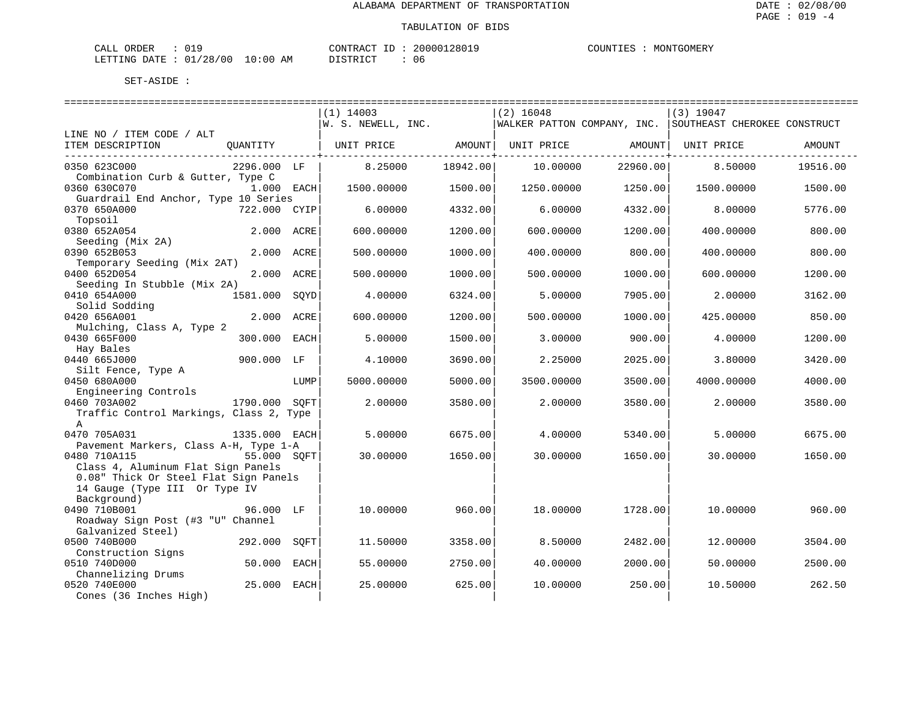ALABAMA DEPARTMENT OF TRANSPORTATION

TABULATION OF BIDS

CALL ORDER : 019 CONTRACT ID : 20000128019 COUNTIES : MONTGOMERY
LETTING DATE : 01/28/00 10:00 AM DISTRICT : 06

SET-ASIDE :

| LINE NO / ITEM CODE / ALT ITEM DESCRIPTION | QUANTITY | (1) 14003 W. S. NEWELL, INC. UNIT PRICE | AMOUNT | (2) 16048 WALKER PATTON COMPANY, INC. UNIT PRICE | AMOUNT | (3) 19047 SOUTHEAST CHEROKEE CONSTRUCT UNIT PRICE | AMOUNT |
|---|---|---|---|---|---|---|---|
| 0350 623C000 Combination Curb & Gutter, Type C | 2296.000 LF | 8.25000 | 18942.00 | 10.00000 | 22960.00 | 8.50000 | 19516.00 |
| 0360 630C070 Guardrail End Anchor, Type 10 Series | 1.000 EACH | 1500.00000 | 1500.00 | 1250.00000 | 1250.00 | 1500.00000 | 1500.00 |
| 0370 650A000 Topsoil | 722.000 CYIP | 6.00000 | 4332.00 | 6.00000 | 4332.00 | 8.00000 | 5776.00 |
| 0380 652A054 Seeding (Mix 2A) | 2.000 ACRE | 600.00000 | 1200.00 | 600.00000 | 1200.00 | 400.00000 | 800.00 |
| 0390 652B053 Temporary Seeding (Mix 2AT) | 2.000 ACRE | 500.00000 | 1000.00 | 400.00000 | 800.00 | 400.00000 | 800.00 |
| 0400 652D054 Seeding In Stubble (Mix 2A) | 2.000 ACRE | 500.00000 | 1000.00 | 500.00000 | 1000.00 | 600.00000 | 1200.00 |
| 0410 654A000 Solid Sodding | 1581.000 SQYD | 4.00000 | 6324.00 | 5.00000 | 7905.00 | 2.00000 | 3162.00 |
| 0420 656A001 Mulching, Class A, Type 2 | 2.000 ACRE | 600.00000 | 1200.00 | 500.00000 | 1000.00 | 425.00000 | 850.00 |
| 0430 665F000 Hay Bales | 300.000 EACH | 5.00000 | 1500.00 | 3.00000 | 900.00 | 4.00000 | 1200.00 |
| 0440 665J000 Silt Fence, Type A | 900.000 LF | 4.10000 | 3690.00 | 2.25000 | 2025.00 | 3.80000 | 3420.00 |
| 0450 680A000 Engineering Controls | LUMP | 5000.00000 | 5000.00 | 3500.00000 | 3500.00 | 4000.00000 | 4000.00 |
| 0460 703A002 Traffic Control Markings, Class 2, Type A | 1790.000 SQFT | 2.00000 | 3580.00 | 2.00000 | 3580.00 | 2.00000 | 3580.00 |
| 0470 705A031 Pavement Markers, Class A-H, Type 1-A | 1335.000 EACH | 5.00000 | 6675.00 | 4.00000 | 5340.00 | 5.00000 | 6675.00 |
| 0480 710A115 Class 4, Aluminum Flat Sign Panels 0.08" Thick Or Steel Flat Sign Panels 14 Gauge (Type III Or Type IV Background) | 55.000 SQFT | 30.00000 | 1650.00 | 30.00000 | 1650.00 | 30.00000 | 1650.00 |
| 0490 710B001 Roadway Sign Post (#3 "U" Channel Galvanized Steel) | 96.000 LF | 10.00000 | 960.00 | 18.00000 | 1728.00 | 10.00000 | 960.00 |
| 0500 740B000 Construction Signs | 292.000 SQFT | 11.50000 | 3358.00 | 8.50000 | 2482.00 | 12.00000 | 3504.00 |
| 0510 740D000 Channelizing Drums | 50.000 EACH | 55.00000 | 2750.00 | 40.00000 | 2000.00 | 50.00000 | 2500.00 |
| 0520 740E000 Cones (36 Inches High) | 25.000 EACH | 25.00000 | 625.00 | 10.00000 | 250.00 | 10.50000 | 262.50 |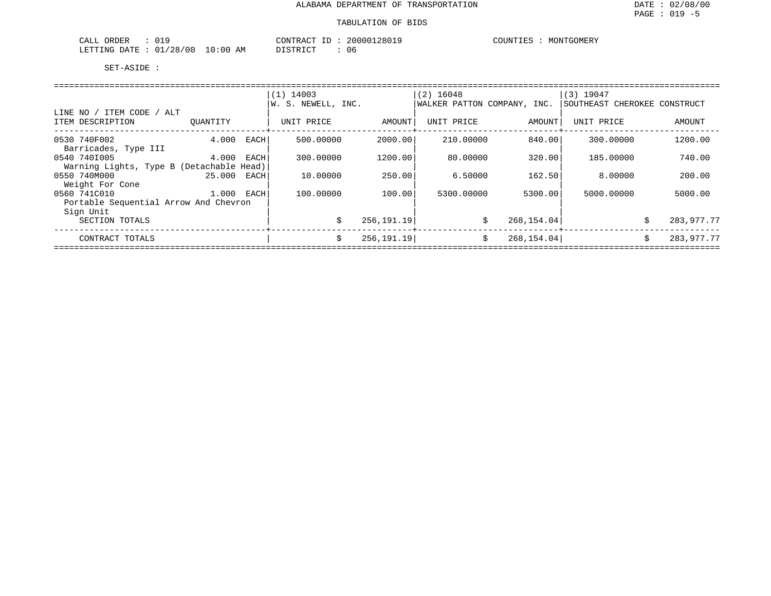ALABAMA DEPARTMENT OF TRANSPORTATION

DATE : 02/08/00

PAGE : 019 -5

TABULATION OF BIDS

CALL ORDER : 019
LETTING DATE : 01/28/00 10:00 AM

CONTRACT ID : 20000128019
DISTRICT : 06

COUNTIES : MONTGOMERY

SET-ASIDE :

| LINE NO / ITEM CODE / ALT<br>ITEM DESCRIPTION | QUANTITY | (1) 14003<br>W. S. NEWELL, INC.<br>UNIT PRICE | AMOUNT | (2) 16048<br>WALKER PATTON COMPANY, INC.<br>UNIT PRICE | AMOUNT | (3) 19047<br>SOUTHEAST CHEROKEE CONSTRUCT<br>UNIT PRICE | AMOUNT |
|---|---|---|---|---|---|---|---|
| 0530 740F002<br>Barricades, Type III | 4.000 EACH | 500.00000 | 2000.00 | 210.00000 | 840.00 | 300.00000 | 1200.00 |
| 0540 740I005<br>Warning Lights, Type B (Detachable Head) | 4.000 EACH | 300.00000 | 1200.00 | 80.00000 | 320.00 | 185.00000 | 740.00 |
| 0550 740M000<br>Weight For Cone | 25.000 EACH | 10.00000 | 250.00 | 6.50000 | 162.50 | 8.00000 | 200.00 |
| 0560 741C010<br>Portable Sequential Arrow And Chevron Sign Unit | 1.000 EACH | 100.00000 | 100.00 | 5300.00000 | 5300.00 | 5000.00000 | 5000.00 |
| SECTION TOTALS | | $ | 256,191.19 | $ | 268,154.04 | $ | 283,977.77 |
| CONTRACT TOTALS | | $ | 256,191.19 | $ | 268,154.04 | $ | 283,977.77 |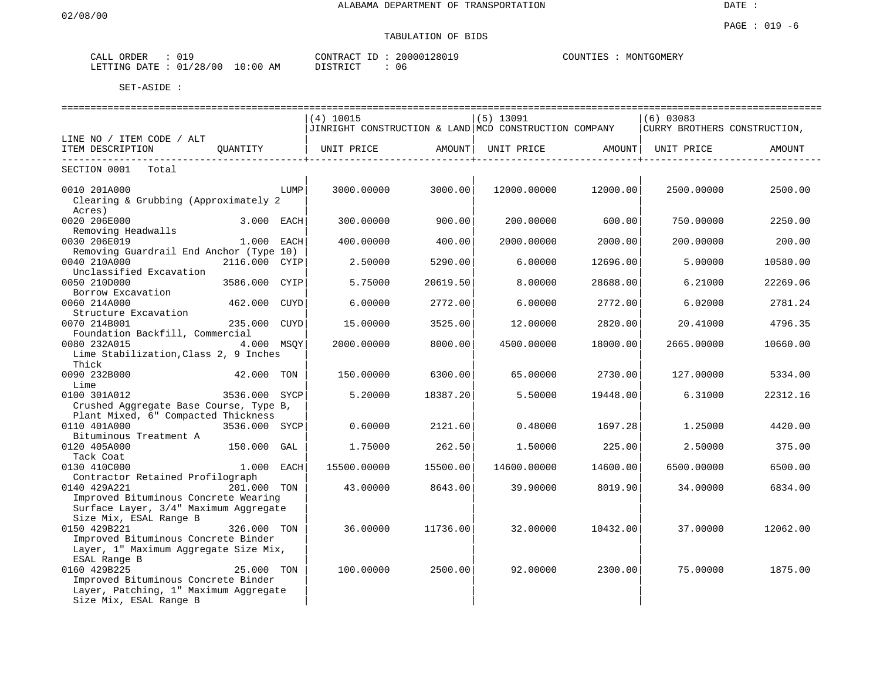ALABAMA DEPARTMENT OF TRANSPORTATION

02/08/00

DATE :

PAGE : 019 -6

TABULATION OF BIDS

CALL ORDER : 019 CONTRACT ID : 20000128019 COUNTIES : MONTGOMERY
LETTING DATE : 01/28/00 10:00 AM DISTRICT : 06

SET-ASIDE :

| LINE NO / ITEM CODE / ALT<br>ITEM DESCRIPTION | QUANTITY | (4) 10015<br>JINRIGHT CONSTRUCTION & LAND<br>UNIT PRICE | AMOUNT | (5) 13091<br>MCD CONSTRUCTION COMPANY<br>UNIT PRICE | AMOUNT | (6) 03083<br>CURRY BROTHERS CONSTRUCTION,<br>UNIT PRICE | AMOUNT |
|---|---|---|---|---|---|---|---|
| SECTION 0001 Total | | | | | | | |
| 0010 201A000<br>Clearing & Grubbing (Approximately 2 Acres) | LUMP | 3000.00000 | 3000.00 | 12000.00000 | 12000.00 | 2500.00000 | 2500.00 |
| 0020 206E000<br>Removing Headwalls | 3.000 EACH | 300.00000 | 900.00 | 200.00000 | 600.00 | 750.00000 | 2250.00 |
| 0030 206E019<br>Removing Guardrail End Anchor (Type 10) | 1.000 EACH | 400.00000 | 400.00 | 2000.00000 | 2000.00 | 200.00000 | 200.00 |
| 0040 210A000<br>Unclassified Excavation | 2116.000 CYIP | 2.50000 | 5290.00 | 6.00000 | 12696.00 | 5.00000 | 10580.00 |
| 0050 210D000<br>Borrow Excavation | 3586.000 CYIP | 5.75000 | 20619.50 | 8.00000 | 28688.00 | 6.21000 | 22269.06 |
| 0060 214A000<br>Structure Excavation | 462.000 CUYD | 6.00000 | 2772.00 | 6.00000 | 2772.00 | 6.02000 | 2781.24 |
| 0070 214B001<br>Foundation Backfill, Commercial | 235.000 CUYD | 15.00000 | 3525.00 | 12.00000 | 2820.00 | 20.41000 | 4796.35 |
| 0080 232A015<br>Lime Stabilization,Class 2, 9 Inches Thick | 4.000 MSQY | 2000.00000 | 8000.00 | 4500.00000 | 18000.00 | 2665.00000 | 10660.00 |
| 0090 232B000<br>Lime | 42.000 TON | 150.00000 | 6300.00 | 65.00000 | 2730.00 | 127.00000 | 5334.00 |
| 0100 301A012<br>Crushed Aggregate Base Course, Type B, Plant Mixed, 6" Compacted Thickness | 3536.000 SYCP | 5.20000 | 18387.20 | 5.50000 | 19448.00 | 6.31000 | 22312.16 |
| 0110 401A000<br>Bituminous Treatment A | 3536.000 SYCP | 0.60000 | 2121.60 | 0.48000 | 1697.28 | 1.25000 | 4420.00 |
| 0120 405A000<br>Tack Coat | 150.000 GAL | 1.75000 | 262.50 | 1.50000 | 225.00 | 2.50000 | 375.00 |
| 0130 410C000<br>Contractor Retained Profilograph | 1.000 EACH | 15500.00000 | 15500.00 | 14600.00000 | 14600.00 | 6500.00000 | 6500.00 |
| 0140 429A221<br>Improved Bituminous Concrete Wearing Surface Layer, 3/4" Maximum Aggregate Size Mix, ESAL Range B | 201.000 TON | 43.00000 | 8643.00 | 39.90000 | 8019.90 | 34.00000 | 6834.00 |
| 0150 429B221<br>Improved Bituminous Concrete Binder Layer, 1" Maximum Aggregate Size Mix, ESAL Range B | 326.000 TON | 36.00000 | 11736.00 | 32.00000 | 10432.00 | 37.00000 | 12062.00 |
| 0160 429B225<br>Improved Bituminous Concrete Binder Layer, Patching, 1" Maximum Aggregate Size Mix, ESAL Range B | 25.000 TON | 100.00000 | 2500.00 | 92.00000 | 2300.00 | 75.00000 | 1875.00 |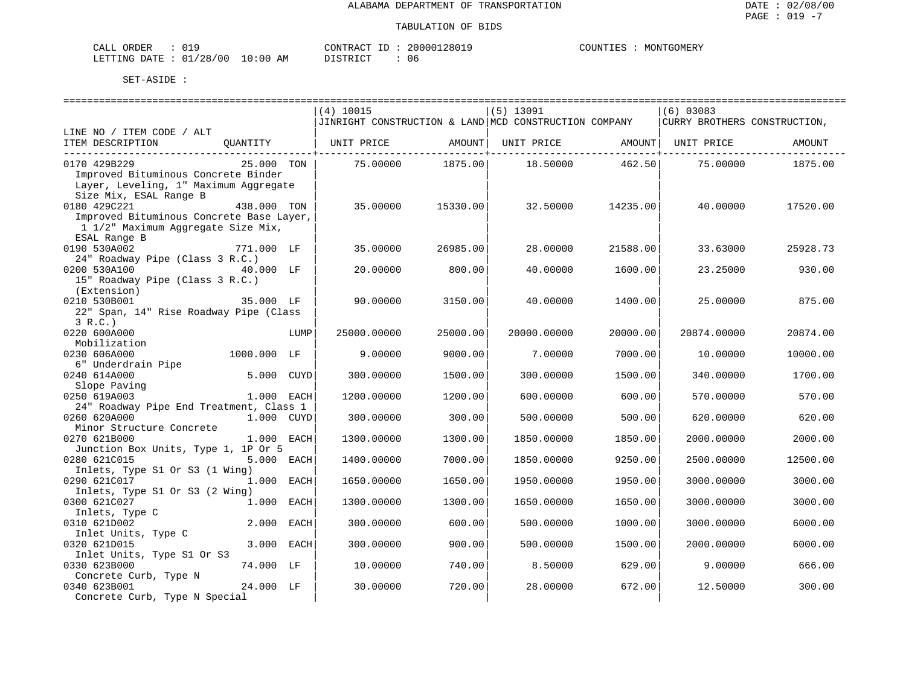ALABAMA DEPARTMENT OF TRANSPORTATION

DATE : 02/08/00
PAGE : 019 -7

TABULATION OF BIDS

CALL ORDER : 019 | CONTRACT ID : 20000128019 | COUNTIES : MONTGOMERY
LETTING DATE : 01/28/00 10:00 AM | DISTRICT : 06

SET-ASIDE :

| LINE NO / ITEM CODE / ALT ITEM DESCRIPTION | QUANTITY | (4) 10015 JINRIGHT CONSTRUCTION & LAND UNIT PRICE | AMOUNT | (5) 13091 MCD CONSTRUCTION COMPANY UNIT PRICE | AMOUNT | (6) 03083 CURRY BROTHERS CONSTRUCTION, UNIT PRICE | AMOUNT |
|---|---|---|---|---|---|---|---|
| 0170 429B229 Improved Bituminous Concrete Binder Layer, Leveling, 1" Maximum Aggregate Size Mix, ESAL Range B | 25.000 TON | 75.00000 | 1875.00 | 18.50000 | 462.50 | 75.00000 | 1875.00 |
| 0180 429C221 Improved Bituminous Concrete Base Layer, 1 1/2" Maximum Aggregate Size Mix, ESAL Range B | 438.000 TON | 35.00000 | 15330.00 | 32.50000 | 14235.00 | 40.00000 | 17520.00 |
| 0190 530A002 24" Roadway Pipe (Class 3 R.C.) | 771.000 LF | 35.00000 | 26985.00 | 28.00000 | 21588.00 | 33.63000 | 25928.73 |
| 0200 530A100 15" Roadway Pipe (Class 3 R.C.) (Extension) | 40.000 LF | 20.00000 | 800.00 | 40.00000 | 1600.00 | 23.25000 | 930.00 |
| 0210 530B001 22" Span, 14" Rise Roadway Pipe (Class 3 R.C.) | 35.000 LF | 90.00000 | 3150.00 | 40.00000 | 1400.00 | 25.00000 | 875.00 |
| 0220 600A000 Mobilization | LUMP | 25000.00000 | 25000.00 | 20000.00000 | 20000.00 | 20874.00000 | 20874.00 |
| 0230 606A000 6" Underdrain Pipe | 1000.000 LF | 9.00000 | 9000.00 | 7.00000 | 7000.00 | 10.00000 | 10000.00 |
| 0240 614A000 Slope Paving | 5.000 CUYD | 300.00000 | 1500.00 | 300.00000 | 1500.00 | 340.00000 | 1700.00 |
| 0250 619A003 24" Roadway Pipe End Treatment, Class 1 | 1.000 EACH | 1200.00000 | 1200.00 | 600.00000 | 600.00 | 570.00000 | 570.00 |
| 0260 620A000 Minor Structure Concrete | 1.000 CUYD | 300.00000 | 300.00 | 500.00000 | 500.00 | 620.00000 | 620.00 |
| 0270 621B000 Junction Box Units, Type 1, 1P Or 5 | 1.000 EACH | 1300.00000 | 1300.00 | 1850.00000 | 1850.00 | 2000.00000 | 2000.00 |
| 0280 621C015 Inlets, Type S1 Or S3 (1 Wing) | 5.000 EACH | 1400.00000 | 7000.00 | 1850.00000 | 9250.00 | 2500.00000 | 12500.00 |
| 0290 621C017 Inlets, Type S1 Or S3 (2 Wing) | 1.000 EACH | 1650.00000 | 1650.00 | 1950.00000 | 1950.00 | 3000.00000 | 3000.00 |
| 0300 621C027 Inlets, Type C | 1.000 EACH | 1300.00000 | 1300.00 | 1650.00000 | 1650.00 | 3000.00000 | 3000.00 |
| 0310 621D002 Inlet Units, Type C | 2.000 EACH | 300.00000 | 600.00 | 500.00000 | 1000.00 | 3000.00000 | 6000.00 |
| 0320 621D015 Inlet Units, Type S1 Or S3 | 3.000 EACH | 300.00000 | 900.00 | 500.00000 | 1500.00 | 2000.00000 | 6000.00 |
| 0330 623B000 Concrete Curb, Type N | 74.000 LF | 10.00000 | 740.00 | 8.50000 | 629.00 | 9.00000 | 666.00 |
| 0340 623B001 Concrete Curb, Type N Special | 24.000 LF | 30.00000 | 720.00 | 28.00000 | 672.00 | 12.50000 | 300.00 |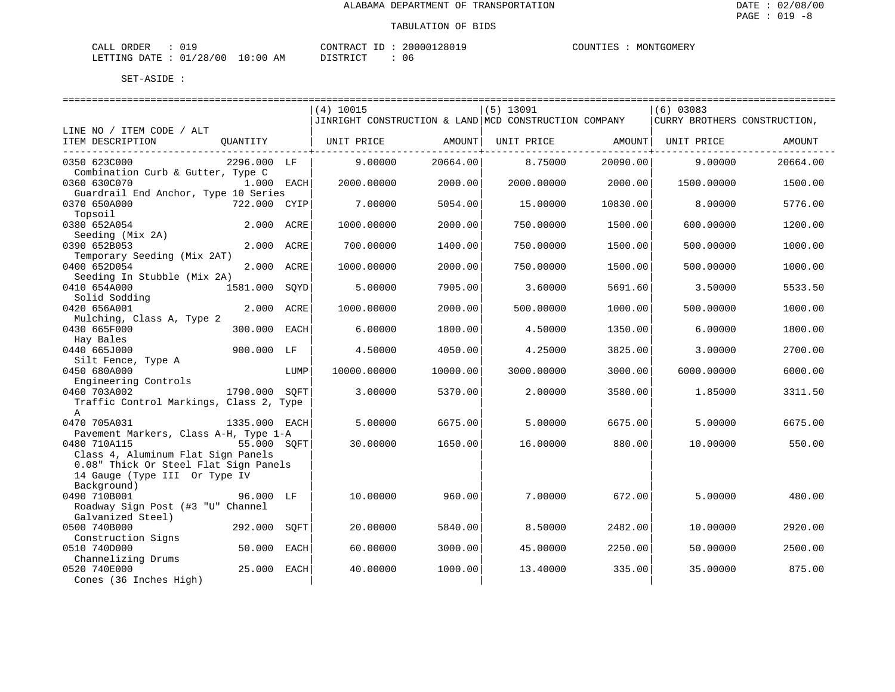ALABAMA DEPARTMENT OF TRANSPORTATION

TABULATION OF BIDS

DATE : 02/08/00
PAGE : 019 -8

CALL ORDER : 019 CONTRACT ID : 20000128019 COUNTIES : MONTGOMERY
LETTING DATE : 01/28/00 10:00 AM DISTRICT : 06

SET-ASIDE :

| LINE NO / ITEM CODE / ALT ITEM DESCRIPTION | QUANTITY | (4) 10015 JINRIGHT CONSTRUCTION & LAND UNIT PRICE | AMOUNT | (5) 13091 MCD CONSTRUCTION COMPANY UNIT PRICE | AMOUNT | (6) 03083 CURRY BROTHERS CONSTRUCTION, UNIT PRICE | AMOUNT |
|---|---|---|---|---|---|---|---|
| 0350 623C000 Combination Curb & Gutter, Type C | 2296.000 LF | 9.00000 | 20664.00 | 8.75000 | 20090.00 | 9.00000 | 20664.00 |
| 0360 630C070 Guardrail End Anchor, Type 10 Series | 1.000 EACH | 2000.00000 | 2000.00 | 2000.00000 | 2000.00 | 1500.00000 | 1500.00 |
| 0370 650A000 Topsoil | 722.000 CYIP | 7.00000 | 5054.00 | 15.00000 | 10830.00 | 8.00000 | 5776.00 |
| 0380 652A054 Seeding (Mix 2A) | 2.000 ACRE | 1000.00000 | 2000.00 | 750.00000 | 1500.00 | 600.00000 | 1200.00 |
| 0390 652B053 Temporary Seeding (Mix 2AT) | 2.000 ACRE | 700.00000 | 1400.00 | 750.00000 | 1500.00 | 500.00000 | 1000.00 |
| 0400 652D054 Seeding In Stubble (Mix 2A) | 2.000 ACRE | 1000.00000 | 2000.00 | 750.00000 | 1500.00 | 500.00000 | 1000.00 |
| 0410 654A000 Solid Sodding | 1581.000 SQYD | 5.00000 | 7905.00 | 3.60000 | 5691.60 | 3.50000 | 5533.50 |
| 0420 656A001 Mulching, Class A, Type 2 | 2.000 ACRE | 1000.00000 | 2000.00 | 500.00000 | 1000.00 | 500.00000 | 1000.00 |
| 0430 665F000 Hay Bales | 300.000 EACH | 6.00000 | 1800.00 | 4.50000 | 1350.00 | 6.00000 | 1800.00 |
| 0440 665J000 Silt Fence, Type A | 900.000 LF | 4.50000 | 4050.00 | 4.25000 | 3825.00 | 3.00000 | 2700.00 |
| 0450 680A000 Engineering Controls | LUMP | 10000.00000 | 10000.00 | 3000.00000 | 3000.00 | 6000.00000 | 6000.00 |
| 0460 703A002 Traffic Control Markings, Class 2, Type A | 1790.000 SQFT | 3.00000 | 5370.00 | 2.00000 | 3580.00 | 1.85000 | 3311.50 |
| 0470 705A031 Pavement Markers, Class A-H, Type 1-A | 1335.000 EACH | 5.00000 | 6675.00 | 5.00000 | 6675.00 | 5.00000 | 6675.00 |
| 0480 710A115 Class 4, Aluminum Flat Sign Panels 0.08" Thick Or Steel Flat Sign Panels 14 Gauge (Type III Or Type IV Background) | 55.000 SQFT | 30.00000 | 1650.00 | 16.00000 | 880.00 | 10.00000 | 550.00 |
| 0490 710B001 Roadway Sign Post (#3 "U" Channel Galvanized Steel) | 96.000 LF | 10.00000 | 960.00 | 7.00000 | 672.00 | 5.00000 | 480.00 |
| 0500 740B000 Construction Signs | 292.000 SQFT | 20.00000 | 5840.00 | 8.50000 | 2482.00 | 10.00000 | 2920.00 |
| 0510 740D000 Channelizing Drums | 50.000 EACH | 60.00000 | 3000.00 | 45.00000 | 2250.00 | 50.00000 | 2500.00 |
| 0520 740E000 Cones (36 Inches High) | 25.000 EACH | 40.00000 | 1000.00 | 13.40000 | 335.00 | 35.00000 | 875.00 |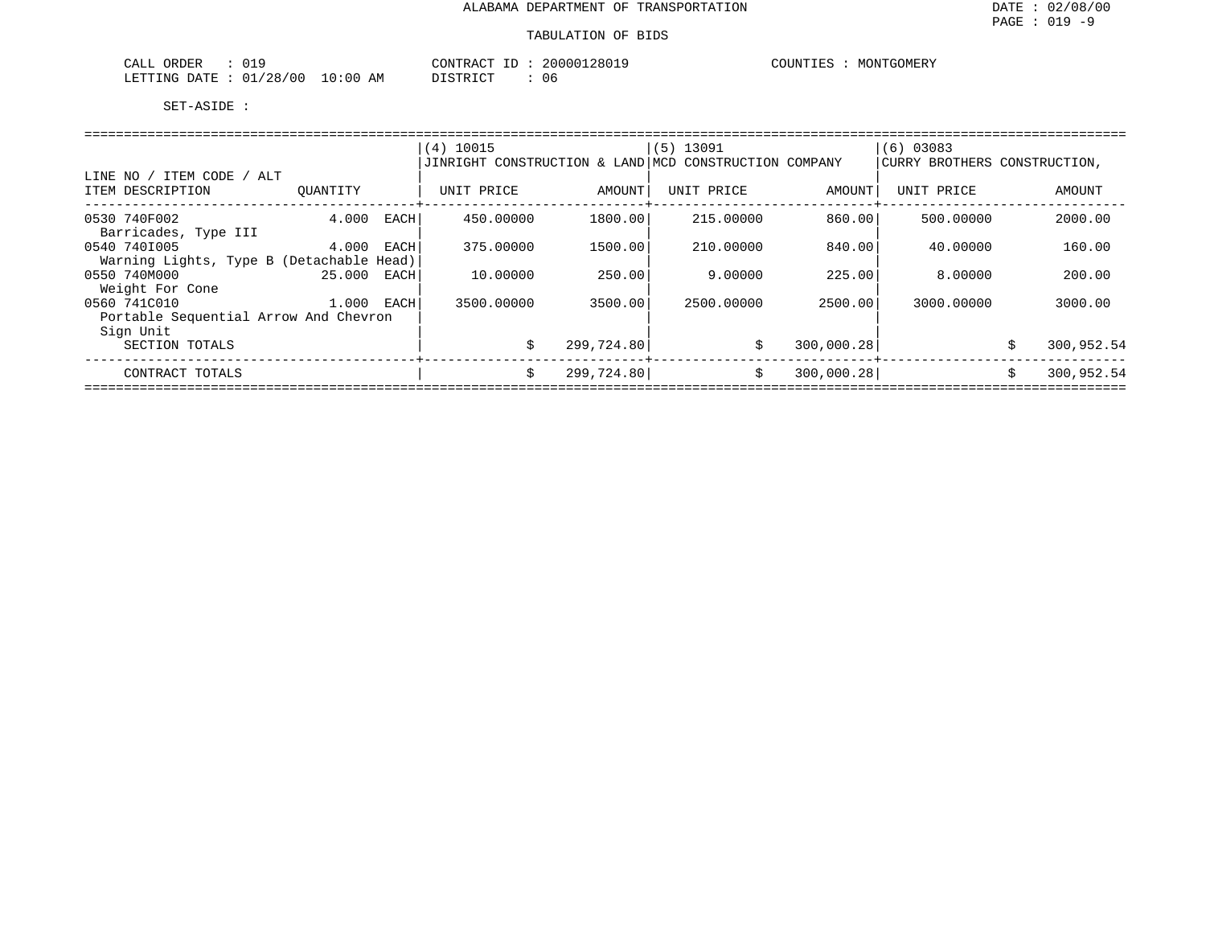ALABAMA DEPARTMENT OF TRANSPORTATION

TABULATION OF BIDS

CALL ORDER : 019 CONTRACT ID : 20000128019 COUNTIES : MONTGOMERY
LETTING DATE : 01/28/00 10:00 AM DISTRICT : 06

SET-ASIDE :

| LINE NO / ITEM CODE / ALT ITEM DESCRIPTION | QUANTITY | (4) 10015 JINRIGHT CONSTRUCTION & LAND UNIT PRICE | AMOUNT | (5) 13091 MCD CONSTRUCTION COMPANY UNIT PRICE | AMOUNT | (6) 03083 CURRY BROTHERS CONSTRUCTION, UNIT PRICE | AMOUNT |
|---|---|---|---|---|---|---|---|
| 0530 740F002 Barricades, Type III | 4.000 EACH | 450.00000 | 1800.00 | 215.00000 | 860.00 | 500.00000 | 2000.00 |
| 0540 740I005 Warning Lights, Type B (Detachable Head) | 4.000 EACH | 375.00000 | 1500.00 | 210.00000 | 840.00 | 40.00000 | 160.00 |
| 0550 740M000 Weight For Cone | 25.000 EACH | 10.00000 | 250.00 | 9.00000 | 225.00 | 8.00000 | 200.00 |
| 0560 741C010 Portable Sequential Arrow And Chevron Sign Unit | 1.000 EACH | 3500.00000 | 3500.00 | 2500.00000 | 2500.00 | 3000.00000 | 3000.00 |
| SECTION TOTALS | | | $ 299,724.80 | | $ 300,000.28 | | $ 300,952.54 |
| CONTRACT TOTALS | | | $ 299,724.80 | | $ 300,000.28 | | $ 300,952.54 |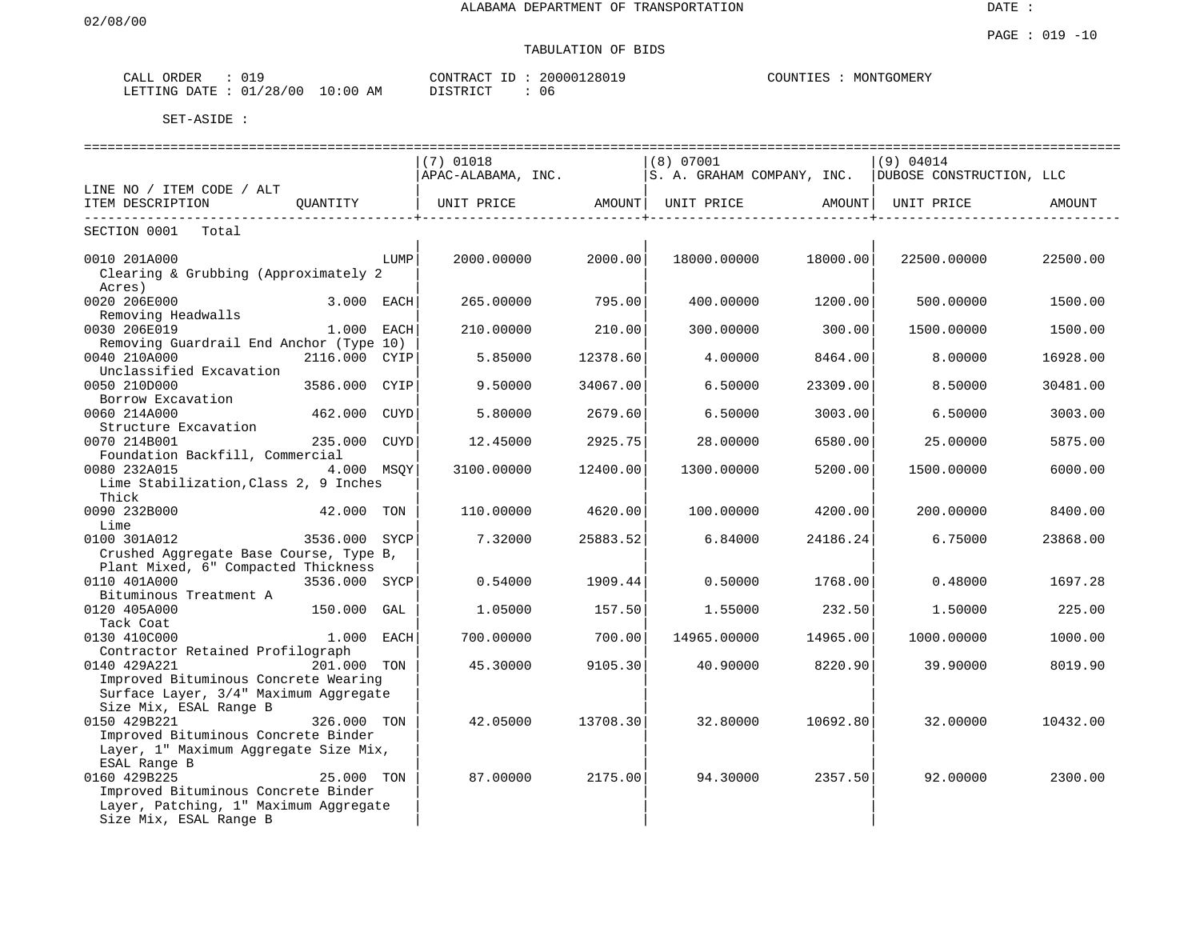02/08/00

ALABAMA DEPARTMENT OF TRANSPORTATION

DATE :

TABULATION OF BIDS

CALL ORDER : 019 CONTRACT ID : 20000128019 COUNTIES : MONTGOMERY
LETTING DATE : 01/28/00 10:00 AM DISTRICT : 06

SET-ASIDE :

| LINE NO / ITEM CODE / ALT ITEM DESCRIPTION | QUANTITY | (7) 01018 APAC-ALABAMA, INC. UNIT PRICE | AMOUNT | (8) 07001 S. A. GRAHAM COMPANY, INC. UNIT PRICE | AMOUNT | (9) 04014 DUBOSE CONSTRUCTION, LLC UNIT PRICE | AMOUNT |
|---|---|---|---|---|---|---|---|
| SECTION 0001 Total | | | | | | | |
| 0010 201A000 Clearing & Grubbing (Approximately 2 Acres) | LUMP | 2000.00000 | 2000.00 | 18000.00000 | 18000.00 | 22500.00000 | 22500.00 |
| 0020 206E000 Removing Headwalls | 3.000 EACH | 265.00000 | 795.00 | 400.00000 | 1200.00 | 500.00000 | 1500.00 |
| 0030 206E019 Removing Guardrail End Anchor (Type 10) | 1.000 EACH | 210.00000 | 210.00 | 300.00000 | 300.00 | 1500.00000 | 1500.00 |
| 0040 210A000 Unclassified Excavation | 2116.000 CYIP | 5.85000 | 12378.60 | 4.00000 | 8464.00 | 8.00000 | 16928.00 |
| 0050 210D000 Borrow Excavation | 3586.000 CYIP | 9.50000 | 34067.00 | 6.50000 | 23309.00 | 8.50000 | 30481.00 |
| 0060 214A000 Structure Excavation | 462.000 CUYD | 5.80000 | 2679.60 | 6.50000 | 3003.00 | 6.50000 | 3003.00 |
| 0070 214B001 Foundation Backfill, Commercial | 235.000 CUYD | 12.45000 | 2925.75 | 28.00000 | 6580.00 | 25.00000 | 5875.00 |
| 0080 232A015 Lime Stabilization,Class 2, 9 Inches Thick | 4.000 MSQY | 3100.00000 | 12400.00 | 1300.00000 | 5200.00 | 1500.00000 | 6000.00 |
| 0090 232B000 Lime | 42.000 TON | 110.00000 | 4620.00 | 100.00000 | 4200.00 | 200.00000 | 8400.00 |
| 0100 301A012 Crushed Aggregate Base Course, Type B, Plant Mixed, 6" Compacted Thickness | 3536.000 SYCP | 7.32000 | 25883.52 | 6.84000 | 24186.24 | 6.75000 | 23868.00 |
| 0110 401A000 Bituminous Treatment A | 3536.000 SYCP | 0.54000 | 1909.44 | 0.50000 | 1768.00 | 0.48000 | 1697.28 |
| 0120 405A000 Tack Coat | 150.000 GAL | 1.05000 | 157.50 | 1.55000 | 232.50 | 1.50000 | 225.00 |
| 0130 410C000 Contractor Retained Profilograph | 1.000 EACH | 700.00000 | 700.00 | 14965.00000 | 14965.00 | 1000.00000 | 1000.00 |
| 0140 429A221 Improved Bituminous Concrete Wearing Surface Layer, 3/4" Maximum Aggregate Size Mix, ESAL Range B | 201.000 TON | 45.30000 | 9105.30 | 40.90000 | 8220.90 | 39.90000 | 8019.90 |
| 0150 429B221 Improved Bituminous Concrete Binder Layer, 1" Maximum Aggregate Size Mix, ESAL Range B | 326.000 TON | 42.05000 | 13708.30 | 32.80000 | 10692.80 | 32.00000 | 10432.00 |
| 0160 429B225 Improved Bituminous Concrete Binder Layer, Patching, 1" Maximum Aggregate Size Mix, ESAL Range B | 25.000 TON | 87.00000 | 2175.00 | 94.30000 | 2357.50 | 92.00000 | 2300.00 |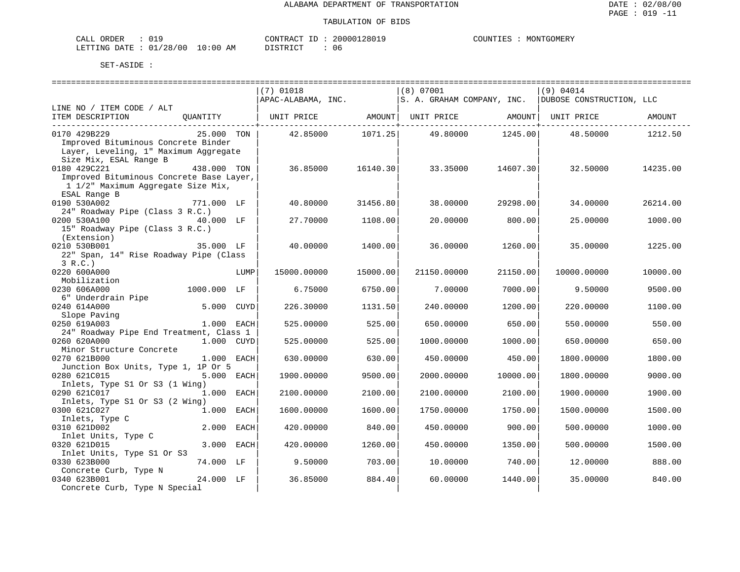ALABAMA DEPARTMENT OF TRANSPORTATION

TABULATION OF BIDS

CALL ORDER : 019 CONTRACT ID : 20000128019 COUNTIES : MONTGOMERY
LETTING DATE : 01/28/00 10:00 AM DISTRICT : 06

SET-ASIDE :

| LINE NO / ITEM CODE / ALT ITEM DESCRIPTION | QUANTITY | (7) 01018 APAC-ALABAMA, INC. UNIT PRICE | AMOUNT | (8) 07001 S. A. GRAHAM COMPANY, INC. UNIT PRICE | AMOUNT | (9) 04014 DUBOSE CONSTRUCTION, LLC UNIT PRICE | AMOUNT |
|---|---|---|---|---|---|---|---|
| 0170 429B229 Improved Bituminous Concrete Binder Layer, Leveling, 1" Maximum Aggregate Size Mix, ESAL Range B | 25.000 TON | 42.85000 | 1071.25 | 49.80000 | 1245.00 | 48.50000 | 1212.50 |
| 0180 429C221 Improved Bituminous Concrete Base Layer, 1 1/2" Maximum Aggregate Size Mix, ESAL Range B | 438.000 TON | 36.85000 | 16140.30 | 33.35000 | 14607.30 | 32.50000 | 14235.00 |
| 0190 530A002 24" Roadway Pipe (Class 3 R.C.) | 771.000 LF | 40.80000 | 31456.80 | 38.00000 | 29298.00 | 34.00000 | 26214.00 |
| 0200 530A100 15" Roadway Pipe (Class 3 R.C.) (Extension) | 40.000 LF | 27.70000 | 1108.00 | 20.00000 | 800.00 | 25.00000 | 1000.00 |
| 0210 530B001 22" Span, 14" Rise Roadway Pipe (Class 3 R.C.) | 35.000 LF | 40.00000 | 1400.00 | 36.00000 | 1260.00 | 35.00000 | 1225.00 |
| 0220 600A000 Mobilization | LUMP | 15000.00000 | 15000.00 | 21150.00000 | 21150.00 | 10000.00000 | 10000.00 |
| 0230 606A000 6" Underdrain Pipe | 1000.000 LF | 6.75000 | 6750.00 | 7.00000 | 7000.00 | 9.50000 | 9500.00 |
| 0240 614A000 Slope Paving | 5.000 CUYD | 226.30000 | 1131.50 | 240.00000 | 1200.00 | 220.00000 | 1100.00 |
| 0250 619A003 24" Roadway Pipe End Treatment, Class 1 | 1.000 EACH | 525.00000 | 525.00 | 650.00000 | 650.00 | 550.00000 | 550.00 |
| 0260 620A000 Minor Structure Concrete | 1.000 CUYD | 525.00000 | 525.00 | 1000.00000 | 1000.00 | 650.00000 | 650.00 |
| 0270 621B000 Junction Box Units, Type 1, 1P Or 5 | 1.000 EACH | 630.00000 | 630.00 | 450.00000 | 450.00 | 1800.00000 | 1800.00 |
| 0280 621C015 Inlets, Type S1 Or S3 (1 Wing) | 5.000 EACH | 1900.00000 | 9500.00 | 2000.00000 | 10000.00 | 1800.00000 | 9000.00 |
| 0290 621C017 Inlets, Type S1 Or S3 (2 Wing) | 1.000 EACH | 2100.00000 | 2100.00 | 2100.00000 | 2100.00 | 1900.00000 | 1900.00 |
| 0300 621C027 Inlets, Type C | 1.000 EACH | 1600.00000 | 1600.00 | 1750.00000 | 1750.00 | 1500.00000 | 1500.00 |
| 0310 621D002 Inlet Units, Type C | 2.000 EACH | 420.00000 | 840.00 | 450.00000 | 900.00 | 500.00000 | 1000.00 |
| 0320 621D015 Inlet Units, Type S1 Or S3 | 3.000 EACH | 420.00000 | 1260.00 | 450.00000 | 1350.00 | 500.00000 | 1500.00 |
| 0330 623B000 Concrete Curb, Type N | 74.000 LF | 9.50000 | 703.00 | 10.00000 | 740.00 | 12.00000 | 888.00 |
| 0340 623B001 Concrete Curb, Type N Special | 24.000 LF | 36.85000 | 884.40 | 60.00000 | 1440.00 | 35.00000 | 840.00 |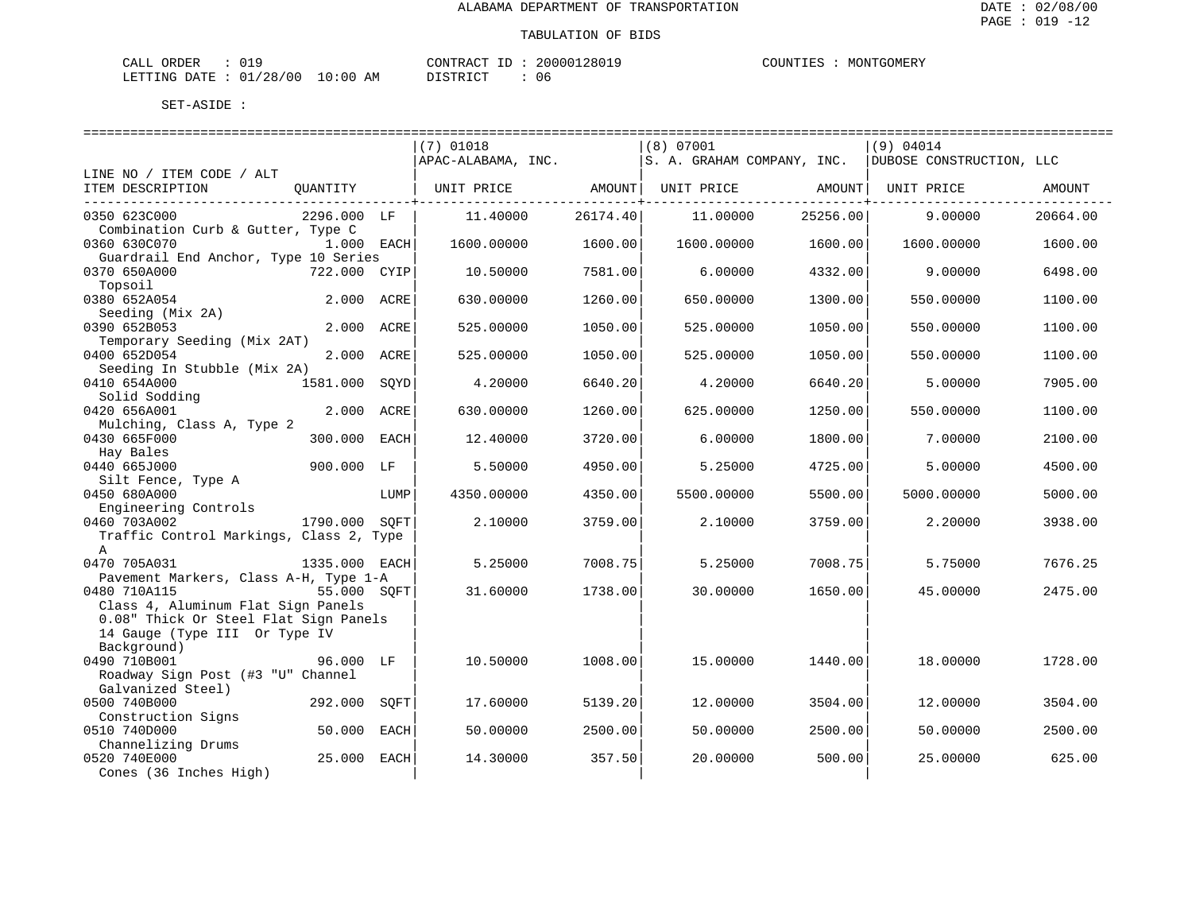ALABAMA DEPARTMENT OF TRANSPORTATION

TABULATION OF BIDS

CALL ORDER : 019 CONTRACT ID : 20000128019 COUNTIES : MONTGOMERY
LETTING DATE : 01/28/00 10:00 AM DISTRICT : 06

SET-ASIDE :

| LINE NO / ITEM CODE / ALT ITEM DESCRIPTION | QUANTITY | | (7) 01018 APAC-ALABAMA, INC. UNIT PRICE | AMOUNT | (8) 07001 S. A. GRAHAM COMPANY, INC. UNIT PRICE | AMOUNT | (9) 04014 DUBOSE CONSTRUCTION, LLC UNIT PRICE | AMOUNT |
|---|---|---|---|---|---|---|---|---|
| 0350 623C000 Combination Curb & Gutter, Type C | 2296.000 | LF | 11.40000 | 26174.40 | 11.00000 | 25256.00 | 9.00000 | 20664.00 |
| 0360 630C070 Guardrail End Anchor, Type 10 Series | 1.000 | EACH | 1600.00000 | 1600.00 | 1600.00000 | 1600.00 | 1600.00000 | 1600.00 |
| 0370 650A000 Topsoil | 722.000 | CYIP | 10.50000 | 7581.00 | 6.00000 | 4332.00 | 9.00000 | 6498.00 |
| 0380 652A054 Seeding (Mix 2A) | 2.000 | ACRE | 630.00000 | 1260.00 | 650.00000 | 1300.00 | 550.00000 | 1100.00 |
| 0390 652B053 Temporary Seeding (Mix 2AT) | 2.000 | ACRE | 525.00000 | 1050.00 | 525.00000 | 1050.00 | 550.00000 | 1100.00 |
| 0400 652D054 Seeding In Stubble (Mix 2A) | 2.000 | ACRE | 525.00000 | 1050.00 | 525.00000 | 1050.00 | 550.00000 | 1100.00 |
| 0410 654A000 Solid Sodding | 1581.000 | SQYD | 4.20000 | 6640.20 | 4.20000 | 6640.20 | 5.00000 | 7905.00 |
| 0420 656A001 Mulching, Class A, Type 2 | 2.000 | ACRE | 630.00000 | 1260.00 | 625.00000 | 1250.00 | 550.00000 | 1100.00 |
| 0430 665F000 Hay Bales | 300.000 | EACH | 12.40000 | 3720.00 | 6.00000 | 1800.00 | 7.00000 | 2100.00 |
| 0440 665J000 Silt Fence, Type A | 900.000 | LF | 5.50000 | 4950.00 | 5.25000 | 4725.00 | 5.00000 | 4500.00 |
| 0450 680A000 Engineering Controls | | LUMP | 4350.00000 | 4350.00 | 5500.00000 | 5500.00 | 5000.00000 | 5000.00 |
| 0460 703A002 Traffic Control Markings, Class 2, Type A | 1790.000 | SQFT | 2.10000 | 3759.00 | 2.10000 | 3759.00 | 2.20000 | 3938.00 |
| 0470 705A031 Pavement Markers, Class A-H, Type 1-A | 1335.000 | EACH | 5.25000 | 7008.75 | 5.25000 | 7008.75 | 5.75000 | 7676.25 |
| 0480 710A115 Class 4, Aluminum Flat Sign Panels 0.08" Thick Or Steel Flat Sign Panels 14 Gauge (Type III Or Type IV Background) | 55.000 | SQFT | 31.60000 | 1738.00 | 30.00000 | 1650.00 | 45.00000 | 2475.00 |
| 0490 710B001 Roadway Sign Post (#3 "U" Channel Galvanized Steel) | 96.000 | LF | 10.50000 | 1008.00 | 15.00000 | 1440.00 | 18.00000 | 1728.00 |
| 0500 740B000 Construction Signs | 292.000 | SQFT | 17.60000 | 5139.20 | 12.00000 | 3504.00 | 12.00000 | 3504.00 |
| 0510 740D000 Channelizing Drums | 50.000 | EACH | 50.00000 | 2500.00 | 50.00000 | 2500.00 | 50.00000 | 2500.00 |
| 0520 740E000 Cones (36 Inches High) | 25.000 | EACH | 14.30000 | 357.50 | 20.00000 | 500.00 | 25.00000 | 625.00 |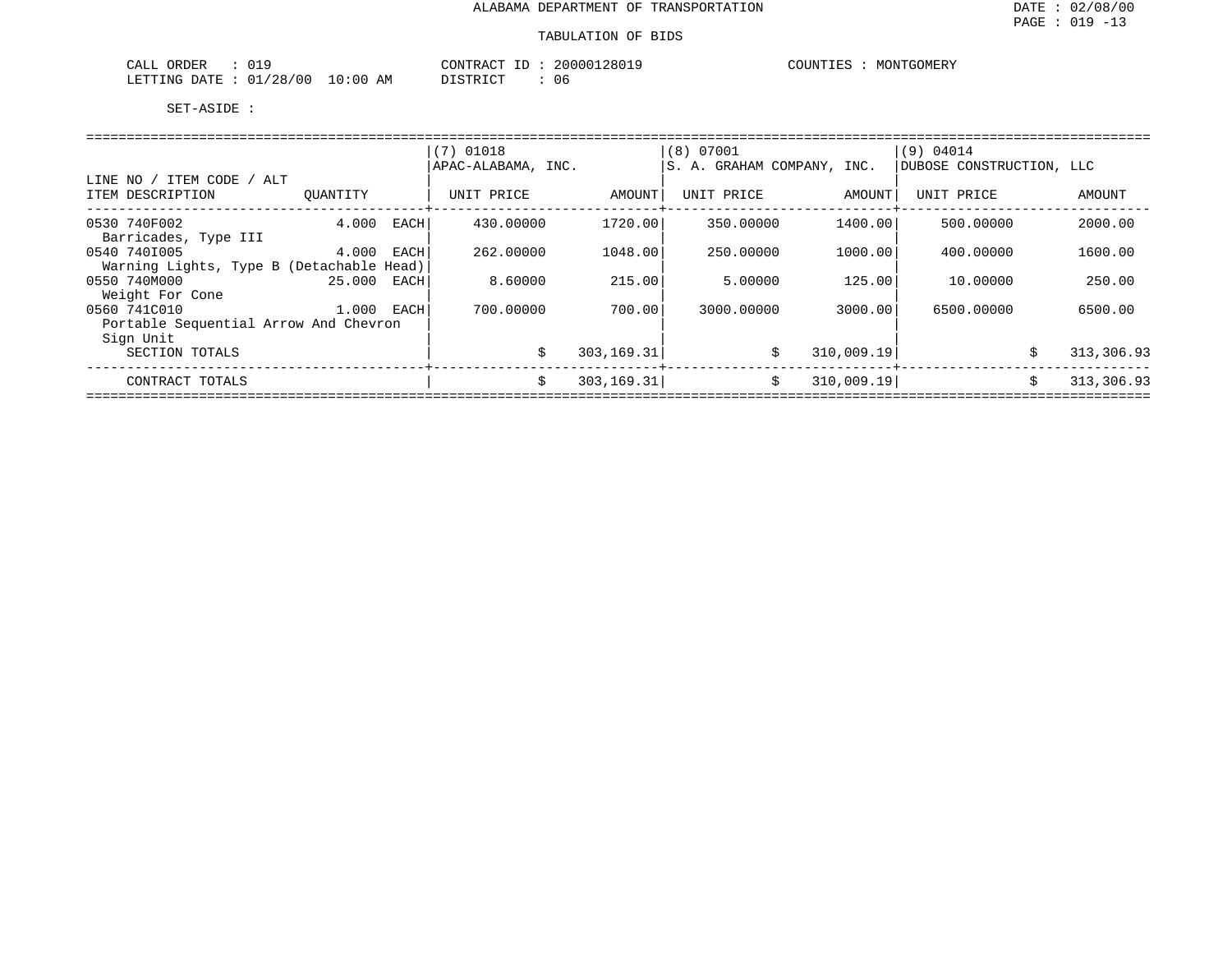ALABAMA DEPARTMENT OF TRANSPORTATION

TABULATION OF BIDS

CALL ORDER : 019 CONTRACT ID : 20000128019 COUNTIES : MONTGOMERY
LETTING DATE : 01/28/00 10:00 AM DISTRICT : 06

SET-ASIDE :

| LINE NO / ITEM CODE / ALT ITEM DESCRIPTION | QUANTITY | (7) 01018 APAC-ALABAMA, INC. UNIT PRICE | AMOUNT | (8) 07001 S. A. GRAHAM COMPANY, INC. UNIT PRICE | AMOUNT | (9) 04014 DUBOSE CONSTRUCTION, LLC UNIT PRICE | AMOUNT |
|---|---|---|---|---|---|---|---|
| 0530 740F002 Barricades, Type III | 4.000 EACH | 430.00000 | 1720.00 | 350.00000 | 1400.00 | 500.00000 | 2000.00 |
| 0540 740I005 Warning Lights, Type B (Detachable Head) | 4.000 EACH | 262.00000 | 1048.00 | 250.00000 | 1000.00 | 400.00000 | 1600.00 |
| 0550 740M000 Weight For Cone | 25.000 EACH | 8.60000 | 215.00 | 5.00000 | 125.00 | 10.00000 | 250.00 |
| 0560 741C010 Portable Sequential Arrow And Chevron Sign Unit | 1.000 EACH | 700.00000 | 700.00 | 3000.00000 | 3000.00 | 6500.00000 | 6500.00 |
| SECTION TOTALS | | $ | 303,169.31 | $ | 310,009.19 | $ | 313,306.93 |
| CONTRACT TOTALS | | $ | 303,169.31 | $ | 310,009.19 | $ | 313,306.93 |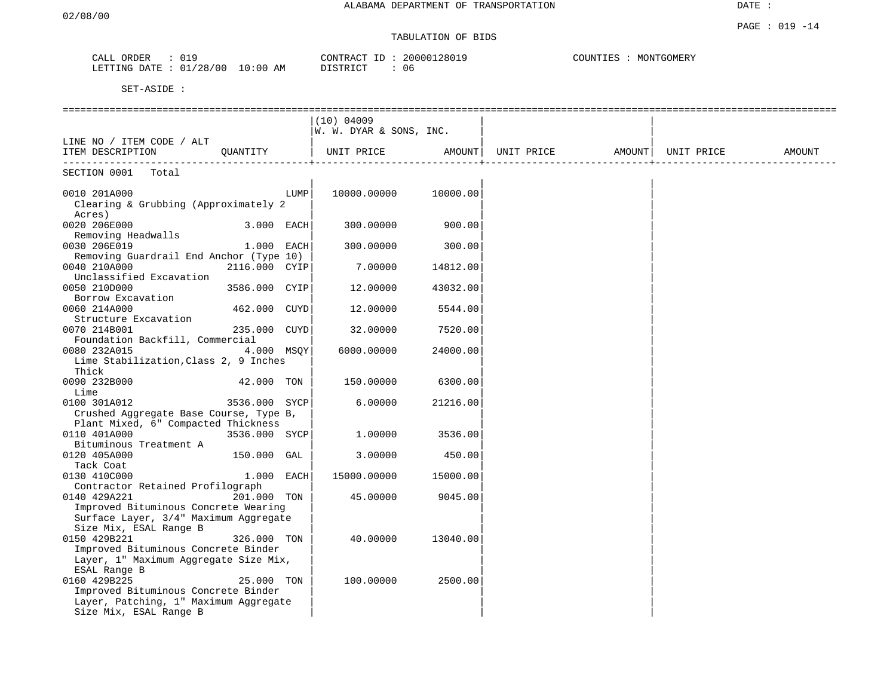ALABAMA DEPARTMENT OF TRANSPORTATION

TABULATION OF BIDS

CALL ORDER : 019 CONTRACT ID : 20000128019 COUNTIES : MONTGOMERY
LETTING DATE : 01/28/00 10:00 AM DISTRICT : 06

SET-ASIDE :

| LINE NO / ITEM CODE / ALT ITEM DESCRIPTION | QUANTITY | (10) 04009 W. W. DYAR & SONS, INC. UNIT PRICE | AMOUNT | UNIT PRICE | AMOUNT | UNIT PRICE | AMOUNT |
|---|---|---|---|---|---|---|---|
| SECTION 0001 Total | | | | | | | |
| 0010 201A000 Clearing & Grubbing (Approximately 2 Acres) | LUMP | 10000.00000 | 10000.00 | | | | |
| 0020 206E000 Removing Headwalls | 3.000 EACH | 300.00000 | 900.00 | | | | |
| 0030 206E019 Removing Guardrail End Anchor (Type 10) | 1.000 EACH | 300.00000 | 300.00 | | | | |
| 0040 210A000 Unclassified Excavation | 2116.000 CYIP | 7.00000 | 14812.00 | | | | |
| 0050 210D000 Borrow Excavation | 3586.000 CYIP | 12.00000 | 43032.00 | | | | |
| 0060 214A000 Structure Excavation | 462.000 CUYD | 12.00000 | 5544.00 | | | | |
| 0070 214B001 Foundation Backfill, Commercial | 235.000 CUYD | 32.00000 | 7520.00 | | | | |
| 0080 232A015 Lime Stabilization,Class 2, 9 Inches Thick | 4.000 MSQY | 6000.00000 | 24000.00 | | | | |
| 0090 232B000 Lime | 42.000 TON | 150.00000 | 6300.00 | | | | |
| 0100 301A012 Crushed Aggregate Base Course, Type B, Plant Mixed, 6" Compacted Thickness | 3536.000 SYCP | 6.00000 | 21216.00 | | | | |
| 0110 401A000 Bituminous Treatment A | 3536.000 SYCP | 1.00000 | 3536.00 | | | | |
| 0120 405A000 Tack Coat | 150.000 GAL | 3.00000 | 450.00 | | | | |
| 0130 410C000 Contractor Retained Profilograph | 1.000 EACH | 15000.00000 | 15000.00 | | | | |
| 0140 429A221 Improved Bituminous Concrete Wearing Surface Layer, 3/4" Maximum Aggregate Size Mix, ESAL Range B | 201.000 TON | 45.00000 | 9045.00 | | | | |
| 0150 429B221 Improved Bituminous Concrete Binder Layer, 1" Maximum Aggregate Size Mix, ESAL Range B | 326.000 TON | 40.00000 | 13040.00 | | | | |
| 0160 429B225 Improved Bituminous Concrete Binder Layer, Patching, 1" Maximum Aggregate Size Mix, ESAL Range B | 25.000 TON | 100.00000 | 2500.00 | | | | |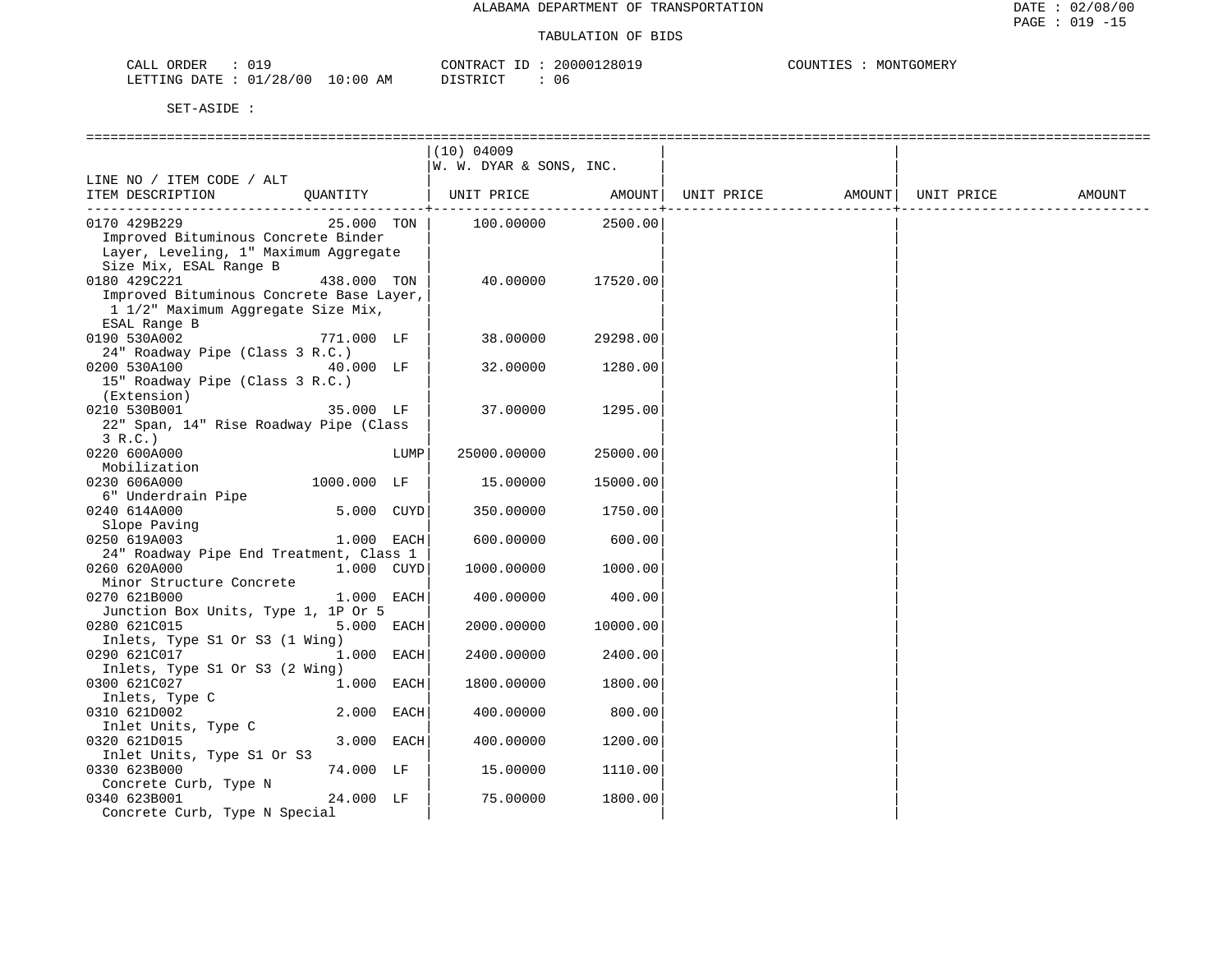ALABAMA DEPARTMENT OF TRANSPORTATION

TABULATION OF BIDS

CALL ORDER : 019 CONTRACT ID : 20000128019 COUNTIES : MONTGOMERY
LETTING DATE : 01/28/00 10:00 AM DISTRICT : 06

SET-ASIDE :

| LINE NO / ITEM CODE / ALT ITEM DESCRIPTION | QUANTITY | (10) 04009 W. W. DYAR & SONS, INC. UNIT PRICE | AMOUNT | UNIT PRICE | AMOUNT | UNIT PRICE | AMOUNT |
|---|---|---|---|---|---|---|---|
| 0170 429B229 Improved Bituminous Concrete Binder Layer, Leveling, 1" Maximum Aggregate Size Mix, ESAL Range B | 25.000 TON | 100.00000 | 2500.00 | | | | |
| 0180 429C221 Improved Bituminous Concrete Base Layer, 1 1/2" Maximum Aggregate Size Mix, ESAL Range B | 438.000 TON | 40.00000 | 17520.00 | | | | |
| 0190 530A002 24" Roadway Pipe (Class 3 R.C.) | 771.000 LF | 38.00000 | 29298.00 | | | | |
| 0200 530A100 15" Roadway Pipe (Class 3 R.C.) (Extension) | 40.000 LF | 32.00000 | 1280.00 | | | | |
| 0210 530B001 22" Span, 14" Rise Roadway Pipe (Class 3 R.C.) | 35.000 LF | 37.00000 | 1295.00 | | | | |
| 0220 600A000 Mobilization | LUMP | 25000.00000 | 25000.00 | | | | |
| 0230 606A000 6" Underdrain Pipe | 1000.000 LF | 15.00000 | 15000.00 | | | | |
| 0240 614A000 Slope Paving | 5.000 CUYD | 350.00000 | 1750.00 | | | | |
| 0250 619A003 24" Roadway Pipe End Treatment, Class 1 | 1.000 EACH | 600.00000 | 600.00 | | | | |
| 0260 620A000 Minor Structure Concrete | 1.000 CUYD | 1000.00000 | 1000.00 | | | | |
| 0270 621B000 Junction Box Units, Type 1, 1P Or 5 | 1.000 EACH | 400.00000 | 400.00 | | | | |
| 0280 621C015 Inlets, Type S1 Or S3 (1 Wing) | 5.000 EACH | 2000.00000 | 10000.00 | | | | |
| 0290 621C017 Inlets, Type S1 Or S3 (2 Wing) | 1.000 EACH | 2400.00000 | 2400.00 | | | | |
| 0300 621C027 Inlets, Type C | 1.000 EACH | 1800.00000 | 1800.00 | | | | |
| 0310 621D002 Inlet Units, Type C | 2.000 EACH | 400.00000 | 800.00 | | | | |
| 0320 621D015 Inlet Units, Type S1 Or S3 | 3.000 EACH | 400.00000 | 1200.00 | | | | |
| 0330 623B000 Concrete Curb, Type N | 74.000 LF | 15.00000 | 1110.00 | | | | |
| 0340 623B001 Concrete Curb, Type N Special | 24.000 LF | 75.00000 | 1800.00 | | | | |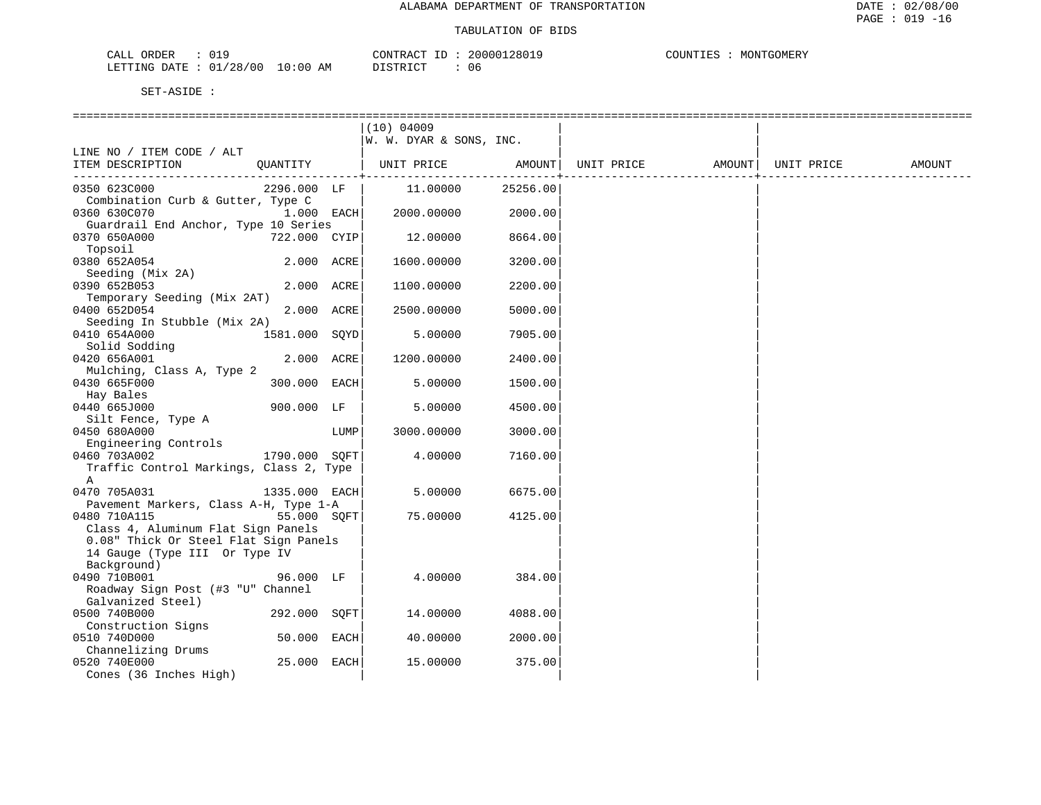ALABAMA DEPARTMENT OF TRANSPORTATION

TABULATION OF BIDS

CALL ORDER : 019    CONTRACT ID : 20000128019    COUNTIES : MONTGOMERY
LETTING DATE : 01/28/00 10:00 AM    DISTRICT : 06

SET-ASIDE :

| LINE NO / ITEM CODE / ALT ITEM DESCRIPTION | QUANTITY | (10) 04009 W. W. DYAR & SONS, INC. UNIT PRICE | AMOUNT | UNIT PRICE | AMOUNT | UNIT PRICE | AMOUNT |
|---|---|---|---|---|---|---|---|
| 0350 623C000 Combination Curb & Gutter, Type C | 2296.000 LF | 11.00000 | 25256.00 | | | | |
| 0360 630C070 Guardrail End Anchor, Type 10 Series | 1.000 EACH | 2000.00000 | 2000.00 | | | | |
| 0370 650A000 Topsoil | 722.000 CYIP | 12.00000 | 8664.00 | | | | |
| 0380 652A054 Seeding (Mix 2A) | 2.000 ACRE | 1600.00000 | 3200.00 | | | | |
| 0390 652B053 Temporary Seeding (Mix 2AT) | 2.000 ACRE | 1100.00000 | 2200.00 | | | | |
| 0400 652D054 Seeding In Stubble (Mix 2A) | 2.000 ACRE | 2500.00000 | 5000.00 | | | | |
| 0410 654A000 Solid Sodding | 1581.000 SQYD | 5.00000 | 7905.00 | | | | |
| 0420 656A001 Mulching, Class A, Type 2 | 2.000 ACRE | 1200.00000 | 2400.00 | | | | |
| 0430 665F000 Hay Bales | 300.000 EACH | 5.00000 | 1500.00 | | | | |
| 0440 665J000 Silt Fence, Type A | 900.000 LF | 5.00000 | 4500.00 | | | | |
| 0450 680A000 Engineering Controls | LUMP | 3000.00000 | 3000.00 | | | | |
| 0460 703A002 Traffic Control Markings, Class 2, Type A | 1790.000 SQFT | 4.00000 | 7160.00 | | | | |
| 0470 705A031 Pavement Markers, Class A-H, Type 1-A | 1335.000 EACH | 5.00000 | 6675.00 | | | | |
| 0480 710A115 Class 4, Aluminum Flat Sign Panels 0.08" Thick Or Steel Flat Sign Panels 14 Gauge (Type III Or Type IV Background) | 55.000 SQFT | 75.00000 | 4125.00 | | | | |
| 0490 710B001 Roadway Sign Post (#3 "U" Channel Galvanized Steel) | 96.000 LF | 4.00000 | 384.00 | | | | |
| 0500 740B000 Construction Signs | 292.000 SQFT | 14.00000 | 4088.00 | | | | |
| 0510 740D000 Channelizing Drums | 50.000 EACH | 40.00000 | 2000.00 | | | | |
| 0520 740E000 Cones (36 Inches High) | 25.000 EACH | 15.00000 | 375.00 | | | | |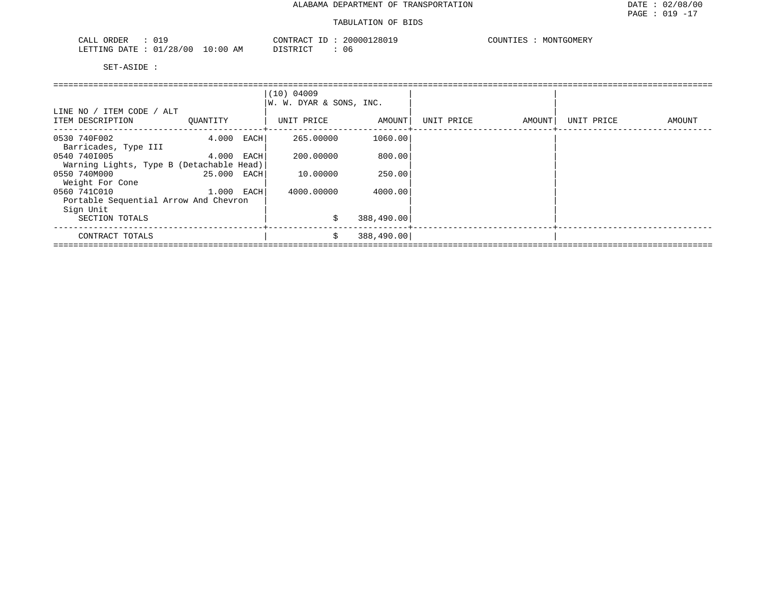ALABAMA DEPARTMENT OF TRANSPORTATION

DATE : 02/08/00

TABULATION OF BIDS

CALL ORDER : 019
LETTING DATE : 01/28/00 10:00 AM

CONTRACT ID : 20000128019
DISTRICT : 06

COUNTIES : MONTGOMERY

SET-ASIDE :

| LINE NO / ITEM CODE / ALT<br>ITEM DESCRIPTION | QUANTITY | (10) 04009<br>W. W. DYAR & SONS, INC.<br>UNIT PRICE | AMOUNT | UNIT PRICE | AMOUNT | UNIT PRICE | AMOUNT |
|---|---|---|---|---|---|---|---|
| 0530 740F002<br>Barricades, Type III | 4.000 EACH | 265.00000 | 1060.00 | | | | |
| 0540 740I005<br>Warning Lights, Type B (Detachable Head) | 4.000 EACH | 200.00000 | 800.00 | | | | |
| 0550 740M000<br>Weight For Cone | 25.000 EACH | 10.00000 | 250.00 | | | | |
| 0560 741C010<br>Portable Sequential Arrow And Chevron Sign Unit | 1.000 EACH | 4000.00000 | 4000.00 | | | | |
| SECTION TOTALS | | $ | 388,490.00 | | | | |
| CONTRACT TOTALS | | $ | 388,490.00 | | | | |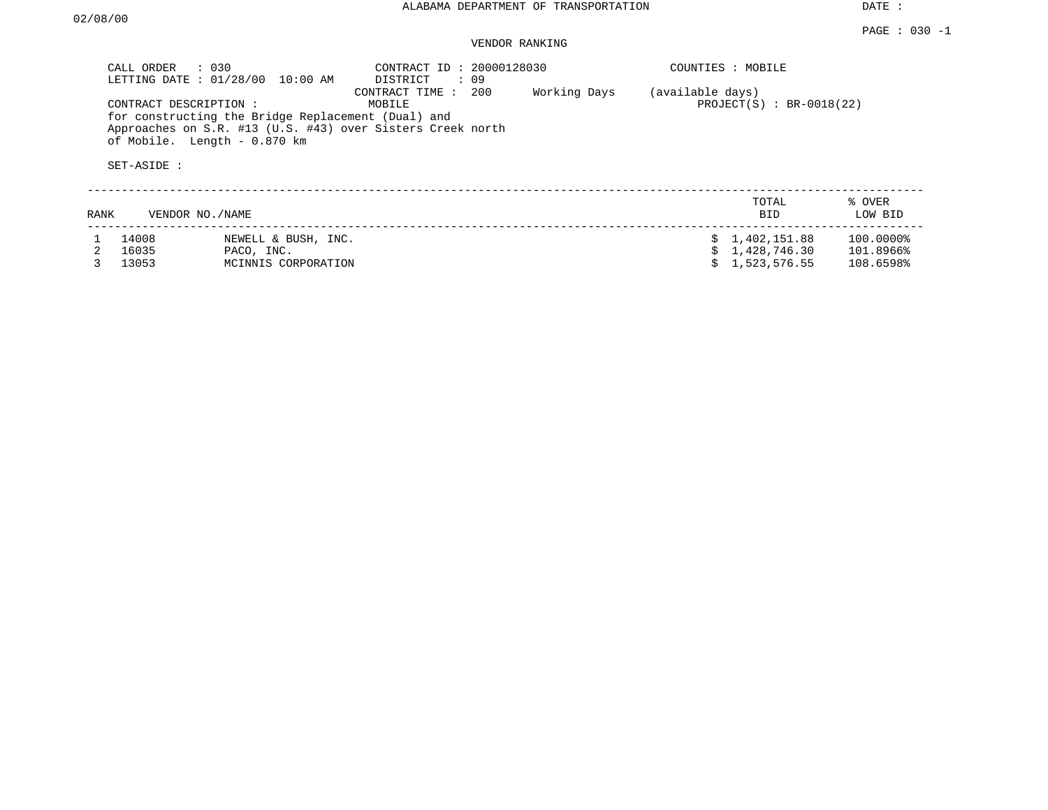ALABAMA DEPARTMENT OF TRANSPORTATION

DATE : 02/08/00

PAGE : 030 -1

VENDOR RANKING

CALL ORDER : 030
LETTING DATE : 01/28/00 10:00 AM

CONTRACT ID : 20000128030
DISTRICT : 09
CONTRACT TIME : 200 Working Days (available days)

COUNTIES : MOBILE

CONTRACT DESCRIPTION : MOBILE
for constructing the Bridge Replacement (Dual) and Approaches on S.R. #13 (U.S. #43) over Sisters Creek north of Mobile. Length - 0.870 km

PROJECT(S) : BR-0018(22)

SET-ASIDE :

| RANK | VENDOR NO./NAME | | TOTAL BID | % OVER LOW BID |
|---|---|---|---|---|
| 1 | 14008 | NEWELL & BUSH, INC. | $ 1,402,151.88 | 100.0000% |
| 2 | 16035 | PACO, INC. | $ 1,428,746.30 | 101.8966% |
| 3 | 13053 | MCINNIS CORPORATION | $ 1,523,576.55 | 108.6598% |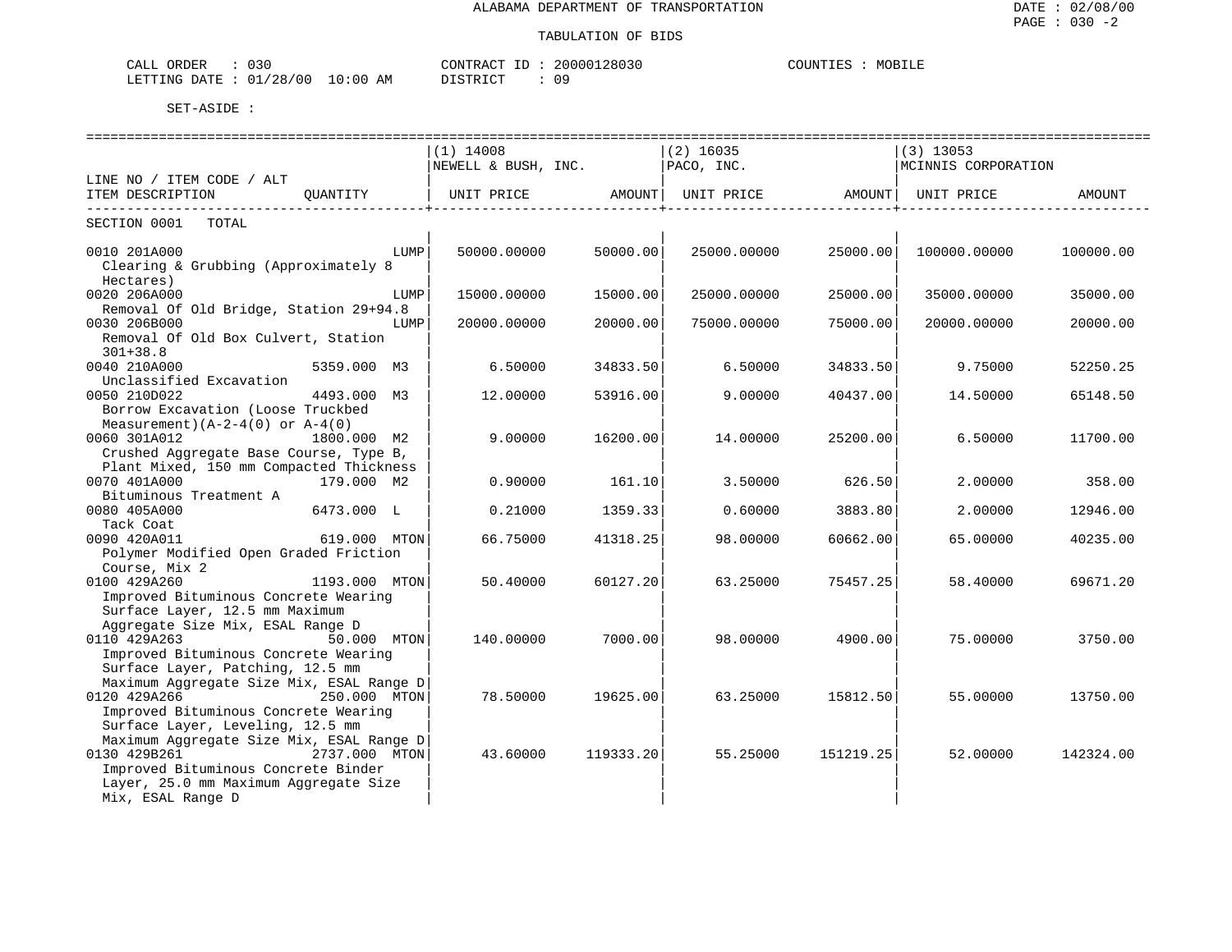ALABAMA DEPARTMENT OF TRANSPORTATION

TABULATION OF BIDS

DATE : 02/08/00
PAGE : 030 -2

CALL ORDER : 030 CONTRACT ID : 20000128030 COUNTIES : MOBILE
LETTING DATE : 01/28/00 10:00 AM DISTRICT : 09

SET-ASIDE :

| LINE NO / ITEM CODE / ALT ITEM DESCRIPTION | QUANTITY | (1) 14008 NEWELL & BUSH, INC. UNIT PRICE | AMOUNT | (2) 16035 PACO, INC. UNIT PRICE | AMOUNT | (3) 13053 MCINNIS CORPORATION UNIT PRICE | AMOUNT |
|---|---|---|---|---|---|---|---|
| SECTION 0001 TOTAL | | | | | | | |
| 0010 201A000 Clearing & Grubbing (Approximately 8 Hectares) | LUMP | 50000.00000 | 50000.00 | 25000.00000 | 25000.00 | 100000.00000 | 100000.00 |
| 0020 206A000 Removal Of Old Bridge, Station 29+94.8 | LUMP | 15000.00000 | 15000.00 | 25000.00000 | 25000.00 | 35000.00000 | 35000.00 |
| 0030 206B000 Removal Of Old Box Culvert, Station 301+38.8 | LUMP | 20000.00000 | 20000.00 | 75000.00000 | 75000.00 | 20000.00000 | 20000.00 |
| 0040 210A000 Unclassified Excavation | 5359.000 M3 | 6.50000 | 34833.50 | 6.50000 | 34833.50 | 9.75000 | 52250.25 |
| 0050 210D022 Borrow Excavation (Loose Truckbed Measurement)(A-2-4(0) or A-4(0) | 4493.000 M3 | 12.00000 | 53916.00 | 9.00000 | 40437.00 | 14.50000 | 65148.50 |
| 0060 301A012 Crushed Aggregate Base Course, Type B, Plant Mixed, 150 mm Compacted Thickness | 1800.000 M2 | 9.00000 | 16200.00 | 14.00000 | 25200.00 | 6.50000 | 11700.00 |
| 0070 401A000 Bituminous Treatment A | 179.000 M2 | 0.90000 | 161.10 | 3.50000 | 626.50 | 2.00000 | 358.00 |
| 0080 405A000 Tack Coat | 6473.000 L | 0.21000 | 1359.33 | 0.60000 | 3883.80 | 2.00000 | 12946.00 |
| 0090 420A011 Polymer Modified Open Graded Friction Course, Mix 2 | 619.000 MTON | 66.75000 | 41318.25 | 98.00000 | 60662.00 | 65.00000 | 40235.00 |
| 0100 429A260 Improved Bituminous Concrete Wearing Surface Layer, 12.5 mm Maximum Aggregate Size Mix, ESAL Range D | 1193.000 MTON | 50.40000 | 60127.20 | 63.25000 | 75457.25 | 58.40000 | 69671.20 |
| 0110 429A263 Improved Bituminous Concrete Wearing Surface Layer, Patching, 12.5 mm Maximum Aggregate Size Mix, ESAL Range D | 50.000 MTON | 140.00000 | 7000.00 | 98.00000 | 4900.00 | 75.00000 | 3750.00 |
| 0120 429A266 Improved Bituminous Concrete Wearing Surface Layer, Leveling, 12.5 mm Maximum Aggregate Size Mix, ESAL Range D | 250.000 MTON | 78.50000 | 19625.00 | 63.25000 | 15812.50 | 55.00000 | 13750.00 |
| 0130 429B261 Improved Bituminous Concrete Binder Layer, 25.0 mm Maximum Aggregate Size Mix, ESAL Range D | 2737.000 MTON | 43.60000 | 119333.20 | 55.25000 | 151219.25 | 52.00000 | 142324.00 |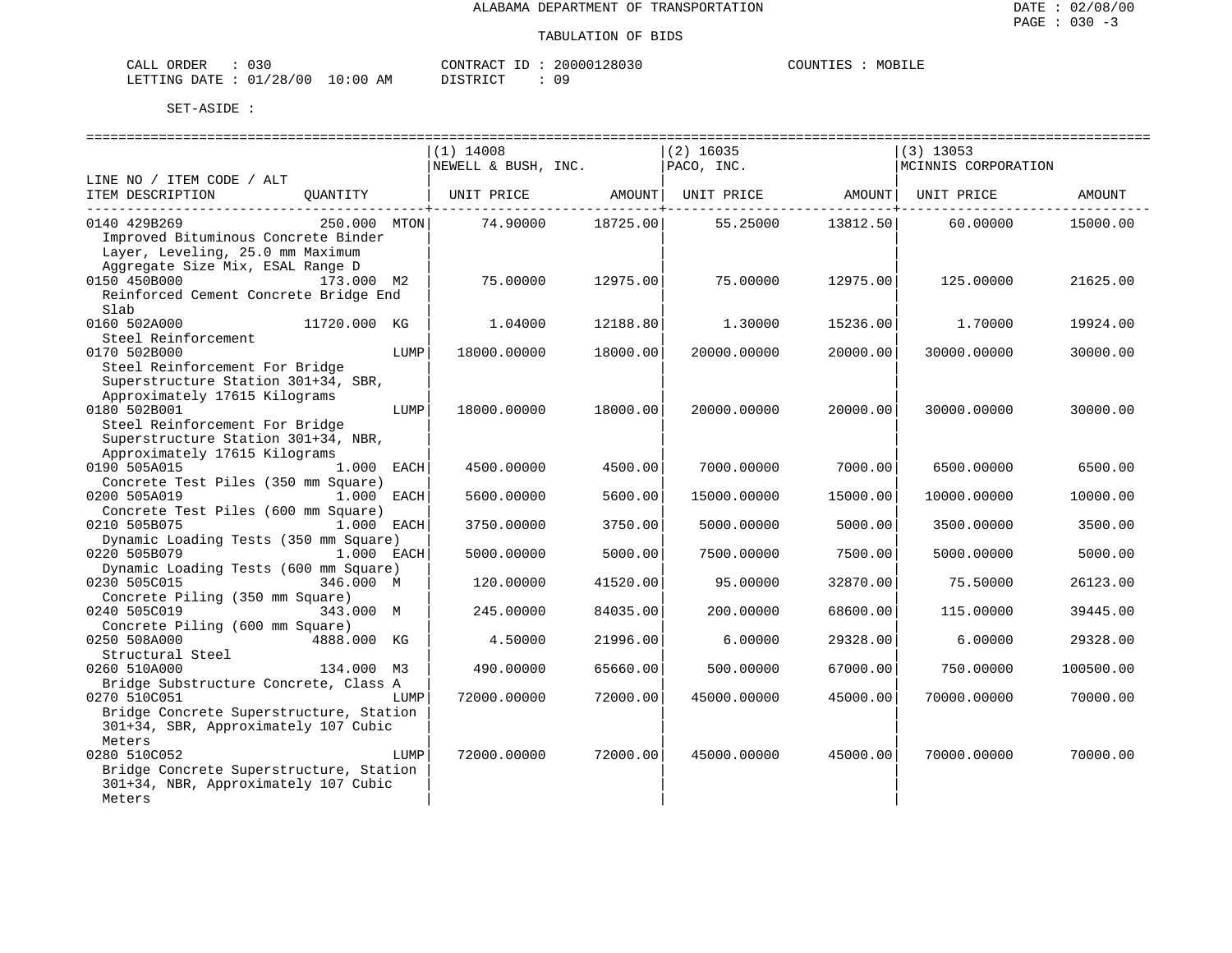ALABAMA DEPARTMENT OF TRANSPORTATION

TABULATION OF BIDS

CALL ORDER : 030 &nbsp;&nbsp;&nbsp; CONTRACT ID : 20000128030 &nbsp;&nbsp;&nbsp; COUNTIES : MOBILE
LETTING DATE : 01/28/00 10:00 AM &nbsp;&nbsp;&nbsp; DISTRICT : 09

SET-ASIDE :

| LINE NO / ITEM CODE / ALT ITEM DESCRIPTION | QUANTITY | (1) 14008 NEWELL & BUSH, INC. UNIT PRICE | AMOUNT | (2) 16035 PACO, INC. UNIT PRICE | AMOUNT | (3) 13053 MCINNIS CORPORATION UNIT PRICE | AMOUNT |
|---|---|---|---|---|---|---|---|
| 0140 429B269 Improved Bituminous Concrete Binder Layer, Leveling, 25.0 mm Maximum Aggregate Size Mix, ESAL Range D | 250.000 MTON | 74.90000 | 18725.00 | 55.25000 | 13812.50 | 60.00000 | 15000.00 |
| 0150 450B000 Reinforced Cement Concrete Bridge End Slab | 173.000 M2 | 75.00000 | 12975.00 | 75.00000 | 12975.00 | 125.00000 | 21625.00 |
| 0160 502A000 Steel Reinforcement | 11720.000 KG | 1.04000 | 12188.80 | 1.30000 | 15236.00 | 1.70000 | 19924.00 |
| 0170 502B000 Steel Reinforcement For Bridge Superstructure Station 301+34, SBR, Approximately 17615 Kilograms | LUMP | 18000.00000 | 18000.00 | 20000.00000 | 20000.00 | 30000.00000 | 30000.00 |
| 0180 502B001 Steel Reinforcement For Bridge Superstructure Station 301+34, NBR, Approximately 17615 Kilograms | LUMP | 18000.00000 | 18000.00 | 20000.00000 | 20000.00 | 30000.00000 | 30000.00 |
| 0190 505A015 Concrete Test Piles (350 mm Square) | 1.000 EACH | 4500.00000 | 4500.00 | 7000.00000 | 7000.00 | 6500.00000 | 6500.00 |
| 0200 505A019 Concrete Test Piles (600 mm Square) | 1.000 EACH | 5600.00000 | 5600.00 | 15000.00000 | 15000.00 | 10000.00000 | 10000.00 |
| 0210 505B075 Dynamic Loading Tests (350 mm Square) | 1.000 EACH | 3750.00000 | 3750.00 | 5000.00000 | 5000.00 | 3500.00000 | 3500.00 |
| 0220 505B079 Dynamic Loading Tests (600 mm Square) | 1.000 EACH | 5000.00000 | 5000.00 | 7500.00000 | 7500.00 | 5000.00000 | 5000.00 |
| 0230 505C015 Concrete Piling (350 mm Square) | 346.000 M | 120.00000 | 41520.00 | 95.00000 | 32870.00 | 75.50000 | 26123.00 |
| 0240 505C019 Concrete Piling (600 mm Square) | 343.000 M | 245.00000 | 84035.00 | 200.00000 | 68600.00 | 115.00000 | 39445.00 |
| 0250 508A000 Structural Steel | 4888.000 KG | 4.50000 | 21996.00 | 6.00000 | 29328.00 | 6.00000 | 29328.00 |
| 0260 510A000 Bridge Substructure Concrete, Class A | 134.000 M3 | 490.00000 | 65660.00 | 500.00000 | 67000.00 | 750.00000 | 100500.00 |
| 0270 510C051 Bridge Concrete Superstructure, Station 301+34, SBR, Approximately 107 Cubic Meters | LUMP | 72000.00000 | 72000.00 | 45000.00000 | 45000.00 | 70000.00000 | 70000.00 |
| 0280 510C052 Bridge Concrete Superstructure, Station 301+34, NBR, Approximately 107 Cubic Meters | LUMP | 72000.00000 | 72000.00 | 45000.00000 | 45000.00 | 70000.00000 | 70000.00 |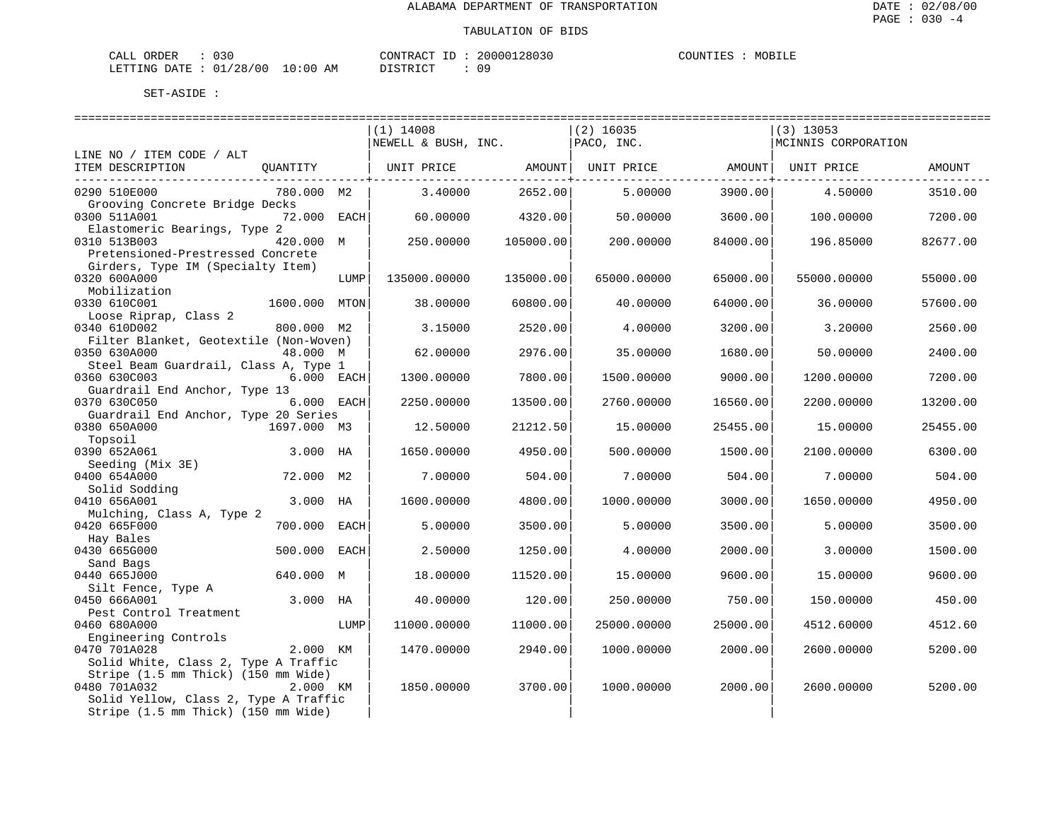ALABAMA DEPARTMENT OF TRANSPORTATION

TABULATION OF BIDS

DATE : 02/08/00
PAGE : 030 -4

CALL ORDER : 030 CONTRACT ID : 20000128030 COUNTIES : MOBILE
LETTING DATE : 01/28/00 10:00 AM DISTRICT : 09

SET-ASIDE :

| LINE NO / ITEM CODE / ALT ITEM DESCRIPTION | QUANTITY | | (1) 14008 NEWELL & BUSH, INC. UNIT PRICE | AMOUNT | (2) 16035 PACO, INC. UNIT PRICE | AMOUNT | (3) 13053 MCINNIS CORPORATION UNIT PRICE | AMOUNT |
|---|---|---|---|---|---|---|---|---|
| 0290 510E000 Grooving Concrete Bridge Decks | 780.000 | M2 | 3.40000 | 2652.00 | 5.00000 | 3900.00 | 4.50000 | 3510.00 |
| 0300 511A001 Elastomeric Bearings, Type 2 | 72.000 | EACH | 60.00000 | 4320.00 | 50.00000 | 3600.00 | 100.00000 | 7200.00 |
| 0310 513B003 Pretensioned-Prestressed Concrete Girders, Type IM (Specialty Item) | 420.000 | M | 250.00000 | 105000.00 | 200.00000 | 84000.00 | 196.85000 | 82677.00 |
| 0320 600A000 Mobilization | | LUMP | 135000.00000 | 135000.00 | 65000.00000 | 65000.00 | 55000.00000 | 55000.00 |
| 0330 610C001 Loose Riprap, Class 2 | 1600.000 | MTON | 38.00000 | 60800.00 | 40.00000 | 64000.00 | 36.00000 | 57600.00 |
| 0340 610D002 Filter Blanket, Geotextile (Non-Woven) | 800.000 | M2 | 3.15000 | 2520.00 | 4.00000 | 3200.00 | 3.20000 | 2560.00 |
| 0350 630A000 Steel Beam Guardrail, Class A, Type 1 | 48.000 | M | 62.00000 | 2976.00 | 35.00000 | 1680.00 | 50.00000 | 2400.00 |
| 0360 630C003 Guardrail End Anchor, Type 13 | 6.000 | EACH | 1300.00000 | 7800.00 | 1500.00000 | 9000.00 | 1200.00000 | 7200.00 |
| 0370 630C050 Guardrail End Anchor, Type 20 Series | 6.000 | EACH | 2250.00000 | 13500.00 | 2760.00000 | 16560.00 | 2200.00000 | 13200.00 |
| 0380 650A000 Topsoil | 1697.000 | M3 | 12.50000 | 21212.50 | 15.00000 | 25455.00 | 15.00000 | 25455.00 |
| 0390 652A061 Seeding (Mix 3E) | 3.000 | HA | 1650.00000 | 4950.00 | 500.00000 | 1500.00 | 2100.00000 | 6300.00 |
| 0400 654A000 Solid Sodding | 72.000 | M2 | 7.00000 | 504.00 | 7.00000 | 504.00 | 7.00000 | 504.00 |
| 0410 656A001 Mulching, Class A, Type 2 | 3.000 | HA | 1600.00000 | 4800.00 | 1000.00000 | 3000.00 | 1650.00000 | 4950.00 |
| 0420 665F000 Hay Bales | 700.000 | EACH | 5.00000 | 3500.00 | 5.00000 | 3500.00 | 5.00000 | 3500.00 |
| 0430 665G000 Sand Bags | 500.000 | EACH | 2.50000 | 1250.00 | 4.00000 | 2000.00 | 3.00000 | 1500.00 |
| 0440 665J000 Silt Fence, Type A | 640.000 | M | 18.00000 | 11520.00 | 15.00000 | 9600.00 | 15.00000 | 9600.00 |
| 0450 666A001 Pest Control Treatment | 3.000 | HA | 40.00000 | 120.00 | 250.00000 | 750.00 | 150.00000 | 450.00 |
| 0460 680A000 Engineering Controls | | LUMP | 11000.00000 | 11000.00 | 25000.00000 | 25000.00 | 4512.60000 | 4512.60 |
| 0470 701A028 Solid White, Class 2, Type A Traffic Stripe (1.5 mm Thick) (150 mm Wide) | 2.000 | KM | 1470.00000 | 2940.00 | 1000.00000 | 2000.00 | 2600.00000 | 5200.00 |
| 0480 701A032 Solid Yellow, Class 2, Type A Traffic Stripe (1.5 mm Thick) (150 mm Wide) | 2.000 | KM | 1850.00000 | 3700.00 | 1000.00000 | 2000.00 | 2600.00000 | 5200.00 |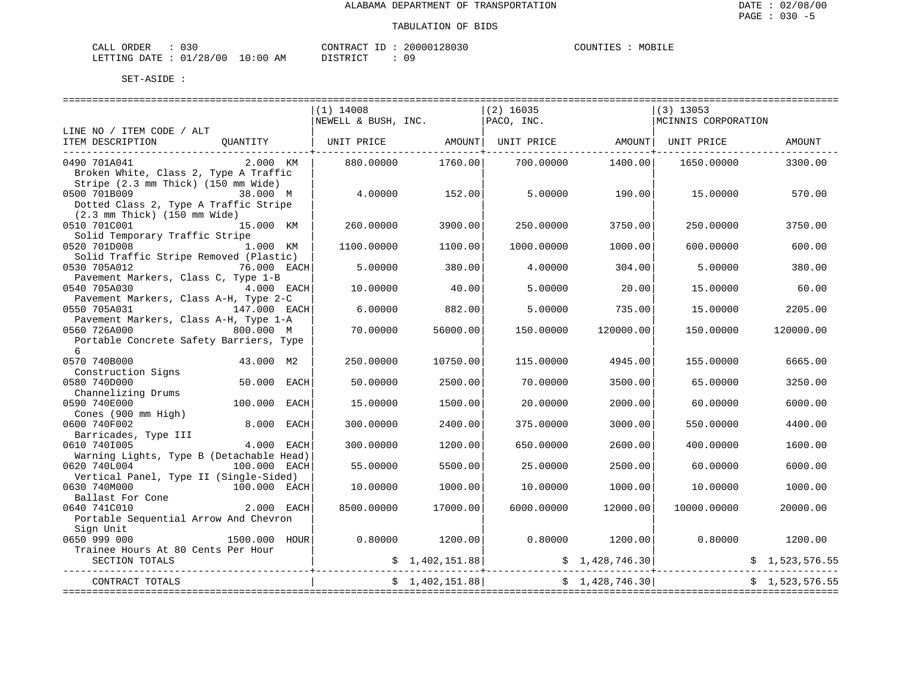ALABAMA DEPARTMENT OF TRANSPORTATION

TABULATION OF BIDS

DATE : 02/08/00

CALL ORDER : 030 CONTRACT ID : 20000128030 COUNTIES : MOBILE
LETTING DATE : 01/28/00 10:00 AM DISTRICT : 09

SET-ASIDE :

| LINE NO / ITEM CODE / ALT ITEM DESCRIPTION | QUANTITY | (1) 14008 NEWELL & BUSH, INC. UNIT PRICE | AMOUNT | (2) 16035 PACO, INC. UNIT PRICE | AMOUNT | (3) 13053 MCINNIS CORPORATION UNIT PRICE | AMOUNT |
|---|---|---|---|---|---|---|---|
| 0490 701A041 Broken White, Class 2, Type A Traffic Stripe (2.3 mm Thick) (150 mm Wide) | 2.000 KM | 880.00000 | 1760.00 | 700.00000 | 1400.00 | 1650.00000 | 3300.00 |
| 0500 701B009 Dotted Class 2, Type A Traffic Stripe (2.3 mm Thick) (150 mm Wide) | 38.000 M | 4.00000 | 152.00 | 5.00000 | 190.00 | 15.00000 | 570.00 |
| 0510 701C001 Solid Temporary Traffic Stripe | 15.000 KM | 260.00000 | 3900.00 | 250.00000 | 3750.00 | 250.00000 | 3750.00 |
| 0520 701D008 Solid Traffic Stripe Removed (Plastic) | 1.000 KM | 1100.00000 | 1100.00 | 1000.00000 | 1000.00 | 600.00000 | 600.00 |
| 0530 705A012 Pavement Markers, Class C, Type 1-B | 76.000 EACH | 5.00000 | 380.00 | 4.00000 | 304.00 | 5.00000 | 380.00 |
| 0540 705A030 Pavement Markers, Class A-H, Type 2-C | 4.000 EACH | 10.00000 | 40.00 | 5.00000 | 20.00 | 15.00000 | 60.00 |
| 0550 705A031 Pavement Markers, Class A-H, Type 1-A | 147.000 EACH | 6.00000 | 882.00 | 5.00000 | 735.00 | 15.00000 | 2205.00 |
| 0560 726A000 Portable Concrete Safety Barriers, Type 6 | 800.000 M | 70.00000 | 56000.00 | 150.00000 | 120000.00 | 150.00000 | 120000.00 |
| 0570 740B000 Construction Signs | 43.000 M2 | 250.00000 | 10750.00 | 115.00000 | 4945.00 | 155.00000 | 6665.00 |
| 0580 740D000 Channelizing Drums | 50.000 EACH | 50.00000 | 2500.00 | 70.00000 | 3500.00 | 65.00000 | 3250.00 |
| 0590 740E000 Cones (900 mm High) | 100.000 EACH | 15.00000 | 1500.00 | 20.00000 | 2000.00 | 60.00000 | 6000.00 |
| 0600 740F002 Barricades, Type III | 8.000 EACH | 300.00000 | 2400.00 | 375.00000 | 3000.00 | 550.00000 | 4400.00 |
| 0610 740I005 Warning Lights, Type B (Detachable Head) | 4.000 EACH | 300.00000 | 1200.00 | 650.00000 | 2600.00 | 400.00000 | 1600.00 |
| 0620 740L004 Vertical Panel, Type II (Single-Sided) | 100.000 EACH | 55.00000 | 5500.00 | 25.00000 | 2500.00 | 60.00000 | 6000.00 |
| 0630 740M000 Ballast For Cone | 100.000 EACH | 10.00000 | 1000.00 | 10.00000 | 1000.00 | 10.00000 | 1000.00 |
| 0640 741C010 Portable Sequential Arrow And Chevron Sign Unit | 2.000 EACH | 8500.00000 | 17000.00 | 6000.00000 | 12000.00 | 10000.00000 | 20000.00 |
| 0650 999 000 Trainee Hours At 80 Cents Per Hour | 1500.000 HOUR | 0.80000 | 1200.00 | 0.80000 | 1200.00 | 0.80000 | 1200.00 |
| SECTION TOTALS | | | $ 1,402,151.88 | | $ 1,428,746.30 | | $ 1,523,576.55 |
| CONTRACT TOTALS | | | $ 1,402,151.88 | | $ 1,428,746.30 | | $ 1,523,576.55 |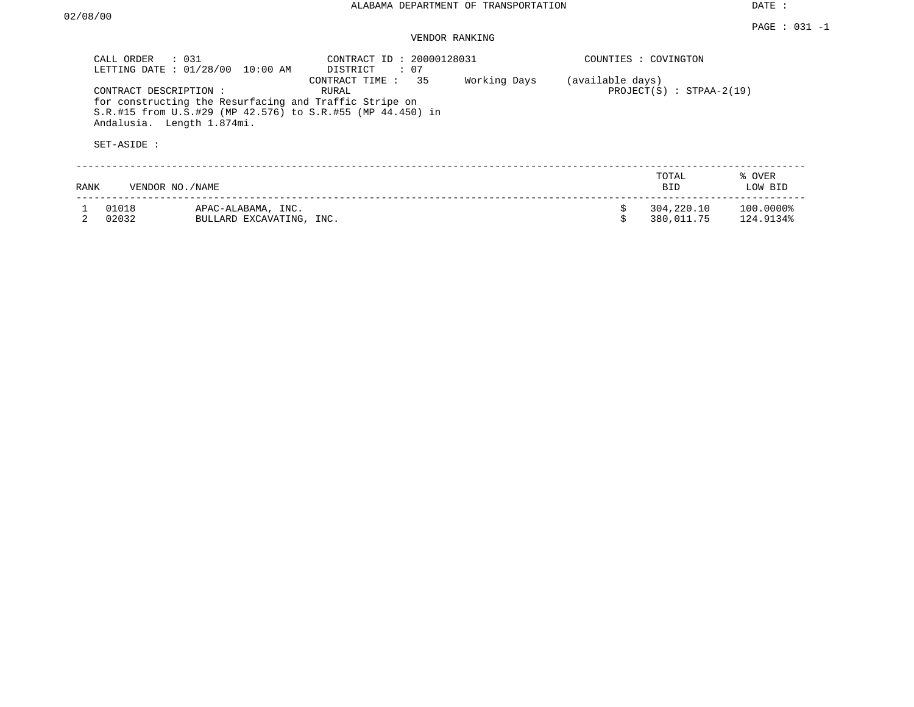ALABAMA DEPARTMENT OF TRANSPORTATION

DATE : 02/08/00

PAGE : 031 -1

VENDOR RANKING

CALL ORDER : 031
LETTING DATE : 01/28/00 10:00 AM

CONTRACT ID : 20000128031
DISTRICT : 07
CONTRACT TIME : 35 Working Days (available days)
RURAL

COUNTIES : COVINGTON

PROJECT(S) : STPAA-2(19)

CONTRACT DESCRIPTION :
for constructing the Resurfacing and Traffic Stripe on S.R.#15 from U.S.#29 (MP 42.576) to S.R.#55 (MP 44.450) in Andalusia. Length 1.874mi.

SET-ASIDE :

| RANK | VENDOR NO./NAME | | TOTAL BID | % OVER LOW BID |
|---|---|---|---|---|
| 1 | 01018 | APAC-ALABAMA, INC. | $ 304,220.10 | 100.0000% |
| 2 | 02032 | BULLARD EXCAVATING, INC. | $ 380,011.75 | 124.9134% |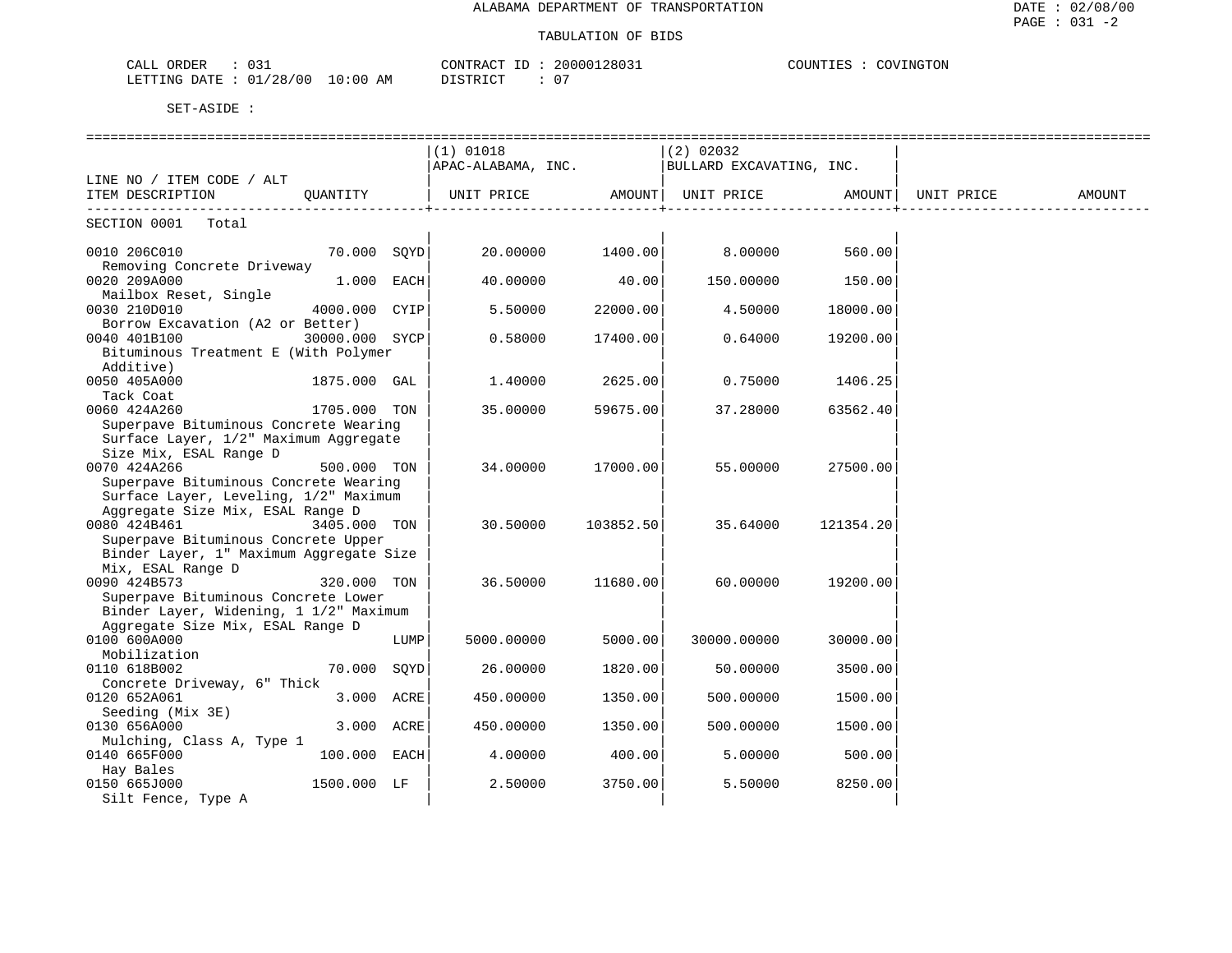ALABAMA DEPARTMENT OF TRANSPORTATION

TABULATION OF BIDS

CALL ORDER : 031 CONTRACT ID : 20000128031 COUNTIES : COVINGTON
LETTING DATE : 01/28/00 10:00 AM DISTRICT : 07

SET-ASIDE :

| LINE NO / ITEM CODE / ALT ITEM DESCRIPTION | QUANTITY | (1) 01018 APAC-ALABAMA, INC. UNIT PRICE | AMOUNT | (2) 02032 BULLARD EXCAVATING, INC. UNIT PRICE | AMOUNT | UNIT PRICE | AMOUNT |
|---|---|---|---|---|---|---|---|
| SECTION 0001 Total | | | | | | | |
| 0010 206C010 Removing Concrete Driveway | 70.000 SQYD | 20.00000 | 1400.00 | 8.00000 | 560.00 | | |
| 0020 209A000 Mailbox Reset, Single | 1.000 EACH | 40.00000 | 40.00 | 150.00000 | 150.00 | | |
| 0030 210D010 Borrow Excavation (A2 or Better) | 4000.000 CYIP | 5.50000 | 22000.00 | 4.50000 | 18000.00 | | |
| 0040 401B100 Bituminous Treatment E (With Polymer Additive) | 30000.000 SYCP | 0.58000 | 17400.00 | 0.64000 | 19200.00 | | |
| 0050 405A000 Tack Coat | 1875.000 GAL | 1.40000 | 2625.00 | 0.75000 | 1406.25 | | |
| 0060 424A260 Superpave Bituminous Concrete Wearing Surface Layer, 1/2" Maximum Aggregate Size Mix, ESAL Range D | 1705.000 TON | 35.00000 | 59675.00 | 37.28000 | 63562.40 | | |
| 0070 424A266 Superpave Bituminous Concrete Wearing Surface Layer, Leveling, 1/2" Maximum Aggregate Size Mix, ESAL Range D | 500.000 TON | 34.00000 | 17000.00 | 55.00000 | 27500.00 | | |
| 0080 424B461 Superpave Bituminous Concrete Upper Binder Layer, 1" Maximum Aggregate Size Mix, ESAL Range D | 3405.000 TON | 30.50000 | 103852.50 | 35.64000 | 121354.20 | | |
| 0090 424B573 Superpave Bituminous Concrete Lower Binder Layer, Widening, 1 1/2" Maximum Aggregate Size Mix, ESAL Range D | 320.000 TON | 36.50000 | 11680.00 | 60.00000 | 19200.00 | | |
| 0100 600A000 Mobilization | LUMP | 5000.00000 | 5000.00 | 30000.00000 | 30000.00 | | |
| 0110 618B002 Concrete Driveway, 6" Thick | 70.000 SQYD | 26.00000 | 1820.00 | 50.00000 | 3500.00 | | |
| 0120 652A061 Seeding (Mix 3E) | 3.000 ACRE | 450.00000 | 1350.00 | 500.00000 | 1500.00 | | |
| 0130 656A000 Mulching, Class A, Type 1 | 3.000 ACRE | 450.00000 | 1350.00 | 500.00000 | 1500.00 | | |
| 0140 665F000 Hay Bales | 100.000 EACH | 4.00000 | 400.00 | 5.00000 | 500.00 | | |
| 0150 665J000 Silt Fence, Type A | 1500.000 LF | 2.50000 | 3750.00 | 5.50000 | 8250.00 | | |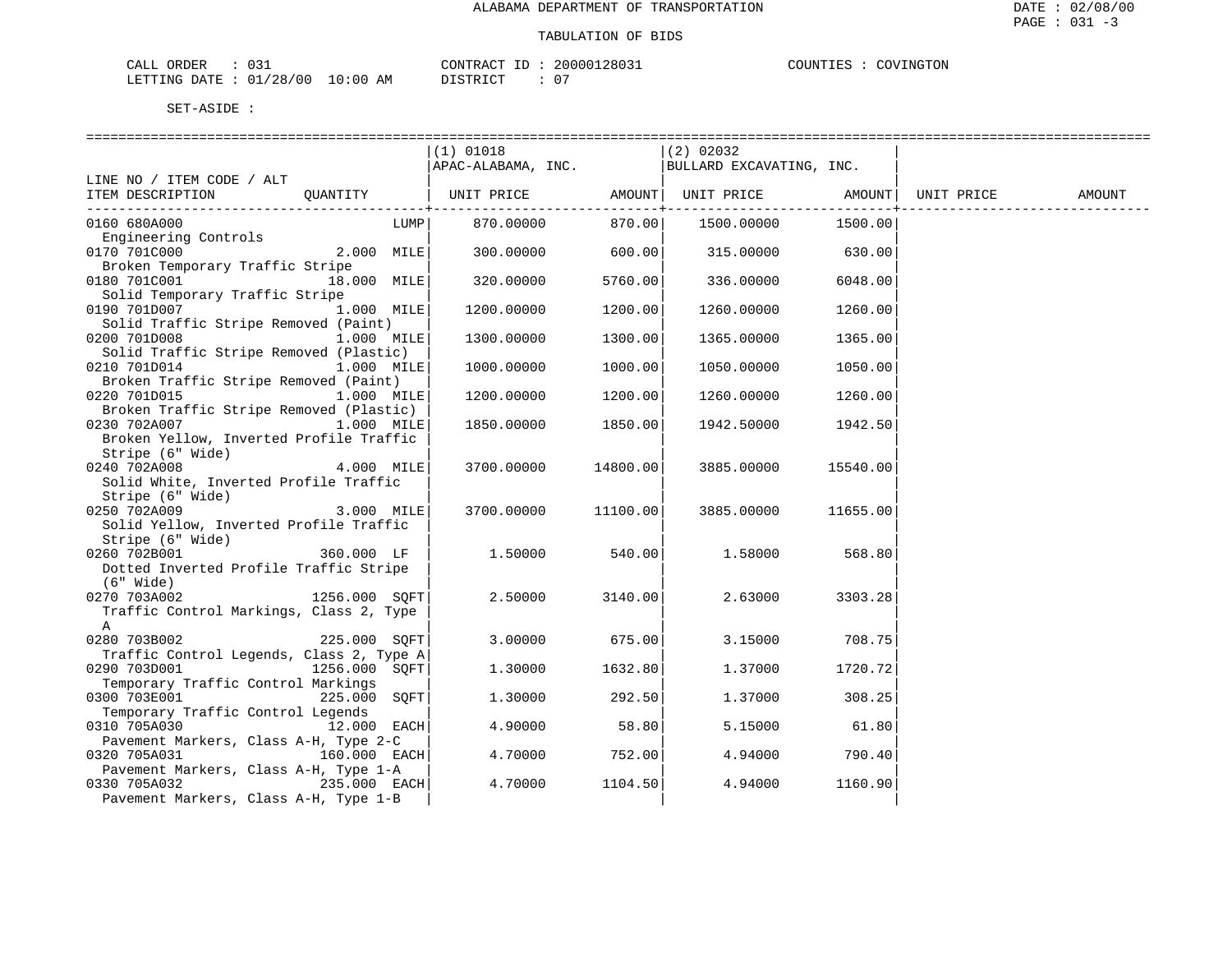ALABAMA DEPARTMENT OF TRANSPORTATION

TABULATION OF BIDS

CALL ORDER : 031 CONTRACT ID : 20000128031 COUNTIES : COVINGTON
LETTING DATE : 01/28/00 10:00 AM DISTRICT : 07

SET-ASIDE :

| LINE NO / ITEM CODE / ALT ITEM DESCRIPTION | QUANTITY | (1) 01018 APAC-ALABAMA, INC. UNIT PRICE | AMOUNT | (2) 02032 BULLARD EXCAVATING, INC. UNIT PRICE | AMOUNT | UNIT PRICE | AMOUNT |
|---|---|---|---|---|---|---|---|
| 0160 680A000 Engineering Controls | LUMP | 870.00000 | 870.00 | 1500.00000 | 1500.00 | | |
| 0170 701C000 Broken Temporary Traffic Stripe | 2.000 MILE | 300.00000 | 600.00 | 315.00000 | 630.00 | | |
| 0180 701C001 Solid Temporary Traffic Stripe | 18.000 MILE | 320.00000 | 5760.00 | 336.00000 | 6048.00 | | |
| 0190 701D007 Solid Traffic Stripe Removed (Paint) | 1.000 MILE | 1200.00000 | 1200.00 | 1260.00000 | 1260.00 | | |
| 0200 701D008 Solid Traffic Stripe Removed (Plastic) | 1.000 MILE | 1300.00000 | 1300.00 | 1365.00000 | 1365.00 | | |
| 0210 701D014 Broken Traffic Stripe Removed (Paint) | 1.000 MILE | 1000.00000 | 1000.00 | 1050.00000 | 1050.00 | | |
| 0220 701D015 Broken Traffic Stripe Removed (Plastic) | 1.000 MILE | 1200.00000 | 1200.00 | 1260.00000 | 1260.00 | | |
| 0230 702A007 Broken Yellow, Inverted Profile Traffic Stripe (6" Wide) | 1.000 MILE | 1850.00000 | 1850.00 | 1942.50000 | 1942.50 | | |
| 0240 702A008 Solid White, Inverted Profile Traffic Stripe (6" Wide) | 4.000 MILE | 3700.00000 | 14800.00 | 3885.00000 | 15540.00 | | |
| 0250 702A009 Solid Yellow, Inverted Profile Traffic Stripe (6" Wide) | 3.000 MILE | 3700.00000 | 11100.00 | 3885.00000 | 11655.00 | | |
| 0260 702B001 Dotted Inverted Profile Traffic Stripe (6" Wide) | 360.000 LF | 1.50000 | 540.00 | 1.58000 | 568.80 | | |
| 0270 703A002 Traffic Control Markings, Class 2, Type A | 1256.000 SQFT | 2.50000 | 3140.00 | 2.63000 | 3303.28 | | |
| 0280 703B002 Traffic Control Legends, Class 2, Type A | 225.000 SQFT | 3.00000 | 675.00 | 3.15000 | 708.75 | | |
| 0290 703D001 Temporary Traffic Control Markings | 1256.000 SQFT | 1.30000 | 1632.80 | 1.37000 | 1720.72 | | |
| 0300 703E001 Temporary Traffic Control Legends | 225.000 SQFT | 1.30000 | 292.50 | 1.37000 | 308.25 | | |
| 0310 705A030 Pavement Markers, Class A-H, Type 2-C | 12.000 EACH | 4.90000 | 58.80 | 5.15000 | 61.80 | | |
| 0320 705A031 Pavement Markers, Class A-H, Type 1-A | 160.000 EACH | 4.70000 | 752.00 | 4.94000 | 790.40 | | |
| 0330 705A032 Pavement Markers, Class A-H, Type 1-B | 235.000 EACH | 4.70000 | 1104.50 | 4.94000 | 1160.90 | | |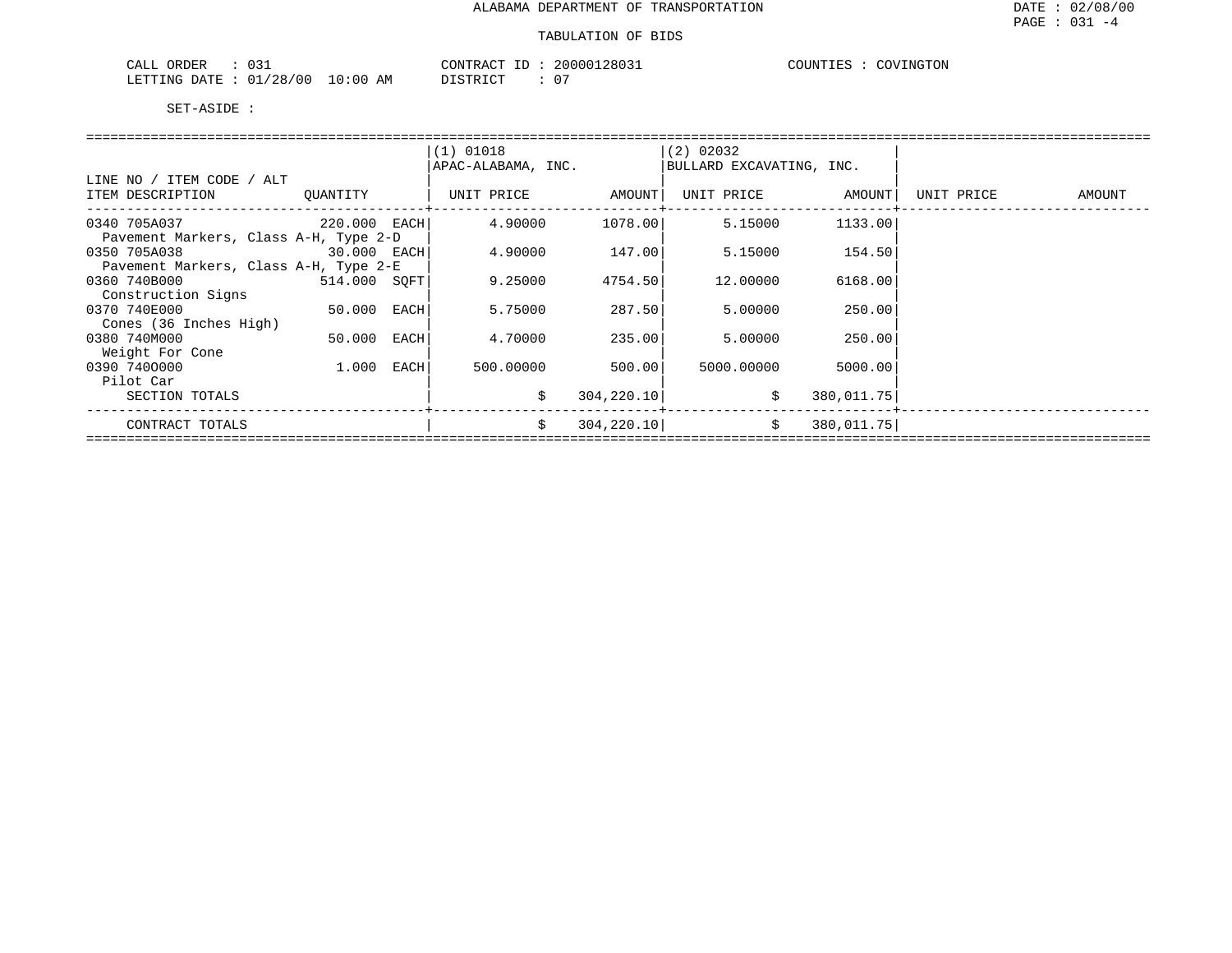# ALABAMA DEPARTMENT OF TRANSPORTATION

## TABULATION OF BIDS

CALL ORDER : 031 CONTRACT ID : 20000128031 COUNTIES : COVINGTON
LETTING DATE : 01/28/00 10:00 AM DISTRICT : 07

SET-ASIDE :

| LINE NO / ITEM CODE / ALT ITEM DESCRIPTION | QUANTITY | (1) 01018 APAC-ALABAMA, INC. UNIT PRICE | AMOUNT | (2) 02032 BULLARD EXCAVATING, INC. UNIT PRICE | AMOUNT | UNIT PRICE | AMOUNT |
|---|---|---|---|---|---|---|---|
| 0340 705A037 Pavement Markers, Class A-H, Type 2-D | 220.000 EACH | 4.90000 | 1078.00 | 5.15000 | 1133.00 | | |
| 0350 705A038 Pavement Markers, Class A-H, Type 2-E | 30.000 EACH | 4.90000 | 147.00 | 5.15000 | 154.50 | | |
| 0360 740B000 Construction Signs | 514.000 SQFT | 9.25000 | 4754.50 | 12.00000 | 6168.00 | | |
| 0370 740E000 Cones (36 Inches High) | 50.000 EACH | 5.75000 | 287.50 | 5.00000 | 250.00 | | |
| 0380 740M000 Weight For Cone | 50.000 EACH | 4.70000 | 235.00 | 5.00000 | 250.00 | | |
| 0390 740O000 Pilot Car | 1.000 EACH | 500.00000 | 500.00 | 5000.00000 | 5000.00 | | |
| SECTION TOTALS | | $ | 304,220.10 | $ | 380,011.75 | | |
| CONTRACT TOTALS | | $ | 304,220.10 | $ | 380,011.75 | | |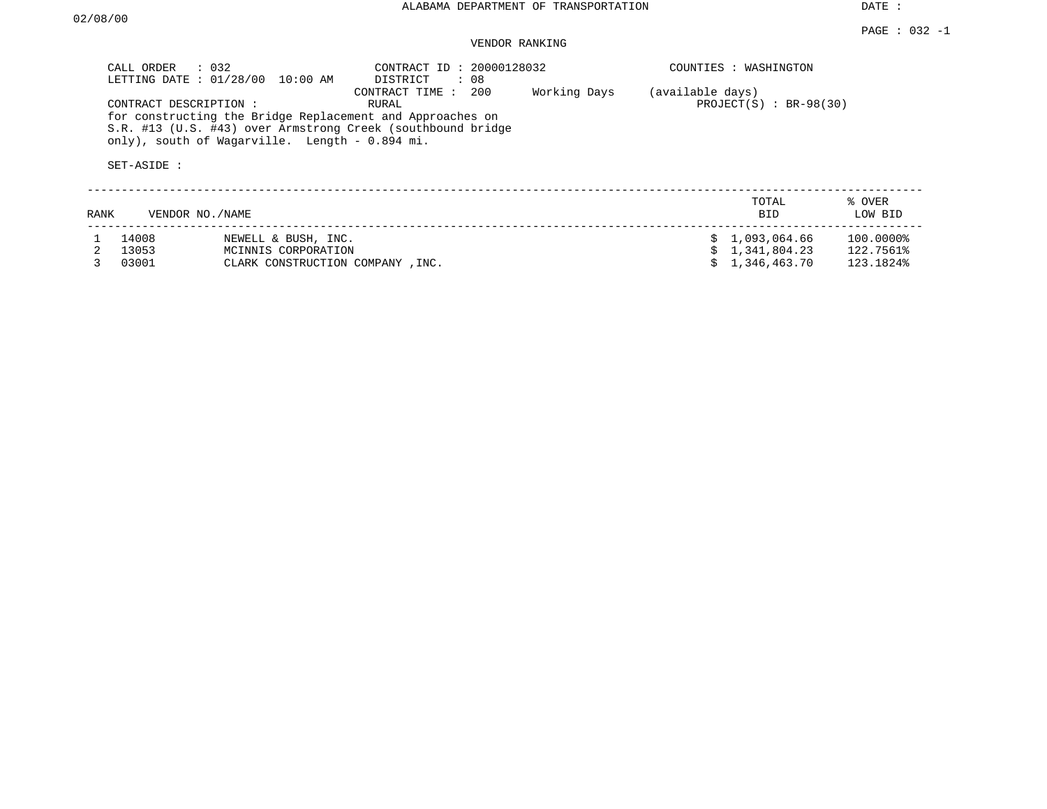ALABAMA DEPARTMENT OF TRANSPORTATION

DATE :

02/08/00

PAGE : 032 -1

VENDOR RANKING

CALL ORDER : 032
LETTING DATE : 01/28/00 10:00 AM

CONTRACT ID : 20000128032
DISTRICT : 08
CONTRACT TIME : 200 Working Days (available days)

COUNTIES : WASHINGTON

CONTRACT DESCRIPTION : RURAL

PROJECT(S) : BR-98(30)

for constructing the Bridge Replacement and Approaches on S.R. #13 (U.S. #43) over Armstrong Creek (southbound bridge only), south of Wagarville. Length - 0.894 mi.

SET-ASIDE :

| RANK | VENDOR NO./NAME | | TOTAL BID | % OVER LOW BID |
|---|---|---|---|---|
| 1 | 14008 | NEWELL & BUSH, INC. | $ 1,093,064.66 | 100.0000% |
| 2 | 13053 | MCINNIS CORPORATION | $ 1,341,804.23 | 122.7561% |
| 3 | 03001 | CLARK CONSTRUCTION COMPANY ,INC. | $ 1,346,463.70 | 123.1824% |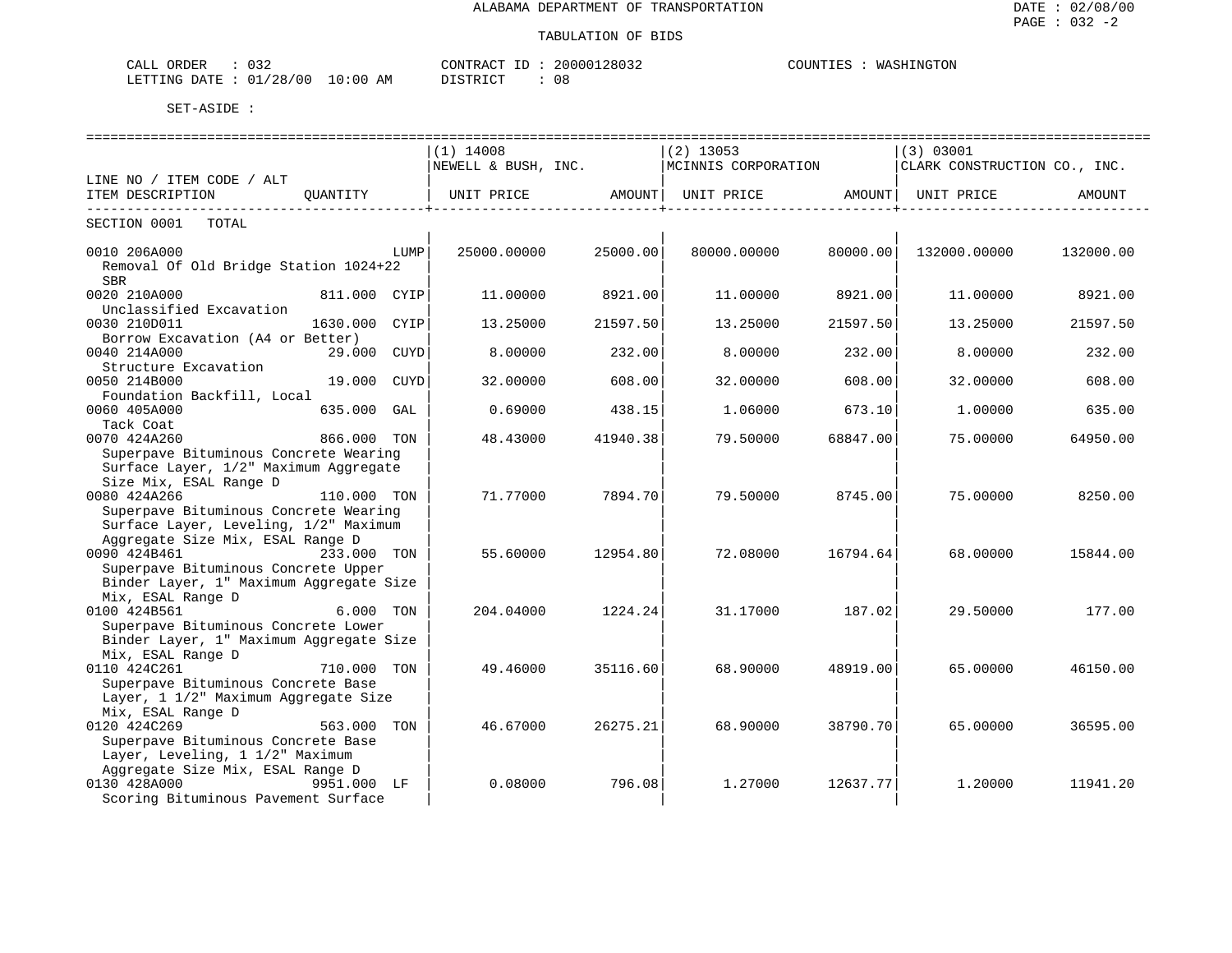ALABAMA DEPARTMENT OF TRANSPORTATION

TABULATION OF BIDS

CALL ORDER : 032
LETTING DATE : 01/28/00 10:00 AM

CONTRACT ID : 20000128032
DISTRICT : 08

COUNTIES : WASHINGTON

SET-ASIDE :

| LINE NO / ITEM CODE / ALT ITEM DESCRIPTION | QUANTITY | (1) 14008 NEWELL & BUSH, INC. UNIT PRICE | AMOUNT | (2) 13053 MCINNIS CORPORATION UNIT PRICE | AMOUNT | (3) 03001 CLARK CONSTRUCTION CO., INC. UNIT PRICE | AMOUNT |
|---|---|---|---|---|---|---|---|
| SECTION 0001 TOTAL | | | | | | | |
| 0010 206A000 Removal Of Old Bridge Station 1024+22 SBR | LUMP | 25000.00000 | 25000.00 | 80000.00000 | 80000.00 | 132000.00000 | 132000.00 |
| 0020 210A000 Unclassified Excavation | 811.000 CYIP | 11.00000 | 8921.00 | 11.00000 | 8921.00 | 11.00000 | 8921.00 |
| 0030 210D011 Borrow Excavation (A4 or Better) | 1630.000 CYIP | 13.25000 | 21597.50 | 13.25000 | 21597.50 | 13.25000 | 21597.50 |
| 0040 214A000 Structure Excavation | 29.000 CUYD | 8.00000 | 232.00 | 8.00000 | 232.00 | 8.00000 | 232.00 |
| 0050 214B000 Foundation Backfill, Local | 19.000 CUYD | 32.00000 | 608.00 | 32.00000 | 608.00 | 32.00000 | 608.00 |
| 0060 405A000 Tack Coat | 635.000 GAL | 0.69000 | 438.15 | 1.06000 | 673.10 | 1.00000 | 635.00 |
| 0070 424A260 Superpave Bituminous Concrete Wearing Surface Layer, 1/2" Maximum Aggregate Size Mix, ESAL Range D | 866.000 TON | 48.43000 | 41940.38 | 79.50000 | 68847.00 | 75.00000 | 64950.00 |
| 0080 424A266 Superpave Bituminous Concrete Wearing Surface Layer, Leveling, 1/2" Maximum Aggregate Size Mix, ESAL Range D | 110.000 TON | 71.77000 | 7894.70 | 79.50000 | 8745.00 | 75.00000 | 8250.00 |
| 0090 424B461 Superpave Bituminous Concrete Upper Binder Layer, 1" Maximum Aggregate Size Mix, ESAL Range D | 233.000 TON | 55.60000 | 12954.80 | 72.08000 | 16794.64 | 68.00000 | 15844.00 |
| 0100 424B561 Superpave Bituminous Concrete Lower Binder Layer, 1" Maximum Aggregate Size Mix, ESAL Range D | 6.000 TON | 204.04000 | 1224.24 | 31.17000 | 187.02 | 29.50000 | 177.00 |
| 0110 424C261 Superpave Bituminous Concrete Base Layer, 1 1/2" Maximum Aggregate Size Mix, ESAL Range D | 710.000 TON | 49.46000 | 35116.60 | 68.90000 | 48919.00 | 65.00000 | 46150.00 |
| 0120 424C269 Superpave Bituminous Concrete Base Layer, Leveling, 1 1/2" Maximum Aggregate Size Mix, ESAL Range D | 563.000 TON | 46.67000 | 26275.21 | 68.90000 | 38790.70 | 65.00000 | 36595.00 |
| 0130 428A000 Scoring Bituminous Pavement Surface | 9951.000 LF | 0.08000 | 796.08 | 1.27000 | 12637.77 | 1.20000 | 11941.20 |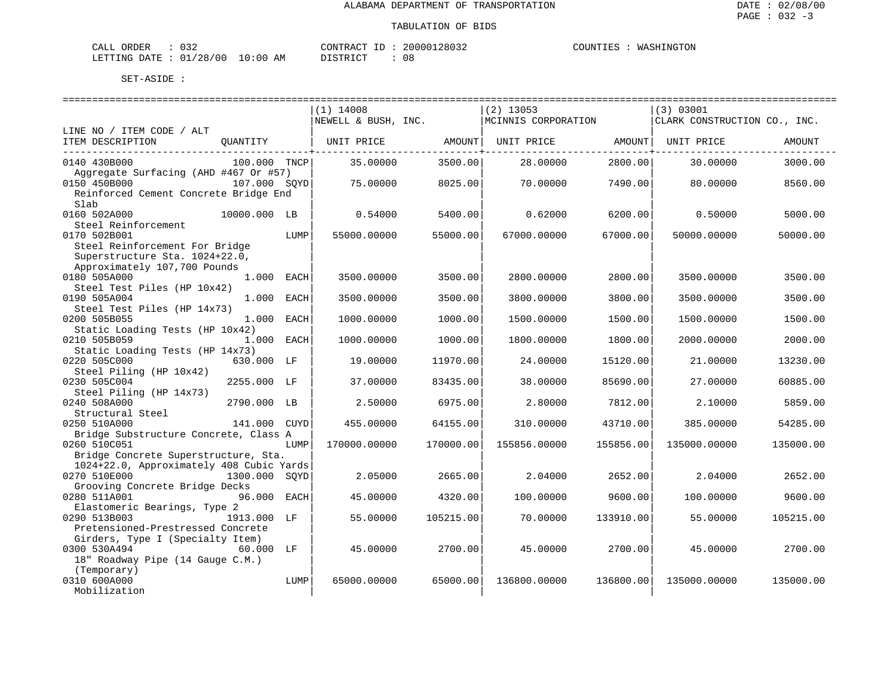ALABAMA DEPARTMENT OF TRANSPORTATION

TABULATION OF BIDS

CALL ORDER : 032  CONTRACT ID : 20000128032  COUNTIES : WASHINGTON
LETTING DATE : 01/28/00 10:00 AM  DISTRICT : 08

SET-ASIDE :

| LINE NO / ITEM CODE / ALT ITEM DESCRIPTION | QUANTITY | | (1) 14008 NEWELL & BUSH, INC. UNIT PRICE | AMOUNT | (2) 13053 MCINNIS CORPORATION UNIT PRICE | AMOUNT | (3) 03001 CLARK CONSTRUCTION CO., INC. UNIT PRICE | AMOUNT |
|---|---|---|---|---|---|---|---|---|
| 0140 430B000 Aggregate Surfacing (AHD #467 Or #57) | 100.000 | TNCP | 35.00000 | 3500.00 | 28.00000 | 2800.00 | 30.00000 | 3000.00 |
| 0150 450B000 Reinforced Cement Concrete Bridge End Slab | 107.000 | SQYD | 75.00000 | 8025.00 | 70.00000 | 7490.00 | 80.00000 | 8560.00 |
| 0160 502A000 Steel Reinforcement | 10000.000 | LB | 0.54000 | 5400.00 | 0.62000 | 6200.00 | 0.50000 | 5000.00 |
| 0170 502B001 Steel Reinforcement For Bridge Superstructure Sta. 1024+22.0, Approximately 107,700 Pounds | | LUMP | 55000.00000 | 55000.00 | 67000.00000 | 67000.00 | 50000.00000 | 50000.00 |
| 0180 505A000 Steel Test Piles (HP 10x42) | 1.000 | EACH | 3500.00000 | 3500.00 | 2800.00000 | 2800.00 | 3500.00000 | 3500.00 |
| 0190 505A004 Steel Test Piles (HP 14x73) | 1.000 | EACH | 3500.00000 | 3500.00 | 3800.00000 | 3800.00 | 3500.00000 | 3500.00 |
| 0200 505B055 Static Loading Tests (HP 10x42) | 1.000 | EACH | 1000.00000 | 1000.00 | 1500.00000 | 1500.00 | 1500.00000 | 1500.00 |
| 0210 505B059 Static Loading Tests (HP 14x73) | 1.000 | EACH | 1000.00000 | 1000.00 | 1800.00000 | 1800.00 | 2000.00000 | 2000.00 |
| 0220 505C000 Steel Piling (HP 10x42) | 630.000 | LF | 19.00000 | 11970.00 | 24.00000 | 15120.00 | 21.00000 | 13230.00 |
| 0230 505C004 Steel Piling (HP 14x73) | 2255.000 | LF | 37.00000 | 83435.00 | 38.00000 | 85690.00 | 27.00000 | 60885.00 |
| 0240 508A000 Structural Steel | 2790.000 | LB | 2.50000 | 6975.00 | 2.80000 | 7812.00 | 2.10000 | 5859.00 |
| 0250 510A000 Bridge Substructure Concrete, Class A | 141.000 | CUYD | 455.00000 | 64155.00 | 310.00000 | 43710.00 | 385.00000 | 54285.00 |
| 0260 510C051 Bridge Concrete Superstructure, Sta. 1024+22.0, Approximately 408 Cubic Yards | | LUMP | 170000.00000 | 170000.00 | 155856.00000 | 155856.00 | 135000.00000 | 135000.00 |
| 0270 510E000 Grooving Concrete Bridge Decks | 1300.000 | SQYD | 2.05000 | 2665.00 | 2.04000 | 2652.00 | 2.04000 | 2652.00 |
| 0280 511A001 Elastomeric Bearings, Type 2 | 96.000 | EACH | 45.00000 | 4320.00 | 100.00000 | 9600.00 | 100.00000 | 9600.00 |
| 0290 513B003 Pretensioned-Prestressed Concrete Girders, Type I (Specialty Item) | 1913.000 | LF | 55.00000 | 105215.00 | 70.00000 | 133910.00 | 55.00000 | 105215.00 |
| 0300 530A494 18" Roadway Pipe (14 Gauge C.M.) (Temporary) | 60.000 | LF | 45.00000 | 2700.00 | 45.00000 | 2700.00 | 45.00000 | 2700.00 |
| 0310 600A000 Mobilization | | LUMP | 65000.00000 | 65000.00 | 136800.00000 | 136800.00 | 135000.00000 | 135000.00 |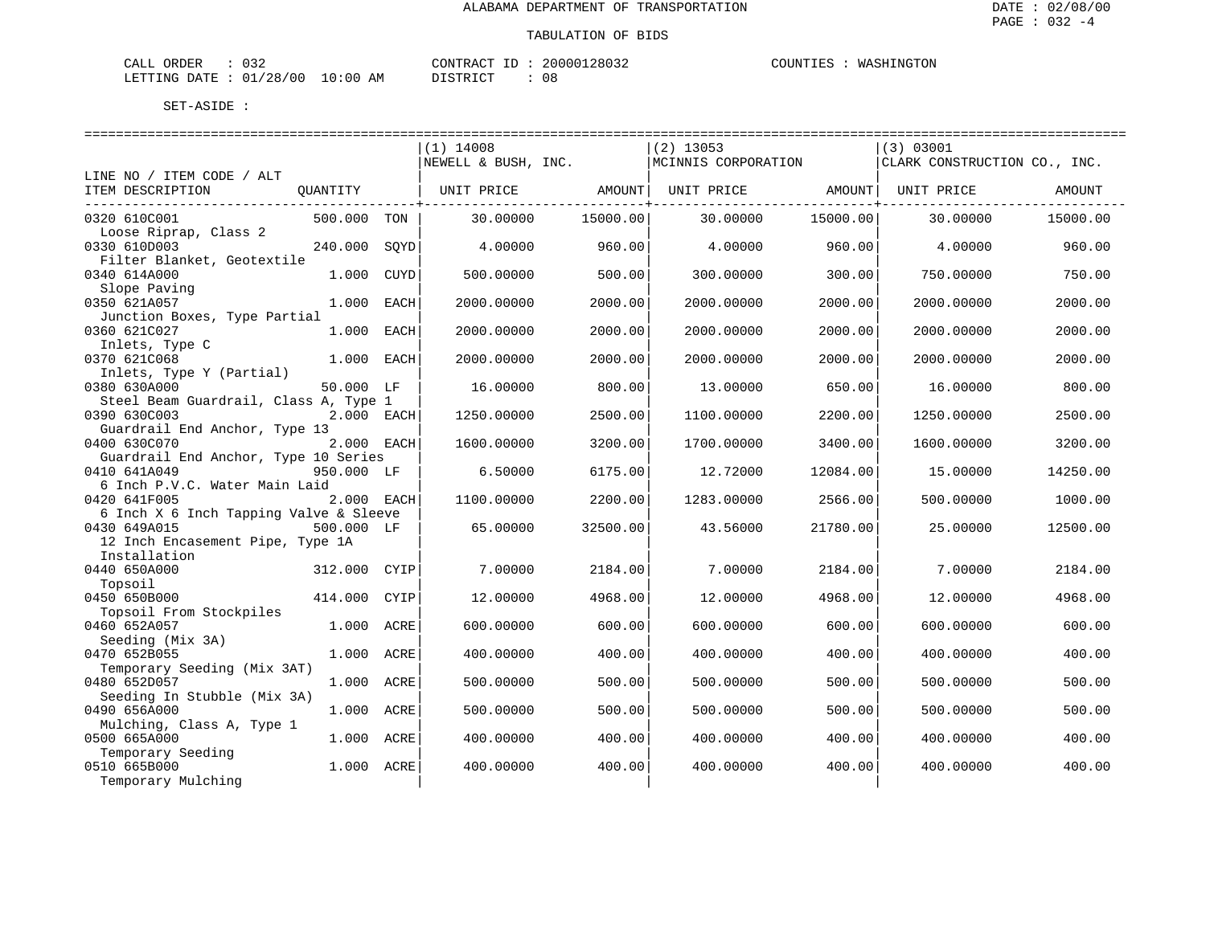ALABAMA DEPARTMENT OF TRANSPORTATION

TABULATION OF BIDS

CALL ORDER : 032 CONTRACT ID : 20000128032 COUNTIES : WASHINGTON
LETTING DATE : 01/28/00 10:00 AM DISTRICT : 08

SET-ASIDE :

| LINE NO / ITEM CODE / ALT ITEM DESCRIPTION | QUANTITY | (1) 14008 NEWELL & BUSH, INC. UNIT PRICE | AMOUNT | (2) 13053 MCINNIS CORPORATION UNIT PRICE | AMOUNT | (3) 03001 CLARK CONSTRUCTION CO., INC. UNIT PRICE | AMOUNT |
|---|---|---|---|---|---|---|---|
| 0320 610C001 Loose Riprap, Class 2 | 500.000 TON | 30.00000 | 15000.00 | 30.00000 | 15000.00 | 30.00000 | 15000.00 |
| 0330 610D003 Filter Blanket, Geotextile | 240.000 SQYD | 4.00000 | 960.00 | 4.00000 | 960.00 | 4.00000 | 960.00 |
| 0340 614A000 Slope Paving | 1.000 CUYD | 500.00000 | 500.00 | 300.00000 | 300.00 | 750.00000 | 750.00 |
| 0350 621A057 Junction Boxes, Type Partial | 1.000 EACH | 2000.00000 | 2000.00 | 2000.00000 | 2000.00 | 2000.00000 | 2000.00 |
| 0360 621C027 Inlets, Type C | 1.000 EACH | 2000.00000 | 2000.00 | 2000.00000 | 2000.00 | 2000.00000 | 2000.00 |
| 0370 621C068 Inlets, Type Y (Partial) | 1.000 EACH | 2000.00000 | 2000.00 | 2000.00000 | 2000.00 | 2000.00000 | 2000.00 |
| 0380 630A000 Steel Beam Guardrail, Class A, Type 1 | 50.000 LF | 16.00000 | 800.00 | 13.00000 | 650.00 | 16.00000 | 800.00 |
| 0390 630C003 Guardrail End Anchor, Type 13 | 2.000 EACH | 1250.00000 | 2500.00 | 1100.00000 | 2200.00 | 1250.00000 | 2500.00 |
| 0400 630C070 Guardrail End Anchor, Type 10 Series | 2.000 EACH | 1600.00000 | 3200.00 | 1700.00000 | 3400.00 | 1600.00000 | 3200.00 |
| 0410 641A049 6 Inch P.V.C. Water Main Laid | 950.000 LF | 6.50000 | 6175.00 | 12.72000 | 12084.00 | 15.00000 | 14250.00 |
| 0420 641F005 6 Inch X 6 Inch Tapping Valve & Sleeve | 2.000 EACH | 1100.00000 | 2200.00 | 1283.00000 | 2566.00 | 500.00000 | 1000.00 |
| 0430 649A015 12 Inch Encasement Pipe, Type 1A Installation | 500.000 LF | 65.00000 | 32500.00 | 43.56000 | 21780.00 | 25.00000 | 12500.00 |
| 0440 650A000 Topsoil | 312.000 CYIP | 7.00000 | 2184.00 | 7.00000 | 2184.00 | 7.00000 | 2184.00 |
| 0450 650B000 Topsoil From Stockpiles | 414.000 CYIP | 12.00000 | 4968.00 | 12.00000 | 4968.00 | 12.00000 | 4968.00 |
| 0460 652A057 Seeding (Mix 3A) | 1.000 ACRE | 600.00000 | 600.00 | 600.00000 | 600.00 | 600.00000 | 600.00 |
| 0470 652B055 Temporary Seeding (Mix 3AT) | 1.000 ACRE | 400.00000 | 400.00 | 400.00000 | 400.00 | 400.00000 | 400.00 |
| 0480 652D057 Seeding In Stubble (Mix 3A) | 1.000 ACRE | 500.00000 | 500.00 | 500.00000 | 500.00 | 500.00000 | 500.00 |
| 0490 656A000 Mulching, Class A, Type 1 | 1.000 ACRE | 500.00000 | 500.00 | 500.00000 | 500.00 | 500.00000 | 500.00 |
| 0500 665A000 Temporary Seeding | 1.000 ACRE | 400.00000 | 400.00 | 400.00000 | 400.00 | 400.00000 | 400.00 |
| 0510 665B000 Temporary Mulching | 1.000 ACRE | 400.00000 | 400.00 | 400.00000 | 400.00 | 400.00000 | 400.00 |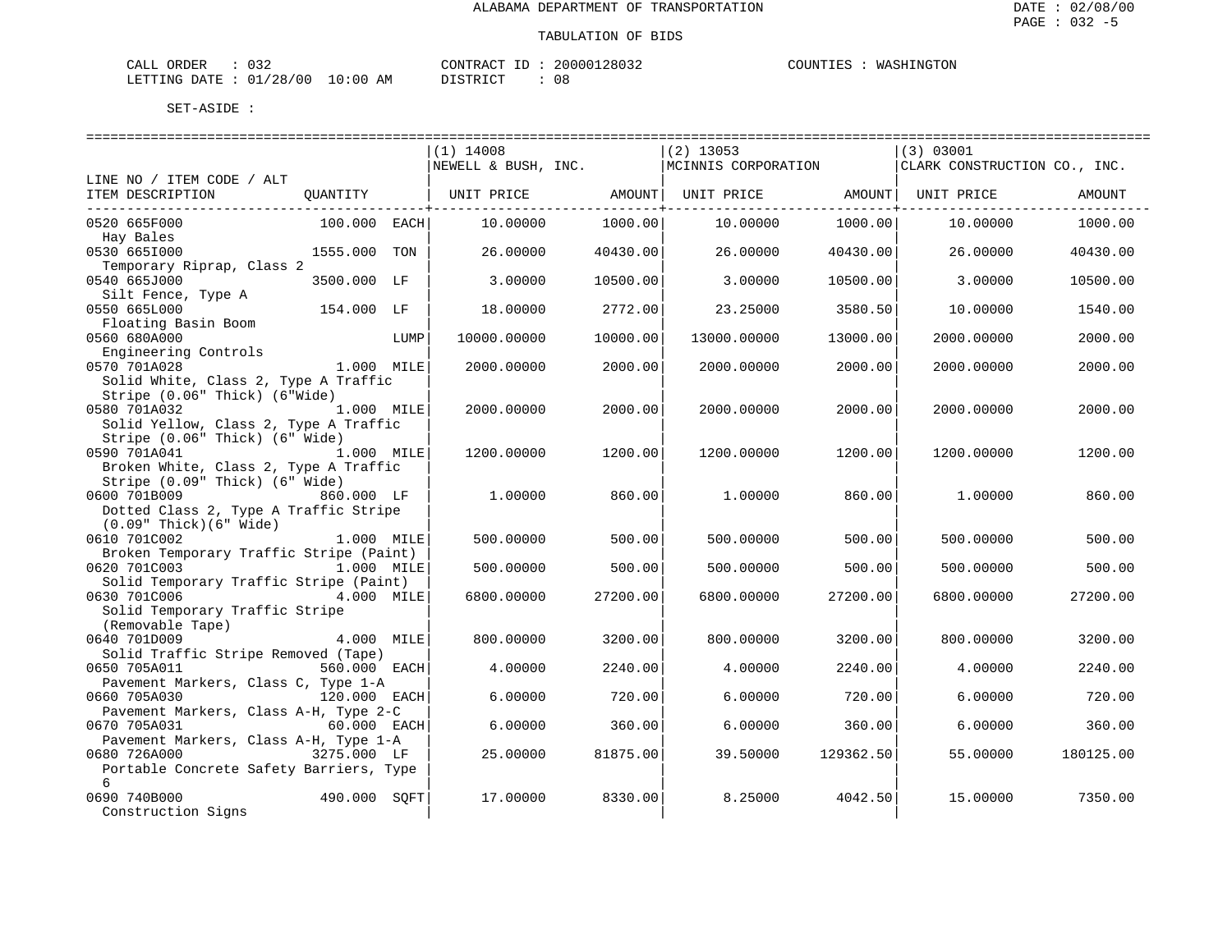ALABAMA DEPARTMENT OF TRANSPORTATION

TABULATION OF BIDS

CALL ORDER : 032　　CONTRACT ID : 20000128032　　COUNTIES : WASHINGTON
LETTING DATE : 01/28/00 10:00 AM　　DISTRICT : 08

SET-ASIDE :

| LINE NO / ITEM CODE / ALT ITEM DESCRIPTION | QUANTITY | (1) 14008 NEWELL & BUSH, INC. UNIT PRICE | AMOUNT | (2) 13053 MCINNIS CORPORATION UNIT PRICE | AMOUNT | (3) 03001 CLARK CONSTRUCTION CO., INC. UNIT PRICE | AMOUNT |
|---|---|---|---|---|---|---|---|
| 0520 665F000 Hay Bales | 100.000 EACH | 10.00000 | 1000.00 | 10.00000 | 1000.00 | 10.00000 | 1000.00 |
| 0530 665I000 Temporary Riprap, Class 2 | 1555.000 TON | 26.00000 | 40430.00 | 26.00000 | 40430.00 | 26.00000 | 40430.00 |
| 0540 665J000 Silt Fence, Type A | 3500.000 LF | 3.00000 | 10500.00 | 3.00000 | 10500.00 | 3.00000 | 10500.00 |
| 0550 665L000 Floating Basin Boom | 154.000 LF | 18.00000 | 2772.00 | 23.25000 | 3580.50 | 10.00000 | 1540.00 |
| 0560 680A000 Engineering Controls | LUMP | 10000.00000 | 10000.00 | 13000.00000 | 13000.00 | 2000.00000 | 2000.00 |
| 0570 701A028 Solid White, Class 2, Type A Traffic Stripe (0.06" Thick) (6"Wide) | 1.000 MILE | 2000.00000 | 2000.00 | 2000.00000 | 2000.00 | 2000.00000 | 2000.00 |
| 0580 701A032 Solid Yellow, Class 2, Type A Traffic Stripe (0.06" Thick) (6" Wide) | 1.000 MILE | 2000.00000 | 2000.00 | 2000.00000 | 2000.00 | 2000.00000 | 2000.00 |
| 0590 701A041 Broken White, Class 2, Type A Traffic Stripe (0.09" Thick) (6" Wide) | 1.000 MILE | 1200.00000 | 1200.00 | 1200.00000 | 1200.00 | 1200.00000 | 1200.00 |
| 0600 701B009 Dotted Class 2, Type A Traffic Stripe (0.09" Thick)(6" Wide) | 860.000 LF | 1.00000 | 860.00 | 1.00000 | 860.00 | 1.00000 | 860.00 |
| 0610 701C002 Broken Temporary Traffic Stripe (Paint) | 1.000 MILE | 500.00000 | 500.00 | 500.00000 | 500.00 | 500.00000 | 500.00 |
| 0620 701C003 Solid Temporary Traffic Stripe (Paint) | 1.000 MILE | 500.00000 | 500.00 | 500.00000 | 500.00 | 500.00000 | 500.00 |
| 0630 701C006 Solid Temporary Traffic Stripe (Removable Tape) | 4.000 MILE | 6800.00000 | 27200.00 | 6800.00000 | 27200.00 | 6800.00000 | 27200.00 |
| 0640 701D009 Solid Traffic Stripe Removed (Tape) | 4.000 MILE | 800.00000 | 3200.00 | 800.00000 | 3200.00 | 800.00000 | 3200.00 |
| 0650 705A011 Pavement Markers, Class C, Type 1-A | 560.000 EACH | 4.00000 | 2240.00 | 4.00000 | 2240.00 | 4.00000 | 2240.00 |
| 0660 705A030 Pavement Markers, Class A-H, Type 2-C | 120.000 EACH | 6.00000 | 720.00 | 6.00000 | 720.00 | 6.00000 | 720.00 |
| 0670 705A031 Pavement Markers, Class A-H, Type 1-A | 60.000 EACH | 6.00000 | 360.00 | 6.00000 | 360.00 | 6.00000 | 360.00 |
| 0680 726A000 Portable Concrete Safety Barriers, Type 6 | 3275.000 LF | 25.00000 | 81875.00 | 39.50000 | 129362.50 | 55.00000 | 180125.00 |
| 0690 740B000 Construction Signs | 490.000 SQFT | 17.00000 | 8330.00 | 8.25000 | 4042.50 | 15.00000 | 7350.00 |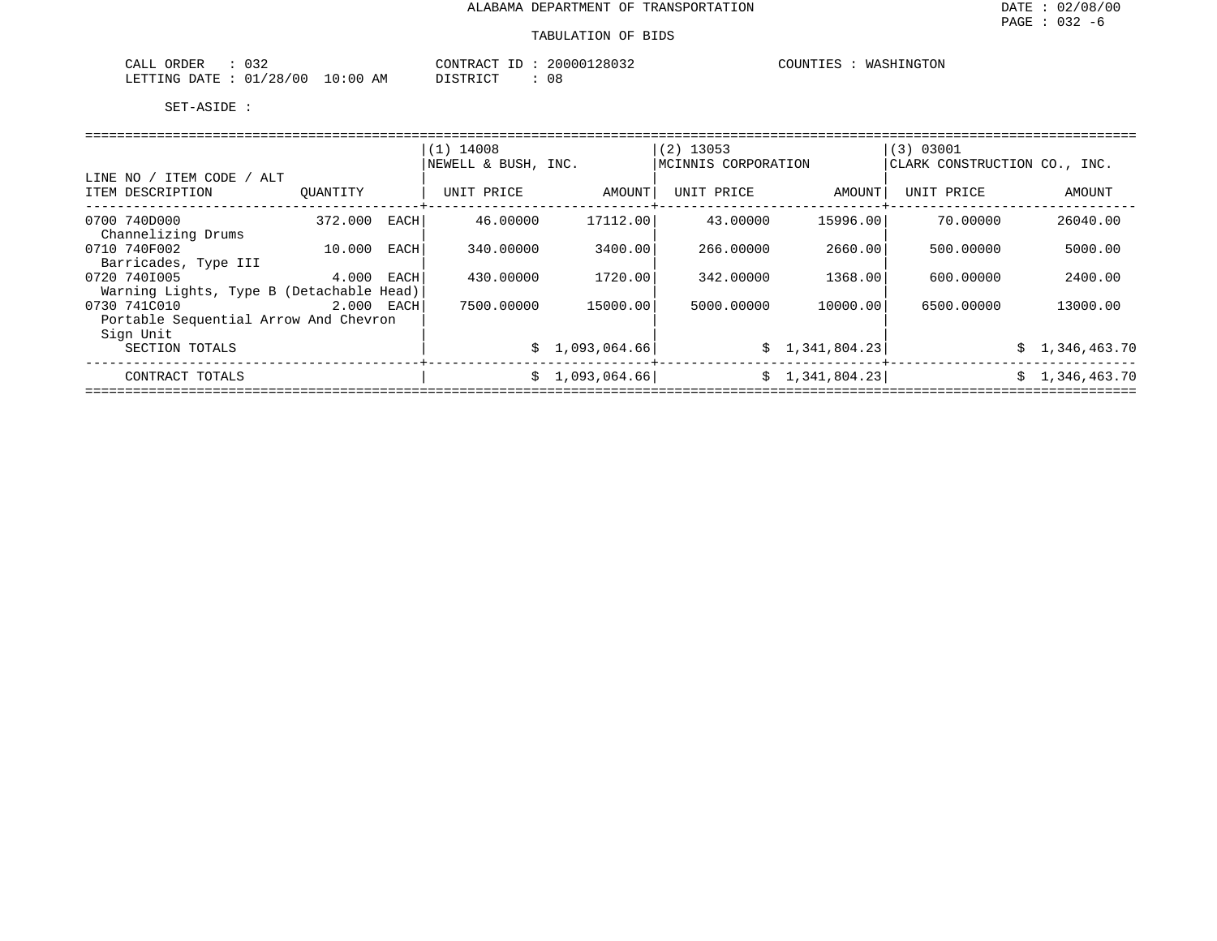ALABAMA DEPARTMENT OF TRANSPORTATION

DATE : 02/08/00

PAGE : 032 -6

TABULATION OF BIDS

CALL ORDER : 032 | CONTRACT ID : 20000128032 | COUNTIES : WASHINGTON

LETTING DATE : 01/28/00 10:00 AM | DISTRICT : 08

SET-ASIDE :

| LINE NO / ITEM CODE / ALT ITEM DESCRIPTION | QUANTITY | (1) 14008 NEWELL & BUSH, INC. UNIT PRICE | AMOUNT | (2) 13053 MCINNIS CORPORATION UNIT PRICE | AMOUNT | (3) 03001 CLARK CONSTRUCTION CO., INC. UNIT PRICE | AMOUNT |
|---|---|---|---|---|---|---|---|
| 0700 740D000 Channelizing Drums | 372.000 EACH | 46.00000 | 17112.00 | 43.00000 | 15996.00 | 70.00000 | 26040.00 |
| 0710 740F002 Barricades, Type III | 10.000 EACH | 340.00000 | 3400.00 | 266.00000 | 2660.00 | 500.00000 | 5000.00 |
| 0720 740I005 Warning Lights, Type B (Detachable Head) | 4.000 EACH | 430.00000 | 1720.00 | 342.00000 | 1368.00 | 600.00000 | 2400.00 |
| 0730 741C010 Portable Sequential Arrow And Chevron Sign Unit | 2.000 EACH | 7500.00000 | 15000.00 | 5000.00000 | 10000.00 | 6500.00000 | 13000.00 |
| SECTION TOTALS | | | $ 1,093,064.66 | | $ 1,341,804.23 | | $ 1,346,463.70 |
| CONTRACT TOTALS | | | $ 1,093,064.66 | | $ 1,341,804.23 | | $ 1,346,463.70 |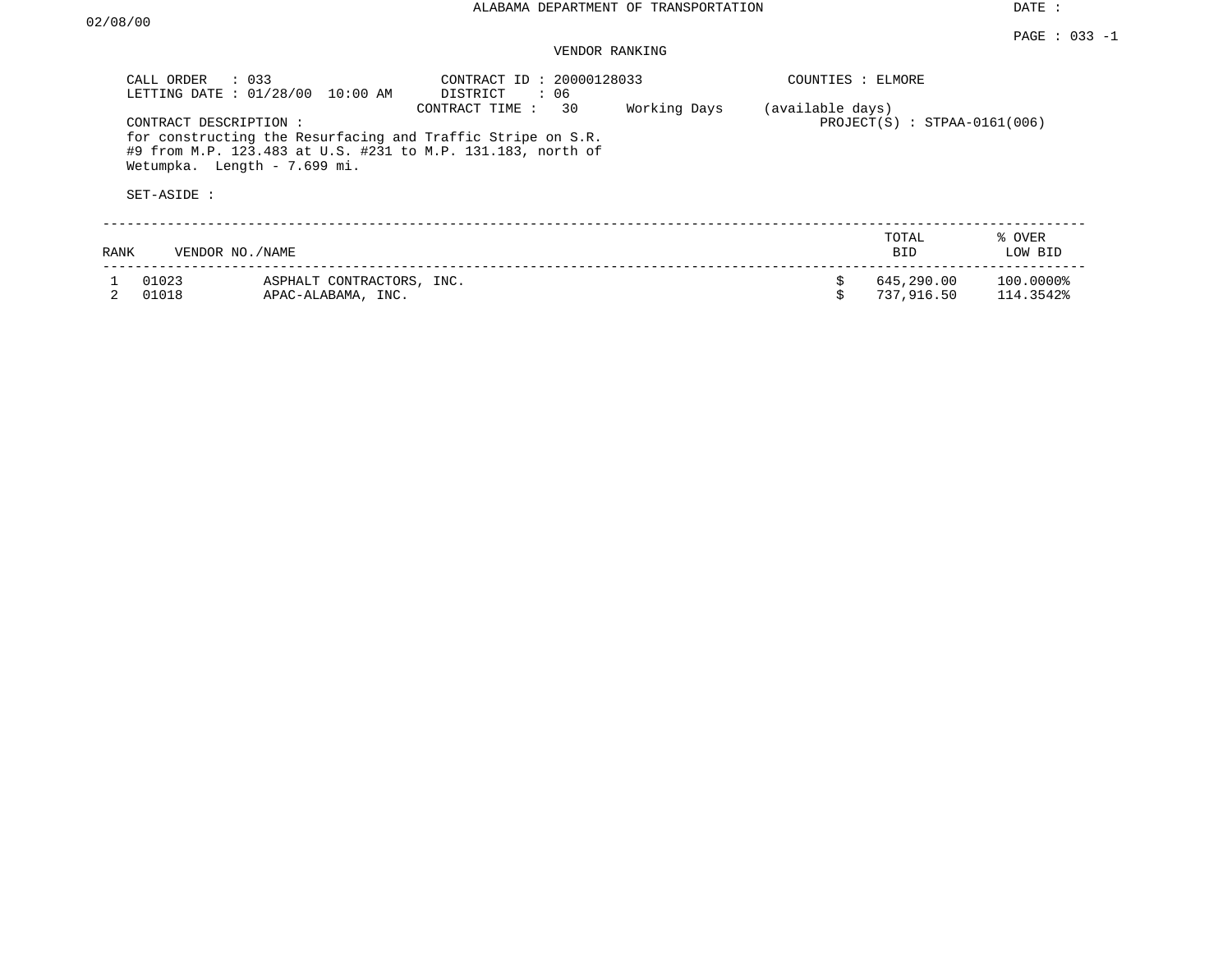ALABAMA DEPARTMENT OF TRANSPORTATION

DATE : 02/08/00

PAGE : 033 -1

VENDOR RANKING

CALL ORDER : 033
LETTING DATE : 01/28/00 10:00 AM

CONTRACT ID : 20000128033
DISTRICT : 06
CONTRACT TIME : 30 Working Days (available days)

COUNTIES : ELMORE

PROJECT(S) : STPAA-0161(006)

CONTRACT DESCRIPTION :
for constructing the Resurfacing and Traffic Stripe on S.R. #9 from M.P. 123.483 at U.S. #231 to M.P. 131.183, north of Wetumpka. Length - 7.699 mi.

SET-ASIDE :

| RANK | VENDOR NO./NAME | | TOTAL BID | % OVER LOW BID |
|---|---|---|---|---|
| 1 | 01023 | ASPHALT CONTRACTORS, INC. | $ 645,290.00 | 100.0000% |
| 2 | 01018 | APAC-ALABAMA, INC. | $ 737,916.50 | 114.3542% |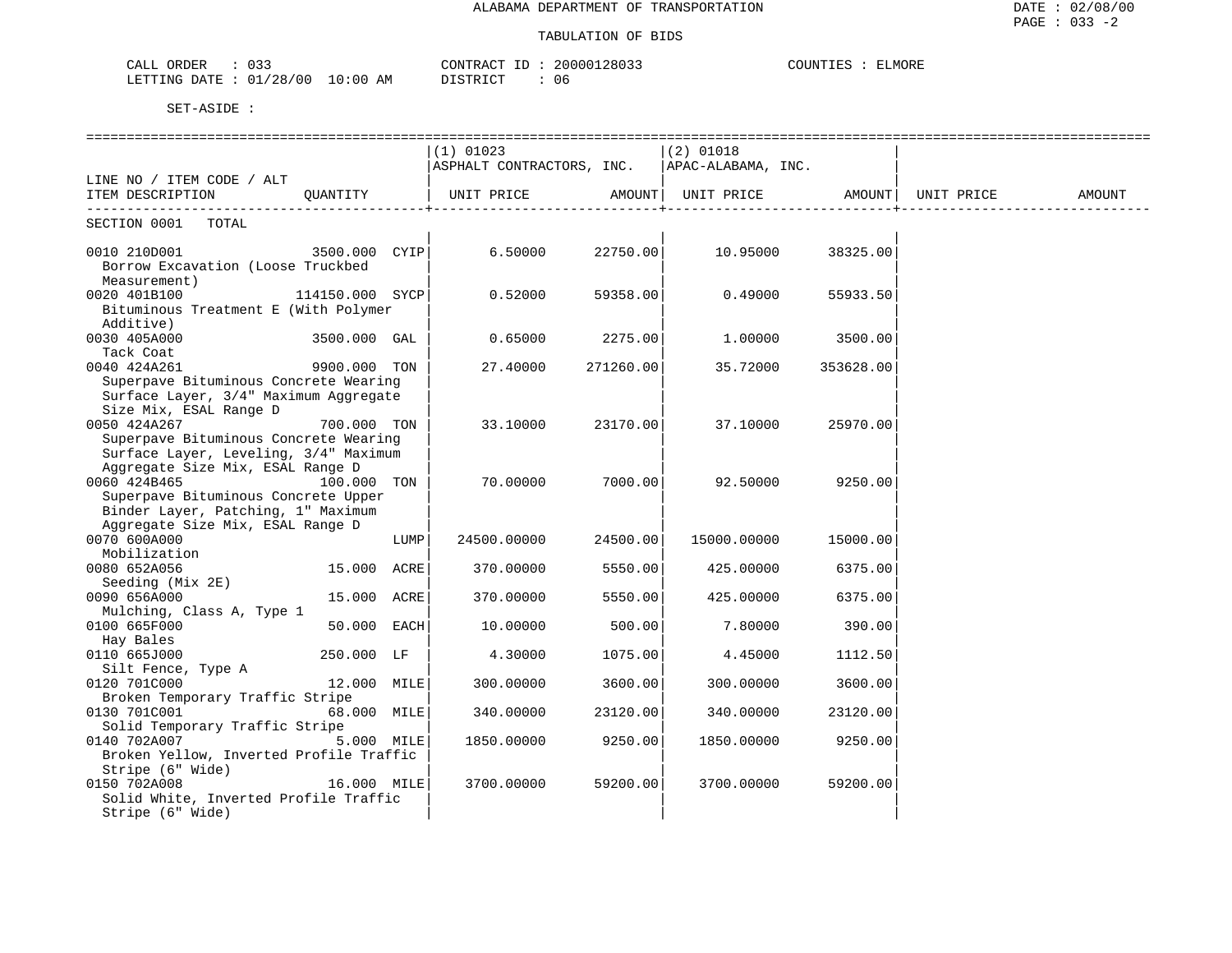ALABAMA DEPARTMENT OF TRANSPORTATION

TABULATION OF BIDS

DATE : 02/08/00
PAGE : 033 -2

CALL ORDER : 033
LETTING DATE : 01/28/00 10:00 AM

CONTRACT ID : 20000128033
DISTRICT : 06

COUNTIES : ELMORE

SET-ASIDE :

| LINE NO / ITEM CODE / ALT ITEM DESCRIPTION | QUANTITY | | (1) 01023 ASPHALT CONTRACTORS, INC. UNIT PRICE | AMOUNT | (2) 01018 APAC-ALABAMA, INC. UNIT PRICE | AMOUNT | UNIT PRICE | AMOUNT |
|---|---|---|---|---|---|---|---|---|
| SECTION 0001 TOTAL | | | | | | | | |
| 0010 210D001 Borrow Excavation (Loose Truckbed Measurement) | 3500.000 | CYIP | 6.50000 | 22750.00 | 10.95000 | 38325.00 | | |
| 0020 401B100 Bituminous Treatment E (With Polymer Additive) | 114150.000 | SYCP | 0.52000 | 59358.00 | 0.49000 | 55933.50 | | |
| 0030 405A000 Tack Coat | 3500.000 | GAL | 0.65000 | 2275.00 | 1.00000 | 3500.00 | | |
| 0040 424A261 Superpave Bituminous Concrete Wearing Surface Layer, 3/4" Maximum Aggregate Size Mix, ESAL Range D | 9900.000 | TON | 27.40000 | 271260.00 | 35.72000 | 353628.00 | | |
| 0050 424A267 Superpave Bituminous Concrete Wearing Surface Layer, Leveling, 3/4" Maximum Aggregate Size Mix, ESAL Range D | 700.000 | TON | 33.10000 | 23170.00 | 37.10000 | 25970.00 | | |
| 0060 424B465 Superpave Bituminous Concrete Upper Binder Layer, Patching, 1" Maximum Aggregate Size Mix, ESAL Range D | 100.000 | TON | 70.00000 | 7000.00 | 92.50000 | 9250.00 | | |
| 0070 600A000 Mobilization | | LUMP | 24500.00000 | 24500.00 | 15000.00000 | 15000.00 | | |
| 0080 652A056 Seeding (Mix 2E) | 15.000 | ACRE | 370.00000 | 5550.00 | 425.00000 | 6375.00 | | |
| 0090 656A000 Mulching, Class A, Type 1 | 15.000 | ACRE | 370.00000 | 5550.00 | 425.00000 | 6375.00 | | |
| 0100 665F000 Hay Bales | 50.000 | EACH | 10.00000 | 500.00 | 7.80000 | 390.00 | | |
| 0110 665J000 Silt Fence, Type A | 250.000 | LF | 4.30000 | 1075.00 | 4.45000 | 1112.50 | | |
| 0120 701C000 Broken Temporary Traffic Stripe | 12.000 | MILE | 300.00000 | 3600.00 | 300.00000 | 3600.00 | | |
| 0130 701C001 Solid Temporary Traffic Stripe | 68.000 | MILE | 340.00000 | 23120.00 | 340.00000 | 23120.00 | | |
| 0140 702A007 Broken Yellow, Inverted Profile Traffic Stripe (6" Wide) | 5.000 | MILE | 1850.00000 | 9250.00 | 1850.00000 | 9250.00 | | |
| 0150 702A008 Solid White, Inverted Profile Traffic Stripe (6" Wide) | 16.000 | MILE | 3700.00000 | 59200.00 | 3700.00000 | 59200.00 | | |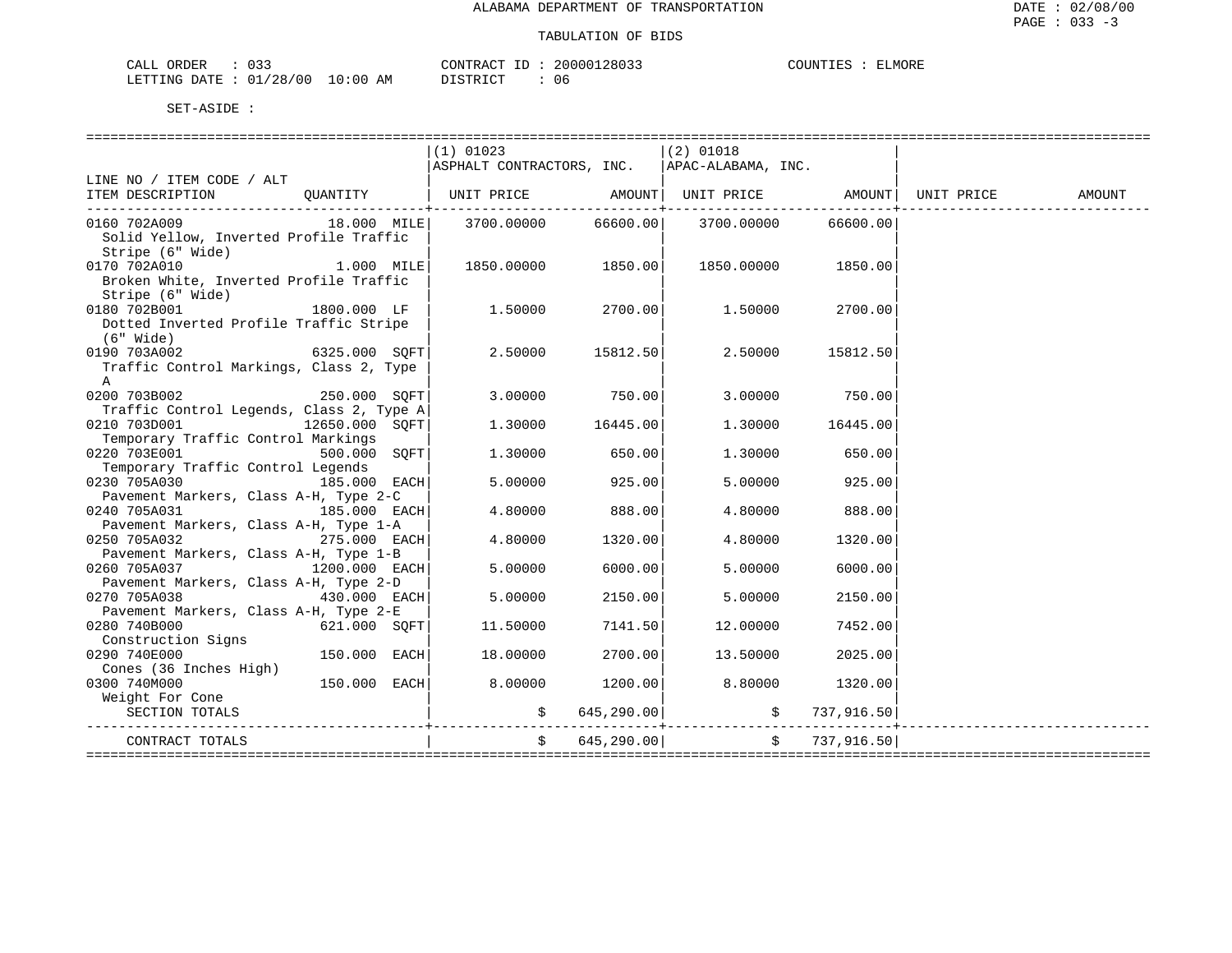ALABAMA DEPARTMENT OF TRANSPORTATION

TABULATION OF BIDS

CALL ORDER : 033　　CONTRACT ID : 20000128033　　COUNTIES : ELMORE
LETTING DATE : 01/28/00 10:00 AM　　DISTRICT : 06

SET-ASIDE :

| LINE NO / ITEM CODE / ALT ITEM DESCRIPTION | QUANTITY | (1) 01023 ASPHALT CONTRACTORS, INC. UNIT PRICE | AMOUNT | (2) 01018 APAC-ALABAMA, INC. UNIT PRICE | AMOUNT | UNIT PRICE | AMOUNT |
|---|---|---|---|---|---|---|---|
| 0160 702A009 Solid Yellow, Inverted Profile Traffic Stripe (6" Wide) | 18.000 MILE | 3700.00000 | 66600.00 | 3700.00000 | 66600.00 | | |
| 0170 702A010 Broken White, Inverted Profile Traffic Stripe (6" Wide) | 1.000 MILE | 1850.00000 | 1850.00 | 1850.00000 | 1850.00 | | |
| 0180 702B001 Dotted Inverted Profile Traffic Stripe (6" Wide) | 1800.000 LF | 1.50000 | 2700.00 | 1.50000 | 2700.00 | | |
| 0190 703A002 Traffic Control Markings, Class 2, Type A | 6325.000 SQFT | 2.50000 | 15812.50 | 2.50000 | 15812.50 | | |
| 0200 703B002 Traffic Control Legends, Class 2, Type A | 250.000 SQFT | 3.00000 | 750.00 | 3.00000 | 750.00 | | |
| 0210 703D001 Temporary Traffic Control Markings | 12650.000 SQFT | 1.30000 | 16445.00 | 1.30000 | 16445.00 | | |
| 0220 703E001 Temporary Traffic Control Legends | 500.000 SQFT | 1.30000 | 650.00 | 1.30000 | 650.00 | | |
| 0230 705A030 Pavement Markers, Class A-H, Type 2-C | 185.000 EACH | 5.00000 | 925.00 | 5.00000 | 925.00 | | |
| 0240 705A031 Pavement Markers, Class A-H, Type 1-A | 185.000 EACH | 4.80000 | 888.00 | 4.80000 | 888.00 | | |
| 0250 705A032 Pavement Markers, Class A-H, Type 1-B | 275.000 EACH | 4.80000 | 1320.00 | 4.80000 | 1320.00 | | |
| 0260 705A037 Pavement Markers, Class A-H, Type 2-D | 1200.000 EACH | 5.00000 | 6000.00 | 5.00000 | 6000.00 | | |
| 0270 705A038 Pavement Markers, Class A-H, Type 2-E | 430.000 EACH | 5.00000 | 2150.00 | 5.00000 | 2150.00 | | |
| 0280 740B000 Construction Signs | 621.000 SQFT | 11.50000 | 7141.50 | 12.00000 | 7452.00 | | |
| 0290 740E000 Cones (36 Inches High) | 150.000 EACH | 18.00000 | 2700.00 | 13.50000 | 2025.00 | | |
| 0300 740M000 Weight For Cone | 150.000 EACH | 8.00000 | 1200.00 | 8.80000 | 1320.00 | | |
| SECTION TOTALS | | $ | 645,290.00 | $ | 737,916.50 | | |
| CONTRACT TOTALS | | $ | 645,290.00 | $ | 737,916.50 | | |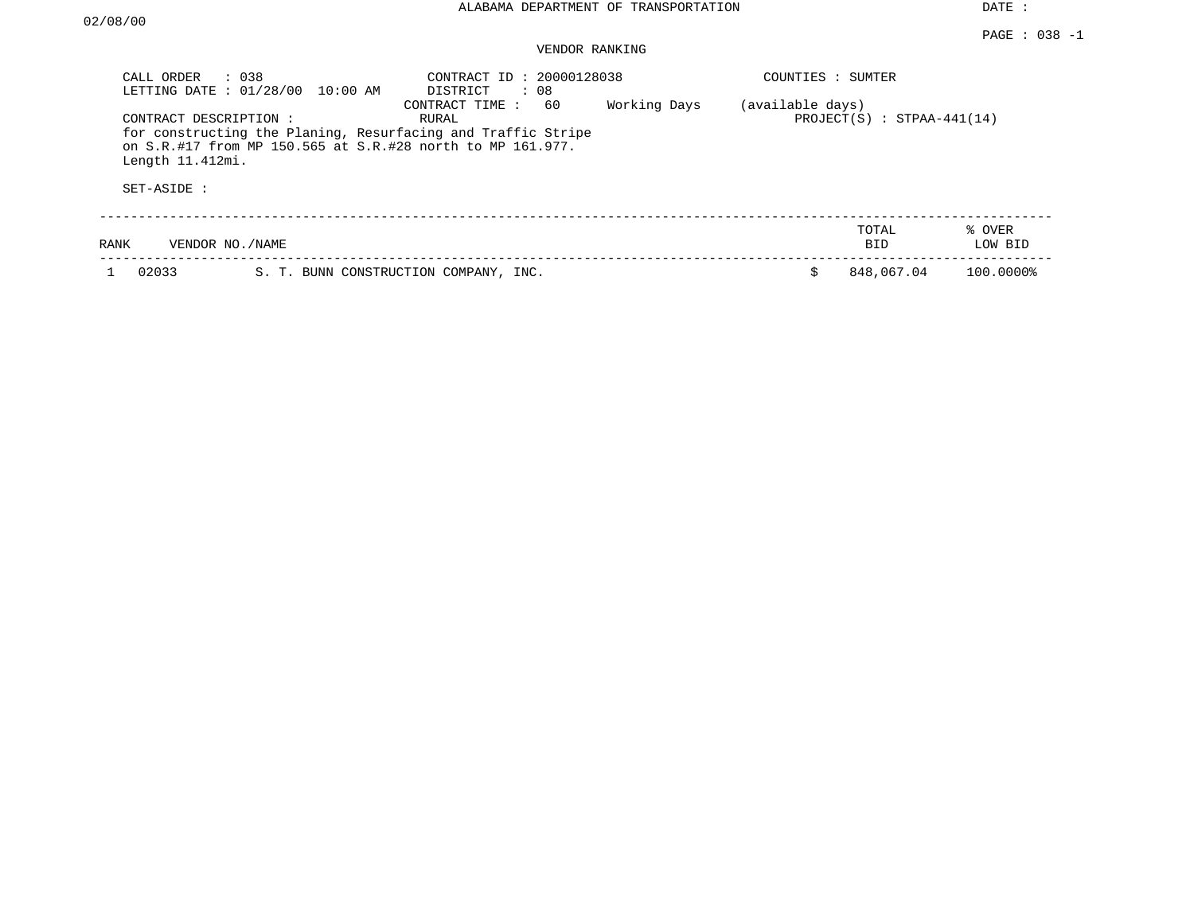ALABAMA DEPARTMENT OF TRANSPORTATION

DATE : 02/08/00

PAGE : 038 -1

VENDOR RANKING

CALL ORDER : 038
LETTING DATE : 01/28/00 10:00 AM

CONTRACT ID : 20000128038
DISTRICT : 08
CONTRACT TIME : 60 Working Days (available days)
RURAL

COUNTIES : SUMTER

PROJECT(S) : STPAA-441(14)

CONTRACT DESCRIPTION :
for constructing the Planing, Resurfacing and Traffic Stripe on S.R.#17 from MP 150.565 at S.R.#28 north to MP 161.977. Length 11.412mi.

SET-ASIDE :

| RANK | VENDOR NO./NAME | | TOTAL BID | % OVER LOW BID |
|---|---|---|---|---|
| 1 | 02033 | S. T. BUNN CONSTRUCTION COMPANY, INC. | $ 848,067.04 | 100.0000% |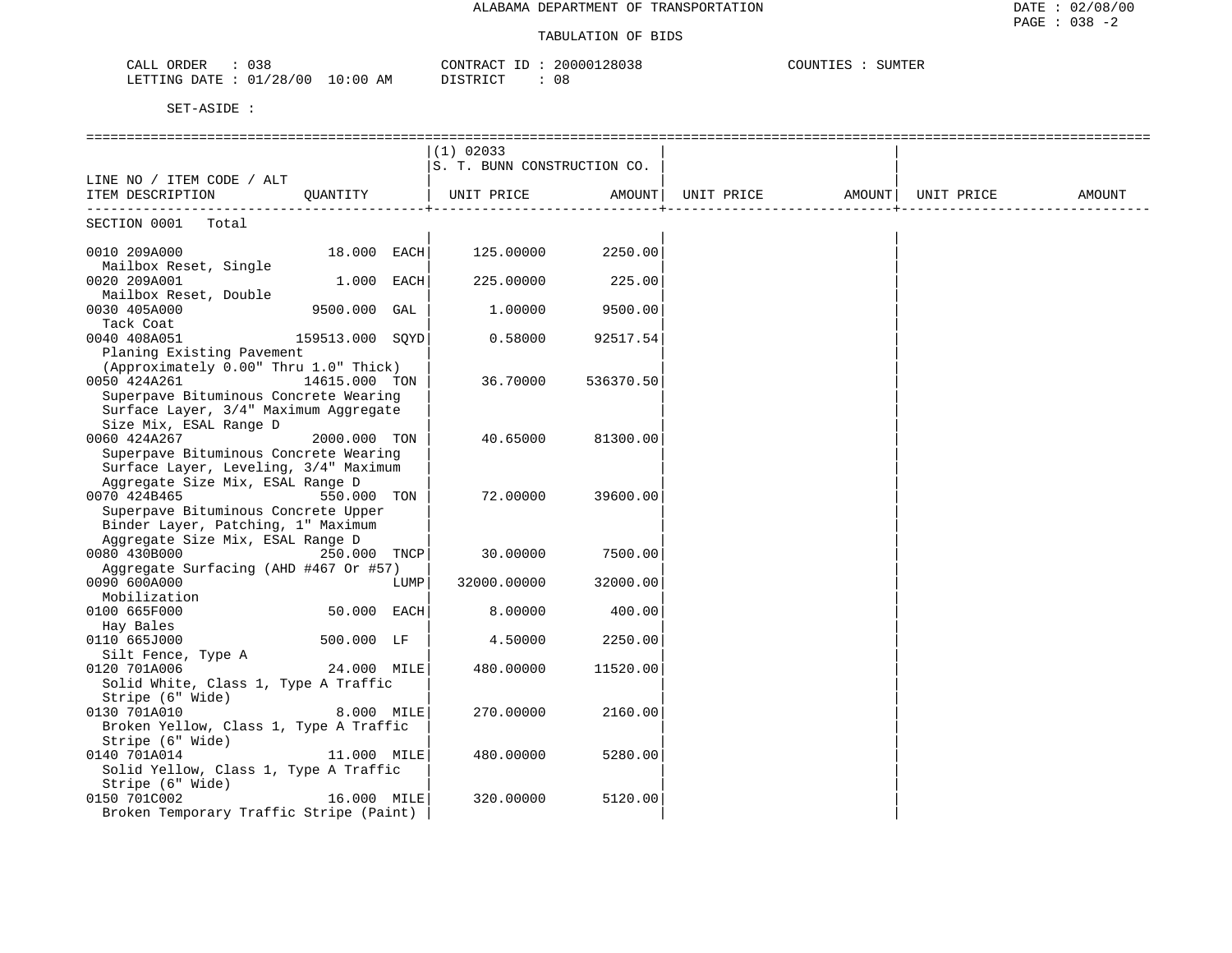# ALABAMA DEPARTMENT OF TRANSPORTATION

## TABULATION OF BIDS

CALL ORDER : 038  
LETTING DATE : 01/28/00 10:00 AM

CONTRACT ID : 20000128038  
DISTRICT : 08

COUNTIES : SUMTER

SET-ASIDE :

| LINE NO / ITEM CODE / ALT ITEM DESCRIPTION | QUANTITY | | (1) 02033 S. T. BUNN CONSTRUCTION CO. UNIT PRICE | AMOUNT | UNIT PRICE | AMOUNT | UNIT PRICE | AMOUNT |
|---|---|---|---|---|---|---|---|---|
| SECTION 0001 Total | | | | | | | | |
| 0010 209A000 Mailbox Reset, Single | 18.000 | EACH | 125.00000 | 2250.00 | | | | |
| 0020 209A001 Mailbox Reset, Double | 1.000 | EACH | 225.00000 | 225.00 | | | | |
| 0030 405A000 Tack Coat | 9500.000 | GAL | 1.00000 | 9500.00 | | | | |
| 0040 408A051 Planing Existing Pavement (Approximately 0.00" Thru 1.0" Thick) | 159513.000 | SQYD | 0.58000 | 92517.54 | | | | |
| 0050 424A261 Superpave Bituminous Concrete Wearing Surface Layer, 3/4" Maximum Aggregate Size Mix, ESAL Range D | 14615.000 | TON | 36.70000 | 536370.50 | | | | |
| 0060 424A267 Superpave Bituminous Concrete Wearing Surface Layer, Leveling, 3/4" Maximum Aggregate Size Mix, ESAL Range D | 2000.000 | TON | 40.65000 | 81300.00 | | | | |
| 0070 424B465 Superpave Bituminous Concrete Upper Binder Layer, Patching, 1" Maximum Aggregate Size Mix, ESAL Range D | 550.000 | TON | 72.00000 | 39600.00 | | | | |
| 0080 430B000 Aggregate Surfacing (AHD #467 Or #57) | 250.000 | TNCP | 30.00000 | 7500.00 | | | | |
| 0090 600A000 Mobilization | | LUMP | 32000.00000 | 32000.00 | | | | |
| 0100 665F000 Hay Bales | 50.000 | EACH | 8.00000 | 400.00 | | | | |
| 0110 665J000 Silt Fence, Type A | 500.000 | LF | 4.50000 | 2250.00 | | | | |
| 0120 701A006 Solid White, Class 1, Type A Traffic Stripe (6" Wide) | 24.000 | MILE | 480.00000 | 11520.00 | | | | |
| 0130 701A010 Broken Yellow, Class 1, Type A Traffic Stripe (6" Wide) | 8.000 | MILE | 270.00000 | 2160.00 | | | | |
| 0140 701A014 Solid Yellow, Class 1, Type A Traffic Stripe (6" Wide) | 11.000 | MILE | 480.00000 | 5280.00 | | | | |
| 0150 701C002 Broken Temporary Traffic Stripe (Paint) | 16.000 | MILE | 320.00000 | 5120.00 | | | | |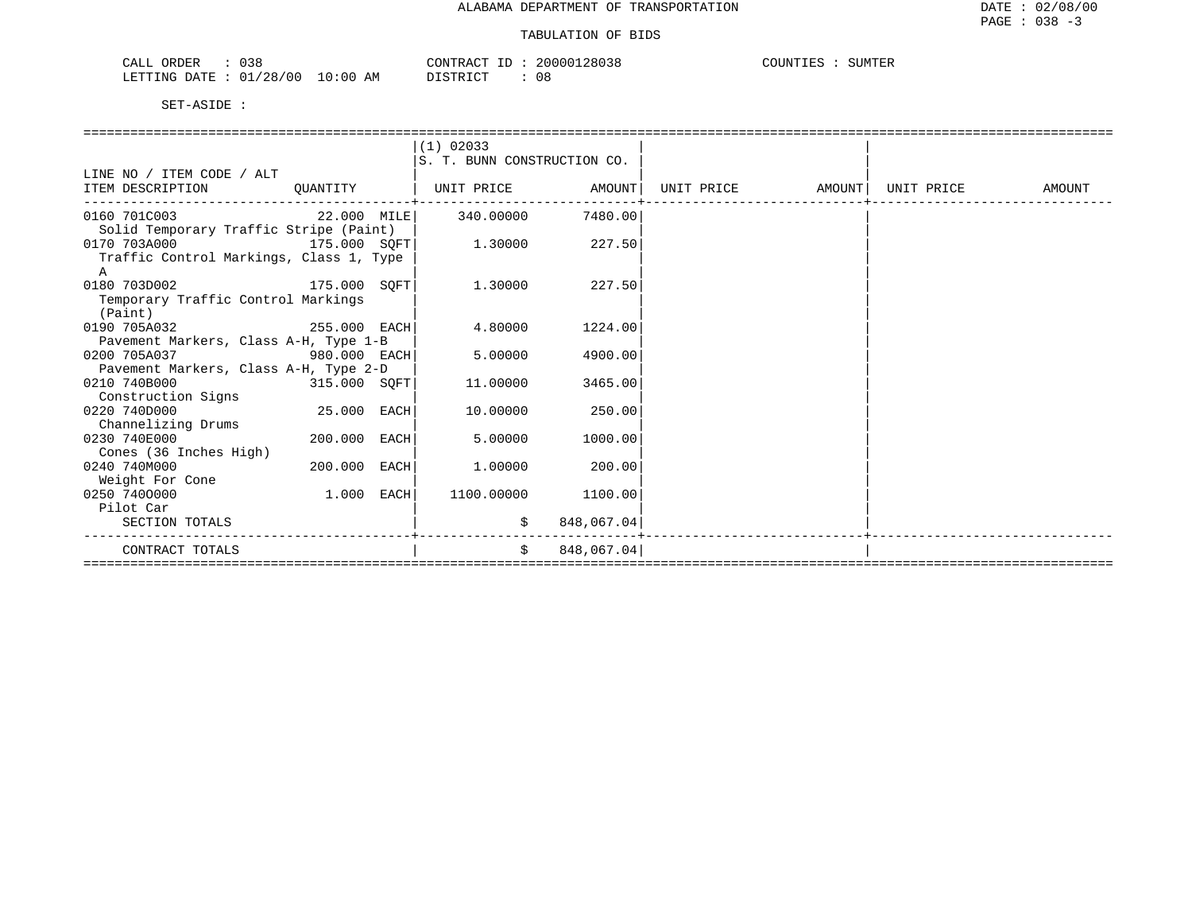ALABAMA DEPARTMENT OF TRANSPORTATION

DATE : 02/08/00

TABULATION OF BIDS

CALL ORDER : 038  
LETTING DATE : 01/28/00 10:00 AM  
CONTRACT ID : 20000128038  
DISTRICT : 08  
COUNTIES : SUMTER

SET-ASIDE :

| LINE NO / ITEM CODE / ALT ITEM DESCRIPTION | QUANTITY | (1) 02033 S. T. BUNN CONSTRUCTION CO. UNIT PRICE | AMOUNT | UNIT PRICE | AMOUNT | UNIT PRICE | AMOUNT |
|---|---|---|---|---|---|---|---|
| 0160 701C003 Solid Temporary Traffic Stripe (Paint) | 22.000 MILE | 340.00000 | 7480.00 | | | | |
| 0170 703A000 Traffic Control Markings, Class 1, Type A | 175.000 SQFT | 1.30000 | 227.50 | | | | |
| 0180 703D002 Temporary Traffic Control Markings (Paint) | 175.000 SQFT | 1.30000 | 227.50 | | | | |
| 0190 705A032 Pavement Markers, Class A-H, Type 1-B | 255.000 EACH | 4.80000 | 1224.00 | | | | |
| 0200 705A037 Pavement Markers, Class A-H, Type 2-D | 980.000 EACH | 5.00000 | 4900.00 | | | | |
| 0210 740B000 Construction Signs | 315.000 SQFT | 11.00000 | 3465.00 | | | | |
| 0220 740D000 Channelizing Drums | 25.000 EACH | 10.00000 | 250.00 | | | | |
| 0230 740E000 Cones (36 Inches High) | 200.000 EACH | 5.00000 | 1000.00 | | | | |
| 0240 740M000 Weight For Cone | 200.000 EACH | 1.00000 | 200.00 | | | | |
| 0250 740O000 Pilot Car | 1.000 EACH | 1100.00000 | 1100.00 | | | | |
| SECTION TOTALS | | $ | 848,067.04 | | | | |
| CONTRACT TOTALS | | $ | 848,067.04 | | | | |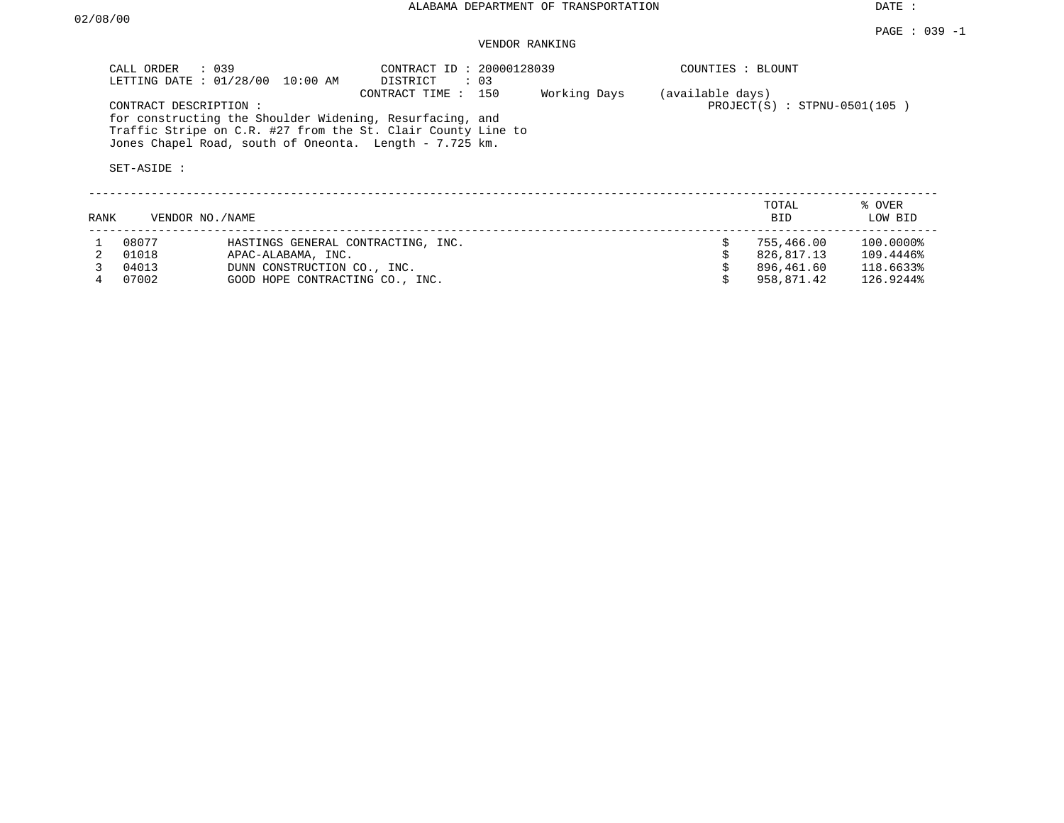ALABAMA DEPARTMENT OF TRANSPORTATION

DATE : 02/08/00

PAGE : 039 -1

VENDOR RANKING

CALL ORDER : 039
LETTING DATE : 01/28/00 10:00 AM

CONTRACT ID : 20000128039
DISTRICT : 03
CONTRACT TIME : 150 Working Days (available days)

COUNTIES : BLOUNT

PROJECT(S) : STPNU-0501(105 )

CONTRACT DESCRIPTION :
for constructing the Shoulder Widening, Resurfacing, and Traffic Stripe on C.R. #27 from the St. Clair County Line to Jones Chapel Road, south of Oneonta. Length - 7.725 km.

SET-ASIDE :

| RANK | VENDOR NO. | NAME | TOTAL BID | % OVER LOW BID |
|---|---|---|---|---|
| 1 | 08077 | HASTINGS GENERAL CONTRACTING, INC. | $ 755,466.00 | 100.0000% |
| 2 | 01018 | APAC-ALABAMA, INC. | $ 826,817.13 | 109.4446% |
| 3 | 04013 | DUNN CONSTRUCTION CO., INC. | $ 896,461.60 | 118.6633% |
| 4 | 07002 | GOOD HOPE CONTRACTING CO., INC. | $ 958,871.42 | 126.9244% |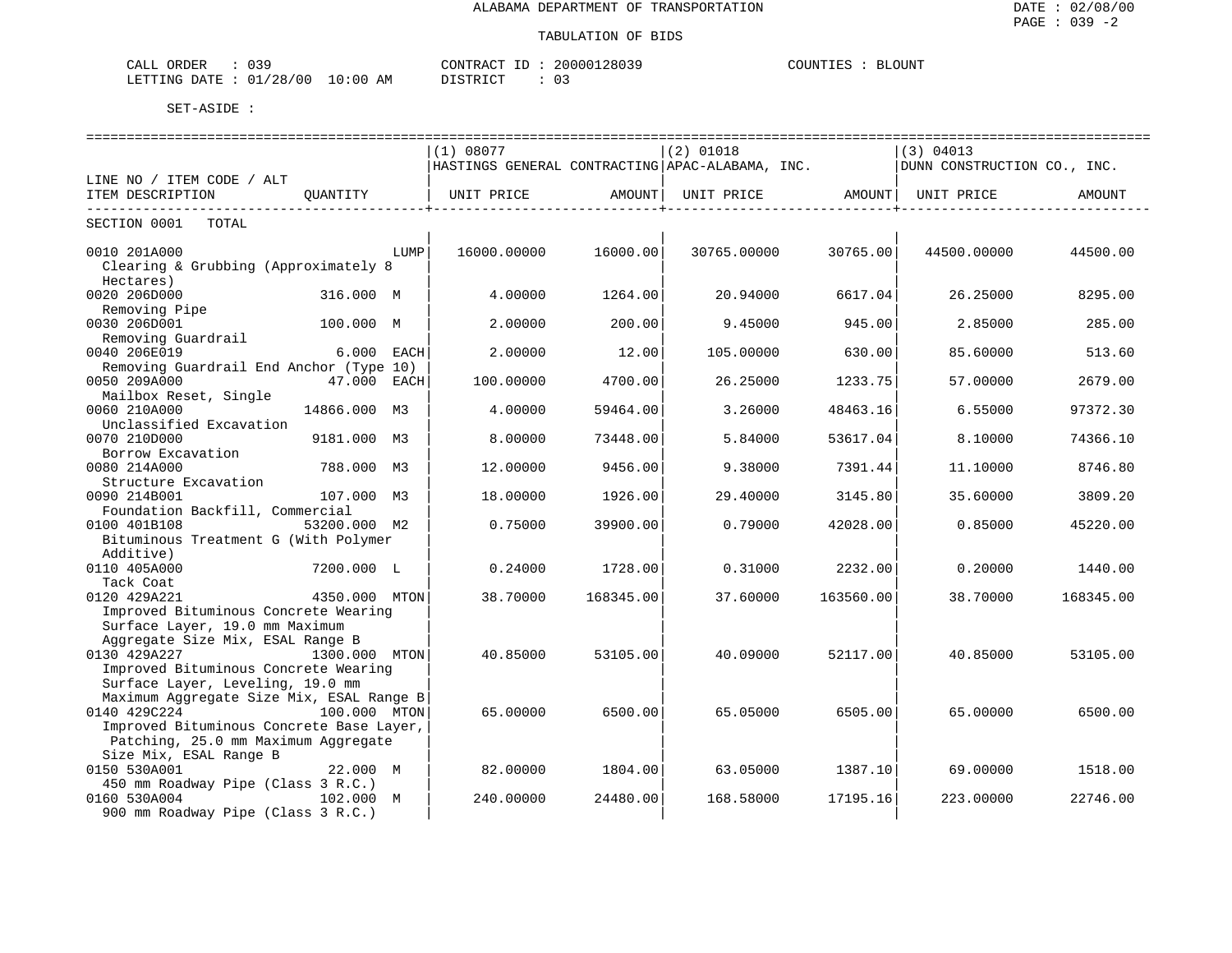ALABAMA DEPARTMENT OF TRANSPORTATION

TABULATION OF BIDS

DATE : 02/08/00
PAGE : 039 -2

CALL ORDER : 039 CONTRACT ID : 20000128039 COUNTIES : BLOUNT
LETTING DATE : 01/28/00 10:00 AM DISTRICT : 03

SET-ASIDE :

| LINE NO / ITEM CODE / ALT ITEM DESCRIPTION | QUANTITY | (1) 08077 HASTINGS GENERAL CONTRACTING UNIT PRICE | AMOUNT | (2) 01018 APAC-ALABAMA, INC. UNIT PRICE | AMOUNT | (3) 04013 DUNN CONSTRUCTION CO., INC. UNIT PRICE | AMOUNT |
|---|---|---|---|---|---|---|---|
| SECTION 0001 TOTAL | | | | | | | |
| 0010 201A000 Clearing & Grubbing (Approximately 8 Hectares) | LUMP | 16000.00000 | 16000.00 | 30765.00000 | 30765.00 | 44500.00000 | 44500.00 |
| 0020 206D000 Removing Pipe | 316.000 M | 4.00000 | 1264.00 | 20.94000 | 6617.04 | 26.25000 | 8295.00 |
| 0030 206D001 Removing Guardrail | 100.000 M | 2.00000 | 200.00 | 9.45000 | 945.00 | 2.85000 | 285.00 |
| 0040 206E019 Removing Guardrail End Anchor (Type 10) | 6.000 EACH | 2.00000 | 12.00 | 105.00000 | 630.00 | 85.60000 | 513.60 |
| 0050 209A000 Mailbox Reset, Single | 47.000 EACH | 100.00000 | 4700.00 | 26.25000 | 1233.75 | 57.00000 | 2679.00 |
| 0060 210A000 Unclassified Excavation | 14866.000 M3 | 4.00000 | 59464.00 | 3.26000 | 48463.16 | 6.55000 | 97372.30 |
| 0070 210D000 Borrow Excavation | 9181.000 M3 | 8.00000 | 73448.00 | 5.84000 | 53617.04 | 8.10000 | 74366.10 |
| 0080 214A000 Structure Excavation | 788.000 M3 | 12.00000 | 9456.00 | 9.38000 | 7391.44 | 11.10000 | 8746.80 |
| 0090 214B001 Foundation Backfill, Commercial | 107.000 M3 | 18.00000 | 1926.00 | 29.40000 | 3145.80 | 35.60000 | 3809.20 |
| 0100 401B108 Bituminous Treatment G (With Polymer Additive) | 53200.000 M2 | 0.75000 | 39900.00 | 0.79000 | 42028.00 | 0.85000 | 45220.00 |
| 0110 405A000 Tack Coat | 7200.000 L | 0.24000 | 1728.00 | 0.31000 | 2232.00 | 0.20000 | 1440.00 |
| 0120 429A221 Improved Bituminous Concrete Wearing Surface Layer, 19.0 mm Maximum Aggregate Size Mix, ESAL Range B | 4350.000 MTON | 38.70000 | 168345.00 | 37.60000 | 163560.00 | 38.70000 | 168345.00 |
| 0130 429A227 Improved Bituminous Concrete Wearing Surface Layer, Leveling, 19.0 mm Maximum Aggregate Size Mix, ESAL Range B | 1300.000 MTON | 40.85000 | 53105.00 | 40.09000 | 52117.00 | 40.85000 | 53105.00 |
| 0140 429C224 Improved Bituminous Concrete Base Layer, Patching, 25.0 mm Maximum Aggregate Size Mix, ESAL Range B | 100.000 MTON | 65.00000 | 6500.00 | 65.05000 | 6505.00 | 65.00000 | 6500.00 |
| 0150 530A001 450 mm Roadway Pipe (Class 3 R.C.) | 22.000 M | 82.00000 | 1804.00 | 63.05000 | 1387.10 | 69.00000 | 1518.00 |
| 0160 530A004 900 mm Roadway Pipe (Class 3 R.C.) | 102.000 M | 240.00000 | 24480.00 | 168.58000 | 17195.16 | 223.00000 | 22746.00 |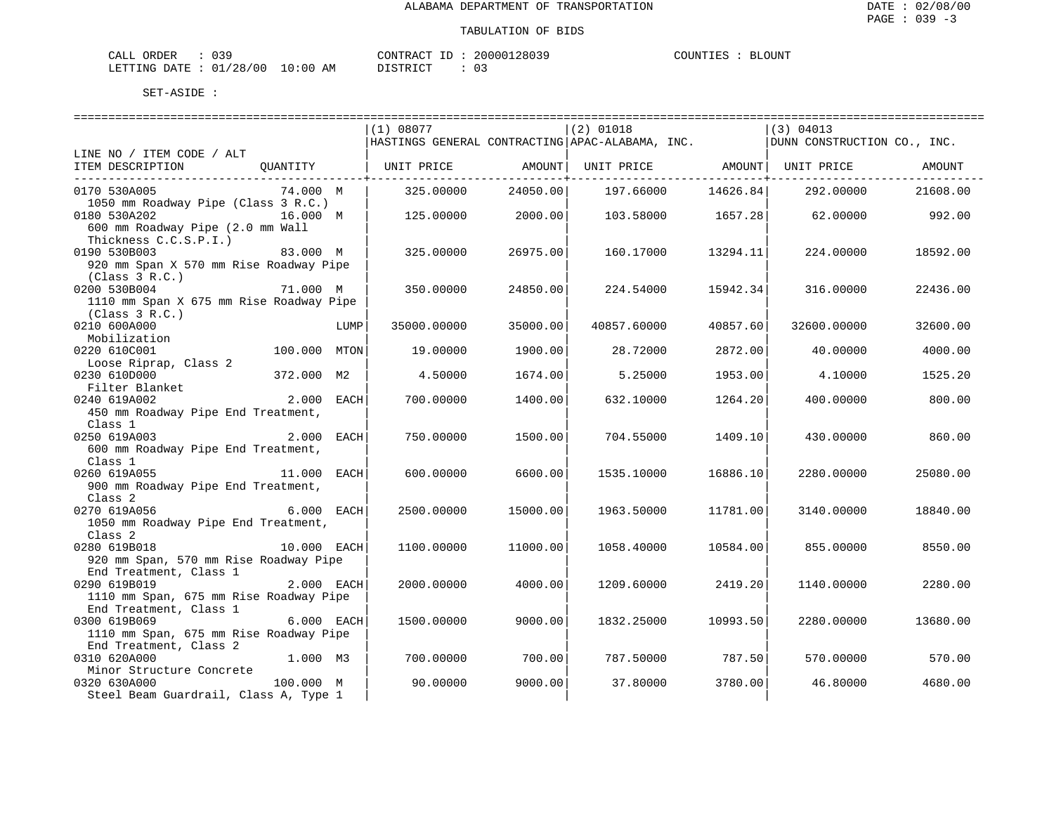# ALABAMA DEPARTMENT OF TRANSPORTATION

## TABULATION OF BIDS

CALL ORDER : 039
LETTING DATE : 01/28/00 10:00 AM

CONTRACT ID : 20000128039
DISTRICT : 03

COUNTIES : BLOUNT

SET-ASIDE :

| LINE NO / ITEM CODE / ALT ITEM DESCRIPTION | QUANTITY | (1) 08077 HASTINGS GENERAL CONTRACTING UNIT PRICE | AMOUNT | (2) 01018 APAC-ALABAMA, INC. UNIT PRICE | AMOUNT | (3) 04013 DUNN CONSTRUCTION CO., INC. UNIT PRICE | AMOUNT |
|---|---|---|---|---|---|---|---|
| 0170 530A005 1050 mm Roadway Pipe (Class 3 R.C.) | 74.000 M | 325.00000 | 24050.00 | 197.66000 | 14626.84 | 292.00000 | 21608.00 |
| 0180 530A202 600 mm Roadway Pipe (2.0 mm Wall Thickness C.C.S.P.I.) | 16.000 M | 125.00000 | 2000.00 | 103.58000 | 1657.28 | 62.00000 | 992.00 |
| 0190 530B003 920 mm Span X 570 mm Rise Roadway Pipe (Class 3 R.C.) | 83.000 M | 325.00000 | 26975.00 | 160.17000 | 13294.11 | 224.00000 | 18592.00 |
| 0200 530B004 1110 mm Span X 675 mm Rise Roadway Pipe (Class 3 R.C.) | 71.000 M | 350.00000 | 24850.00 | 224.54000 | 15942.34 | 316.00000 | 22436.00 |
| 0210 600A000 Mobilization | LUMP | 35000.00000 | 35000.00 | 40857.60000 | 40857.60 | 32600.00000 | 32600.00 |
| 0220 610C001 Loose Riprap, Class 2 | 100.000 MTON | 19.00000 | 1900.00 | 28.72000 | 2872.00 | 40.00000 | 4000.00 |
| 0230 610D000 Filter Blanket | 372.000 M2 | 4.50000 | 1674.00 | 5.25000 | 1953.00 | 4.10000 | 1525.20 |
| 0240 619A002 450 mm Roadway Pipe End Treatment, Class 1 | 2.000 EACH | 700.00000 | 1400.00 | 632.10000 | 1264.20 | 400.00000 | 800.00 |
| 0250 619A003 600 mm Roadway Pipe End Treatment, Class 1 | 2.000 EACH | 750.00000 | 1500.00 | 704.55000 | 1409.10 | 430.00000 | 860.00 |
| 0260 619A055 900 mm Roadway Pipe End Treatment, Class 2 | 11.000 EACH | 600.00000 | 6600.00 | 1535.10000 | 16886.10 | 2280.00000 | 25080.00 |
| 0270 619A056 1050 mm Roadway Pipe End Treatment, Class 2 | 6.000 EACH | 2500.00000 | 15000.00 | 1963.50000 | 11781.00 | 3140.00000 | 18840.00 |
| 0280 619B018 920 mm Span, 570 mm Rise Roadway Pipe End Treatment, Class 1 | 10.000 EACH | 1100.00000 | 11000.00 | 1058.40000 | 10584.00 | 855.00000 | 8550.00 |
| 0290 619B019 1110 mm Span, 675 mm Rise Roadway Pipe End Treatment, Class 1 | 2.000 EACH | 2000.00000 | 4000.00 | 1209.60000 | 2419.20 | 1140.00000 | 2280.00 |
| 0300 619B069 1110 mm Span, 675 mm Rise Roadway Pipe End Treatment, Class 2 | 6.000 EACH | 1500.00000 | 9000.00 | 1832.25000 | 10993.50 | 2280.00000 | 13680.00 |
| 0310 620A000 Minor Structure Concrete | 1.000 M3 | 700.00000 | 700.00 | 787.50000 | 787.50 | 570.00000 | 570.00 |
| 0320 630A000 Steel Beam Guardrail, Class A, Type 1 | 100.000 M | 90.00000 | 9000.00 | 37.80000 | 3780.00 | 46.80000 | 4680.00 |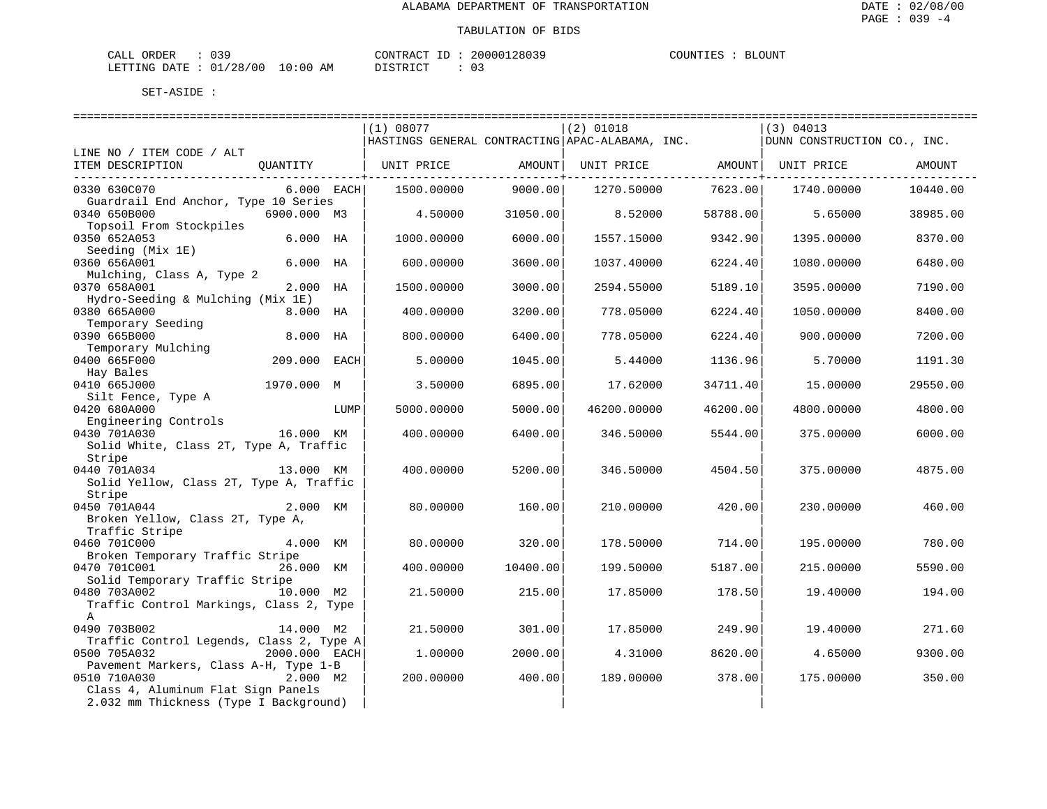ALABAMA DEPARTMENT OF TRANSPORTATION

TABULATION OF BIDS

DATE : 02/08/00
PAGE : 039 -4

CALL ORDER : 039  CONTRACT ID : 20000128039  COUNTIES : BLOUNT
LETTING DATE : 01/28/00 10:00 AM  DISTRICT : 03

SET-ASIDE :

| LINE NO / ITEM CODE / ALT<br>ITEM DESCRIPTION | QUANTITY | | (1) 08077<br>HASTINGS GENERAL CONTRACTING<br>UNIT PRICE | AMOUNT | (2) 01018<br>APAC-ALABAMA, INC.<br>UNIT PRICE | AMOUNT | (3) 04013<br>DUNN CONSTRUCTION CO., INC.<br>UNIT PRICE | AMOUNT |
|---|---|---|---|---|---|---|---|---|
| 0330 630C070<br>Guardrail End Anchor, Type 10 Series | 6.000 | EACH | 1500.00000 | 9000.00 | 1270.50000 | 7623.00 | 1740.00000 | 10440.00 |
| 0340 650B000<br>Topsoil From Stockpiles | 6900.000 | M3 | 4.50000 | 31050.00 | 8.52000 | 58788.00 | 5.65000 | 38985.00 |
| 0350 652A053<br>Seeding (Mix 1E) | 6.000 | HA | 1000.00000 | 6000.00 | 1557.15000 | 9342.90 | 1395.00000 | 8370.00 |
| 0360 656A001<br>Mulching, Class A, Type 2 | 6.000 | HA | 600.00000 | 3600.00 | 1037.40000 | 6224.40 | 1080.00000 | 6480.00 |
| 0370 658A001<br>Hydro-Seeding & Mulching (Mix 1E) | 2.000 | HA | 1500.00000 | 3000.00 | 2594.55000 | 5189.10 | 3595.00000 | 7190.00 |
| 0380 665A000<br>Temporary Seeding | 8.000 | HA | 400.00000 | 3200.00 | 778.05000 | 6224.40 | 1050.00000 | 8400.00 |
| 0390 665B000<br>Temporary Mulching | 8.000 | HA | 800.00000 | 6400.00 | 778.05000 | 6224.40 | 900.00000 | 7200.00 |
| 0400 665F000<br>Hay Bales | 209.000 | EACH | 5.00000 | 1045.00 | 5.44000 | 1136.96 | 5.70000 | 1191.30 |
| 0410 665J000<br>Silt Fence, Type A | 1970.000 | M | 3.50000 | 6895.00 | 17.62000 | 34711.40 | 15.00000 | 29550.00 |
| 0420 680A000<br>Engineering Controls | | LUMP | 5000.00000 | 5000.00 | 46200.00000 | 46200.00 | 4800.00000 | 4800.00 |
| 0430 701A030<br>Solid White, Class 2T, Type A, Traffic Stripe | 16.000 | KM | 400.00000 | 6400.00 | 346.50000 | 5544.00 | 375.00000 | 6000.00 |
| 0440 701A034<br>Solid Yellow, Class 2T, Type A, Traffic Stripe | 13.000 | KM | 400.00000 | 5200.00 | 346.50000 | 4504.50 | 375.00000 | 4875.00 |
| 0450 701A044<br>Broken Yellow, Class 2T, Type A, Traffic Stripe | 2.000 | KM | 80.00000 | 160.00 | 210.00000 | 420.00 | 230.00000 | 460.00 |
| 0460 701C000<br>Broken Temporary Traffic Stripe | 4.000 | KM | 80.00000 | 320.00 | 178.50000 | 714.00 | 195.00000 | 780.00 |
| 0470 701C001<br>Solid Temporary Traffic Stripe | 26.000 | KM | 400.00000 | 10400.00 | 199.50000 | 5187.00 | 215.00000 | 5590.00 |
| 0480 703A002<br>Traffic Control Markings, Class 2, Type A | 10.000 | M2 | 21.50000 | 215.00 | 17.85000 | 178.50 | 19.40000 | 194.00 |
| 0490 703B002<br>Traffic Control Legends, Class 2, Type A | 14.000 | M2 | 21.50000 | 301.00 | 17.85000 | 249.90 | 19.40000 | 271.60 |
| 0500 705A032<br>Pavement Markers, Class A-H, Type 1-B | 2000.000 | EACH | 1.00000 | 2000.00 | 4.31000 | 8620.00 | 4.65000 | 9300.00 |
| 0510 710A030<br>Class 4, Aluminum Flat Sign Panels 2.032 mm Thickness (Type I Background) | 2.000 | M2 | 200.00000 | 400.00 | 189.00000 | 378.00 | 175.00000 | 350.00 |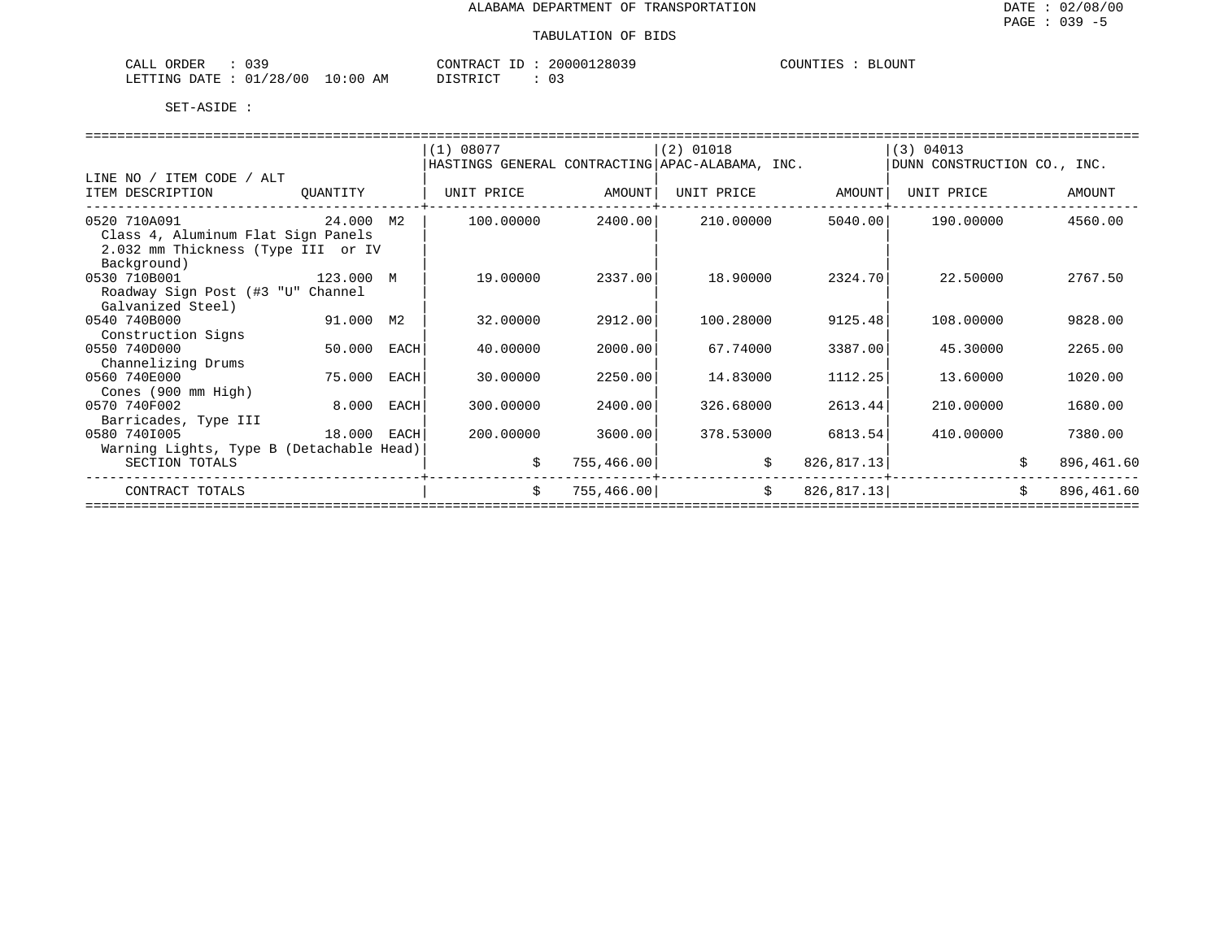ALABAMA DEPARTMENT OF TRANSPORTATION

DATE : 02/08/00

PAGE : 039 -5

TABULATION OF BIDS

CALL ORDER : 039 CONTRACT ID : 20000128039 COUNTIES : BLOUNT

LETTING DATE : 01/28/00 10:00 AM DISTRICT : 03

SET-ASIDE :

| LINE NO / ITEM CODE / ALT ITEM DESCRIPTION | QUANTITY | | (1) 08077 HASTINGS GENERAL CONTRACTING UNIT PRICE | AMOUNT | (2) 01018 APAC-ALABAMA, INC. UNIT PRICE | AMOUNT | (3) 04013 DUNN CONSTRUCTION CO., INC. UNIT PRICE | AMOUNT |
|---|---|---|---|---|---|---|---|---|
| 0520 710A091 Class 4, Aluminum Flat Sign Panels 2.032 mm Thickness (Type III or IV Background) | 24.000 | M2 | 100.00000 | 2400.00 | 210.00000 | 5040.00 | 190.00000 | 4560.00 |
| 0530 710B001 Roadway Sign Post (#3 "U" Channel Galvanized Steel) | 123.000 | M | 19.00000 | 2337.00 | 18.90000 | 2324.70 | 22.50000 | 2767.50 |
| 0540 740B000 Construction Signs | 91.000 | M2 | 32.00000 | 2912.00 | 100.28000 | 9125.48 | 108.00000 | 9828.00 |
| 0550 740D000 Channelizing Drums | 50.000 | EACH | 40.00000 | 2000.00 | 67.74000 | 3387.00 | 45.30000 | 2265.00 |
| 0560 740E000 Cones (900 mm High) | 75.000 | EACH | 30.00000 | 2250.00 | 14.83000 | 1112.25 | 13.60000 | 1020.00 |
| 0570 740F002 Barricades, Type III | 8.000 | EACH | 300.00000 | 2400.00 | 326.68000 | 2613.44 | 210.00000 | 1680.00 |
| 0580 740I005 Warning Lights, Type B (Detachable Head) | 18.000 | EACH | 200.00000 | 3600.00 | 378.53000 | 6813.54 | 410.00000 | 7380.00 |
| SECTION TOTALS | | | $ | 755,466.00 | $ | 826,817.13 | $ | 896,461.60 |
| CONTRACT TOTALS | | | $ | 755,466.00 | $ | 826,817.13 | $ | 896,461.60 |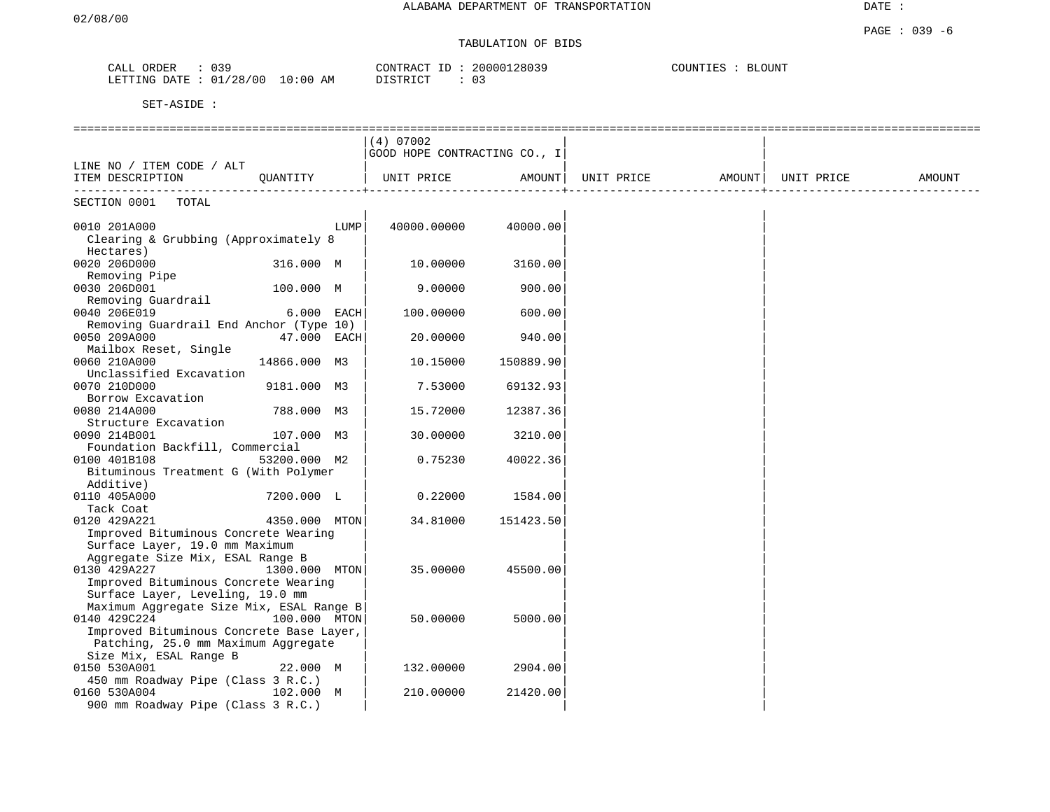ALABAMA DEPARTMENT OF TRANSPORTATION

02/08/00

DATE :

PAGE : 039 -6

TABULATION OF BIDS

CALL ORDER : 039
LETTING DATE : 01/28/00 10:00 AM

CONTRACT ID : 20000128039
DISTRICT : 03

COUNTIES : BLOUNT

SET-ASIDE :

| LINE NO / ITEM CODE / ALT<br>ITEM DESCRIPTION | QUANTITY | (4) 07002 GOOD HOPE CONTRACTING CO., I<br>UNIT PRICE | AMOUNT | UNIT PRICE | AMOUNT | UNIT PRICE | AMOUNT |
|---|---|---|---|---|---|---|---|
| SECTION 0001 TOTAL | | | | | | | |
| 0010 201A000<br>Clearing & Grubbing (Approximately 8 Hectares) | LUMP | 40000.00000 | 40000.00 | | | | |
| 0020 206D000<br>Removing Pipe | 316.000 M | 10.00000 | 3160.00 | | | | |
| 0030 206D001<br>Removing Guardrail | 100.000 M | 9.00000 | 900.00 | | | | |
| 0040 206E019<br>Removing Guardrail End Anchor (Type 10) | 6.000 EACH | 100.00000 | 600.00 | | | | |
| 0050 209A000<br>Mailbox Reset, Single | 47.000 EACH | 20.00000 | 940.00 | | | | |
| 0060 210A000<br>Unclassified Excavation | 14866.000 M3 | 10.15000 | 150889.90 | | | | |
| 0070 210D000<br>Borrow Excavation | 9181.000 M3 | 7.53000 | 69132.93 | | | | |
| 0080 214A000<br>Structure Excavation | 788.000 M3 | 15.72000 | 12387.36 | | | | |
| 0090 214B001<br>Foundation Backfill, Commercial | 107.000 M3 | 30.00000 | 3210.00 | | | | |
| 0100 401B108<br>Bituminous Treatment G (With Polymer Additive) | 53200.000 M2 | 0.75230 | 40022.36 | | | | |
| 0110 405A000<br>Tack Coat | 7200.000 L | 0.22000 | 1584.00 | | | | |
| 0120 429A221<br>Improved Bituminous Concrete Wearing Surface Layer, 19.0 mm Maximum Aggregate Size Mix, ESAL Range B | 4350.000 MTON | 34.81000 | 151423.50 | | | | |
| 0130 429A227<br>Improved Bituminous Concrete Wearing Surface Layer, Leveling, 19.0 mm Maximum Aggregate Size Mix, ESAL Range B | 1300.000 MTON | 35.00000 | 45500.00 | | | | |
| 0140 429C224<br>Improved Bituminous Concrete Base Layer, Patching, 25.0 mm Maximum Aggregate Size Mix, ESAL Range B | 100.000 MTON | 50.00000 | 5000.00 | | | | |
| 0150 530A001<br>450 mm Roadway Pipe (Class 3 R.C.) | 22.000 M | 132.00000 | 2904.00 | | | | |
| 0160 530A004<br>900 mm Roadway Pipe (Class 3 R.C.) | 102.000 M | 210.00000 | 21420.00 | | | | |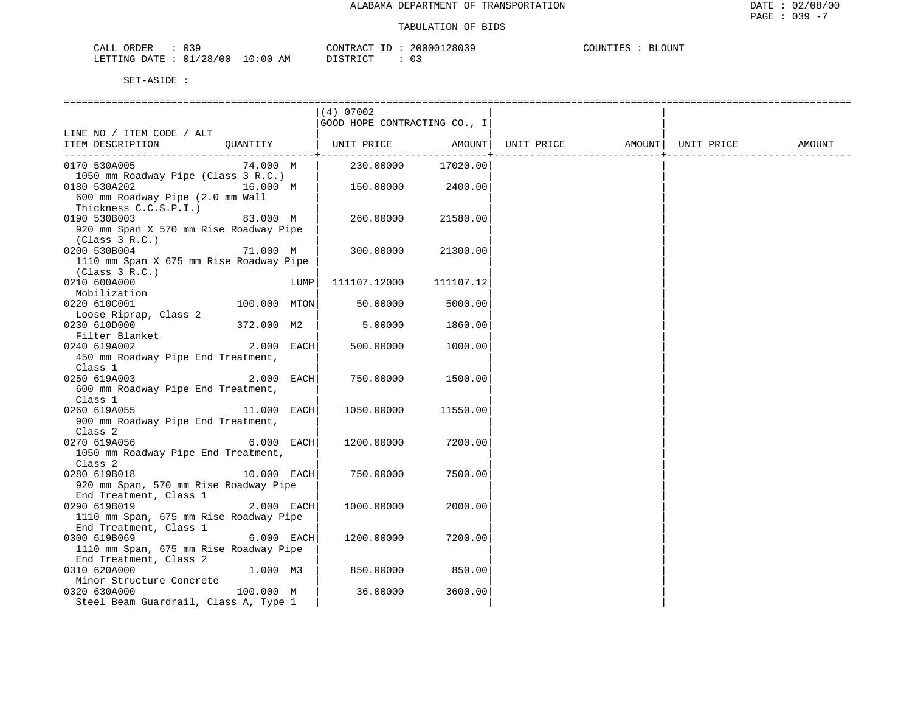ALABAMA DEPARTMENT OF TRANSPORTATION

TABULATION OF BIDS

CALL ORDER : 039 CONTRACT ID : 20000128039 COUNTIES : BLOUNT
LETTING DATE : 01/28/00 10:00 AM DISTRICT : 03

SET-ASIDE :

| LINE NO / ITEM CODE / ALT ITEM DESCRIPTION | QUANTITY | (4) 07002 GOOD HOPE CONTRACTING CO., I UNIT PRICE | AMOUNT | UNIT PRICE | AMOUNT | UNIT PRICE | AMOUNT |
|---|---|---|---|---|---|---|---|
| 0170 530A005 1050 mm Roadway Pipe (Class 3 R.C.) | 74.000 M | 230.00000 | 17020.00 | | | | |
| 0180 530A202 600 mm Roadway Pipe (2.0 mm Wall Thickness C.C.S.P.I.) | 16.000 M | 150.00000 | 2400.00 | | | | |
| 0190 530B003 920 mm Span X 570 mm Rise Roadway Pipe (Class 3 R.C.) | 83.000 M | 260.00000 | 21580.00 | | | | |
| 0200 530B004 1110 mm Span X 675 mm Rise Roadway Pipe (Class 3 R.C.) | 71.000 M | 300.00000 | 21300.00 | | | | |
| 0210 600A000 Mobilization | LUMP | 111107.12000 | 111107.12 | | | | |
| 0220 610C001 Loose Riprap, Class 2 | 100.000 MTON | 50.00000 | 5000.00 | | | | |
| 0230 610D000 Filter Blanket | 372.000 M2 | 5.00000 | 1860.00 | | | | |
| 0240 619A002 450 mm Roadway Pipe End Treatment, Class 1 | 2.000 EACH | 500.00000 | 1000.00 | | | | |
| 0250 619A003 600 mm Roadway Pipe End Treatment, Class 1 | 2.000 EACH | 750.00000 | 1500.00 | | | | |
| 0260 619A055 900 mm Roadway Pipe End Treatment, Class 2 | 11.000 EACH | 1050.00000 | 11550.00 | | | | |
| 0270 619A056 1050 mm Roadway Pipe End Treatment, Class 2 | 6.000 EACH | 1200.00000 | 7200.00 | | | | |
| 0280 619B018 920 mm Span, 570 mm Rise Roadway Pipe End Treatment, Class 1 | 10.000 EACH | 750.00000 | 7500.00 | | | | |
| 0290 619B019 1110 mm Span, 675 mm Rise Roadway Pipe End Treatment, Class 1 | 2.000 EACH | 1000.00000 | 2000.00 | | | | |
| 0300 619B069 1110 mm Span, 675 mm Rise Roadway Pipe End Treatment, Class 2 | 6.000 EACH | 1200.00000 | 7200.00 | | | | |
| 0310 620A000 Minor Structure Concrete | 1.000 M3 | 850.00000 | 850.00 | | | | |
| 0320 630A000 Steel Beam Guardrail, Class A, Type 1 | 100.000 M | 36.00000 | 3600.00 | | | | |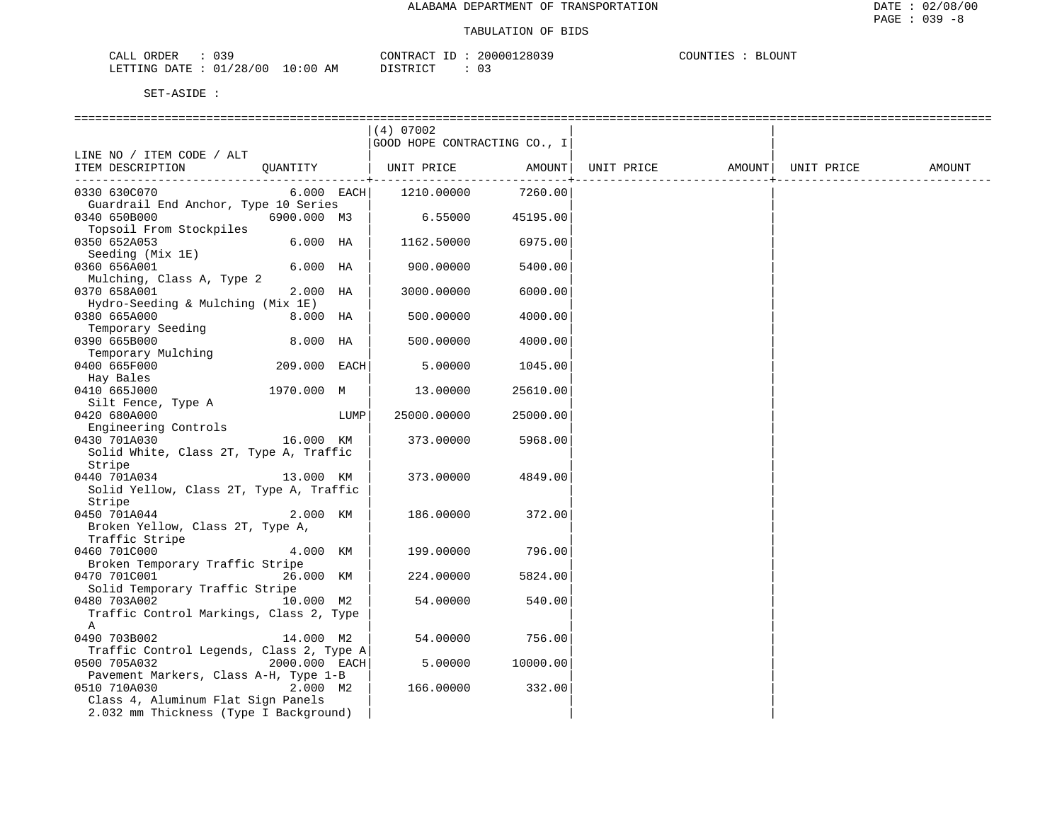ALABAMA DEPARTMENT OF TRANSPORTATION

TABULATION OF BIDS

DATE : 02/08/00
PAGE : 039 -8

CALL ORDER : 039 CONTRACT ID : 20000128039 COUNTIES : BLOUNT
LETTING DATE : 01/28/00 10:00 AM DISTRICT : 03

SET-ASIDE :

| LINE NO / ITEM CODE / ALT<br>ITEM DESCRIPTION | QUANTITY | (4) 07002<br>GOOD HOPE CONTRACTING CO., I<br>UNIT PRICE | AMOUNT | UNIT PRICE | AMOUNT | UNIT PRICE | AMOUNT |
|---|---|---|---|---|---|---|---|
| 0330 630C070<br>Guardrail End Anchor, Type 10 Series | 6.000 EACH | 1210.00000 | 7260.00 | | | | |
| 0340 650B000<br>Topsoil From Stockpiles | 6900.000 M3 | 6.55000 | 45195.00 | | | | |
| 0350 652A053<br>Seeding (Mix 1E) | 6.000 HA | 1162.50000 | 6975.00 | | | | |
| 0360 656A001<br>Mulching, Class A, Type 2 | 6.000 HA | 900.00000 | 5400.00 | | | | |
| 0370 658A001<br>Hydro-Seeding & Mulching (Mix 1E) | 2.000 HA | 3000.00000 | 6000.00 | | | | |
| 0380 665A000<br>Temporary Seeding | 8.000 HA | 500.00000 | 4000.00 | | | | |
| 0390 665B000<br>Temporary Mulching | 8.000 HA | 500.00000 | 4000.00 | | | | |
| 0400 665F000<br>Hay Bales | 209.000 EACH | 5.00000 | 1045.00 | | | | |
| 0410 665J000<br>Silt Fence, Type A | 1970.000 M | 13.00000 | 25610.00 | | | | |
| 0420 680A000<br>Engineering Controls | LUMP | 25000.00000 | 25000.00 | | | | |
| 0430 701A030<br>Solid White, Class 2T, Type A, Traffic Stripe | 16.000 KM | 373.00000 | 5968.00 | | | | |
| 0440 701A034<br>Solid Yellow, Class 2T, Type A, Traffic Stripe | 13.000 KM | 373.00000 | 4849.00 | | | | |
| 0450 701A044<br>Broken Yellow, Class 2T, Type A, Traffic Stripe | 2.000 KM | 186.00000 | 372.00 | | | | |
| 0460 701C000<br>Broken Temporary Traffic Stripe | 4.000 KM | 199.00000 | 796.00 | | | | |
| 0470 701C001<br>Solid Temporary Traffic Stripe | 26.000 KM | 224.00000 | 5824.00 | | | | |
| 0480 703A002<br>Traffic Control Markings, Class 2, Type A | 10.000 M2 | 54.00000 | 540.00 | | | | |
| 0490 703B002<br>Traffic Control Legends, Class 2, Type A | 14.000 M2 | 54.00000 | 756.00 | | | | |
| 0500 705A032<br>Pavement Markers, Class A-H, Type 1-B | 2000.000 EACH | 5.00000 | 10000.00 | | | | |
| 0510 710A030<br>Class 4, Aluminum Flat Sign Panels 2.032 mm Thickness (Type I Background) | 2.000 M2 | 166.00000 | 332.00 | | | | |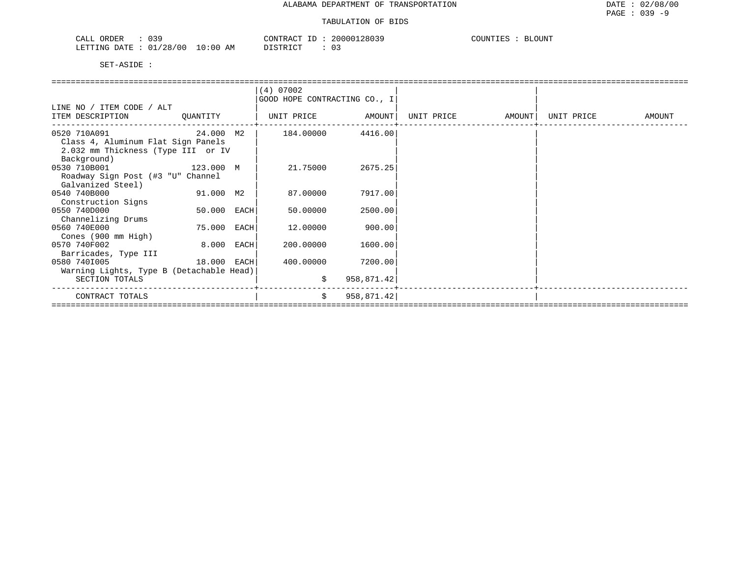ALABAMA DEPARTMENT OF TRANSPORTATION

TABULATION OF BIDS

CALL ORDER : 039 &nbsp;&nbsp;&nbsp;&nbsp; CONTRACT ID : 20000128039 &nbsp;&nbsp;&nbsp;&nbsp; COUNTIES : BLOUNT
LETTING DATE : 01/28/00 10:00 AM &nbsp;&nbsp;&nbsp;&nbsp; DISTRICT : 03

SET-ASIDE :

| LINE NO / ITEM CODE / ALT ITEM DESCRIPTION | QUANTITY | (4) 07002 GOOD HOPE CONTRACTING CO., I UNIT PRICE | AMOUNT | UNIT PRICE | AMOUNT | UNIT PRICE | AMOUNT |
|---|---|---|---|---|---|---|---|
| 0520 710A091 Class 4, Aluminum Flat Sign Panels 2.032 mm Thickness (Type III or IV Background) | 24.000 M2 | 184.00000 | 4416.00 | | | | |
| 0530 710B001 Roadway Sign Post (#3 "U" Channel Galvanized Steel) | 123.000 M | 21.75000 | 2675.25 | | | | |
| 0540 740B000 Construction Signs | 91.000 M2 | 87.00000 | 7917.00 | | | | |
| 0550 740D000 Channelizing Drums | 50.000 EACH | 50.00000 | 2500.00 | | | | |
| 0560 740E000 Cones (900 mm High) | 75.000 EACH | 12.00000 | 900.00 | | | | |
| 0570 740F002 Barricades, Type III | 8.000 EACH | 200.00000 | 1600.00 | | | | |
| 0580 740I005 Warning Lights, Type B (Detachable Head) | 18.000 EACH | 400.00000 | 7200.00 | | | | |
| SECTION TOTALS | | $ | 958,871.42 | | | | |
| CONTRACT TOTALS | | $ | 958,871.42 | | | | |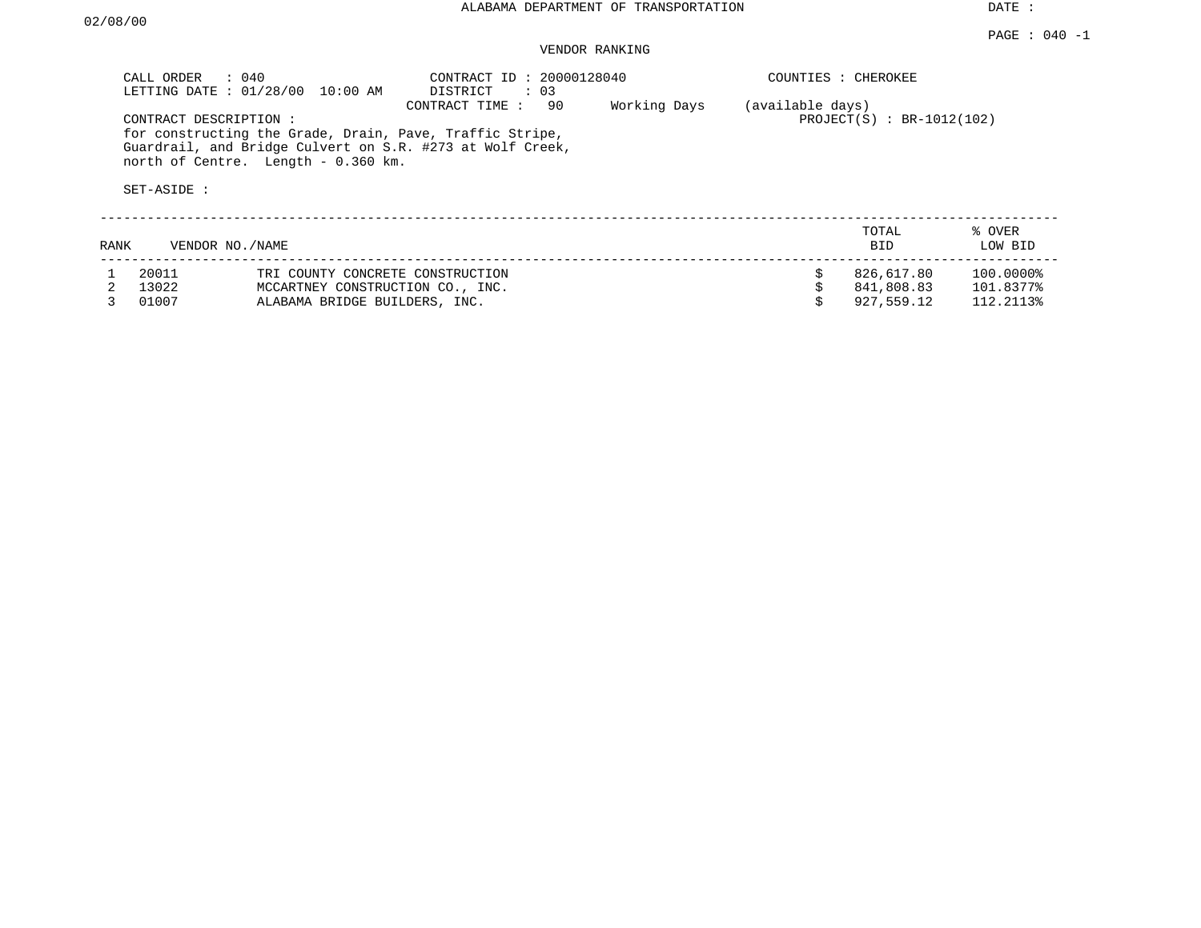ALABAMA DEPARTMENT OF TRANSPORTATION

DATE : 02/08/00

PAGE : 040 -1

VENDOR RANKING

CALL ORDER : 040
LETTING DATE : 01/28/00 10:00 AM
CONTRACT ID : 20000128040
DISTRICT : 03
COUNTIES : CHEROKEE
CONTRACT TIME : 90 Working Days (available days)
PROJECT(S) : BR-1012(102)

CONTRACT DESCRIPTION :
for constructing the Grade, Drain, Pave, Traffic Stripe, Guardrail, and Bridge Culvert on S.R. #273 at Wolf Creek, north of Centre. Length - 0.360 km.

SET-ASIDE :

| RANK | VENDOR NO. | NAME | TOTAL BID | % OVER LOW BID |
|---|---|---|---|---|
| 1 | 20011 | TRI COUNTY CONCRETE CONSTRUCTION | $ 826,617.80 | 100.0000% |
| 2 | 13022 | MCCARTNEY CONSTRUCTION CO., INC. | $ 841,808.83 | 101.8377% |
| 3 | 01007 | ALABAMA BRIDGE BUILDERS, INC. | $ 927,559.12 | 112.2113% |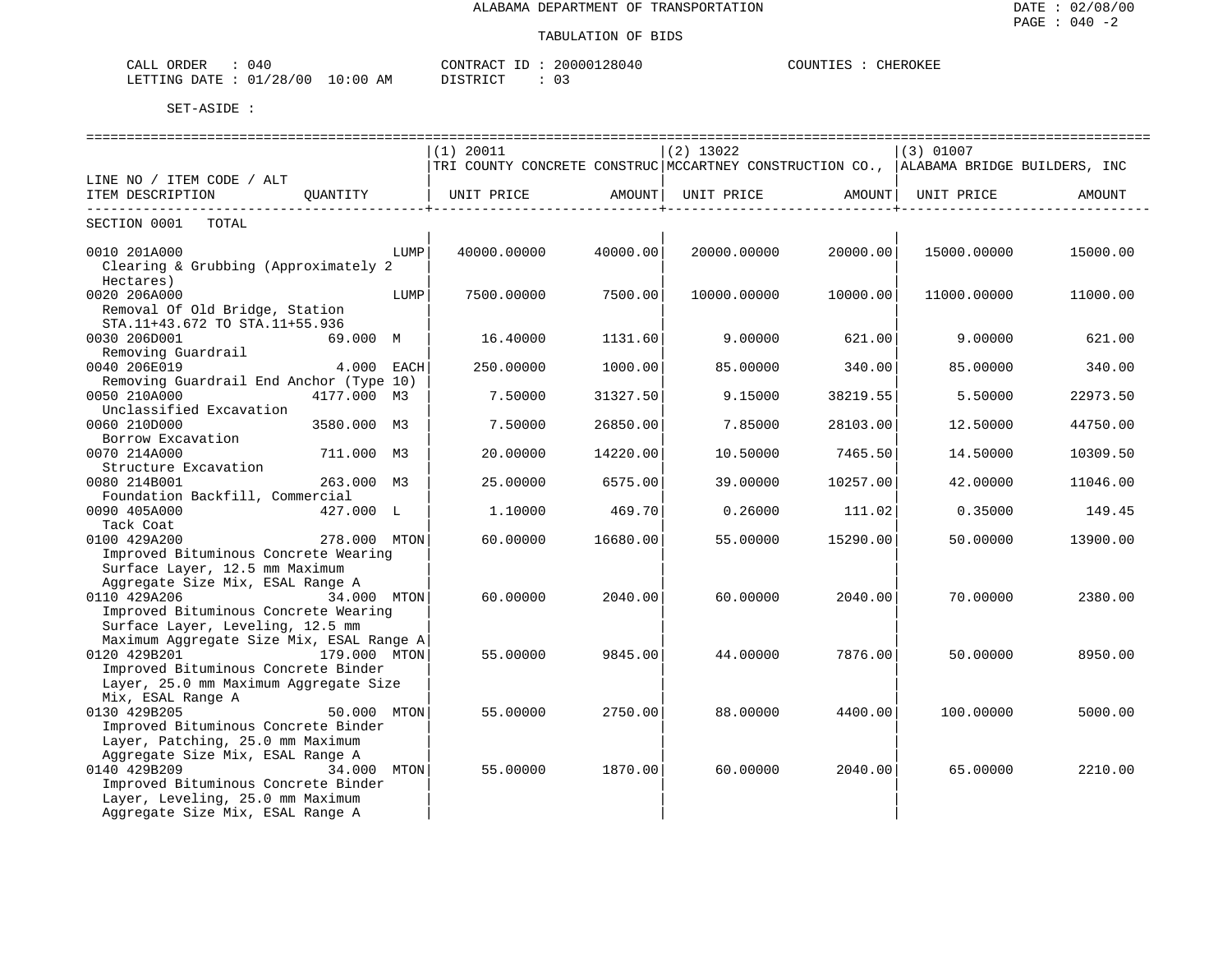ALABAMA DEPARTMENT OF TRANSPORTATION

TABULATION OF BIDS

CALL ORDER : 040 CONTRACT ID : 20000128040 COUNTIES : CHEROKEE
LETTING DATE : 01/28/00 10:00 AM DISTRICT : 03

SET-ASIDE :

| LINE NO / ITEM CODE / ALT ITEM DESCRIPTION | QUANTITY | (1) 20011 TRI COUNTY CONCRETE CONSTRUC UNIT PRICE | AMOUNT | (2) 13022 MCCARTNEY CONSTRUCTION CO., UNIT PRICE | AMOUNT | (3) 01007 ALABAMA BRIDGE BUILDERS, INC UNIT PRICE | AMOUNT |
|---|---|---|---|---|---|---|---|
| SECTION 0001 TOTAL | | | | | | | |
| 0010 201A000 Clearing & Grubbing (Approximately 2 Hectares) | LUMP | 40000.00000 | 40000.00 | 20000.00000 | 20000.00 | 15000.00000 | 15000.00 |
| 0020 206A000 Removal Of Old Bridge, Station STA.11+43.672 TO STA.11+55.936 | LUMP | 7500.00000 | 7500.00 | 10000.00000 | 10000.00 | 11000.00000 | 11000.00 |
| 0030 206D001 Removing Guardrail | 69.000 M | 16.40000 | 1131.60 | 9.00000 | 621.00 | 9.00000 | 621.00 |
| 0040 206E019 Removing Guardrail End Anchor (Type 10) | 4.000 EACH | 250.00000 | 1000.00 | 85.00000 | 340.00 | 85.00000 | 340.00 |
| 0050 210A000 Unclassified Excavation | 4177.000 M3 | 7.50000 | 31327.50 | 9.15000 | 38219.55 | 5.50000 | 22973.50 |
| 0060 210D000 Borrow Excavation | 3580.000 M3 | 7.50000 | 26850.00 | 7.85000 | 28103.00 | 12.50000 | 44750.00 |
| 0070 214A000 Structure Excavation | 711.000 M3 | 20.00000 | 14220.00 | 10.50000 | 7465.50 | 14.50000 | 10309.50 |
| 0080 214B001 Foundation Backfill, Commercial | 263.000 M3 | 25.00000 | 6575.00 | 39.00000 | 10257.00 | 42.00000 | 11046.00 |
| 0090 405A000 Tack Coat | 427.000 L | 1.10000 | 469.70 | 0.26000 | 111.02 | 0.35000 | 149.45 |
| 0100 429A200 Improved Bituminous Concrete Wearing Surface Layer, 12.5 mm Maximum Aggregate Size Mix, ESAL Range A | 278.000 MTON | 60.00000 | 16680.00 | 55.00000 | 15290.00 | 50.00000 | 13900.00 |
| 0110 429A206 Improved Bituminous Concrete Wearing Surface Layer, Leveling, 12.5 mm Maximum Aggregate Size Mix, ESAL Range A | 34.000 MTON | 60.00000 | 2040.00 | 60.00000 | 2040.00 | 70.00000 | 2380.00 |
| 0120 429B201 Improved Bituminous Concrete Binder Layer, 25.0 mm Maximum Aggregate Size Mix, ESAL Range A | 179.000 MTON | 55.00000 | 9845.00 | 44.00000 | 7876.00 | 50.00000 | 8950.00 |
| 0130 429B205 Improved Bituminous Concrete Binder Layer, Patching, 25.0 mm Maximum Aggregate Size Mix, ESAL Range A | 50.000 MTON | 55.00000 | 2750.00 | 88.00000 | 4400.00 | 100.00000 | 5000.00 |
| 0140 429B209 Improved Bituminous Concrete Binder Layer, Leveling, 25.0 mm Maximum Aggregate Size Mix, ESAL Range A | 34.000 MTON | 55.00000 | 1870.00 | 60.00000 | 2040.00 | 65.00000 | 2210.00 |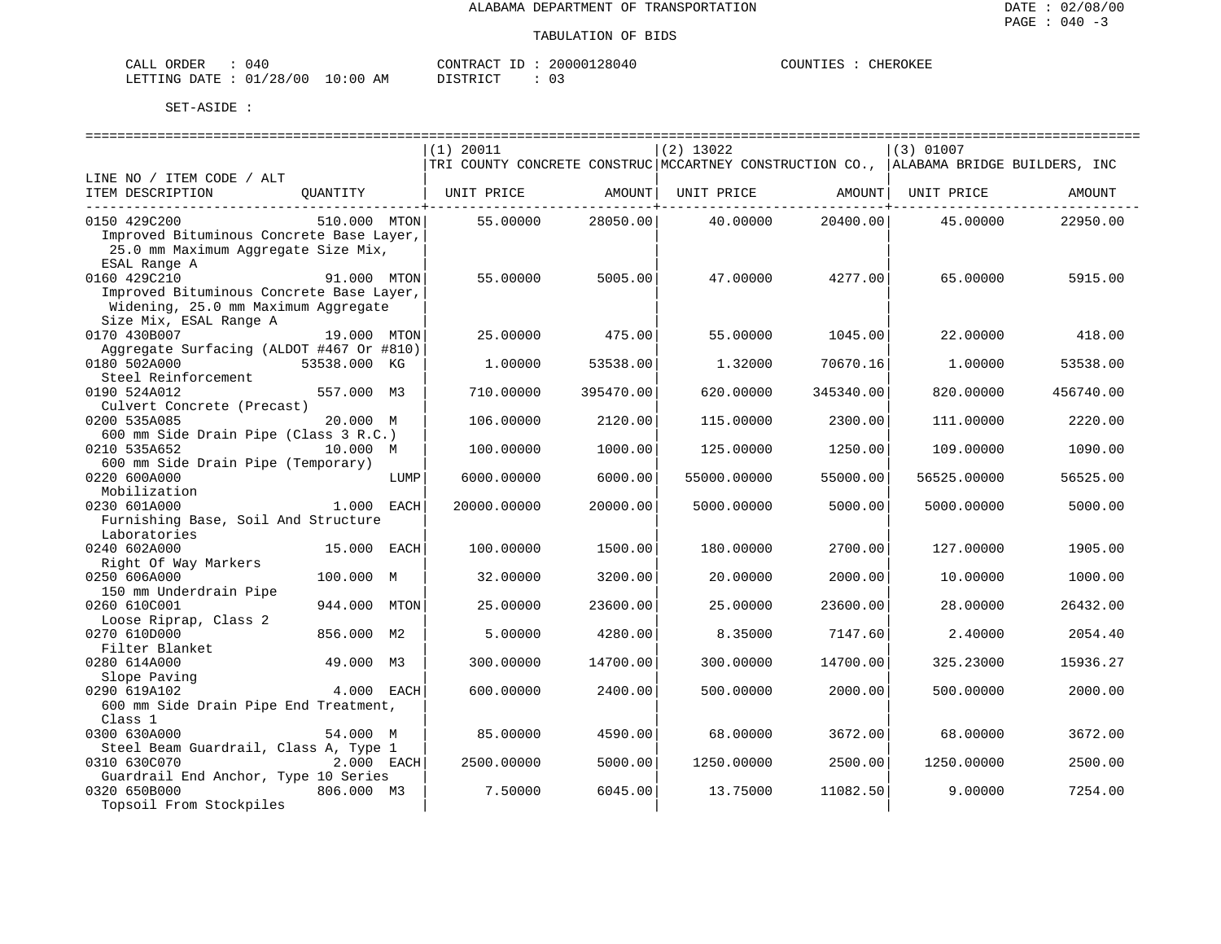ALABAMA DEPARTMENT OF TRANSPORTATION

TABULATION OF BIDS

DATE : 02/08/00
PAGE : 040 -3

CALL ORDER : 040 CONTRACT ID : 20000128040 COUNTIES : CHEROKEE
LETTING DATE : 01/28/00 10:00 AM DISTRICT : 03

SET-ASIDE :

| LINE NO / ITEM CODE / ALT<br>ITEM DESCRIPTION | QUANTITY | (1) 20011<br>TRI COUNTY CONCRETE CONSTRUC<br>UNIT PRICE | AMOUNT | (2) 13022<br>MCCARTNEY CONSTRUCTION CO.,<br>UNIT PRICE | AMOUNT | (3) 01007<br>ALABAMA BRIDGE BUILDERS, INC<br>UNIT PRICE | AMOUNT |
|---|---|---|---|---|---|---|---|
| 0150 429C200<br>Improved Bituminous Concrete Base Layer, 25.0 mm Maximum Aggregate Size Mix, ESAL Range A | 510.000 MTON | 55.00000 | 28050.00 | 40.00000 | 20400.00 | 45.00000 | 22950.00 |
| 0160 429C210<br>Improved Bituminous Concrete Base Layer, Widening, 25.0 mm Maximum Aggregate Size Mix, ESAL Range A | 91.000 MTON | 55.00000 | 5005.00 | 47.00000 | 4277.00 | 65.00000 | 5915.00 |
| 0170 430B007<br>Aggregate Surfacing (ALDOT #467 Or #810) | 19.000 MTON | 25.00000 | 475.00 | 55.00000 | 1045.00 | 22.00000 | 418.00 |
| 0180 502A000<br>Steel Reinforcement | 53538.000 KG | 1.00000 | 53538.00 | 1.32000 | 70670.16 | 1.00000 | 53538.00 |
| 0190 524A012<br>Culvert Concrete (Precast) | 557.000 M3 | 710.00000 | 395470.00 | 620.00000 | 345340.00 | 820.00000 | 456740.00 |
| 0200 535A085<br>600 mm Side Drain Pipe (Class 3 R.C.) | 20.000 M | 106.00000 | 2120.00 | 115.00000 | 2300.00 | 111.00000 | 2220.00 |
| 0210 535A652<br>600 mm Side Drain Pipe (Temporary) | 10.000 M | 100.00000 | 1000.00 | 125.00000 | 1250.00 | 109.00000 | 1090.00 |
| 0220 600A000<br>Mobilization | LUMP | 6000.00000 | 6000.00 | 55000.00000 | 55000.00 | 56525.00000 | 56525.00 |
| 0230 601A000<br>Furnishing Base, Soil And Structure Laboratories | 1.000 EACH | 20000.00000 | 20000.00 | 5000.00000 | 5000.00 | 5000.00000 | 5000.00 |
| 0240 602A000<br>Right Of Way Markers | 15.000 EACH | 100.00000 | 1500.00 | 180.00000 | 2700.00 | 127.00000 | 1905.00 |
| 0250 606A000<br>150 mm Underdrain Pipe | 100.000 M | 32.00000 | 3200.00 | 20.00000 | 2000.00 | 10.00000 | 1000.00 |
| 0260 610C001<br>Loose Riprap, Class 2 | 944.000 MTON | 25.00000 | 23600.00 | 25.00000 | 23600.00 | 28.00000 | 26432.00 |
| 0270 610D000<br>Filter Blanket | 856.000 M2 | 5.00000 | 4280.00 | 8.35000 | 7147.60 | 2.40000 | 2054.40 |
| 0280 614A000<br>Slope Paving | 49.000 M3 | 300.00000 | 14700.00 | 300.00000 | 14700.00 | 325.23000 | 15936.27 |
| 0290 619A102<br>600 mm Side Drain Pipe End Treatment, Class 1 | 4.000 EACH | 600.00000 | 2400.00 | 500.00000 | 2000.00 | 500.00000 | 2000.00 |
| 0300 630A000<br>Steel Beam Guardrail, Class A, Type 1 | 54.000 M | 85.00000 | 4590.00 | 68.00000 | 3672.00 | 68.00000 | 3672.00 |
| 0310 630C070<br>Guardrail End Anchor, Type 10 Series | 2.000 EACH | 2500.00000 | 5000.00 | 1250.00000 | 2500.00 | 1250.00000 | 2500.00 |
| 0320 650B000<br>Topsoil From Stockpiles | 806.000 M3 | 7.50000 | 6045.00 | 13.75000 | 11082.50 | 9.00000 | 7254.00 |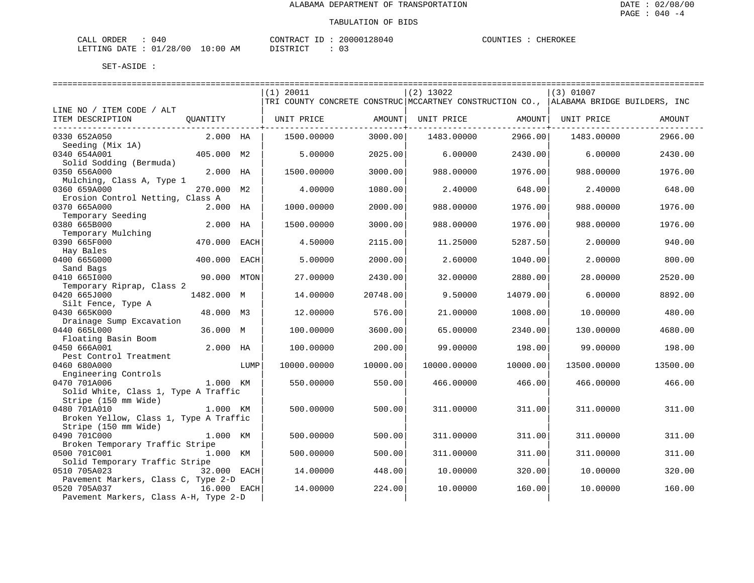ALABAMA DEPARTMENT OF TRANSPORTATION

TABULATION OF BIDS

DATE : 02/08/00
PAGE : 040 -4

CALL ORDER : 040 CONTRACT ID : 20000128040 COUNTIES : CHEROKEE
LETTING DATE : 01/28/00 10:00 AM DISTRICT : 03

SET-ASIDE :

| LINE NO / ITEM CODE / ALT | | | (1) 20011 TRI COUNTY CONCRETE CONSTRUC | | (2) 13022 MCCARTNEY CONSTRUCTION CO., | | (3) 01007 ALABAMA BRIDGE BUILDERS, INC | |
|---|---|---|---|---|---|---|---|---|
| ITEM DESCRIPTION | QUANTITY | | UNIT PRICE | AMOUNT | UNIT PRICE | AMOUNT | UNIT PRICE | AMOUNT |
| 0330 652A050 Seeding (Mix 1A) | 2.000 | HA | 1500.00000 | 3000.00 | 1483.00000 | 2966.00 | 1483.00000 | 2966.00 |
| 0340 654A001 Solid Sodding (Bermuda) | 405.000 | M2 | 5.00000 | 2025.00 | 6.00000 | 2430.00 | 6.00000 | 2430.00 |
| 0350 656A000 Mulching, Class A, Type 1 | 2.000 | HA | 1500.00000 | 3000.00 | 988.00000 | 1976.00 | 988.00000 | 1976.00 |
| 0360 659A000 Erosion Control Netting, Class A | 270.000 | M2 | 4.00000 | 1080.00 | 2.40000 | 648.00 | 2.40000 | 648.00 |
| 0370 665A000 Temporary Seeding | 2.000 | HA | 1000.00000 | 2000.00 | 988.00000 | 1976.00 | 988.00000 | 1976.00 |
| 0380 665B000 Temporary Mulching | 2.000 | HA | 1500.00000 | 3000.00 | 988.00000 | 1976.00 | 988.00000 | 1976.00 |
| 0390 665F000 Hay Bales | 470.000 | EACH | 4.50000 | 2115.00 | 11.25000 | 5287.50 | 2.00000 | 940.00 |
| 0400 665G000 Sand Bags | 400.000 | EACH | 5.00000 | 2000.00 | 2.60000 | 1040.00 | 2.00000 | 800.00 |
| 0410 665I000 Temporary Riprap, Class 2 | 90.000 | MTON | 27.00000 | 2430.00 | 32.00000 | 2880.00 | 28.00000 | 2520.00 |
| 0420 665J000 Silt Fence, Type A | 1482.000 | M | 14.00000 | 20748.00 | 9.50000 | 14079.00 | 6.00000 | 8892.00 |
| 0430 665K000 Drainage Sump Excavation | 48.000 | M3 | 12.00000 | 576.00 | 21.00000 | 1008.00 | 10.00000 | 480.00 |
| 0440 665L000 Floating Basin Boom | 36.000 | M | 100.00000 | 3600.00 | 65.00000 | 2340.00 | 130.00000 | 4680.00 |
| 0450 666A001 Pest Control Treatment | 2.000 | HA | 100.00000 | 200.00 | 99.00000 | 198.00 | 99.00000 | 198.00 |
| 0460 680A000 Engineering Controls | | LUMP | 10000.00000 | 10000.00 | 10000.00000 | 10000.00 | 13500.00000 | 13500.00 |
| 0470 701A006 Solid White, Class 1, Type A Traffic Stripe (150 mm Wide) | 1.000 | KM | 550.00000 | 550.00 | 466.00000 | 466.00 | 466.00000 | 466.00 |
| 0480 701A010 Broken Yellow, Class 1, Type A Traffic Stripe (150 mm Wide) | 1.000 | KM | 500.00000 | 500.00 | 311.00000 | 311.00 | 311.00000 | 311.00 |
| 0490 701C000 Broken Temporary Traffic Stripe | 1.000 | KM | 500.00000 | 500.00 | 311.00000 | 311.00 | 311.00000 | 311.00 |
| 0500 701C001 Solid Temporary Traffic Stripe | 1.000 | KM | 500.00000 | 500.00 | 311.00000 | 311.00 | 311.00000 | 311.00 |
| 0510 705A023 Pavement Markers, Class C, Type 2-D | 32.000 | EACH | 14.00000 | 448.00 | 10.00000 | 320.00 | 10.00000 | 320.00 |
| 0520 705A037 Pavement Markers, Class A-H, Type 2-D | 16.000 | EACH | 14.00000 | 224.00 | 10.00000 | 160.00 | 10.00000 | 160.00 |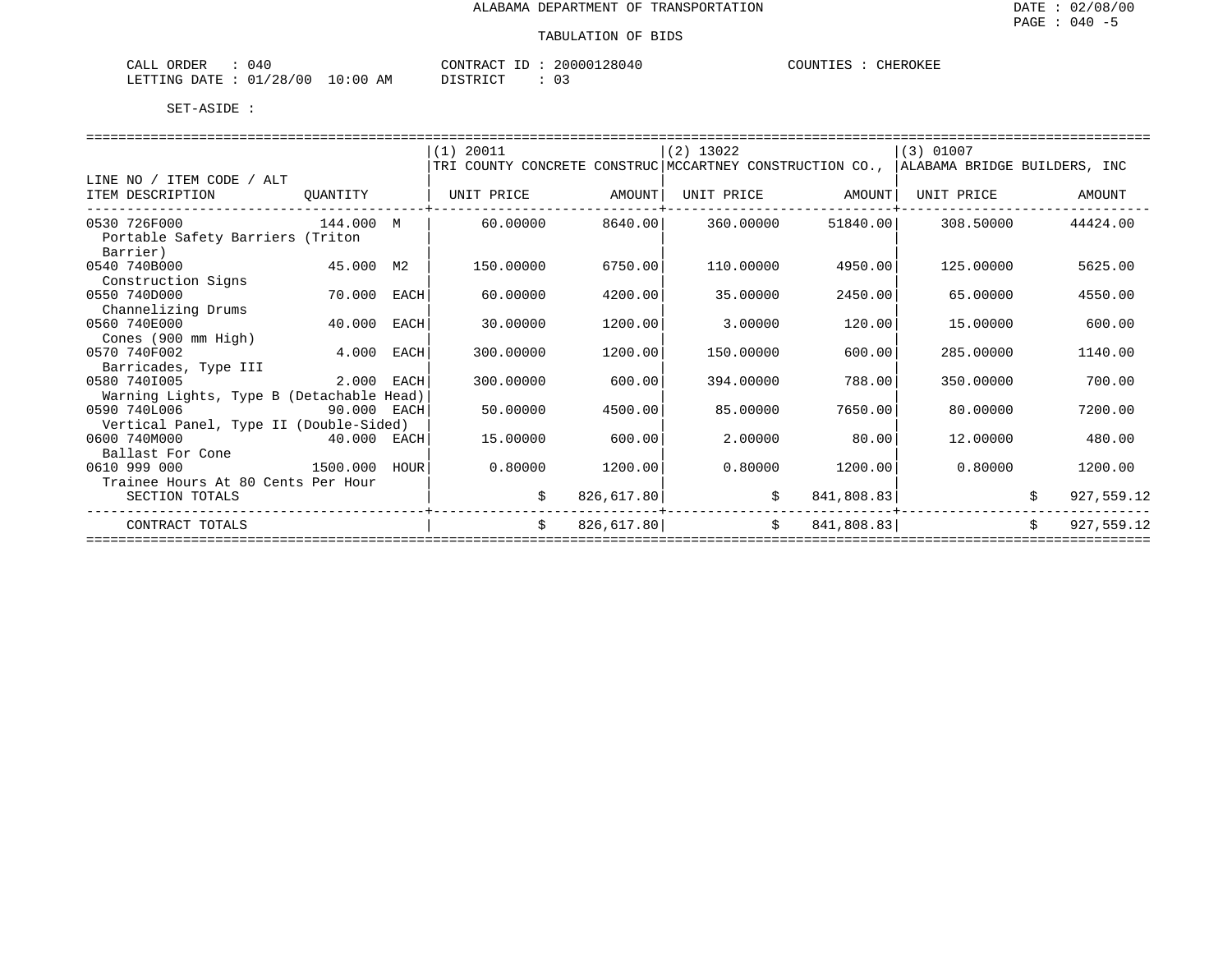ALABAMA DEPARTMENT OF TRANSPORTATION

TABULATION OF BIDS

CALL ORDER : 040 CONTRACT ID : 20000128040 COUNTIES : CHEROKEE
LETTING DATE : 01/28/00 10:00 AM DISTRICT : 03

SET-ASIDE :

| LINE NO / ITEM CODE / ALT ITEM DESCRIPTION | QUANTITY | (1) 20011 TRI COUNTY CONCRETE CONSTRUC UNIT PRICE | AMOUNT | (2) 13022 MCCARTNEY CONSTRUCTION CO., UNIT PRICE | AMOUNT | (3) 01007 ALABAMA BRIDGE BUILDERS, INC UNIT PRICE | AMOUNT |
|---|---|---|---|---|---|---|---|
| 0530 726F000 Portable Safety Barriers (Triton Barrier) | 144.000 M | 60.00000 | 8640.00 | 360.00000 | 51840.00 | 308.50000 | 44424.00 |
| 0540 740B000 Construction Signs | 45.000 M2 | 150.00000 | 6750.00 | 110.00000 | 4950.00 | 125.00000 | 5625.00 |
| 0550 740D000 Channelizing Drums | 70.000 EACH | 60.00000 | 4200.00 | 35.00000 | 2450.00 | 65.00000 | 4550.00 |
| 0560 740E000 Cones (900 mm High) | 40.000 EACH | 30.00000 | 1200.00 | 3.00000 | 120.00 | 15.00000 | 600.00 |
| 0570 740F002 Barricades, Type III | 4.000 EACH | 300.00000 | 1200.00 | 150.00000 | 600.00 | 285.00000 | 1140.00 |
| 0580 740I005 Warning Lights, Type B (Detachable Head) | 2.000 EACH | 300.00000 | 600.00 | 394.00000 | 788.00 | 350.00000 | 700.00 |
| 0590 740L006 Vertical Panel, Type II (Double-Sided) | 90.000 EACH | 50.00000 | 4500.00 | 85.00000 | 7650.00 | 80.00000 | 7200.00 |
| 0600 740M000 Ballast For Cone | 40.000 EACH | 15.00000 | 600.00 | 2.00000 | 80.00 | 12.00000 | 480.00 |
| 0610 999 000 Trainee Hours At 80 Cents Per Hour | 1500.000 HOUR | 0.80000 | 1200.00 | 0.80000 | 1200.00 | 0.80000 | 1200.00 |
| SECTION TOTALS | | | $ 826,617.80 | | $ 841,808.83 | | $ 927,559.12 |
| CONTRACT TOTALS | | | $ 826,617.80 | | $ 841,808.83 | | $ 927,559.12 |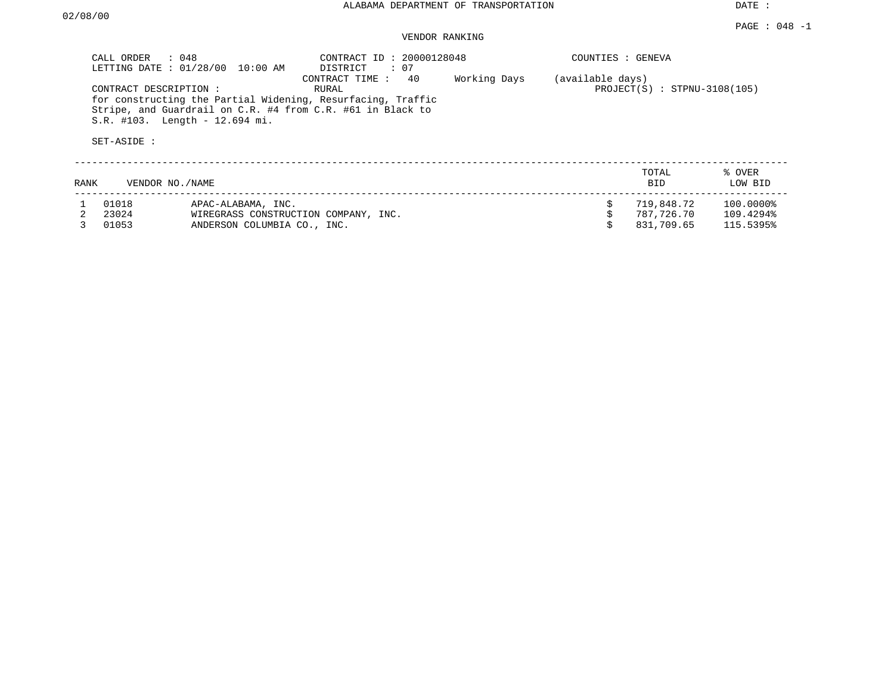ALABAMA DEPARTMENT OF TRANSPORTATION

DATE : 02/08/00

PAGE : 048 -1

VENDOR RANKING

CALL ORDER : 048
LETTING DATE : 01/28/00 10:00 AM

CONTRACT ID : 20000128048
DISTRICT : 07
CONTRACT TIME : 40 Working Days (available days)
RURAL

COUNTIES : GENEVA

PROJECT(S) : STPNU-3108(105)

CONTRACT DESCRIPTION :
for constructing the Partial Widening, Resurfacing, Traffic Stripe, and Guardrail on C.R. #4 from C.R. #61 in Black to S.R. #103. Length - 12.694 mi.

SET-ASIDE :

| RANK | VENDOR NO./NAME | | TOTAL BID | % OVER LOW BID |
|---|---|---|---|---|
| 1 | 01018 | APAC-ALABAMA, INC. | $ 719,848.72 | 100.0000% |
| 2 | 23024 | WIREGRASS CONSTRUCTION COMPANY, INC. | $ 787,726.70 | 109.4294% |
| 3 | 01053 | ANDERSON COLUMBIA CO., INC. | $ 831,709.65 | 115.5395% |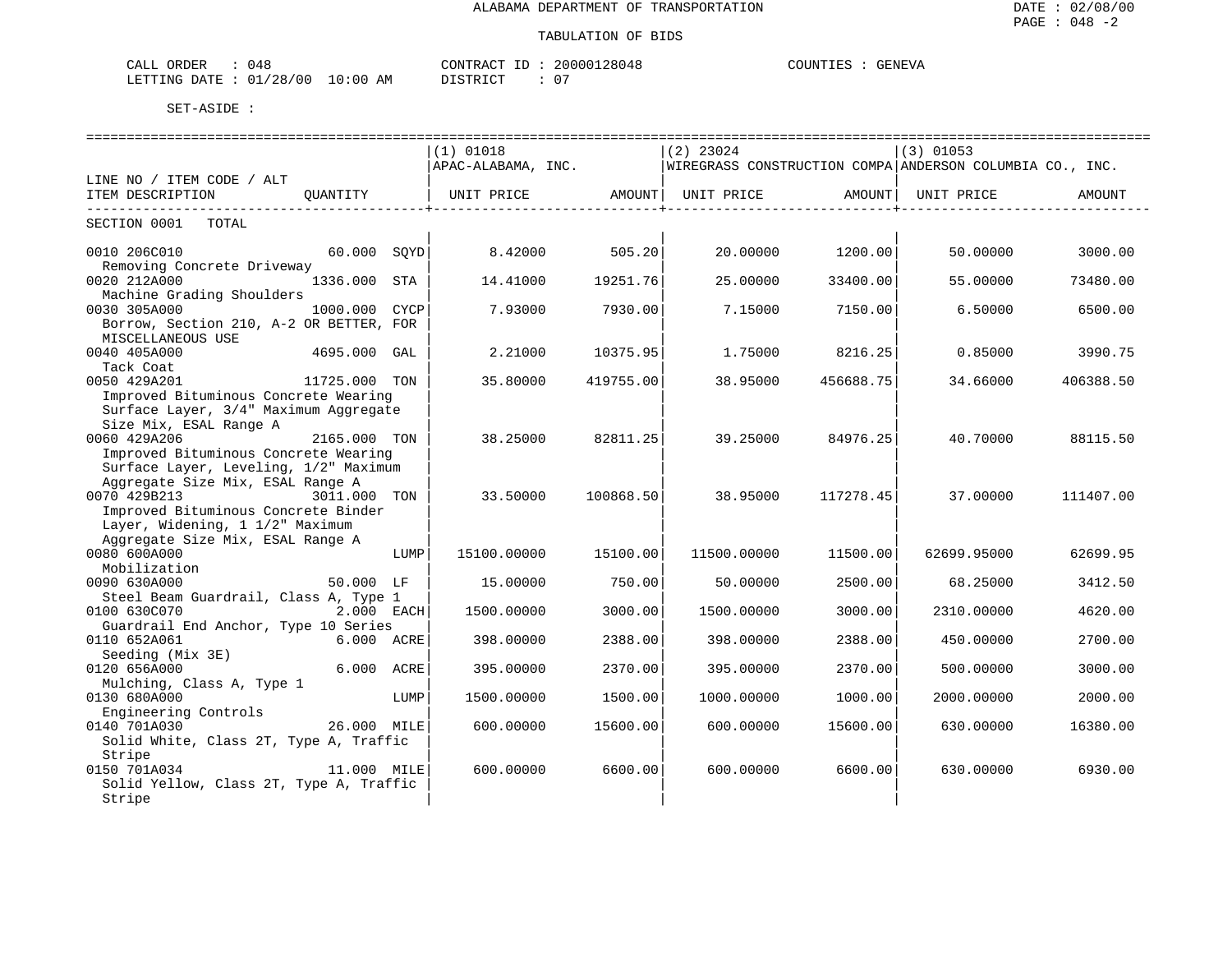ALABAMA DEPARTMENT OF TRANSPORTATION

TABULATION OF BIDS

CALL ORDER : 048 CONTRACT ID : 20000128048 COUNTIES : GENEVA
LETTING DATE : 01/28/00 10:00 AM DISTRICT : 07

SET-ASIDE :

| LINE NO / ITEM CODE / ALT ITEM DESCRIPTION | QUANTITY | | (1) 01018 APAC-ALABAMA, INC. UNIT PRICE | AMOUNT | (2) 23024 WIREGRASS CONSTRUCTION COMPA UNIT PRICE | AMOUNT | (3) 01053 ANDERSON COLUMBIA CO., INC. UNIT PRICE | AMOUNT |
|---|---|---|---|---|---|---|---|---|
| SECTION 0001 TOTAL | | | | | | | | |
| 0010 206C010 Removing Concrete Driveway | 60.000 | SQYD | 8.42000 | 505.20 | 20.00000 | 1200.00 | 50.00000 | 3000.00 |
| 0020 212A000 Machine Grading Shoulders | 1336.000 | STA | 14.41000 | 19251.76 | 25.00000 | 33400.00 | 55.00000 | 73480.00 |
| 0030 305A000 Borrow, Section 210, A-2 OR BETTER, FOR MISCELLANEOUS USE | 1000.000 | CYCP | 7.93000 | 7930.00 | 7.15000 | 7150.00 | 6.50000 | 6500.00 |
| 0040 405A000 Tack Coat | 4695.000 | GAL | 2.21000 | 10375.95 | 1.75000 | 8216.25 | 0.85000 | 3990.75 |
| 0050 429A201 Improved Bituminous Concrete Wearing Surface Layer, 3/4" Maximum Aggregate Size Mix, ESAL Range A | 11725.000 | TON | 35.80000 | 419755.00 | 38.95000 | 456688.75 | 34.66000 | 406388.50 |
| 0060 429A206 Improved Bituminous Concrete Wearing Surface Layer, Leveling, 1/2" Maximum Aggregate Size Mix, ESAL Range A | 2165.000 | TON | 38.25000 | 82811.25 | 39.25000 | 84976.25 | 40.70000 | 88115.50 |
| 0070 429B213 Improved Bituminous Concrete Binder Layer, Widening, 1 1/2" Maximum Aggregate Size Mix, ESAL Range A | 3011.000 | TON | 33.50000 | 100868.50 | 38.95000 | 117278.45 | 37.00000 | 111407.00 |
| 0080 600A000 Mobilization | | LUMP | 15100.00000 | 15100.00 | 11500.00000 | 11500.00 | 62699.95000 | 62699.95 |
| 0090 630A000 Steel Beam Guardrail, Class A, Type 1 | 50.000 | LF | 15.00000 | 750.00 | 50.00000 | 2500.00 | 68.25000 | 3412.50 |
| 0100 630C070 Guardrail End Anchor, Type 10 Series | 2.000 | EACH | 1500.00000 | 3000.00 | 1500.00000 | 3000.00 | 2310.00000 | 4620.00 |
| 0110 652A061 Seeding (Mix 3E) | 6.000 | ACRE | 398.00000 | 2388.00 | 398.00000 | 2388.00 | 450.00000 | 2700.00 |
| 0120 656A000 Mulching, Class A, Type 1 | 6.000 | ACRE | 395.00000 | 2370.00 | 395.00000 | 2370.00 | 500.00000 | 3000.00 |
| 0130 680A000 Engineering Controls | | LUMP | 1500.00000 | 1500.00 | 1000.00000 | 1000.00 | 2000.00000 | 2000.00 |
| 0140 701A030 Solid White, Class 2T, Type A, Traffic Stripe | 26.000 | MILE | 600.00000 | 15600.00 | 600.00000 | 15600.00 | 630.00000 | 16380.00 |
| 0150 701A034 Solid Yellow, Class 2T, Type A, Traffic Stripe | 11.000 | MILE | 600.00000 | 6600.00 | 600.00000 | 6600.00 | 630.00000 | 6930.00 |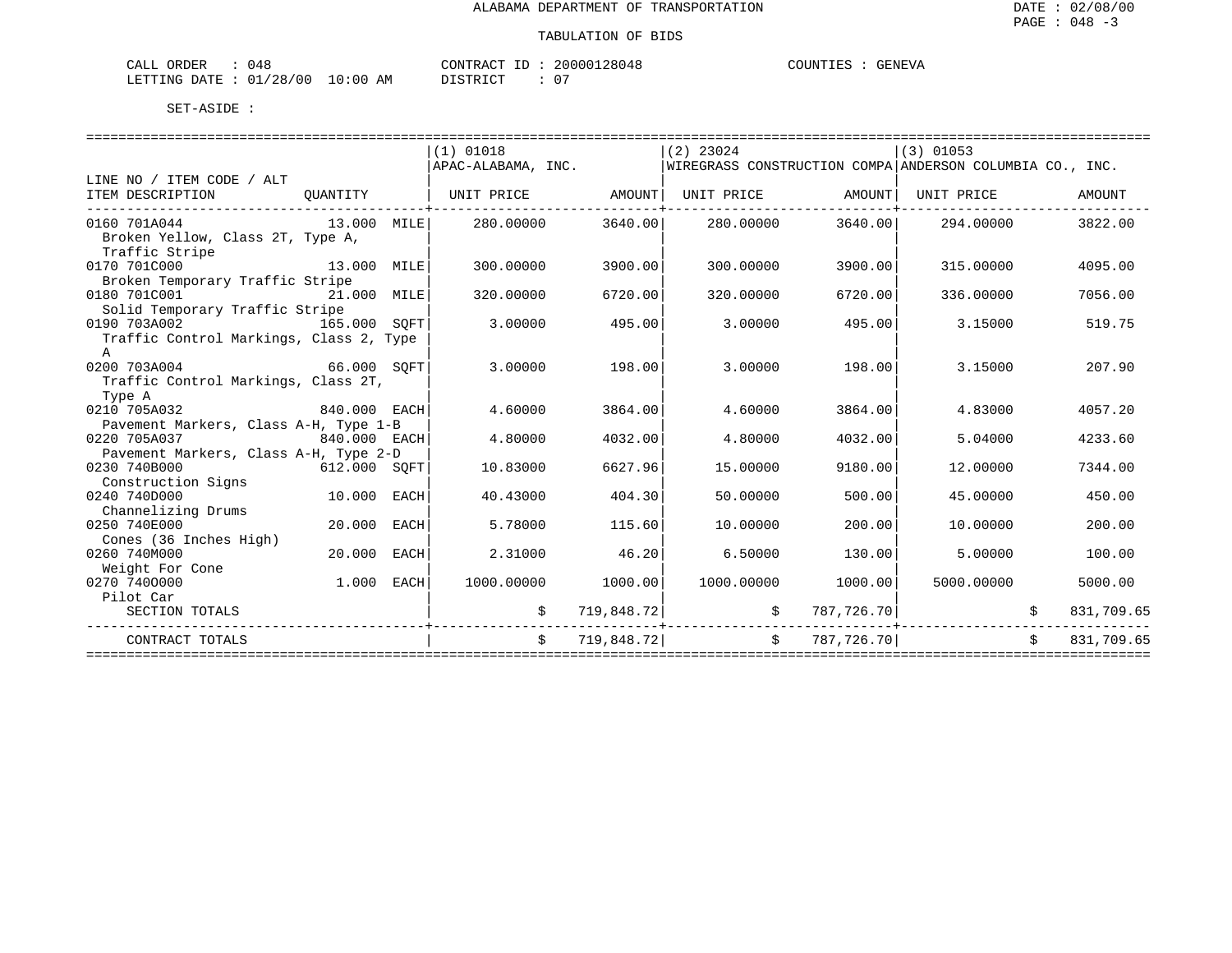ALABAMA DEPARTMENT OF TRANSPORTATION

DATE : 02/08/00

PAGE : 048 -3

TABULATION OF BIDS

CALL ORDER : 048 CONTRACT ID : 20000128048 COUNTIES : GENEVA
LETTING DATE : 01/28/00 10:00 AM DISTRICT : 07

SET-ASIDE :

| LINE NO / ITEM CODE / ALT ITEM DESCRIPTION | QUANTITY | (1) 01018 APAC-ALABAMA, INC. UNIT PRICE | AMOUNT | (2) 23024 WIREGRASS CONSTRUCTION COMPA UNIT PRICE | AMOUNT | (3) 01053 ANDERSON COLUMBIA CO., INC. UNIT PRICE | AMOUNT |
|---|---|---|---|---|---|---|---|
| 0160 701A044 Broken Yellow, Class 2T, Type A, Traffic Stripe | 13.000 MILE | 280.00000 | 3640.00 | 280.00000 | 3640.00 | 294.00000 | 3822.00 |
| 0170 701C000 Broken Temporary Traffic Stripe | 13.000 MILE | 300.00000 | 3900.00 | 300.00000 | 3900.00 | 315.00000 | 4095.00 |
| 0180 701C001 Solid Temporary Traffic Stripe | 21.000 MILE | 320.00000 | 6720.00 | 320.00000 | 6720.00 | 336.00000 | 7056.00 |
| 0190 703A002 Traffic Control Markings, Class 2, Type A | 165.000 SQFT | 3.00000 | 495.00 | 3.00000 | 495.00 | 3.15000 | 519.75 |
| 0200 703A004 Traffic Control Markings, Class 2T, Type A | 66.000 SQFT | 3.00000 | 198.00 | 3.00000 | 198.00 | 3.15000 | 207.90 |
| 0210 705A032 Pavement Markers, Class A-H, Type 1-B | 840.000 EACH | 4.60000 | 3864.00 | 4.60000 | 3864.00 | 4.83000 | 4057.20 |
| 0220 705A037 Pavement Markers, Class A-H, Type 2-D | 840.000 EACH | 4.80000 | 4032.00 | 4.80000 | 4032.00 | 5.04000 | 4233.60 |
| 0230 740B000 Construction Signs | 612.000 SQFT | 10.83000 | 6627.96 | 15.00000 | 9180.00 | 12.00000 | 7344.00 |
| 0240 740D000 Channelizing Drums | 10.000 EACH | 40.43000 | 404.30 | 50.00000 | 500.00 | 45.00000 | 450.00 |
| 0250 740E000 Cones (36 Inches High) | 20.000 EACH | 5.78000 | 115.60 | 10.00000 | 200.00 | 10.00000 | 200.00 |
| 0260 740M000 Weight For Cone | 20.000 EACH | 2.31000 | 46.20 | 6.50000 | 130.00 | 5.00000 | 100.00 |
| 0270 740O000 Pilot Car | 1.000 EACH | 1000.00000 | 1000.00 | 1000.00000 | 1000.00 | 5000.00000 | 5000.00 |
| SECTION TOTALS | | | $ 719,848.72 | | $ 787,726.70 | | $ 831,709.65 |
| CONTRACT TOTALS | | | $ 719,848.72 | | $ 787,726.70 | | $ 831,709.65 |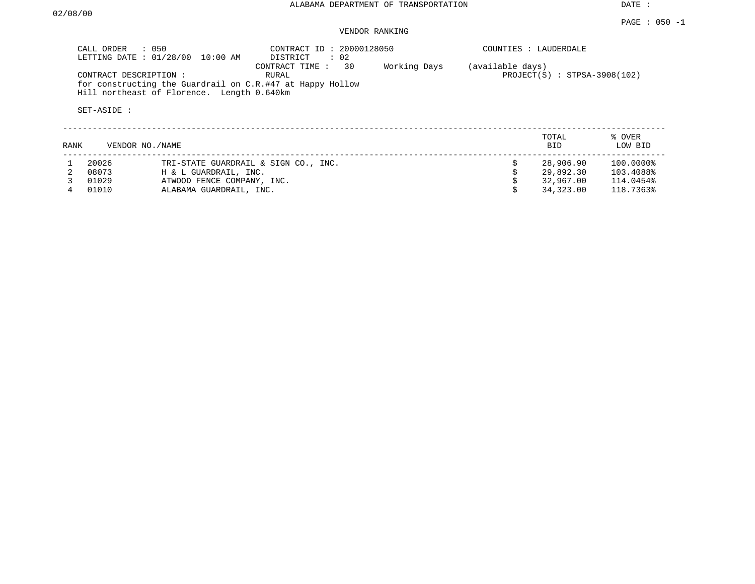ALABAMA DEPARTMENT OF TRANSPORTATION

DATE : 02/08/00

PAGE : 050 -1

VENDOR RANKING

CALL ORDER : 050
LETTING DATE : 01/28/00 10:00 AM

CONTRACT ID : 20000128050
DISTRICT : 02
CONTRACT TIME : 30 Working Days (available days)
RURAL

COUNTIES : LAUDERDALE

PROJECT(S) : STPSA-3908(102)

CONTRACT DESCRIPTION :
for constructing the Guardrail on C.R.#47 at Happy Hollow Hill northeast of Florence. Length 0.640km

SET-ASIDE :

| RANK | VENDOR NO. | NAME | | TOTAL BID | % OVER LOW BID |
|---|---|---|---|---|---|
| 1 | 20026 | TRI-STATE GUARDRAIL & SIGN CO., INC. | $ | 28,906.90 | 100.0000% |
| 2 | 08073 | H & L GUARDRAIL, INC. | $ | 29,892.30 | 103.4088% |
| 3 | 01029 | ATWOOD FENCE COMPANY, INC. | $ | 32,967.00 | 114.0454% |
| 4 | 01010 | ALABAMA GUARDRAIL, INC. | $ | 34,323.00 | 118.7363% |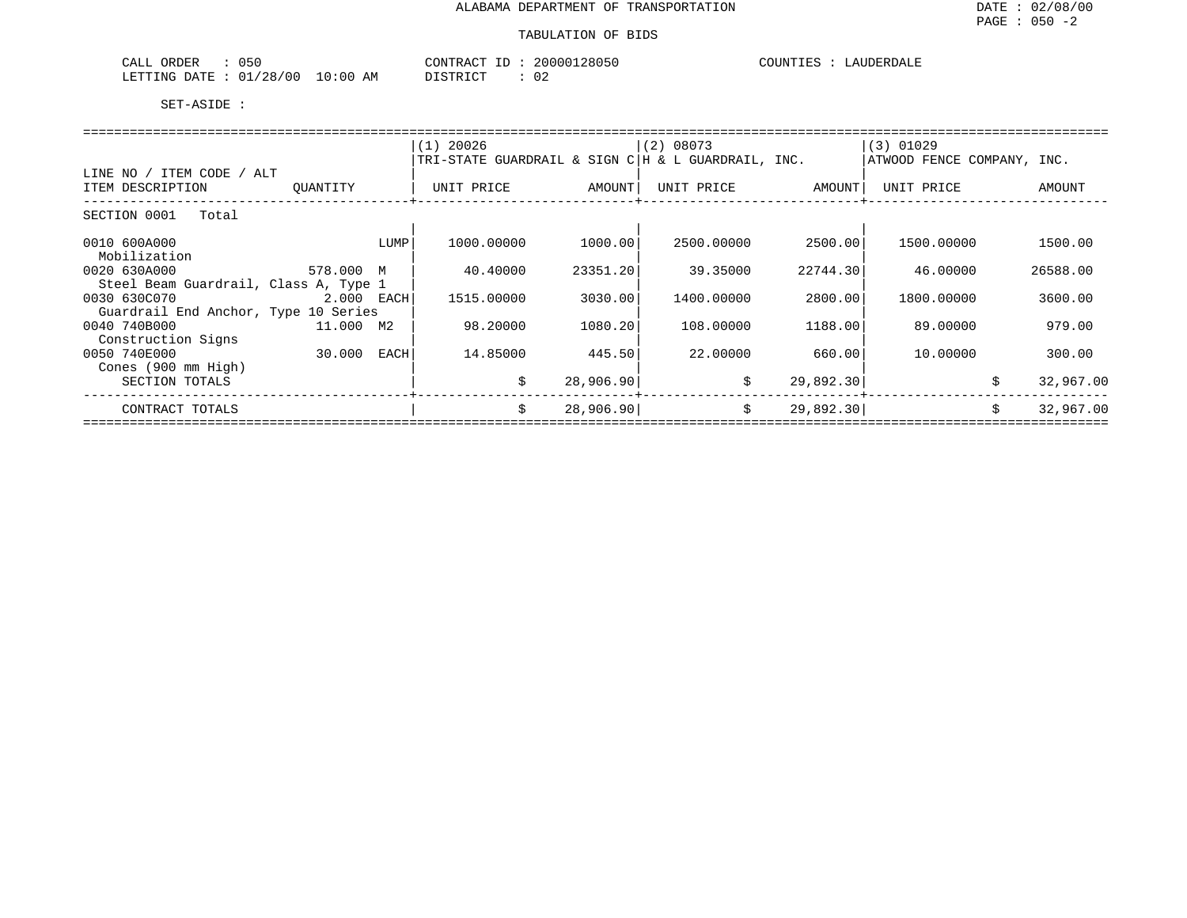ALABAMA DEPARTMENT OF TRANSPORTATION

DATE : 02/08/00

PAGE : 050 -2

TABULATION OF BIDS

CALL ORDER : 050 &nbsp;&nbsp;&nbsp; CONTRACT ID : 20000128050 &nbsp;&nbsp;&nbsp; COUNTIES : LAUDERDALE

LETTING DATE : 01/28/00 10:00 AM &nbsp;&nbsp;&nbsp; DISTRICT : 02

SET-ASIDE :

| LINE NO / ITEM CODE / ALT<br>ITEM DESCRIPTION | QUANTITY | (1) 20026<br>TRI-STATE GUARDRAIL & SIGN C<br>UNIT PRICE | AMOUNT | (2) 08073<br>H & L GUARDRAIL, INC.<br>UNIT PRICE | AMOUNT | (3) 01029<br>ATWOOD FENCE COMPANY, INC.<br>UNIT PRICE | AMOUNT |
|---|---|---|---|---|---|---|---|
| SECTION 0001 Total | | | | | | | |
| 0010 600A000<br>Mobilization | LUMP | 1000.00000 | 1000.00 | 2500.00000 | 2500.00 | 1500.00000 | 1500.00 |
| 0020 630A000<br>Steel Beam Guardrail, Class A, Type 1 | 578.000 M | 40.40000 | 23351.20 | 39.35000 | 22744.30 | 46.00000 | 26588.00 |
| 0030 630C070<br>Guardrail End Anchor, Type 10 Series | 2.000 EACH | 1515.00000 | 3030.00 | 1400.00000 | 2800.00 | 1800.00000 | 3600.00 |
| 0040 740B000<br>Construction Signs | 11.000 M2 | 98.20000 | 1080.20 | 108.00000 | 1188.00 | 89.00000 | 979.00 |
| 0050 740E000<br>Cones (900 mm High) | 30.000 EACH | 14.85000 | 445.50 | 22.00000 | 660.00 | 10.00000 | 300.00 |
| SECTION TOTALS | | $ | 28,906.90 | $ | 29,892.30 | $ | 32,967.00 |
| CONTRACT TOTALS | | $ | 28,906.90 | $ | 29,892.30 | $ | 32,967.00 |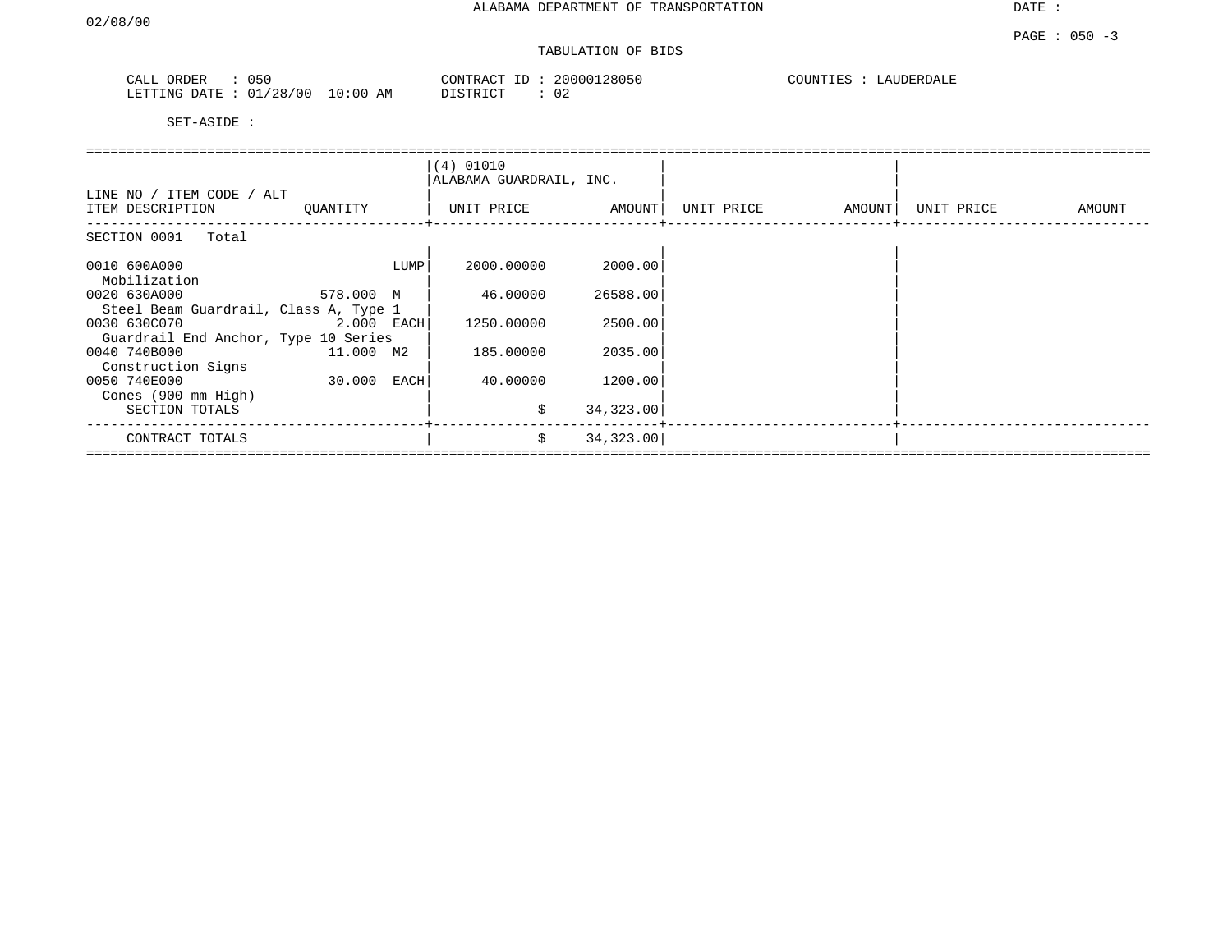ALABAMA DEPARTMENT OF TRANSPORTATION

TABULATION OF BIDS

CALL ORDER : 050
LETTING DATE : 01/28/00 10:00 AM

CONTRACT ID : 20000128050
DISTRICT : 02

COUNTIES : LAUDERDALE

SET-ASIDE :

| LINE NO / ITEM CODE / ALT<br>ITEM DESCRIPTION | QUANTITY | (4) 01010<br>ALABAMA GUARDRAIL, INC.<br>UNIT PRICE | AMOUNT | UNIT PRICE | AMOUNT | UNIT PRICE | AMOUNT |
|---|---|---|---|---|---|---|---|
| SECTION 0001 Total | | | | | | | |
| 0010 600A000<br>Mobilization | LUMP | 2000.00000 | 2000.00 | | | | |
| 0020 630A000<br>Steel Beam Guardrail, Class A, Type 1 | 578.000 M | 46.00000 | 26588.00 | | | | |
| 0030 630C070<br>Guardrail End Anchor, Type 10 Series | 2.000 EACH | 1250.00000 | 2500.00 | | | | |
| 0040 740B000<br>Construction Signs | 11.000 M2 | 185.00000 | 2035.00 | | | | |
| 0050 740E000<br>Cones (900 mm High) | 30.000 EACH | 40.00000 | 1200.00 | | | | |
| SECTION TOTALS | | $ | 34,323.00 | | | | |
| CONTRACT TOTALS | | $ | 34,323.00 | | | | |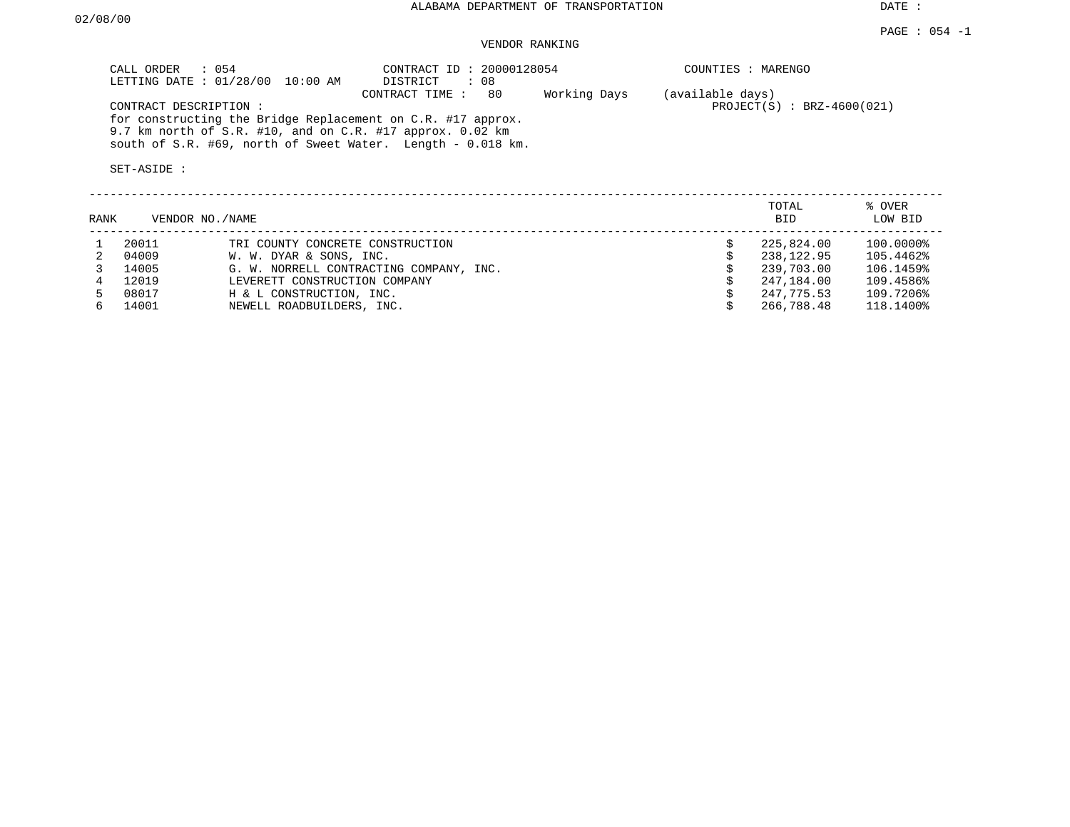ALABAMA DEPARTMENT OF TRANSPORTATION

DATE : 02/08/00

PAGE : 054 -1

VENDOR RANKING

CALL ORDER : 054
LETTING DATE : 01/28/00 10:00 AM

CONTRACT ID : 20000128054
DISTRICT : 08
CONTRACT TIME : 80 Working Days (available days)

COUNTIES : MARENGO

PROJECT(S) : BRZ-4600(021)

CONTRACT DESCRIPTION :
for constructing the Bridge Replacement on C.R. #17 approx. 9.7 km north of S.R. #10, and on C.R. #17 approx. 0.02 km south of S.R. #69, north of Sweet Water. Length - 0.018 km.

SET-ASIDE :

| RANK | VENDOR NO. | NAME | TOTAL BID | % OVER LOW BID |
|---|---|---|---|---|
| 1 | 20011 | TRI COUNTY CONCRETE CONSTRUCTION | $ 225,824.00 | 100.0000% |
| 2 | 04009 | W. W. DYAR & SONS, INC. | $ 238,122.95 | 105.4462% |
| 3 | 14005 | G. W. NORRELL CONTRACTING COMPANY, INC. | $ 239,703.00 | 106.1459% |
| 4 | 12019 | LEVERETT CONSTRUCTION COMPANY | $ 247,184.00 | 109.4586% |
| 5 | 08017 | H & L CONSTRUCTION, INC. | $ 247,775.53 | 109.7206% |
| 6 | 14001 | NEWELL ROADBUILDERS, INC. | $ 266,788.48 | 118.1400% |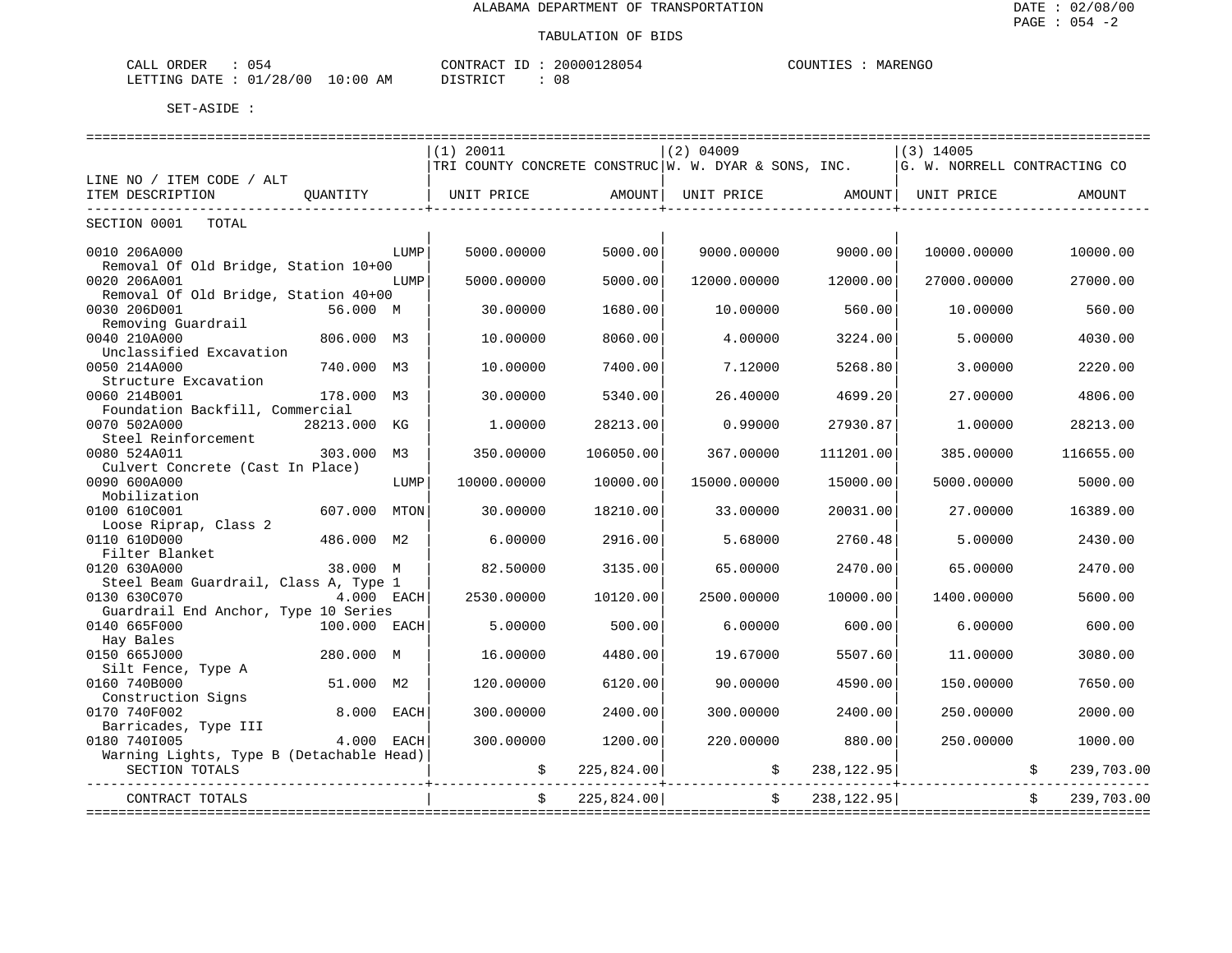ALABAMA DEPARTMENT OF TRANSPORTATION

TABULATION OF BIDS

CALL ORDER : 054 CONTRACT ID : 20000128054 COUNTIES : MARENGO
LETTING DATE : 01/28/00 10:00 AM DISTRICT : 08

SET-ASIDE :

| LINE NO / ITEM CODE / ALT<br>ITEM DESCRIPTION | QUANTITY | (1) 20011<br>TRI COUNTY CONCRETE CONSTRUC<br>UNIT PRICE | AMOUNT | (2) 04009<br>W. W. DYAR & SONS, INC.<br>UNIT PRICE | AMOUNT | (3) 14005<br>G. W. NORRELL CONTRACTING CO<br>UNIT PRICE | AMOUNT |
|---|---|---|---|---|---|---|---|
| SECTION 0001 TOTAL | | | | | | | |
| 0010 206A000<br>Removal Of Old Bridge, Station 10+00 | LUMP | 5000.00000 | 5000.00 | 9000.00000 | 9000.00 | 10000.00000 | 10000.00 |
| 0020 206A001<br>Removal Of Old Bridge, Station 40+00 | LUMP | 5000.00000 | 5000.00 | 12000.00000 | 12000.00 | 27000.00000 | 27000.00 |
| 0030 206D001<br>Removing Guardrail | 56.000 M | 30.00000 | 1680.00 | 10.00000 | 560.00 | 10.00000 | 560.00 |
| 0040 210A000<br>Unclassified Excavation | 806.000 M3 | 10.00000 | 8060.00 | 4.00000 | 3224.00 | 5.00000 | 4030.00 |
| 0050 214A000<br>Structure Excavation | 740.000 M3 | 10.00000 | 7400.00 | 7.12000 | 5268.80 | 3.00000 | 2220.00 |
| 0060 214B001<br>Foundation Backfill, Commercial | 178.000 M3 | 30.00000 | 5340.00 | 26.40000 | 4699.20 | 27.00000 | 4806.00 |
| 0070 502A000<br>Steel Reinforcement | 28213.000 KG | 1.00000 | 28213.00 | 0.99000 | 27930.87 | 1.00000 | 28213.00 |
| 0080 524A011<br>Culvert Concrete (Cast In Place) | 303.000 M3 | 350.00000 | 106050.00 | 367.00000 | 111201.00 | 385.00000 | 116655.00 |
| 0090 600A000<br>Mobilization | LUMP | 10000.00000 | 10000.00 | 15000.00000 | 15000.00 | 5000.00000 | 5000.00 |
| 0100 610C001<br>Loose Riprap, Class 2 | 607.000 MTON | 30.00000 | 18210.00 | 33.00000 | 20031.00 | 27.00000 | 16389.00 |
| 0110 610D000<br>Filter Blanket | 486.000 M2 | 6.00000 | 2916.00 | 5.68000 | 2760.48 | 5.00000 | 2430.00 |
| 0120 630A000<br>Steel Beam Guardrail, Class A, Type 1 | 38.000 M | 82.50000 | 3135.00 | 65.00000 | 2470.00 | 65.00000 | 2470.00 |
| 0130 630C070<br>Guardrail End Anchor, Type 10 Series | 4.000 EACH | 2530.00000 | 10120.00 | 2500.00000 | 10000.00 | 1400.00000 | 5600.00 |
| 0140 665F000<br>Hay Bales | 100.000 EACH | 5.00000 | 500.00 | 6.00000 | 600.00 | 6.00000 | 600.00 |
| 0150 665J000<br>Silt Fence, Type A | 280.000 M | 16.00000 | 4480.00 | 19.67000 | 5507.60 | 11.00000 | 3080.00 |
| 0160 740B000<br>Construction Signs | 51.000 M2 | 120.00000 | 6120.00 | 90.00000 | 4590.00 | 150.00000 | 7650.00 |
| 0170 740F002<br>Barricades, Type III | 8.000 EACH | 300.00000 | 2400.00 | 300.00000 | 2400.00 | 250.00000 | 2000.00 |
| 0180 740I005<br>Warning Lights, Type B (Detachable Head) | 4.000 EACH | 300.00000 | 1200.00 | 220.00000 | 880.00 | 250.00000 | 1000.00 |
| SECTION TOTALS | | | $ 225,824.00 | | $ 238,122.95 | | $ 239,703.00 |
| CONTRACT TOTALS | | | $ 225,824.00 | | $ 238,122.95 | | $ 239,703.00 |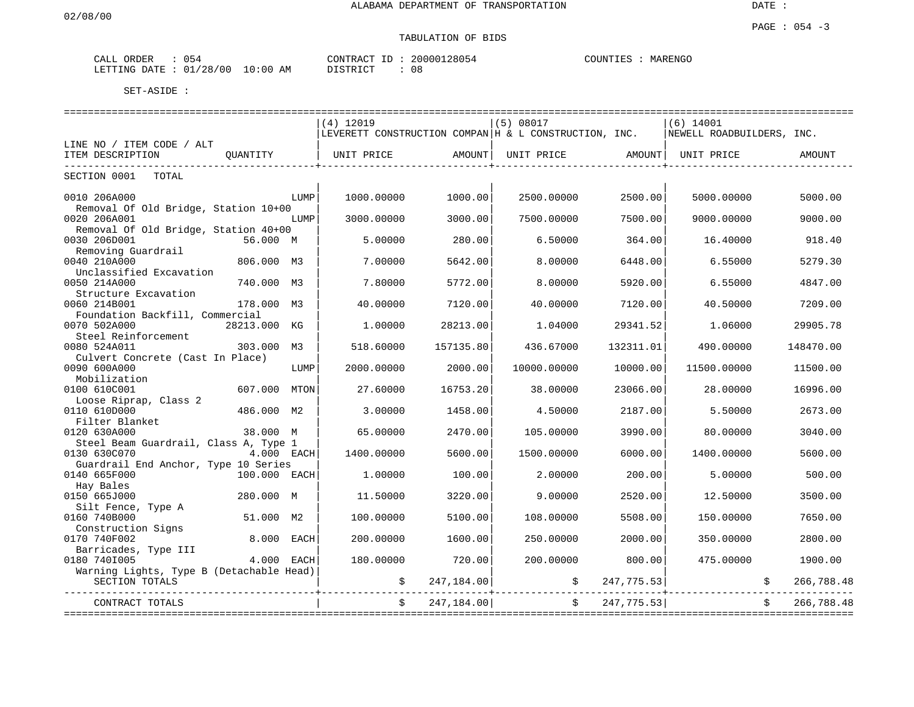ALABAMA DEPARTMENT OF TRANSPORTATION

DATE : 02/08/00

PAGE : 054 -3

TABULATION OF BIDS

CALL ORDER : 054 CONTRACT ID : 20000128054 COUNTIES : MARENGO
LETTING DATE : 01/28/00 10:00 AM DISTRICT : 08

SET-ASIDE :

| LINE NO / ITEM CODE / ALT<br>ITEM DESCRIPTION | QUANTITY | (4) 12019<br>LEVERETT CONSTRUCTION COMPAN<br>UNIT PRICE | AMOUNT | (5) 08017<br>H & L CONSTRUCTION, INC.<br>UNIT PRICE | AMOUNT | (6) 14001<br>NEWELL ROADBUILDERS, INC.<br>UNIT PRICE | AMOUNT |
|---|---|---|---|---|---|---|---|
| SECTION 0001 TOTAL | | | | | | | |
| 0010 206A000<br>Removal Of Old Bridge, Station 10+00 | LUMP | 1000.00000 | 1000.00 | 2500.00000 | 2500.00 | 5000.00000 | 5000.00 |
| 0020 206A001<br>Removal Of Old Bridge, Station 40+00 | LUMP | 3000.00000 | 3000.00 | 7500.00000 | 7500.00 | 9000.00000 | 9000.00 |
| 0030 206D001<br>Removing Guardrail | 56.000 M | 5.00000 | 280.00 | 6.50000 | 364.00 | 16.40000 | 918.40 |
| 0040 210A000<br>Unclassified Excavation | 806.000 M3 | 7.00000 | 5642.00 | 8.00000 | 6448.00 | 6.55000 | 5279.30 |
| 0050 214A000<br>Structure Excavation | 740.000 M3 | 7.80000 | 5772.00 | 8.00000 | 5920.00 | 6.55000 | 4847.00 |
| 0060 214B001<br>Foundation Backfill, Commercial | 178.000 M3 | 40.00000 | 7120.00 | 40.00000 | 7120.00 | 40.50000 | 7209.00 |
| 0070 502A000<br>Steel Reinforcement | 28213.000 KG | 1.00000 | 28213.00 | 1.04000 | 29341.52 | 1.06000 | 29905.78 |
| 0080 524A011<br>Culvert Concrete (Cast In Place) | 303.000 M3 | 518.60000 | 157135.80 | 436.67000 | 132311.01 | 490.00000 | 148470.00 |
| 0090 600A000<br>Mobilization | LUMP | 2000.00000 | 2000.00 | 10000.00000 | 10000.00 | 11500.00000 | 11500.00 |
| 0100 610C001<br>Loose Riprap, Class 2 | 607.000 MTON | 27.60000 | 16753.20 | 38.00000 | 23066.00 | 28.00000 | 16996.00 |
| 0110 610D000<br>Filter Blanket | 486.000 M2 | 3.00000 | 1458.00 | 4.50000 | 2187.00 | 5.50000 | 2673.00 |
| 0120 630A000<br>Steel Beam Guardrail, Class A, Type 1 | 38.000 M | 65.00000 | 2470.00 | 105.00000 | 3990.00 | 80.00000 | 3040.00 |
| 0130 630C070<br>Guardrail End Anchor, Type 10 Series | 4.000 EACH | 1400.00000 | 5600.00 | 1500.00000 | 6000.00 | 1400.00000 | 5600.00 |
| 0140 665F000<br>Hay Bales | 100.000 EACH | 1.00000 | 100.00 | 2.00000 | 200.00 | 5.00000 | 500.00 |
| 0150 665J000<br>Silt Fence, Type A | 280.000 M | 11.50000 | 3220.00 | 9.00000 | 2520.00 | 12.50000 | 3500.00 |
| 0160 740B000<br>Construction Signs | 51.000 M2 | 100.00000 | 5100.00 | 108.00000 | 5508.00 | 150.00000 | 7650.00 |
| 0170 740F002<br>Barricades, Type III | 8.000 EACH | 200.00000 | 1600.00 | 250.00000 | 2000.00 | 350.00000 | 2800.00 |
| 0180 740I005<br>Warning Lights, Type B (Detachable Head) | 4.000 EACH | 180.00000 | 720.00 | 200.00000 | 800.00 | 475.00000 | 1900.00 |
| SECTION TOTALS | | | $ 247,184.00 | | $ 247,775.53 | | $ 266,788.48 |
| CONTRACT TOTALS | | | $ 247,184.00 | | $ 247,775.53 | | $ 266,788.48 |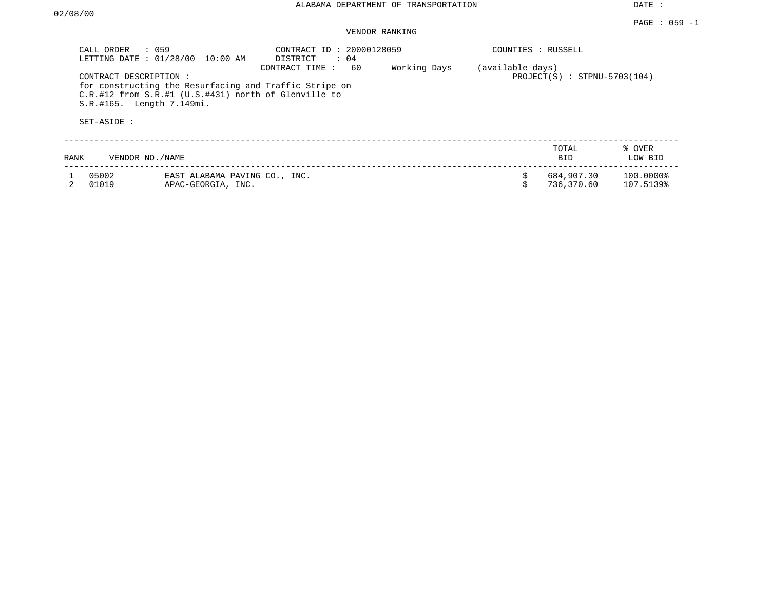ALABAMA DEPARTMENT OF TRANSPORTATION

DATE : 02/08/00

PAGE : 059 -1

VENDOR RANKING

CALL ORDER : 059
LETTING DATE : 01/28/00 10:00 AM

CONTRACT ID : 20000128059
DISTRICT : 04
CONTRACT TIME : 60 Working Days (available days)

COUNTIES : RUSSELL

PROJECT(S) : STPNU-5703(104)

CONTRACT DESCRIPTION :
for constructing the Resurfacing and Traffic Stripe on C.R.#12 from S.R.#1 (U.S.#431) north of Glenville to S.R.#165. Length 7.149mi.

SET-ASIDE :

| RANK | VENDOR NO./NAME | | TOTAL BID | % OVER LOW BID |
|---|---|---|---|---|
| 1 | 05002 | EAST ALABAMA PAVING CO., INC. | $ 684,907.30 | 100.0000% |
| 2 | 01019 | APAC-GEORGIA, INC. | $ 736,370.60 | 107.5139% |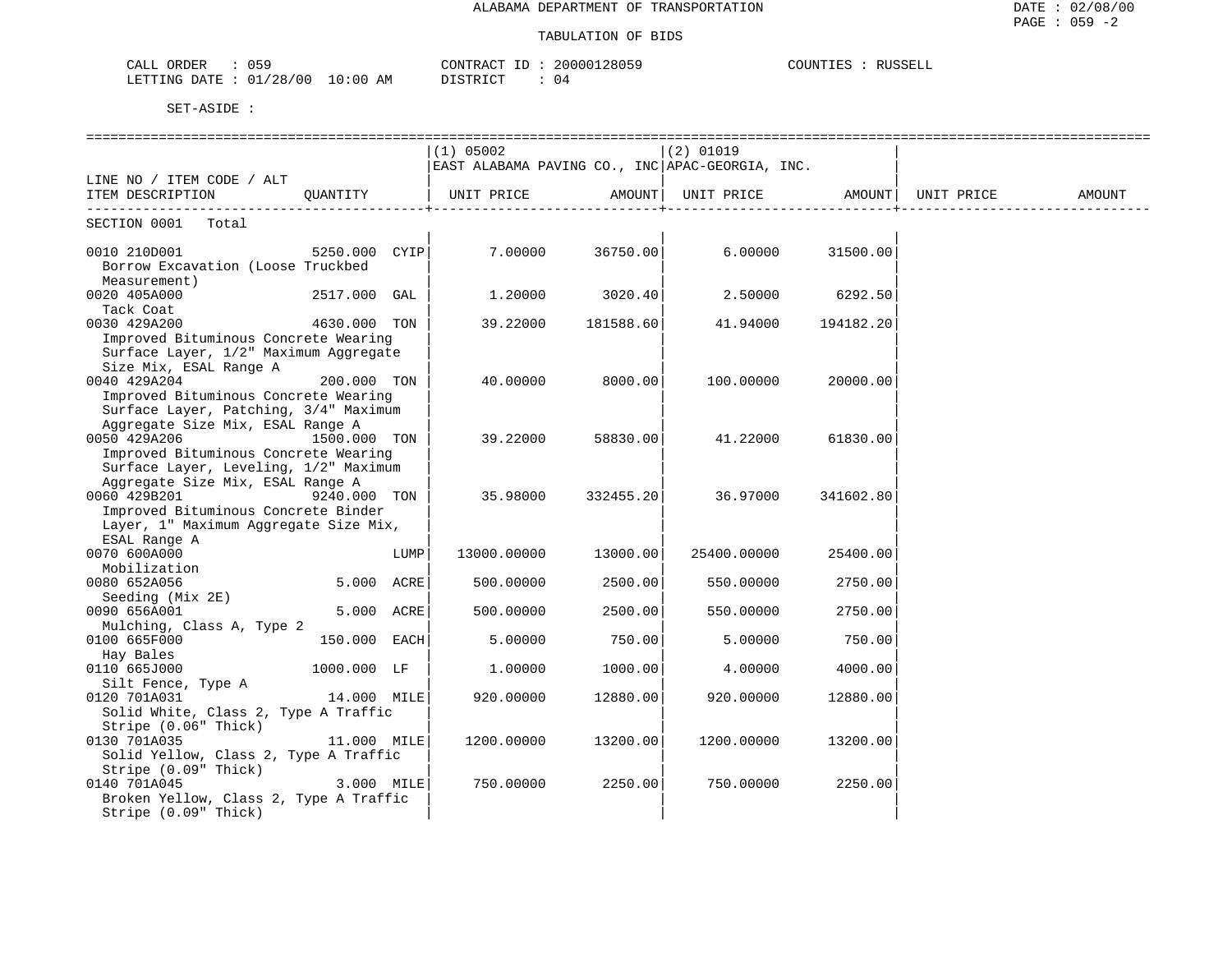ALABAMA DEPARTMENT OF TRANSPORTATION

TABULATION OF BIDS

DATE : 02/08/00
PAGE : 059 -2

CALL ORDER : 059　　CONTRACT ID : 20000128059　　COUNTIES : RUSSELL
LETTING DATE : 01/28/00 10:00 AM　　DISTRICT : 04

SET-ASIDE :

| LINE NO / ITEM CODE / ALT ITEM DESCRIPTION | QUANTITY | | (1) 05002 EAST ALABAMA PAVING CO., INC UNIT PRICE | AMOUNT | (2) 01019 APAC-GEORGIA, INC. UNIT PRICE | AMOUNT | UNIT PRICE | AMOUNT |
|---|---|---|---|---|---|---|---|---|
| SECTION 0001 Total | | | | | | | | |
| 0010 210D001 Borrow Excavation (Loose Truckbed Measurement) | 5250.000 | CYIP | 7.00000 | 36750.00 | 6.00000 | 31500.00 | | |
| 0020 405A000 Tack Coat | 2517.000 | GAL | 1.20000 | 3020.40 | 2.50000 | 6292.50 | | |
| 0030 429A200 Improved Bituminous Concrete Wearing Surface Layer, 1/2" Maximum Aggregate Size Mix, ESAL Range A | 4630.000 | TON | 39.22000 | 181588.60 | 41.94000 | 194182.20 | | |
| 0040 429A204 Improved Bituminous Concrete Wearing Surface Layer, Patching, 3/4" Maximum Aggregate Size Mix, ESAL Range A | 200.000 | TON | 40.00000 | 8000.00 | 100.00000 | 20000.00 | | |
| 0050 429A206 Improved Bituminous Concrete Wearing Surface Layer, Leveling, 1/2" Maximum Aggregate Size Mix, ESAL Range A | 1500.000 | TON | 39.22000 | 58830.00 | 41.22000 | 61830.00 | | |
| 0060 429B201 Improved Bituminous Concrete Binder Layer, 1" Maximum Aggregate Size Mix, ESAL Range A | 9240.000 | TON | 35.98000 | 332455.20 | 36.97000 | 341602.80 | | |
| 0070 600A000 Mobilization | | LUMP | 13000.00000 | 13000.00 | 25400.00000 | 25400.00 | | |
| 0080 652A056 Seeding (Mix 2E) | 5.000 | ACRE | 500.00000 | 2500.00 | 550.00000 | 2750.00 | | |
| 0090 656A001 Mulching, Class A, Type 2 | 5.000 | ACRE | 500.00000 | 2500.00 | 550.00000 | 2750.00 | | |
| 0100 665F000 Hay Bales | 150.000 | EACH | 5.00000 | 750.00 | 5.00000 | 750.00 | | |
| 0110 665J000 Silt Fence, Type A | 1000.000 | LF | 1.00000 | 1000.00 | 4.00000 | 4000.00 | | |
| 0120 701A031 Solid White, Class 2, Type A Traffic Stripe (0.06" Thick) | 14.000 | MILE | 920.00000 | 12880.00 | 920.00000 | 12880.00 | | |
| 0130 701A035 Solid Yellow, Class 2, Type A Traffic Stripe (0.09" Thick) | 11.000 | MILE | 1200.00000 | 13200.00 | 1200.00000 | 13200.00 | | |
| 0140 701A045 Broken Yellow, Class 2, Type A Traffic Stripe (0.09" Thick) | 3.000 | MILE | 750.00000 | 2250.00 | 750.00000 | 2250.00 | | |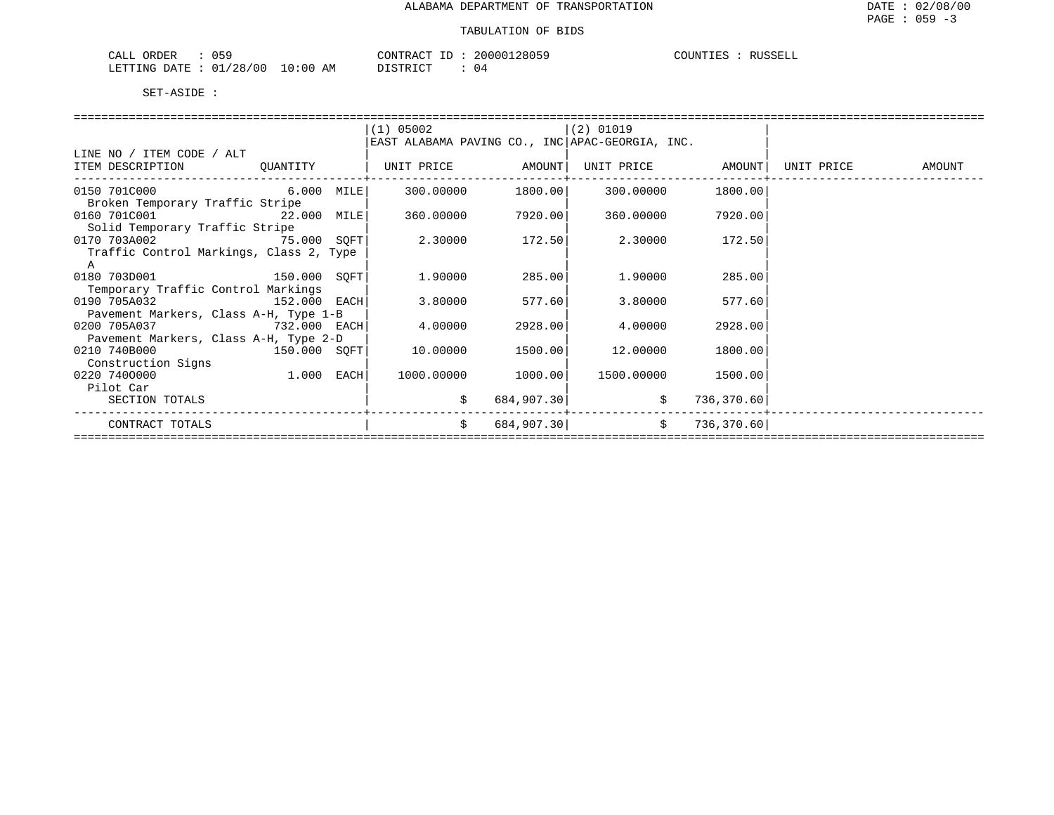ALABAMA DEPARTMENT OF TRANSPORTATION

TABULATION OF BIDS

DATE : 02/08/00

CALL ORDER : 059 CONTRACT ID : 20000128059 COUNTIES : RUSSELL
LETTING DATE : 01/28/00 10:00 AM DISTRICT : 04

SET-ASIDE :

| LINE NO / ITEM CODE / ALT ITEM DESCRIPTION | QUANTITY | (1) 05002 EAST ALABAMA PAVING CO., INC UNIT PRICE | AMOUNT | (2) 01019 APAC-GEORGIA, INC. UNIT PRICE | AMOUNT | UNIT PRICE | AMOUNT |
|---|---|---|---|---|---|---|---|
| 0150 701C000 Broken Temporary Traffic Stripe | 6.000 MILE | 300.00000 | 1800.00 | 300.00000 | 1800.00 | | |
| 0160 701C001 Solid Temporary Traffic Stripe | 22.000 MILE | 360.00000 | 7920.00 | 360.00000 | 7920.00 | | |
| 0170 703A002 Traffic Control Markings, Class 2, Type A | 75.000 SQFT | 2.30000 | 172.50 | 2.30000 | 172.50 | | |
| 0180 703D001 Temporary Traffic Control Markings | 150.000 SQFT | 1.90000 | 285.00 | 1.90000 | 285.00 | | |
| 0190 705A032 Pavement Markers, Class A-H, Type 1-B | 152.000 EACH | 3.80000 | 577.60 | 3.80000 | 577.60 | | |
| 0200 705A037 Pavement Markers, Class A-H, Type 2-D | 732.000 EACH | 4.00000 | 2928.00 | 4.00000 | 2928.00 | | |
| 0210 740B000 Construction Signs | 150.000 SQFT | 10.00000 | 1500.00 | 12.00000 | 1800.00 | | |
| 0220 740O000 Pilot Car | 1.000 EACH | 1000.00000 | 1000.00 | 1500.00000 | 1500.00 | | |
| SECTION TOTALS | | $ | 684,907.30 | $ | 736,370.60 | | |
| CONTRACT TOTALS | | $ | 684,907.30 | $ | 736,370.60 | | |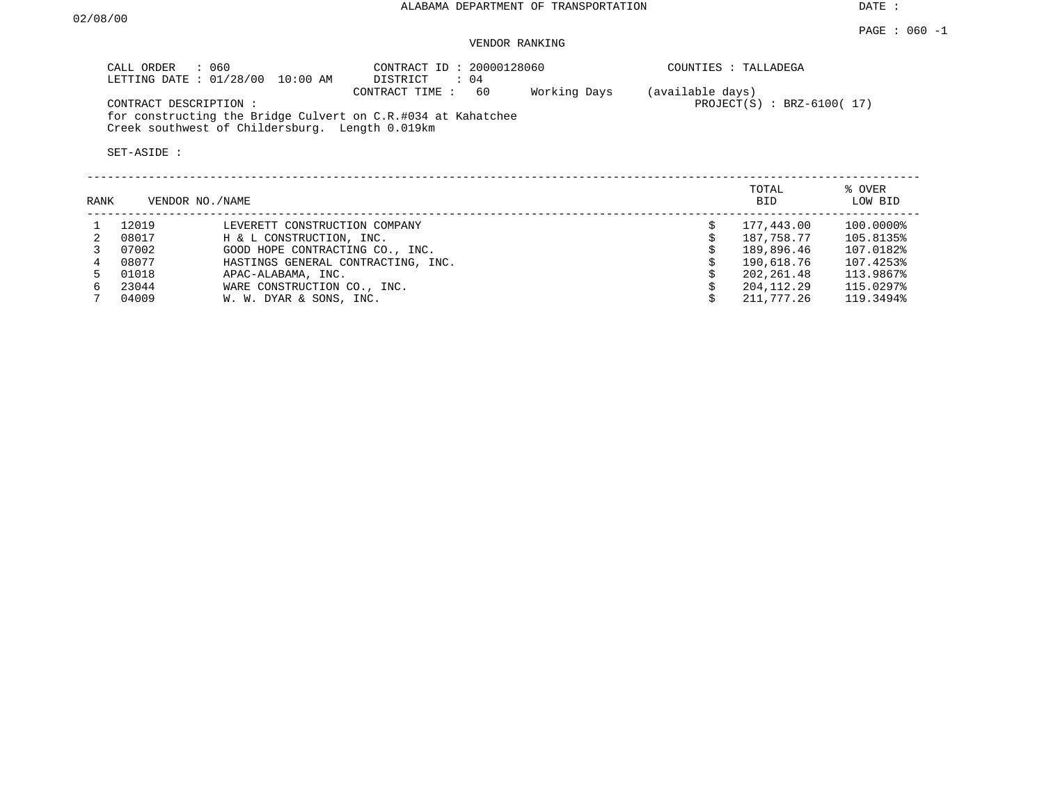ALABAMA DEPARTMENT OF TRANSPORTATION

DATE : 02/08/00

PAGE : 060 -1

VENDOR RANKING

CALL ORDER : 060
LETTING DATE : 01/28/00 10:00 AM

CONTRACT ID : 20000128060
DISTRICT : 04
CONTRACT TIME : 60 Working Days (available days)

COUNTIES : TALLADEGA

PROJECT(S) : BRZ-6100( 17)

CONTRACT DESCRIPTION :
for constructing the Bridge Culvert on C.R.#034 at Kahatchee Creek southwest of Childersburg. Length 0.019km

SET-ASIDE :

| RANK | VENDOR NO. | NAME | | TOTAL BID | % OVER LOW BID |
|---|---|---|---|---|---|
| 1 | 12019 | LEVERETT CONSTRUCTION COMPANY | $ | 177,443.00 | 100.0000% |
| 2 | 08017 | H & L CONSTRUCTION, INC. | $ | 187,758.77 | 105.8135% |
| 3 | 07002 | GOOD HOPE CONTRACTING CO., INC. | $ | 189,896.46 | 107.0182% |
| 4 | 08077 | HASTINGS GENERAL CONTRACTING, INC. | $ | 190,618.76 | 107.4253% |
| 5 | 01018 | APAC-ALABAMA, INC. | $ | 202,261.48 | 113.9867% |
| 6 | 23044 | WARE CONSTRUCTION CO., INC. | $ | 204,112.29 | 115.0297% |
| 7 | 04009 | W. W. DYAR & SONS, INC. | $ | 211,777.26 | 119.3494% |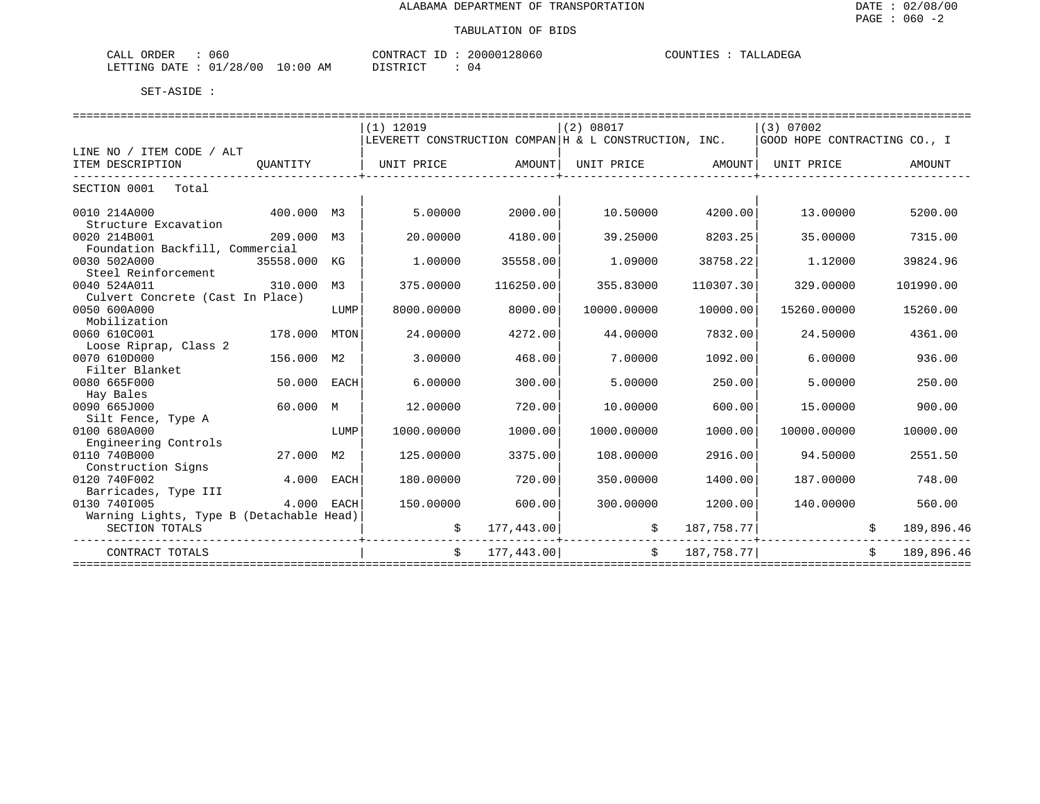ALABAMA DEPARTMENT OF TRANSPORTATION

DATE : 02/08/00
PAGE : 060 -2

TABULATION OF BIDS

CALL ORDER : 060 CONTRACT ID : 20000128060 COUNTIES : TALLADEGA
LETTING DATE : 01/28/00 10:00 AM DISTRICT : 04

SET-ASIDE :

| LINE NO / ITEM CODE / ALT ITEM DESCRIPTION | QUANTITY | | (1) 12019 LEVERETT CONSTRUCTION COMPAN UNIT PRICE | AMOUNT | (2) 08017 H & L CONSTRUCTION, INC. UNIT PRICE | AMOUNT | (3) 07002 GOOD HOPE CONTRACTING CO., I UNIT PRICE | AMOUNT |
|---|---|---|---|---|---|---|---|---|
| SECTION 0001 Total | | | | | | | | |
| 0010 214A000 Structure Excavation | 400.000 | M3 | 5.00000 | 2000.00 | 10.50000 | 4200.00 | 13.00000 | 5200.00 |
| 0020 214B001 Foundation Backfill, Commercial | 209.000 | M3 | 20.00000 | 4180.00 | 39.25000 | 8203.25 | 35.00000 | 7315.00 |
| 0030 502A000 Steel Reinforcement | 35558.000 | KG | 1.00000 | 35558.00 | 1.09000 | 38758.22 | 1.12000 | 39824.96 |
| 0040 524A011 Culvert Concrete (Cast In Place) | 310.000 | M3 | 375.00000 | 116250.00 | 355.83000 | 110307.30 | 329.00000 | 101990.00 |
| 0050 600A000 Mobilization | | LUMP | 8000.00000 | 8000.00 | 10000.00000 | 10000.00 | 15260.00000 | 15260.00 |
| 0060 610C001 Loose Riprap, Class 2 | 178.000 | MTON | 24.00000 | 4272.00 | 44.00000 | 7832.00 | 24.50000 | 4361.00 |
| 0070 610D000 Filter Blanket | 156.000 | M2 | 3.00000 | 468.00 | 7.00000 | 1092.00 | 6.00000 | 936.00 |
| 0080 665F000 Hay Bales | 50.000 | EACH | 6.00000 | 300.00 | 5.00000 | 250.00 | 5.00000 | 250.00 |
| 0090 665J000 Silt Fence, Type A | 60.000 | M | 12.00000 | 720.00 | 10.00000 | 600.00 | 15.00000 | 900.00 |
| 0100 680A000 Engineering Controls | | LUMP | 1000.00000 | 1000.00 | 1000.00000 | 1000.00 | 10000.00000 | 10000.00 |
| 0110 740B000 Construction Signs | 27.000 | M2 | 125.00000 | 3375.00 | 108.00000 | 2916.00 | 94.50000 | 2551.50 |
| 0120 740F002 Barricades, Type III | 4.000 | EACH | 180.00000 | 720.00 | 350.00000 | 1400.00 | 187.00000 | 748.00 |
| 0130 740I005 Warning Lights, Type B (Detachable Head) | 4.000 | EACH | 150.00000 | 600.00 | 300.00000 | 1200.00 | 140.00000 | 560.00 |
| SECTION TOTALS | | | $ | 177,443.00 | $ | 187,758.77 | $ | 189,896.46 |
| CONTRACT TOTALS | | | $ | 177,443.00 | $ | 187,758.77 | $ | 189,896.46 |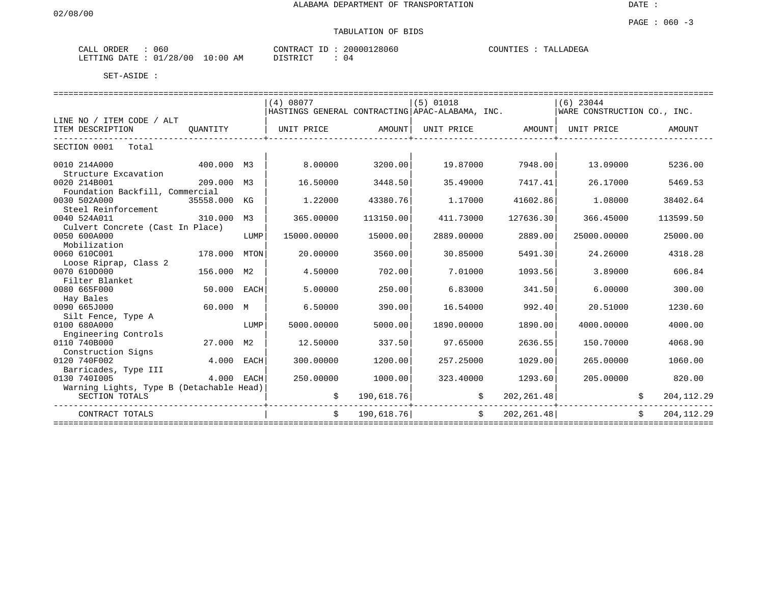ALABAMA DEPARTMENT OF TRANSPORTATION

DATE :

02/08/00

PAGE : 060 -3

TABULATION OF BIDS

CALL ORDER : 060 CONTRACT ID : 20000128060 COUNTIES : TALLADEGA
LETTING DATE : 01/28/00 10:00 AM DISTRICT : 04

SET-ASIDE :

| LINE NO / ITEM CODE / ALT ITEM DESCRIPTION | QUANTITY | | (4) 08077 HASTINGS GENERAL CONTRACTING UNIT PRICE | AMOUNT | (5) 01018 APAC-ALABAMA, INC. UNIT PRICE | AMOUNT | (6) 23044 WARE CONSTRUCTION CO., INC. UNIT PRICE | AMOUNT |
|---|---|---|---|---|---|---|---|---|
| SECTION 0001 Total | | | | | | | | |
| 0010 214A000 Structure Excavation | 400.000 | M3 | 8.00000 | 3200.00 | 19.87000 | 7948.00 | 13.09000 | 5236.00 |
| 0020 214B001 Foundation Backfill, Commercial | 209.000 | M3 | 16.50000 | 3448.50 | 35.49000 | 7417.41 | 26.17000 | 5469.53 |
| 0030 502A000 Steel Reinforcement | 35558.000 | KG | 1.22000 | 43380.76 | 1.17000 | 41602.86 | 1.08000 | 38402.64 |
| 0040 524A011 Culvert Concrete (Cast In Place) | 310.000 | M3 | 365.00000 | 113150.00 | 411.73000 | 127636.30 | 366.45000 | 113599.50 |
| 0050 600A000 Mobilization | | LUMP | 15000.00000 | 15000.00 | 2889.00000 | 2889.00 | 25000.00000 | 25000.00 |
| 0060 610C001 Loose Riprap, Class 2 | 178.000 | MTON | 20.00000 | 3560.00 | 30.85000 | 5491.30 | 24.26000 | 4318.28 |
| 0070 610D000 Filter Blanket | 156.000 | M2 | 4.50000 | 702.00 | 7.01000 | 1093.56 | 3.89000 | 606.84 |
| 0080 665F000 Hay Bales | 50.000 | EACH | 5.00000 | 250.00 | 6.83000 | 341.50 | 6.00000 | 300.00 |
| 0090 665J000 Silt Fence, Type A | 60.000 | M | 6.50000 | 390.00 | 16.54000 | 992.40 | 20.51000 | 1230.60 |
| 0100 680A000 Engineering Controls | | LUMP | 5000.00000 | 5000.00 | 1890.00000 | 1890.00 | 4000.00000 | 4000.00 |
| 0110 740B000 Construction Signs | 27.000 | M2 | 12.50000 | 337.50 | 97.65000 | 2636.55 | 150.70000 | 4068.90 |
| 0120 740F002 Barricades, Type III | 4.000 | EACH | 300.00000 | 1200.00 | 257.25000 | 1029.00 | 265.00000 | 1060.00 |
| 0130 740I005 Warning Lights, Type B (Detachable Head) | 4.000 | EACH | 250.00000 | 1000.00 | 323.40000 | 1293.60 | 205.00000 | 820.00 |
| SECTION TOTALS | | | $ | 190,618.76 | $ | 202,261.48 | $ | 204,112.29 |
| CONTRACT TOTALS | | | $ | 190,618.76 | $ | 202,261.48 | $ | 204,112.29 |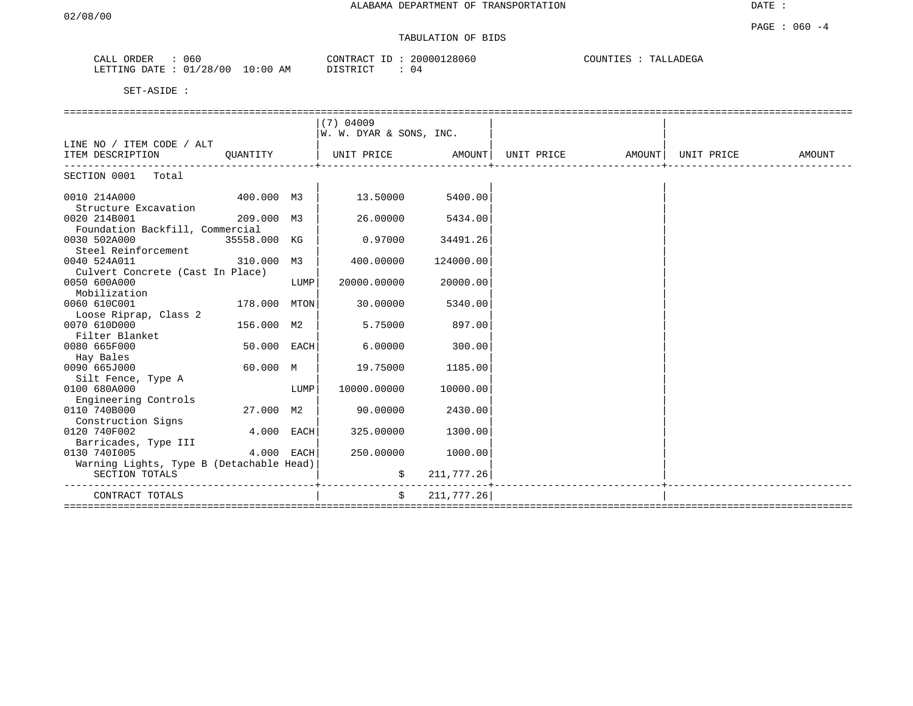ALABAMA DEPARTMENT OF TRANSPORTATION

02/08/00

TABULATION OF BIDS

CALL ORDER : 060    CONTRACT ID : 20000128060    COUNTIES : TALLADEGA
LETTING DATE : 01/28/00 10:00 AM    DISTRICT : 04

SET-ASIDE :

| LINE NO / ITEM CODE / ALT ITEM DESCRIPTION | QUANTITY | | (7) 04009 W. W. DYAR & SONS, INC. UNIT PRICE | AMOUNT | UNIT PRICE | AMOUNT | UNIT PRICE | AMOUNT |
|---|---|---|---|---|---|---|---|---|
| SECTION 0001 Total | | | | | | | | |
| 0010 214A000 Structure Excavation | 400.000 | M3 | 13.50000 | 5400.00 | | | | |
| 0020 214B001 Foundation Backfill, Commercial | 209.000 | M3 | 26.00000 | 5434.00 | | | | |
| 0030 502A000 Steel Reinforcement | 35558.000 | KG | 0.97000 | 34491.26 | | | | |
| 0040 524A011 Culvert Concrete (Cast In Place) | 310.000 | M3 | 400.00000 | 124000.00 | | | | |
| 0050 600A000 Mobilization | | LUMP | 20000.00000 | 20000.00 | | | | |
| 0060 610C001 Loose Riprap, Class 2 | 178.000 | MTON | 30.00000 | 5340.00 | | | | |
| 0070 610D000 Filter Blanket | 156.000 | M2 | 5.75000 | 897.00 | | | | |
| 0080 665F000 Hay Bales | 50.000 | EACH | 6.00000 | 300.00 | | | | |
| 0090 665J000 Silt Fence, Type A | 60.000 | M | 19.75000 | 1185.00 | | | | |
| 0100 680A000 Engineering Controls | | LUMP | 10000.00000 | 10000.00 | | | | |
| 0110 740B000 Construction Signs | 27.000 | M2 | 90.00000 | 2430.00 | | | | |
| 0120 740F002 Barricades, Type III | 4.000 | EACH | 325.00000 | 1300.00 | | | | |
| 0130 740I005 Warning Lights, Type B (Detachable Head) | 4.000 | EACH | 250.00000 | 1000.00 | | | | |
| SECTION TOTALS | | | $ | 211,777.26 | | | | |
| CONTRACT TOTALS | | | $ | 211,777.26 | | | | |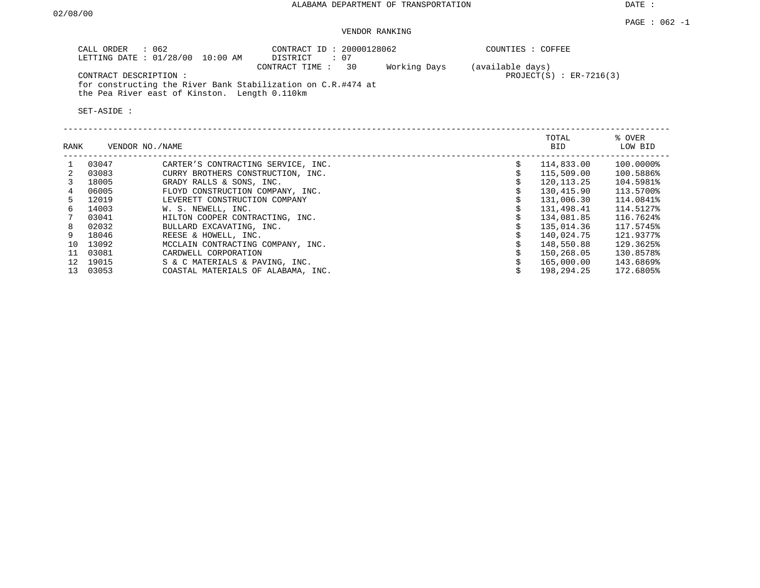ALABAMA DEPARTMENT OF TRANSPORTATION

DATE : 02/08/00

PAGE : 062 -1

# VENDOR RANKING

CALL ORDER : 062
LETTING DATE : 01/28/00 10:00 AM

CONTRACT ID : 20000128062
DISTRICT : 07
CONTRACT TIME : 30 Working Days (available days)

COUNTIES : COFFEE

PROJECT(S) : ER-7216(3)

CONTRACT DESCRIPTION :
for constructing the River Bank Stabilization on C.R.#474 at the Pea River east of Kinston. Length 0.110km

SET-ASIDE :

| RANK | VENDOR NO. | NAME | TOTAL BID | % OVER LOW BID |
|---|---|---|---|---|
| 1 | 03047 | CARTER'S CONTRACTING SERVICE, INC. | $ 114,833.00 | 100.0000% |
| 2 | 03083 | CURRY BROTHERS CONSTRUCTION, INC. | $ 115,509.00 | 100.5886% |
| 3 | 18005 | GRADY RALLS & SONS, INC. | $ 120,113.25 | 104.5981% |
| 4 | 06005 | FLOYD CONSTRUCTION COMPANY, INC. | $ 130,415.90 | 113.5700% |
| 5 | 12019 | LEVERETT CONSTRUCTION COMPANY | $ 131,006.30 | 114.0841% |
| 6 | 14003 | W. S. NEWELL, INC. | $ 131,498.41 | 114.5127% |
| 7 | 03041 | HILTON COOPER CONTRACTING, INC. | $ 134,081.85 | 116.7624% |
| 8 | 02032 | BULLARD EXCAVATING, INC. | $ 135,014.36 | 117.5745% |
| 9 | 18046 | REESE & HOWELL, INC. | $ 140,024.75 | 121.9377% |
| 10 | 13092 | MCCLAIN CONTRACTING COMPANY, INC. | $ 148,550.88 | 129.3625% |
| 11 | 03081 | CARDWELL CORPORATION | $ 150,268.05 | 130.8578% |
| 12 | 19015 | S & C MATERIALS & PAVING, INC. | $ 165,000.00 | 143.6869% |
| 13 | 03053 | COASTAL MATERIALS OF ALABAMA, INC. | $ 198,294.25 | 172.6805% |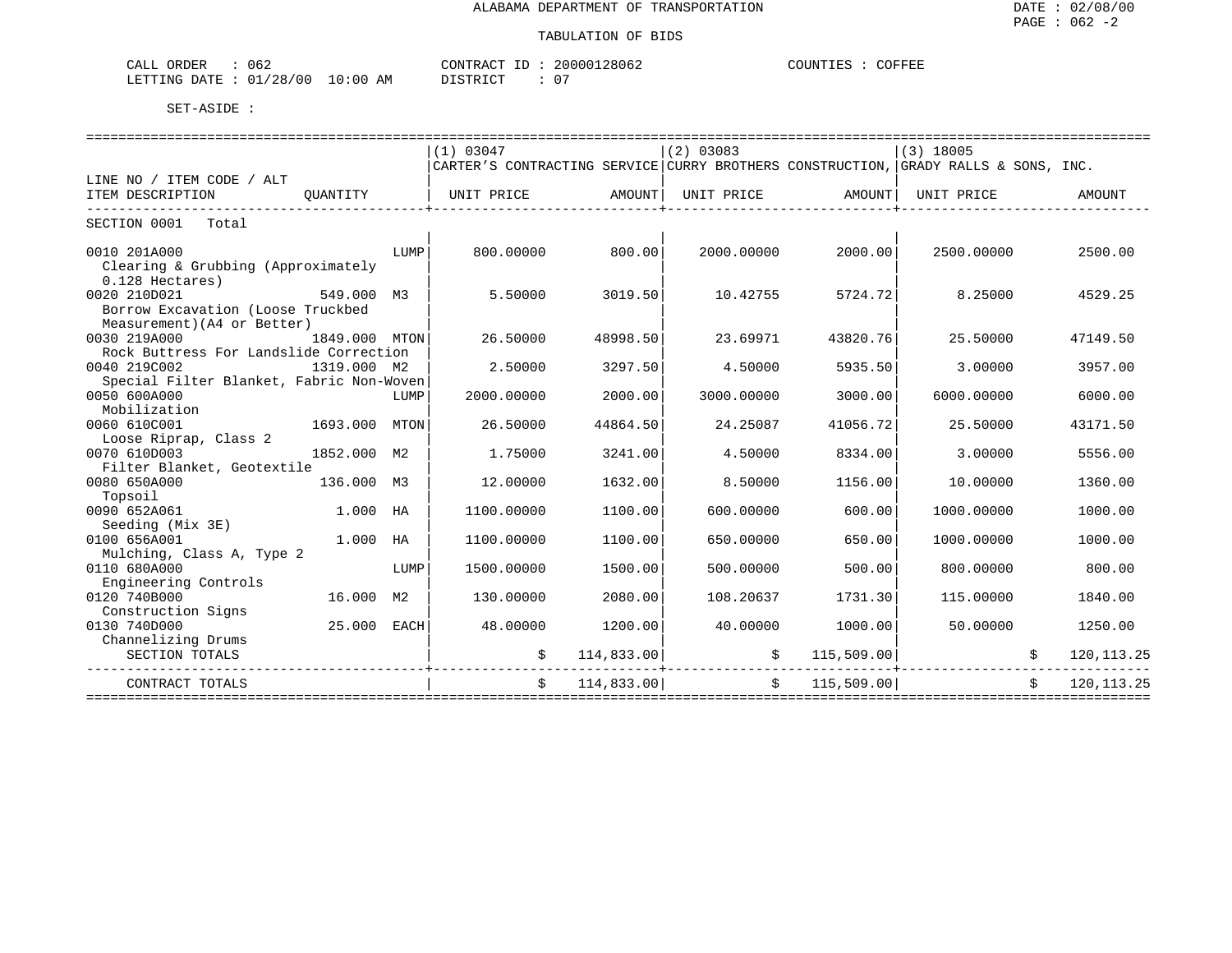# ALABAMA DEPARTMENT OF TRANSPORTATION

DATE : 02/08/00

## TABULATION OF BIDS

CALL ORDER : 062 CONTRACT ID : 20000128062 COUNTIES : COFFEE
LETTING DATE : 01/28/00 10:00 AM DISTRICT : 07

SET-ASIDE :

| LINE NO / ITEM CODE / ALT ITEM DESCRIPTION | QUANTITY | (1) 03047 CARTER'S CONTRACTING SERVICE UNIT PRICE | AMOUNT | (2) 03083 CURRY BROTHERS CONSTRUCTION, UNIT PRICE | AMOUNT | (3) 18005 GRADY RALLS & SONS, INC. UNIT PRICE | AMOUNT |
|---|---|---|---|---|---|---|---|
| SECTION 0001 Total | | | | | | | |
| 0010 201A000 Clearing & Grubbing (Approximately 0.128 Hectares) | LUMP | 800.00000 | 800.00 | 2000.00000 | 2000.00 | 2500.00000 | 2500.00 |
| 0020 210D021 Borrow Excavation (Loose Truckbed Measurement)(A4 or Better) | 549.000 M3 | 5.50000 | 3019.50 | 10.42755 | 5724.72 | 8.25000 | 4529.25 |
| 0030 219A000 Rock Buttress For Landslide Correction | 1849.000 MTON | 26.50000 | 48998.50 | 23.69971 | 43820.76 | 25.50000 | 47149.50 |
| 0040 219C002 Special Filter Blanket, Fabric Non-Woven | 1319.000 M2 | 2.50000 | 3297.50 | 4.50000 | 5935.50 | 3.00000 | 3957.00 |
| 0050 600A000 Mobilization | LUMP | 2000.00000 | 2000.00 | 3000.00000 | 3000.00 | 6000.00000 | 6000.00 |
| 0060 610C001 Loose Riprap, Class 2 | 1693.000 MTON | 26.50000 | 44864.50 | 24.25087 | 41056.72 | 25.50000 | 43171.50 |
| 0070 610D003 Filter Blanket, Geotextile | 1852.000 M2 | 1.75000 | 3241.00 | 4.50000 | 8334.00 | 3.00000 | 5556.00 |
| 0080 650A000 Topsoil | 136.000 M3 | 12.00000 | 1632.00 | 8.50000 | 1156.00 | 10.00000 | 1360.00 |
| 0090 652A061 Seeding (Mix 3E) | 1.000 HA | 1100.00000 | 1100.00 | 600.00000 | 600.00 | 1000.00000 | 1000.00 |
| 0100 656A001 Mulching, Class A, Type 2 | 1.000 HA | 1100.00000 | 1100.00 | 650.00000 | 650.00 | 1000.00000 | 1000.00 |
| 0110 680A000 Engineering Controls | LUMP | 1500.00000 | 1500.00 | 500.00000 | 500.00 | 800.00000 | 800.00 |
| 0120 740B000 Construction Signs | 16.000 M2 | 130.00000 | 2080.00 | 108.20637 | 1731.30 | 115.00000 | 1840.00 |
| 0130 740D000 Channelizing Drums | 25.000 EACH | 48.00000 | 1200.00 | 40.00000 | 1000.00 | 50.00000 | 1250.00 |
| SECTION TOTALS | | | $ 114,833.00 | | $ 115,509.00 | | $ 120,113.25 |
| CONTRACT TOTALS | | | $ 114,833.00 | | $ 115,509.00 | | $ 120,113.25 |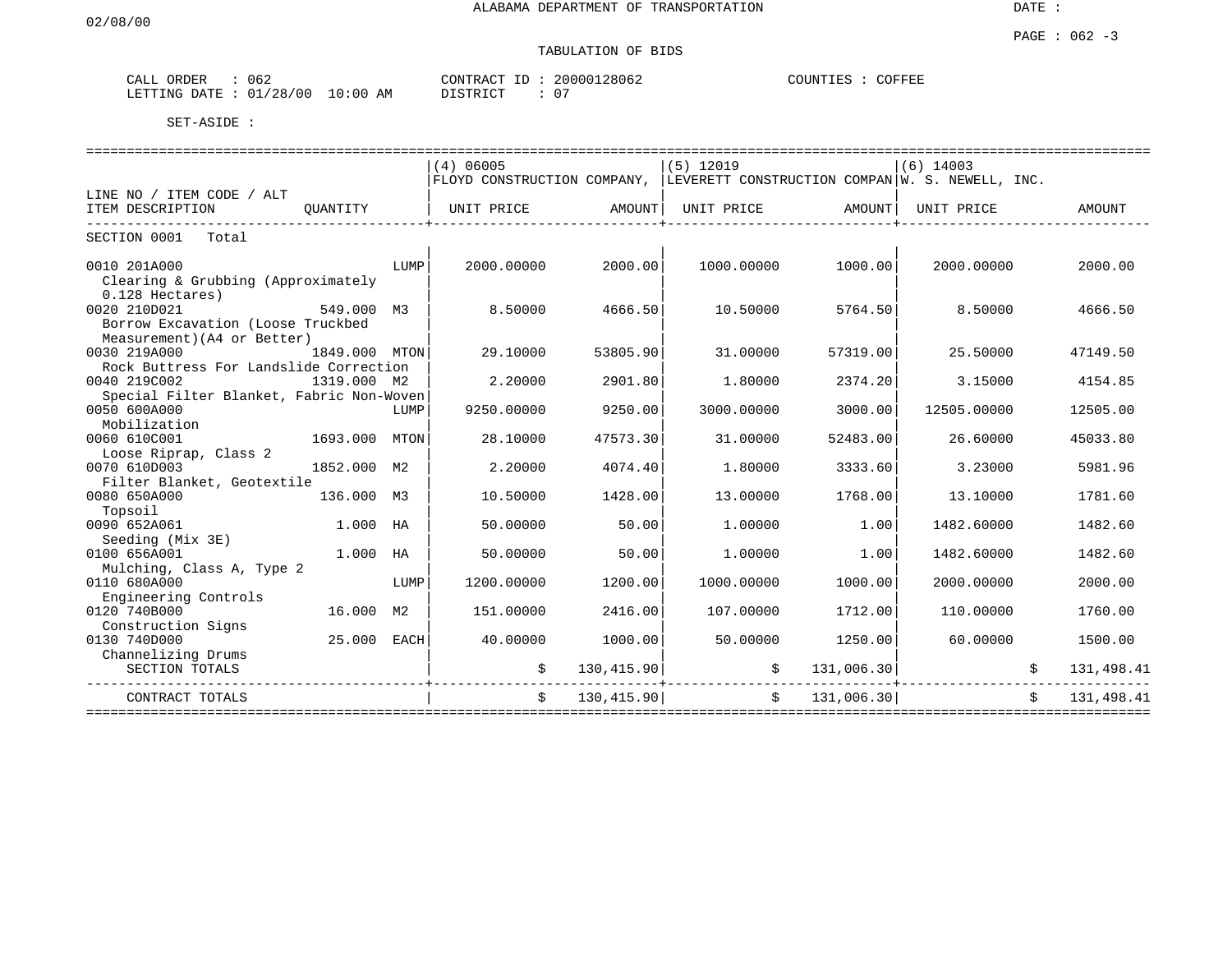ALABAMA DEPARTMENT OF TRANSPORTATION

DATE : 02/08/00

PAGE : 062 -3

TABULATION OF BIDS

CALL ORDER : 062 &nbsp;&nbsp;&nbsp; CONTRACT ID : 20000128062 &nbsp;&nbsp;&nbsp; COUNTIES : COFFEE
LETTING DATE : 01/28/00 10:00 AM &nbsp;&nbsp;&nbsp; DISTRICT : 07

SET-ASIDE :

| LINE NO / ITEM CODE / ALT ITEM DESCRIPTION | QUANTITY | (4) 06005 FLOYD CONSTRUCTION COMPANY, UNIT PRICE | AMOUNT | (5) 12019 LEVERETT CONSTRUCTION COMPAN UNIT PRICE | AMOUNT | (6) 14003 W. S. NEWELL, INC. UNIT PRICE | AMOUNT |
|---|---|---|---|---|---|---|---|
| SECTION 0001 Total | | | | | | | |
| 0010 201A000 Clearing & Grubbing (Approximately 0.128 Hectares) | LUMP | 2000.00000 | 2000.00 | 1000.00000 | 1000.00 | 2000.00000 | 2000.00 |
| 0020 210D021 Borrow Excavation (Loose Truckbed Measurement)(A4 or Better) | 549.000 M3 | 8.50000 | 4666.50 | 10.50000 | 5764.50 | 8.50000 | 4666.50 |
| 0030 219A000 Rock Buttress For Landslide Correction | 1849.000 MTON | 29.10000 | 53805.90 | 31.00000 | 57319.00 | 25.50000 | 47149.50 |
| 0040 219C002 Special Filter Blanket, Fabric Non-Woven | 1319.000 M2 | 2.20000 | 2901.80 | 1.80000 | 2374.20 | 3.15000 | 4154.85 |
| 0050 600A000 Mobilization | LUMP | 9250.00000 | 9250.00 | 3000.00000 | 3000.00 | 12505.00000 | 12505.00 |
| 0060 610C001 Loose Riprap, Class 2 | 1693.000 MTON | 28.10000 | 47573.30 | 31.00000 | 52483.00 | 26.60000 | 45033.80 |
| 0070 610D003 Filter Blanket, Geotextile | 1852.000 M2 | 2.20000 | 4074.40 | 1.80000 | 3333.60 | 3.23000 | 5981.96 |
| 0080 650A000 Topsoil | 136.000 M3 | 10.50000 | 1428.00 | 13.00000 | 1768.00 | 13.10000 | 1781.60 |
| 0090 652A061 Seeding (Mix 3E) | 1.000 HA | 50.00000 | 50.00 | 1.00000 | 1.00 | 1482.60000 | 1482.60 |
| 0100 656A001 Mulching, Class A, Type 2 | 1.000 HA | 50.00000 | 50.00 | 1.00000 | 1.00 | 1482.60000 | 1482.60 |
| 0110 680A000 Engineering Controls | LUMP | 1200.00000 | 1200.00 | 1000.00000 | 1000.00 | 2000.00000 | 2000.00 |
| 0120 740B000 Construction Signs | 16.000 M2 | 151.00000 | 2416.00 | 107.00000 | 1712.00 | 110.00000 | 1760.00 |
| 0130 740D000 Channelizing Drums | 25.000 EACH | 40.00000 | 1000.00 | 50.00000 | 1250.00 | 60.00000 | 1500.00 |
| SECTION TOTALS | | | $ 130,415.90 | | $ 131,006.30 | | $ 131,498.41 |
| CONTRACT TOTALS | | | $ 130,415.90 | | $ 131,006.30 | | $ 131,498.41 |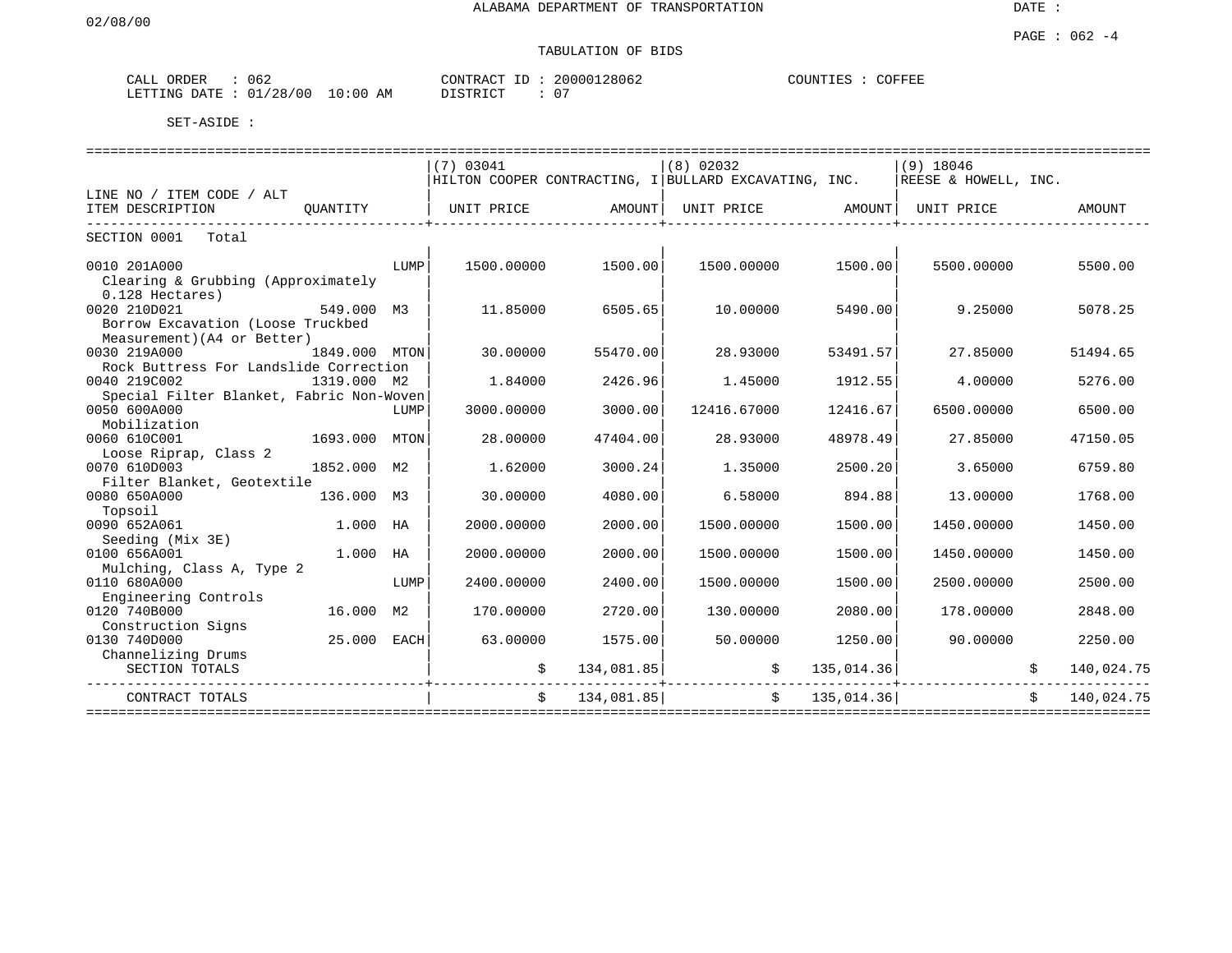ALABAMA DEPARTMENT OF TRANSPORTATION

DATE :

02/08/00

TABULATION OF BIDS

CALL ORDER : 062 CONTRACT ID : 20000128062 COUNTIES : COFFEE
LETTING DATE : 01/28/00 10:00 AM DISTRICT : 07

SET-ASIDE :

| LINE NO / ITEM CODE / ALT<br>ITEM DESCRIPTION | QUANTITY | (7) 03041<br>HILTON COOPER CONTRACTING, I<br>UNIT PRICE | AMOUNT | (8) 02032<br>BULLARD EXCAVATING, INC.<br>UNIT PRICE | AMOUNT | (9) 18046<br>REESE & HOWELL, INC.<br>UNIT PRICE | AMOUNT |
|---|---|---|---|---|---|---|---|
| SECTION 0001 Total | | | | | | | |
| 0010 201A000<br>Clearing & Grubbing (Approximately 0.128 Hectares) | LUMP | 1500.00000 | 1500.00 | 1500.00000 | 1500.00 | 5500.00000 | 5500.00 |
| 0020 210D021<br>Borrow Excavation (Loose Truckbed Measurement)(A4 or Better) | 549.000 M3 | 11.85000 | 6505.65 | 10.00000 | 5490.00 | 9.25000 | 5078.25 |
| 0030 219A000<br>Rock Buttress For Landslide Correction | 1849.000 MTON | 30.00000 | 55470.00 | 28.93000 | 53491.57 | 27.85000 | 51494.65 |
| 0040 219C002<br>Special Filter Blanket, Fabric Non-Woven | 1319.000 M2 | 1.84000 | 2426.96 | 1.45000 | 1912.55 | 4.00000 | 5276.00 |
| 0050 600A000<br>Mobilization | LUMP | 3000.00000 | 3000.00 | 12416.67000 | 12416.67 | 6500.00000 | 6500.00 |
| 0060 610C001<br>Loose Riprap, Class 2 | 1693.000 MTON | 28.00000 | 47404.00 | 28.93000 | 48978.49 | 27.85000 | 47150.05 |
| 0070 610D003<br>Filter Blanket, Geotextile | 1852.000 M2 | 1.62000 | 3000.24 | 1.35000 | 2500.20 | 3.65000 | 6759.80 |
| 0080 650A000<br>Topsoil | 136.000 M3 | 30.00000 | 4080.00 | 6.58000 | 894.88 | 13.00000 | 1768.00 |
| 0090 652A061<br>Seeding (Mix 3E) | 1.000 HA | 2000.00000 | 2000.00 | 1500.00000 | 1500.00 | 1450.00000 | 1450.00 |
| 0100 656A001<br>Mulching, Class A, Type 2 | 1.000 HA | 2000.00000 | 2000.00 | 1500.00000 | 1500.00 | 1450.00000 | 1450.00 |
| 0110 680A000<br>Engineering Controls | LUMP | 2400.00000 | 2400.00 | 1500.00000 | 1500.00 | 2500.00000 | 2500.00 |
| 0120 740B000<br>Construction Signs | 16.000 M2 | 170.00000 | 2720.00 | 130.00000 | 2080.00 | 178.00000 | 2848.00 |
| 0130 740D000<br>Channelizing Drums | 25.000 EACH | 63.00000 | 1575.00 | 50.00000 | 1250.00 | 90.00000 | 2250.00 |
| SECTION TOTALS | | | $ 134,081.85 | | $ 135,014.36 | | $ 140,024.75 |
| CONTRACT TOTALS | | | $ 134,081.85 | | $ 135,014.36 | | $ 140,024.75 |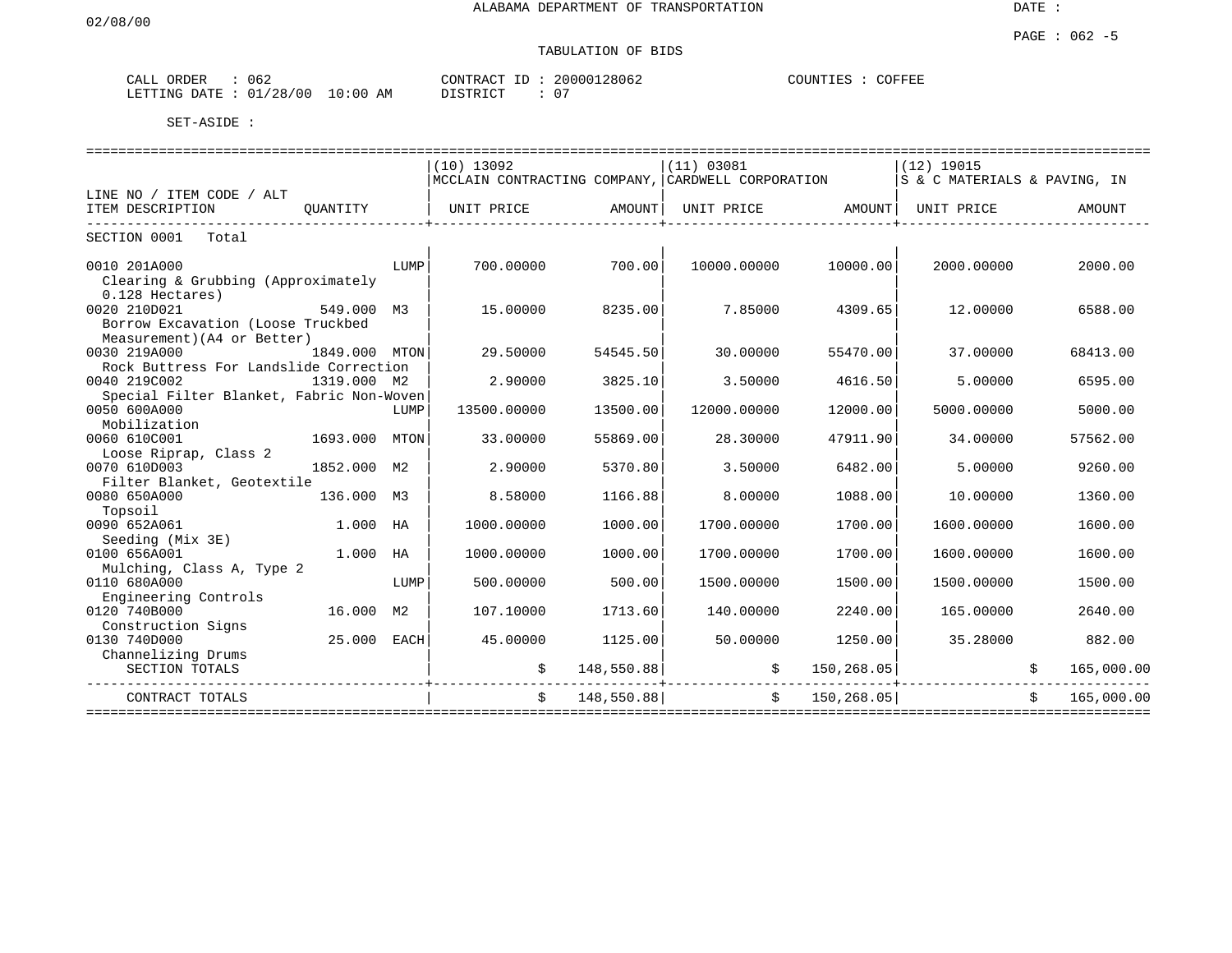ALABAMA DEPARTMENT OF TRANSPORTATION

02/08/00

DATE :

PAGE : 062 -5

TABULATION OF BIDS

CALL ORDER : 062    CONTRACT ID : 20000128062    COUNTIES : COFFEE
LETTING DATE : 01/28/00 10:00 AM    DISTRICT : 07

SET-ASIDE :

| LINE NO / ITEM CODE / ALT ITEM DESCRIPTION | QUANTITY | | (10) 13092 MCCLAIN CONTRACTING COMPANY, UNIT PRICE | AMOUNT | (11) 03081 CARDWELL CORPORATION UNIT PRICE | AMOUNT | (12) 19015 S & C MATERIALS & PAVING, IN UNIT PRICE | AMOUNT |
|---|---|---|---|---|---|---|---|---|
| SECTION 0001 Total | | | | | | | | |
| 0010 201A000 Clearing & Grubbing (Approximately 0.128 Hectares) | | LUMP | 700.00000 | 700.00 | 10000.00000 | 10000.00 | 2000.00000 | 2000.00 |
| 0020 210D021 Borrow Excavation (Loose Truckbed Measurement)(A4 or Better) | 549.000 | M3 | 15.00000 | 8235.00 | 7.85000 | 4309.65 | 12.00000 | 6588.00 |
| 0030 219A000 Rock Buttress For Landslide Correction | 1849.000 | MTON | 29.50000 | 54545.50 | 30.00000 | 55470.00 | 37.00000 | 68413.00 |
| 0040 219C002 Special Filter Blanket, Fabric Non-Woven | 1319.000 | M2 | 2.90000 | 3825.10 | 3.50000 | 4616.50 | 5.00000 | 6595.00 |
| 0050 600A000 Mobilization | | LUMP | 13500.00000 | 13500.00 | 12000.00000 | 12000.00 | 5000.00000 | 5000.00 |
| 0060 610C001 Loose Riprap, Class 2 | 1693.000 | MTON | 33.00000 | 55869.00 | 28.30000 | 47911.90 | 34.00000 | 57562.00 |
| 0070 610D003 Filter Blanket, Geotextile | 1852.000 | M2 | 2.90000 | 5370.80 | 3.50000 | 6482.00 | 5.00000 | 9260.00 |
| 0080 650A000 Topsoil | 136.000 | M3 | 8.58000 | 1166.88 | 8.00000 | 1088.00 | 10.00000 | 1360.00 |
| 0090 652A061 Seeding (Mix 3E) | 1.000 | HA | 1000.00000 | 1000.00 | 1700.00000 | 1700.00 | 1600.00000 | 1600.00 |
| 0100 656A001 Mulching, Class A, Type 2 | 1.000 | HA | 1000.00000 | 1000.00 | 1700.00000 | 1700.00 | 1600.00000 | 1600.00 |
| 0110 680A000 Engineering Controls | | LUMP | 500.00000 | 500.00 | 1500.00000 | 1500.00 | 1500.00000 | 1500.00 |
| 0120 740B000 Construction Signs | 16.000 | M2 | 107.10000 | 1713.60 | 140.00000 | 2240.00 | 165.00000 | 2640.00 |
| 0130 740D000 Channelizing Drums | 25.000 | EACH | 45.00000 | 1125.00 | 50.00000 | 1250.00 | 35.28000 | 882.00 |
| SECTION TOTALS | | | | $ 148,550.88 | | $ 150,268.05 | | $ 165,000.00 |
| CONTRACT TOTALS | | | | $ 148,550.88 | | $ 150,268.05 | | $ 165,000.00 |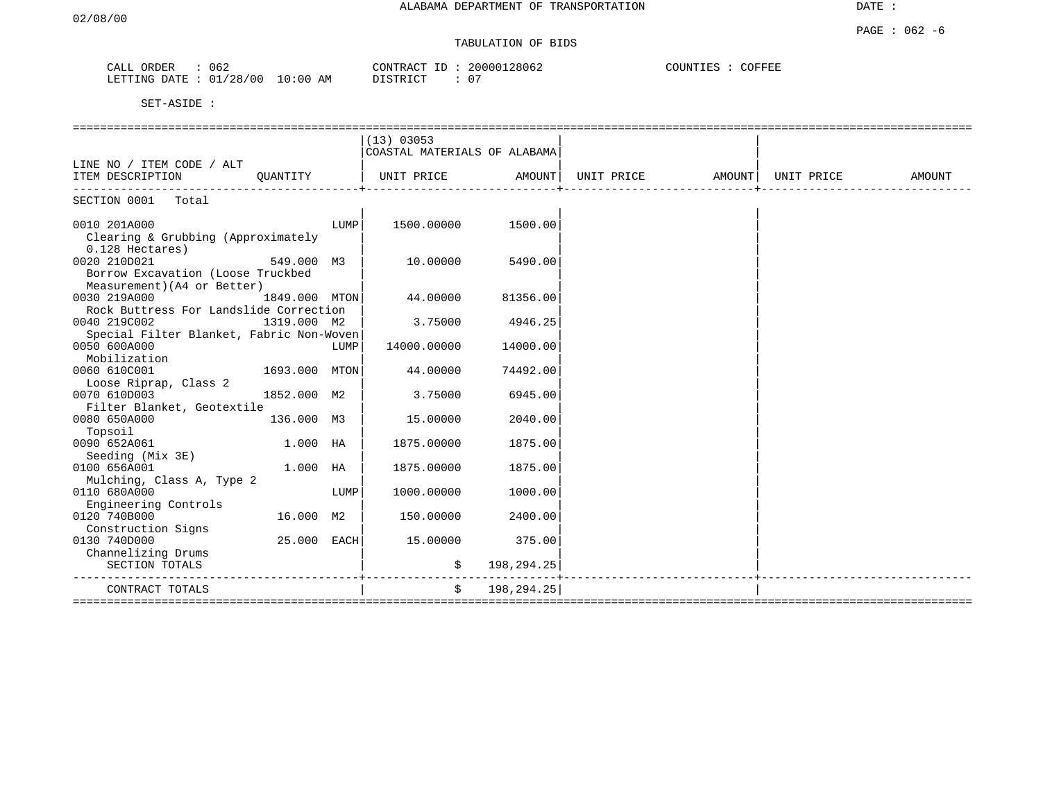ALABAMA DEPARTMENT OF TRANSPORTATION

02/08/00

DATE :

PAGE : 062 -6

TABULATION OF BIDS

CALL ORDER : 062 CONTRACT ID : 20000128062 COUNTIES : COFFEE
LETTING DATE : 01/28/00 10:00 AM DISTRICT : 07

SET-ASIDE :

| LINE NO / ITEM CODE / ALT<br>ITEM DESCRIPTION | QUANTITY | | (13) 03053<br>COASTAL MATERIALS OF ALABAMA<br>UNIT PRICE | AMOUNT | UNIT PRICE | AMOUNT | UNIT PRICE | AMOUNT |
|---|---|---|---|---|---|---|---|---|
| SECTION 0001 Total | | | | | | | | |
| 0010 201A000<br>Clearing & Grubbing (Approximately 0.128 Hectares) | | LUMP | 1500.00000 | 1500.00 | | | | |
| 0020 210D021<br>Borrow Excavation (Loose Truckbed Measurement)(A4 or Better) | 549.000 | M3 | 10.00000 | 5490.00 | | | | |
| 0030 219A000<br>Rock Buttress For Landslide Correction | 1849.000 | MTON | 44.00000 | 81356.00 | | | | |
| 0040 219C002<br>Special Filter Blanket, Fabric Non-Woven | 1319.000 | M2 | 3.75000 | 4946.25 | | | | |
| 0050 600A000<br>Mobilization | | LUMP | 14000.00000 | 14000.00 | | | | |
| 0060 610C001<br>Loose Riprap, Class 2 | 1693.000 | MTON | 44.00000 | 74492.00 | | | | |
| 0070 610D003<br>Filter Blanket, Geotextile | 1852.000 | M2 | 3.75000 | 6945.00 | | | | |
| 0080 650A000<br>Topsoil | 136.000 | M3 | 15.00000 | 2040.00 | | | | |
| 0090 652A061<br>Seeding (Mix 3E) | 1.000 | HA | 1875.00000 | 1875.00 | | | | |
| 0100 656A001<br>Mulching, Class A, Type 2 | 1.000 | HA | 1875.00000 | 1875.00 | | | | |
| 0110 680A000<br>Engineering Controls | | LUMP | 1000.00000 | 1000.00 | | | | |
| 0120 740B000<br>Construction Signs | 16.000 | M2 | 150.00000 | 2400.00 | | | | |
| 0130 740D000<br>Channelizing Drums | 25.000 | EACH | 15.00000 | 375.00 | | | | |
| SECTION TOTALS | | | $ | 198,294.25 | | | | |
| CONTRACT TOTALS | | | $ | 198,294.25 | | | | |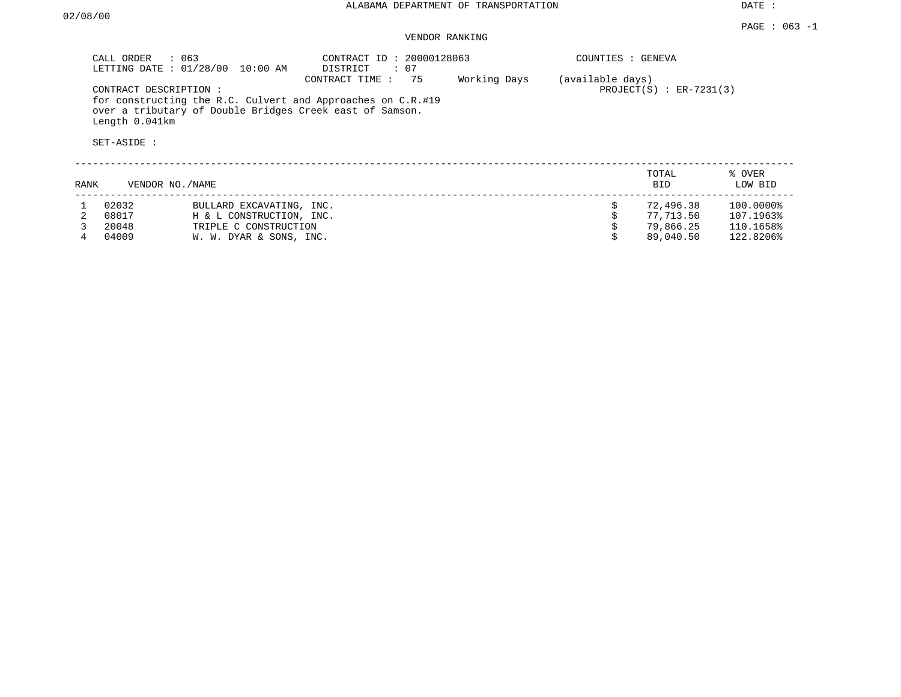ALABAMA DEPARTMENT OF TRANSPORTATION

DATE : 02/08/00

PAGE : 063 -1

VENDOR RANKING

CALL ORDER : 063
LETTING DATE : 01/28/00 10:00 AM

CONTRACT ID : 20000128063
DISTRICT : 07
CONTRACT TIME : 75 Working Days (available days)

COUNTIES : GENEVA

PROJECT(S) : ER-7231(3)

CONTRACT DESCRIPTION :
for constructing the R.C. Culvert and Approaches on C.R.#19 over a tributary of Double Bridges Creek east of Samson.
Length 0.041km

SET-ASIDE :

| RANK | VENDOR NO. | NAME | TOTAL BID | % OVER LOW BID |
|---|---|---|---|---|
| 1 | 02032 | BULLARD EXCAVATING, INC. | $ 72,496.38 | 100.0000% |
| 2 | 08017 | H & L CONSTRUCTION, INC. | $ 77,713.50 | 107.1963% |
| 3 | 20048 | TRIPLE C CONSTRUCTION | $ 79,866.25 | 110.1658% |
| 4 | 04009 | W. W. DYAR & SONS, INC. | $ 89,040.50 | 122.8206% |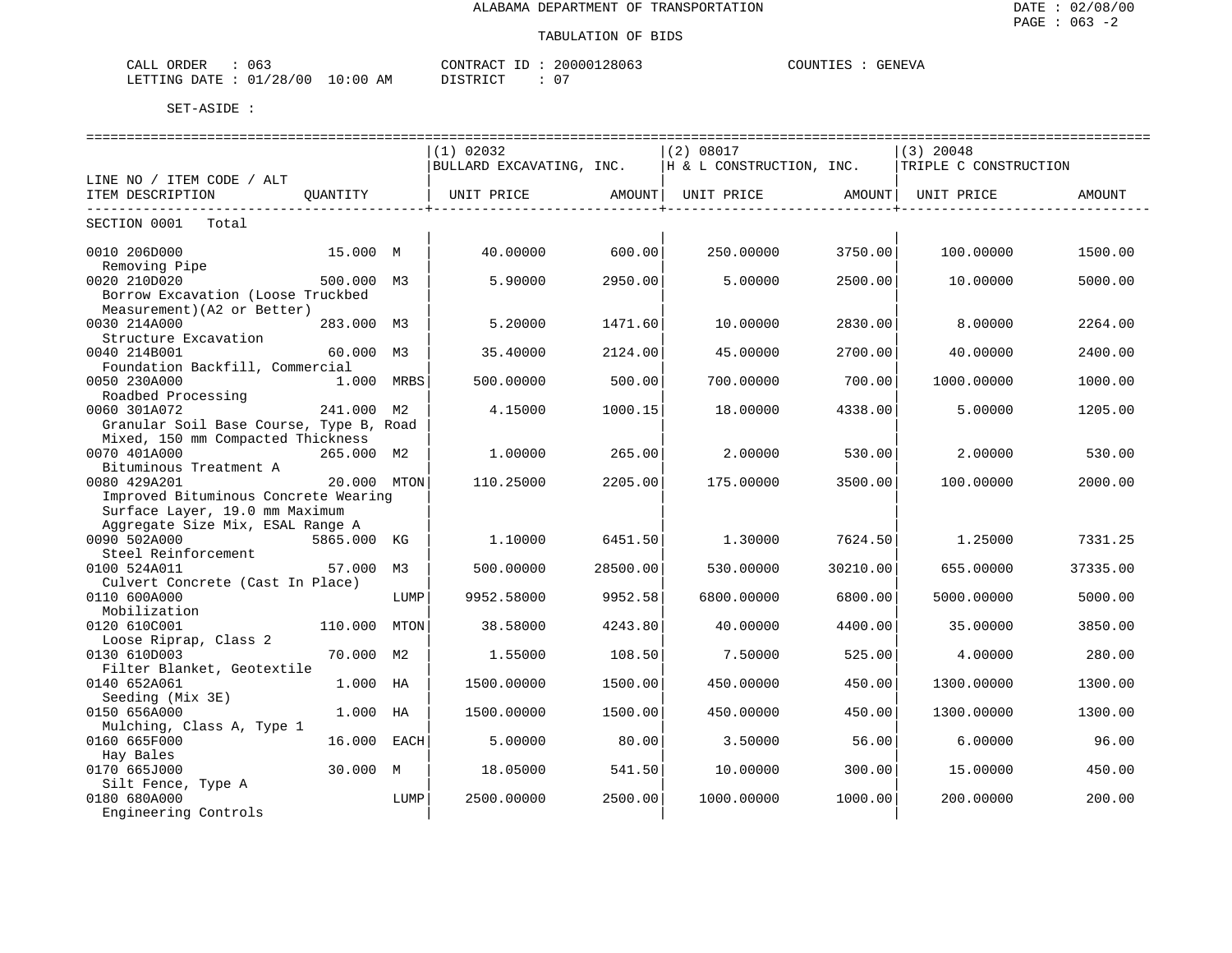ALABAMA DEPARTMENT OF TRANSPORTATION

TABULATION OF BIDS

DATE : 02/08/00
PAGE : 063 -2

CALL ORDER : 063 CONTRACT ID : 20000128063 COUNTIES : GENEVA
LETTING DATE : 01/28/00 10:00 AM DISTRICT : 07

SET-ASIDE :

| LINE NO / ITEM CODE / ALT ITEM DESCRIPTION | QUANTITY | | (1) 02032 BULLARD EXCAVATING, INC. UNIT PRICE | AMOUNT | (2) 08017 H & L CONSTRUCTION, INC. UNIT PRICE | AMOUNT | (3) 20048 TRIPLE C CONSTRUCTION UNIT PRICE | AMOUNT |
|---|---|---|---|---|---|---|---|---|
| SECTION 0001 Total | | | | | | | | |
| 0010 206D000 Removing Pipe | 15.000 | M | 40.00000 | 600.00 | 250.00000 | 3750.00 | 100.00000 | 1500.00 |
| 0020 210D020 Borrow Excavation (Loose Truckbed Measurement)(A2 or Better) | 500.000 | M3 | 5.90000 | 2950.00 | 5.00000 | 2500.00 | 10.00000 | 5000.00 |
| 0030 214A000 Structure Excavation | 283.000 | M3 | 5.20000 | 1471.60 | 10.00000 | 2830.00 | 8.00000 | 2264.00 |
| 0040 214B001 Foundation Backfill, Commercial | 60.000 | M3 | 35.40000 | 2124.00 | 45.00000 | 2700.00 | 40.00000 | 2400.00 |
| 0050 230A000 Roadbed Processing | 1.000 | MRBS | 500.00000 | 500.00 | 700.00000 | 700.00 | 1000.00000 | 1000.00 |
| 0060 301A072 Granular Soil Base Course, Type B, Road Mixed, 150 mm Compacted Thickness | 241.000 | M2 | 4.15000 | 1000.15 | 18.00000 | 4338.00 | 5.00000 | 1205.00 |
| 0070 401A000 Bituminous Treatment A | 265.000 | M2 | 1.00000 | 265.00 | 2.00000 | 530.00 | 2.00000 | 530.00 |
| 0080 429A201 Improved Bituminous Concrete Wearing Surface Layer, 19.0 mm Maximum Aggregate Size Mix, ESAL Range A | 20.000 | MTON | 110.25000 | 2205.00 | 175.00000 | 3500.00 | 100.00000 | 2000.00 |
| 0090 502A000 Steel Reinforcement | 5865.000 | KG | 1.10000 | 6451.50 | 1.30000 | 7624.50 | 1.25000 | 7331.25 |
| 0100 524A011 Culvert Concrete (Cast In Place) | 57.000 | M3 | 500.00000 | 28500.00 | 530.00000 | 30210.00 | 655.00000 | 37335.00 |
| 0110 600A000 Mobilization | | LUMP | 9952.58000 | 9952.58 | 6800.00000 | 6800.00 | 5000.00000 | 5000.00 |
| 0120 610C001 Loose Riprap, Class 2 | 110.000 | MTON | 38.58000 | 4243.80 | 40.00000 | 4400.00 | 35.00000 | 3850.00 |
| 0130 610D003 Filter Blanket, Geotextile | 70.000 | M2 | 1.55000 | 108.50 | 7.50000 | 525.00 | 4.00000 | 280.00 |
| 0140 652A061 Seeding (Mix 3E) | 1.000 | HA | 1500.00000 | 1500.00 | 450.00000 | 450.00 | 1300.00000 | 1300.00 |
| 0150 656A000 Mulching, Class A, Type 1 | 1.000 | HA | 1500.00000 | 1500.00 | 450.00000 | 450.00 | 1300.00000 | 1300.00 |
| 0160 665F000 Hay Bales | 16.000 | EACH | 5.00000 | 80.00 | 3.50000 | 56.00 | 6.00000 | 96.00 |
| 0170 665J000 Silt Fence, Type A | 30.000 | M | 18.05000 | 541.50 | 10.00000 | 300.00 | 15.00000 | 450.00 |
| 0180 680A000 Engineering Controls | | LUMP | 2500.00000 | 2500.00 | 1000.00000 | 1000.00 | 200.00000 | 200.00 |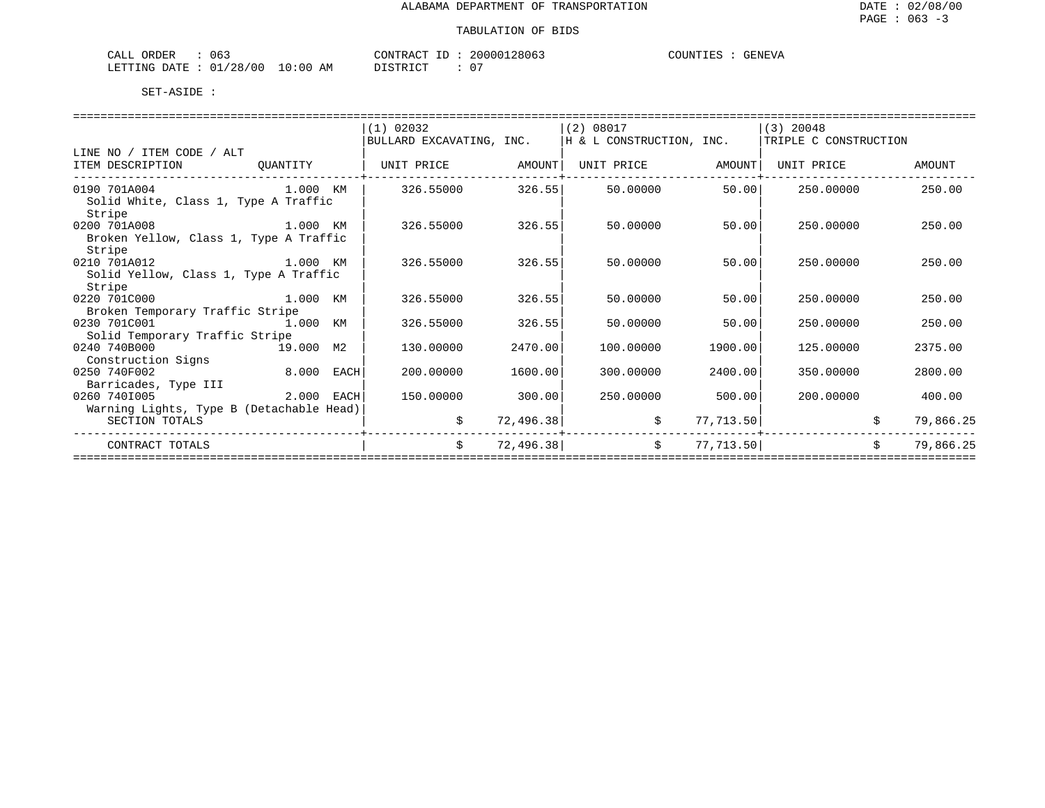ALABAMA DEPARTMENT OF TRANSPORTATION

TABULATION OF BIDS

CALL ORDER : 063 CONTRACT ID : 20000128063 COUNTIES : GENEVA
LETTING DATE : 01/28/00 10:00 AM DISTRICT : 07

SET-ASIDE :

| LINE NO / ITEM CODE / ALT ITEM DESCRIPTION | QUANTITY | (1) 02032 BULLARD EXCAVATING, INC. UNIT PRICE | AMOUNT | (2) 08017 H & L CONSTRUCTION, INC. UNIT PRICE | AMOUNT | (3) 20048 TRIPLE C CONSTRUCTION UNIT PRICE | AMOUNT |
|---|---|---|---|---|---|---|---|
| 0190 701A004 Solid White, Class 1, Type A Traffic Stripe | 1.000 KM | 326.55000 | 326.55 | 50.00000 | 50.00 | 250.00000 | 250.00 |
| 0200 701A008 Broken Yellow, Class 1, Type A Traffic Stripe | 1.000 KM | 326.55000 | 326.55 | 50.00000 | 50.00 | 250.00000 | 250.00 |
| 0210 701A012 Solid Yellow, Class 1, Type A Traffic Stripe | 1.000 KM | 326.55000 | 326.55 | 50.00000 | 50.00 | 250.00000 | 250.00 |
| 0220 701C000 Broken Temporary Traffic Stripe | 1.000 KM | 326.55000 | 326.55 | 50.00000 | 50.00 | 250.00000 | 250.00 |
| 0230 701C001 Solid Temporary Traffic Stripe | 1.000 KM | 326.55000 | 326.55 | 50.00000 | 50.00 | 250.00000 | 250.00 |
| 0240 740B000 Construction Signs | 19.000 M2 | 130.00000 | 2470.00 | 100.00000 | 1900.00 | 125.00000 | 2375.00 |
| 0250 740F002 Barricades, Type III | 8.000 EACH | 200.00000 | 1600.00 | 300.00000 | 2400.00 | 350.00000 | 2800.00 |
| 0260 740I005 Warning Lights, Type B (Detachable Head) | 2.000 EACH | 150.00000 | 300.00 | 250.00000 | 500.00 | 200.00000 | 400.00 |
| SECTION TOTALS | | | $ 72,496.38 | | $ 77,713.50 | | $ 79,866.25 |
| CONTRACT TOTALS | | | $ 72,496.38 | | $ 77,713.50 | | $ 79,866.25 |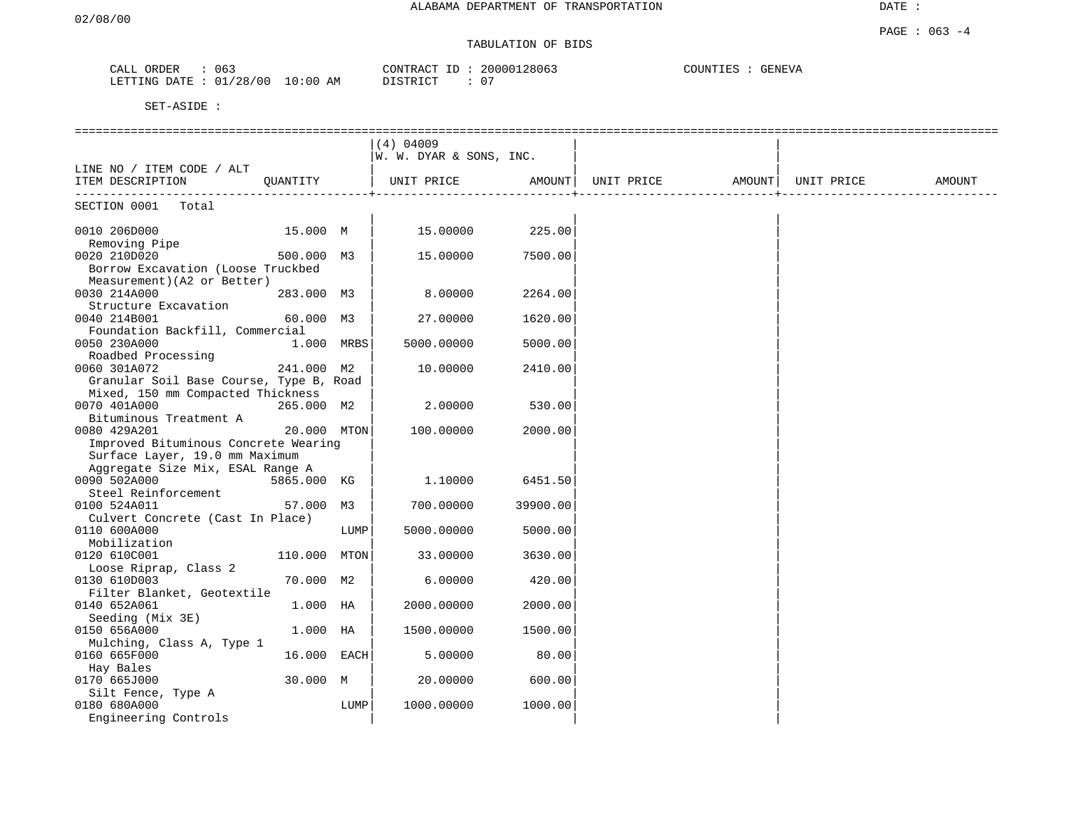ALABAMA DEPARTMENT OF TRANSPORTATION

TABULATION OF BIDS

CALL ORDER : 063
LETTING DATE : 01/28/00 10:00 AM

CONTRACT ID : 20000128063
DISTRICT : 07

COUNTIES : GENEVA

SET-ASIDE :

| LINE NO / ITEM CODE / ALT ITEM DESCRIPTION | QUANTITY | (4) 04009 W. W. DYAR & SONS, INC. UNIT PRICE | AMOUNT | UNIT PRICE | AMOUNT | UNIT PRICE | AMOUNT |
|---|---|---|---|---|---|---|---|
| SECTION 0001 Total | | | | | | | |
| 0010 206D000 Removing Pipe | 15.000 M | 15.00000 | 225.00 | | | | |
| 0020 210D020 Borrow Excavation (Loose Truckbed Measurement)(A2 or Better) | 500.000 M3 | 15.00000 | 7500.00 | | | | |
| 0030 214A000 Structure Excavation | 283.000 M3 | 8.00000 | 2264.00 | | | | |
| 0040 214B001 Foundation Backfill, Commercial | 60.000 M3 | 27.00000 | 1620.00 | | | | |
| 0050 230A000 Roadbed Processing | 1.000 MRBS | 5000.00000 | 5000.00 | | | | |
| 0060 301A072 Granular Soil Base Course, Type B, Road Mixed, 150 mm Compacted Thickness | 241.000 M2 | 10.00000 | 2410.00 | | | | |
| 0070 401A000 Bituminous Treatment A | 265.000 M2 | 2.00000 | 530.00 | | | | |
| 0080 429A201 Improved Bituminous Concrete Wearing Surface Layer, 19.0 mm Maximum Aggregate Size Mix, ESAL Range A | 20.000 MTON | 100.00000 | 2000.00 | | | | |
| 0090 502A000 Steel Reinforcement | 5865.000 KG | 1.10000 | 6451.50 | | | | |
| 0100 524A011 Culvert Concrete (Cast In Place) | 57.000 M3 | 700.00000 | 39900.00 | | | | |
| 0110 600A000 Mobilization | LUMP | 5000.00000 | 5000.00 | | | | |
| 0120 610C001 Loose Riprap, Class 2 | 110.000 MTON | 33.00000 | 3630.00 | | | | |
| 0130 610D003 Filter Blanket, Geotextile | 70.000 M2 | 6.00000 | 420.00 | | | | |
| 0140 652A061 Seeding (Mix 3E) | 1.000 HA | 2000.00000 | 2000.00 | | | | |
| 0150 656A000 Mulching, Class A, Type 1 | 1.000 HA | 1500.00000 | 1500.00 | | | | |
| 0160 665F000 Hay Bales | 16.000 EACH | 5.00000 | 80.00 | | | | |
| 0170 665J000 Silt Fence, Type A | 30.000 M | 20.00000 | 600.00 | | | | |
| 0180 680A000 Engineering Controls | LUMP | 1000.00000 | 1000.00 | | | | |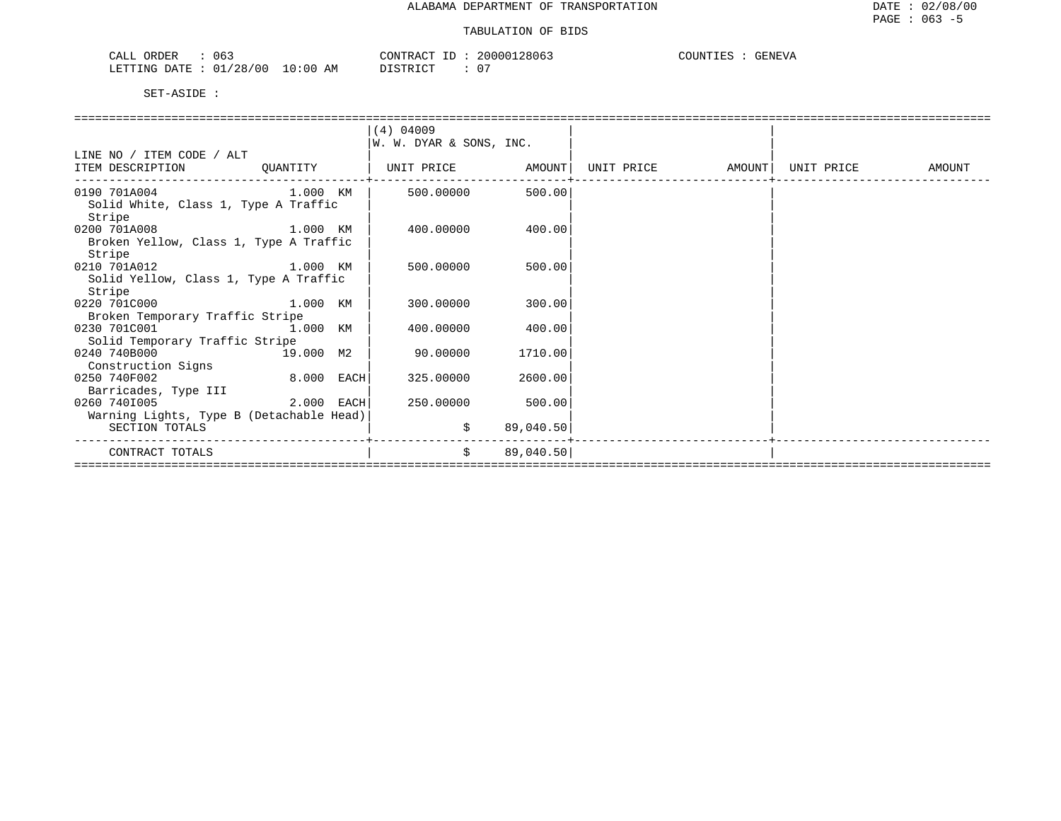ALABAMA DEPARTMENT OF TRANSPORTATION

TABULATION OF BIDS

DATE : 02/08/00
PAGE : 063 -5

CALL ORDER : 063
LETTING DATE : 01/28/00 10:00 AM

CONTRACT ID : 20000128063
DISTRICT : 07

COUNTIES : GENEVA

SET-ASIDE :

| LINE NO / ITEM CODE / ALT<br>ITEM DESCRIPTION | QUANTITY | (4) 04009<br>W. W. DYAR & SONS, INC.<br>UNIT PRICE | AMOUNT | UNIT PRICE | AMOUNT | UNIT PRICE | AMOUNT |
|---|---|---|---|---|---|---|---|
| 0190 701A004<br>Solid White, Class 1, Type A Traffic Stripe | 1.000 KM | 500.00000 | 500.00 | | | | |
| 0200 701A008<br>Broken Yellow, Class 1, Type A Traffic Stripe | 1.000 KM | 400.00000 | 400.00 | | | | |
| 0210 701A012<br>Solid Yellow, Class 1, Type A Traffic Stripe | 1.000 KM | 500.00000 | 500.00 | | | | |
| 0220 701C000<br>Broken Temporary Traffic Stripe | 1.000 KM | 300.00000 | 300.00 | | | | |
| 0230 701C001<br>Solid Temporary Traffic Stripe | 1.000 KM | 400.00000 | 400.00 | | | | |
| 0240 740B000<br>Construction Signs | 19.000 M2 | 90.00000 | 1710.00 | | | | |
| 0250 740F002<br>Barricades, Type III | 8.000 EACH | 325.00000 | 2600.00 | | | | |
| 0260 740I005<br>Warning Lights, Type B (Detachable Head) | 2.000 EACH | 250.00000 | 500.00 | | | | |
| SECTION TOTALS | | $ | 89,040.50 | | | | |
| CONTRACT TOTALS | | $ | 89,040.50 | | | | |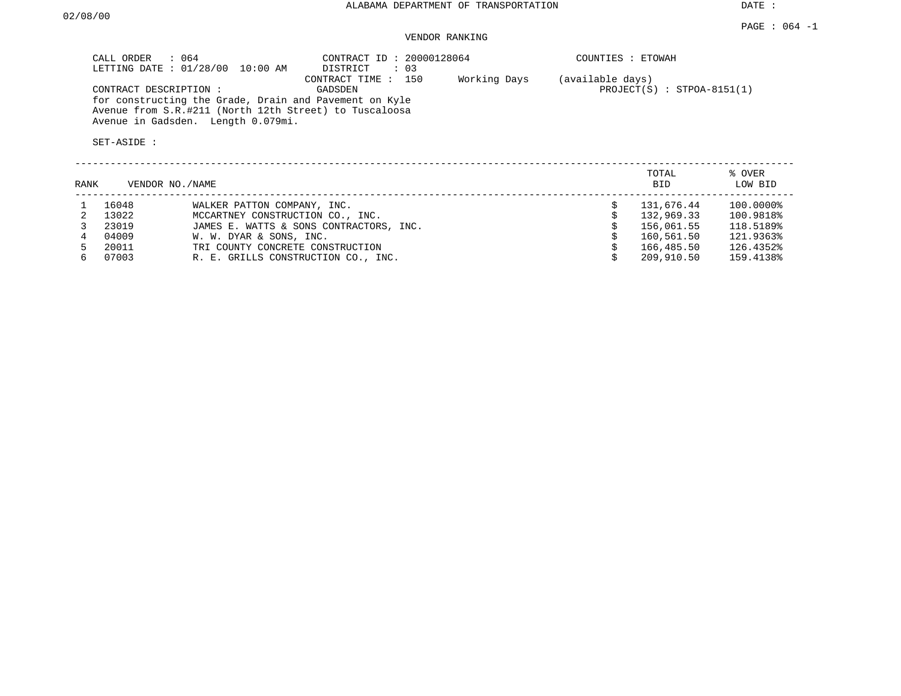ALABAMA DEPARTMENT OF TRANSPORTATION

DATE : 02/08/00

PAGE : 064 -1

VENDOR RANKING

CALL ORDER : 064
LETTING DATE : 01/28/00 10:00 AM

CONTRACT ID : 20000128064
DISTRICT : 03
CONTRACT TIME : 150 Working Days (available days)

COUNTIES : ETOWAH

CONTRACT DESCRIPTION : GADSDEN
for constructing the Grade, Drain and Pavement on Kyle Avenue from S.R.#211 (North 12th Street) to Tuscaloosa Avenue in Gadsden. Length 0.079mi.

PROJECT(S) : STPOA-8151(1)

SET-ASIDE :

| RANK | VENDOR NO. | NAME | | TOTAL BID | % OVER LOW BID |
|---|---|---|---|---|---|
| 1 | 16048 | WALKER PATTON COMPANY, INC. | $ | 131,676.44 | 100.0000% |
| 2 | 13022 | MCCARTNEY CONSTRUCTION CO., INC. | $ | 132,969.33 | 100.9818% |
| 3 | 23019 | JAMES E. WATTS & SONS CONTRACTORS, INC. | $ | 156,061.55 | 118.5189% |
| 4 | 04009 | W. W. DYAR & SONS, INC. | $ | 160,561.50 | 121.9363% |
| 5 | 20011 | TRI COUNTY CONCRETE CONSTRUCTION | $ | 166,485.50 | 126.4352% |
| 6 | 07003 | R. E. GRILLS CONSTRUCTION CO., INC. | $ | 209,910.50 | 159.4138% |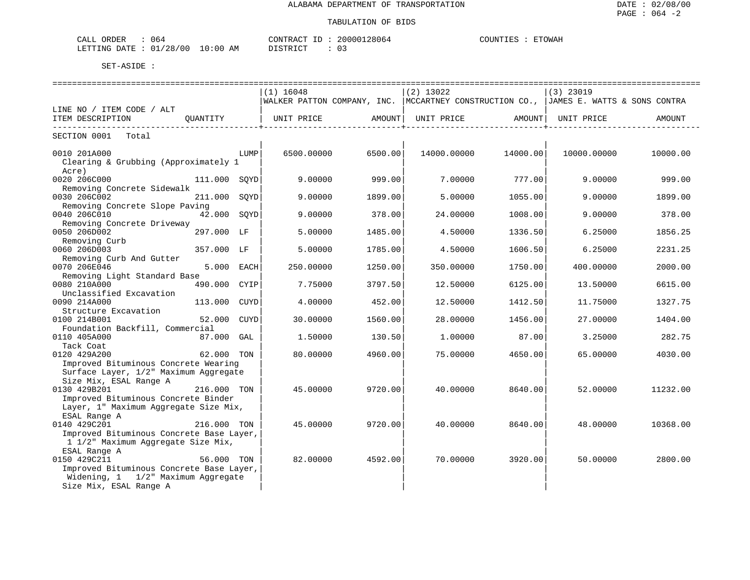ALABAMA DEPARTMENT OF TRANSPORTATION

TABULATION OF BIDS

CALL ORDER : 064 CONTRACT ID : 20000128064 COUNTIES : ETOWAH
LETTING DATE : 01/28/00 10:00 AM DISTRICT : 03

SET-ASIDE :

| LINE NO / ITEM CODE / ALT ITEM DESCRIPTION | QUANTITY | (1) 16048 WALKER PATTON COMPANY, INC. UNIT PRICE | AMOUNT | (2) 13022 MCCARTNEY CONSTRUCTION CO., UNIT PRICE | AMOUNT | (3) 23019 JAMES E. WATTS & SONS CONTRA UNIT PRICE | AMOUNT |
|---|---|---|---|---|---|---|---|
| SECTION 0001 Total | | | | | | | |
| 0010 201A000 Clearing & Grubbing (Approximately 1 Acre) | LUMP | 6500.00000 | 6500.00 | 14000.00000 | 14000.00 | 10000.00000 | 10000.00 |
| 0020 206C000 Removing Concrete Sidewalk | 111.000 SQYD | 9.00000 | 999.00 | 7.00000 | 777.00 | 9.00000 | 999.00 |
| 0030 206C002 Removing Concrete Slope Paving | 211.000 SQYD | 9.00000 | 1899.00 | 5.00000 | 1055.00 | 9.00000 | 1899.00 |
| 0040 206C010 Removing Concrete Driveway | 42.000 SQYD | 9.00000 | 378.00 | 24.00000 | 1008.00 | 9.00000 | 378.00 |
| 0050 206D002 Removing Curb | 297.000 LF | 5.00000 | 1485.00 | 4.50000 | 1336.50 | 6.25000 | 1856.25 |
| 0060 206D003 Removing Curb And Gutter | 357.000 LF | 5.00000 | 1785.00 | 4.50000 | 1606.50 | 6.25000 | 2231.25 |
| 0070 206E046 Removing Light Standard Base | 5.000 EACH | 250.00000 | 1250.00 | 350.00000 | 1750.00 | 400.00000 | 2000.00 |
| 0080 210A000 Unclassified Excavation | 490.000 CYIP | 7.75000 | 3797.50 | 12.50000 | 6125.00 | 13.50000 | 6615.00 |
| 0090 214A000 Structure Excavation | 113.000 CUYD | 4.00000 | 452.00 | 12.50000 | 1412.50 | 11.75000 | 1327.75 |
| 0100 214B001 Foundation Backfill, Commercial | 52.000 CUYD | 30.00000 | 1560.00 | 28.00000 | 1456.00 | 27.00000 | 1404.00 |
| 0110 405A000 Tack Coat | 87.000 GAL | 1.50000 | 130.50 | 1.00000 | 87.00 | 3.25000 | 282.75 |
| 0120 429A200 Improved Bituminous Concrete Wearing Surface Layer, 1/2" Maximum Aggregate Size Mix, ESAL Range A | 62.000 TON | 80.00000 | 4960.00 | 75.00000 | 4650.00 | 65.00000 | 4030.00 |
| 0130 429B201 Improved Bituminous Concrete Binder Layer, 1" Maximum Aggregate Size Mix, ESAL Range A | 216.000 TON | 45.00000 | 9720.00 | 40.00000 | 8640.00 | 52.00000 | 11232.00 |
| 0140 429C201 Improved Bituminous Concrete Base Layer, 1 1/2" Maximum Aggregate Size Mix, ESAL Range A | 216.000 TON | 45.00000 | 9720.00 | 40.00000 | 8640.00 | 48.00000 | 10368.00 |
| 0150 429C211 Improved Bituminous Concrete Base Layer, Widening, 1 1/2" Maximum Aggregate Size Mix, ESAL Range A | 56.000 TON | 82.00000 | 4592.00 | 70.00000 | 3920.00 | 50.00000 | 2800.00 |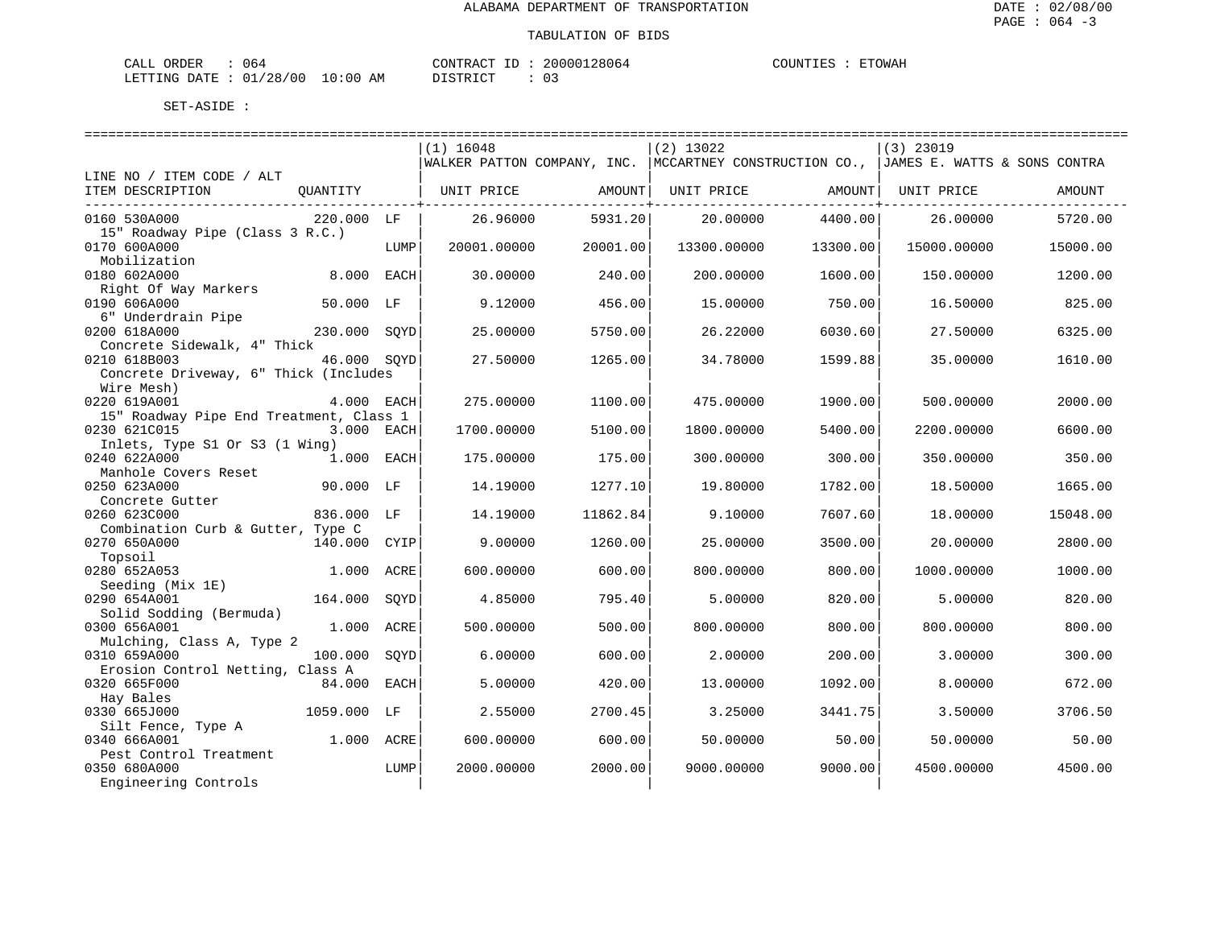ALABAMA DEPARTMENT OF TRANSPORTATION

TABULATION OF BIDS

CALL ORDER : 064 CONTRACT ID : 20000128064 COUNTIES : ETOWAH
LETTING DATE : 01/28/00 10:00 AM DISTRICT : 03

SET-ASIDE :

| LINE NO / ITEM CODE / ALT ITEM DESCRIPTION | QUANTITY | | (1) 16048 WALKER PATTON COMPANY, INC. UNIT PRICE | AMOUNT | (2) 13022 MCCARTNEY CONSTRUCTION CO., UNIT PRICE | AMOUNT | (3) 23019 JAMES E. WATTS & SONS CONTRA UNIT PRICE | AMOUNT |
|---|---|---|---|---|---|---|---|---|
| 0160 530A000 15" Roadway Pipe (Class 3 R.C.) | 220.000 | LF | 26.96000 | 5931.20 | 20.00000 | 4400.00 | 26.00000 | 5720.00 |
| 0170 600A000 Mobilization | | LUMP | 20001.00000 | 20001.00 | 13300.00000 | 13300.00 | 15000.00000 | 15000.00 |
| 0180 602A000 Right Of Way Markers | 8.000 | EACH | 30.00000 | 240.00 | 200.00000 | 1600.00 | 150.00000 | 1200.00 |
| 0190 606A000 6" Underdrain Pipe | 50.000 | LF | 9.12000 | 456.00 | 15.00000 | 750.00 | 16.50000 | 825.00 |
| 0200 618A000 Concrete Sidewalk, 4" Thick | 230.000 | SQYD | 25.00000 | 5750.00 | 26.22000 | 6030.60 | 27.50000 | 6325.00 |
| 0210 618B003 Concrete Driveway, 6" Thick (Includes Wire Mesh) | 46.000 | SQYD | 27.50000 | 1265.00 | 34.78000 | 1599.88 | 35.00000 | 1610.00 |
| 0220 619A001 15" Roadway Pipe End Treatment, Class 1 | 4.000 | EACH | 275.00000 | 1100.00 | 475.00000 | 1900.00 | 500.00000 | 2000.00 |
| 0230 621C015 Inlets, Type S1 Or S3 (1 Wing) | 3.000 | EACH | 1700.00000 | 5100.00 | 1800.00000 | 5400.00 | 2200.00000 | 6600.00 |
| 0240 622A000 Manhole Covers Reset | 1.000 | EACH | 175.00000 | 175.00 | 300.00000 | 300.00 | 350.00000 | 350.00 |
| 0250 623A000 Concrete Gutter | 90.000 | LF | 14.19000 | 1277.10 | 19.80000 | 1782.00 | 18.50000 | 1665.00 |
| 0260 623C000 Combination Curb & Gutter, Type C | 836.000 | LF | 14.19000 | 11862.84 | 9.10000 | 7607.60 | 18.00000 | 15048.00 |
| 0270 650A000 Topsoil | 140.000 | CYIP | 9.00000 | 1260.00 | 25.00000 | 3500.00 | 20.00000 | 2800.00 |
| 0280 652A053 Seeding (Mix 1E) | 1.000 | ACRE | 600.00000 | 600.00 | 800.00000 | 800.00 | 1000.00000 | 1000.00 |
| 0290 654A001 Solid Sodding (Bermuda) | 164.000 | SQYD | 4.85000 | 795.40 | 5.00000 | 820.00 | 5.00000 | 820.00 |
| 0300 656A001 Mulching, Class A, Type 2 | 1.000 | ACRE | 500.00000 | 500.00 | 800.00000 | 800.00 | 800.00000 | 800.00 |
| 0310 659A000 Erosion Control Netting, Class A | 100.000 | SQYD | 6.00000 | 600.00 | 2.00000 | 200.00 | 3.00000 | 300.00 |
| 0320 665F000 Hay Bales | 84.000 | EACH | 5.00000 | 420.00 | 13.00000 | 1092.00 | 8.00000 | 672.00 |
| 0330 665J000 Silt Fence, Type A | 1059.000 | LF | 2.55000 | 2700.45 | 3.25000 | 3441.75 | 3.50000 | 3706.50 |
| 0340 666A001 Pest Control Treatment | 1.000 | ACRE | 600.00000 | 600.00 | 50.00000 | 50.00 | 50.00000 | 50.00 |
| 0350 680A000 Engineering Controls | | LUMP | 2000.00000 | 2000.00 | 9000.00000 | 9000.00 | 4500.00000 | 4500.00 |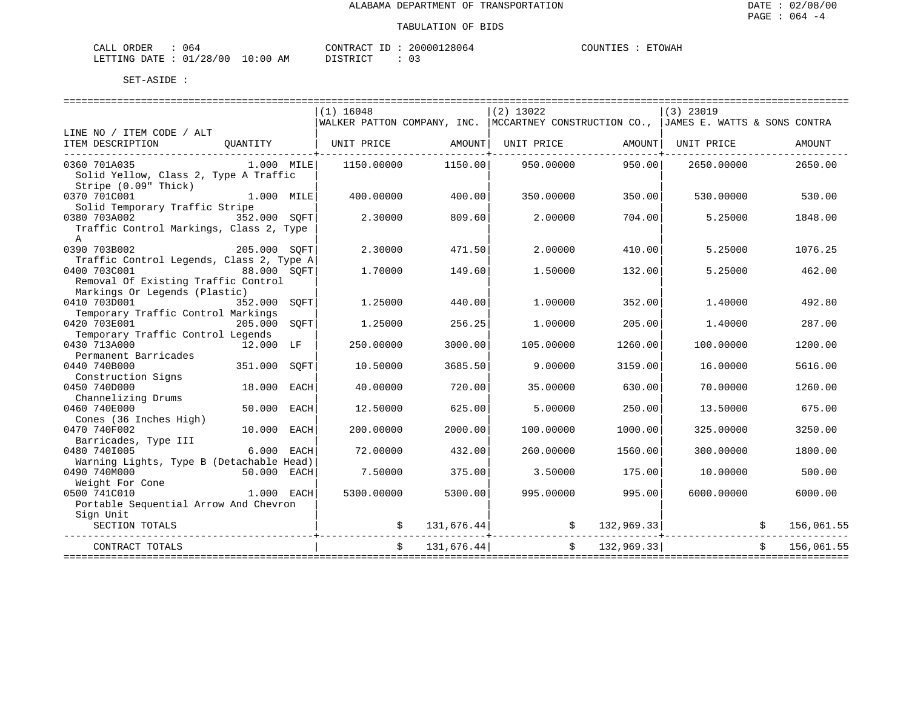ALABAMA DEPARTMENT OF TRANSPORTATION

DATE : 02/08/00

TABULATION OF BIDS

CALL ORDER : 064 CONTRACT ID : 20000128064 COUNTIES : ETOWAH
LETTING DATE : 01/28/00 10:00 AM DISTRICT : 03

SET-ASIDE :

| LINE NO / ITEM CODE / ALT ITEM DESCRIPTION | QUANTITY | (1) 16048 WALKER PATTON COMPANY, INC. UNIT PRICE | AMOUNT | (2) 13022 MCCARTNEY CONSTRUCTION CO., UNIT PRICE | AMOUNT | (3) 23019 JAMES E. WATTS & SONS CONTRA UNIT PRICE | AMOUNT |
|---|---|---|---|---|---|---|---|
| 0360 701A035 Solid Yellow, Class 2, Type A Traffic Stripe (0.09" Thick) | 1.000 MILE | 1150.00000 | 1150.00 | 950.00000 | 950.00 | 2650.00000 | 2650.00 |
| 0370 701C001 Solid Temporary Traffic Stripe | 1.000 MILE | 400.00000 | 400.00 | 350.00000 | 350.00 | 530.00000 | 530.00 |
| 0380 703A002 Traffic Control Markings, Class 2, Type A | 352.000 SQFT | 2.30000 | 809.60 | 2.00000 | 704.00 | 5.25000 | 1848.00 |
| 0390 703B002 Traffic Control Legends, Class 2, Type A | 205.000 SQFT | 2.30000 | 471.50 | 2.00000 | 410.00 | 5.25000 | 1076.25 |
| 0400 703C001 Removal Of Existing Traffic Control Markings Or Legends (Plastic) | 88.000 SQFT | 1.70000 | 149.60 | 1.50000 | 132.00 | 5.25000 | 462.00 |
| 0410 703D001 Temporary Traffic Control Markings | 352.000 SQFT | 1.25000 | 440.00 | 1.00000 | 352.00 | 1.40000 | 492.80 |
| 0420 703E001 Temporary Traffic Control Legends | 205.000 SQFT | 1.25000 | 256.25 | 1.00000 | 205.00 | 1.40000 | 287.00 |
| 0430 713A000 Permanent Barricades | 12.000 LF | 250.00000 | 3000.00 | 105.00000 | 1260.00 | 100.00000 | 1200.00 |
| 0440 740B000 Construction Signs | 351.000 SQFT | 10.50000 | 3685.50 | 9.00000 | 3159.00 | 16.00000 | 5616.00 |
| 0450 740D000 Channelizing Drums | 18.000 EACH | 40.00000 | 720.00 | 35.00000 | 630.00 | 70.00000 | 1260.00 |
| 0460 740E000 Cones (36 Inches High) | 50.000 EACH | 12.50000 | 625.00 | 5.00000 | 250.00 | 13.50000 | 675.00 |
| 0470 740F002 Barricades, Type III | 10.000 EACH | 200.00000 | 2000.00 | 100.00000 | 1000.00 | 325.00000 | 3250.00 |
| 0480 740I005 Warning Lights, Type B (Detachable Head) | 6.000 EACH | 72.00000 | 432.00 | 260.00000 | 1560.00 | 300.00000 | 1800.00 |
| 0490 740M000 Weight For Cone | 50.000 EACH | 7.50000 | 375.00 | 3.50000 | 175.00 | 10.00000 | 500.00 |
| 0500 741C010 Portable Sequential Arrow And Chevron Sign Unit | 1.000 EACH | 5300.00000 | 5300.00 | 995.00000 | 995.00 | 6000.00000 | 6000.00 |
| SECTION TOTALS | | | $ 131,676.44 | | $ 132,969.33 | | $ 156,061.55 |
| CONTRACT TOTALS | | | $ 131,676.44 | | $ 132,969.33 | | $ 156,061.55 |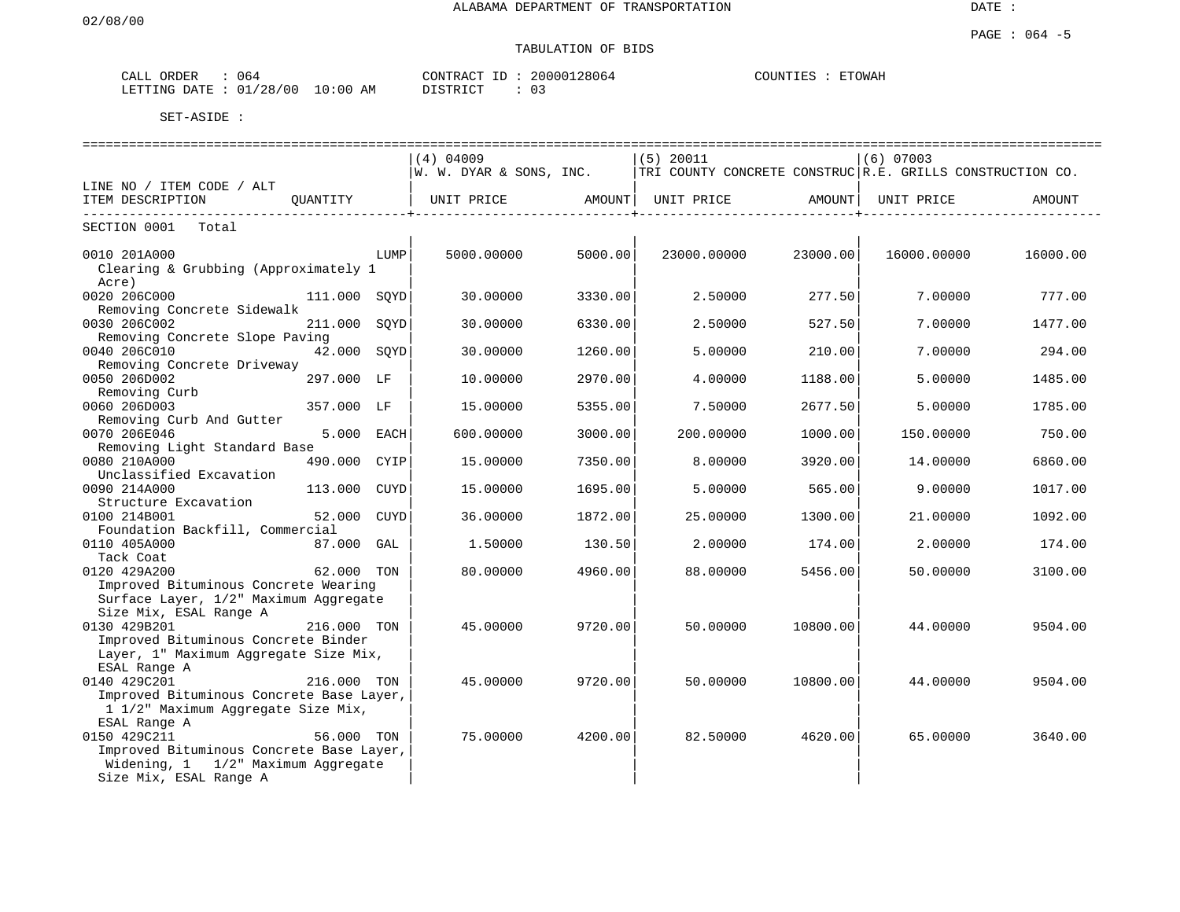ALABAMA DEPARTMENT OF TRANSPORTATION

02/08/00

DATE :

PAGE : 064 -5

TABULATION OF BIDS

CALL ORDER : 064 CONTRACT ID : 20000128064 COUNTIES : ETOWAH
LETTING DATE : 01/28/00 10:00 AM DISTRICT : 03

SET-ASIDE :

| LINE NO / ITEM CODE / ALT<br>ITEM DESCRIPTION | QUANTITY | (4) 04009<br>W. W. DYAR & SONS, INC.<br>UNIT PRICE | AMOUNT | (5) 20011<br>TRI COUNTY CONCRETE CONSTRUC<br>UNIT PRICE | AMOUNT | (6) 07003<br>R.E. GRILLS CONSTRUCTION CO.<br>UNIT PRICE | AMOUNT |
|---|---|---|---|---|---|---|---|
| SECTION 0001 Total | | | | | | | |
| 0010 201A000<br>Clearing & Grubbing (Approximately 1 Acre) | LUMP | 5000.00000 | 5000.00 | 23000.00000 | 23000.00 | 16000.00000 | 16000.00 |
| 0020 206C000<br>Removing Concrete Sidewalk | 111.000 SQYD | 30.00000 | 3330.00 | 2.50000 | 277.50 | 7.00000 | 777.00 |
| 0030 206C002<br>Removing Concrete Slope Paving | 211.000 SQYD | 30.00000 | 6330.00 | 2.50000 | 527.50 | 7.00000 | 1477.00 |
| 0040 206C010<br>Removing Concrete Driveway | 42.000 SQYD | 30.00000 | 1260.00 | 5.00000 | 210.00 | 7.00000 | 294.00 |
| 0050 206D002<br>Removing Curb | 297.000 LF | 10.00000 | 2970.00 | 4.00000 | 1188.00 | 5.00000 | 1485.00 |
| 0060 206D003<br>Removing Curb And Gutter | 357.000 LF | 15.00000 | 5355.00 | 7.50000 | 2677.50 | 5.00000 | 1785.00 |
| 0070 206E046<br>Removing Light Standard Base | 5.000 EACH | 600.00000 | 3000.00 | 200.00000 | 1000.00 | 150.00000 | 750.00 |
| 0080 210A000<br>Unclassified Excavation | 490.000 CYIP | 15.00000 | 7350.00 | 8.00000 | 3920.00 | 14.00000 | 6860.00 |
| 0090 214A000<br>Structure Excavation | 113.000 CUYD | 15.00000 | 1695.00 | 5.00000 | 565.00 | 9.00000 | 1017.00 |
| 0100 214B001<br>Foundation Backfill, Commercial | 52.000 CUYD | 36.00000 | 1872.00 | 25.00000 | 1300.00 | 21.00000 | 1092.00 |
| 0110 405A000<br>Tack Coat | 87.000 GAL | 1.50000 | 130.50 | 2.00000 | 174.00 | 2.00000 | 174.00 |
| 0120 429A200<br>Improved Bituminous Concrete Wearing Surface Layer, 1/2" Maximum Aggregate Size Mix, ESAL Range A | 62.000 TON | 80.00000 | 4960.00 | 88.00000 | 5456.00 | 50.00000 | 3100.00 |
| 0130 429B201<br>Improved Bituminous Concrete Binder Layer, 1" Maximum Aggregate Size Mix, ESAL Range A | 216.000 TON | 45.00000 | 9720.00 | 50.00000 | 10800.00 | 44.00000 | 9504.00 |
| 0140 429C201<br>Improved Bituminous Concrete Base Layer, 1 1/2" Maximum Aggregate Size Mix, ESAL Range A | 216.000 TON | 45.00000 | 9720.00 | 50.00000 | 10800.00 | 44.00000 | 9504.00 |
| 0150 429C211<br>Improved Bituminous Concrete Base Layer, Widening, 1 1/2" Maximum Aggregate Size Mix, ESAL Range A | 56.000 TON | 75.00000 | 4200.00 | 82.50000 | 4620.00 | 65.00000 | 3640.00 |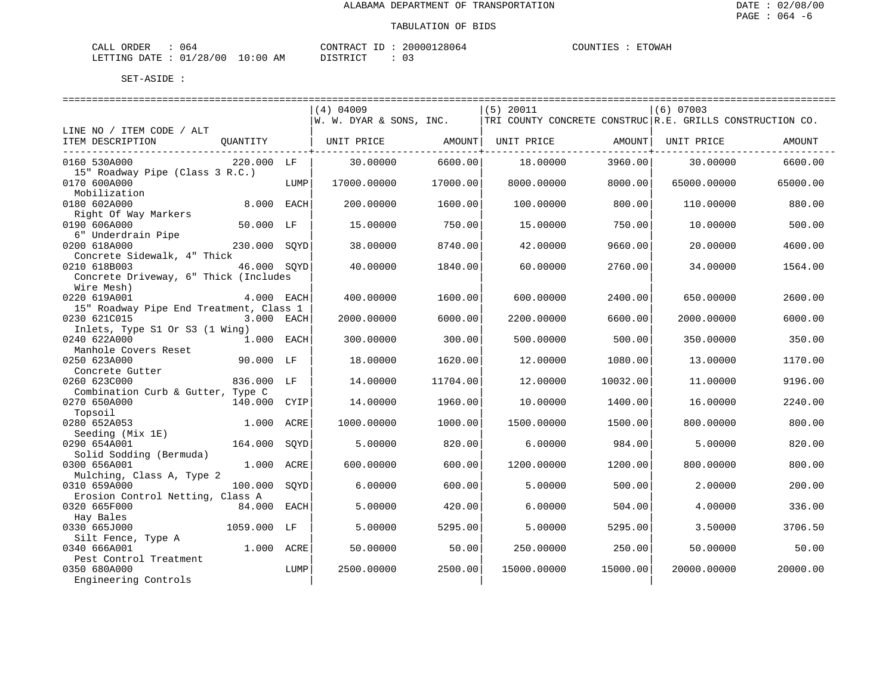ALABAMA DEPARTMENT OF TRANSPORTATION

TABULATION OF BIDS

CALL ORDER : 064 CONTRACT ID : 20000128064 COUNTIES : ETOWAH
LETTING DATE : 01/28/00 10:00 AM DISTRICT : 03

SET-ASIDE :

| LINE NO / ITEM CODE / ALT<br>ITEM DESCRIPTION | QUANTITY | | (4) 04009<br>W. W. DYAR & SONS, INC.<br>UNIT PRICE | AMOUNT | (5) 20011<br>TRI COUNTY CONCRETE CONSTRUC<br>UNIT PRICE | AMOUNT | (6) 07003<br>R.E. GRILLS CONSTRUCTION CO.<br>UNIT PRICE | AMOUNT |
|---|---|---|---|---|---|---|---|---|
| 0160 530A000<br>15" Roadway Pipe (Class 3 R.C.) | 220.000 | LF | 30.00000 | 6600.00 | 18.00000 | 3960.00 | 30.00000 | 6600.00 |
| 0170 600A000<br>Mobilization | | LUMP | 17000.00000 | 17000.00 | 8000.00000 | 8000.00 | 65000.00000 | 65000.00 |
| 0180 602A000<br>Right Of Way Markers | 8.000 | EACH | 200.00000 | 1600.00 | 100.00000 | 800.00 | 110.00000 | 880.00 |
| 0190 606A000<br>6" Underdrain Pipe | 50.000 | LF | 15.00000 | 750.00 | 15.00000 | 750.00 | 10.00000 | 500.00 |
| 0200 618A000<br>Concrete Sidewalk, 4" Thick | 230.000 | SQYD | 38.00000 | 8740.00 | 42.00000 | 9660.00 | 20.00000 | 4600.00 |
| 0210 618B003<br>Concrete Driveway, 6" Thick (Includes Wire Mesh) | 46.000 | SQYD | 40.00000 | 1840.00 | 60.00000 | 2760.00 | 34.00000 | 1564.00 |
| 0220 619A001<br>15" Roadway Pipe End Treatment, Class 1 | 4.000 | EACH | 400.00000 | 1600.00 | 600.00000 | 2400.00 | 650.00000 | 2600.00 |
| 0230 621C015<br>Inlets, Type S1 Or S3 (1 Wing) | 3.000 | EACH | 2000.00000 | 6000.00 | 2200.00000 | 6600.00 | 2000.00000 | 6000.00 |
| 0240 622A000<br>Manhole Covers Reset | 1.000 | EACH | 300.00000 | 300.00 | 500.00000 | 500.00 | 350.00000 | 350.00 |
| 0250 623A000<br>Concrete Gutter | 90.000 | LF | 18.00000 | 1620.00 | 12.00000 | 1080.00 | 13.00000 | 1170.00 |
| 0260 623C000<br>Combination Curb & Gutter, Type C | 836.000 | LF | 14.00000 | 11704.00 | 12.00000 | 10032.00 | 11.00000 | 9196.00 |
| 0270 650A000<br>Topsoil | 140.000 | CYIP | 14.00000 | 1960.00 | 10.00000 | 1400.00 | 16.00000 | 2240.00 |
| 0280 652A053<br>Seeding (Mix 1E) | 1.000 | ACRE | 1000.00000 | 1000.00 | 1500.00000 | 1500.00 | 800.00000 | 800.00 |
| 0290 654A001<br>Solid Sodding (Bermuda) | 164.000 | SQYD | 5.00000 | 820.00 | 6.00000 | 984.00 | 5.00000 | 820.00 |
| 0300 656A001<br>Mulching, Class A, Type 2 | 1.000 | ACRE | 600.00000 | 600.00 | 1200.00000 | 1200.00 | 800.00000 | 800.00 |
| 0310 659A000<br>Erosion Control Netting, Class A | 100.000 | SQYD | 6.00000 | 600.00 | 5.00000 | 500.00 | 2.00000 | 200.00 |
| 0320 665F000<br>Hay Bales | 84.000 | EACH | 5.00000 | 420.00 | 6.00000 | 504.00 | 4.00000 | 336.00 |
| 0330 665J000<br>Silt Fence, Type A | 1059.000 | LF | 5.00000 | 5295.00 | 5.00000 | 5295.00 | 3.50000 | 3706.50 |
| 0340 666A001<br>Pest Control Treatment | 1.000 | ACRE | 50.00000 | 50.00 | 250.00000 | 250.00 | 50.00000 | 50.00 |
| 0350 680A000<br>Engineering Controls | | LUMP | 2500.00000 | 2500.00 | 15000.00000 | 15000.00 | 20000.00000 | 20000.00 |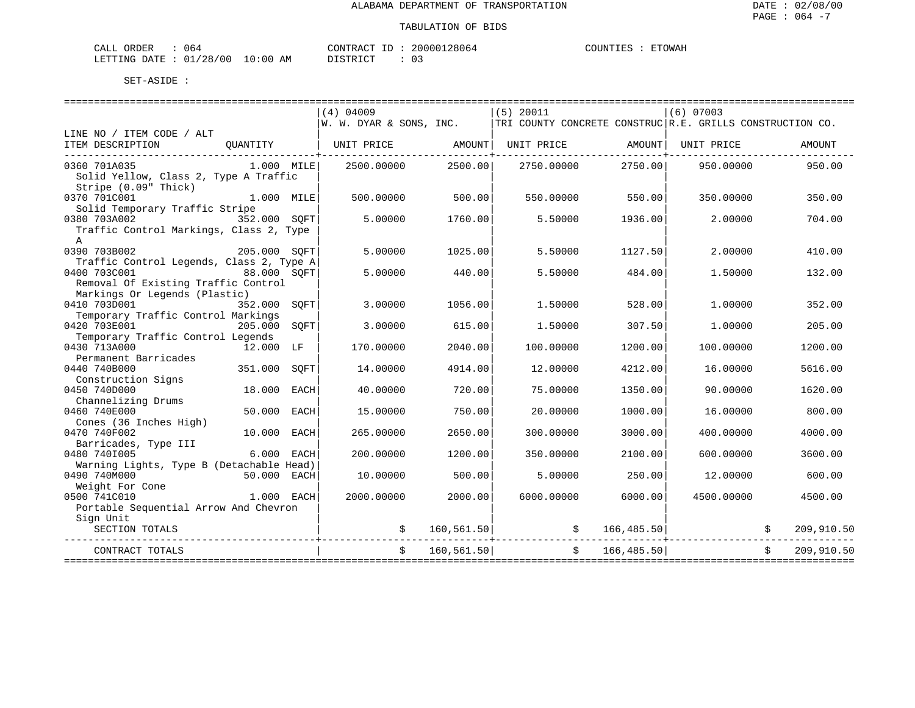ALABAMA DEPARTMENT OF TRANSPORTATION

DATE : 02/08/00

TABULATION OF BIDS

CALL ORDER : 064 CONTRACT ID : 20000128064 COUNTIES : ETOWAH
LETTING DATE : 01/28/00 10:00 AM DISTRICT : 03

SET-ASIDE :

| LINE NO / ITEM CODE / ALT ITEM DESCRIPTION | QUANTITY | (4) 04009 W. W. DYAR & SONS, INC. UNIT PRICE | AMOUNT | (5) 20011 TRI COUNTY CONCRETE CONSTRUC UNIT PRICE | AMOUNT | (6) 07003 R.E. GRILLS CONSTRUCTION CO. UNIT PRICE | AMOUNT |
|---|---|---|---|---|---|---|---|
| 0360 701A035 Solid Yellow, Class 2, Type A Traffic Stripe (0.09" Thick) | 1.000 MILE | 2500.00000 | 2500.00 | 2750.00000 | 2750.00 | 950.00000 | 950.00 |
| 0370 701C001 Solid Temporary Traffic Stripe | 1.000 MILE | 500.00000 | 500.00 | 550.00000 | 550.00 | 350.00000 | 350.00 |
| 0380 703A002 Traffic Control Markings, Class 2, Type A | 352.000 SQFT | 5.00000 | 1760.00 | 5.50000 | 1936.00 | 2.00000 | 704.00 |
| 0390 703B002 Traffic Control Legends, Class 2, Type A | 205.000 SQFT | 5.00000 | 1025.00 | 5.50000 | 1127.50 | 2.00000 | 410.00 |
| 0400 703C001 Removal Of Existing Traffic Control Markings Or Legends (Plastic) | 88.000 SQFT | 5.00000 | 440.00 | 5.50000 | 484.00 | 1.50000 | 132.00 |
| 0410 703D001 Temporary Traffic Control Markings | 352.000 SQFT | 3.00000 | 1056.00 | 1.50000 | 528.00 | 1.00000 | 352.00 |
| 0420 703E001 Temporary Traffic Control Legends | 205.000 SQFT | 3.00000 | 615.00 | 1.50000 | 307.50 | 1.00000 | 205.00 |
| 0430 713A000 Permanent Barricades | 12.000 LF | 170.00000 | 2040.00 | 100.00000 | 1200.00 | 100.00000 | 1200.00 |
| 0440 740B000 Construction Signs | 351.000 SQFT | 14.00000 | 4914.00 | 12.00000 | 4212.00 | 16.00000 | 5616.00 |
| 0450 740D000 Channelizing Drums | 18.000 EACH | 40.00000 | 720.00 | 75.00000 | 1350.00 | 90.00000 | 1620.00 |
| 0460 740E000 Cones (36 Inches High) | 50.000 EACH | 15.00000 | 750.00 | 20.00000 | 1000.00 | 16.00000 | 800.00 |
| 0470 740F002 Barricades, Type III | 10.000 EACH | 265.00000 | 2650.00 | 300.00000 | 3000.00 | 400.00000 | 4000.00 |
| 0480 740I005 Warning Lights, Type B (Detachable Head) | 6.000 EACH | 200.00000 | 1200.00 | 350.00000 | 2100.00 | 600.00000 | 3600.00 |
| 0490 740M000 Weight For Cone | 50.000 EACH | 10.00000 | 500.00 | 5.00000 | 250.00 | 12.00000 | 600.00 |
| 0500 741C010 Portable Sequential Arrow And Chevron Sign Unit | 1.000 EACH | 2000.00000 | 2000.00 | 6000.00000 | 6000.00 | 4500.00000 | 4500.00 |
| SECTION TOTALS | | | $ 160,561.50 | | $ 166,485.50 | | $ 209,910.50 |
| CONTRACT TOTALS | | | $ 160,561.50 | | $ 166,485.50 | | $ 209,910.50 |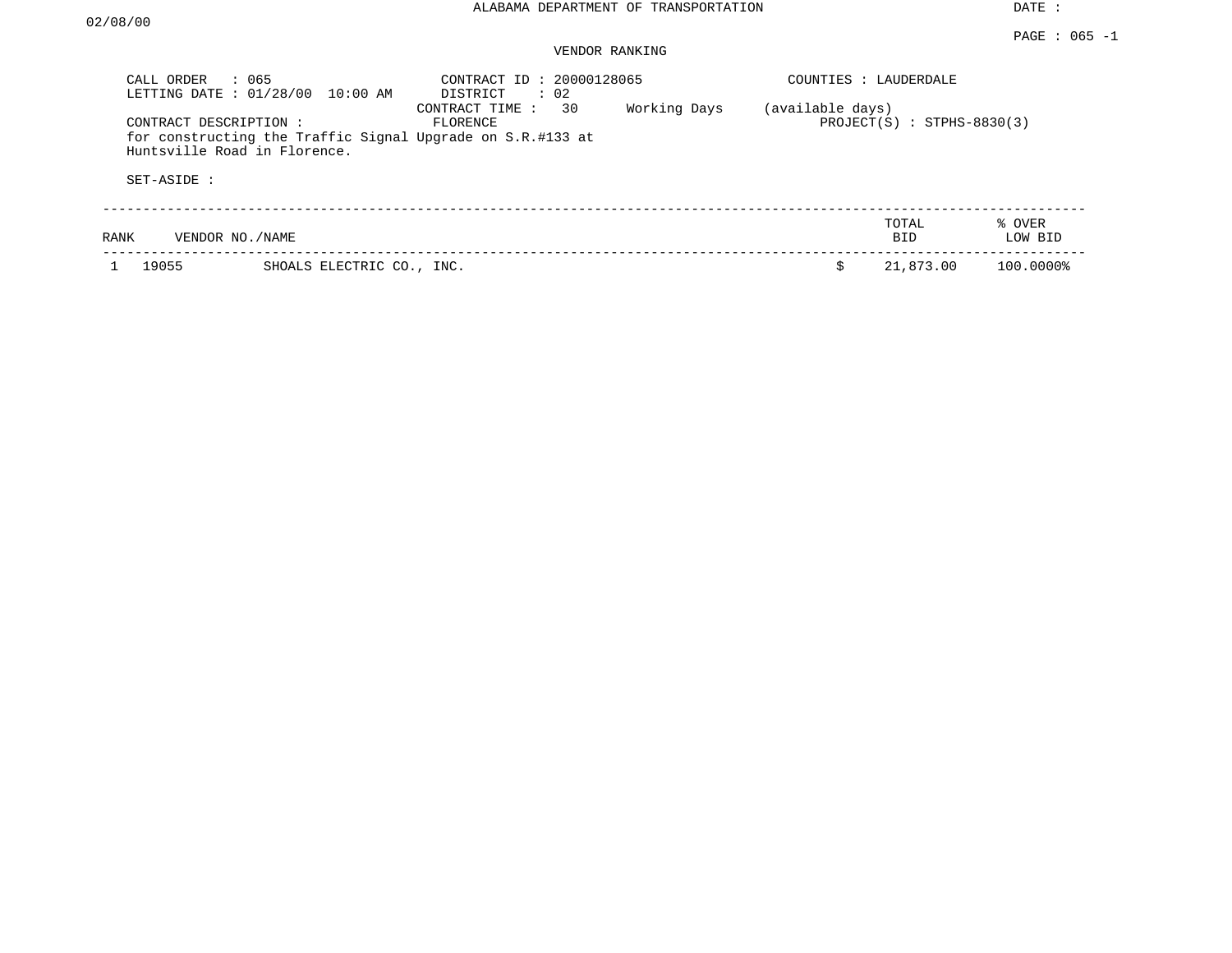ALABAMA DEPARTMENT OF TRANSPORTATION

DATE : 02/08/00

PAGE : 065 -1

VENDOR RANKING

CALL ORDER : 065
LETTING DATE : 01/28/00 10:00 AM

CONTRACT ID : 20000128065
DISTRICT : 02
CONTRACT TIME : 30 Working Days (available days)

COUNTIES : LAUDERDALE

CONTRACT DESCRIPTION : FLORENCE
for constructing the Traffic Signal Upgrade on S.R.#133 at Huntsville Road in Florence.

PROJECT(S) : STPHS-8830(3)

SET-ASIDE :

| RANK | VENDOR NO./NAME | | TOTAL BID | % OVER LOW BID |
|---|---|---|---|---|
| 1 | 19055 | SHOALS ELECTRIC CO., INC. | $ 21,873.00 | 100.0000% |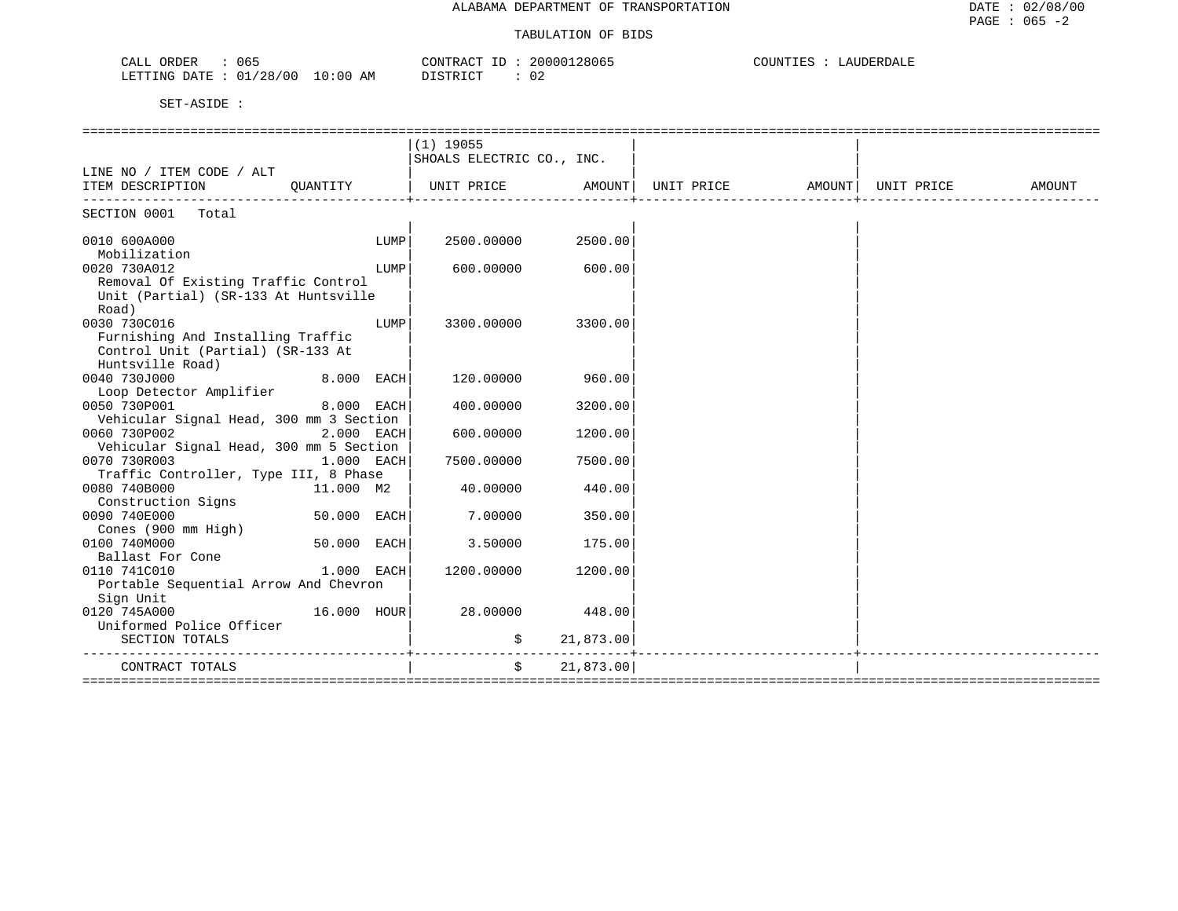ALABAMA DEPARTMENT OF TRANSPORTATION

DATE : 02/08/00

TABULATION OF BIDS

CALL ORDER : 065
LETTING DATE : 01/28/00 10:00 AM

CONTRACT ID : 20000128065
DISTRICT : 02

COUNTIES : LAUDERDALE

SET-ASIDE :

| LINE NO / ITEM CODE / ALT ITEM DESCRIPTION | QUANTITY | (1) 19055 SHOALS ELECTRIC CO., INC. UNIT PRICE | AMOUNT | UNIT PRICE | AMOUNT | UNIT PRICE | AMOUNT |
|---|---|---|---|---|---|---|---|
| SECTION 0001 Total | | | | | | | |
| 0010 600A000 Mobilization | LUMP | 2500.00000 | 2500.00 | | | | |
| 0020 730A012 Removal Of Existing Traffic Control Unit (Partial) (SR-133 At Huntsville Road) | LUMP | 600.00000 | 600.00 | | | | |
| 0030 730C016 Furnishing And Installing Traffic Control Unit (Partial) (SR-133 At Huntsville Road) | LUMP | 3300.00000 | 3300.00 | | | | |
| 0040 730J000 Loop Detector Amplifier | 8.000 EACH | 120.00000 | 960.00 | | | | |
| 0050 730P001 Vehicular Signal Head, 300 mm 3 Section | 8.000 EACH | 400.00000 | 3200.00 | | | | |
| 0060 730P002 Vehicular Signal Head, 300 mm 5 Section | 2.000 EACH | 600.00000 | 1200.00 | | | | |
| 0070 730R003 Traffic Controller, Type III, 8 Phase | 1.000 EACH | 7500.00000 | 7500.00 | | | | |
| 0080 740B000 Construction Signs | 11.000 M2 | 40.00000 | 440.00 | | | | |
| 0090 740E000 Cones (900 mm High) | 50.000 EACH | 7.00000 | 350.00 | | | | |
| 0100 740M000 Ballast For Cone | 50.000 EACH | 3.50000 | 175.00 | | | | |
| 0110 741C010 Portable Sequential Arrow And Chevron Sign Unit | 1.000 EACH | 1200.00000 | 1200.00 | | | | |
| 0120 745A000 Uniformed Police Officer | 16.000 HOUR | 28.00000 | 448.00 | | | | |
| SECTION TOTALS | | $ | 21,873.00 | | | | |
| CONTRACT TOTALS | | $ | 21,873.00 | | | | |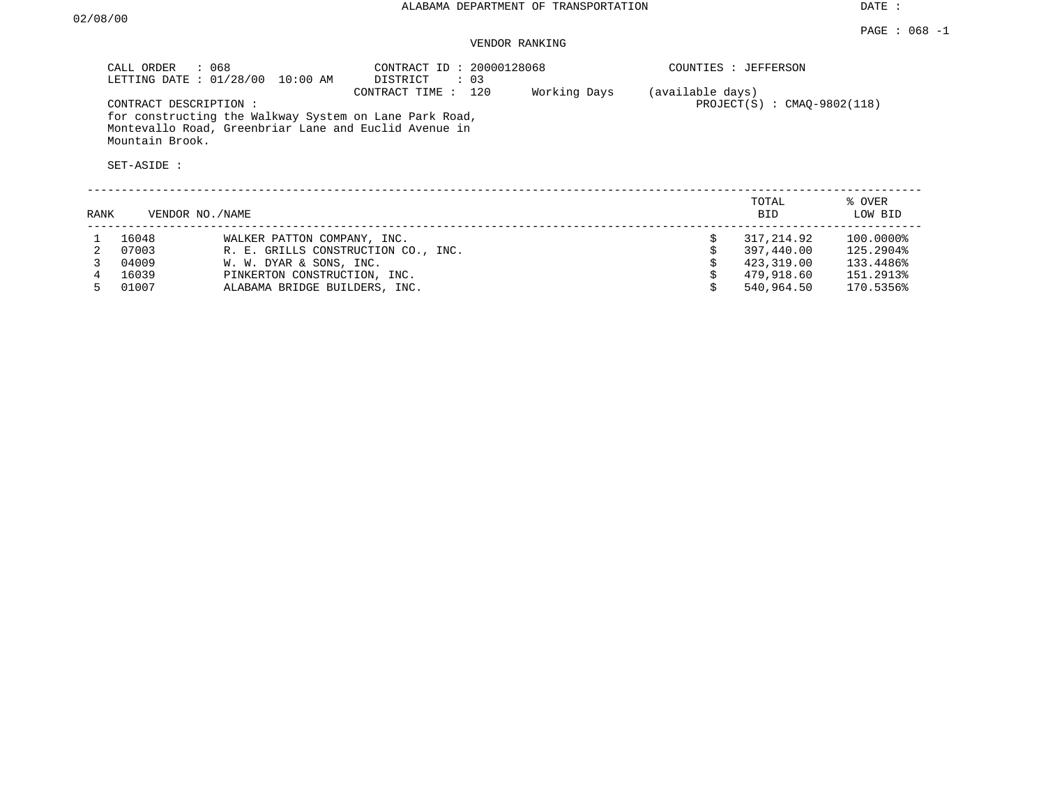ALABAMA DEPARTMENT OF TRANSPORTATION

DATE : 02/08/00

PAGE : 068 -1

VENDOR RANKING

CALL ORDER : 068
LETTING DATE : 01/28/00 10:00 AM

CONTRACT ID : 20000128068
DISTRICT : 03
CONTRACT TIME : 120 Working Days (available days)

COUNTIES : JEFFERSON

PROJECT(S) : CMAQ-9802(118)

CONTRACT DESCRIPTION :
for constructing the Walkway System on Lane Park Road, Montevallo Road, Greenbriar Lane and Euclid Avenue in Mountain Brook.

SET-ASIDE :

| RANK | VENDOR NO. | NAME | | TOTAL BID | % OVER LOW BID |
|---|---|---|---|---|---|
| 1 | 16048 | WALKER PATTON COMPANY, INC. | $ | 317,214.92 | 100.0000% |
| 2 | 07003 | R. E. GRILLS CONSTRUCTION CO., INC. | $ | 397,440.00 | 125.2904% |
| 3 | 04009 | W. W. DYAR & SONS, INC. | $ | 423,319.00 | 133.4486% |
| 4 | 16039 | PINKERTON CONSTRUCTION, INC. | $ | 479,918.60 | 151.2913% |
| 5 | 01007 | ALABAMA BRIDGE BUILDERS, INC. | $ | 540,964.50 | 170.5356% |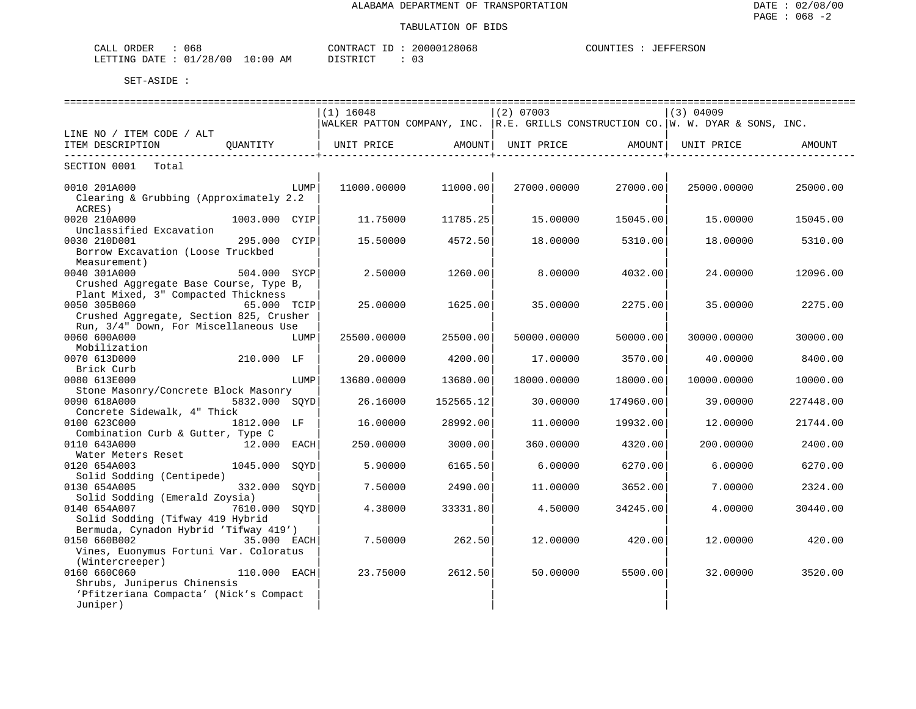ALABAMA DEPARTMENT OF TRANSPORTATION

TABULATION OF BIDS

CALL ORDER : 068 CONTRACT ID : 20000128068 COUNTIES : JEFFERSON
LETTING DATE : 01/28/00 10:00 AM DISTRICT : 03

SET-ASIDE :

| LINE NO / ITEM CODE / ALT ITEM DESCRIPTION | QUANTITY | (1) 16048 WALKER PATTON COMPANY, INC. UNIT PRICE | AMOUNT | (2) 07003 R.E. GRILLS CONSTRUCTION CO. UNIT PRICE | AMOUNT | (3) 04009 W. W. DYAR & SONS, INC. UNIT PRICE | AMOUNT |
|---|---|---|---|---|---|---|---|
| SECTION 0001 Total | | | | | | | |
| 0010 201A000 Clearing & Grubbing (Approximately 2.2 ACRES) | LUMP | 11000.00000 | 11000.00 | 27000.00000 | 27000.00 | 25000.00000 | 25000.00 |
| 0020 210A000 Unclassified Excavation | 1003.000 CYIP | 11.75000 | 11785.25 | 15.00000 | 15045.00 | 15.00000 | 15045.00 |
| 0030 210D001 Borrow Excavation (Loose Truckbed Measurement) | 295.000 CYIP | 15.50000 | 4572.50 | 18.00000 | 5310.00 | 18.00000 | 5310.00 |
| 0040 301A000 Crushed Aggregate Base Course, Type B, Plant Mixed, 3" Compacted Thickness | 504.000 SYCP | 2.50000 | 1260.00 | 8.00000 | 4032.00 | 24.00000 | 12096.00 |
| 0050 305B060 Crushed Aggregate, Section 825, Crusher Run, 3/4" Down, For Miscellaneous Use | 65.000 TCIP | 25.00000 | 1625.00 | 35.00000 | 2275.00 | 35.00000 | 2275.00 |
| 0060 600A000 Mobilization | LUMP | 25500.00000 | 25500.00 | 50000.00000 | 50000.00 | 30000.00000 | 30000.00 |
| 0070 613D000 Brick Curb | 210.000 LF | 20.00000 | 4200.00 | 17.00000 | 3570.00 | 40.00000 | 8400.00 |
| 0080 613E000 Stone Masonry/Concrete Block Masonry | LUMP | 13680.00000 | 13680.00 | 18000.00000 | 18000.00 | 10000.00000 | 10000.00 |
| 0090 618A000 Concrete Sidewalk, 4" Thick | 5832.000 SQYD | 26.16000 | 152565.12 | 30.00000 | 174960.00 | 39.00000 | 227448.00 |
| 0100 623C000 Combination Curb & Gutter, Type C | 1812.000 LF | 16.00000 | 28992.00 | 11.00000 | 19932.00 | 12.00000 | 21744.00 |
| 0110 643A000 Water Meters Reset | 12.000 EACH | 250.00000 | 3000.00 | 360.00000 | 4320.00 | 200.00000 | 2400.00 |
| 0120 654A003 Solid Sodding (Centipede) | 1045.000 SQYD | 5.90000 | 6165.50 | 6.00000 | 6270.00 | 6.00000 | 6270.00 |
| 0130 654A005 Solid Sodding (Emerald Zoysia) | 332.000 SQYD | 7.50000 | 2490.00 | 11.00000 | 3652.00 | 7.00000 | 2324.00 |
| 0140 654A007 Solid Sodding (Tifway 419 Hybrid Bermuda, Cynadon Hybrid 'Tifway 419') | 7610.000 SQYD | 4.38000 | 33331.80 | 4.50000 | 34245.00 | 4.00000 | 30440.00 |
| 0150 660B002 Vines, Euonymus Fortuni Var. Coloratus (Wintercreeper) | 35.000 EACH | 7.50000 | 262.50 | 12.00000 | 420.00 | 12.00000 | 420.00 |
| 0160 660C060 Shrubs, Juniperus Chinensis 'Pfitzeriana Compacta' (Nick's Compact Juniper) | 110.000 EACH | 23.75000 | 2612.50 | 50.00000 | 5500.00 | 32.00000 | 3520.00 |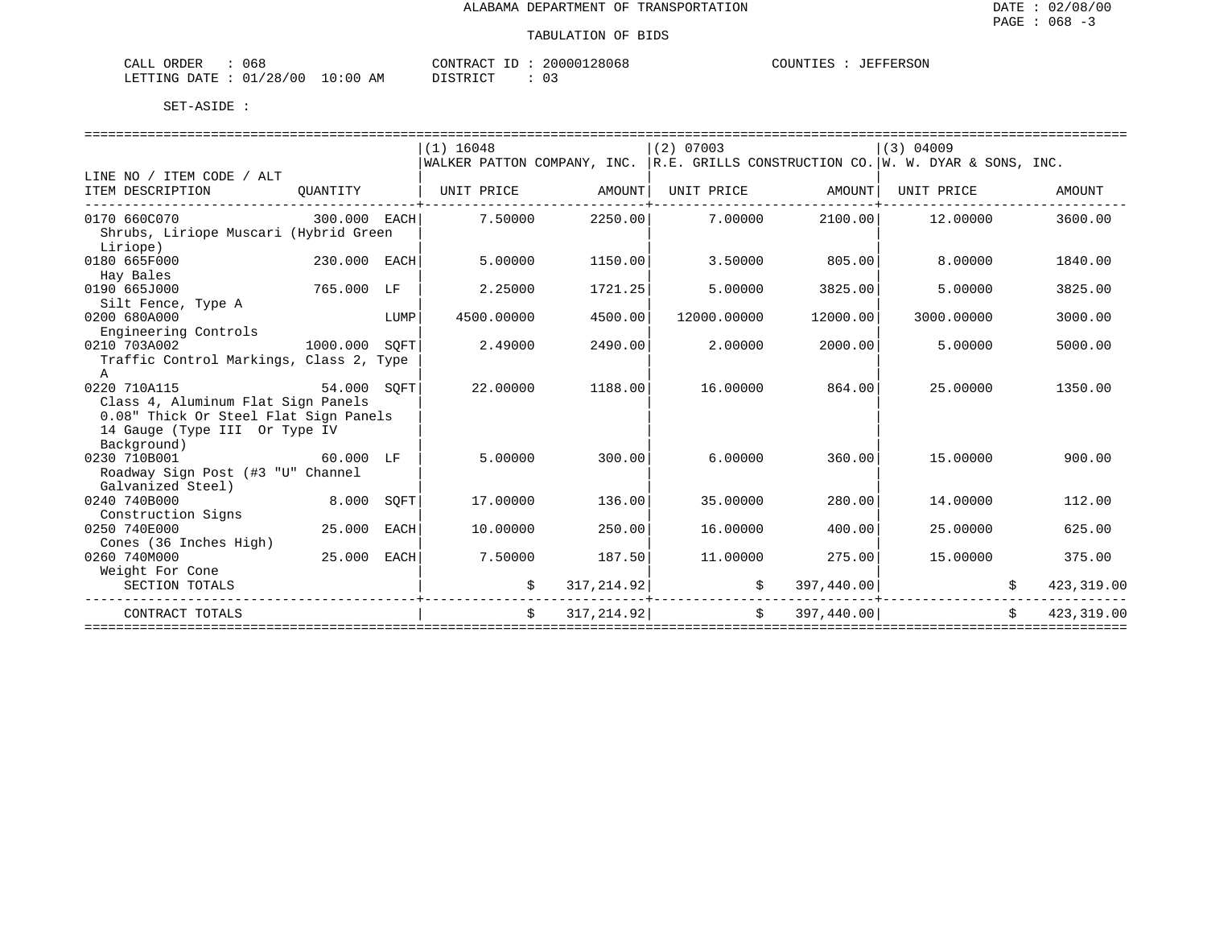ALABAMA DEPARTMENT OF TRANSPORTATION

TABULATION OF BIDS

DATE : 02/08/00
PAGE : 068 -3

CALL ORDER : 068 CONTRACT ID : 20000128068 COUNTIES : JEFFERSON
LETTING DATE : 01/28/00 10:00 AM DISTRICT : 03

SET-ASIDE :

| LINE NO / ITEM CODE / ALT ITEM DESCRIPTION | QUANTITY | (1) 16048 WALKER PATTON COMPANY, INC. UNIT PRICE | AMOUNT | (2) 07003 R.E. GRILLS CONSTRUCTION CO. UNIT PRICE | AMOUNT | (3) 04009 W. W. DYAR & SONS, INC. UNIT PRICE | AMOUNT |
|---|---|---|---|---|---|---|---|
| 0170 660C070 Shrubs, Liriope Muscari (Hybrid Green Liriope) | 300.000 EACH | 7.50000 | 2250.00 | 7.00000 | 2100.00 | 12.00000 | 3600.00 |
| 0180 665F000 Hay Bales | 230.000 EACH | 5.00000 | 1150.00 | 3.50000 | 805.00 | 8.00000 | 1840.00 |
| 0190 665J000 Silt Fence, Type A | 765.000 LF | 2.25000 | 1721.25 | 5.00000 | 3825.00 | 5.00000 | 3825.00 |
| 0200 680A000 Engineering Controls | LUMP | 4500.00000 | 4500.00 | 12000.00000 | 12000.00 | 3000.00000 | 3000.00 |
| 0210 703A002 Traffic Control Markings, Class 2, Type A | 1000.000 SQFT | 2.49000 | 2490.00 | 2.00000 | 2000.00 | 5.00000 | 5000.00 |
| 0220 710A115 Class 4, Aluminum Flat Sign Panels 0.08" Thick Or Steel Flat Sign Panels 14 Gauge (Type III Or Type IV Background) | 54.000 SQFT | 22.00000 | 1188.00 | 16.00000 | 864.00 | 25.00000 | 1350.00 |
| 0230 710B001 Roadway Sign Post (#3 "U" Channel Galvanized Steel) | 60.000 LF | 5.00000 | 300.00 | 6.00000 | 360.00 | 15.00000 | 900.00 |
| 0240 740B000 Construction Signs | 8.000 SQFT | 17.00000 | 136.00 | 35.00000 | 280.00 | 14.00000 | 112.00 |
| 0250 740E000 Cones (36 Inches High) | 25.000 EACH | 10.00000 | 250.00 | 16.00000 | 400.00 | 25.00000 | 625.00 |
| 0260 740M000 Weight For Cone | 25.000 EACH | 7.50000 | 187.50 | 11.00000 | 275.00 | 15.00000 | 375.00 |
| SECTION TOTALS | | $ | 317,214.92 | $ | 397,440.00 | $ | 423,319.00 |
| CONTRACT TOTALS | | $ | 317,214.92 | $ | 397,440.00 | $ | 423,319.00 |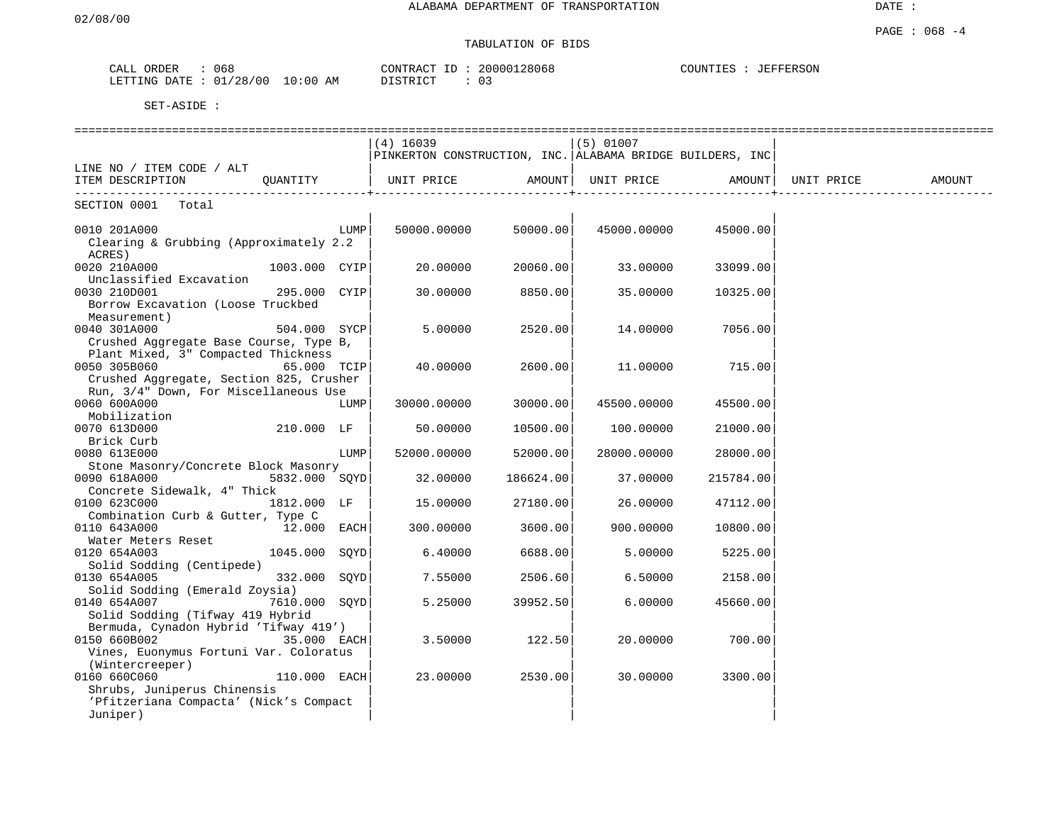ALABAMA DEPARTMENT OF TRANSPORTATION

TABULATION OF BIDS

CALL ORDER : 068 CONTRACT ID : 20000128068 COUNTIES : JEFFERSON
LETTING DATE : 01/28/00 10:00 AM DISTRICT : 03

SET-ASIDE :

| LINE NO / ITEM CODE / ALT ITEM DESCRIPTION | QUANTITY | (4) 16039 PINKERTON CONSTRUCTION, INC. UNIT PRICE | AMOUNT | (5) 01007 ALABAMA BRIDGE BUILDERS, INC UNIT PRICE | AMOUNT | UNIT PRICE | AMOUNT |
|---|---|---|---|---|---|---|---|
| SECTION 0001 Total | | | | | | | |
| 0010 201A000 Clearing & Grubbing (Approximately 2.2 ACRES) | LUMP | 50000.00000 | 50000.00 | 45000.00000 | 45000.00 | | |
| 0020 210A000 Unclassified Excavation | 1003.000 CYIP | 20.00000 | 20060.00 | 33.00000 | 33099.00 | | |
| 0030 210D001 Borrow Excavation (Loose Truckbed Measurement) | 295.000 CYIP | 30.00000 | 8850.00 | 35.00000 | 10325.00 | | |
| 0040 301A000 Crushed Aggregate Base Course, Type B, Plant Mixed, 3" Compacted Thickness | 504.000 SYCP | 5.00000 | 2520.00 | 14.00000 | 7056.00 | | |
| 0050 305B060 Crushed Aggregate, Section 825, Crusher Run, 3/4" Down, For Miscellaneous Use | 65.000 TCIP | 40.00000 | 2600.00 | 11.00000 | 715.00 | | |
| 0060 600A000 Mobilization | LUMP | 30000.00000 | 30000.00 | 45500.00000 | 45500.00 | | |
| 0070 613D000 Brick Curb | 210.000 LF | 50.00000 | 10500.00 | 100.00000 | 21000.00 | | |
| 0080 613E000 Stone Masonry/Concrete Block Masonry | LUMP | 52000.00000 | 52000.00 | 28000.00000 | 28000.00 | | |
| 0090 618A000 Concrete Sidewalk, 4" Thick | 5832.000 SQYD | 32.00000 | 186624.00 | 37.00000 | 215784.00 | | |
| 0100 623C000 Combination Curb & Gutter, Type C | 1812.000 LF | 15.00000 | 27180.00 | 26.00000 | 47112.00 | | |
| 0110 643A000 Water Meters Reset | 12.000 EACH | 300.00000 | 3600.00 | 900.00000 | 10800.00 | | |
| 0120 654A003 Solid Sodding (Centipede) | 1045.000 SQYD | 6.40000 | 6688.00 | 5.00000 | 5225.00 | | |
| 0130 654A005 Solid Sodding (Emerald Zoysia) | 332.000 SQYD | 7.55000 | 2506.60 | 6.50000 | 2158.00 | | |
| 0140 654A007 Solid Sodding (Tifway 419 Hybrid Bermuda, Cynadon Hybrid 'Tifway 419') | 7610.000 SQYD | 5.25000 | 39952.50 | 6.00000 | 45660.00 | | |
| 0150 660B002 Vines, Euonymus Fortuni Var. Coloratus (Wintercreeper) | 35.000 EACH | 3.50000 | 122.50 | 20.00000 | 700.00 | | |
| 0160 660C060 Shrubs, Juniperus Chinensis 'Pfitzeriana Compacta' (Nick's Compact Juniper) | 110.000 EACH | 23.00000 | 2530.00 | 30.00000 | 3300.00 | | |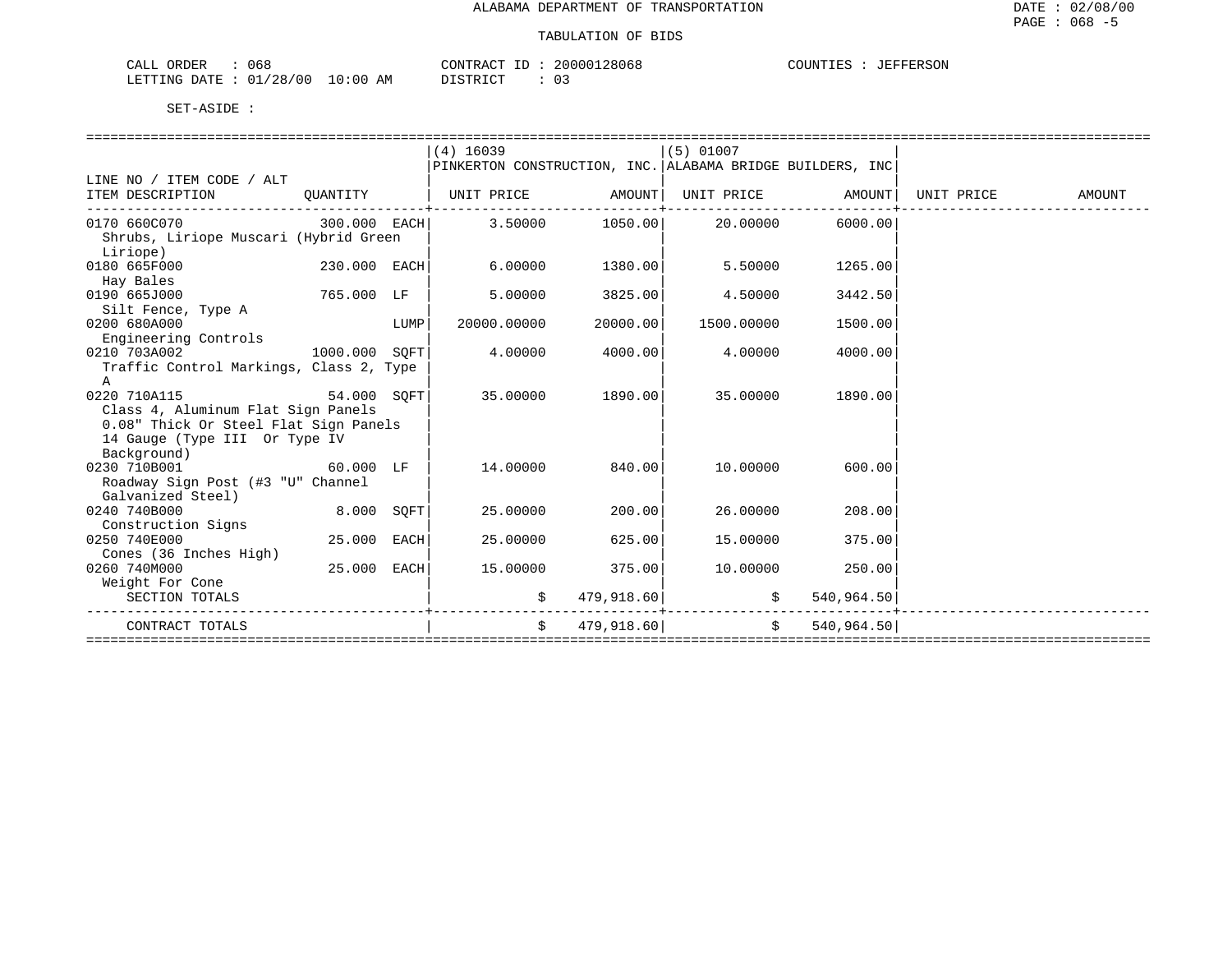ALABAMA DEPARTMENT OF TRANSPORTATION

TABULATION OF BIDS

CALL ORDER : 068    CONTRACT ID : 20000128068    COUNTIES : JEFFERSON
LETTING DATE : 01/28/00 10:00 AM    DISTRICT : 03

SET-ASIDE :

| LINE NO / ITEM CODE / ALT ITEM DESCRIPTION | QUANTITY | (4) 16039 PINKERTON CONSTRUCTION, INC. UNIT PRICE | AMOUNT | (5) 01007 ALABAMA BRIDGE BUILDERS, INC UNIT PRICE | AMOUNT | UNIT PRICE | AMOUNT |
|---|---|---|---|---|---|---|---|
| 0170 660C070 Shrubs, Liriope Muscari (Hybrid Green Liriope) | 300.000 EACH | 3.50000 | 1050.00 | 20.00000 | 6000.00 | | |
| 0180 665F000 Hay Bales | 230.000 EACH | 6.00000 | 1380.00 | 5.50000 | 1265.00 | | |
| 0190 665J000 Silt Fence, Type A | 765.000 LF | 5.00000 | 3825.00 | 4.50000 | 3442.50 | | |
| 0200 680A000 Engineering Controls | LUMP | 20000.00000 | 20000.00 | 1500.00000 | 1500.00 | | |
| 0210 703A002 Traffic Control Markings, Class 2, Type A | 1000.000 SQFT | 4.00000 | 4000.00 | 4.00000 | 4000.00 | | |
| 0220 710A115 Class 4, Aluminum Flat Sign Panels 0.08" Thick Or Steel Flat Sign Panels 14 Gauge (Type III Or Type IV Background) | 54.000 SQFT | 35.00000 | 1890.00 | 35.00000 | 1890.00 | | |
| 0230 710B001 Roadway Sign Post (#3 "U" Channel Galvanized Steel) | 60.000 LF | 14.00000 | 840.00 | 10.00000 | 600.00 | | |
| 0240 740B000 Construction Signs | 8.000 SQFT | 25.00000 | 200.00 | 26.00000 | 208.00 | | |
| 0250 740E000 Cones (36 Inches High) | 25.000 EACH | 25.00000 | 625.00 | 15.00000 | 375.00 | | |
| 0260 740M000 Weight For Cone | 25.000 EACH | 15.00000 | 375.00 | 10.00000 | 250.00 | | |
| SECTION TOTALS | | | $ 479,918.60 | | $ 540,964.50 | | |
| CONTRACT TOTALS | | | $ 479,918.60 | | $ 540,964.50 | | |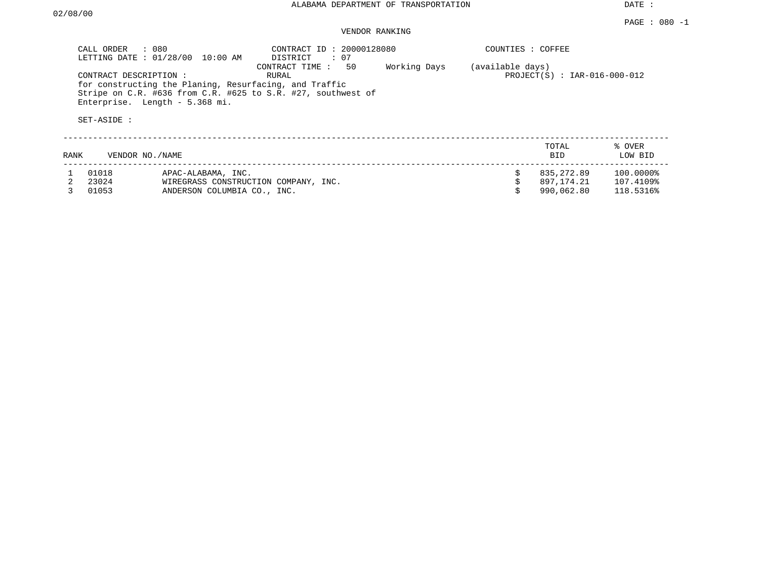ALABAMA DEPARTMENT OF TRANSPORTATION

DATE : 02/08/00

PAGE : 080 -1

VENDOR RANKING

CALL ORDER : 080
LETTING DATE : 01/28/00 10:00 AM
CONTRACT ID : 20000128080
DISTRICT : 07
CONTRACT TIME : 50 Working Days (available days)
COUNTIES : COFFEE
CONTRACT DESCRIPTION : RURAL
PROJECT(S) : IAR-016-000-012

for constructing the Planing, Resurfacing, and Traffic Stripe on C.R. #636 from C.R. #625 to S.R. #27, southwest of Enterprise. Length - 5.368 mi.

SET-ASIDE :

| RANK | VENDOR NO./NAME | | TOTAL BID | % OVER LOW BID |
|---|---|---|---|---|
| 1 | 01018 | APAC-ALABAMA, INC. | $ 835,272.89 | 100.0000% |
| 2 | 23024 | WIREGRASS CONSTRUCTION COMPANY, INC. | $ 897,174.21 | 107.4109% |
| 3 | 01053 | ANDERSON COLUMBIA CO., INC. | $ 990,062.80 | 118.5316% |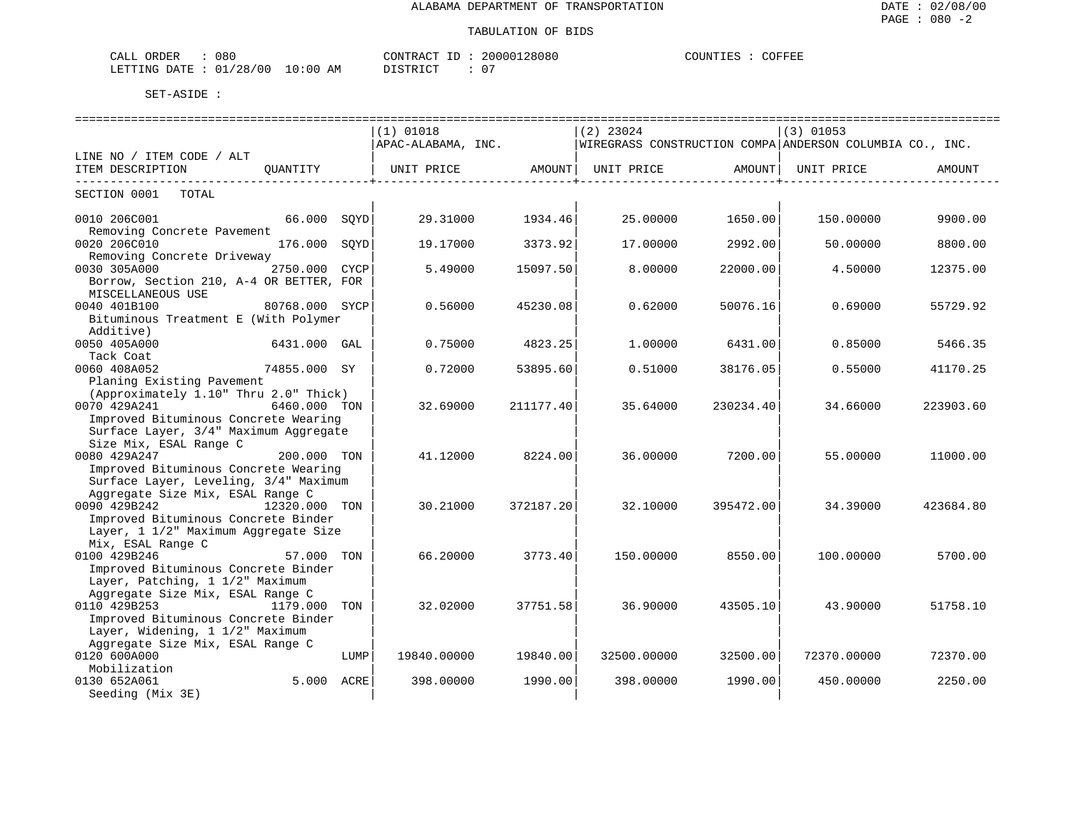ALABAMA DEPARTMENT OF TRANSPORTATION

TABULATION OF BIDS

CALL ORDER : 080 CONTRACT ID : 20000128080 COUNTIES : COFFEE
LETTING DATE : 01/28/00 10:00 AM DISTRICT : 07

SET-ASIDE :

| LINE NO / ITEM CODE / ALT ITEM DESCRIPTION | QUANTITY | | (1) 01018 APAC-ALABAMA, INC. UNIT PRICE | AMOUNT | (2) 23024 WIREGRASS CONSTRUCTION COMPA UNIT PRICE | AMOUNT | (3) 01053 ANDERSON COLUMBIA CO., INC. UNIT PRICE | AMOUNT |
|---|---|---|---|---|---|---|---|---|
| SECTION 0001 TOTAL | | | | | | | | |
| 0010 206C001 Removing Concrete Pavement | 66.000 | SQYD | 29.31000 | 1934.46 | 25.00000 | 1650.00 | 150.00000 | 9900.00 |
| 0020 206C010 Removing Concrete Driveway | 176.000 | SQYD | 19.17000 | 3373.92 | 17.00000 | 2992.00 | 50.00000 | 8800.00 |
| 0030 305A000 Borrow, Section 210, A-4 OR BETTER, FOR MISCELLANEOUS USE | 2750.000 | CYCP | 5.49000 | 15097.50 | 8.00000 | 22000.00 | 4.50000 | 12375.00 |
| 0040 401B100 Bituminous Treatment E (With Polymer Additive) | 80768.000 | SYCP | 0.56000 | 45230.08 | 0.62000 | 50076.16 | 0.69000 | 55729.92 |
| 0050 405A000 Tack Coat | 6431.000 | GAL | 0.75000 | 4823.25 | 1.00000 | 6431.00 | 0.85000 | 5466.35 |
| 0060 408A052 Planing Existing Pavement (Approximately 1.10" Thru 2.0" Thick) | 74855.000 | SY | 0.72000 | 53895.60 | 0.51000 | 38176.05 | 0.55000 | 41170.25 |
| 0070 429A241 Improved Bituminous Concrete Wearing Surface Layer, 3/4" Maximum Aggregate Size Mix, ESAL Range C | 6460.000 | TON | 32.69000 | 211177.40 | 35.64000 | 230234.40 | 34.66000 | 223903.60 |
| 0080 429A247 Improved Bituminous Concrete Wearing Surface Layer, Leveling, 3/4" Maximum Aggregate Size Mix, ESAL Range C | 200.000 | TON | 41.12000 | 8224.00 | 36.00000 | 7200.00 | 55.00000 | 11000.00 |
| 0090 429B242 Improved Bituminous Concrete Binder Layer, 1 1/2" Maximum Aggregate Size Mix, ESAL Range C | 12320.000 | TON | 30.21000 | 372187.20 | 32.10000 | 395472.00 | 34.39000 | 423684.80 |
| 0100 429B246 Improved Bituminous Concrete Binder Layer, Patching, 1 1/2" Maximum Aggregate Size Mix, ESAL Range C | 57.000 | TON | 66.20000 | 3773.40 | 150.00000 | 8550.00 | 100.00000 | 5700.00 |
| 0110 429B253 Improved Bituminous Concrete Binder Layer, Widening, 1 1/2" Maximum Aggregate Size Mix, ESAL Range C | 1179.000 | TON | 32.02000 | 37751.58 | 36.90000 | 43505.10 | 43.90000 | 51758.10 |
| 0120 600A000 Mobilization | | LUMP | 19840.00000 | 19840.00 | 32500.00000 | 32500.00 | 72370.00000 | 72370.00 |
| 0130 652A061 Seeding (Mix 3E) | 5.000 | ACRE | 398.00000 | 1990.00 | 398.00000 | 1990.00 | 450.00000 | 2250.00 |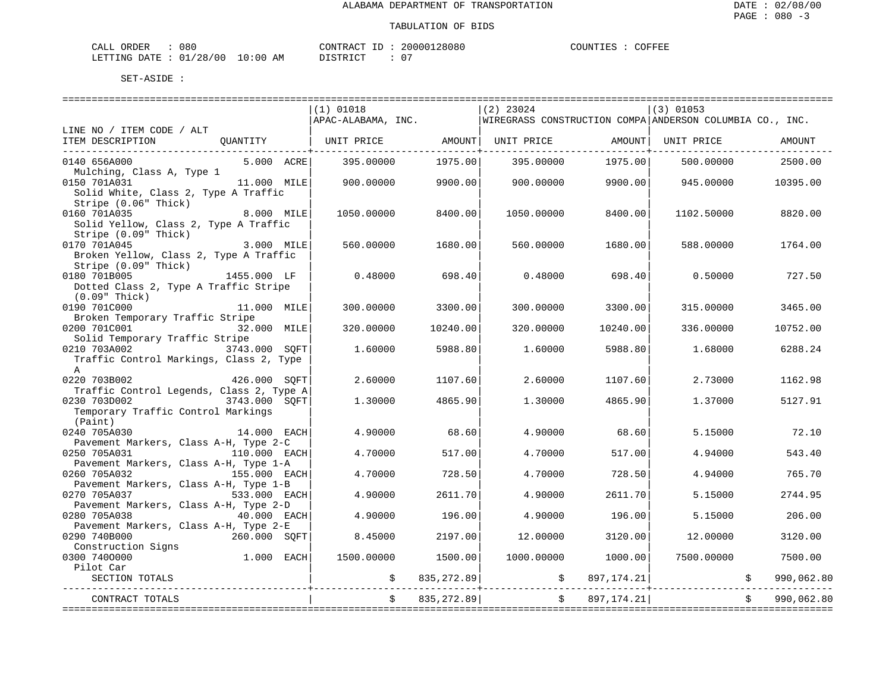ALABAMA DEPARTMENT OF TRANSPORTATION

TABULATION OF BIDS

DATE : 02/08/00
PAGE : 080 -3

CALL ORDER : 080 CONTRACT ID : 20000128080 COUNTIES : COFFEE
LETTING DATE : 01/28/00 10:00 AM DISTRICT : 07

SET-ASIDE :

| LINE NO / ITEM CODE / ALT ITEM DESCRIPTION | QUANTITY | (1) 01018 APAC-ALABAMA, INC. UNIT PRICE | AMOUNT | (2) 23024 WIREGRASS CONSTRUCTION COMPA UNIT PRICE | AMOUNT | (3) 01053 ANDERSON COLUMBIA CO., INC. UNIT PRICE | AMOUNT |
|---|---|---|---|---|---|---|---|
| 0140 656A000 Mulching, Class A, Type 1 | 5.000 ACRE | 395.00000 | 1975.00 | 395.00000 | 1975.00 | 500.00000 | 2500.00 |
| 0150 701A031 Solid White, Class 2, Type A Traffic Stripe (0.06" Thick) | 11.000 MILE | 900.00000 | 9900.00 | 900.00000 | 9900.00 | 945.00000 | 10395.00 |
| 0160 701A035 Solid Yellow, Class 2, Type A Traffic Stripe (0.09" Thick) | 8.000 MILE | 1050.00000 | 8400.00 | 1050.00000 | 8400.00 | 1102.50000 | 8820.00 |
| 0170 701A045 Broken Yellow, Class 2, Type A Traffic Stripe (0.09" Thick) | 3.000 MILE | 560.00000 | 1680.00 | 560.00000 | 1680.00 | 588.00000 | 1764.00 |
| 0180 701B005 Dotted Class 2, Type A Traffic Stripe (0.09" Thick) | 1455.000 LF | 0.48000 | 698.40 | 0.48000 | 698.40 | 0.50000 | 727.50 |
| 0190 701C000 Broken Temporary Traffic Stripe | 11.000 MILE | 300.00000 | 3300.00 | 300.00000 | 3300.00 | 315.00000 | 3465.00 |
| 0200 701C001 Solid Temporary Traffic Stripe | 32.000 MILE | 320.00000 | 10240.00 | 320.00000 | 10240.00 | 336.00000 | 10752.00 |
| 0210 703A002 Traffic Control Markings, Class 2, Type A | 3743.000 SQFT | 1.60000 | 5988.80 | 1.60000 | 5988.80 | 1.68000 | 6288.24 |
| 0220 703B002 Traffic Control Legends, Class 2, Type A | 426.000 SQFT | 2.60000 | 1107.60 | 2.60000 | 1107.60 | 2.73000 | 1162.98 |
| 0230 703D002 Temporary Traffic Control Markings (Paint) | 3743.000 SQFT | 1.30000 | 4865.90 | 1.30000 | 4865.90 | 1.37000 | 5127.91 |
| 0240 705A030 Pavement Markers, Class A-H, Type 2-C | 14.000 EACH | 4.90000 | 68.60 | 4.90000 | 68.60 | 5.15000 | 72.10 |
| 0250 705A031 Pavement Markers, Class A-H, Type 1-A | 110.000 EACH | 4.70000 | 517.00 | 4.70000 | 517.00 | 4.94000 | 543.40 |
| 0260 705A032 Pavement Markers, Class A-H, Type 1-B | 155.000 EACH | 4.70000 | 728.50 | 4.70000 | 728.50 | 4.94000 | 765.70 |
| 0270 705A037 Pavement Markers, Class A-H, Type 2-D | 533.000 EACH | 4.90000 | 2611.70 | 4.90000 | 2611.70 | 5.15000 | 2744.95 |
| 0280 705A038 Pavement Markers, Class A-H, Type 2-E | 40.000 EACH | 4.90000 | 196.00 | 4.90000 | 196.00 | 5.15000 | 206.00 |
| 0290 740B000 Construction Signs | 260.000 SQFT | 8.45000 | 2197.00 | 12.00000 | 3120.00 | 12.00000 | 3120.00 |
| 0300 740O000 Pilot Car | 1.000 EACH | 1500.00000 | 1500.00 | 1000.00000 | 1000.00 | 7500.00000 | 7500.00 |
| SECTION TOTALS | | $ | 835,272.89 | $ | 897,174.21 | $ | 990,062.80 |
| CONTRACT TOTALS | | $ | 835,272.89 | $ | 897,174.21 | $ | 990,062.80 |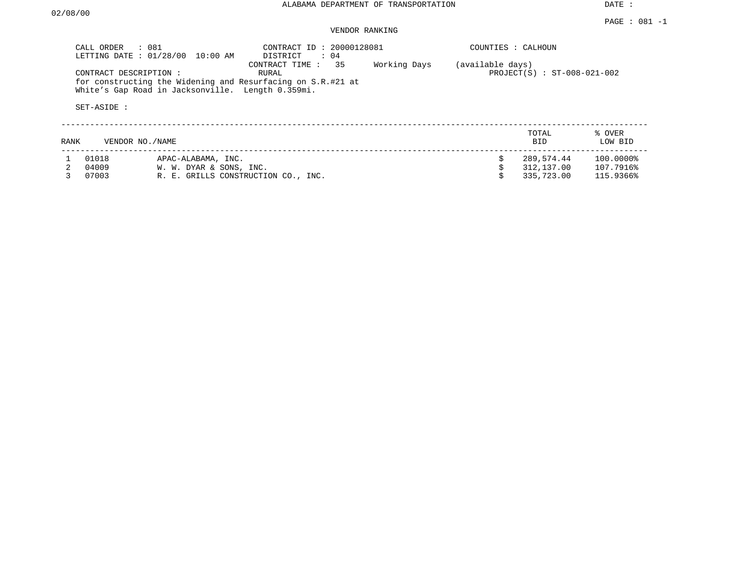# ALABAMA DEPARTMENT OF TRANSPORTATION

DATE :

02/08/00

PAGE : 081 -1

## VENDOR RANKING

CALL ORDER : 081
LETTING DATE : 01/28/00 10:00 AM

CONTRACT ID : 20000128081
DISTRICT : 04
CONTRACT TIME : 35 Working Days (available days)
RURAL

COUNTIES : CALHOUN

PROJECT(S) : ST-008-021-002

CONTRACT DESCRIPTION :
for constructing the Widening and Resurfacing on S.R.#21 at White's Gap Road in Jacksonville. Length 0.359mi.

SET-ASIDE :

| RANK | VENDOR NO./NAME | | TOTAL BID | % OVER LOW BID |
|---|---|---|---|---|
| 1 | 01018 | APAC-ALABAMA, INC. | $ 289,574.44 | 100.0000% |
| 2 | 04009 | W. W. DYAR & SONS, INC. | $ 312,137.00 | 107.7916% |
| 3 | 07003 | R. E. GRILLS CONSTRUCTION CO., INC. | $ 335,723.00 | 115.9366% |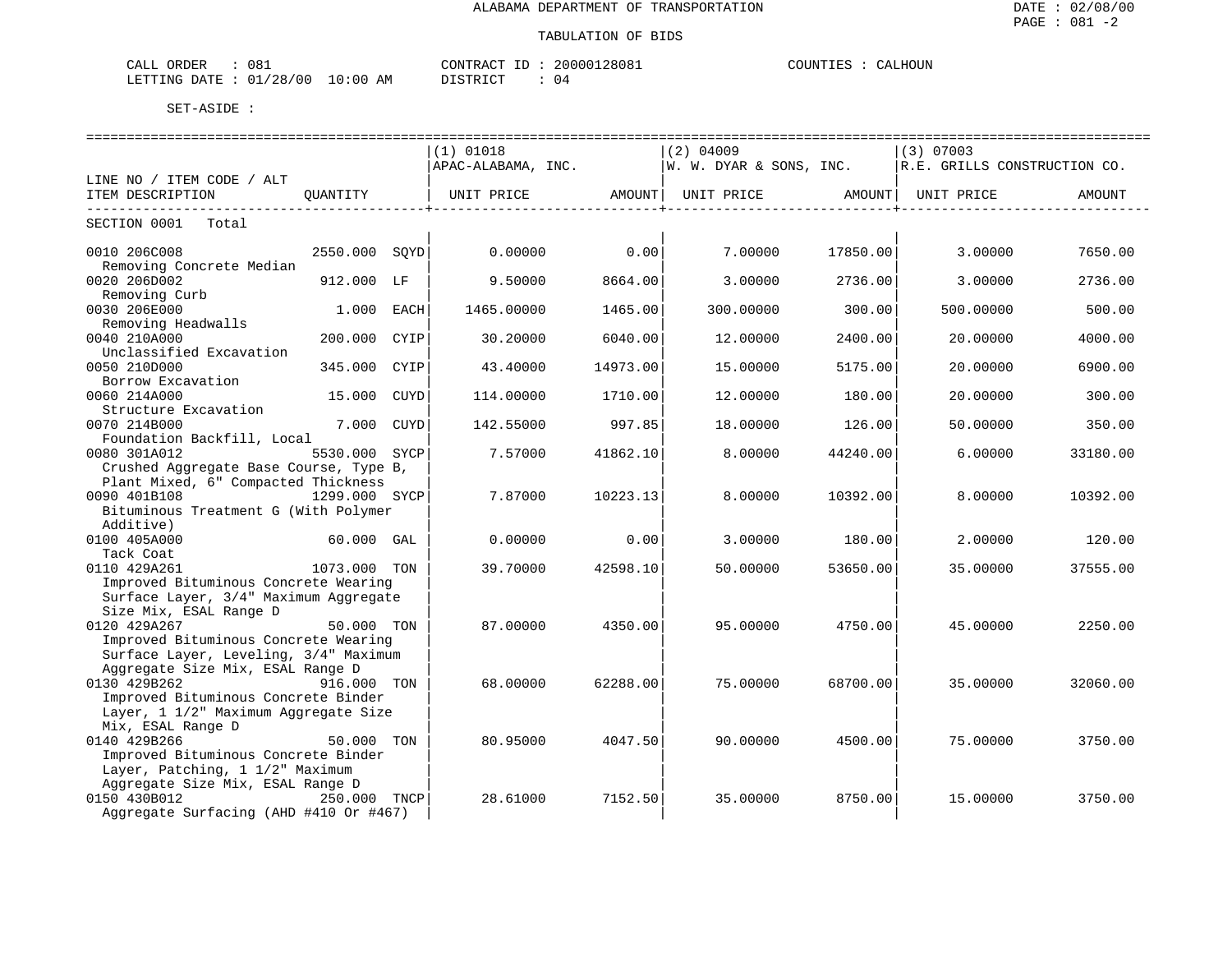ALABAMA DEPARTMENT OF TRANSPORTATION

TABULATION OF BIDS

DATE : 02/08/00
PAGE : 081 -2

CALL ORDER : 081 &nbsp;&nbsp;&nbsp;&nbsp; CONTRACT ID : 20000128081 &nbsp;&nbsp;&nbsp;&nbsp; COUNTIES : CALHOUN
LETTING DATE : 01/28/00 10:00 AM &nbsp;&nbsp;&nbsp;&nbsp; DISTRICT : 04

SET-ASIDE :

| LINE NO / ITEM CODE / ALT ITEM DESCRIPTION | QUANTITY | | (1) 01018 APAC-ALABAMA, INC. UNIT PRICE | AMOUNT | (2) 04009 W. W. DYAR & SONS, INC. UNIT PRICE | AMOUNT | (3) 07003 R.E. GRILLS CONSTRUCTION CO. UNIT PRICE | AMOUNT |
|---|---|---|---|---|---|---|---|---|
| SECTION 0001 Total | | | | | | | | |
| 0010 206C008 Removing Concrete Median | 2550.000 | SQYD | 0.00000 | 0.00 | 7.00000 | 17850.00 | 3.00000 | 7650.00 |
| 0020 206D002 Removing Curb | 912.000 | LF | 9.50000 | 8664.00 | 3.00000 | 2736.00 | 3.00000 | 2736.00 |
| 0030 206E000 Removing Headwalls | 1.000 | EACH | 1465.00000 | 1465.00 | 300.00000 | 300.00 | 500.00000 | 500.00 |
| 0040 210A000 Unclassified Excavation | 200.000 | CYIP | 30.20000 | 6040.00 | 12.00000 | 2400.00 | 20.00000 | 4000.00 |
| 0050 210D000 Borrow Excavation | 345.000 | CYIP | 43.40000 | 14973.00 | 15.00000 | 5175.00 | 20.00000 | 6900.00 |
| 0060 214A000 Structure Excavation | 15.000 | CUYD | 114.00000 | 1710.00 | 12.00000 | 180.00 | 20.00000 | 300.00 |
| 0070 214B000 Foundation Backfill, Local | 7.000 | CUYD | 142.55000 | 997.85 | 18.00000 | 126.00 | 50.00000 | 350.00 |
| 0080 301A012 Crushed Aggregate Base Course, Type B, Plant Mixed, 6" Compacted Thickness | 5530.000 | SYCP | 7.57000 | 41862.10 | 8.00000 | 44240.00 | 6.00000 | 33180.00 |
| 0090 401B108 Bituminous Treatment G (With Polymer Additive) | 1299.000 | SYCP | 7.87000 | 10223.13 | 8.00000 | 10392.00 | 8.00000 | 10392.00 |
| 0100 405A000 Tack Coat | 60.000 | GAL | 0.00000 | 0.00 | 3.00000 | 180.00 | 2.00000 | 120.00 |
| 0110 429A261 Improved Bituminous Concrete Wearing Surface Layer, 3/4" Maximum Aggregate Size Mix, ESAL Range D | 1073.000 | TON | 39.70000 | 42598.10 | 50.00000 | 53650.00 | 35.00000 | 37555.00 |
| 0120 429A267 Improved Bituminous Concrete Wearing Surface Layer, Leveling, 3/4" Maximum Aggregate Size Mix, ESAL Range D | 50.000 | TON | 87.00000 | 4350.00 | 95.00000 | 4750.00 | 45.00000 | 2250.00 |
| 0130 429B262 Improved Bituminous Concrete Binder Layer, 1 1/2" Maximum Aggregate Size Mix, ESAL Range D | 916.000 | TON | 68.00000 | 62288.00 | 75.00000 | 68700.00 | 35.00000 | 32060.00 |
| 0140 429B266 Improved Bituminous Concrete Binder Layer, Patching, 1 1/2" Maximum Aggregate Size Mix, ESAL Range D | 50.000 | TON | 80.95000 | 4047.50 | 90.00000 | 4500.00 | 75.00000 | 3750.00 |
| 0150 430B012 Aggregate Surfacing (AHD #410 Or #467) | 250.000 | TNCP | 28.61000 | 7152.50 | 35.00000 | 8750.00 | 15.00000 | 3750.00 |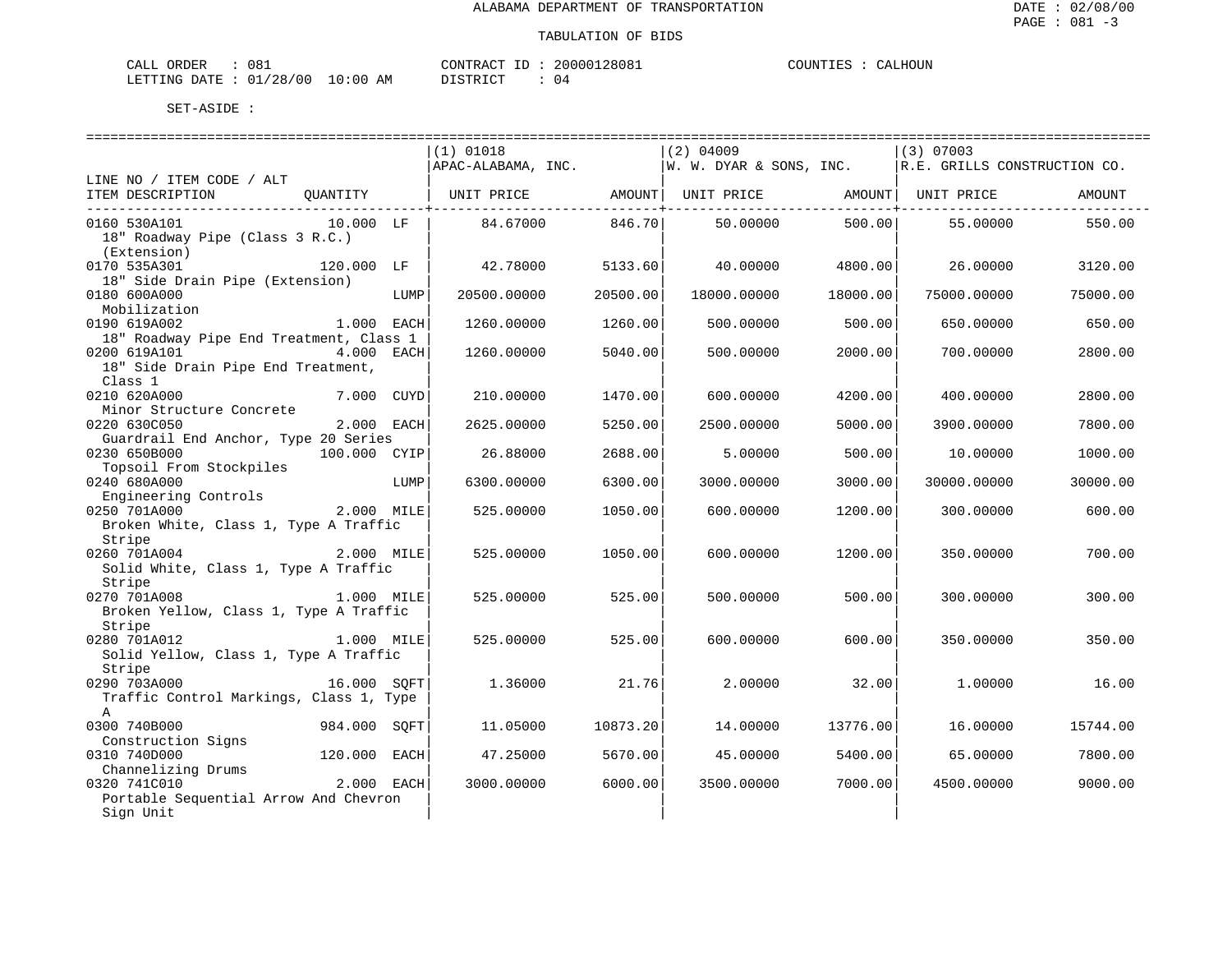ALABAMA DEPARTMENT OF TRANSPORTATION

TABULATION OF BIDS

DATE : 02/08/00
PAGE : 081 -3

CALL ORDER : 081 CONTRACT ID : 20000128081 COUNTIES : CALHOUN
LETTING DATE : 01/28/00 10:00 AM DISTRICT : 04

SET-ASIDE :

| LINE NO / ITEM CODE / ALT<br>ITEM DESCRIPTION | QUANTITY | (1) 01018<br>APAC-ALABAMA, INC.<br>UNIT PRICE | AMOUNT | (2) 04009<br>W. W. DYAR & SONS, INC.<br>UNIT PRICE | AMOUNT | (3) 07003<br>R.E. GRILLS CONSTRUCTION CO.<br>UNIT PRICE | AMOUNT |
|---|---|---|---|---|---|---|---|
| 0160 530A101<br>18" Roadway Pipe (Class 3 R.C.) (Extension) | 10.000 LF | 84.67000 | 846.70 | 50.00000 | 500.00 | 55.00000 | 550.00 |
| 0170 535A301<br>18" Side Drain Pipe (Extension) | 120.000 LF | 42.78000 | 5133.60 | 40.00000 | 4800.00 | 26.00000 | 3120.00 |
| 0180 600A000<br>Mobilization | LUMP | 20500.00000 | 20500.00 | 18000.00000 | 18000.00 | 75000.00000 | 75000.00 |
| 0190 619A002<br>18" Roadway Pipe End Treatment, Class 1 | 1.000 EACH | 1260.00000 | 1260.00 | 500.00000 | 500.00 | 650.00000 | 650.00 |
| 0200 619A101<br>18" Side Drain Pipe End Treatment, Class 1 | 4.000 EACH | 1260.00000 | 5040.00 | 500.00000 | 2000.00 | 700.00000 | 2800.00 |
| 0210 620A000<br>Minor Structure Concrete | 7.000 CUYD | 210.00000 | 1470.00 | 600.00000 | 4200.00 | 400.00000 | 2800.00 |
| 0220 630C050<br>Guardrail End Anchor, Type 20 Series | 2.000 EACH | 2625.00000 | 5250.00 | 2500.00000 | 5000.00 | 3900.00000 | 7800.00 |
| 0230 650B000<br>Topsoil From Stockpiles | 100.000 CYIP | 26.88000 | 2688.00 | 5.00000 | 500.00 | 10.00000 | 1000.00 |
| 0240 680A000<br>Engineering Controls | LUMP | 6300.00000 | 6300.00 | 3000.00000 | 3000.00 | 30000.00000 | 30000.00 |
| 0250 701A000<br>Broken White, Class 1, Type A Traffic Stripe | 2.000 MILE | 525.00000 | 1050.00 | 600.00000 | 1200.00 | 300.00000 | 600.00 |
| 0260 701A004<br>Solid White, Class 1, Type A Traffic Stripe | 2.000 MILE | 525.00000 | 1050.00 | 600.00000 | 1200.00 | 350.00000 | 700.00 |
| 0270 701A008<br>Broken Yellow, Class 1, Type A Traffic Stripe | 1.000 MILE | 525.00000 | 525.00 | 500.00000 | 500.00 | 300.00000 | 300.00 |
| 0280 701A012<br>Solid Yellow, Class 1, Type A Traffic Stripe | 1.000 MILE | 525.00000 | 525.00 | 600.00000 | 600.00 | 350.00000 | 350.00 |
| 0290 703A000<br>Traffic Control Markings, Class 1, Type A | 16.000 SQFT | 1.36000 | 21.76 | 2.00000 | 32.00 | 1.00000 | 16.00 |
| 0300 740B000<br>Construction Signs | 984.000 SQFT | 11.05000 | 10873.20 | 14.00000 | 13776.00 | 16.00000 | 15744.00 |
| 0310 740D000<br>Channelizing Drums | 120.000 EACH | 47.25000 | 5670.00 | 45.00000 | 5400.00 | 65.00000 | 7800.00 |
| 0320 741C010<br>Portable Sequential Arrow And Chevron Sign Unit | 2.000 EACH | 3000.00000 | 6000.00 | 3500.00000 | 7000.00 | 4500.00000 | 9000.00 |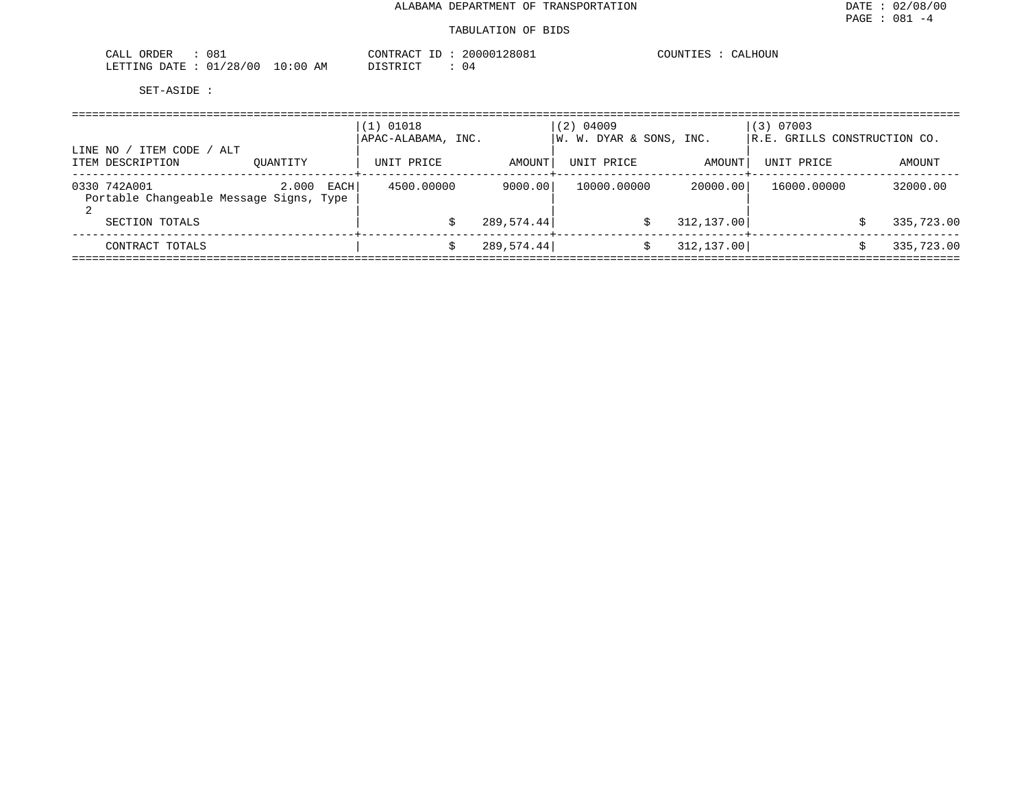ALABAMA DEPARTMENT OF TRANSPORTATION

TABULATION OF BIDS

CALL ORDER : 081
LETTING DATE : 01/28/00 10:00 AM

CONTRACT ID : 20000128081
DISTRICT : 04

COUNTIES : CALHOUN

SET-ASIDE :

| LINE NO / ITEM CODE / ALT<br>ITEM DESCRIPTION | QUANTITY | (1) 01018<br>APAC-ALABAMA, INC.<br>UNIT PRICE | AMOUNT | (2) 04009<br>W. W. DYAR & SONS, INC.<br>UNIT PRICE | AMOUNT | (3) 07003<br>R.E. GRILLS CONSTRUCTION CO.<br>UNIT PRICE | AMOUNT |
|---|---|---|---|---|---|---|---|
| 0330 742A001<br>Portable Changeable Message Signs, Type 2 | 2.000 EACH | 4500.00000 | 9000.00 | 10000.00000 | 20000.00 | 16000.00000 | 32000.00 |
| SECTION TOTALS | | | $ 289,574.44 | | $ 312,137.00 | | $ 335,723.00 |
| CONTRACT TOTALS | | | $ 289,574.44 | | $ 312,137.00 | | $ 335,723.00 |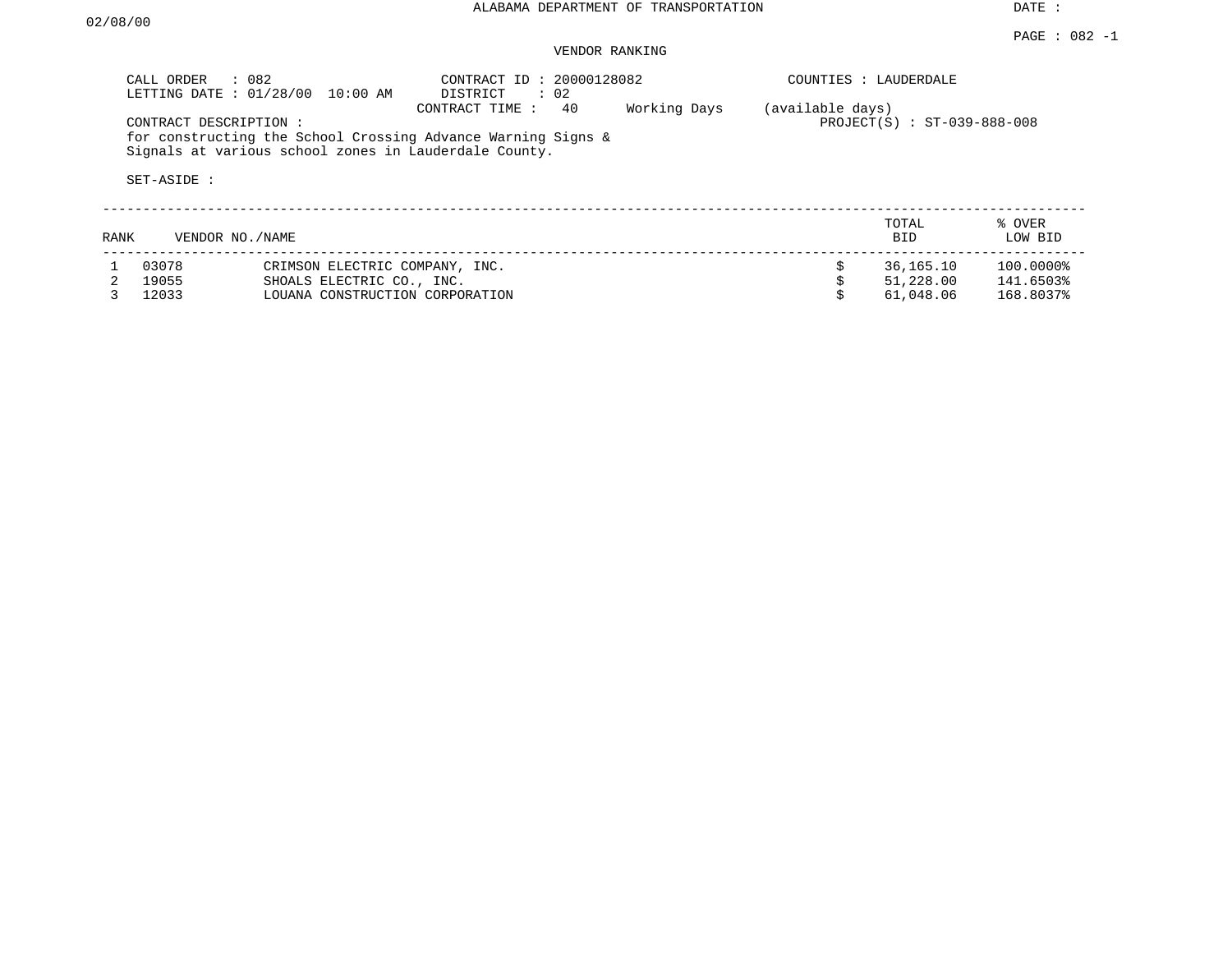ALABAMA DEPARTMENT OF TRANSPORTATION

DATE : 02/08/00

PAGE : 082 -1

VENDOR RANKING

CALL ORDER : 082
LETTING DATE : 01/28/00 10:00 AM

CONTRACT ID : 20000128082
DISTRICT : 02
CONTRACT TIME : 40 Working Days (available days)

COUNTIES : LAUDERDALE
PROJECT(S) : ST-039-888-008

CONTRACT DESCRIPTION :
for constructing the School Crossing Advance Warning Signs & Signals at various school zones in Lauderdale County.

SET-ASIDE :

| RANK | VENDOR NO./NAME | | TOTAL BID | % OVER LOW BID |
|---|---|---|---|---|
| 1 | 03078 | CRIMSON ELECTRIC COMPANY, INC. | $ 36,165.10 | 100.0000% |
| 2 | 19055 | SHOALS ELECTRIC CO., INC. | $ 51,228.00 | 141.6503% |
| 3 | 12033 | LOUANA CONSTRUCTION CORPORATION | $ 61,048.06 | 168.8037% |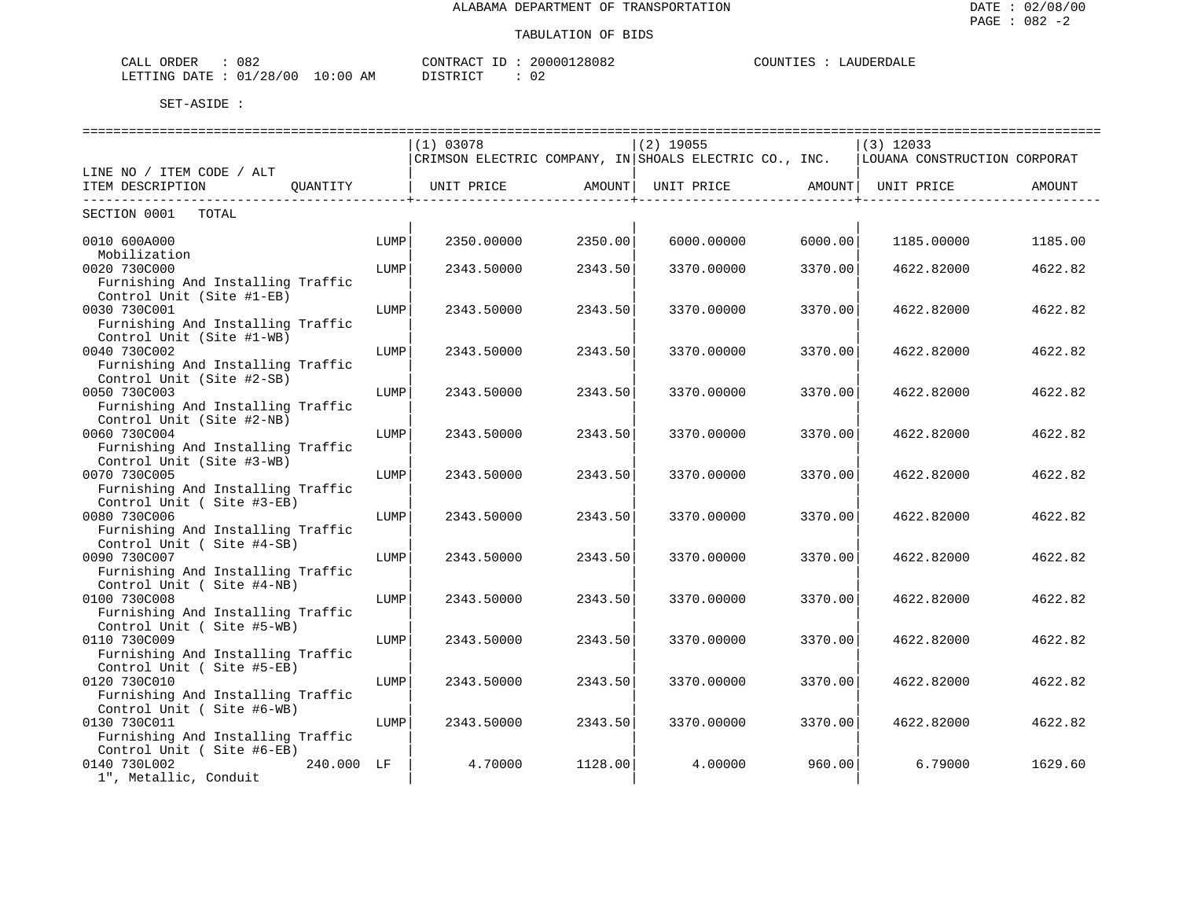ALABAMA DEPARTMENT OF TRANSPORTATION

TABULATION OF BIDS

DATE : 02/08/00
PAGE : 082 -2

CALL ORDER : 082
LETTING DATE : 01/28/00 10:00 AM

CONTRACT ID : 20000128082
DISTRICT : 02

COUNTIES : LAUDERDALE

SET-ASIDE :

| LINE NO / ITEM CODE / ALT<br>ITEM DESCRIPTION | QUANTITY | (1) 03078<br>CRIMSON ELECTRIC COMPANY, IN<br>UNIT PRICE | AMOUNT | (2) 19055<br>SHOALS ELECTRIC CO., INC.<br>UNIT PRICE | AMOUNT | (3) 12033<br>LOUANA CONSTRUCTION CORPORAT<br>UNIT PRICE | AMOUNT |
|---|---|---|---|---|---|---|---|
| SECTION 0001 TOTAL | | | | | | | |
| 0010 600A000<br>Mobilization | LUMP | 2350.00000 | 2350.00 | 6000.00000 | 6000.00 | 1185.00000 | 1185.00 |
| 0020 730C000<br>Furnishing And Installing Traffic Control Unit (Site #1-EB) | LUMP | 2343.50000 | 2343.50 | 3370.00000 | 3370.00 | 4622.82000 | 4622.82 |
| 0030 730C001<br>Furnishing And Installing Traffic Control Unit (Site #1-WB) | LUMP | 2343.50000 | 2343.50 | 3370.00000 | 3370.00 | 4622.82000 | 4622.82 |
| 0040 730C002<br>Furnishing And Installing Traffic Control Unit (Site #2-SB) | LUMP | 2343.50000 | 2343.50 | 3370.00000 | 3370.00 | 4622.82000 | 4622.82 |
| 0050 730C003<br>Furnishing And Installing Traffic Control Unit (Site #2-NB) | LUMP | 2343.50000 | 2343.50 | 3370.00000 | 3370.00 | 4622.82000 | 4622.82 |
| 0060 730C004<br>Furnishing And Installing Traffic Control Unit (Site #3-WB) | LUMP | 2343.50000 | 2343.50 | 3370.00000 | 3370.00 | 4622.82000 | 4622.82 |
| 0070 730C005<br>Furnishing And Installing Traffic Control Unit ( Site #3-EB) | LUMP | 2343.50000 | 2343.50 | 3370.00000 | 3370.00 | 4622.82000 | 4622.82 |
| 0080 730C006<br>Furnishing And Installing Traffic Control Unit ( Site #4-SB) | LUMP | 2343.50000 | 2343.50 | 3370.00000 | 3370.00 | 4622.82000 | 4622.82 |
| 0090 730C007<br>Furnishing And Installing Traffic Control Unit ( Site #4-NB) | LUMP | 2343.50000 | 2343.50 | 3370.00000 | 3370.00 | 4622.82000 | 4622.82 |
| 0100 730C008<br>Furnishing And Installing Traffic Control Unit ( Site #5-WB) | LUMP | 2343.50000 | 2343.50 | 3370.00000 | 3370.00 | 4622.82000 | 4622.82 |
| 0110 730C009<br>Furnishing And Installing Traffic Control Unit ( Site #5-EB) | LUMP | 2343.50000 | 2343.50 | 3370.00000 | 3370.00 | 4622.82000 | 4622.82 |
| 0120 730C010<br>Furnishing And Installing Traffic Control Unit ( Site #6-WB) | LUMP | 2343.50000 | 2343.50 | 3370.00000 | 3370.00 | 4622.82000 | 4622.82 |
| 0130 730C011<br>Furnishing And Installing Traffic Control Unit ( Site #6-EB) | LUMP | 2343.50000 | 2343.50 | 3370.00000 | 3370.00 | 4622.82000 | 4622.82 |
| 0140 730L002<br>1", Metallic, Conduit | 240.000 LF | 4.70000 | 1128.00 | 4.00000 | 960.00 | 6.79000 | 1629.60 |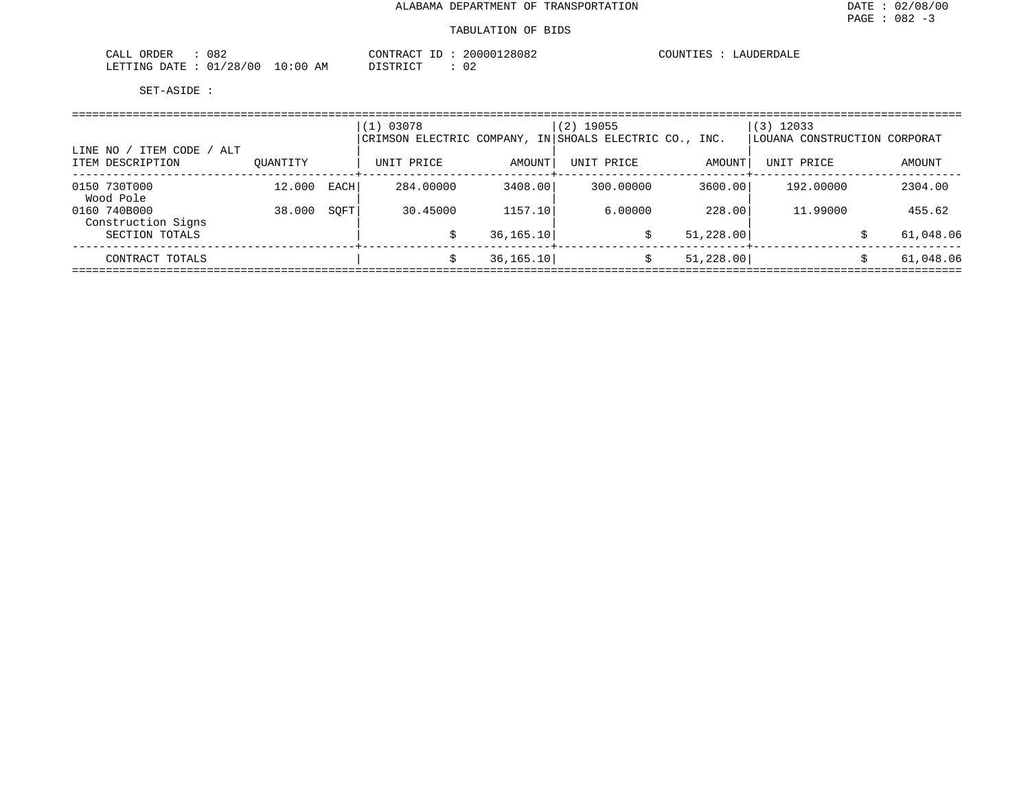ALABAMA DEPARTMENT OF TRANSPORTATION

TABULATION OF BIDS

CALL ORDER : 082  
LETTING DATE : 01/28/00 10:00 AM  
CONTRACT ID : 20000128082  
DISTRICT : 02  
COUNTIES : LAUDERDALE

SET-ASIDE :

| LINE NO / ITEM CODE / ALT | | | (1) 03078 CRIMSON ELECTRIC COMPANY, IN | | (2) 19055 SHOALS ELECTRIC CO., INC. | | (3) 12033 LOUANA CONSTRUCTION CORPORAT | |
|---|---|---|---|---|---|---|---|---|
| ITEM DESCRIPTION | QUANTITY | | UNIT PRICE | AMOUNT | UNIT PRICE | AMOUNT | UNIT PRICE | AMOUNT |
| 0150 730T000 Wood Pole | 12.000 | EACH | 284.00000 | 3408.00 | 300.00000 | 3600.00 | 192.00000 | 2304.00 |
| 0160 740B000 Construction Signs | 38.000 | SQFT | 30.45000 | 1157.10 | 6.00000 | 228.00 | 11.99000 | 455.62 |
| SECTION TOTALS | | | $ | 36,165.10 | $ | 51,228.00 | $ | 61,048.06 |
| CONTRACT TOTALS | | | $ | 36,165.10 | $ | 51,228.00 | $ | 61,048.06 |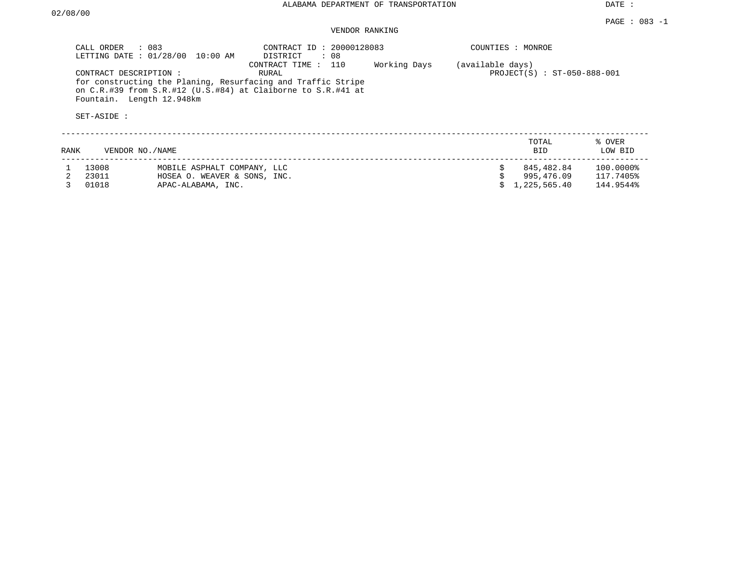# ALABAMA DEPARTMENT OF TRANSPORTATION

DATE : 02/08/00

PAGE : 083 -1

## VENDOR RANKING

CALL ORDER : 083
LETTING DATE : 01/28/00 10:00 AM

CONTRACT ID : 20000128083
DISTRICT : 08
CONTRACT TIME : 110 Working Days (available days)

COUNTIES : MONROE

CONTRACT DESCRIPTION : RURAL

PROJECT(S) : ST-050-888-001

for constructing the Planing, Resurfacing and Traffic Stripe on C.R.#39 from S.R.#12 (U.S.#84) at Claiborne to S.R.#41 at Fountain. Length 12.948km

SET-ASIDE :

| RANK | VENDOR NO. | NAME | TOTAL BID | % OVER LOW BID |
|---|---|---|---|---|
| 1 | 13008 | MOBILE ASPHALT COMPANY, LLC | $ 845,482.84 | 100.0000% |
| 2 | 23011 | HOSEA O. WEAVER & SONS, INC. | $ 995,476.09 | 117.7405% |
| 3 | 01018 | APAC-ALABAMA, INC. | $ 1,225,565.40 | 144.9544% |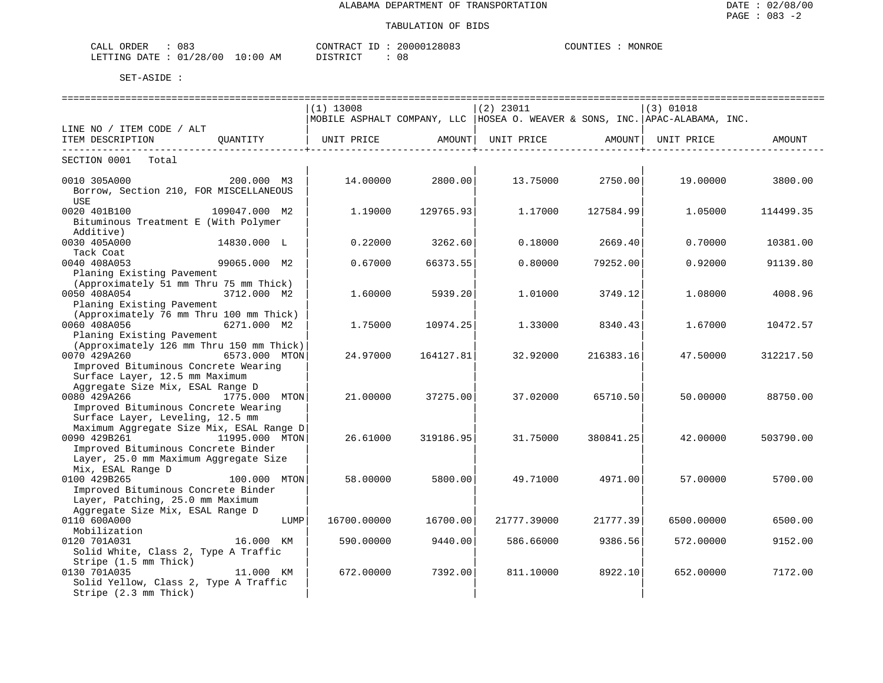ALABAMA DEPARTMENT OF TRANSPORTATION

TABULATION OF BIDS

DATE : 02/08/00
PAGE : 083 -2

CALL ORDER : 083
LETTING DATE : 01/28/00 10:00 AM

CONTRACT ID : 20000128083
DISTRICT : 08

COUNTIES : MONROE

SET-ASIDE :

| LINE NO / ITEM CODE / ALT<br>ITEM DESCRIPTION | QUANTITY | (1) 13008<br>MOBILE ASPHALT COMPANY, LLC<br>UNIT PRICE | AMOUNT | (2) 23011<br>HOSEA O. WEAVER & SONS, INC.<br>UNIT PRICE | AMOUNT | (3) 01018<br>APAC-ALABAMA, INC.<br>UNIT PRICE | AMOUNT |
|---|---|---|---|---|---|---|---|
| SECTION 0001 Total | | | | | | | |
| 0010 305A000<br>Borrow, Section 210, FOR MISCELLANEOUS USE | 200.000 M3 | 14.00000 | 2800.00 | 13.75000 | 2750.00 | 19.00000 | 3800.00 |
| 0020 401B100<br>Bituminous Treatment E (With Polymer Additive) | 109047.000 M2 | 1.19000 | 129765.93 | 1.17000 | 127584.99 | 1.05000 | 114499.35 |
| 0030 405A000<br>Tack Coat | 14830.000 L | 0.22000 | 3262.60 | 0.18000 | 2669.40 | 0.70000 | 10381.00 |
| 0040 408A053<br>Planing Existing Pavement (Approximately 51 mm Thru 75 mm Thick) | 99065.000 M2 | 0.67000 | 66373.55 | 0.80000 | 79252.00 | 0.92000 | 91139.80 |
| 0050 408A054<br>Planing Existing Pavement (Approximately 76 mm Thru 100 mm Thick) | 3712.000 M2 | 1.60000 | 5939.20 | 1.01000 | 3749.12 | 1.08000 | 4008.96 |
| 0060 408A056<br>Planing Existing Pavement (Approximately 126 mm Thru 150 mm Thick) | 6271.000 M2 | 1.75000 | 10974.25 | 1.33000 | 8340.43 | 1.67000 | 10472.57 |
| 0070 429A260<br>Improved Bituminous Concrete Wearing Surface Layer, 12.5 mm Maximum Aggregate Size Mix, ESAL Range D | 6573.000 MTON | 24.97000 | 164127.81 | 32.92000 | 216383.16 | 47.50000 | 312217.50 |
| 0080 429A266<br>Improved Bituminous Concrete Wearing Surface Layer, Leveling, 12.5 mm Maximum Aggregate Size Mix, ESAL Range D | 1775.000 MTON | 21.00000 | 37275.00 | 37.02000 | 65710.50 | 50.00000 | 88750.00 |
| 0090 429B261<br>Improved Bituminous Concrete Binder Layer, 25.0 mm Maximum Aggregate Size Mix, ESAL Range D | 11995.000 MTON | 26.61000 | 319186.95 | 31.75000 | 380841.25 | 42.00000 | 503790.00 |
| 0100 429B265<br>Improved Bituminous Concrete Binder Layer, Patching, 25.0 mm Maximum Aggregate Size Mix, ESAL Range D | 100.000 MTON | 58.00000 | 5800.00 | 49.71000 | 4971.00 | 57.00000 | 5700.00 |
| 0110 600A000<br>Mobilization | LUMP | 16700.00000 | 16700.00 | 21777.39000 | 21777.39 | 6500.00000 | 6500.00 |
| 0120 701A031<br>Solid White, Class 2, Type A Traffic Stripe (1.5 mm Thick) | 16.000 KM | 590.00000 | 9440.00 | 586.66000 | 9386.56 | 572.00000 | 9152.00 |
| 0130 701A035<br>Solid Yellow, Class 2, Type A Traffic Stripe (2.3 mm Thick) | 11.000 KM | 672.00000 | 7392.00 | 811.10000 | 8922.10 | 652.00000 | 7172.00 |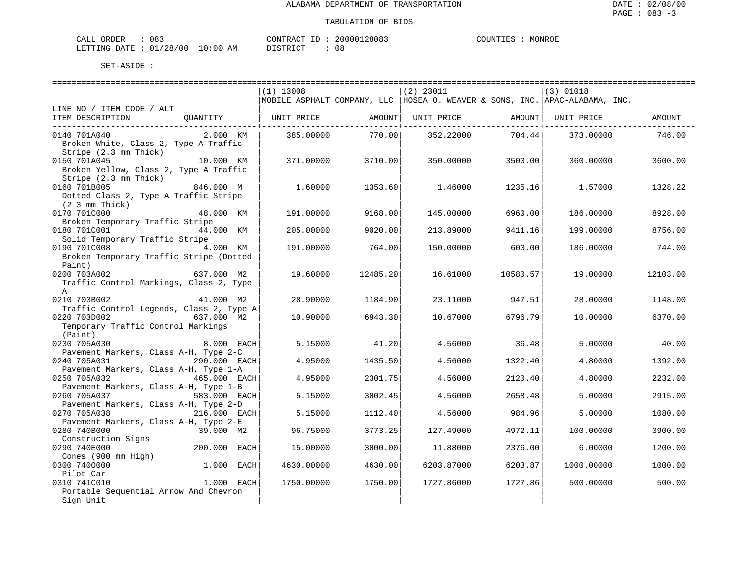ALABAMA DEPARTMENT OF TRANSPORTATION

TABULATION OF BIDS

DATE : 02/08/00
PAGE : 083 -3

CALL ORDER : 083
LETTING DATE : 01/28/00 10:00 AM

CONTRACT ID : 20000128083
DISTRICT : 08

COUNTIES : MONROE

SET-ASIDE :

| LINE NO / ITEM CODE / ALT<br>ITEM DESCRIPTION | QUANTITY | (1) 13008<br>MOBILE ASPHALT COMPANY, LLC<br>UNIT PRICE | AMOUNT | (2) 23011<br>HOSEA O. WEAVER & SONS, INC.<br>UNIT PRICE | AMOUNT | (3) 01018<br>APAC-ALABAMA, INC.<br>UNIT PRICE | AMOUNT |
|---|---|---|---|---|---|---|---|
| 0140 701A040<br>Broken White, Class 2, Type A Traffic Stripe (2.3 mm Thick) | 2.000 KM | 385.00000 | 770.00 | 352.22000 | 704.44 | 373.00000 | 746.00 |
| 0150 701A045<br>Broken Yellow, Class 2, Type A Traffic Stripe (2.3 mm Thick) | 10.000 KM | 371.00000 | 3710.00 | 350.00000 | 3500.00 | 360.00000 | 3600.00 |
| 0160 701B005<br>Dotted Class 2, Type A Traffic Stripe (2.3 mm Thick) | 846.000 M | 1.60000 | 1353.60 | 1.46000 | 1235.16 | 1.57000 | 1328.22 |
| 0170 701C000<br>Broken Temporary Traffic Stripe | 48.000 KM | 191.00000 | 9168.00 | 145.00000 | 6960.00 | 186.00000 | 8928.00 |
| 0180 701C001<br>Solid Temporary Traffic Stripe | 44.000 KM | 205.00000 | 9020.00 | 213.89000 | 9411.16 | 199.00000 | 8756.00 |
| 0190 701C008<br>Broken Temporary Traffic Stripe (Dotted Paint) | 4.000 KM | 191.00000 | 764.00 | 150.00000 | 600.00 | 186.00000 | 744.00 |
| 0200 703A002<br>Traffic Control Markings, Class 2, Type A | 637.000 M2 | 19.60000 | 12485.20 | 16.61000 | 10580.57 | 19.00000 | 12103.00 |
| 0210 703B002<br>Traffic Control Legends, Class 2, Type A | 41.000 M2 | 28.90000 | 1184.90 | 23.11000 | 947.51 | 28.00000 | 1148.00 |
| 0220 703D002<br>Temporary Traffic Control Markings (Paint) | 637.000 M2 | 10.90000 | 6943.30 | 10.67000 | 6796.79 | 10.00000 | 6370.00 |
| 0230 705A030<br>Pavement Markers, Class A-H, Type 2-C | 8.000 EACH | 5.15000 | 41.20 | 4.56000 | 36.48 | 5.00000 | 40.00 |
| 0240 705A031<br>Pavement Markers, Class A-H, Type 1-A | 290.000 EACH | 4.95000 | 1435.50 | 4.56000 | 1322.40 | 4.80000 | 1392.00 |
| 0250 705A032<br>Pavement Markers, Class A-H, Type 1-B | 465.000 EACH | 4.95000 | 2301.75 | 4.56000 | 2120.40 | 4.80000 | 2232.00 |
| 0260 705A037<br>Pavement Markers, Class A-H, Type 2-D | 583.000 EACH | 5.15000 | 3002.45 | 4.56000 | 2658.48 | 5.00000 | 2915.00 |
| 0270 705A038<br>Pavement Markers, Class A-H, Type 2-E | 216.000 EACH | 5.15000 | 1112.40 | 4.56000 | 984.96 | 5.00000 | 1080.00 |
| 0280 740B000<br>Construction Signs | 39.000 M2 | 96.75000 | 3773.25 | 127.49000 | 4972.11 | 100.00000 | 3900.00 |
| 0290 740E000<br>Cones (900 mm High) | 200.000 EACH | 15.00000 | 3000.00 | 11.88000 | 2376.00 | 6.00000 | 1200.00 |
| 0300 740O000<br>Pilot Car | 1.000 EACH | 4630.00000 | 4630.00 | 6203.87000 | 6203.87 | 1000.00000 | 1000.00 |
| 0310 741C010<br>Portable Sequential Arrow And Chevron Sign Unit | 1.000 EACH | 1750.00000 | 1750.00 | 1727.86000 | 1727.86 | 500.00000 | 500.00 |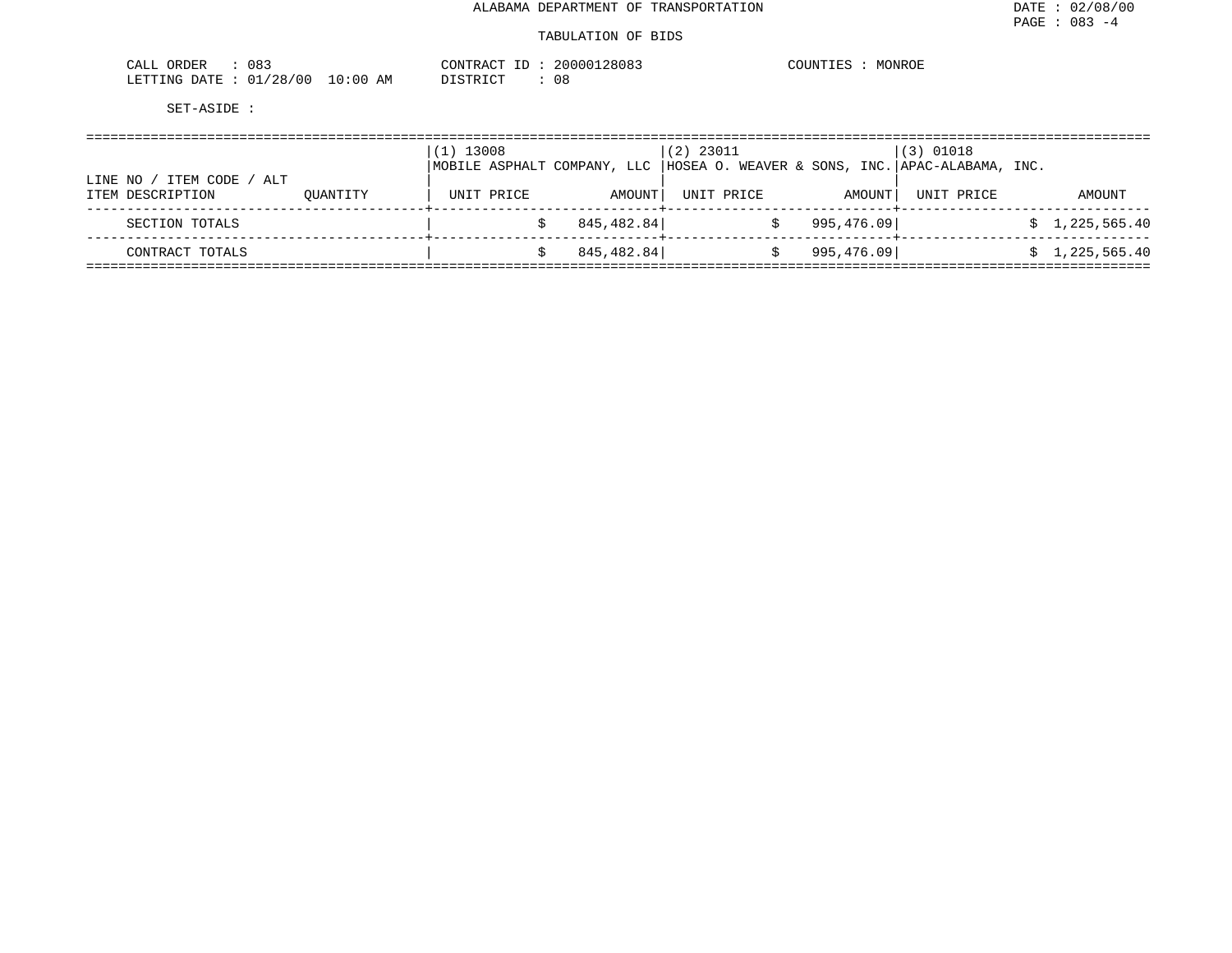ALABAMA DEPARTMENT OF TRANSPORTATION

TABULATION OF BIDS

DATE : 02/08/00
PAGE : 083 -4

CALL ORDER : 083 CONTRACT ID : 20000128083 COUNTIES : MONROE
LETTING DATE : 01/28/00 10:00 AM DISTRICT : 08

SET-ASIDE :

| LINE NO / ITEM CODE / ALT | | (1) 13008 MOBILE ASPHALT COMPANY, LLC | | (2) 23011 HOSEA O. WEAVER & SONS, INC. | | (3) 01018 APAC-ALABAMA, INC. | |
|---|---|---|---|---|---|---|---|
| ITEM DESCRIPTION | QUANTITY | UNIT PRICE | AMOUNT | UNIT PRICE | AMOUNT | UNIT PRICE | AMOUNT |
| SECTION TOTALS | | | $ 845,482.84 | | $ 995,476.09 | | $ 1,225,565.40 |
| CONTRACT TOTALS | | | $ 845,482.84 | | $ 995,476.09 | | $ 1,225,565.40 |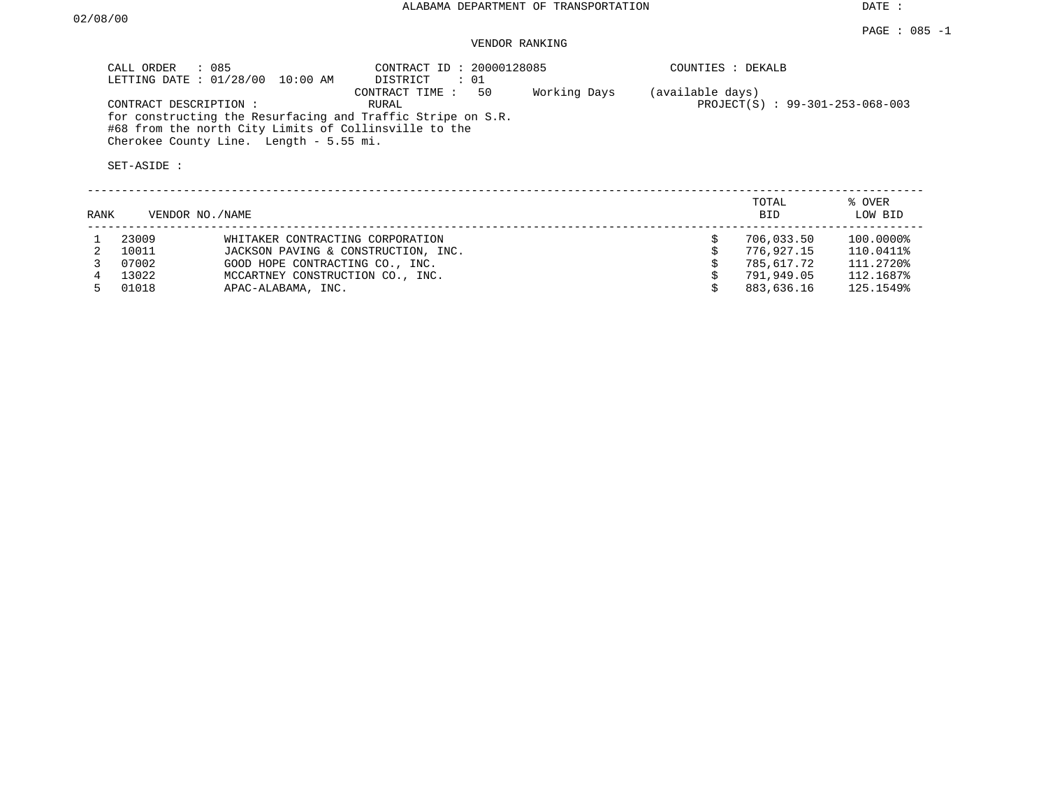ALABAMA DEPARTMENT OF TRANSPORTATION

DATE : 02/08/00

PAGE : 085 -1

VENDOR RANKING

CALL ORDER : 085
LETTING DATE : 01/28/00 10:00 AM

CONTRACT ID : 20000128085
DISTRICT : 01
CONTRACT TIME : 50 Working Days (available days)

COUNTIES : DEKALB

CONTRACT DESCRIPTION : RURAL

PROJECT(S) : 99-301-253-068-003

for constructing the Resurfacing and Traffic Stripe on S.R. #68 from the north City Limits of Collinsville to the Cherokee County Line. Length - 5.55 mi.

SET-ASIDE :

| RANK | VENDOR NO./NAME | | TOTAL BID | % OVER LOW BID |
|---|---|---|---|---|
| 1 | 23009 | WHITAKER CONTRACTING CORPORATION | $ 706,033.50 | 100.0000% |
| 2 | 10011 | JACKSON PAVING & CONSTRUCTION, INC. | $ 776,927.15 | 110.0411% |
| 3 | 07002 | GOOD HOPE CONTRACTING CO., INC. | $ 785,617.72 | 111.2720% |
| 4 | 13022 | MCCARTNEY CONSTRUCTION CO., INC. | $ 791,949.05 | 112.1687% |
| 5 | 01018 | APAC-ALABAMA, INC. | $ 883,636.16 | 125.1549% |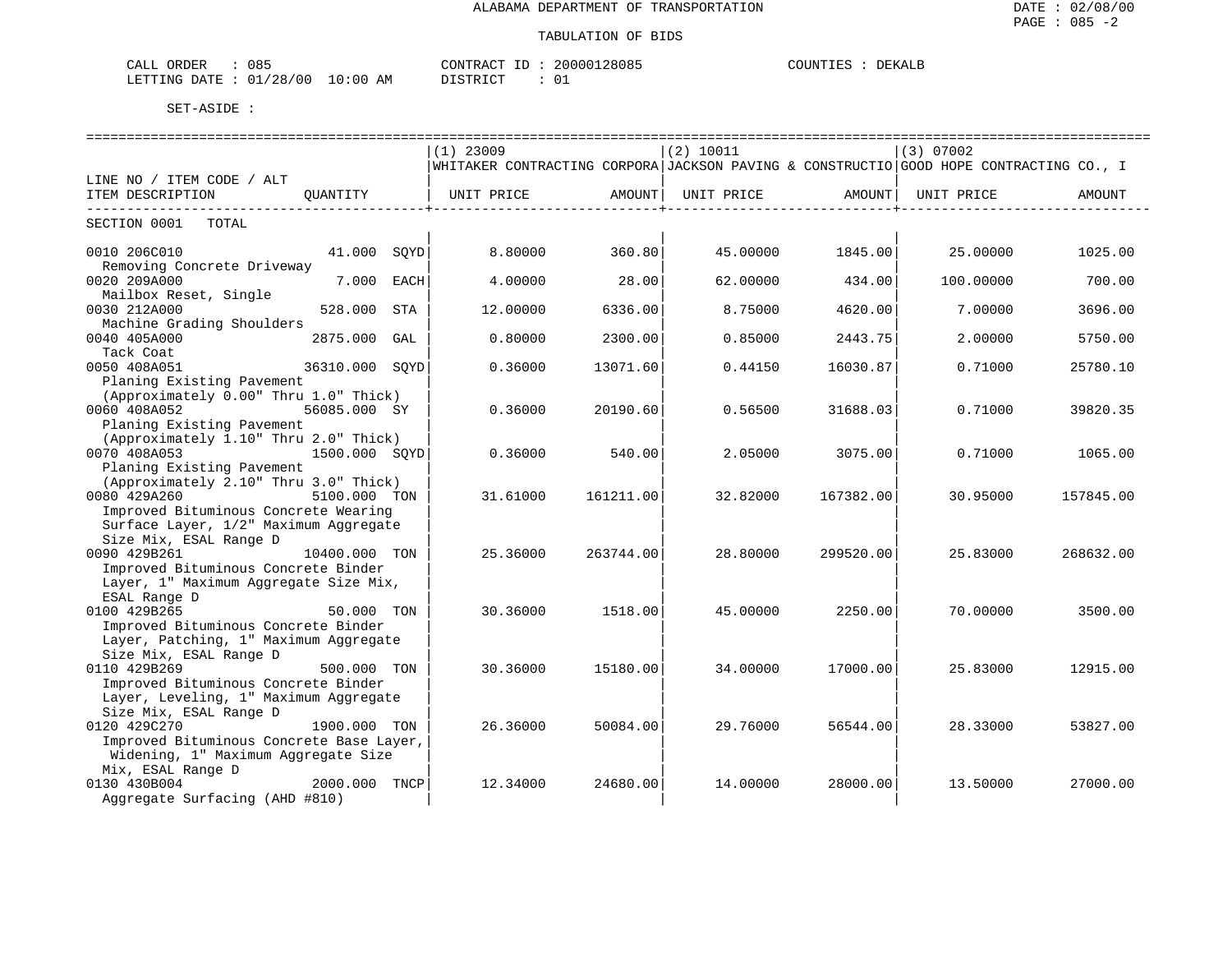ALABAMA DEPARTMENT OF TRANSPORTATION

TABULATION OF BIDS

CALL ORDER : 085 CONTRACT ID : 20000128085 COUNTIES : DEKALB
LETTING DATE : 01/28/00 10:00 AM DISTRICT : 01

SET-ASIDE :

| LINE NO / ITEM CODE / ALT<br>ITEM DESCRIPTION | QUANTITY | (1) 23009<br>WHITAKER CONTRACTING CORPORA<br>UNIT PRICE | AMOUNT | (2) 10011<br>JACKSON PAVING & CONSTRUCTIO<br>UNIT PRICE | AMOUNT | (3) 07002<br>GOOD HOPE CONTRACTING CO., I<br>UNIT PRICE | AMOUNT |
|---|---|---|---|---|---|---|---|
| SECTION 0001 TOTAL | | | | | | | |
| 0010 206C010<br>Removing Concrete Driveway | 41.000 SQYD | 8.80000 | 360.80 | 45.00000 | 1845.00 | 25.00000 | 1025.00 |
| 0020 209A000<br>Mailbox Reset, Single | 7.000 EACH | 4.00000 | 28.00 | 62.00000 | 434.00 | 100.00000 | 700.00 |
| 0030 212A000<br>Machine Grading Shoulders | 528.000 STA | 12.00000 | 6336.00 | 8.75000 | 4620.00 | 7.00000 | 3696.00 |
| 0040 405A000<br>Tack Coat | 2875.000 GAL | 0.80000 | 2300.00 | 0.85000 | 2443.75 | 2.00000 | 5750.00 |
| 0050 408A051<br>Planing Existing Pavement<br>(Approximately 0.00" Thru 1.0" Thick) | 36310.000 SQYD | 0.36000 | 13071.60 | 0.44150 | 16030.87 | 0.71000 | 25780.10 |
| 0060 408A052<br>Planing Existing Pavement<br>(Approximately 1.10" Thru 2.0" Thick) | 56085.000 SY | 0.36000 | 20190.60 | 0.56500 | 31688.03 | 0.71000 | 39820.35 |
| 0070 408A053<br>Planing Existing Pavement<br>(Approximately 2.10" Thru 3.0" Thick) | 1500.000 SQYD | 0.36000 | 540.00 | 2.05000 | 3075.00 | 0.71000 | 1065.00 |
| 0080 429A260<br>Improved Bituminous Concrete Wearing<br>Surface Layer, 1/2" Maximum Aggregate<br>Size Mix, ESAL Range D | 5100.000 TON | 31.61000 | 161211.00 | 32.82000 | 167382.00 | 30.95000 | 157845.00 |
| 0090 429B261<br>Improved Bituminous Concrete Binder<br>Layer, 1" Maximum Aggregate Size Mix,<br>ESAL Range D | 10400.000 TON | 25.36000 | 263744.00 | 28.80000 | 299520.00 | 25.83000 | 268632.00 |
| 0100 429B265<br>Improved Bituminous Concrete Binder<br>Layer, Patching, 1" Maximum Aggregate<br>Size Mix, ESAL Range D | 50.000 TON | 30.36000 | 1518.00 | 45.00000 | 2250.00 | 70.00000 | 3500.00 |
| 0110 429B269<br>Improved Bituminous Concrete Binder<br>Layer, Leveling, 1" Maximum Aggregate<br>Size Mix, ESAL Range D | 500.000 TON | 30.36000 | 15180.00 | 34.00000 | 17000.00 | 25.83000 | 12915.00 |
| 0120 429C270<br>Improved Bituminous Concrete Base Layer,<br>Widening, 1" Maximum Aggregate Size<br>Mix, ESAL Range D | 1900.000 TON | 26.36000 | 50084.00 | 29.76000 | 56544.00 | 28.33000 | 53827.00 |
| 0130 430B004<br>Aggregate Surfacing (AHD #810) | 2000.000 TNCP | 12.34000 | 24680.00 | 14.00000 | 28000.00 | 13.50000 | 27000.00 |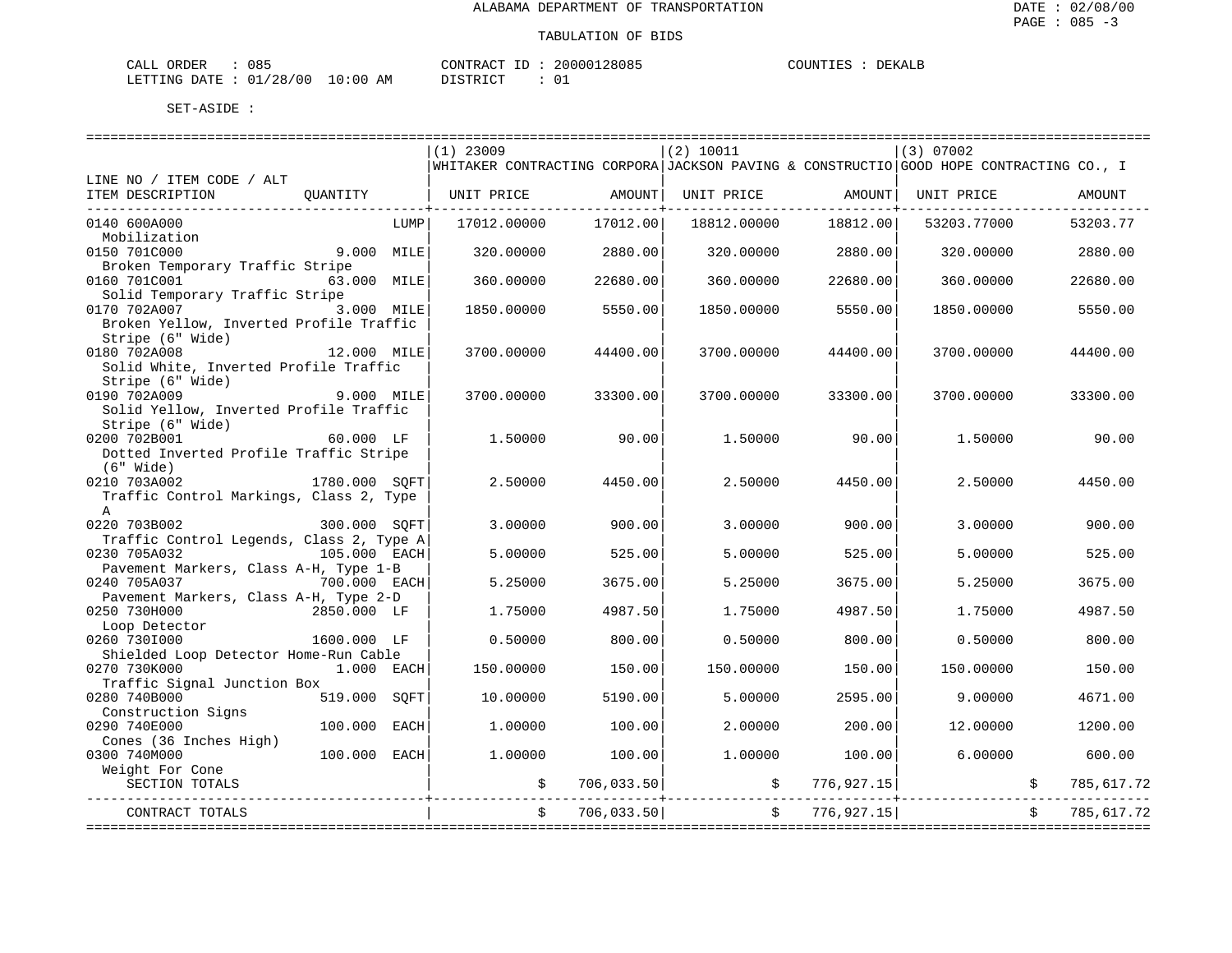ALABAMA DEPARTMENT OF TRANSPORTATION

TABULATION OF BIDS

DATE : 02/08/00
PAGE : 085 -3

CALL ORDER : 085 CONTRACT ID : 20000128085 COUNTIES : DEKALB
LETTING DATE : 01/28/00 10:00 AM DISTRICT : 01

SET-ASIDE :

| LINE NO / ITEM CODE / ALT ITEM DESCRIPTION | QUANTITY | (1) 23009 WHITAKER CONTRACTING CORPORA UNIT PRICE | AMOUNT | (2) 10011 JACKSON PAVING & CONSTRUCTIO UNIT PRICE | AMOUNT | (3) 07002 GOOD HOPE CONTRACTING CO., I UNIT PRICE | AMOUNT |
|---|---|---|---|---|---|---|---|
| 0140 600A000 Mobilization | LUMP | 17012.00000 | 17012.00 | 18812.00000 | 18812.00 | 53203.77000 | 53203.77 |
| 0150 701C000 Broken Temporary Traffic Stripe | 9.000 MILE | 320.00000 | 2880.00 | 320.00000 | 2880.00 | 320.00000 | 2880.00 |
| 0160 701C001 Solid Temporary Traffic Stripe | 63.000 MILE | 360.00000 | 22680.00 | 360.00000 | 22680.00 | 360.00000 | 22680.00 |
| 0170 702A007 Broken Yellow, Inverted Profile Traffic Stripe (6" Wide) | 3.000 MILE | 1850.00000 | 5550.00 | 1850.00000 | 5550.00 | 1850.00000 | 5550.00 |
| 0180 702A008 Solid White, Inverted Profile Traffic Stripe (6" Wide) | 12.000 MILE | 3700.00000 | 44400.00 | 3700.00000 | 44400.00 | 3700.00000 | 44400.00 |
| 0190 702A009 Solid Yellow, Inverted Profile Traffic Stripe (6" Wide) | 9.000 MILE | 3700.00000 | 33300.00 | 3700.00000 | 33300.00 | 3700.00000 | 33300.00 |
| 0200 702B001 Dotted Inverted Profile Traffic Stripe (6" Wide) | 60.000 LF | 1.50000 | 90.00 | 1.50000 | 90.00 | 1.50000 | 90.00 |
| 0210 703A002 Traffic Control Markings, Class 2, Type A | 1780.000 SQFT | 2.50000 | 4450.00 | 2.50000 | 4450.00 | 2.50000 | 4450.00 |
| 0220 703B002 Traffic Control Legends, Class 2, Type A | 300.000 SQFT | 3.00000 | 900.00 | 3.00000 | 900.00 | 3.00000 | 900.00 |
| 0230 705A032 Pavement Markers, Class A-H, Type 1-B | 105.000 EACH | 5.00000 | 525.00 | 5.00000 | 525.00 | 5.00000 | 525.00 |
| 0240 705A037 Pavement Markers, Class A-H, Type 2-D | 700.000 EACH | 5.25000 | 3675.00 | 5.25000 | 3675.00 | 5.25000 | 3675.00 |
| 0250 730H000 Loop Detector | 2850.000 LF | 1.75000 | 4987.50 | 1.75000 | 4987.50 | 1.75000 | 4987.50 |
| 0260 730I000 Shielded Loop Detector Home-Run Cable | 1600.000 LF | 0.50000 | 800.00 | 0.50000 | 800.00 | 0.50000 | 800.00 |
| 0270 730K000 Traffic Signal Junction Box | 1.000 EACH | 150.00000 | 150.00 | 150.00000 | 150.00 | 150.00000 | 150.00 |
| 0280 740B000 Construction Signs | 519.000 SQFT | 10.00000 | 5190.00 | 5.00000 | 2595.00 | 9.00000 | 4671.00 |
| 0290 740E000 Cones (36 Inches High) | 100.000 EACH | 1.00000 | 100.00 | 2.00000 | 200.00 | 12.00000 | 1200.00 |
| 0300 740M000 Weight For Cone | 100.000 EACH | 1.00000 | 100.00 | 1.00000 | 100.00 | 6.00000 | 600.00 |
| SECTION TOTALS | | | $ 706,033.50 | | $ 776,927.15 | | $ 785,617.72 |
| CONTRACT TOTALS | | | $ 706,033.50 | | $ 776,927.15 | | $ 785,617.72 |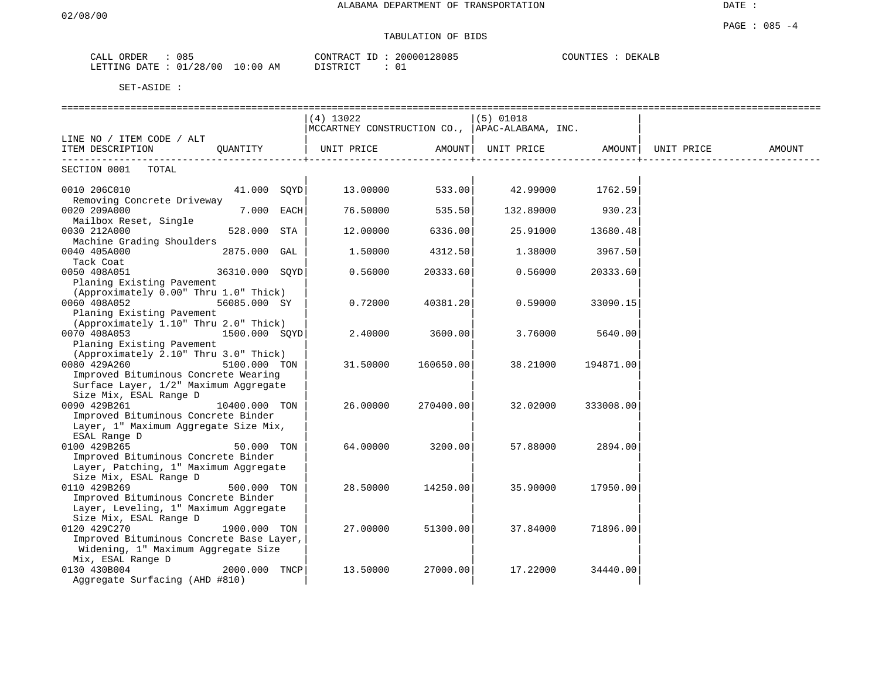# ALABAMA DEPARTMENT OF TRANSPORTATION

## TABULATION OF BIDS

CALL ORDER : 085 &nbsp;&nbsp;&nbsp; CONTRACT ID : 20000128085 &nbsp;&nbsp;&nbsp; COUNTIES : DEKALB
LETTING DATE : 01/28/00 10:00 AM &nbsp;&nbsp;&nbsp; DISTRICT : 01

SET-ASIDE :

| LINE NO / ITEM CODE / ALT ITEM DESCRIPTION | QUANTITY | (4) 13022 MCCARTNEY CONSTRUCTION CO., UNIT PRICE | AMOUNT | (5) 01018 APAC-ALABAMA, INC. UNIT PRICE | AMOUNT | UNIT PRICE | AMOUNT |
|---|---|---|---|---|---|---|---|
| SECTION 0001 TOTAL | | | | | | | |
| 0010 206C010 Removing Concrete Driveway | 41.000 SQYD | 13.00000 | 533.00 | 42.99000 | 1762.59 | | |
| 0020 209A000 Mailbox Reset, Single | 7.000 EACH | 76.50000 | 535.50 | 132.89000 | 930.23 | | |
| 0030 212A000 Machine Grading Shoulders | 528.000 STA | 12.00000 | 6336.00 | 25.91000 | 13680.48 | | |
| 0040 405A000 Tack Coat | 2875.000 GAL | 1.50000 | 4312.50 | 1.38000 | 3967.50 | | |
| 0050 408A051 Planing Existing Pavement (Approximately 0.00" Thru 1.0" Thick) | 36310.000 SQYD | 0.56000 | 20333.60 | 0.56000 | 20333.60 | | |
| 0060 408A052 Planing Existing Pavement (Approximately 1.10" Thru 2.0" Thick) | 56085.000 SY | 0.72000 | 40381.20 | 0.59000 | 33090.15 | | |
| 0070 408A053 Planing Existing Pavement (Approximately 2.10" Thru 3.0" Thick) | 1500.000 SQYD | 2.40000 | 3600.00 | 3.76000 | 5640.00 | | |
| 0080 429A260 Improved Bituminous Concrete Wearing Surface Layer, 1/2" Maximum Aggregate Size Mix, ESAL Range D | 5100.000 TON | 31.50000 | 160650.00 | 38.21000 | 194871.00 | | |
| 0090 429B261 Improved Bituminous Concrete Binder Layer, 1" Maximum Aggregate Size Mix, ESAL Range D | 10400.000 TON | 26.00000 | 270400.00 | 32.02000 | 333008.00 | | |
| 0100 429B265 Improved Bituminous Concrete Binder Layer, Patching, 1" Maximum Aggregate Size Mix, ESAL Range D | 50.000 TON | 64.00000 | 3200.00 | 57.88000 | 2894.00 | | |
| 0110 429B269 Improved Bituminous Concrete Binder Layer, Leveling, 1" Maximum Aggregate Size Mix, ESAL Range D | 500.000 TON | 28.50000 | 14250.00 | 35.90000 | 17950.00 | | |
| 0120 429C270 Improved Bituminous Concrete Base Layer, Widening, 1" Maximum Aggregate Size Mix, ESAL Range D | 1900.000 TON | 27.00000 | 51300.00 | 37.84000 | 71896.00 | | |
| 0130 430B004 Aggregate Surfacing (AHD #810) | 2000.000 TNCP | 13.50000 | 27000.00 | 17.22000 | 34440.00 | | |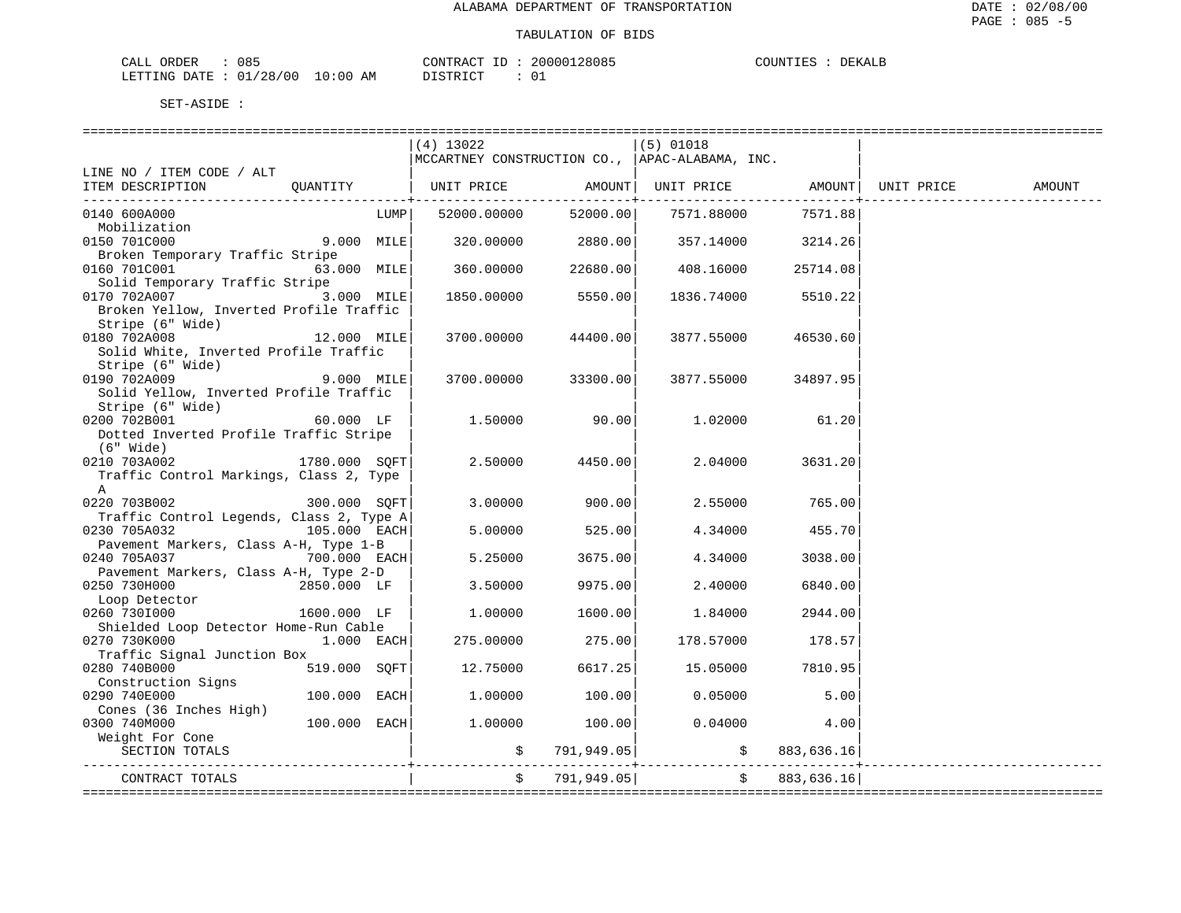ALABAMA DEPARTMENT OF TRANSPORTATION

TABULATION OF BIDS

CALL ORDER : 085 &nbsp;&nbsp;&nbsp;&nbsp; CONTRACT ID : 20000128085 &nbsp;&nbsp;&nbsp;&nbsp; COUNTIES : DEKALB
LETTING DATE : 01/28/00 10:00 AM &nbsp;&nbsp;&nbsp;&nbsp; DISTRICT : 01

SET-ASIDE :

| LINE NO / ITEM CODE / ALT ITEM DESCRIPTION | QUANTITY | (4) 13022 MCCARTNEY CONSTRUCTION CO., UNIT PRICE | AMOUNT | (5) 01018 APAC-ALABAMA, INC. UNIT PRICE | AMOUNT | UNIT PRICE | AMOUNT |
|---|---|---|---|---|---|---|---|
| 0140 600A000 Mobilization | LUMP | 52000.00000 | 52000.00 | 7571.88000 | 7571.88 | | |
| 0150 701C000 Broken Temporary Traffic Stripe | 9.000 MILE | 320.00000 | 2880.00 | 357.14000 | 3214.26 | | |
| 0160 701C001 Solid Temporary Traffic Stripe | 63.000 MILE | 360.00000 | 22680.00 | 408.16000 | 25714.08 | | |
| 0170 702A007 Broken Yellow, Inverted Profile Traffic Stripe (6" Wide) | 3.000 MILE | 1850.00000 | 5550.00 | 1836.74000 | 5510.22 | | |
| 0180 702A008 Solid White, Inverted Profile Traffic Stripe (6" Wide) | 12.000 MILE | 3700.00000 | 44400.00 | 3877.55000 | 46530.60 | | |
| 0190 702A009 Solid Yellow, Inverted Profile Traffic Stripe (6" Wide) | 9.000 MILE | 3700.00000 | 33300.00 | 3877.55000 | 34897.95 | | |
| 0200 702B001 Dotted Inverted Profile Traffic Stripe (6" Wide) | 60.000 LF | 1.50000 | 90.00 | 1.02000 | 61.20 | | |
| 0210 703A002 Traffic Control Markings, Class 2, Type A | 1780.000 SQFT | 2.50000 | 4450.00 | 2.04000 | 3631.20 | | |
| 0220 703B002 Traffic Control Legends, Class 2, Type A | 300.000 SQFT | 3.00000 | 900.00 | 2.55000 | 765.00 | | |
| 0230 705A032 Pavement Markers, Class A-H, Type 1-B | 105.000 EACH | 5.00000 | 525.00 | 4.34000 | 455.70 | | |
| 0240 705A037 Pavement Markers, Class A-H, Type 2-D | 700.000 EACH | 5.25000 | 3675.00 | 4.34000 | 3038.00 | | |
| 0250 730H000 Loop Detector | 2850.000 LF | 3.50000 | 9975.00 | 2.40000 | 6840.00 | | |
| 0260 730I000 Shielded Loop Detector Home-Run Cable | 1600.000 LF | 1.00000 | 1600.00 | 1.84000 | 2944.00 | | |
| 0270 730K000 Traffic Signal Junction Box | 1.000 EACH | 275.00000 | 275.00 | 178.57000 | 178.57 | | |
| 0280 740B000 Construction Signs | 519.000 SQFT | 12.75000 | 6617.25 | 15.05000 | 7810.95 | | |
| 0290 740E000 Cones (36 Inches High) | 100.000 EACH | 1.00000 | 100.00 | 0.05000 | 5.00 | | |
| 0300 740M000 Weight For Cone | 100.000 EACH | 1.00000 | 100.00 | 0.04000 | 4.00 | | |
| SECTION TOTALS | | | $ 791,949.05 | | $ 883,636.16 | | |
| CONTRACT TOTALS | | | $ 791,949.05 | | $ 883,636.16 | | |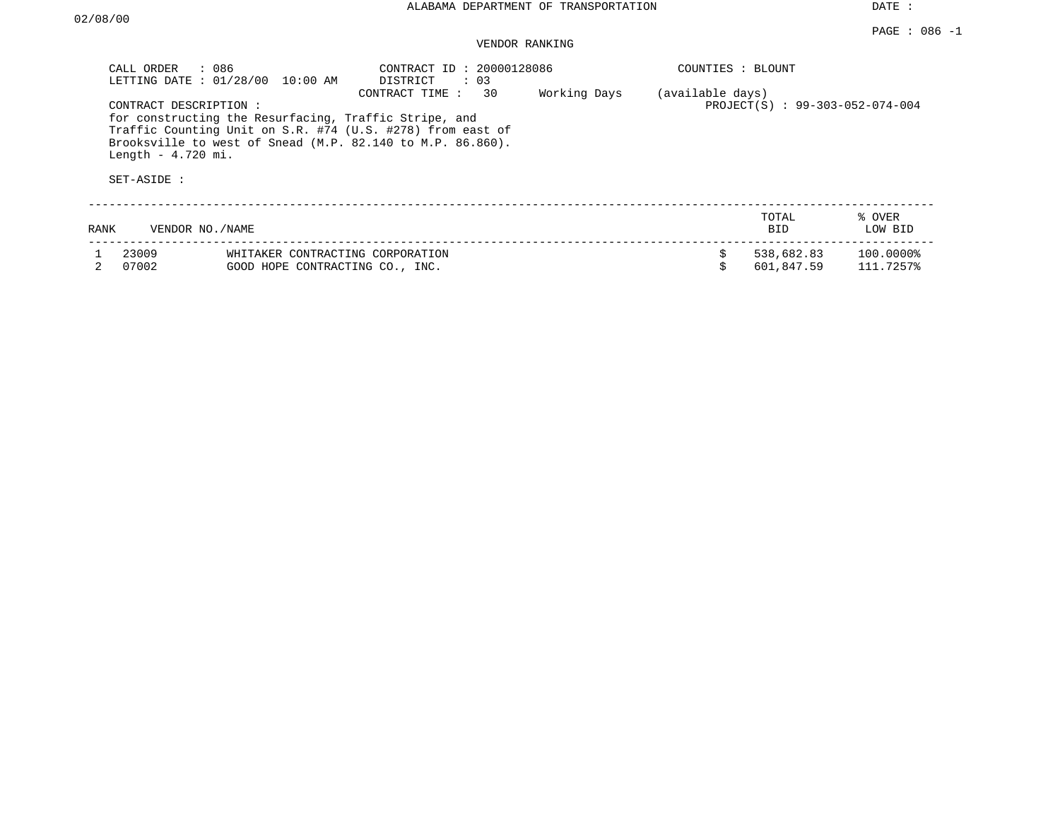ALABAMA DEPARTMENT OF TRANSPORTATION

DATE : 02/08/00

PAGE : 086 -1

VENDOR RANKING

CALL ORDER : 086
LETTING DATE : 01/28/00 10:00 AM

CONTRACT ID : 20000128086
DISTRICT : 03
CONTRACT TIME : 30 Working Days (available days)

COUNTIES : BLOUNT

PROJECT(S) : 99-303-052-074-004

CONTRACT DESCRIPTION :
for constructing the Resurfacing, Traffic Stripe, and Traffic Counting Unit on S.R. #74 (U.S. #278) from east of Brooksville to west of Snead (M.P. 82.140 to M.P. 86.860). Length - 4.720 mi.

SET-ASIDE :

| RANK | VENDOR NO./NAME | | TOTAL BID | % OVER LOW BID |
|---|---|---|---|---|
| 1 | 23009 | WHITAKER CONTRACTING CORPORATION | $ 538,682.83 | 100.0000% |
| 2 | 07002 | GOOD HOPE CONTRACTING CO., INC. | $ 601,847.59 | 111.7257% |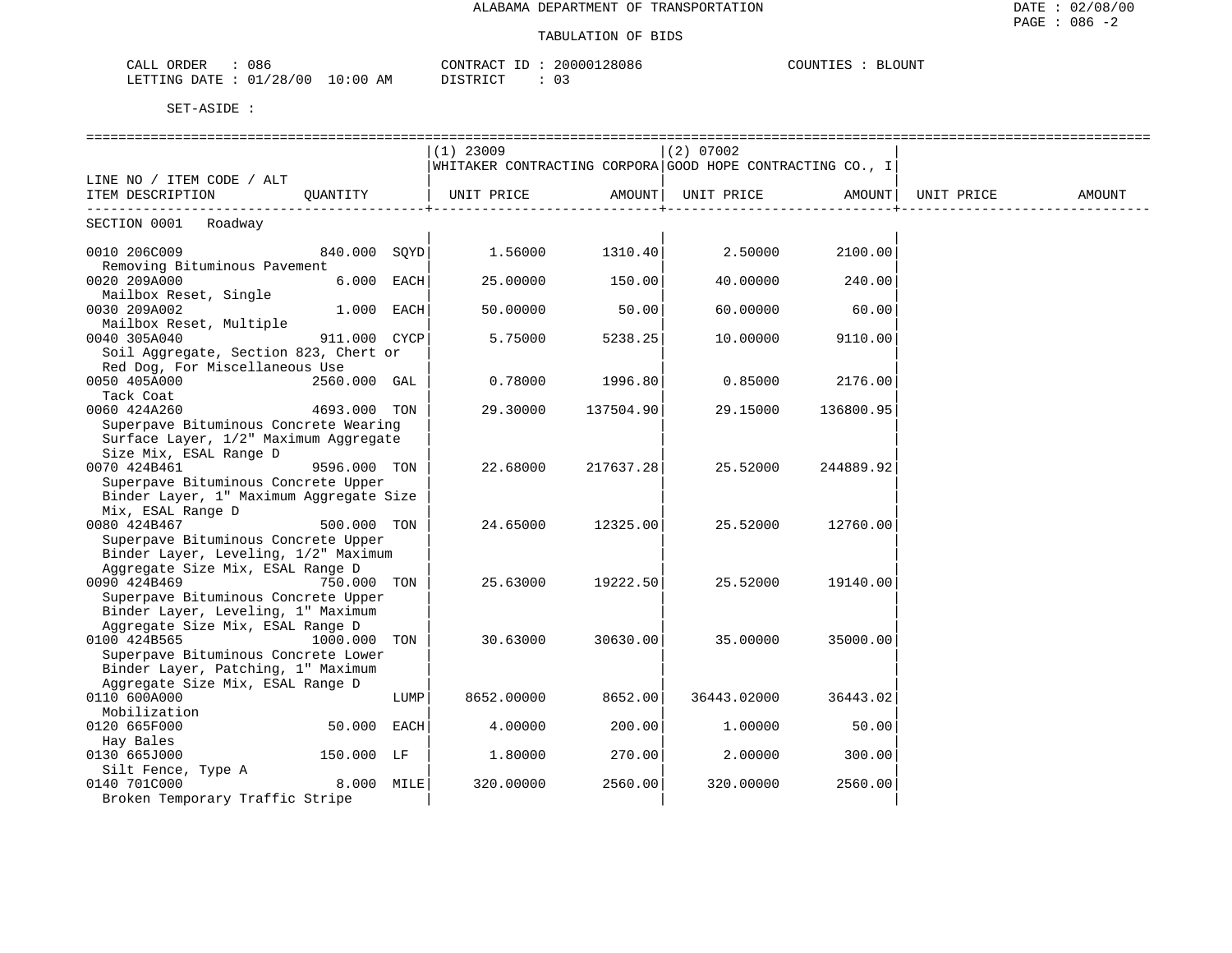ALABAMA DEPARTMENT OF TRANSPORTATION

TABULATION OF BIDS

CALL ORDER : 086 CONTRACT ID : 20000128086 COUNTIES : BLOUNT
LETTING DATE : 01/28/00 10:00 AM DISTRICT : 03

SET-ASIDE :

| LINE NO / ITEM CODE / ALT ITEM DESCRIPTION | QUANTITY | (1) 23009 WHITAKER CONTRACTING CORPORA UNIT PRICE | AMOUNT | (2) 07002 GOOD HOPE CONTRACTING CO., I UNIT PRICE | AMOUNT | UNIT PRICE | AMOUNT |
|---|---|---|---|---|---|---|---|
| SECTION 0001 Roadway | | | | | | | |
| 0010 206C009 Removing Bituminous Pavement | 840.000 SQYD | 1.56000 | 1310.40 | 2.50000 | 2100.00 | | |
| 0020 209A000 Mailbox Reset, Single | 6.000 EACH | 25.00000 | 150.00 | 40.00000 | 240.00 | | |
| 0030 209A002 Mailbox Reset, Multiple | 1.000 EACH | 50.00000 | 50.00 | 60.00000 | 60.00 | | |
| 0040 305A040 Soil Aggregate, Section 823, Chert or Red Dog, For Miscellaneous Use | 911.000 CYCP | 5.75000 | 5238.25 | 10.00000 | 9110.00 | | |
| 0050 405A000 Tack Coat | 2560.000 GAL | 0.78000 | 1996.80 | 0.85000 | 2176.00 | | |
| 0060 424A260 Superpave Bituminous Concrete Wearing Surface Layer, 1/2" Maximum Aggregate Size Mix, ESAL Range D | 4693.000 TON | 29.30000 | 137504.90 | 29.15000 | 136800.95 | | |
| 0070 424B461 Superpave Bituminous Concrete Upper Binder Layer, 1" Maximum Aggregate Size Mix, ESAL Range D | 9596.000 TON | 22.68000 | 217637.28 | 25.52000 | 244889.92 | | |
| 0080 424B467 Superpave Bituminous Concrete Upper Binder Layer, Leveling, 1/2" Maximum Aggregate Size Mix, ESAL Range D | 500.000 TON | 24.65000 | 12325.00 | 25.52000 | 12760.00 | | |
| 0090 424B469 Superpave Bituminous Concrete Upper Binder Layer, Leveling, 1" Maximum Aggregate Size Mix, ESAL Range D | 750.000 TON | 25.63000 | 19222.50 | 25.52000 | 19140.00 | | |
| 0100 424B565 Superpave Bituminous Concrete Lower Binder Layer, Patching, 1" Maximum Aggregate Size Mix, ESAL Range D | 1000.000 TON | 30.63000 | 30630.00 | 35.00000 | 35000.00 | | |
| 0110 600A000 Mobilization | LUMP | 8652.00000 | 8652.00 | 36443.02000 | 36443.02 | | |
| 0120 665F000 Hay Bales | 50.000 EACH | 4.00000 | 200.00 | 1.00000 | 50.00 | | |
| 0130 665J000 Silt Fence, Type A | 150.000 LF | 1.80000 | 270.00 | 2.00000 | 300.00 | | |
| 0140 701C000 Broken Temporary Traffic Stripe | 8.000 MILE | 320.00000 | 2560.00 | 320.00000 | 2560.00 | | |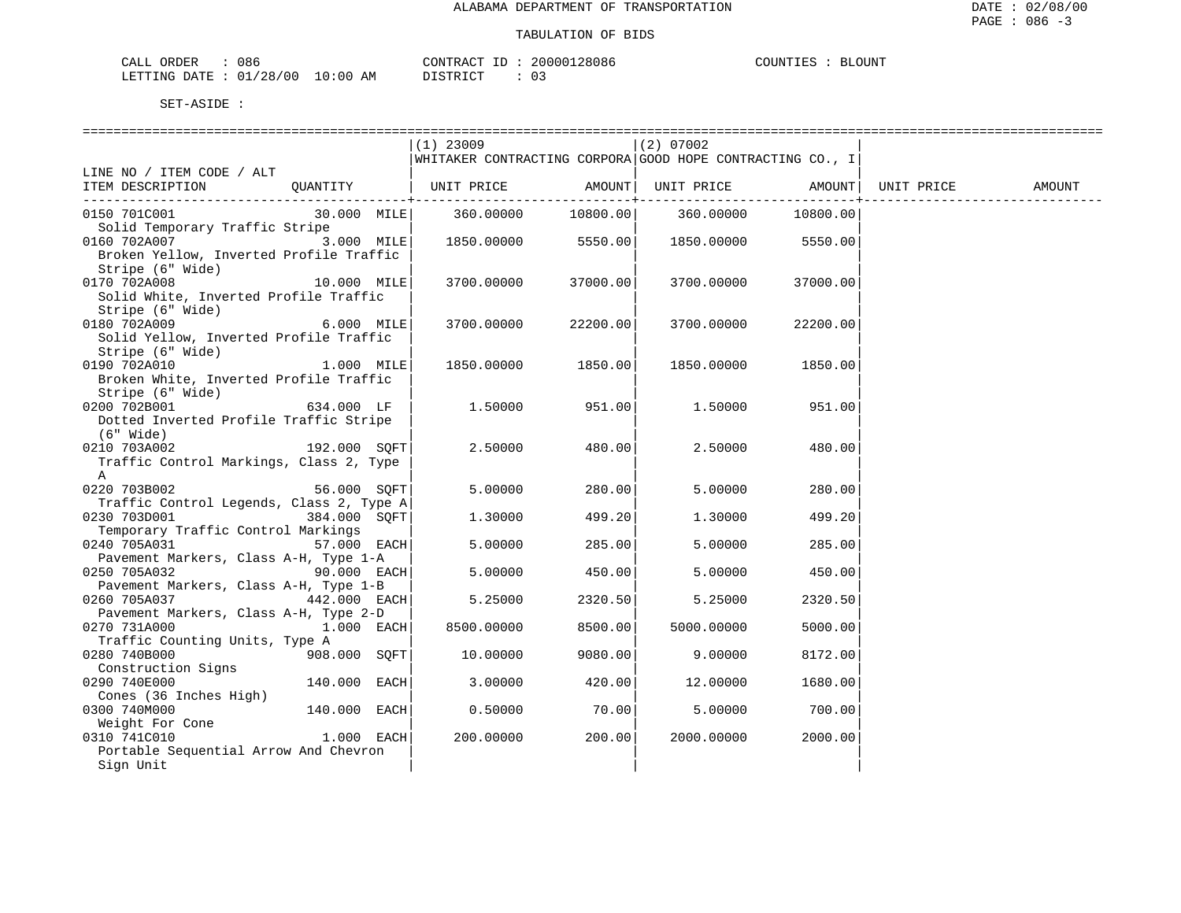ALABAMA DEPARTMENT OF TRANSPORTATION

TABULATION OF BIDS

CALL ORDER : 086  CONTRACT ID : 20000128086  COUNTIES : BLOUNT
LETTING DATE : 01/28/00 10:00 AM  DISTRICT : 03

SET-ASIDE :

| LINE NO / ITEM CODE / ALT ITEM DESCRIPTION | QUANTITY | (1) 23009 WHITAKER CONTRACTING CORPORA UNIT PRICE | AMOUNT | (2) 07002 GOOD HOPE CONTRACTING CO., I UNIT PRICE | AMOUNT | UNIT PRICE | AMOUNT |
|---|---|---|---|---|---|---|---|
| 0150 701C001 Solid Temporary Traffic Stripe | 30.000 MILE | 360.00000 | 10800.00 | 360.00000 | 10800.00 | | |
| 0160 702A007 Broken Yellow, Inverted Profile Traffic Stripe (6" Wide) | 3.000 MILE | 1850.00000 | 5550.00 | 1850.00000 | 5550.00 | | |
| 0170 702A008 Solid White, Inverted Profile Traffic Stripe (6" Wide) | 10.000 MILE | 3700.00000 | 37000.00 | 3700.00000 | 37000.00 | | |
| 0180 702A009 Solid Yellow, Inverted Profile Traffic Stripe (6" Wide) | 6.000 MILE | 3700.00000 | 22200.00 | 3700.00000 | 22200.00 | | |
| 0190 702A010 Broken White, Inverted Profile Traffic Stripe (6" Wide) | 1.000 MILE | 1850.00000 | 1850.00 | 1850.00000 | 1850.00 | | |
| 0200 702B001 Dotted Inverted Profile Traffic Stripe (6" Wide) | 634.000 LF | 1.50000 | 951.00 | 1.50000 | 951.00 | | |
| 0210 703A002 Traffic Control Markings, Class 2, Type A | 192.000 SQFT | 2.50000 | 480.00 | 2.50000 | 480.00 | | |
| 0220 703B002 Traffic Control Legends, Class 2, Type A | 56.000 SQFT | 5.00000 | 280.00 | 5.00000 | 280.00 | | |
| 0230 703D001 Temporary Traffic Control Markings | 384.000 SQFT | 1.30000 | 499.20 | 1.30000 | 499.20 | | |
| 0240 705A031 Pavement Markers, Class A-H, Type 1-A | 57.000 EACH | 5.00000 | 285.00 | 5.00000 | 285.00 | | |
| 0250 705A032 Pavement Markers, Class A-H, Type 1-B | 90.000 EACH | 5.00000 | 450.00 | 5.00000 | 450.00 | | |
| 0260 705A037 Pavement Markers, Class A-H, Type 2-D | 442.000 EACH | 5.25000 | 2320.50 | 5.25000 | 2320.50 | | |
| 0270 731A000 Traffic Counting Units, Type A | 1.000 EACH | 8500.00000 | 8500.00 | 5000.00000 | 5000.00 | | |
| 0280 740B000 Construction Signs | 908.000 SQFT | 10.00000 | 9080.00 | 9.00000 | 8172.00 | | |
| 0290 740E000 Cones (36 Inches High) | 140.000 EACH | 3.00000 | 420.00 | 12.00000 | 1680.00 | | |
| 0300 740M000 Weight For Cone | 140.000 EACH | 0.50000 | 70.00 | 5.00000 | 700.00 | | |
| 0310 741C010 Portable Sequential Arrow And Chevron Sign Unit | 1.000 EACH | 200.00000 | 200.00 | 2000.00000 | 2000.00 | | |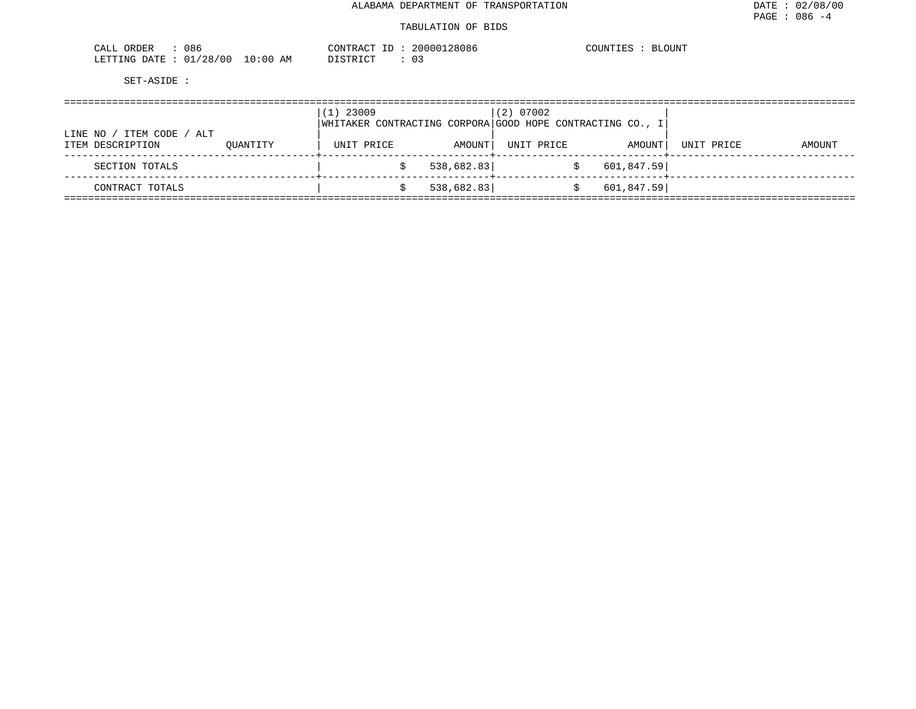ALABAMA DEPARTMENT OF TRANSPORTATION

TABULATION OF BIDS

CALL ORDER : 086
LETTING DATE : 01/28/00 10:00 AM

CONTRACT ID : 20000128086
DISTRICT : 03

COUNTIES : BLOUNT

SET-ASIDE :

| LINE NO / ITEM CODE / ALT ITEM DESCRIPTION | QUANTITY | (1) 23009 WHITAKER CONTRACTING CORPORA UNIT PRICE | AMOUNT | (2) 07002 GOOD HOPE CONTRACTING CO., I UNIT PRICE | AMOUNT | UNIT PRICE | AMOUNT |
|---|---|---|---|---|---|---|---|
| SECTION TOTALS | | | $ 538,682.83 | | $ 601,847.59 | | |
| CONTRACT TOTALS | | | $ 538,682.83 | | $ 601,847.59 | | |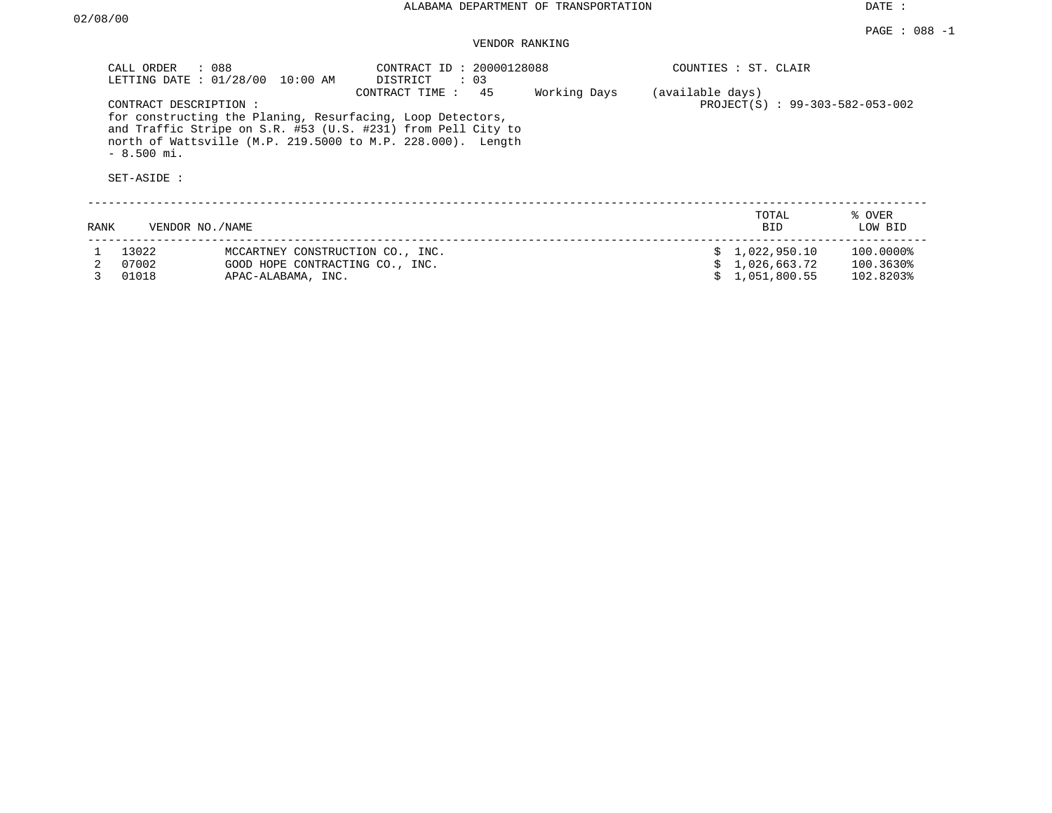ALABAMA DEPARTMENT OF TRANSPORTATION

DATE : 02/08/00

PAGE : 088 -1

VENDOR RANKING

CALL ORDER : 088
LETTING DATE : 01/28/00 10:00 AM
CONTRACT ID : 20000128088
DISTRICT : 03
CONTRACT TIME : 45 Working Days (available days)
COUNTIES : ST. CLAIR
PROJECT(S) : 99-303-582-053-002

CONTRACT DESCRIPTION :
for constructing the Planing, Resurfacing, Loop Detectors, and Traffic Stripe on S.R. #53 (U.S. #231) from Pell City to north of Wattsville (M.P. 219.5000 to M.P. 228.000). Length - 8.500 mi.

SET-ASIDE :

| RANK | VENDOR NO./NAME | | TOTAL BID | % OVER LOW BID |
|---|---|---|---|---|
| 1 | 13022 | MCCARTNEY CONSTRUCTION CO., INC. | $ 1,022,950.10 | 100.0000% |
| 2 | 07002 | GOOD HOPE CONTRACTING CO., INC. | $ 1,026,663.72 | 100.3630% |
| 3 | 01018 | APAC-ALABAMA, INC. | $ 1,051,800.55 | 102.8203% |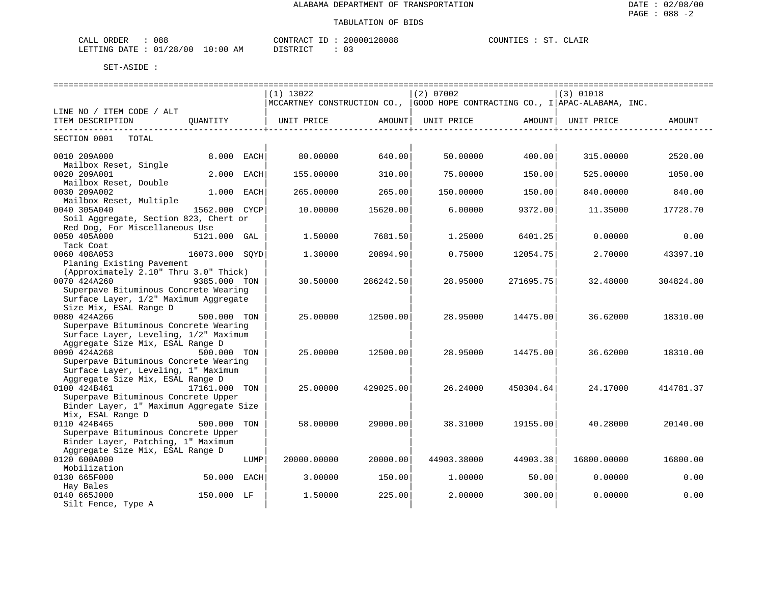# ALABAMA DEPARTMENT OF TRANSPORTATION

DATE : 02/08/00

PAGE : 088 -2

## TABULATION OF BIDS

CALL ORDER : 088 CONTRACT ID : 20000128088 COUNTIES : ST. CLAIR

LETTING DATE : 01/28/00 10:00 AM DISTRICT : 03

SET-ASIDE :

| LINE NO / ITEM CODE / ALT ITEM DESCRIPTION | QUANTITY | | (1) 13022 MCCARTNEY CONSTRUCTION CO., UNIT PRICE | AMOUNT | (2) 07002 GOOD HOPE CONTRACTING CO., I UNIT PRICE | AMOUNT | (3) 01018 APAC-ALABAMA, INC. UNIT PRICE | AMOUNT |
|---|---|---|---|---|---|---|---|---|
| SECTION 0001 TOTAL | | | | | | | | |
| 0010 209A000 Mailbox Reset, Single | 8.000 | EACH | 80.00000 | 640.00 | 50.00000 | 400.00 | 315.00000 | 2520.00 |
| 0020 209A001 Mailbox Reset, Double | 2.000 | EACH | 155.00000 | 310.00 | 75.00000 | 150.00 | 525.00000 | 1050.00 |
| 0030 209A002 Mailbox Reset, Multiple | 1.000 | EACH | 265.00000 | 265.00 | 150.00000 | 150.00 | 840.00000 | 840.00 |
| 0040 305A040 Soil Aggregate, Section 823, Chert or Red Dog, For Miscellaneous Use | 1562.000 | CYCP | 10.00000 | 15620.00 | 6.00000 | 9372.00 | 11.35000 | 17728.70 |
| 0050 405A000 Tack Coat | 5121.000 | GAL | 1.50000 | 7681.50 | 1.25000 | 6401.25 | 0.00000 | 0.00 |
| 0060 408A053 Planing Existing Pavement (Approximately 2.10" Thru 3.0" Thick) | 16073.000 | SQYD | 1.30000 | 20894.90 | 0.75000 | 12054.75 | 2.70000 | 43397.10 |
| 0070 424A260 Superpave Bituminous Concrete Wearing Surface Layer, 1/2" Maximum Aggregate Size Mix, ESAL Range D | 9385.000 | TON | 30.50000 | 286242.50 | 28.95000 | 271695.75 | 32.48000 | 304824.80 |
| 0080 424A266 Superpave Bituminous Concrete Wearing Surface Layer, Leveling, 1/2" Maximum Aggregate Size Mix, ESAL Range D | 500.000 | TON | 25.00000 | 12500.00 | 28.95000 | 14475.00 | 36.62000 | 18310.00 |
| 0090 424A268 Superpave Bituminous Concrete Wearing Surface Layer, Leveling, 1" Maximum Aggregate Size Mix, ESAL Range D | 500.000 | TON | 25.00000 | 12500.00 | 28.95000 | 14475.00 | 36.62000 | 18310.00 |
| 0100 424B461 Superpave Bituminous Concrete Upper Binder Layer, 1" Maximum Aggregate Size Mix, ESAL Range D | 17161.000 | TON | 25.00000 | 429025.00 | 26.24000 | 450304.64 | 24.17000 | 414781.37 |
| 0110 424B465 Superpave Bituminous Concrete Upper Binder Layer, Patching, 1" Maximum Aggregate Size Mix, ESAL Range D | 500.000 | TON | 58.00000 | 29000.00 | 38.31000 | 19155.00 | 40.28000 | 20140.00 |
| 0120 600A000 Mobilization | | LUMP | 20000.00000 | 20000.00 | 44903.38000 | 44903.38 | 16800.00000 | 16800.00 |
| 0130 665F000 Hay Bales | 50.000 | EACH | 3.00000 | 150.00 | 1.00000 | 50.00 | 0.00000 | 0.00 |
| 0140 665J000 Silt Fence, Type A | 150.000 | LF | 1.50000 | 225.00 | 2.00000 | 300.00 | 0.00000 | 0.00 |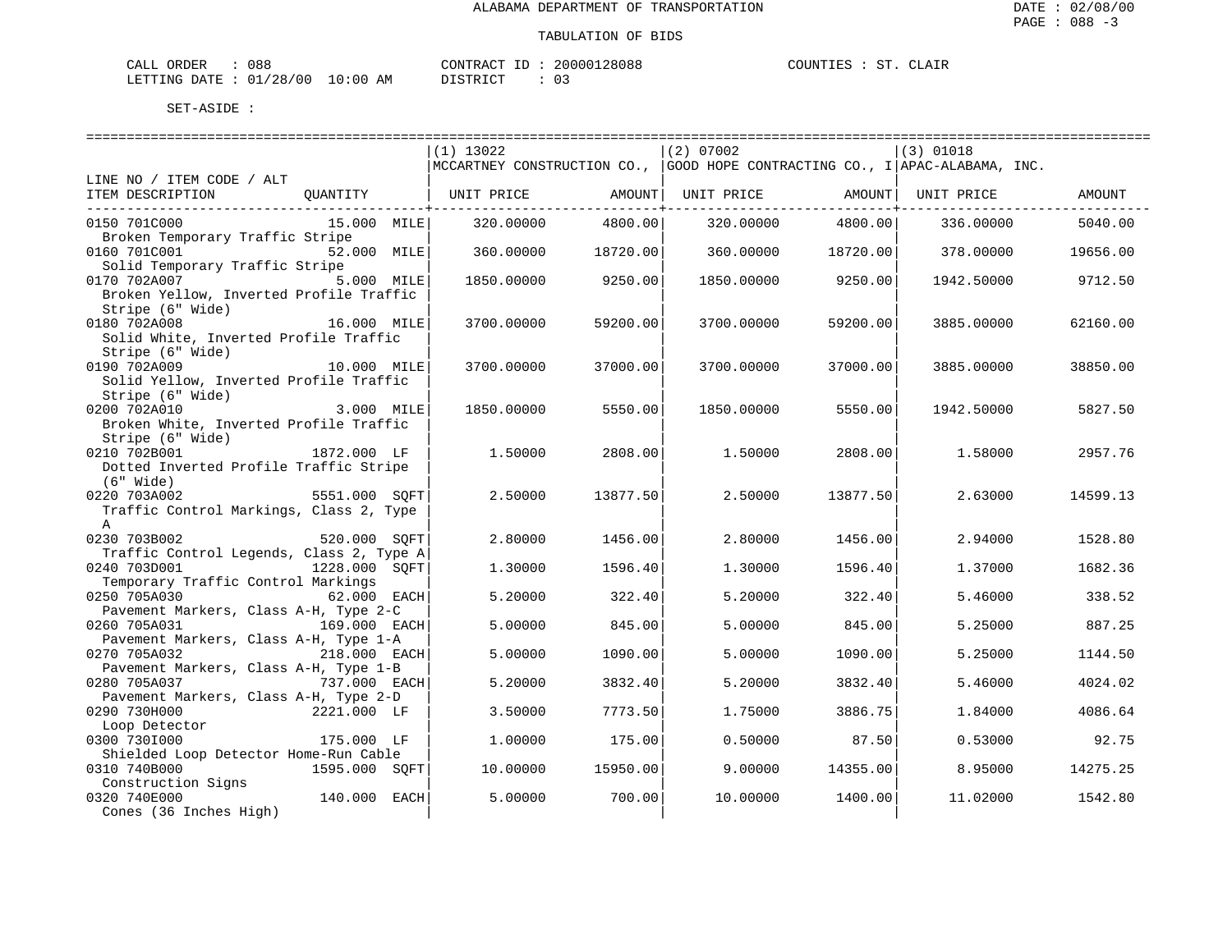ALABAMA DEPARTMENT OF TRANSPORTATION

DATE : 02/08/00

TABULATION OF BIDS

CALL ORDER : 088 CONTRACT ID : 20000128088 COUNTIES : ST. CLAIR
LETTING DATE : 01/28/00 10:00 AM DISTRICT : 03

SET-ASIDE :

| LINE NO / ITEM CODE / ALT ITEM DESCRIPTION | QUANTITY | (1) 13022 MCCARTNEY CONSTRUCTION CO., UNIT PRICE | AMOUNT | (2) 07002 GOOD HOPE CONTRACTING CO., I UNIT PRICE | AMOUNT | (3) 01018 APAC-ALABAMA, INC. UNIT PRICE | AMOUNT |
|---|---|---|---|---|---|---|---|
| 0150 701C000 Broken Temporary Traffic Stripe | 15.000 MILE | 320.00000 | 4800.00 | 320.00000 | 4800.00 | 336.00000 | 5040.00 |
| 0160 701C001 Solid Temporary Traffic Stripe | 52.000 MILE | 360.00000 | 18720.00 | 360.00000 | 18720.00 | 378.00000 | 19656.00 |
| 0170 702A007 Broken Yellow, Inverted Profile Traffic Stripe (6" Wide) | 5.000 MILE | 1850.00000 | 9250.00 | 1850.00000 | 9250.00 | 1942.50000 | 9712.50 |
| 0180 702A008 Solid White, Inverted Profile Traffic Stripe (6" Wide) | 16.000 MILE | 3700.00000 | 59200.00 | 3700.00000 | 59200.00 | 3885.00000 | 62160.00 |
| 0190 702A009 Solid Yellow, Inverted Profile Traffic Stripe (6" Wide) | 10.000 MILE | 3700.00000 | 37000.00 | 3700.00000 | 37000.00 | 3885.00000 | 38850.00 |
| 0200 702A010 Broken White, Inverted Profile Traffic Stripe (6" Wide) | 3.000 MILE | 1850.00000 | 5550.00 | 1850.00000 | 5550.00 | 1942.50000 | 5827.50 |
| 0210 702B001 Dotted Inverted Profile Traffic Stripe (6" Wide) | 1872.000 LF | 1.50000 | 2808.00 | 1.50000 | 2808.00 | 1.58000 | 2957.76 |
| 0220 703A002 Traffic Control Markings, Class 2, Type A | 5551.000 SQFT | 2.50000 | 13877.50 | 2.50000 | 13877.50 | 2.63000 | 14599.13 |
| 0230 703B002 Traffic Control Legends, Class 2, Type A | 520.000 SQFT | 2.80000 | 1456.00 | 2.80000 | 1456.00 | 2.94000 | 1528.80 |
| 0240 703D001 Temporary Traffic Control Markings | 1228.000 SQFT | 1.30000 | 1596.40 | 1.30000 | 1596.40 | 1.37000 | 1682.36 |
| 0250 705A030 Pavement Markers, Class A-H, Type 2-C | 62.000 EACH | 5.20000 | 322.40 | 5.20000 | 322.40 | 5.46000 | 338.52 |
| 0260 705A031 Pavement Markers, Class A-H, Type 1-A | 169.000 EACH | 5.00000 | 845.00 | 5.00000 | 845.00 | 5.25000 | 887.25 |
| 0270 705A032 Pavement Markers, Class A-H, Type 1-B | 218.000 EACH | 5.00000 | 1090.00 | 5.00000 | 1090.00 | 5.25000 | 1144.50 |
| 0280 705A037 Pavement Markers, Class A-H, Type 2-D | 737.000 EACH | 5.20000 | 3832.40 | 5.20000 | 3832.40 | 5.46000 | 4024.02 |
| 0290 730H000 Loop Detector | 2221.000 LF | 3.50000 | 7773.50 | 1.75000 | 3886.75 | 1.84000 | 4086.64 |
| 0300 730I000 Shielded Loop Detector Home-Run Cable | 175.000 LF | 1.00000 | 175.00 | 0.50000 | 87.50 | 0.53000 | 92.75 |
| 0310 740B000 Construction Signs | 1595.000 SQFT | 10.00000 | 15950.00 | 9.00000 | 14355.00 | 8.95000 | 14275.25 |
| 0320 740E000 Cones (36 Inches High) | 140.000 EACH | 5.00000 | 700.00 | 10.00000 | 1400.00 | 11.02000 | 1542.80 |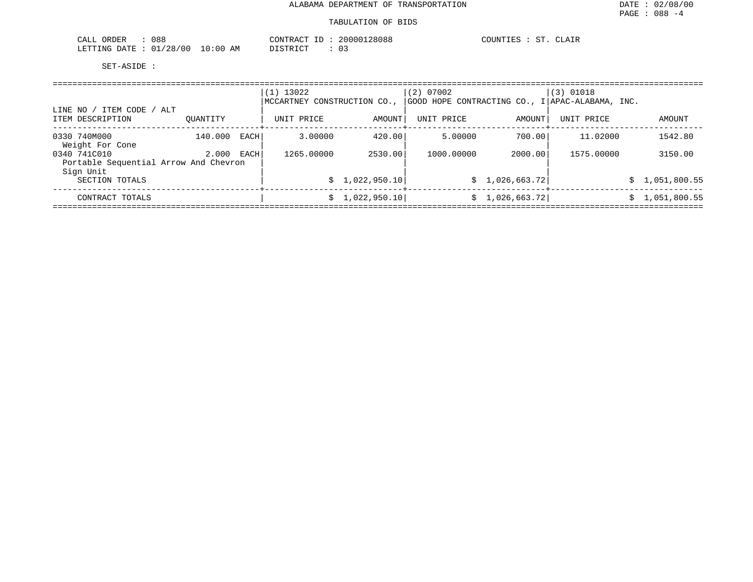ALABAMA DEPARTMENT OF TRANSPORTATION

DATE : 02/08/00

PAGE : 088 -4

TABULATION OF BIDS

CALL ORDER : 088　　CONTRACT ID : 20000128088　　COUNTIES : ST. CLAIR

LETTING DATE : 01/28/00 10:00 AM　　DISTRICT : 03

SET-ASIDE :

| LINE NO / ITEM CODE / ALT<br>ITEM DESCRIPTION | QUANTITY | (1) 13022<br>MCCARTNEY CONSTRUCTION CO.,<br>UNIT PRICE | AMOUNT | (2) 07002<br>GOOD HOPE CONTRACTING CO., I<br>UNIT PRICE | AMOUNT | (3) 01018<br>APAC-ALABAMA, INC.<br>UNIT PRICE | AMOUNT |
|---|---|---|---|---|---|---|---|
| 0330 740M000<br>Weight For Cone | 140.000 EACH | 3.00000 | 420.00 | 5.00000 | 700.00 | 11.02000 | 1542.80 |
| 0340 741C010<br>Portable Sequential Arrow And Chevron Sign Unit | 2.000 EACH | 1265.00000 | 2530.00 | 1000.00000 | 2000.00 | 1575.00000 | 3150.00 |
| SECTION TOTALS | | | $ 1,022,950.10 | | $ 1,026,663.72 | | $ 1,051,800.55 |
| CONTRACT TOTALS | | | $ 1,022,950.10 | | $ 1,026,663.72 | | $ 1,051,800.55 |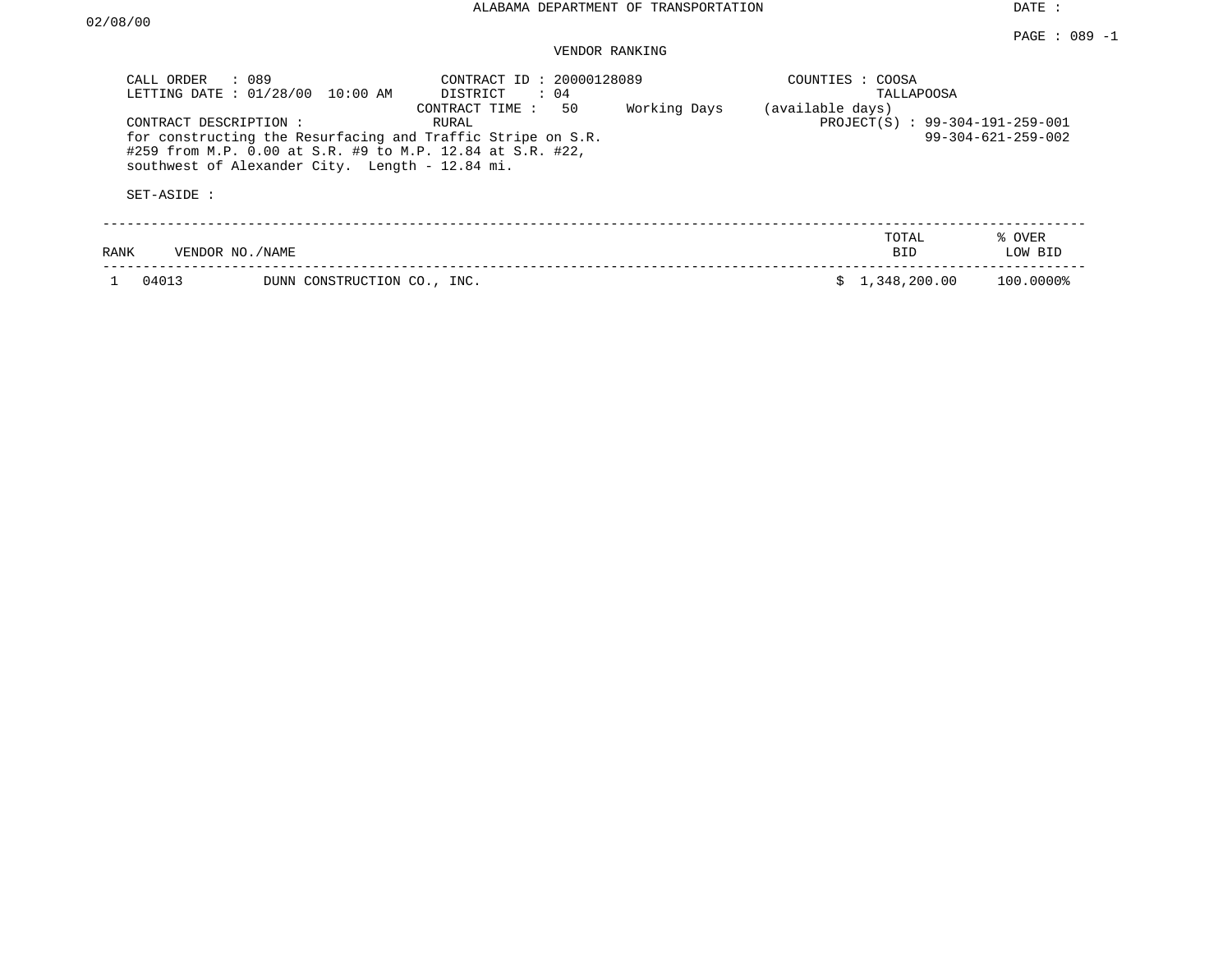# ALABAMA DEPARTMENT OF TRANSPORTATION

DATE : 02/08/00

PAGE : 089 -1

## VENDOR RANKING

CALL ORDER : 089
LETTING DATE : 01/28/00 10:00 AM

CONTRACT ID : 20000128089
DISTRICT : 04
CONTRACT TIME : 50 Working Days (available days)
RURAL

COUNTIES : COOSA
TALLAPOOSA

PROJECT(S) : 99-304-191-259-001
99-304-621-259-002

CONTRACT DESCRIPTION :
for constructing the Resurfacing and Traffic Stripe on S.R. #259 from M.P. 0.00 at S.R. #9 to M.P. 12.84 at S.R. #22, southwest of Alexander City. Length - 12.84 mi.

SET-ASIDE :

| RANK | VENDOR NO./NAME | | TOTAL BID | % OVER LOW BID |
|---|---|---|---|---|
| 1 | 04013 | DUNN CONSTRUCTION CO., INC. | $ 1,348,200.00 | 100.0000% |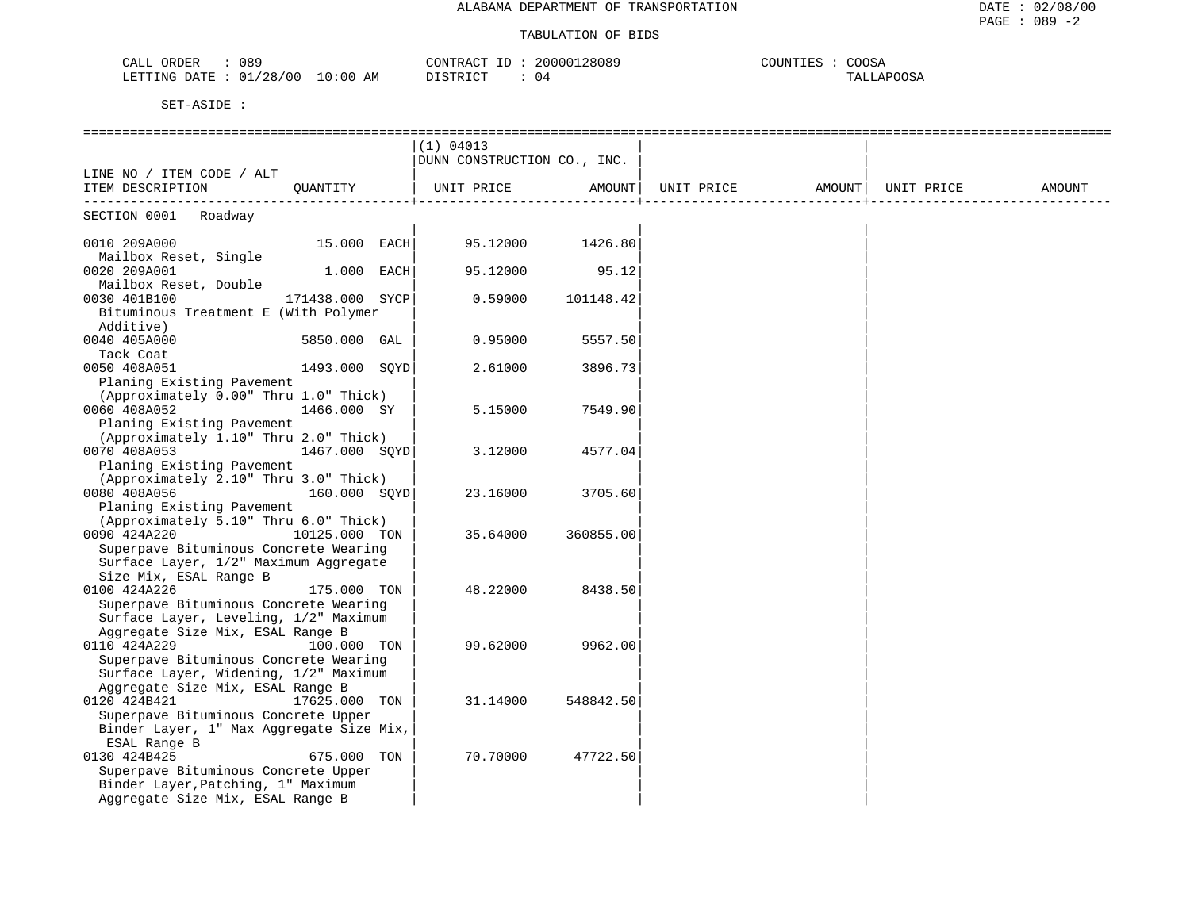ALABAMA DEPARTMENT OF TRANSPORTATION

TABULATION OF BIDS

CALL ORDER : 089 CONTRACT ID : 20000128089 COUNTIES : COOSA
LETTING DATE : 01/28/00 10:00 AM DISTRICT : 04 TALLAPOOSA

SET-ASIDE :

| LINE NO / ITEM CODE / ALT ITEM DESCRIPTION | QUANTITY | (1) 04013 DUNN CONSTRUCTION CO., INC. UNIT PRICE | AMOUNT | UNIT PRICE | AMOUNT | UNIT PRICE | AMOUNT |
|---|---|---|---|---|---|---|---|
| SECTION 0001 Roadway | | | | | | | |
| 0010 209A000 Mailbox Reset, Single | 15.000 EACH | 95.12000 | 1426.80 | | | | |
| 0020 209A001 Mailbox Reset, Double | 1.000 EACH | 95.12000 | 95.12 | | | | |
| 0030 401B100 Bituminous Treatment E (With Polymer Additive) | 171438.000 SYCP | 0.59000 | 101148.42 | | | | |
| 0040 405A000 Tack Coat | 5850.000 GAL | 0.95000 | 5557.50 | | | | |
| 0050 408A051 Planing Existing Pavement (Approximately 0.00" Thru 1.0" Thick) | 1493.000 SQYD | 2.61000 | 3896.73 | | | | |
| 0060 408A052 Planing Existing Pavement (Approximately 1.10" Thru 2.0" Thick) | 1466.000 SY | 5.15000 | 7549.90 | | | | |
| 0070 408A053 Planing Existing Pavement (Approximately 2.10" Thru 3.0" Thick) | 1467.000 SQYD | 3.12000 | 4577.04 | | | | |
| 0080 408A056 Planing Existing Pavement (Approximately 5.10" Thru 6.0" Thick) | 160.000 SQYD | 23.16000 | 3705.60 | | | | |
| 0090 424A220 Superpave Bituminous Concrete Wearing Surface Layer, 1/2" Maximum Aggregate Size Mix, ESAL Range B | 10125.000 TON | 35.64000 | 360855.00 | | | | |
| 0100 424A226 Superpave Bituminous Concrete Wearing Surface Layer, Leveling, 1/2" Maximum Aggregate Size Mix, ESAL Range B | 175.000 TON | 48.22000 | 8438.50 | | | | |
| 0110 424A229 Superpave Bituminous Concrete Wearing Surface Layer, Widening, 1/2" Maximum Aggregate Size Mix, ESAL Range B | 100.000 TON | 99.62000 | 9962.00 | | | | |
| 0120 424B421 Superpave Bituminous Concrete Upper Binder Layer, 1" Max Aggregate Size Mix, ESAL Range B | 17625.000 TON | 31.14000 | 548842.50 | | | | |
| 0130 424B425 Superpave Bituminous Concrete Upper Binder Layer,Patching, 1" Maximum Aggregate Size Mix, ESAL Range B | 675.000 TON | 70.70000 | 47722.50 | | | | |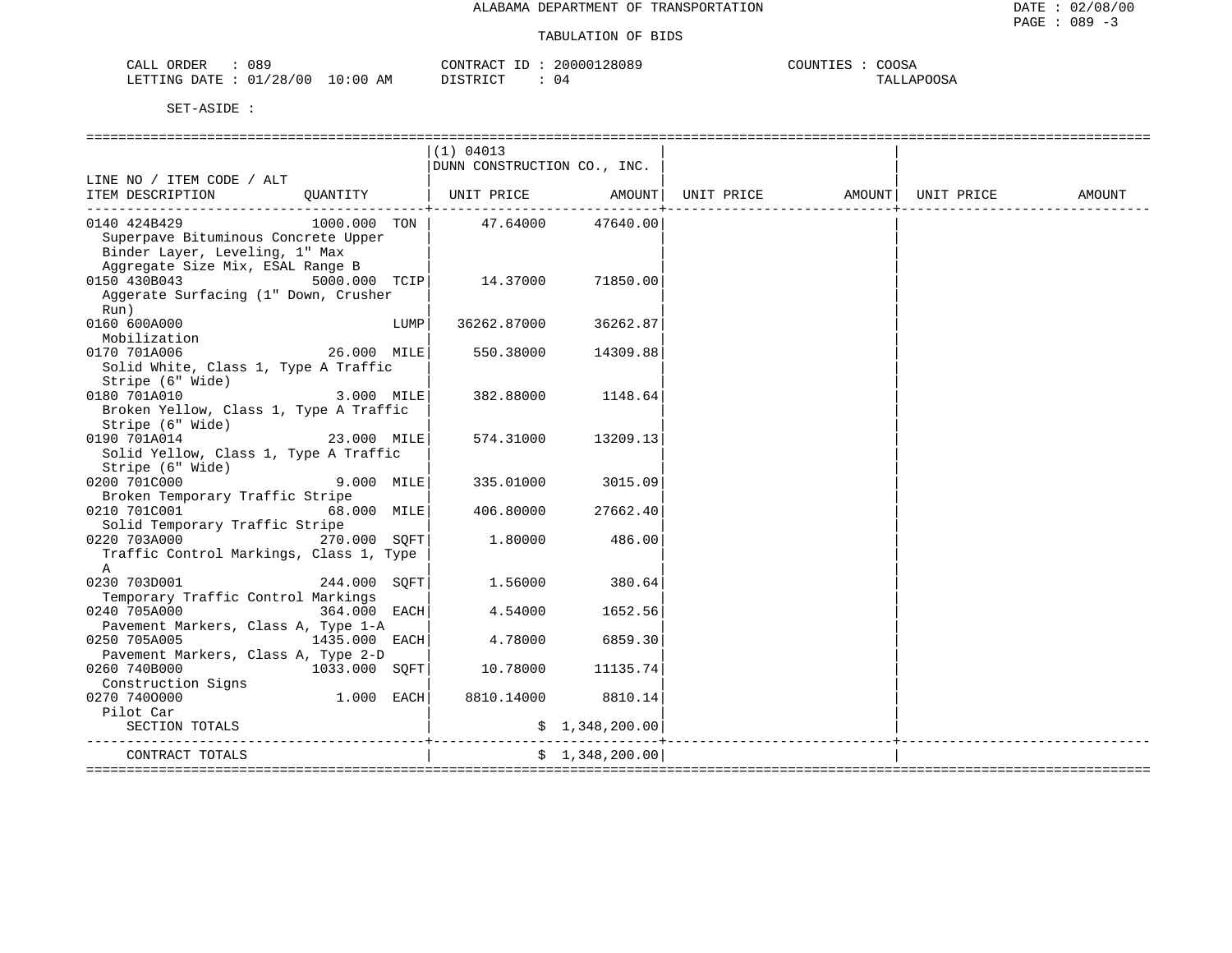ALABAMA DEPARTMENT OF TRANSPORTATION

TABULATION OF BIDS

CALL ORDER : 089 CONTRACT ID : 20000128089 COUNTIES : COOSA
LETTING DATE : 01/28/00 10:00 AM DISTRICT : 04 TALLAPOOSA

SET-ASIDE :

| LINE NO / ITEM CODE / ALT ITEM DESCRIPTION | QUANTITY | (1) 04013 DUNN CONSTRUCTION CO., INC. UNIT PRICE | AMOUNT | UNIT PRICE | AMOUNT | UNIT PRICE | AMOUNT |
|---|---|---|---|---|---|---|---|
| 0140 424B429 Superpave Bituminous Concrete Upper Binder Layer, Leveling, 1" Max Aggregate Size Mix, ESAL Range B | 1000.000 TON | 47.64000 | 47640.00 | | | | |
| 0150 430B043 Aggerate Surfacing (1" Down, Crusher Run) | 5000.000 TCIP | 14.37000 | 71850.00 | | | | |
| 0160 600A000 Mobilization | LUMP | 36262.87000 | 36262.87 | | | | |
| 0170 701A006 Solid White, Class 1, Type A Traffic Stripe (6" Wide) | 26.000 MILE | 550.38000 | 14309.88 | | | | |
| 0180 701A010 Broken Yellow, Class 1, Type A Traffic Stripe (6" Wide) | 3.000 MILE | 382.88000 | 1148.64 | | | | |
| 0190 701A014 Solid Yellow, Class 1, Type A Traffic Stripe (6" Wide) | 23.000 MILE | 574.31000 | 13209.13 | | | | |
| 0200 701C000 Broken Temporary Traffic Stripe | 9.000 MILE | 335.01000 | 3015.09 | | | | |
| 0210 701C001 Solid Temporary Traffic Stripe | 68.000 MILE | 406.80000 | 27662.40 | | | | |
| 0220 703A000 Traffic Control Markings, Class 1, Type A | 270.000 SQFT | 1.80000 | 486.00 | | | | |
| 0230 703D001 Temporary Traffic Control Markings | 244.000 SQFT | 1.56000 | 380.64 | | | | |
| 0240 705A000 Pavement Markers, Class A, Type 1-A | 364.000 EACH | 4.54000 | 1652.56 | | | | |
| 0250 705A005 Pavement Markers, Class A, Type 2-D | 1435.000 EACH | 4.78000 | 6859.30 | | | | |
| 0260 740B000 Construction Signs | 1033.000 SQFT | 10.78000 | 11135.74 | | | | |
| 0270 740O000 Pilot Car | 1.000 EACH | 8810.14000 | 8810.14 | | | | |
| SECTION TOTALS | | | $ 1,348,200.00 | | | | |
| CONTRACT TOTALS | | | $ 1,348,200.00 | | | | |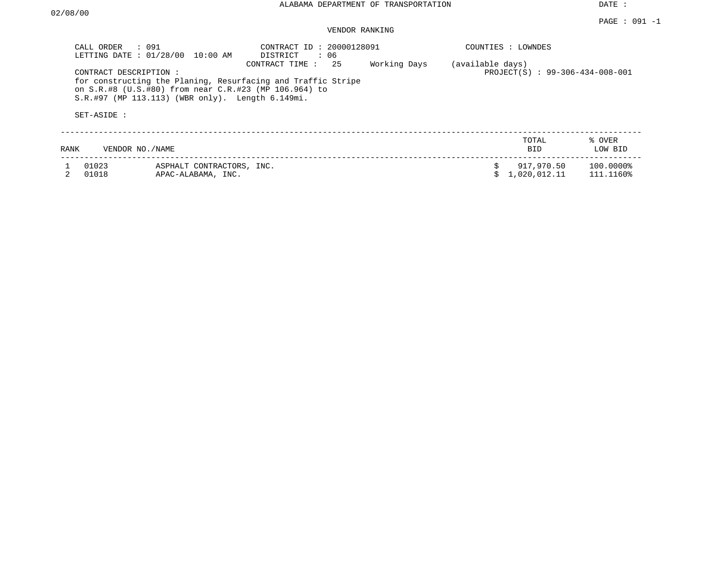ALABAMA DEPARTMENT OF TRANSPORTATION

DATE : 02/08/00

PAGE : 091 -1

VENDOR RANKING

CALL ORDER : 091
LETTING DATE : 01/28/00 10:00 AM

CONTRACT ID : 20000128091
DISTRICT : 06
CONTRACT TIME : 25 Working Days (available days)

COUNTIES : LOWNDES

PROJECT(S) : 99-306-434-008-001

CONTRACT DESCRIPTION :
for constructing the Planing, Resurfacing and Traffic Stripe on S.R.#8 (U.S.#80) from near C.R.#23 (MP 106.964) to S.R.#97 (MP 113.113) (WBR only). Length 6.149mi.

SET-ASIDE :

| RANK | VENDOR NO./NAME | | TOTAL BID | % OVER LOW BID |
|---|---|---|---|---|
| 1 | 01023 | ASPHALT CONTRACTORS, INC. | $ 917,970.50 | 100.0000% |
| 2 | 01018 | APAC-ALABAMA, INC. | $ 1,020,012.11 | 111.1160% |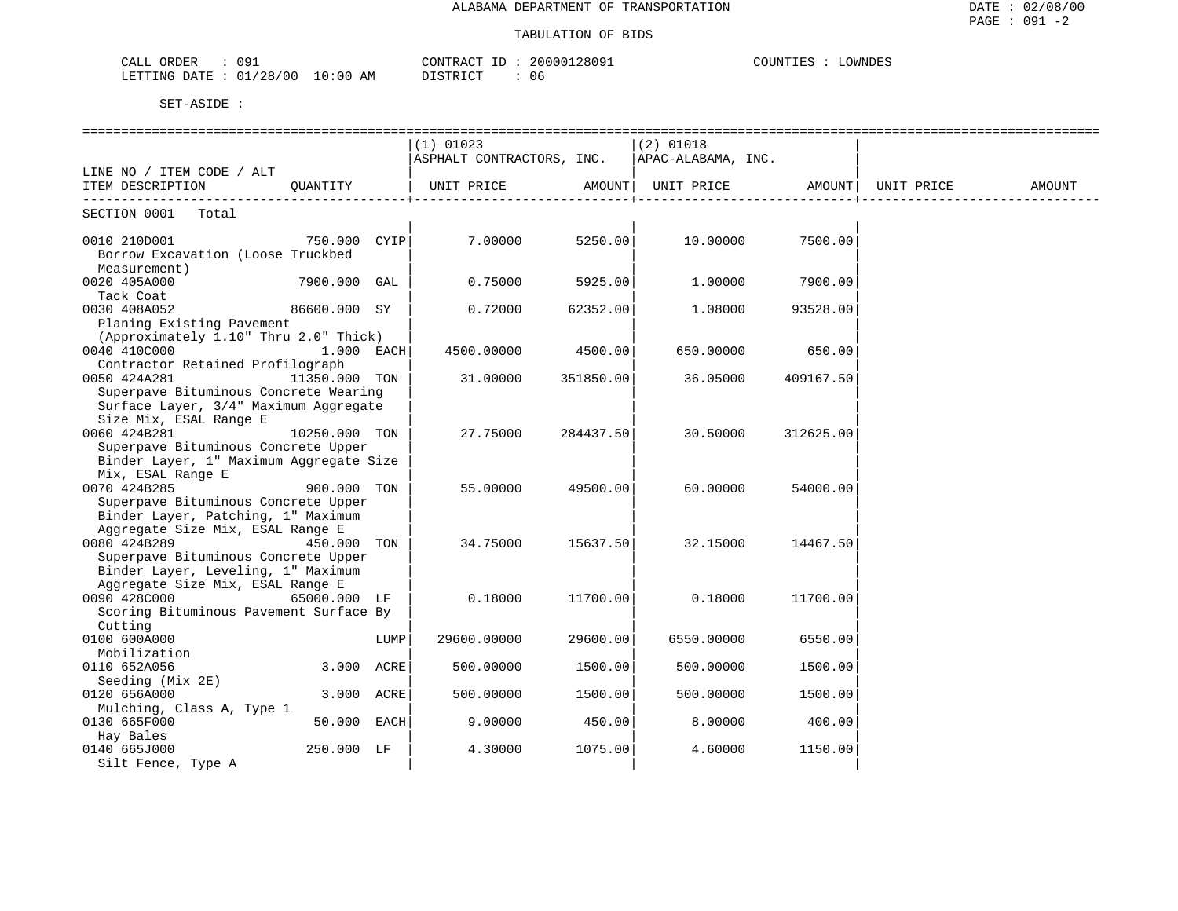ALABAMA DEPARTMENT OF TRANSPORTATION

TABULATION OF BIDS

DATE : 02/08/00
PAGE : 091 -2

CALL ORDER : 091 CONTRACT ID : 20000128091 COUNTIES : LOWNDES
LETTING DATE : 01/28/00 10:00 AM DISTRICT : 06

SET-ASIDE :

| LINE NO / ITEM CODE / ALT ITEM DESCRIPTION | QUANTITY | | (1) 01023 ASPHALT CONTRACTORS, INC. UNIT PRICE | AMOUNT | (2) 01018 APAC-ALABAMA, INC. UNIT PRICE | AMOUNT | UNIT PRICE | AMOUNT |
|---|---|---|---|---|---|---|---|---|
| SECTION 0001 Total | | | | | | | | |
| 0010 210D001 Borrow Excavation (Loose Truckbed Measurement) | 750.000 | CYIP | 7.00000 | 5250.00 | 10.00000 | 7500.00 | | |
| 0020 405A000 Tack Coat | 7900.000 | GAL | 0.75000 | 5925.00 | 1.00000 | 7900.00 | | |
| 0030 408A052 Planing Existing Pavement (Approximately 1.10" Thru 2.0" Thick) | 86600.000 | SY | 0.72000 | 62352.00 | 1.08000 | 93528.00 | | |
| 0040 410C000 Contractor Retained Profilograph | 1.000 | EACH | 4500.00000 | 4500.00 | 650.00000 | 650.00 | | |
| 0050 424A281 Superpave Bituminous Concrete Wearing Surface Layer, 3/4" Maximum Aggregate Size Mix, ESAL Range E | 11350.000 | TON | 31.00000 | 351850.00 | 36.05000 | 409167.50 | | |
| 0060 424B281 Superpave Bituminous Concrete Upper Binder Layer, 1" Maximum Aggregate Size Mix, ESAL Range E | 10250.000 | TON | 27.75000 | 284437.50 | 30.50000 | 312625.00 | | |
| 0070 424B285 Superpave Bituminous Concrete Upper Binder Layer, Patching, 1" Maximum Aggregate Size Mix, ESAL Range E | 900.000 | TON | 55.00000 | 49500.00 | 60.00000 | 54000.00 | | |
| 0080 424B289 Superpave Bituminous Concrete Upper Binder Layer, Leveling, 1" Maximum Aggregate Size Mix, ESAL Range E | 450.000 | TON | 34.75000 | 15637.50 | 32.15000 | 14467.50 | | |
| 0090 428C000 Scoring Bituminous Pavement Surface By Cutting | 65000.000 | LF | 0.18000 | 11700.00 | 0.18000 | 11700.00 | | |
| 0100 600A000 Mobilization | | LUMP | 29600.00000 | 29600.00 | 6550.00000 | 6550.00 | | |
| 0110 652A056 Seeding (Mix 2E) | 3.000 | ACRE | 500.00000 | 1500.00 | 500.00000 | 1500.00 | | |
| 0120 656A000 Mulching, Class A, Type 1 | 3.000 | ACRE | 500.00000 | 1500.00 | 500.00000 | 1500.00 | | |
| 0130 665F000 Hay Bales | 50.000 | EACH | 9.00000 | 450.00 | 8.00000 | 400.00 | | |
| 0140 665J000 Silt Fence, Type A | 250.000 | LF | 4.30000 | 1075.00 | 4.60000 | 1150.00 | | |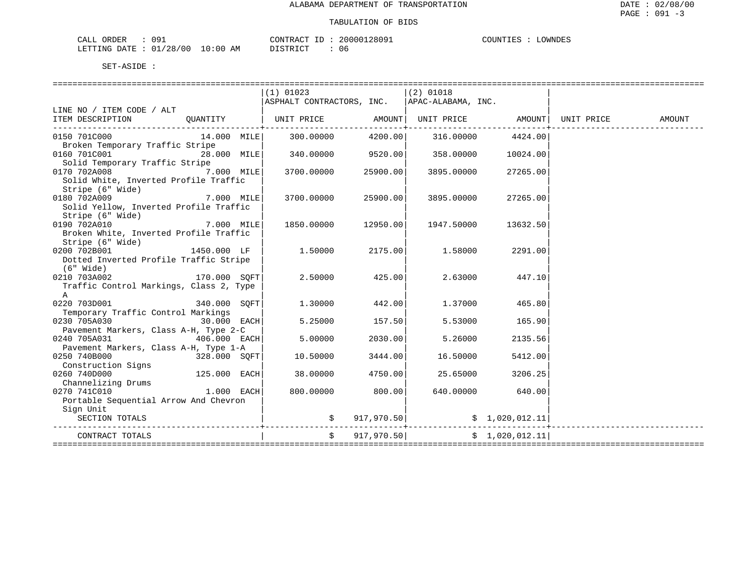ALABAMA DEPARTMENT OF TRANSPORTATION

TABULATION OF BIDS

CALL ORDER : 091 CONTRACT ID : 20000128091 COUNTIES : LOWNDES
LETTING DATE : 01/28/00 10:00 AM DISTRICT : 06

SET-ASIDE :

| LINE NO / ITEM CODE / ALT ITEM DESCRIPTION | QUANTITY | (1) 01023 ASPHALT CONTRACTORS, INC. UNIT PRICE | AMOUNT | (2) 01018 APAC-ALABAMA, INC. UNIT PRICE | AMOUNT | UNIT PRICE | AMOUNT |
|---|---|---|---|---|---|---|---|
| 0150 701C000 Broken Temporary Traffic Stripe | 14.000 MILE | 300.00000 | 4200.00 | 316.00000 | 4424.00 | | |
| 0160 701C001 Solid Temporary Traffic Stripe | 28.000 MILE | 340.00000 | 9520.00 | 358.00000 | 10024.00 | | |
| 0170 702A008 Solid White, Inverted Profile Traffic Stripe (6" Wide) | 7.000 MILE | 3700.00000 | 25900.00 | 3895.00000 | 27265.00 | | |
| 0180 702A009 Solid Yellow, Inverted Profile Traffic Stripe (6" Wide) | 7.000 MILE | 3700.00000 | 25900.00 | 3895.00000 | 27265.00 | | |
| 0190 702A010 Broken White, Inverted Profile Traffic Stripe (6" Wide) | 7.000 MILE | 1850.00000 | 12950.00 | 1947.50000 | 13632.50 | | |
| 0200 702B001 Dotted Inverted Profile Traffic Stripe (6" Wide) | 1450.000 LF | 1.50000 | 2175.00 | 1.58000 | 2291.00 | | |
| 0210 703A002 Traffic Control Markings, Class 2, Type A | 170.000 SQFT | 2.50000 | 425.00 | 2.63000 | 447.10 | | |
| 0220 703D001 Temporary Traffic Control Markings | 340.000 SQFT | 1.30000 | 442.00 | 1.37000 | 465.80 | | |
| 0230 705A030 Pavement Markers, Class A-H, Type 2-C | 30.000 EACH | 5.25000 | 157.50 | 5.53000 | 165.90 | | |
| 0240 705A031 Pavement Markers, Class A-H, Type 1-A | 406.000 EACH | 5.00000 | 2030.00 | 5.26000 | 2135.56 | | |
| 0250 740B000 Construction Signs | 328.000 SQFT | 10.50000 | 3444.00 | 16.50000 | 5412.00 | | |
| 0260 740D000 Channelizing Drums | 125.000 EACH | 38.00000 | 4750.00 | 25.65000 | 3206.25 | | |
| 0270 741C010 Portable Sequential Arrow And Chevron Sign Unit | 1.000 EACH | 800.00000 | 800.00 | 640.00000 | 640.00 | | |
| SECTION TOTALS | | | $ 917,970.50 | | $ 1,020,012.11 | | |
| CONTRACT TOTALS | | | $ 917,970.50 | | $ 1,020,012.11 | | |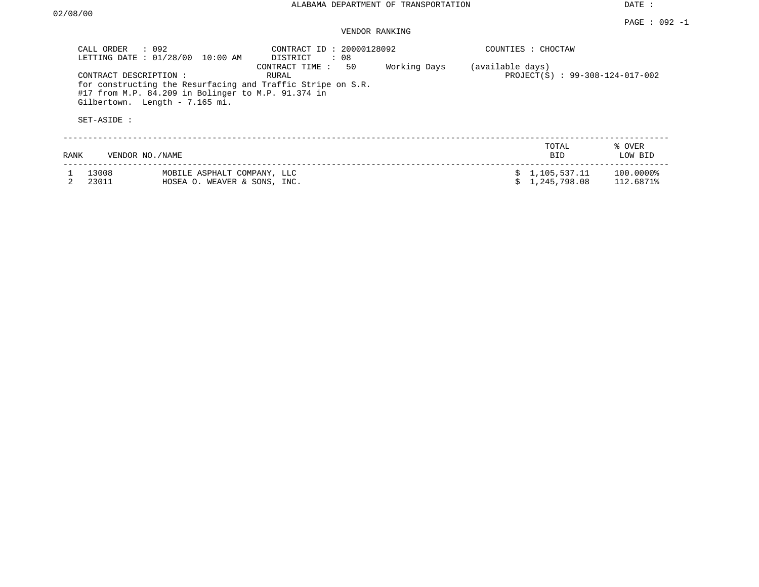ALABAMA DEPARTMENT OF TRANSPORTATION

DATE : 02/08/00

PAGE : 092 -1

VENDOR RANKING

CALL ORDER : 092
LETTING DATE : 01/28/00 10:00 AM

CONTRACT ID : 20000128092
DISTRICT : 08
CONTRACT TIME : 50 Working Days (available days)
RURAL

COUNTIES : CHOCTAW

PROJECT(S) : 99-308-124-017-002

CONTRACT DESCRIPTION :
for constructing the Resurfacing and Traffic Stripe on S.R. #17 from M.P. 84.209 in Bolinger to M.P. 91.374 in Gilbertown. Length - 7.165 mi.

SET-ASIDE :

| RANK | VENDOR NO./NAME | | TOTAL BID | % OVER LOW BID |
|---|---|---|---|---|
| 1 | 13008 | MOBILE ASPHALT COMPANY, LLC | $ 1,105,537.11 | 100.0000% |
| 2 | 23011 | HOSEA O. WEAVER & SONS, INC. | $ 1,245,798.08 | 112.6871% |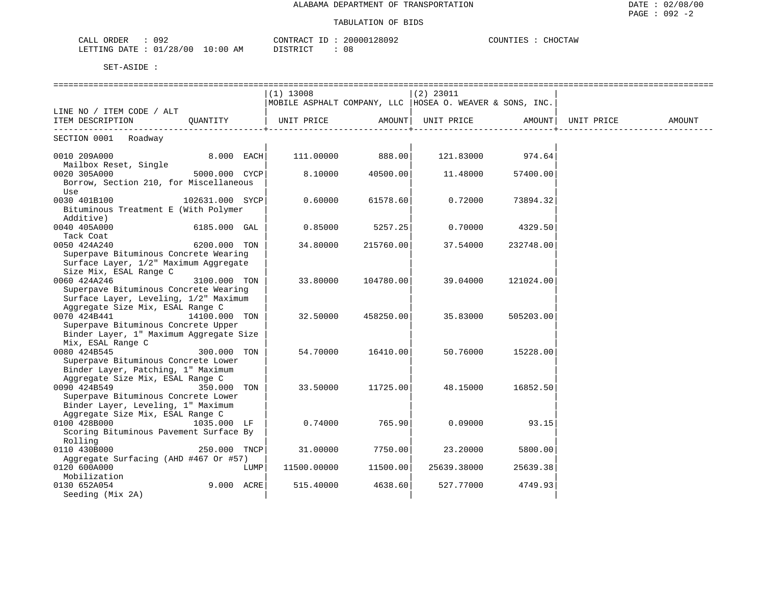ALABAMA DEPARTMENT OF TRANSPORTATION

TABULATION OF BIDS

CALL ORDER : 092 CONTRACT ID : 20000128092 COUNTIES : CHOCTAW
LETTING DATE : 01/28/00 10:00 AM DISTRICT : 08

SET-ASIDE :

| LINE NO / ITEM CODE / ALT ITEM DESCRIPTION | QUANTITY | (1) 13008 MOBILE ASPHALT COMPANY, LLC UNIT PRICE | AMOUNT | (2) 23011 HOSEA O. WEAVER & SONS, INC. UNIT PRICE | AMOUNT | UNIT PRICE | AMOUNT |
|---|---|---|---|---|---|---|---|
| **SECTION 0001 Roadway** | | | | | | | |
| 0010 209A000 Mailbox Reset, Single | 8.000 EACH | 111.00000 | 888.00 | 121.83000 | 974.64 | | |
| 0020 305A000 Borrow, Section 210, for Miscellaneous Use | 5000.000 CYCP | 8.10000 | 40500.00 | 11.48000 | 57400.00 | | |
| 0030 401B100 Bituminous Treatment E (With Polymer Additive) | 102631.000 SYCP | 0.60000 | 61578.60 | 0.72000 | 73894.32 | | |
| 0040 405A000 Tack Coat | 6185.000 GAL | 0.85000 | 5257.25 | 0.70000 | 4329.50 | | |
| 0050 424A240 Superpave Bituminous Concrete Wearing Surface Layer, 1/2" Maximum Aggregate Size Mix, ESAL Range C | 6200.000 TON | 34.80000 | 215760.00 | 37.54000 | 232748.00 | | |
| 0060 424A246 Superpave Bituminous Concrete Wearing Surface Layer, Leveling, 1/2" Maximum Aggregate Size Mix, ESAL Range C | 3100.000 TON | 33.80000 | 104780.00 | 39.04000 | 121024.00 | | |
| 0070 424B441 Superpave Bituminous Concrete Upper Binder Layer, 1" Maximum Aggregate Size Mix, ESAL Range C | 14100.000 TON | 32.50000 | 458250.00 | 35.83000 | 505203.00 | | |
| 0080 424B545 Superpave Bituminous Concrete Lower Binder Layer, Patching, 1" Maximum Aggregate Size Mix, ESAL Range C | 300.000 TON | 54.70000 | 16410.00 | 50.76000 | 15228.00 | | |
| 0090 424B549 Superpave Bituminous Concrete Lower Binder Layer, Leveling, 1" Maximum Aggregate Size Mix, ESAL Range C | 350.000 TON | 33.50000 | 11725.00 | 48.15000 | 16852.50 | | |
| 0100 428B000 Scoring Bituminous Pavement Surface By Rolling | 1035.000 LF | 0.74000 | 765.90 | 0.09000 | 93.15 | | |
| 0110 430B000 Aggregate Surfacing (AHD #467 Or #57) | 250.000 TNCP | 31.00000 | 7750.00 | 23.20000 | 5800.00 | | |
| 0120 600A000 Mobilization | LUMP | 11500.00000 | 11500.00 | 25639.38000 | 25639.38 | | |
| 0130 652A054 Seeding (Mix 2A) | 9.000 ACRE | 515.40000 | 4638.60 | 527.77000 | 4749.93 | | |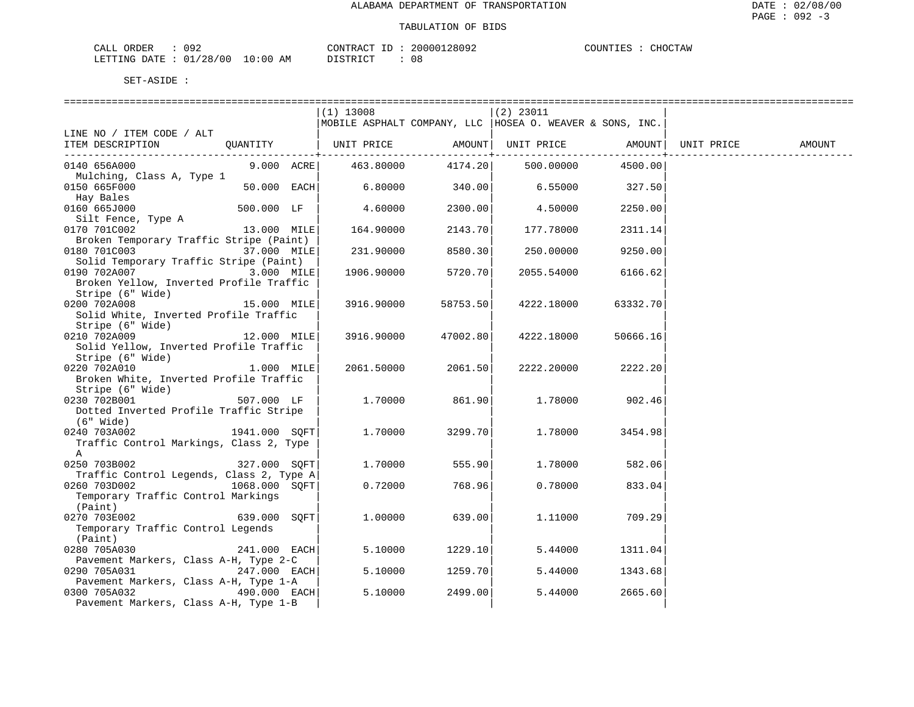ALABAMA DEPARTMENT OF TRANSPORTATION

TABULATION OF BIDS

CALL ORDER : 092　　CONTRACT ID : 20000128092　　COUNTIES : CHOCTAW
LETTING DATE : 01/28/00 10:00 AM　　DISTRICT : 08

SET-ASIDE :

| LINE NO / ITEM CODE / ALT ITEM DESCRIPTION | QUANTITY | (1) 13008 MOBILE ASPHALT COMPANY, LLC UNIT PRICE | AMOUNT | (2) 23011 HOSEA O. WEAVER & SONS, INC. UNIT PRICE | AMOUNT | UNIT PRICE | AMOUNT |
|---|---|---|---|---|---|---|---|
| 0140 656A000 Mulching, Class A, Type 1 | 9.000 ACRE | 463.80000 | 4174.20 | 500.00000 | 4500.00 | | |
| 0150 665F000 Hay Bales | 50.000 EACH | 6.80000 | 340.00 | 6.55000 | 327.50 | | |
| 0160 665J000 Silt Fence, Type A | 500.000 LF | 4.60000 | 2300.00 | 4.50000 | 2250.00 | | |
| 0170 701C002 Broken Temporary Traffic Stripe (Paint) | 13.000 MILE | 164.90000 | 2143.70 | 177.78000 | 2311.14 | | |
| 0180 701C003 Solid Temporary Traffic Stripe (Paint) | 37.000 MILE | 231.90000 | 8580.30 | 250.00000 | 9250.00 | | |
| 0190 702A007 Broken Yellow, Inverted Profile Traffic Stripe (6" Wide) | 3.000 MILE | 1906.90000 | 5720.70 | 2055.54000 | 6166.62 | | |
| 0200 702A008 Solid White, Inverted Profile Traffic Stripe (6" Wide) | 15.000 MILE | 3916.90000 | 58753.50 | 4222.18000 | 63332.70 | | |
| 0210 702A009 Solid Yellow, Inverted Profile Traffic Stripe (6" Wide) | 12.000 MILE | 3916.90000 | 47002.80 | 4222.18000 | 50666.16 | | |
| 0220 702A010 Broken White, Inverted Profile Traffic Stripe (6" Wide) | 1.000 MILE | 2061.50000 | 2061.50 | 2222.20000 | 2222.20 | | |
| 0230 702B001 Dotted Inverted Profile Traffic Stripe (6" Wide) | 507.000 LF | 1.70000 | 861.90 | 1.78000 | 902.46 | | |
| 0240 703A002 Traffic Control Markings, Class 2, Type A | 1941.000 SQFT | 1.70000 | 3299.70 | 1.78000 | 3454.98 | | |
| 0250 703B002 Traffic Control Legends, Class 2, Type A | 327.000 SQFT | 1.70000 | 555.90 | 1.78000 | 582.06 | | |
| 0260 703D002 Temporary Traffic Control Markings (Paint) | 1068.000 SQFT | 0.72000 | 768.96 | 0.78000 | 833.04 | | |
| 0270 703E002 Temporary Traffic Control Legends (Paint) | 639.000 SQFT | 1.00000 | 639.00 | 1.11000 | 709.29 | | |
| 0280 705A030 Pavement Markers, Class A-H, Type 2-C | 241.000 EACH | 5.10000 | 1229.10 | 5.44000 | 1311.04 | | |
| 0290 705A031 Pavement Markers, Class A-H, Type 1-A | 247.000 EACH | 5.10000 | 1259.70 | 5.44000 | 1343.68 | | |
| 0300 705A032 Pavement Markers, Class A-H, Type 1-B | 490.000 EACH | 5.10000 | 2499.00 | 5.44000 | 2665.60 | | |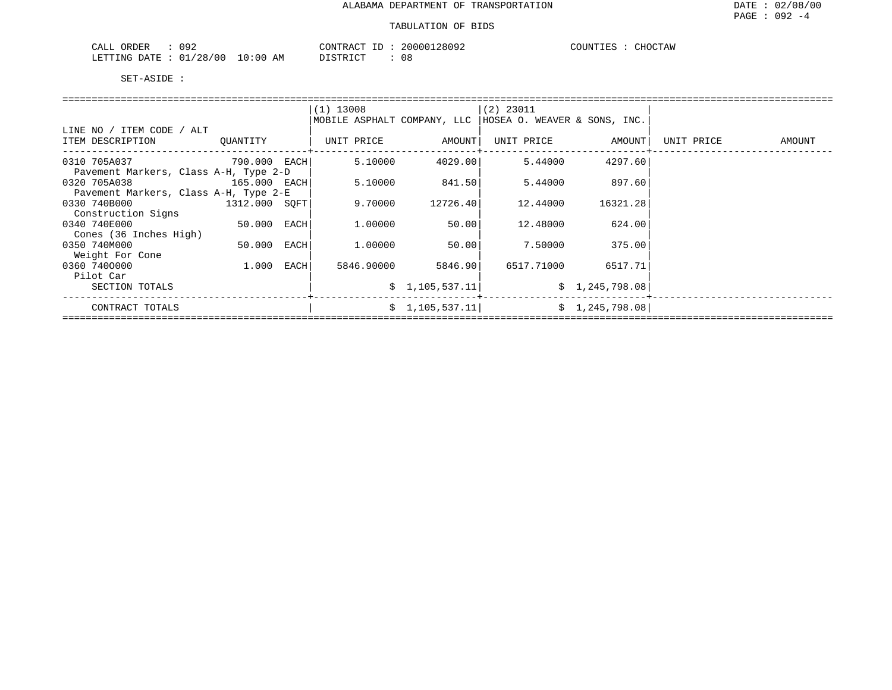# ALABAMA DEPARTMENT OF TRANSPORTATION

DATE : 02/08/00

PAGE : 092 -4

## TABULATION OF BIDS

CALL ORDER : 092 CONTRACT ID : 20000128092 COUNTIES : CHOCTAW

LETTING DATE : 01/28/00 10:00 AM DISTRICT : 08

SET-ASIDE :

| LINE NO / ITEM CODE / ALT<br>ITEM DESCRIPTION | QUANTITY | (1) 13008<br>MOBILE ASPHALT COMPANY, LLC<br>UNIT PRICE | AMOUNT | (2) 23011<br>HOSEA O. WEAVER & SONS, INC.<br>UNIT PRICE | AMOUNT | UNIT PRICE | AMOUNT |
|---|---|---|---|---|---|---|---|
| 0310 705A037<br>Pavement Markers, Class A-H, Type 2-D | 790.000 EACH | 5.10000 | 4029.00 | 5.44000 | 4297.60 | | |
| 0320 705A038<br>Pavement Markers, Class A-H, Type 2-E | 165.000 EACH | 5.10000 | 841.50 | 5.44000 | 897.60 | | |
| 0330 740B000<br>Construction Signs | 1312.000 SQFT | 9.70000 | 12726.40 | 12.44000 | 16321.28 | | |
| 0340 740E000<br>Cones (36 Inches High) | 50.000 EACH | 1.00000 | 50.00 | 12.48000 | 624.00 | | |
| 0350 740M000<br>Weight For Cone | 50.000 EACH | 1.00000 | 50.00 | 7.50000 | 375.00 | | |
| 0360 740O000<br>Pilot Car | 1.000 EACH | 5846.90000 | 5846.90 | 6517.71000 | 6517.71 | | |
| SECTION TOTALS | | | $ 1,105,537.11 | | $ 1,245,798.08 | | |
| CONTRACT TOTALS | | | $ 1,105,537.11 | | $ 1,245,798.08 | | |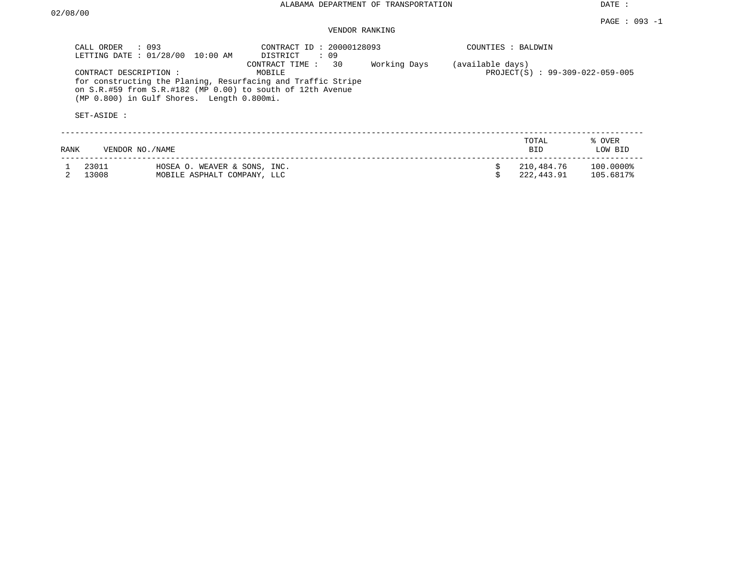ALABAMA DEPARTMENT OF TRANSPORTATION

DATE :

02/08/00

PAGE : 093 -1

## VENDOR RANKING

CALL ORDER : 093
LETTING DATE : 01/28/00 10:00 AM

CONTRACT ID : 20000128093
DISTRICT : 09
CONTRACT TIME : 30 Working Days (available days)

COUNTIES : BALDWIN

CONTRACT DESCRIPTION : MOBILE

PROJECT(S) : 99-309-022-059-005

for constructing the Planing, Resurfacing and Traffic Stripe on S.R.#59 from S.R.#182 (MP 0.00) to south of 12th Avenue (MP 0.800) in Gulf Shores. Length 0.800mi.

SET-ASIDE :

| RANK | VENDOR NO./NAME | | TOTAL BID | % OVER LOW BID |
|---|---|---|---|---|
| 1 | 23011 | HOSEA O. WEAVER & SONS, INC. | $ 210,484.76 | 100.0000% |
| 2 | 13008 | MOBILE ASPHALT COMPANY, LLC | $ 222,443.91 | 105.6817% |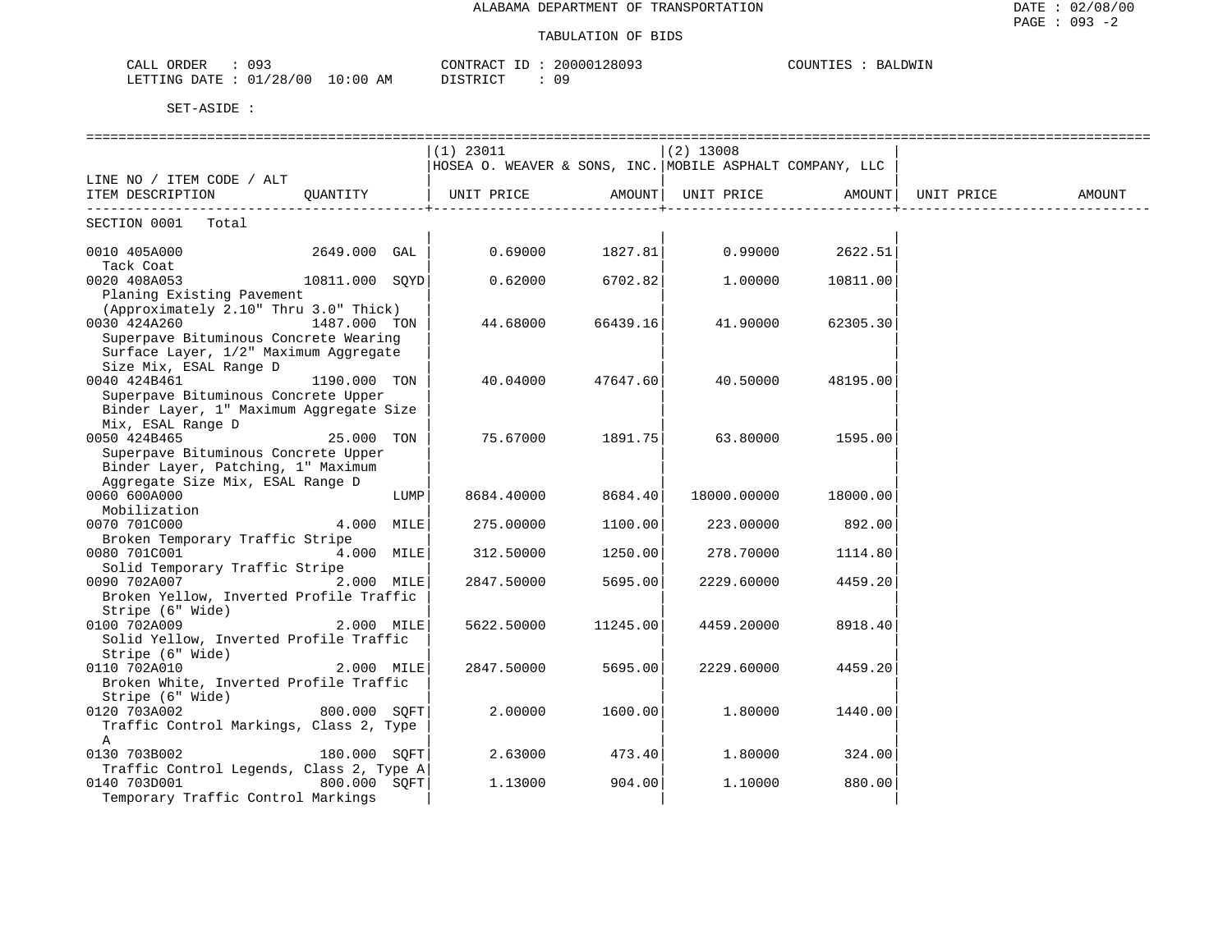ALABAMA DEPARTMENT OF TRANSPORTATION

TABULATION OF BIDS

CALL ORDER : 093 CONTRACT ID : 20000128093 COUNTIES : BALDWIN
LETTING DATE : 01/28/00 10:00 AM DISTRICT : 09

SET-ASIDE :

| LINE NO / ITEM CODE / ALT<br>ITEM DESCRIPTION | QUANTITY | (1) 23011<br>HOSEA O. WEAVER & SONS, INC.<br>UNIT PRICE | AMOUNT | (2) 13008<br>MOBILE ASPHALT COMPANY, LLC<br>UNIT PRICE | AMOUNT | UNIT PRICE | AMOUNT |
|---|---|---|---|---|---|---|---|
| SECTION 0001 Total | | | | | | | |
| 0010 405A000<br>Tack Coat | 2649.000 GAL | 0.69000 | 1827.81 | 0.99000 | 2622.51 | | |
| 0020 408A053<br>Planing Existing Pavement (Approximately 2.10" Thru 3.0" Thick) | 10811.000 SQYD | 0.62000 | 6702.82 | 1.00000 | 10811.00 | | |
| 0030 424A260<br>Superpave Bituminous Concrete Wearing Surface Layer, 1/2" Maximum Aggregate Size Mix, ESAL Range D | 1487.000 TON | 44.68000 | 66439.16 | 41.90000 | 62305.30 | | |
| 0040 424B461<br>Superpave Bituminous Concrete Upper Binder Layer, 1" Maximum Aggregate Size Mix, ESAL Range D | 1190.000 TON | 40.04000 | 47647.60 | 40.50000 | 48195.00 | | |
| 0050 424B465<br>Superpave Bituminous Concrete Upper Binder Layer, Patching, 1" Maximum Aggregate Size Mix, ESAL Range D | 25.000 TON | 75.67000 | 1891.75 | 63.80000 | 1595.00 | | |
| 0060 600A000<br>Mobilization | LUMP | 8684.40000 | 8684.40 | 18000.00000 | 18000.00 | | |
| 0070 701C000<br>Broken Temporary Traffic Stripe | 4.000 MILE | 275.00000 | 1100.00 | 223.00000 | 892.00 | | |
| 0080 701C001<br>Solid Temporary Traffic Stripe | 4.000 MILE | 312.50000 | 1250.00 | 278.70000 | 1114.80 | | |
| 0090 702A007<br>Broken Yellow, Inverted Profile Traffic Stripe (6" Wide) | 2.000 MILE | 2847.50000 | 5695.00 | 2229.60000 | 4459.20 | | |
| 0100 702A009<br>Solid Yellow, Inverted Profile Traffic Stripe (6" Wide) | 2.000 MILE | 5622.50000 | 11245.00 | 4459.20000 | 8918.40 | | |
| 0110 702A010<br>Broken White, Inverted Profile Traffic Stripe (6" Wide) | 2.000 MILE | 2847.50000 | 5695.00 | 2229.60000 | 4459.20 | | |
| 0120 703A002<br>Traffic Control Markings, Class 2, Type A | 800.000 SQFT | 2.00000 | 1600.00 | 1.80000 | 1440.00 | | |
| 0130 703B002<br>Traffic Control Legends, Class 2, Type A | 180.000 SQFT | 2.63000 | 473.40 | 1.80000 | 324.00 | | |
| 0140 703D001<br>Temporary Traffic Control Markings | 800.000 SQFT | 1.13000 | 904.00 | 1.10000 | 880.00 | | |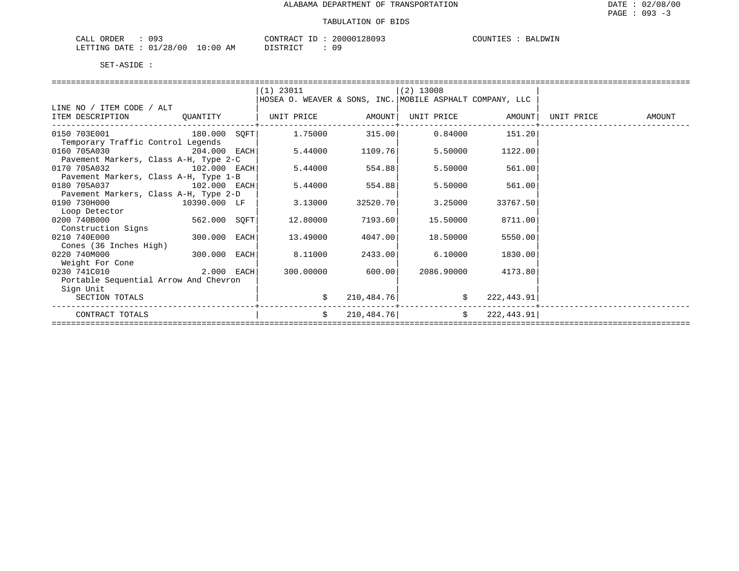ALABAMA DEPARTMENT OF TRANSPORTATION

TABULATION OF BIDS

CALL ORDER : 093 CONTRACT ID : 20000128093 COUNTIES : BALDWIN
LETTING DATE : 01/28/00 10:00 AM DISTRICT : 09

SET-ASIDE :

| LINE NO / ITEM CODE / ALT<br>ITEM DESCRIPTION | QUANTITY | (1) 23011<br>HOSEA O. WEAVER & SONS, INC.<br>UNIT PRICE | AMOUNT | (2) 13008<br>MOBILE ASPHALT COMPANY, LLC<br>UNIT PRICE | AMOUNT | UNIT PRICE | AMOUNT |
|---|---|---|---|---|---|---|---|
| 0150 703E001<br>Temporary Traffic Control Legends | 180.000 SQFT | 1.75000 | 315.00 | 0.84000 | 151.20 | | |
| 0160 705A030<br>Pavement Markers, Class A-H, Type 2-C | 204.000 EACH | 5.44000 | 1109.76 | 5.50000 | 1122.00 | | |
| 0170 705A032<br>Pavement Markers, Class A-H, Type 1-B | 102.000 EACH | 5.44000 | 554.88 | 5.50000 | 561.00 | | |
| 0180 705A037<br>Pavement Markers, Class A-H, Type 2-D | 102.000 EACH | 5.44000 | 554.88 | 5.50000 | 561.00 | | |
| 0190 730H000<br>Loop Detector | 10390.000 LF | 3.13000 | 32520.70 | 3.25000 | 33767.50 | | |
| 0200 740B000<br>Construction Signs | 562.000 SQFT | 12.80000 | 7193.60 | 15.50000 | 8711.00 | | |
| 0210 740E000<br>Cones (36 Inches High) | 300.000 EACH | 13.49000 | 4047.00 | 18.50000 | 5550.00 | | |
| 0220 740M000<br>Weight For Cone | 300.000 EACH | 8.11000 | 2433.00 | 6.10000 | 1830.00 | | |
| 0230 741C010<br>Portable Sequential Arrow And Chevron Sign Unit | 2.000 EACH | 300.00000 | 600.00 | 2086.90000 | 4173.80 | | |
| SECTION TOTALS | | $ | 210,484.76 | $ | 222,443.91 | | |
| CONTRACT TOTALS | | $ | 210,484.76 | $ | 222,443.91 | | |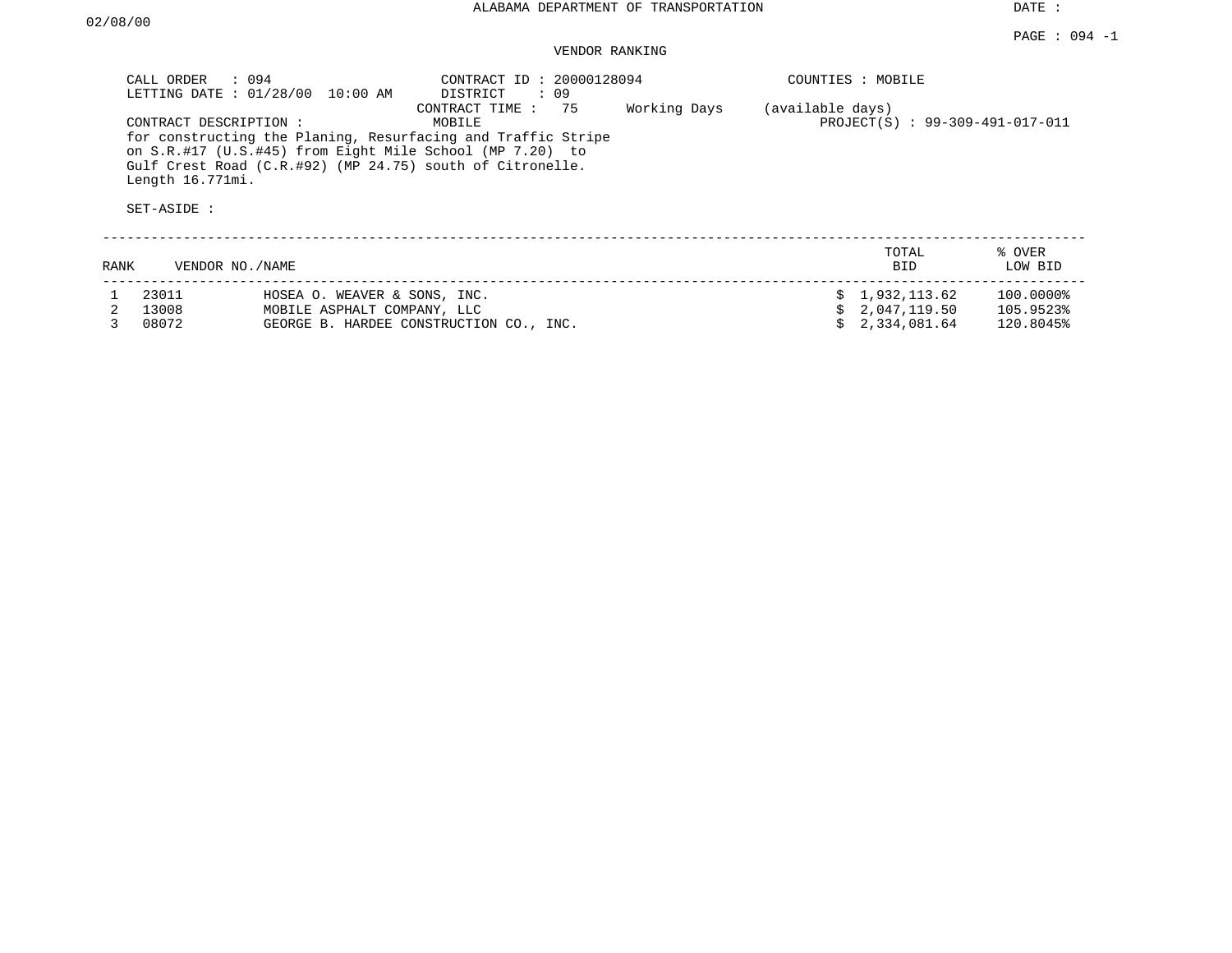ALABAMA DEPARTMENT OF TRANSPORTATION

DATE : 02/08/00

PAGE : 094 -1

VENDOR RANKING

CALL ORDER : 094
LETTING DATE : 01/28/00 10:00 AM

CONTRACT ID : 20000128094
DISTRICT : 09
CONTRACT TIME : 75 Working Days (available days)

COUNTIES : MOBILE

CONTRACT DESCRIPTION : MOBILE
for constructing the Planing, Resurfacing and Traffic Stripe on S.R.#17 (U.S.#45) from Eight Mile School (MP 7.20) to Gulf Crest Road (C.R.#92) (MP 24.75) south of Citronelle. Length 16.771mi.

PROJECT(S) : 99-309-491-017-011

SET-ASIDE :

| RANK | VENDOR NO. | NAME | TOTAL BID | % OVER LOW BID |
|---|---|---|---|---|
| 1 | 23011 | HOSEA O. WEAVER & SONS, INC. | $ 1,932,113.62 | 100.0000% |
| 2 | 13008 | MOBILE ASPHALT COMPANY, LLC | $ 2,047,119.50 | 105.9523% |
| 3 | 08072 | GEORGE B. HARDEE CONSTRUCTION CO., INC. | $ 2,334,081.64 | 120.8045% |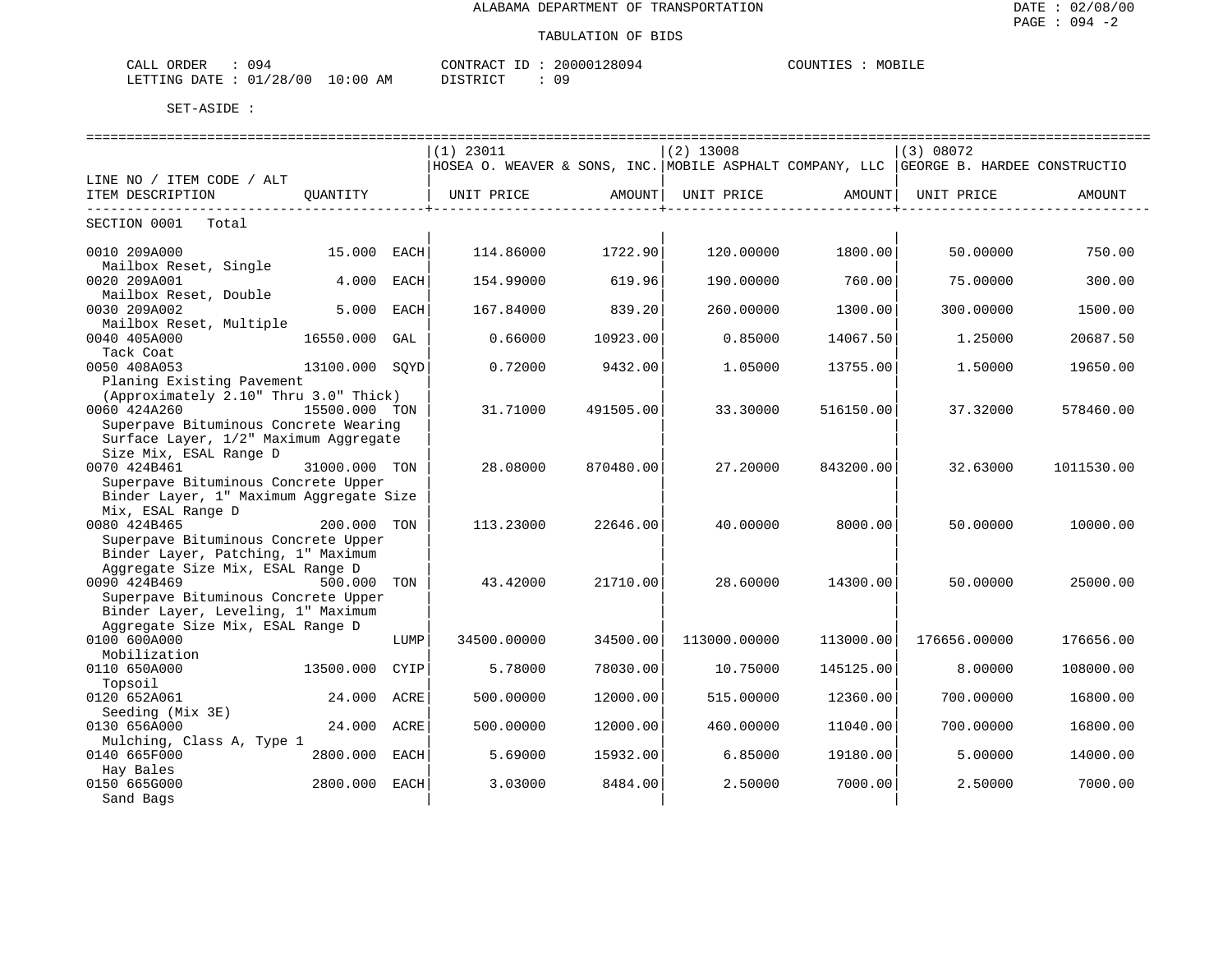ALABAMA DEPARTMENT OF TRANSPORTATION

TABULATION OF BIDS

CALL ORDER : 094  CONTRACT ID : 20000128094  COUNTIES : MOBILE
LETTING DATE : 01/28/00 10:00 AM  DISTRICT : 09

SET-ASIDE :

| LINE NO / ITEM CODE / ALT ITEM DESCRIPTION | QUANTITY | | (1) 23011 HOSEA O. WEAVER & SONS, INC. UNIT PRICE | AMOUNT | (2) 13008 MOBILE ASPHALT COMPANY, LLC UNIT PRICE | AMOUNT | (3) 08072 GEORGE B. HARDEE CONSTRUCTIO UNIT PRICE | AMOUNT |
|---|---|---|---|---|---|---|---|---|
| SECTION 0001 Total | | | | | | | | |
| 0010 209A000 Mailbox Reset, Single | 15.000 | EACH | 114.86000 | 1722.90 | 120.00000 | 1800.00 | 50.00000 | 750.00 |
| 0020 209A001 Mailbox Reset, Double | 4.000 | EACH | 154.99000 | 619.96 | 190.00000 | 760.00 | 75.00000 | 300.00 |
| 0030 209A002 Mailbox Reset, Multiple | 5.000 | EACH | 167.84000 | 839.20 | 260.00000 | 1300.00 | 300.00000 | 1500.00 |
| 0040 405A000 Tack Coat | 16550.000 | GAL | 0.66000 | 10923.00 | 0.85000 | 14067.50 | 1.25000 | 20687.50 |
| 0050 408A053 Planing Existing Pavement (Approximately 2.10" Thru 3.0" Thick) | 13100.000 | SQYD | 0.72000 | 9432.00 | 1.05000 | 13755.00 | 1.50000 | 19650.00 |
| 0060 424A260 Superpave Bituminous Concrete Wearing Surface Layer, 1/2" Maximum Aggregate Size Mix, ESAL Range D | 15500.000 | TON | 31.71000 | 491505.00 | 33.30000 | 516150.00 | 37.32000 | 578460.00 |
| 0070 424B461 Superpave Bituminous Concrete Upper Binder Layer, 1" Maximum Aggregate Size Mix, ESAL Range D | 31000.000 | TON | 28.08000 | 870480.00 | 27.20000 | 843200.00 | 32.63000 | 1011530.00 |
| 0080 424B465 Superpave Bituminous Concrete Upper Binder Layer, Patching, 1" Maximum Aggregate Size Mix, ESAL Range D | 200.000 | TON | 113.23000 | 22646.00 | 40.00000 | 8000.00 | 50.00000 | 10000.00 |
| 0090 424B469 Superpave Bituminous Concrete Upper Binder Layer, Leveling, 1" Maximum Aggregate Size Mix, ESAL Range D | 500.000 | TON | 43.42000 | 21710.00 | 28.60000 | 14300.00 | 50.00000 | 25000.00 |
| 0100 600A000 Mobilization | | LUMP | 34500.00000 | 34500.00 | 113000.00000 | 113000.00 | 176656.00000 | 176656.00 |
| 0110 650A000 Topsoil | 13500.000 | CYIP | 5.78000 | 78030.00 | 10.75000 | 145125.00 | 8.00000 | 108000.00 |
| 0120 652A061 Seeding (Mix 3E) | 24.000 | ACRE | 500.00000 | 12000.00 | 515.00000 | 12360.00 | 700.00000 | 16800.00 |
| 0130 656A000 Mulching, Class A, Type 1 | 24.000 | ACRE | 500.00000 | 12000.00 | 460.00000 | 11040.00 | 700.00000 | 16800.00 |
| 0140 665F000 Hay Bales | 2800.000 | EACH | 5.69000 | 15932.00 | 6.85000 | 19180.00 | 5.00000 | 14000.00 |
| 0150 665G000 Sand Bags | 2800.000 | EACH | 3.03000 | 8484.00 | 2.50000 | 7000.00 | 2.50000 | 7000.00 |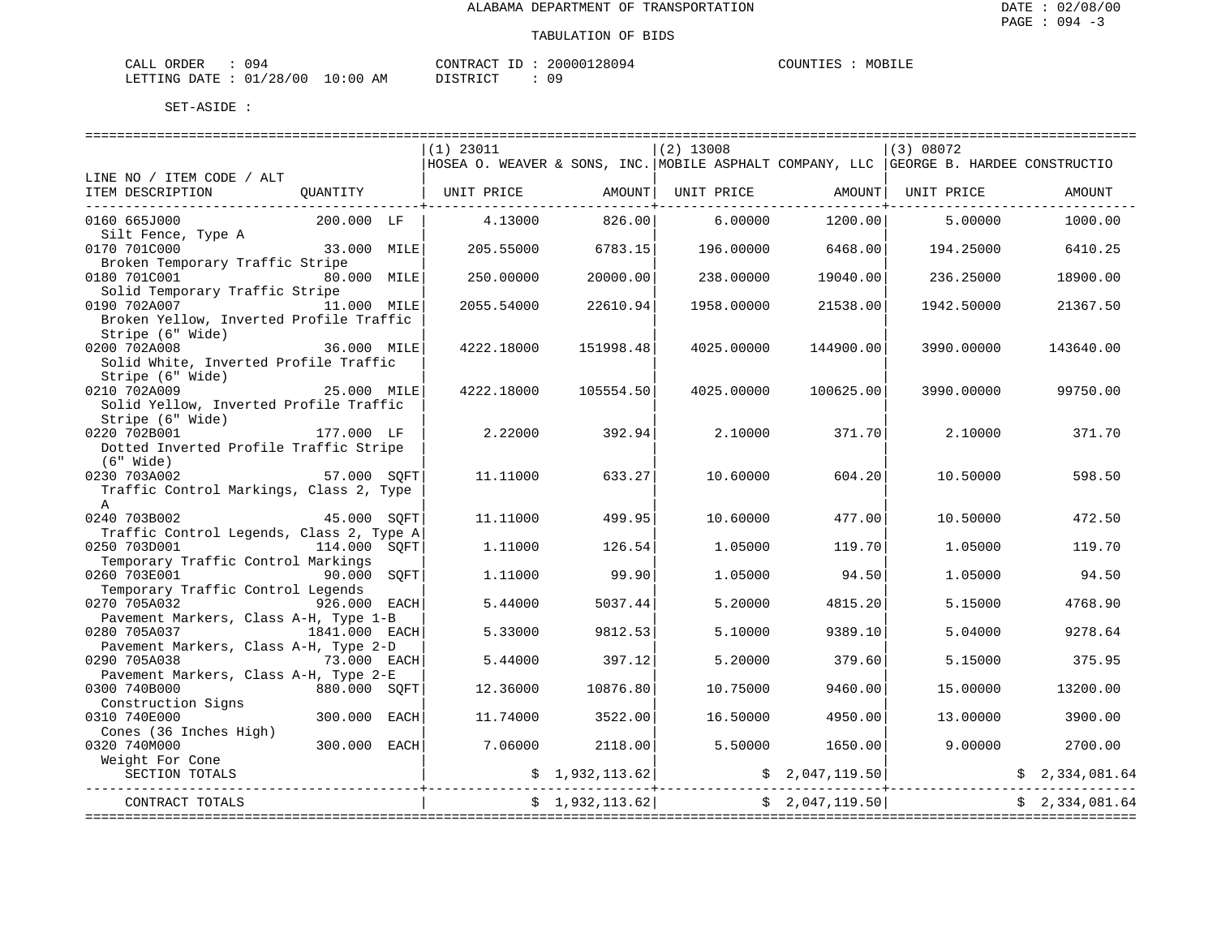ALABAMA DEPARTMENT OF TRANSPORTATION

TABULATION OF BIDS

CALL ORDER : 094 &nbsp;&nbsp;&nbsp; CONTRACT ID : 20000128094 &nbsp;&nbsp;&nbsp; COUNTIES : MOBILE
LETTING DATE : 01/28/00 10:00 AM &nbsp;&nbsp;&nbsp; DISTRICT : 09

SET-ASIDE :

| LINE NO / ITEM CODE / ALT ITEM DESCRIPTION | QUANTITY | (1) 23011 HOSEA O. WEAVER & SONS, INC. UNIT PRICE | AMOUNT | (2) 13008 MOBILE ASPHALT COMPANY, LLC UNIT PRICE | AMOUNT | (3) 08072 GEORGE B. HARDEE CONSTRUCTIO UNIT PRICE | AMOUNT |
|---|---|---|---|---|---|---|---|
| 0160 665J000 Silt Fence, Type A | 200.000 LF | 4.13000 | 826.00 | 6.00000 | 1200.00 | 5.00000 | 1000.00 |
| 0170 701C000 Broken Temporary Traffic Stripe | 33.000 MILE | 205.55000 | 6783.15 | 196.00000 | 6468.00 | 194.25000 | 6410.25 |
| 0180 701C001 Solid Temporary Traffic Stripe | 80.000 MILE | 250.00000 | 20000.00 | 238.00000 | 19040.00 | 236.25000 | 18900.00 |
| 0190 702A007 Broken Yellow, Inverted Profile Traffic Stripe (6" Wide) | 11.000 MILE | 2055.54000 | 22610.94 | 1958.00000 | 21538.00 | 1942.50000 | 21367.50 |
| 0200 702A008 Solid White, Inverted Profile Traffic Stripe (6" Wide) | 36.000 MILE | 4222.18000 | 151998.48 | 4025.00000 | 144900.00 | 3990.00000 | 143640.00 |
| 0210 702A009 Solid Yellow, Inverted Profile Traffic Stripe (6" Wide) | 25.000 MILE | 4222.18000 | 105554.50 | 4025.00000 | 100625.00 | 3990.00000 | 99750.00 |
| 0220 702B001 Dotted Inverted Profile Traffic Stripe (6" Wide) | 177.000 LF | 2.22000 | 392.94 | 2.10000 | 371.70 | 2.10000 | 371.70 |
| 0230 703A002 Traffic Control Markings, Class 2, Type A | 57.000 SQFT | 11.11000 | 633.27 | 10.60000 | 604.20 | 10.50000 | 598.50 |
| 0240 703B002 Traffic Control Legends, Class 2, Type A | 45.000 SQFT | 11.11000 | 499.95 | 10.60000 | 477.00 | 10.50000 | 472.50 |
| 0250 703D001 Temporary Traffic Control Markings | 114.000 SQFT | 1.11000 | 126.54 | 1.05000 | 119.70 | 1.05000 | 119.70 |
| 0260 703E001 Temporary Traffic Control Legends | 90.000 SQFT | 1.11000 | 99.90 | 1.05000 | 94.50 | 1.05000 | 94.50 |
| 0270 705A032 Pavement Markers, Class A-H, Type 1-B | 926.000 EACH | 5.44000 | 5037.44 | 5.20000 | 4815.20 | 5.15000 | 4768.90 |
| 0280 705A037 Pavement Markers, Class A-H, Type 2-D | 1841.000 EACH | 5.33000 | 9812.53 | 5.10000 | 9389.10 | 5.04000 | 9278.64 |
| 0290 705A038 Pavement Markers, Class A-H, Type 2-E | 73.000 EACH | 5.44000 | 397.12 | 5.20000 | 379.60 | 5.15000 | 375.95 |
| 0300 740B000 Construction Signs | 880.000 SQFT | 12.36000 | 10876.80 | 10.75000 | 9460.00 | 15.00000 | 13200.00 |
| 0310 740E000 Cones (36 Inches High) | 300.000 EACH | 11.74000 | 3522.00 | 16.50000 | 4950.00 | 13.00000 | 3900.00 |
| 0320 740M000 Weight For Cone | 300.000 EACH | 7.06000 | 2118.00 | 5.50000 | 1650.00 | 9.00000 | 2700.00 |
| SECTION TOTALS | | | $ 1,932,113.62 | | $ 2,047,119.50 | | $ 2,334,081.64 |
| CONTRACT TOTALS | | | $ 1,932,113.62 | | $ 2,047,119.50 | | $ 2,334,081.64 |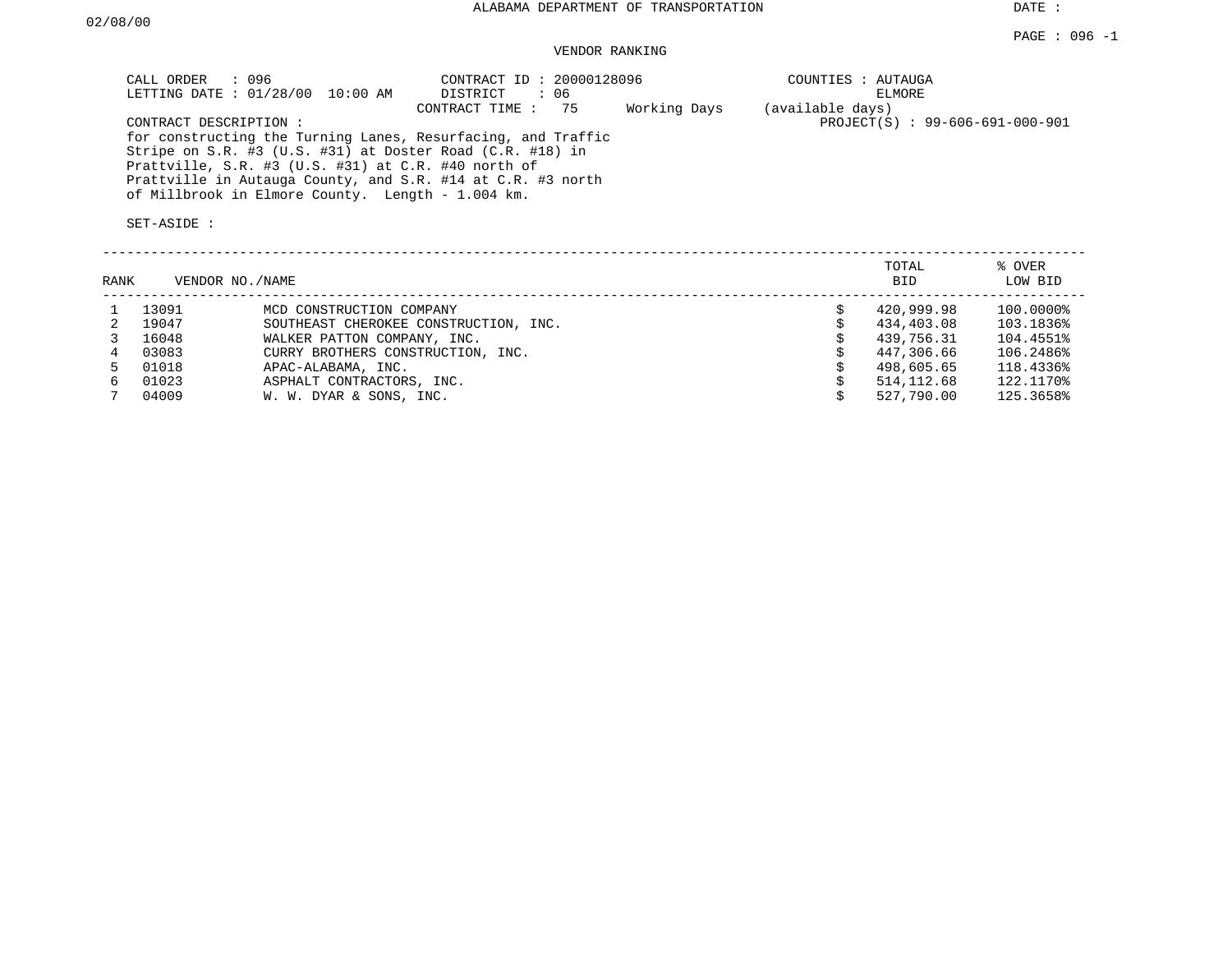ALABAMA DEPARTMENT OF TRANSPORTATION

DATE : 02/08/00

PAGE : 096 -1

VENDOR RANKING

CALL ORDER : 096
LETTING DATE : 01/28/00 10:00 AM

CONTRACT ID : 20000128096
DISTRICT : 06
CONTRACT TIME : 75 Working Days (available days)

COUNTIES : AUTAUGA
ELMORE

PROJECT(S) : 99-606-691-000-901

CONTRACT DESCRIPTION :
for constructing the Turning Lanes, Resurfacing, and Traffic Stripe on S.R. #3 (U.S. #31) at Doster Road (C.R. #18) in Prattville, S.R. #3 (U.S. #31) at C.R. #40 north of Prattville in Autauga County, and S.R. #14 at C.R. #3 north of Millbrook in Elmore County. Length - 1.004 km.

SET-ASIDE :

| RANK | VENDOR NO./NAME | | TOTAL BID | % OVER LOW BID |
|---|---|---|---|---|
| 1 | 13091 | MCD CONSTRUCTION COMPANY | $ 420,999.98 | 100.0000% |
| 2 | 19047 | SOUTHEAST CHEROKEE CONSTRUCTION, INC. | $ 434,403.08 | 103.1836% |
| 3 | 16048 | WALKER PATTON COMPANY, INC. | $ 439,756.31 | 104.4551% |
| 4 | 03083 | CURRY BROTHERS CONSTRUCTION, INC. | $ 447,306.66 | 106.2486% |
| 5 | 01018 | APAC-ALABAMA, INC. | $ 498,605.65 | 118.4336% |
| 6 | 01023 | ASPHALT CONTRACTORS, INC. | $ 514,112.68 | 122.1170% |
| 7 | 04009 | W. W. DYAR & SONS, INC. | $ 527,790.00 | 125.3658% |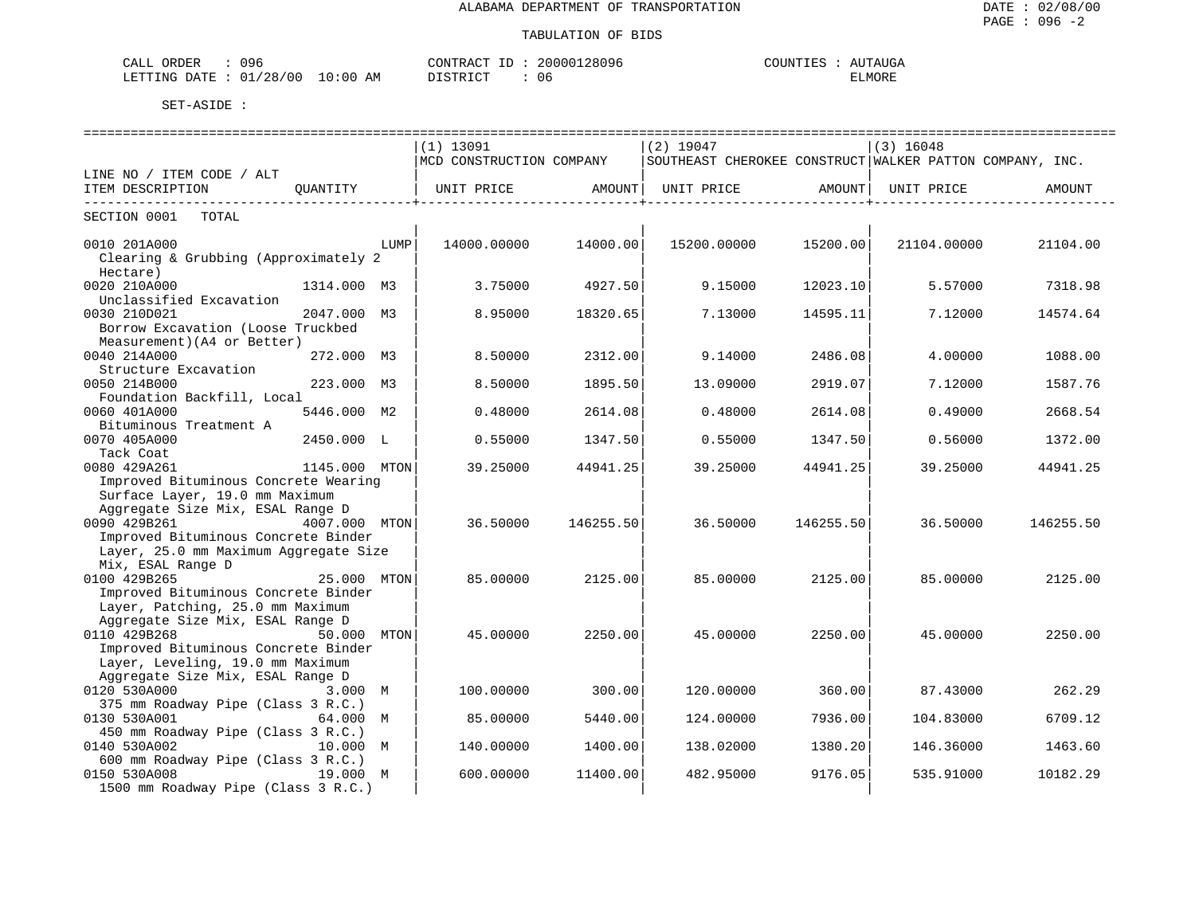ALABAMA DEPARTMENT OF TRANSPORTATION

TABULATION OF BIDS

CALL ORDER : 096 CONTRACT ID : 20000128096 COUNTIES : AUTAUGA
LETTING DATE : 01/28/00 10:00 AM DISTRICT : 06 ELMORE

SET-ASIDE :

| LINE NO / ITEM CODE / ALT ITEM DESCRIPTION | QUANTITY | (1) 13091 MCD CONSTRUCTION COMPANY UNIT PRICE | AMOUNT | (2) 19047 SOUTHEAST CHEROKEE CONSTRUCT UNIT PRICE | AMOUNT | (3) 16048 WALKER PATTON COMPANY, INC. UNIT PRICE | AMOUNT |
|---|---|---|---|---|---|---|---|
| SECTION 0001 TOTAL | | | | | | | |
| 0010 201A000 Clearing & Grubbing (Approximately 2 Hectare) | LUMP | 14000.00000 | 14000.00 | 15200.00000 | 15200.00 | 21104.00000 | 21104.00 |
| 0020 210A000 Unclassified Excavation | 1314.000 M3 | 3.75000 | 4927.50 | 9.15000 | 12023.10 | 5.57000 | 7318.98 |
| 0030 210D021 Borrow Excavation (Loose Truckbed Measurement)(A4 or Better) | 2047.000 M3 | 8.95000 | 18320.65 | 7.13000 | 14595.11 | 7.12000 | 14574.64 |
| 0040 214A000 Structure Excavation | 272.000 M3 | 8.50000 | 2312.00 | 9.14000 | 2486.08 | 4.00000 | 1088.00 |
| 0050 214B000 Foundation Backfill, Local | 223.000 M3 | 8.50000 | 1895.50 | 13.09000 | 2919.07 | 7.12000 | 1587.76 |
| 0060 401A000 Bituminous Treatment A | 5446.000 M2 | 0.48000 | 2614.08 | 0.48000 | 2614.08 | 0.49000 | 2668.54 |
| 0070 405A000 Tack Coat | 2450.000 L | 0.55000 | 1347.50 | 0.55000 | 1347.50 | 0.56000 | 1372.00 |
| 0080 429A261 Improved Bituminous Concrete Wearing Surface Layer, 19.0 mm Maximum Aggregate Size Mix, ESAL Range D | 1145.000 MTON | 39.25000 | 44941.25 | 39.25000 | 44941.25 | 39.25000 | 44941.25 |
| 0090 429B261 Improved Bituminous Concrete Binder Layer, 25.0 mm Maximum Aggregate Size Mix, ESAL Range D | 4007.000 MTON | 36.50000 | 146255.50 | 36.50000 | 146255.50 | 36.50000 | 146255.50 |
| 0100 429B265 Improved Bituminous Concrete Binder Layer, Patching, 25.0 mm Maximum Aggregate Size Mix, ESAL Range D | 25.000 MTON | 85.00000 | 2125.00 | 85.00000 | 2125.00 | 85.00000 | 2125.00 |
| 0110 429B268 Improved Bituminous Concrete Binder Layer, Leveling, 19.0 mm Maximum Aggregate Size Mix, ESAL Range D | 50.000 MTON | 45.00000 | 2250.00 | 45.00000 | 2250.00 | 45.00000 | 2250.00 |
| 0120 530A000 375 mm Roadway Pipe (Class 3 R.C.) | 3.000 M | 100.00000 | 300.00 | 120.00000 | 360.00 | 87.43000 | 262.29 |
| 0130 530A001 450 mm Roadway Pipe (Class 3 R.C.) | 64.000 M | 85.00000 | 5440.00 | 124.00000 | 7936.00 | 104.83000 | 6709.12 |
| 0140 530A002 600 mm Roadway Pipe (Class 3 R.C.) | 10.000 M | 140.00000 | 1400.00 | 138.02000 | 1380.20 | 146.36000 | 1463.60 |
| 0150 530A008 1500 mm Roadway Pipe (Class 3 R.C.) | 19.000 M | 600.00000 | 11400.00 | 482.95000 | 9176.05 | 535.91000 | 10182.29 |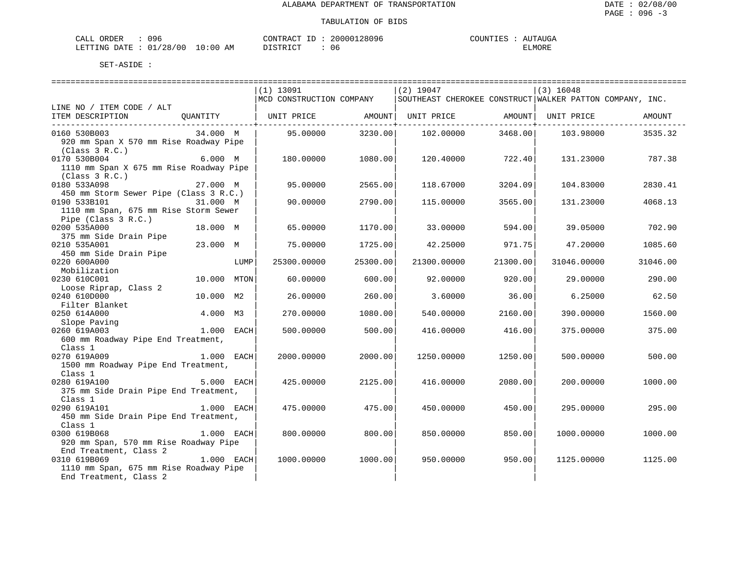ALABAMA DEPARTMENT OF TRANSPORTATION

TABULATION OF BIDS

DATE : 02/08/00

CALL ORDER : 096    CONTRACT ID : 20000128096    COUNTIES : AUTAUGA
LETTING DATE : 01/28/00 10:00 AM    DISTRICT : 06    ELMORE

SET-ASIDE :

| LINE NO / ITEM CODE / ALT ITEM DESCRIPTION | QUANTITY | (1) 13091 MCD CONSTRUCTION COMPANY UNIT PRICE | AMOUNT | (2) 19047 SOUTHEAST CHEROKEE CONSTRUCT UNIT PRICE | AMOUNT | (3) 16048 WALKER PATTON COMPANY, INC. UNIT PRICE | AMOUNT |
|---|---|---|---|---|---|---|---|
| 0160 530B003 920 mm Span X 570 mm Rise Roadway Pipe (Class 3 R.C.) | 34.000 M | 95.00000 | 3230.00 | 102.00000 | 3468.00 | 103.98000 | 3535.32 |
| 0170 530B004 1110 mm Span X 675 mm Rise Roadway Pipe (Class 3 R.C.) | 6.000 M | 180.00000 | 1080.00 | 120.40000 | 722.40 | 131.23000 | 787.38 |
| 0180 533A098 450 mm Storm Sewer Pipe (Class 3 R.C.) | 27.000 M | 95.00000 | 2565.00 | 118.67000 | 3204.09 | 104.83000 | 2830.41 |
| 0190 533B101 1110 mm Span, 675 mm Rise Storm Sewer Pipe (Class 3 R.C.) | 31.000 M | 90.00000 | 2790.00 | 115.00000 | 3565.00 | 131.23000 | 4068.13 |
| 0200 535A000 375 mm Side Drain Pipe | 18.000 M | 65.00000 | 1170.00 | 33.00000 | 594.00 | 39.05000 | 702.90 |
| 0210 535A001 450 mm Side Drain Pipe | 23.000 M | 75.00000 | 1725.00 | 42.25000 | 971.75 | 47.20000 | 1085.60 |
| 0220 600A000 Mobilization | LUMP | 25300.00000 | 25300.00 | 21300.00000 | 21300.00 | 31046.00000 | 31046.00 |
| 0230 610C001 Loose Riprap, Class 2 | 10.000 MTON | 60.00000 | 600.00 | 92.00000 | 920.00 | 29.00000 | 290.00 |
| 0240 610D000 Filter Blanket | 10.000 M2 | 26.00000 | 260.00 | 3.60000 | 36.00 | 6.25000 | 62.50 |
| 0250 614A000 Slope Paving | 4.000 M3 | 270.00000 | 1080.00 | 540.00000 | 2160.00 | 390.00000 | 1560.00 |
| 0260 619A003 600 mm Roadway Pipe End Treatment, Class 1 | 1.000 EACH | 500.00000 | 500.00 | 416.00000 | 416.00 | 375.00000 | 375.00 |
| 0270 619A009 1500 mm Roadway Pipe End Treatment, Class 1 | 1.000 EACH | 2000.00000 | 2000.00 | 1250.00000 | 1250.00 | 500.00000 | 500.00 |
| 0280 619A100 375 mm Side Drain Pipe End Treatment, Class 1 | 5.000 EACH | 425.00000 | 2125.00 | 416.00000 | 2080.00 | 200.00000 | 1000.00 |
| 0290 619A101 450 mm Side Drain Pipe End Treatment, Class 1 | 1.000 EACH | 475.00000 | 475.00 | 450.00000 | 450.00 | 295.00000 | 295.00 |
| 0300 619B068 920 mm Span, 570 mm Rise Roadway Pipe End Treatment, Class 2 | 1.000 EACH | 800.00000 | 800.00 | 850.00000 | 850.00 | 1000.00000 | 1000.00 |
| 0310 619B069 1110 mm Span, 675 mm Rise Roadway Pipe End Treatment, Class 2 | 1.000 EACH | 1000.00000 | 1000.00 | 950.00000 | 950.00 | 1125.00000 | 1125.00 |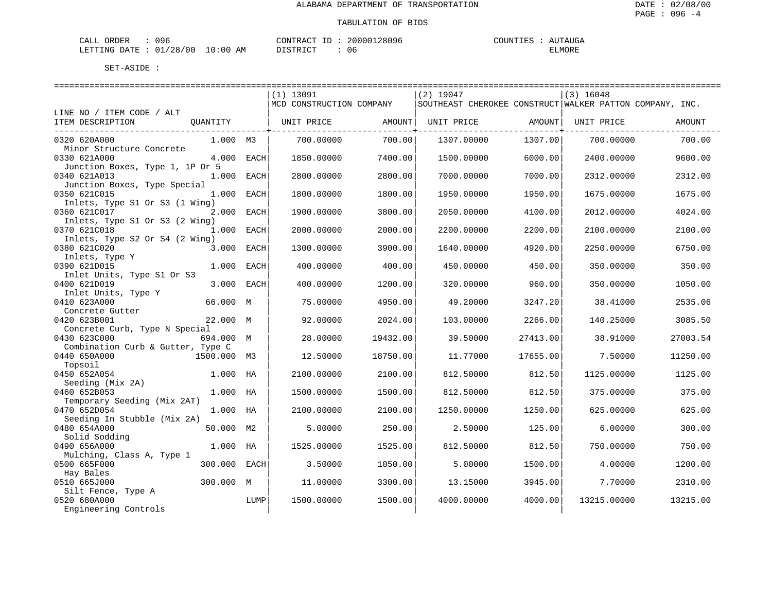ALABAMA DEPARTMENT OF TRANSPORTATION

TABULATION OF BIDS

DATE : 02/08/00
PAGE : 096 -4

CALL ORDER : 096
LETTING DATE : 01/28/00 10:00 AM

CONTRACT ID : 20000128096
DISTRICT : 06

COUNTIES : AUTAUGA
ELMORE

SET-ASIDE :

| LINE NO / ITEM CODE / ALT<br>ITEM DESCRIPTION | QUANTITY | | (1) 13091<br>MCD CONSTRUCTION COMPANY<br>UNIT PRICE | AMOUNT | (2) 19047<br>SOUTHEAST CHEROKEE CONSTRUCT<br>UNIT PRICE | AMOUNT | (3) 16048<br>WALKER PATTON COMPANY, INC.<br>UNIT PRICE | AMOUNT |
|---|---|---|---|---|---|---|---|---|
| 0320 620A000<br>Minor Structure Concrete | 1.000 | M3 | 700.00000 | 700.00 | 1307.00000 | 1307.00 | 700.00000 | 700.00 |
| 0330 621A000<br>Junction Boxes, Type 1, 1P Or 5 | 4.000 | EACH | 1850.00000 | 7400.00 | 1500.00000 | 6000.00 | 2400.00000 | 9600.00 |
| 0340 621A013<br>Junction Boxes, Type Special | 1.000 | EACH | 2800.00000 | 2800.00 | 7000.00000 | 7000.00 | 2312.00000 | 2312.00 |
| 0350 621C015<br>Inlets, Type S1 Or S3 (1 Wing) | 1.000 | EACH | 1800.00000 | 1800.00 | 1950.00000 | 1950.00 | 1675.00000 | 1675.00 |
| 0360 621C017<br>Inlets, Type S1 Or S3 (2 Wing) | 2.000 | EACH | 1900.00000 | 3800.00 | 2050.00000 | 4100.00 | 2012.00000 | 4024.00 |
| 0370 621C018<br>Inlets, Type S2 Or S4 (2 Wing) | 1.000 | EACH | 2000.00000 | 2000.00 | 2200.00000 | 2200.00 | 2100.00000 | 2100.00 |
| 0380 621C020<br>Inlets, Type Y | 3.000 | EACH | 1300.00000 | 3900.00 | 1640.00000 | 4920.00 | 2250.00000 | 6750.00 |
| 0390 621D015<br>Inlet Units, Type S1 Or S3 | 1.000 | EACH | 400.00000 | 400.00 | 450.00000 | 450.00 | 350.00000 | 350.00 |
| 0400 621D019<br>Inlet Units, Type Y | 3.000 | EACH | 400.00000 | 1200.00 | 320.00000 | 960.00 | 350.00000 | 1050.00 |
| 0410 623A000<br>Concrete Gutter | 66.000 | M | 75.00000 | 4950.00 | 49.20000 | 3247.20 | 38.41000 | 2535.06 |
| 0420 623B001<br>Concrete Curb, Type N Special | 22.000 | M | 92.00000 | 2024.00 | 103.00000 | 2266.00 | 140.25000 | 3085.50 |
| 0430 623C000<br>Combination Curb & Gutter, Type C | 694.000 | M | 28.00000 | 19432.00 | 39.50000 | 27413.00 | 38.91000 | 27003.54 |
| 0440 650A000<br>Topsoil | 1500.000 | M3 | 12.50000 | 18750.00 | 11.77000 | 17655.00 | 7.50000 | 11250.00 |
| 0450 652A054<br>Seeding (Mix 2A) | 1.000 | HA | 2100.00000 | 2100.00 | 812.50000 | 812.50 | 1125.00000 | 1125.00 |
| 0460 652B053<br>Temporary Seeding (Mix 2AT) | 1.000 | HA | 1500.00000 | 1500.00 | 812.50000 | 812.50 | 375.00000 | 375.00 |
| 0470 652D054<br>Seeding In Stubble (Mix 2A) | 1.000 | HA | 2100.00000 | 2100.00 | 1250.00000 | 1250.00 | 625.00000 | 625.00 |
| 0480 654A000<br>Solid Sodding | 50.000 | M2 | 5.00000 | 250.00 | 2.50000 | 125.00 | 6.00000 | 300.00 |
| 0490 656A000<br>Mulching, Class A, Type 1 | 1.000 | HA | 1525.00000 | 1525.00 | 812.50000 | 812.50 | 750.00000 | 750.00 |
| 0500 665F000<br>Hay Bales | 300.000 | EACH | 3.50000 | 1050.00 | 5.00000 | 1500.00 | 4.00000 | 1200.00 |
| 0510 665J000<br>Silt Fence, Type A | 300.000 | M | 11.00000 | 3300.00 | 13.15000 | 3945.00 | 7.70000 | 2310.00 |
| 0520 680A000<br>Engineering Controls | | LUMP | 1500.00000 | 1500.00 | 4000.00000 | 4000.00 | 13215.00000 | 13215.00 |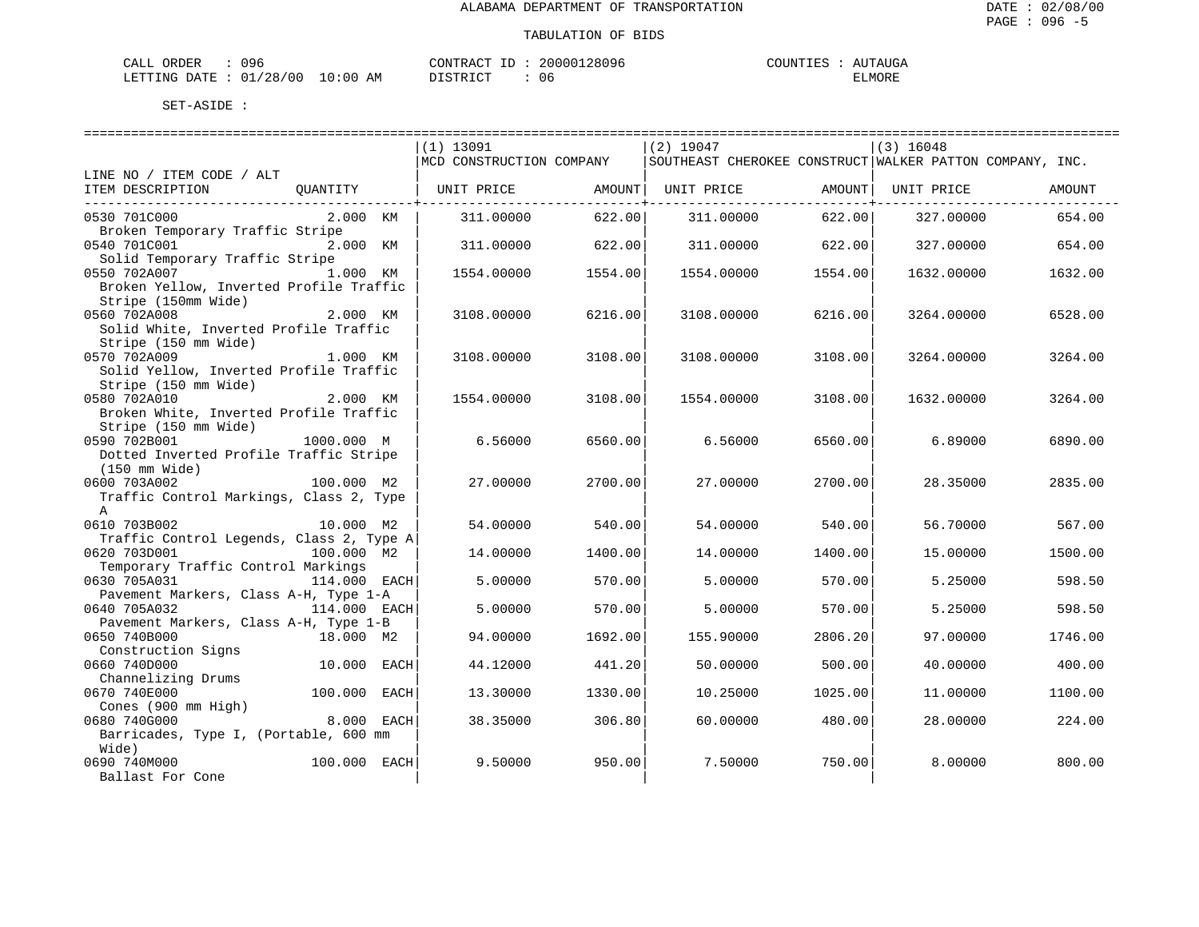ALABAMA DEPARTMENT OF TRANSPORTATION

TABULATION OF BIDS

DATE : 02/08/00

CALL ORDER : 096 &nbsp;&nbsp;&nbsp; CONTRACT ID : 20000128096 &nbsp;&nbsp;&nbsp; COUNTIES : AUTAUGA

LETTING DATE : 01/28/00 10:00 AM &nbsp;&nbsp;&nbsp; DISTRICT : 06 &nbsp;&nbsp;&nbsp; ELMORE

SET-ASIDE :

| LINE NO / ITEM CODE / ALT ITEM DESCRIPTION | QUANTITY | (1) 13091 MCD CONSTRUCTION COMPANY UNIT PRICE | AMOUNT | (2) 19047 SOUTHEAST CHEROKEE CONSTRUCT UNIT PRICE | AMOUNT | (3) 16048 WALKER PATTON COMPANY, INC. UNIT PRICE | AMOUNT |
|---|---|---|---|---|---|---|---|
| 0530 701C000 Broken Temporary Traffic Stripe | 2.000 KM | 311.00000 | 622.00 | 311.00000 | 622.00 | 327.00000 | 654.00 |
| 0540 701C001 Solid Temporary Traffic Stripe | 2.000 KM | 311.00000 | 622.00 | 311.00000 | 622.00 | 327.00000 | 654.00 |
| 0550 702A007 Broken Yellow, Inverted Profile Traffic Stripe (150mm Wide) | 1.000 KM | 1554.00000 | 1554.00 | 1554.00000 | 1554.00 | 1632.00000 | 1632.00 |
| 0560 702A008 Solid White, Inverted Profile Traffic Stripe (150 mm Wide) | 2.000 KM | 3108.00000 | 6216.00 | 3108.00000 | 6216.00 | 3264.00000 | 6528.00 |
| 0570 702A009 Solid Yellow, Inverted Profile Traffic Stripe (150 mm Wide) | 1.000 KM | 3108.00000 | 3108.00 | 3108.00000 | 3108.00 | 3264.00000 | 3264.00 |
| 0580 702A010 Broken White, Inverted Profile Traffic Stripe (150 mm Wide) | 2.000 KM | 1554.00000 | 3108.00 | 1554.00000 | 3108.00 | 1632.00000 | 3264.00 |
| 0590 702B001 Dotted Inverted Profile Traffic Stripe (150 mm Wide) | 1000.000 M | 6.56000 | 6560.00 | 6.56000 | 6560.00 | 6.89000 | 6890.00 |
| 0600 703A002 Traffic Control Markings, Class 2, Type A | 100.000 M2 | 27.00000 | 2700.00 | 27.00000 | 2700.00 | 28.35000 | 2835.00 |
| 0610 703B002 Traffic Control Legends, Class 2, Type A | 10.000 M2 | 54.00000 | 540.00 | 54.00000 | 540.00 | 56.70000 | 567.00 |
| 0620 703D001 Temporary Traffic Control Markings | 100.000 M2 | 14.00000 | 1400.00 | 14.00000 | 1400.00 | 15.00000 | 1500.00 |
| 0630 705A031 Pavement Markers, Class A-H, Type 1-A | 114.000 EACH | 5.00000 | 570.00 | 5.00000 | 570.00 | 5.25000 | 598.50 |
| 0640 705A032 Pavement Markers, Class A-H, Type 1-B | 114.000 EACH | 5.00000 | 570.00 | 5.00000 | 570.00 | 5.25000 | 598.50 |
| 0650 740B000 Construction Signs | 18.000 M2 | 94.00000 | 1692.00 | 155.90000 | 2806.20 | 97.00000 | 1746.00 |
| 0660 740D000 Channelizing Drums | 10.000 EACH | 44.12000 | 441.20 | 50.00000 | 500.00 | 40.00000 | 400.00 |
| 0670 740E000 Cones (900 mm High) | 100.000 EACH | 13.30000 | 1330.00 | 10.25000 | 1025.00 | 11.00000 | 1100.00 |
| 0680 740G000 Barricades, Type I, (Portable, 600 mm Wide) | 8.000 EACH | 38.35000 | 306.80 | 60.00000 | 480.00 | 28.00000 | 224.00 |
| 0690 740M000 Ballast For Cone | 100.000 EACH | 9.50000 | 950.00 | 7.50000 | 750.00 | 8.00000 | 800.00 |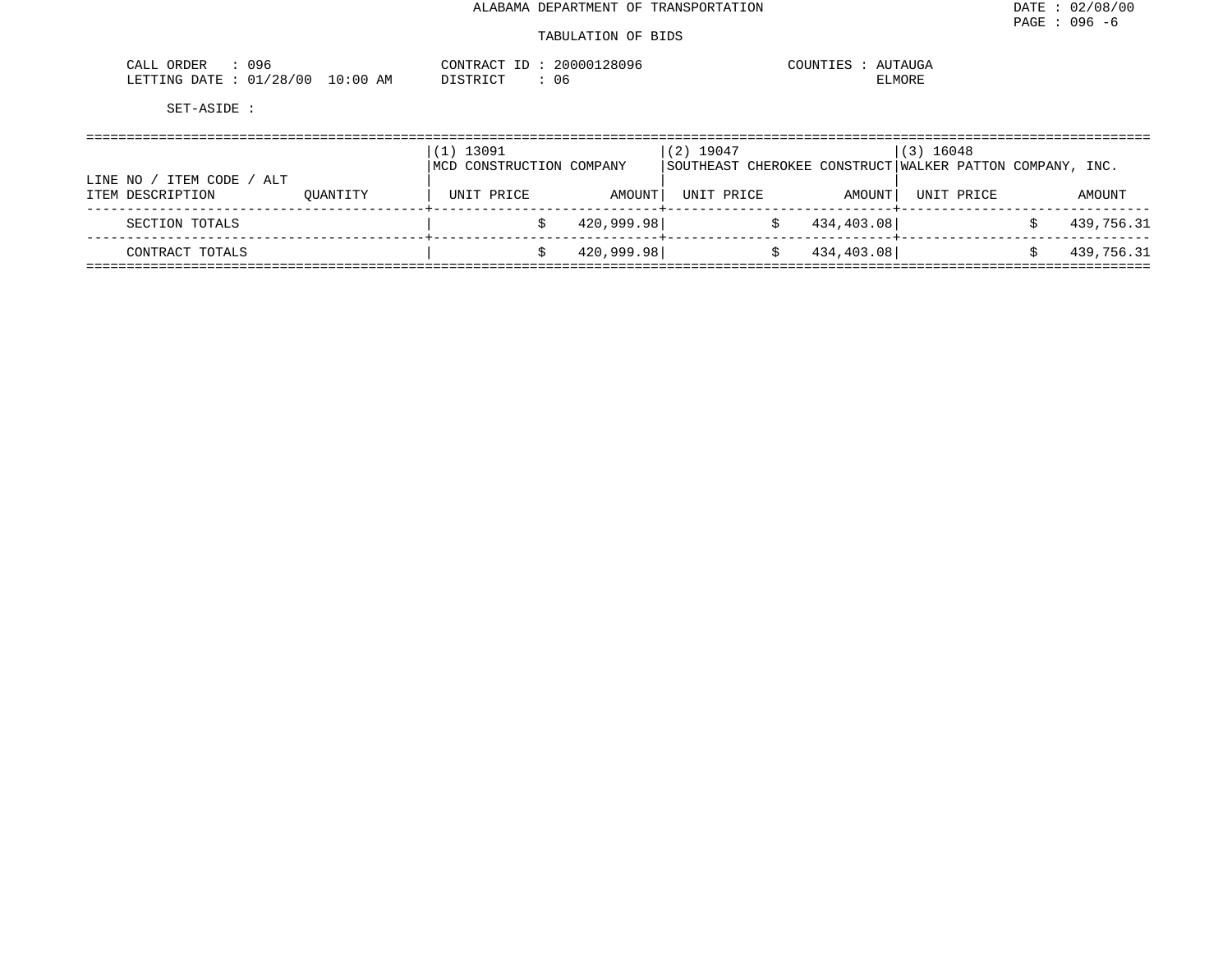ALABAMA DEPARTMENT OF TRANSPORTATION

DATE : 02/08/00

PAGE : 096 -6

TABULATION OF BIDS

CALL ORDER : 096
LETTING DATE : 01/28/00 10:00 AM

CONTRACT ID : 20000128096
DISTRICT : 06

COUNTIES : AUTAUGA
ELMORE

SET-ASIDE :

| LINE NO / ITEM CODE / ALT<br>ITEM DESCRIPTION | QUANTITY | (1) 13091<br>MCD CONSTRUCTION COMPANY<br>UNIT PRICE | AMOUNT | (2) 19047<br>SOUTHEAST CHEROKEE CONSTRUCT<br>UNIT PRICE | AMOUNT | (3) 16048<br>WALKER PATTON COMPANY, INC.<br>UNIT PRICE | AMOUNT |
|---|---|---|---|---|---|---|---|
| SECTION TOTALS | | | $ 420,999.98 | | $ 434,403.08 | | $ 439,756.31 |
| CONTRACT TOTALS | | | $ 420,999.98 | | $ 434,403.08 | | $ 439,756.31 |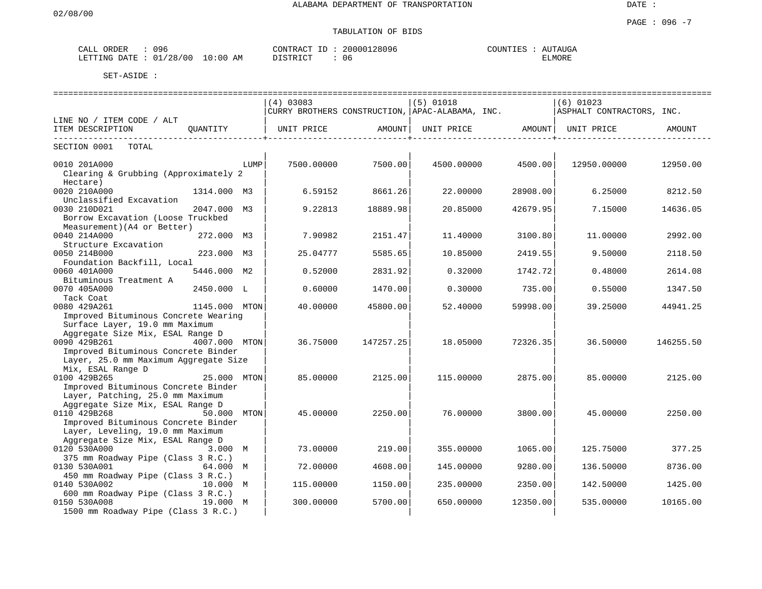ALABAMA DEPARTMENT OF TRANSPORTATION

02/08/00

DATE :

PAGE : 096 -7

TABULATION OF BIDS

CALL ORDER : 096
LETTING DATE : 01/28/00 10:00 AM

CONTRACT ID : 20000128096
DISTRICT : 06

COUNTIES : AUTAUGA
ELMORE

SET-ASIDE :

| LINE NO / ITEM CODE / ALT<br>ITEM DESCRIPTION | QUANTITY | (4) 03083<br>CURRY BROTHERS CONSTRUCTION,<br>UNIT PRICE | AMOUNT | (5) 01018<br>APAC-ALABAMA, INC.<br>UNIT PRICE | AMOUNT | (6) 01023<br>ASPHALT CONTRACTORS, INC.<br>UNIT PRICE | AMOUNT |
|---|---|---|---|---|---|---|---|
| SECTION 0001 TOTAL | | | | | | | |
| 0010 201A000<br>Clearing & Grubbing (Approximately 2 Hectare) | LUMP | 7500.00000 | 7500.00 | 4500.00000 | 4500.00 | 12950.00000 | 12950.00 |
| 0020 210A000<br>Unclassified Excavation | 1314.000 M3 | 6.59152 | 8661.26 | 22.00000 | 28908.00 | 6.25000 | 8212.50 |
| 0030 210D021<br>Borrow Excavation (Loose Truckbed Measurement)(A4 or Better) | 2047.000 M3 | 9.22813 | 18889.98 | 20.85000 | 42679.95 | 7.15000 | 14636.05 |
| 0040 214A000<br>Structure Excavation | 272.000 M3 | 7.90982 | 2151.47 | 11.40000 | 3100.80 | 11.00000 | 2992.00 |
| 0050 214B000<br>Foundation Backfill, Local | 223.000 M3 | 25.04777 | 5585.65 | 10.85000 | 2419.55 | 9.50000 | 2118.50 |
| 0060 401A000<br>Bituminous Treatment A | 5446.000 M2 | 0.52000 | 2831.92 | 0.32000 | 1742.72 | 0.48000 | 2614.08 |
| 0070 405A000<br>Tack Coat | 2450.000 L | 0.60000 | 1470.00 | 0.30000 | 735.00 | 0.55000 | 1347.50 |
| 0080 429A261<br>Improved Bituminous Concrete Wearing Surface Layer, 19.0 mm Maximum Aggregate Size Mix, ESAL Range D | 1145.000 MTON | 40.00000 | 45800.00 | 52.40000 | 59998.00 | 39.25000 | 44941.25 |
| 0090 429B261<br>Improved Bituminous Concrete Binder Layer, 25.0 mm Maximum Aggregate Size Mix, ESAL Range D | 4007.000 MTON | 36.75000 | 147257.25 | 18.05000 | 72326.35 | 36.50000 | 146255.50 |
| 0100 429B265<br>Improved Bituminous Concrete Binder Layer, Patching, 25.0 mm Maximum Aggregate Size Mix, ESAL Range D | 25.000 MTON | 85.00000 | 2125.00 | 115.00000 | 2875.00 | 85.00000 | 2125.00 |
| 0110 429B268<br>Improved Bituminous Concrete Binder Layer, Leveling, 19.0 mm Maximum Aggregate Size Mix, ESAL Range D | 50.000 MTON | 45.00000 | 2250.00 | 76.00000 | 3800.00 | 45.00000 | 2250.00 |
| 0120 530A000<br>375 mm Roadway Pipe (Class 3 R.C.) | 3.000 M | 73.00000 | 219.00 | 355.00000 | 1065.00 | 125.75000 | 377.25 |
| 0130 530A001<br>450 mm Roadway Pipe (Class 3 R.C.) | 64.000 M | 72.00000 | 4608.00 | 145.00000 | 9280.00 | 136.50000 | 8736.00 |
| 0140 530A002<br>600 mm Roadway Pipe (Class 3 R.C.) | 10.000 M | 115.00000 | 1150.00 | 235.00000 | 2350.00 | 142.50000 | 1425.00 |
| 0150 530A008<br>1500 mm Roadway Pipe (Class 3 R.C.) | 19.000 M | 300.00000 | 5700.00 | 650.00000 | 12350.00 | 535.00000 | 10165.00 |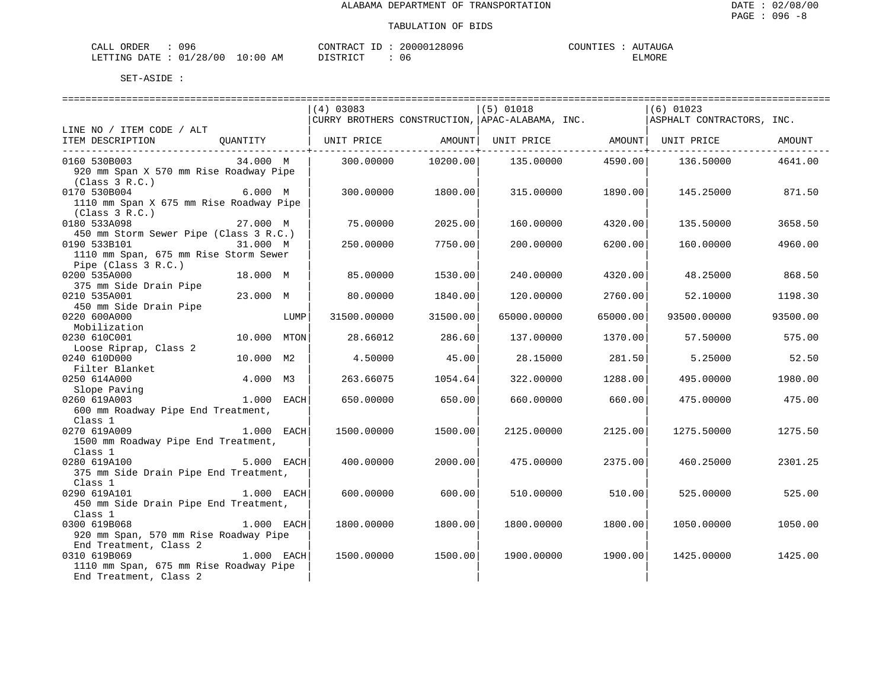ALABAMA DEPARTMENT OF TRANSPORTATION

TABULATION OF BIDS

CALL ORDER : 096 CONTRACT ID : 20000128096 COUNTIES : AUTAUGA
LETTING DATE : 01/28/00 10:00 AM DISTRICT : 06 ELMORE

SET-ASIDE :

| LINE NO / ITEM CODE / ALT ITEM DESCRIPTION | QUANTITY | (4) 03083 CURRY BROTHERS CONSTRUCTION, UNIT PRICE | AMOUNT | (5) 01018 APAC-ALABAMA, INC. UNIT PRICE | AMOUNT | (6) 01023 ASPHALT CONTRACTORS, INC. UNIT PRICE | AMOUNT |
|---|---|---|---|---|---|---|---|
| 0160 530B003 920 mm Span X 570 mm Rise Roadway Pipe (Class 3 R.C.) | 34.000 M | 300.00000 | 10200.00 | 135.00000 | 4590.00 | 136.50000 | 4641.00 |
| 0170 530B004 1110 mm Span X 675 mm Rise Roadway Pipe (Class 3 R.C.) | 6.000 M | 300.00000 | 1800.00 | 315.00000 | 1890.00 | 145.25000 | 871.50 |
| 0180 533A098 450 mm Storm Sewer Pipe (Class 3 R.C.) | 27.000 M | 75.00000 | 2025.00 | 160.00000 | 4320.00 | 135.50000 | 3658.50 |
| 0190 533B101 1110 mm Span, 675 mm Rise Storm Sewer Pipe (Class 3 R.C.) | 31.000 M | 250.00000 | 7750.00 | 200.00000 | 6200.00 | 160.00000 | 4960.00 |
| 0200 535A000 375 mm Side Drain Pipe | 18.000 M | 85.00000 | 1530.00 | 240.00000 | 4320.00 | 48.25000 | 868.50 |
| 0210 535A001 450 mm Side Drain Pipe | 23.000 M | 80.00000 | 1840.00 | 120.00000 | 2760.00 | 52.10000 | 1198.30 |
| 0220 600A000 Mobilization | LUMP | 31500.00000 | 31500.00 | 65000.00000 | 65000.00 | 93500.00000 | 93500.00 |
| 0230 610C001 Loose Riprap, Class 2 | 10.000 MTON | 28.66012 | 286.60 | 137.00000 | 1370.00 | 57.50000 | 575.00 |
| 0240 610D000 Filter Blanket | 10.000 M2 | 4.50000 | 45.00 | 28.15000 | 281.50 | 5.25000 | 52.50 |
| 0250 614A000 Slope Paving | 4.000 M3 | 263.66075 | 1054.64 | 322.00000 | 1288.00 | 495.00000 | 1980.00 |
| 0260 619A003 600 mm Roadway Pipe End Treatment, Class 1 | 1.000 EACH | 650.00000 | 650.00 | 660.00000 | 660.00 | 475.00000 | 475.00 |
| 0270 619A009 1500 mm Roadway Pipe End Treatment, Class 1 | 1.000 EACH | 1500.00000 | 1500.00 | 2125.00000 | 2125.00 | 1275.50000 | 1275.50 |
| 0280 619A100 375 mm Side Drain Pipe End Treatment, Class 1 | 5.000 EACH | 400.00000 | 2000.00 | 475.00000 | 2375.00 | 460.25000 | 2301.25 |
| 0290 619A101 450 mm Side Drain Pipe End Treatment, Class 1 | 1.000 EACH | 600.00000 | 600.00 | 510.00000 | 510.00 | 525.00000 | 525.00 |
| 0300 619B068 920 mm Span, 570 mm Rise Roadway Pipe End Treatment, Class 2 | 1.000 EACH | 1800.00000 | 1800.00 | 1800.00000 | 1800.00 | 1050.00000 | 1050.00 |
| 0310 619B069 1110 mm Span, 675 mm Rise Roadway Pipe End Treatment, Class 2 | 1.000 EACH | 1500.00000 | 1500.00 | 1900.00000 | 1900.00 | 1425.00000 | 1425.00 |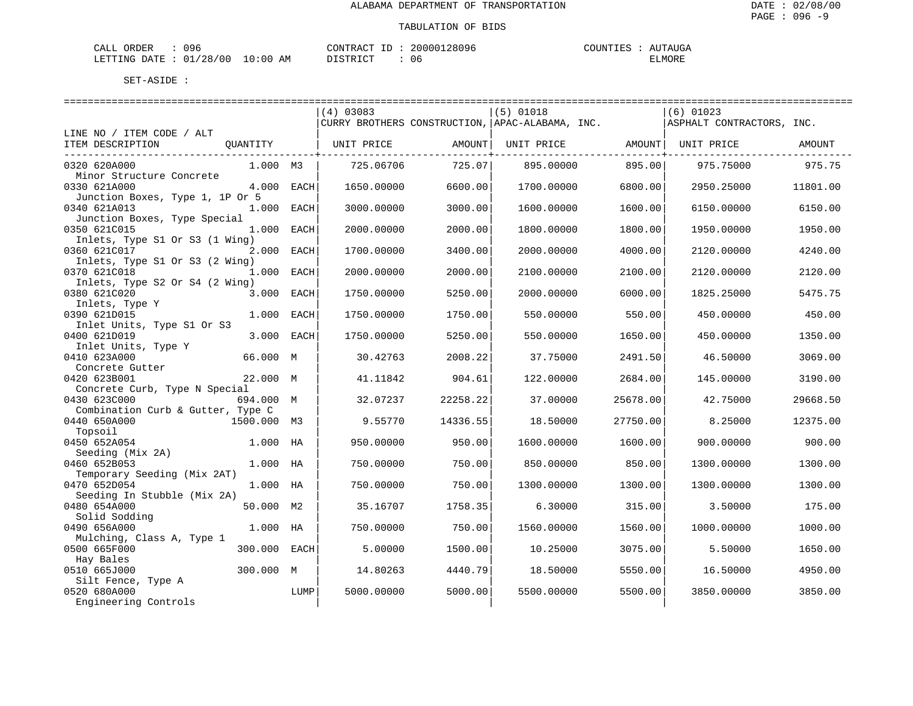ALABAMA DEPARTMENT OF TRANSPORTATION

TABULATION OF BIDS

DATE : 02/08/00
PAGE : 096 -9

CALL ORDER : 096 CONTRACT ID : 20000128096 COUNTIES : AUTAUGA
LETTING DATE : 01/28/00 10:00 AM DISTRICT : 06 ELMORE

SET-ASIDE :

| LINE NO / ITEM CODE / ALT ITEM DESCRIPTION | QUANTITY | | (4) 03083 CURRY BROTHERS CONSTRUCTION, UNIT PRICE | AMOUNT | (5) 01018 APAC-ALABAMA, INC. UNIT PRICE | AMOUNT | (6) 01023 ASPHALT CONTRACTORS, INC. UNIT PRICE | AMOUNT |
|---|---|---|---|---|---|---|---|---|
| 0320 620A000 Minor Structure Concrete | 1.000 | M3 | 725.06706 | 725.07 | 895.00000 | 895.00 | 975.75000 | 975.75 |
| 0330 621A000 Junction Boxes, Type 1, 1P Or 5 | 4.000 | EACH | 1650.00000 | 6600.00 | 1700.00000 | 6800.00 | 2950.25000 | 11801.00 |
| 0340 621A013 Junction Boxes, Type Special | 1.000 | EACH | 3000.00000 | 3000.00 | 1600.00000 | 1600.00 | 6150.00000 | 6150.00 |
| 0350 621C015 Inlets, Type S1 Or S3 (1 Wing) | 1.000 | EACH | 2000.00000 | 2000.00 | 1800.00000 | 1800.00 | 1950.00000 | 1950.00 |
| 0360 621C017 Inlets, Type S1 Or S3 (2 Wing) | 2.000 | EACH | 1700.00000 | 3400.00 | 2000.00000 | 4000.00 | 2120.00000 | 4240.00 |
| 0370 621C018 Inlets, Type S2 Or S4 (2 Wing) | 1.000 | EACH | 2000.00000 | 2000.00 | 2100.00000 | 2100.00 | 2120.00000 | 2120.00 |
| 0380 621C020 Inlets, Type Y | 3.000 | EACH | 1750.00000 | 5250.00 | 2000.00000 | 6000.00 | 1825.25000 | 5475.75 |
| 0390 621D015 Inlet Units, Type S1 Or S3 | 1.000 | EACH | 1750.00000 | 1750.00 | 550.00000 | 550.00 | 450.00000 | 450.00 |
| 0400 621D019 Inlet Units, Type Y | 3.000 | EACH | 1750.00000 | 5250.00 | 550.00000 | 1650.00 | 450.00000 | 1350.00 |
| 0410 623A000 Concrete Gutter | 66.000 | M | 30.42763 | 2008.22 | 37.75000 | 2491.50 | 46.50000 | 3069.00 |
| 0420 623B001 Concrete Curb, Type N Special | 22.000 | M | 41.11842 | 904.61 | 122.00000 | 2684.00 | 145.00000 | 3190.00 |
| 0430 623C000 Combination Curb & Gutter, Type C | 694.000 | M | 32.07237 | 22258.22 | 37.00000 | 25678.00 | 42.75000 | 29668.50 |
| 0440 650A000 Topsoil | 1500.000 | M3 | 9.55770 | 14336.55 | 18.50000 | 27750.00 | 8.25000 | 12375.00 |
| 0450 652A054 Seeding (Mix 2A) | 1.000 | HA | 950.00000 | 950.00 | 1600.00000 | 1600.00 | 900.00000 | 900.00 |
| 0460 652B053 Temporary Seeding (Mix 2AT) | 1.000 | HA | 750.00000 | 750.00 | 850.00000 | 850.00 | 1300.00000 | 1300.00 |
| 0470 652D054 Seeding In Stubble (Mix 2A) | 1.000 | HA | 750.00000 | 750.00 | 1300.00000 | 1300.00 | 1300.00000 | 1300.00 |
| 0480 654A000 Solid Sodding | 50.000 | M2 | 35.16707 | 1758.35 | 6.30000 | 315.00 | 3.50000 | 175.00 |
| 0490 656A000 Mulching, Class A, Type 1 | 1.000 | HA | 750.00000 | 750.00 | 1560.00000 | 1560.00 | 1000.00000 | 1000.00 |
| 0500 665F000 Hay Bales | 300.000 | EACH | 5.00000 | 1500.00 | 10.25000 | 3075.00 | 5.50000 | 1650.00 |
| 0510 665J000 Silt Fence, Type A | 300.000 | M | 14.80263 | 4440.79 | 18.50000 | 5550.00 | 16.50000 | 4950.00 |
| 0520 680A000 Engineering Controls | | LUMP | 5000.00000 | 5000.00 | 5500.00000 | 5500.00 | 3850.00000 | 3850.00 |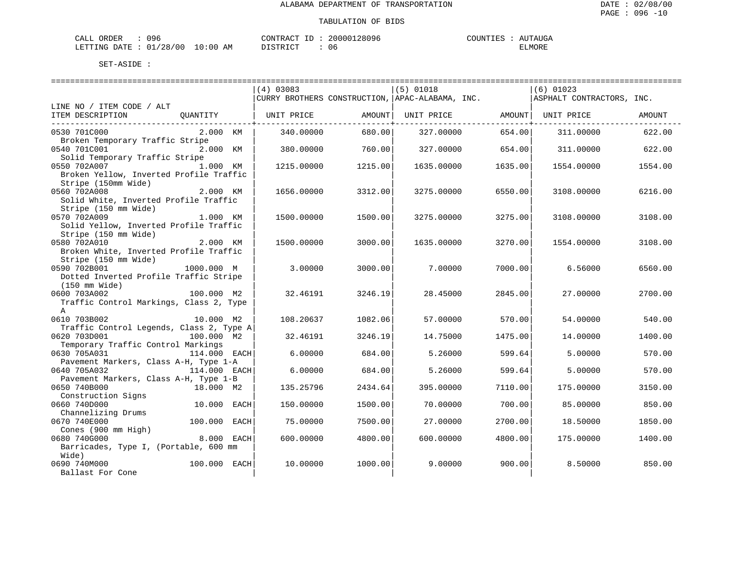ALABAMA DEPARTMENT OF TRANSPORTATION

TABULATION OF BIDS

DATE : 02/08/00
PAGE : 096 -10

CALL ORDER : 096
LETTING DATE : 01/28/00 10:00 AM

CONTRACT ID : 20000128096
DISTRICT : 06

COUNTIES : AUTAUGA
ELMORE

SET-ASIDE :

| LINE NO / ITEM CODE / ALT ITEM DESCRIPTION | QUANTITY | (4) 03083 CURRY BROTHERS CONSTRUCTION, UNIT PRICE | AMOUNT | (5) 01018 APAC-ALABAMA, INC. UNIT PRICE | AMOUNT | (6) 01023 ASPHALT CONTRACTORS, INC. UNIT PRICE | AMOUNT |
|---|---|---|---|---|---|---|---|
| 0530 701C000 Broken Temporary Traffic Stripe | 2.000 KM | 340.00000 | 680.00 | 327.00000 | 654.00 | 311.00000 | 622.00 |
| 0540 701C001 Solid Temporary Traffic Stripe | 2.000 KM | 380.00000 | 760.00 | 327.00000 | 654.00 | 311.00000 | 622.00 |
| 0550 702A007 Broken Yellow, Inverted Profile Traffic Stripe (150mm Wide) | 1.000 KM | 1215.00000 | 1215.00 | 1635.00000 | 1635.00 | 1554.00000 | 1554.00 |
| 0560 702A008 Solid White, Inverted Profile Traffic Stripe (150 mm Wide) | 2.000 KM | 1656.00000 | 3312.00 | 3275.00000 | 6550.00 | 3108.00000 | 6216.00 |
| 0570 702A009 Solid Yellow, Inverted Profile Traffic Stripe (150 mm Wide) | 1.000 KM | 1500.00000 | 1500.00 | 3275.00000 | 3275.00 | 3108.00000 | 3108.00 |
| 0580 702A010 Broken White, Inverted Profile Traffic Stripe (150 mm Wide) | 2.000 KM | 1500.00000 | 3000.00 | 1635.00000 | 3270.00 | 1554.00000 | 3108.00 |
| 0590 702B001 Dotted Inverted Profile Traffic Stripe (150 mm Wide) | 1000.000 M | 3.00000 | 3000.00 | 7.00000 | 7000.00 | 6.56000 | 6560.00 |
| 0600 703A002 Traffic Control Markings, Class 2, Type A | 100.000 M2 | 32.46191 | 3246.19 | 28.45000 | 2845.00 | 27.00000 | 2700.00 |
| 0610 703B002 Traffic Control Legends, Class 2, Type A | 10.000 M2 | 108.20637 | 1082.06 | 57.00000 | 570.00 | 54.00000 | 540.00 |
| 0620 703D001 Temporary Traffic Control Markings | 100.000 M2 | 32.46191 | 3246.19 | 14.75000 | 1475.00 | 14.00000 | 1400.00 |
| 0630 705A031 Pavement Markers, Class A-H, Type 1-A | 114.000 EACH | 6.00000 | 684.00 | 5.26000 | 599.64 | 5.00000 | 570.00 |
| 0640 705A032 Pavement Markers, Class A-H, Type 1-B | 114.000 EACH | 6.00000 | 684.00 | 5.26000 | 599.64 | 5.00000 | 570.00 |
| 0650 740B000 Construction Signs | 18.000 M2 | 135.25796 | 2434.64 | 395.00000 | 7110.00 | 175.00000 | 3150.00 |
| 0660 740D000 Channelizing Drums | 10.000 EACH | 150.00000 | 1500.00 | 70.00000 | 700.00 | 85.00000 | 850.00 |
| 0670 740E000 Cones (900 mm High) | 100.000 EACH | 75.00000 | 7500.00 | 27.00000 | 2700.00 | 18.50000 | 1850.00 |
| 0680 740G000 Barricades, Type I, (Portable, 600 mm Wide) | 8.000 EACH | 600.00000 | 4800.00 | 600.00000 | 4800.00 | 175.00000 | 1400.00 |
| 0690 740M000 Ballast For Cone | 100.000 EACH | 10.00000 | 1000.00 | 9.00000 | 900.00 | 8.50000 | 850.00 |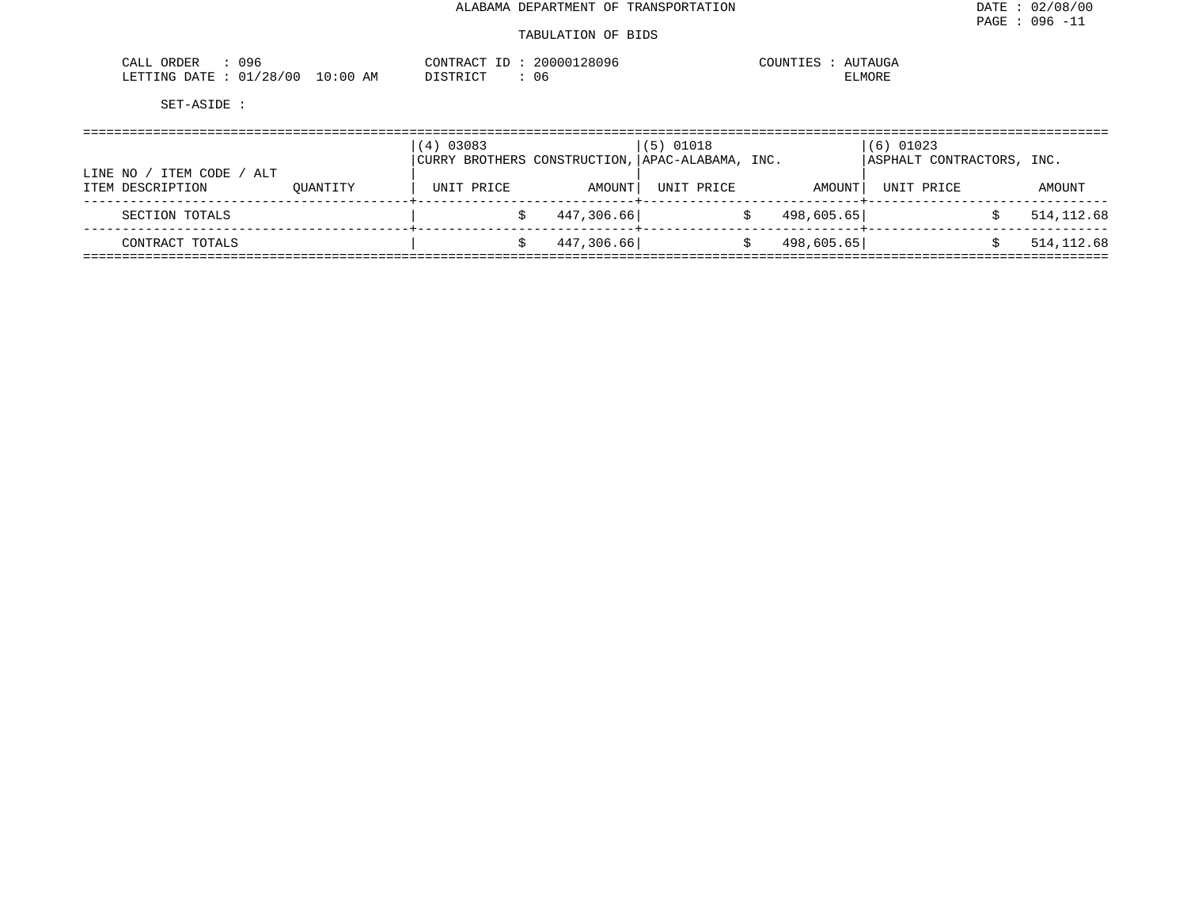ALABAMA DEPARTMENT OF TRANSPORTATION

TABULATION OF BIDS

DATE : 02/08/00
PAGE : 096 -11

CALL ORDER : 096
LETTING DATE : 01/28/00 10:00 AM

CONTRACT ID : 20000128096
DISTRICT : 06

COUNTIES : AUTAUGA
ELMORE

SET-ASIDE :

| LINE NO / ITEM CODE / ALT ITEM DESCRIPTION | QUANTITY | (4) 03083 CURRY BROTHERS CONSTRUCTION, UNIT PRICE | AMOUNT | (5) 01018 APAC-ALABAMA, INC. UNIT PRICE | AMOUNT | (6) 01023 ASPHALT CONTRACTORS, INC. UNIT PRICE | AMOUNT |
|---|---|---|---|---|---|---|---|
| SECTION TOTALS | | $ | 447,306.66 | $ | 498,605.65 | $ | 514,112.68 |
| CONTRACT TOTALS | | $ | 447,306.66 | $ | 498,605.65 | $ | 514,112.68 |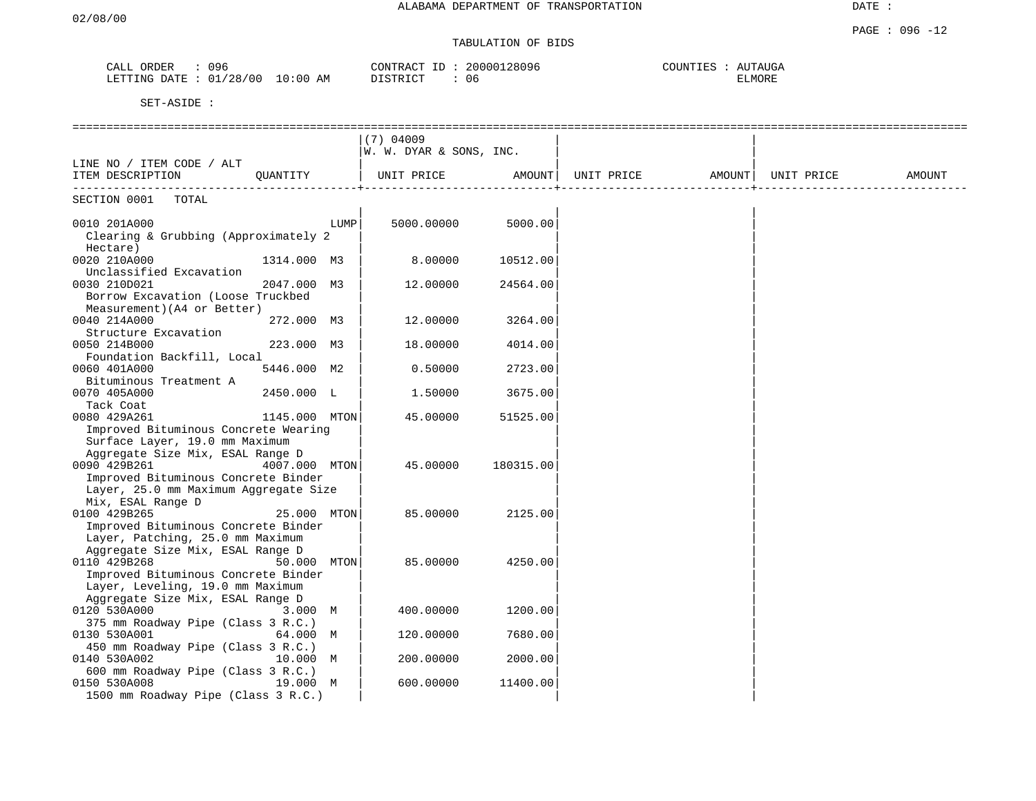ALABAMA DEPARTMENT OF TRANSPORTATION

02/08/00

DATE :

PAGE : 096 -12

TABULATION OF BIDS

CALL ORDER : 096
LETTING DATE : 01/28/00 10:00 AM

CONTRACT ID : 20000128096
DISTRICT : 06

COUNTIES : AUTAUGA
ELMORE

SET-ASIDE :

| LINE NO / ITEM CODE / ALT ITEM DESCRIPTION | QUANTITY | (7) 04009 W. W. DYAR & SONS, INC. UNIT PRICE | AMOUNT | UNIT PRICE | AMOUNT | UNIT PRICE | AMOUNT |
|---|---|---|---|---|---|---|---|
| SECTION 0001 TOTAL | | | | | | | |
| 0010 201A000 Clearing & Grubbing (Approximately 2 Hectare) | LUMP | 5000.00000 | 5000.00 | | | | |
| 0020 210A000 Unclassified Excavation | 1314.000 M3 | 8.00000 | 10512.00 | | | | |
| 0030 210D021 Borrow Excavation (Loose Truckbed Measurement)(A4 or Better) | 2047.000 M3 | 12.00000 | 24564.00 | | | | |
| 0040 214A000 Structure Excavation | 272.000 M3 | 12.00000 | 3264.00 | | | | |
| 0050 214B000 Foundation Backfill, Local | 223.000 M3 | 18.00000 | 4014.00 | | | | |
| 0060 401A000 Bituminous Treatment A | 5446.000 M2 | 0.50000 | 2723.00 | | | | |
| 0070 405A000 Tack Coat | 2450.000 L | 1.50000 | 3675.00 | | | | |
| 0080 429A261 Improved Bituminous Concrete Wearing Surface Layer, 19.0 mm Maximum Aggregate Size Mix, ESAL Range D | 1145.000 MTON | 45.00000 | 51525.00 | | | | |
| 0090 429B261 Improved Bituminous Concrete Binder Layer, 25.0 mm Maximum Aggregate Size Mix, ESAL Range D | 4007.000 MTON | 45.00000 | 180315.00 | | | | |
| 0100 429B265 Improved Bituminous Concrete Binder Layer, Patching, 25.0 mm Maximum Aggregate Size Mix, ESAL Range D | 25.000 MTON | 85.00000 | 2125.00 | | | | |
| 0110 429B268 Improved Bituminous Concrete Binder Layer, Leveling, 19.0 mm Maximum Aggregate Size Mix, ESAL Range D | 50.000 MTON | 85.00000 | 4250.00 | | | | |
| 0120 530A000 375 mm Roadway Pipe (Class 3 R.C.) | 3.000 M | 400.00000 | 1200.00 | | | | |
| 0130 530A001 450 mm Roadway Pipe (Class 3 R.C.) | 64.000 M | 120.00000 | 7680.00 | | | | |
| 0140 530A002 600 mm Roadway Pipe (Class 3 R.C.) | 10.000 M | 200.00000 | 2000.00 | | | | |
| 0150 530A008 1500 mm Roadway Pipe (Class 3 R.C.) | 19.000 M | 600.00000 | 11400.00 | | | | |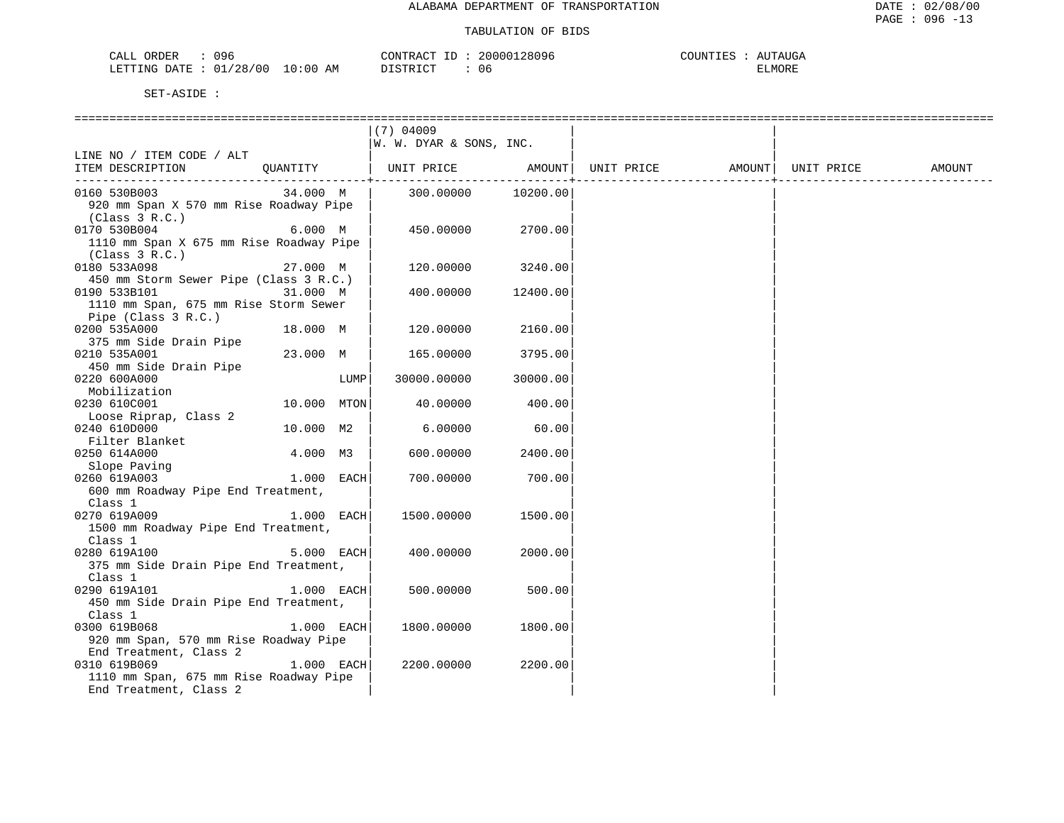# ALABAMA DEPARTMENT OF TRANSPORTATION

## TABULATION OF BIDS

CALL ORDER : 096 CONTRACT ID : 20000128096 COUNTIES : AUTAUGA
LETTING DATE : 01/28/00 10:00 AM DISTRICT : 06 ELMORE

SET-ASIDE :

| LINE NO / ITEM CODE / ALT ITEM DESCRIPTION | QUANTITY | (7) 04009 W. W. DYAR & SONS, INC. UNIT PRICE | AMOUNT | UNIT PRICE | AMOUNT | UNIT PRICE | AMOUNT |
|---|---|---|---|---|---|---|---|
| 0160 530B003 920 mm Span X 570 mm Rise Roadway Pipe (Class 3 R.C.) | 34.000 M | 300.00000 | 10200.00 | | | | |
| 0170 530B004 1110 mm Span X 675 mm Rise Roadway Pipe (Class 3 R.C.) | 6.000 M | 450.00000 | 2700.00 | | | | |
| 0180 533A098 450 mm Storm Sewer Pipe (Class 3 R.C.) | 27.000 M | 120.00000 | 3240.00 | | | | |
| 0190 533B101 1110 mm Span, 675 mm Rise Storm Sewer Pipe (Class 3 R.C.) | 31.000 M | 400.00000 | 12400.00 | | | | |
| 0200 535A000 375 mm Side Drain Pipe | 18.000 M | 120.00000 | 2160.00 | | | | |
| 0210 535A001 450 mm Side Drain Pipe | 23.000 M | 165.00000 | 3795.00 | | | | |
| 0220 600A000 Mobilization | LUMP | 30000.00000 | 30000.00 | | | | |
| 0230 610C001 Loose Riprap, Class 2 | 10.000 MTON | 40.00000 | 400.00 | | | | |
| 0240 610D000 Filter Blanket | 10.000 M2 | 6.00000 | 60.00 | | | | |
| 0250 614A000 Slope Paving | 4.000 M3 | 600.00000 | 2400.00 | | | | |
| 0260 619A003 600 mm Roadway Pipe End Treatment, Class 1 | 1.000 EACH | 700.00000 | 700.00 | | | | |
| 0270 619A009 1500 mm Roadway Pipe End Treatment, Class 1 | 1.000 EACH | 1500.00000 | 1500.00 | | | | |
| 0280 619A100 375 mm Side Drain Pipe End Treatment, Class 1 | 5.000 EACH | 400.00000 | 2000.00 | | | | |
| 0290 619A101 450 mm Side Drain Pipe End Treatment, Class 1 | 1.000 EACH | 500.00000 | 500.00 | | | | |
| 0300 619B068 920 mm Span, 570 mm Rise Roadway Pipe End Treatment, Class 2 | 1.000 EACH | 1800.00000 | 1800.00 | | | | |
| 0310 619B069 1110 mm Span, 675 mm Rise Roadway Pipe End Treatment, Class 2 | 1.000 EACH | 2200.00000 | 2200.00 | | | | |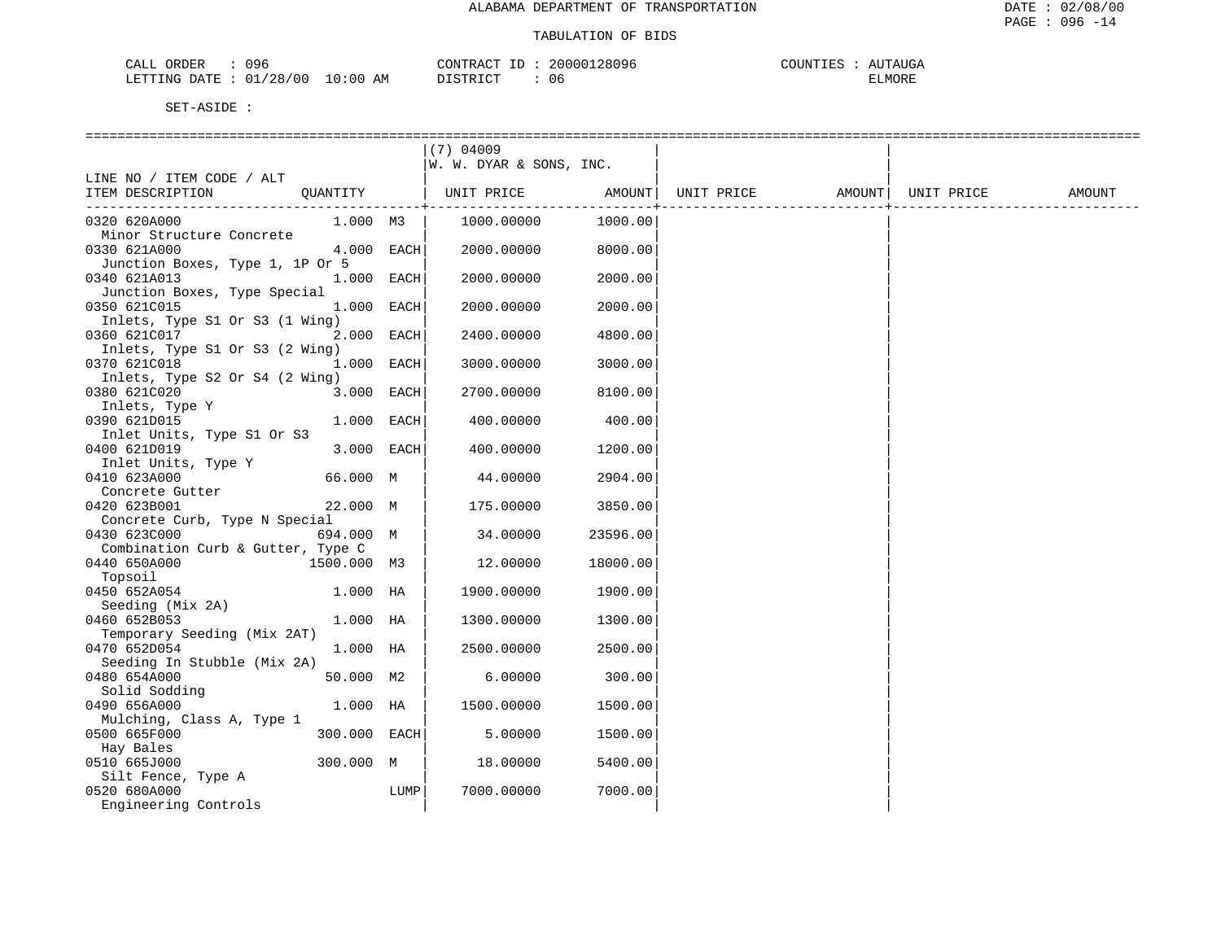ALABAMA DEPARTMENT OF TRANSPORTATION

TABULATION OF BIDS

CALL ORDER : 096    CONTRACT ID : 20000128096    COUNTIES : AUTAUGA
LETTING DATE : 01/28/00 10:00 AM    DISTRICT : 06    ELMORE

SET-ASIDE :

| LINE NO / ITEM CODE / ALT ITEM DESCRIPTION | QUANTITY | | (7) 04009 W. W. DYAR & SONS, INC. UNIT PRICE | AMOUNT | UNIT PRICE | AMOUNT | UNIT PRICE | AMOUNT |
|---|---|---|---|---|---|---|---|---|
| 0320 620A000 Minor Structure Concrete | 1.000 | M3 | 1000.00000 | 1000.00 | | | | |
| 0330 621A000 Junction Boxes, Type 1, 1P Or 5 | 4.000 | EACH | 2000.00000 | 8000.00 | | | | |
| 0340 621A013 Junction Boxes, Type Special | 1.000 | EACH | 2000.00000 | 2000.00 | | | | |
| 0350 621C015 Inlets, Type S1 Or S3 (1 Wing) | 1.000 | EACH | 2000.00000 | 2000.00 | | | | |
| 0360 621C017 Inlets, Type S1 Or S3 (2 Wing) | 2.000 | EACH | 2400.00000 | 4800.00 | | | | |
| 0370 621C018 Inlets, Type S2 Or S4 (2 Wing) | 1.000 | EACH | 3000.00000 | 3000.00 | | | | |
| 0380 621C020 Inlets, Type Y | 3.000 | EACH | 2700.00000 | 8100.00 | | | | |
| 0390 621D015 Inlet Units, Type S1 Or S3 | 1.000 | EACH | 400.00000 | 400.00 | | | | |
| 0400 621D019 Inlet Units, Type Y | 3.000 | EACH | 400.00000 | 1200.00 | | | | |
| 0410 623A000 Concrete Gutter | 66.000 | M | 44.00000 | 2904.00 | | | | |
| 0420 623B001 Concrete Curb, Type N Special | 22.000 | M | 175.00000 | 3850.00 | | | | |
| 0430 623C000 Combination Curb & Gutter, Type C | 694.000 | M | 34.00000 | 23596.00 | | | | |
| 0440 650A000 Topsoil | 1500.000 | M3 | 12.00000 | 18000.00 | | | | |
| 0450 652A054 Seeding (Mix 2A) | 1.000 | HA | 1900.00000 | 1900.00 | | | | |
| 0460 652B053 Temporary Seeding (Mix 2AT) | 1.000 | HA | 1300.00000 | 1300.00 | | | | |
| 0470 652D054 Seeding In Stubble (Mix 2A) | 1.000 | HA | 2500.00000 | 2500.00 | | | | |
| 0480 654A000 Solid Sodding | 50.000 | M2 | 6.00000 | 300.00 | | | | |
| 0490 656A000 Mulching, Class A, Type 1 | 1.000 | HA | 1500.00000 | 1500.00 | | | | |
| 0500 665F000 Hay Bales | 300.000 | EACH | 5.00000 | 1500.00 | | | | |
| 0510 665J000 Silt Fence, Type A | 300.000 | M | 18.00000 | 5400.00 | | | | |
| 0520 680A000 Engineering Controls | | LUMP | 7000.00000 | 7000.00 | | | | |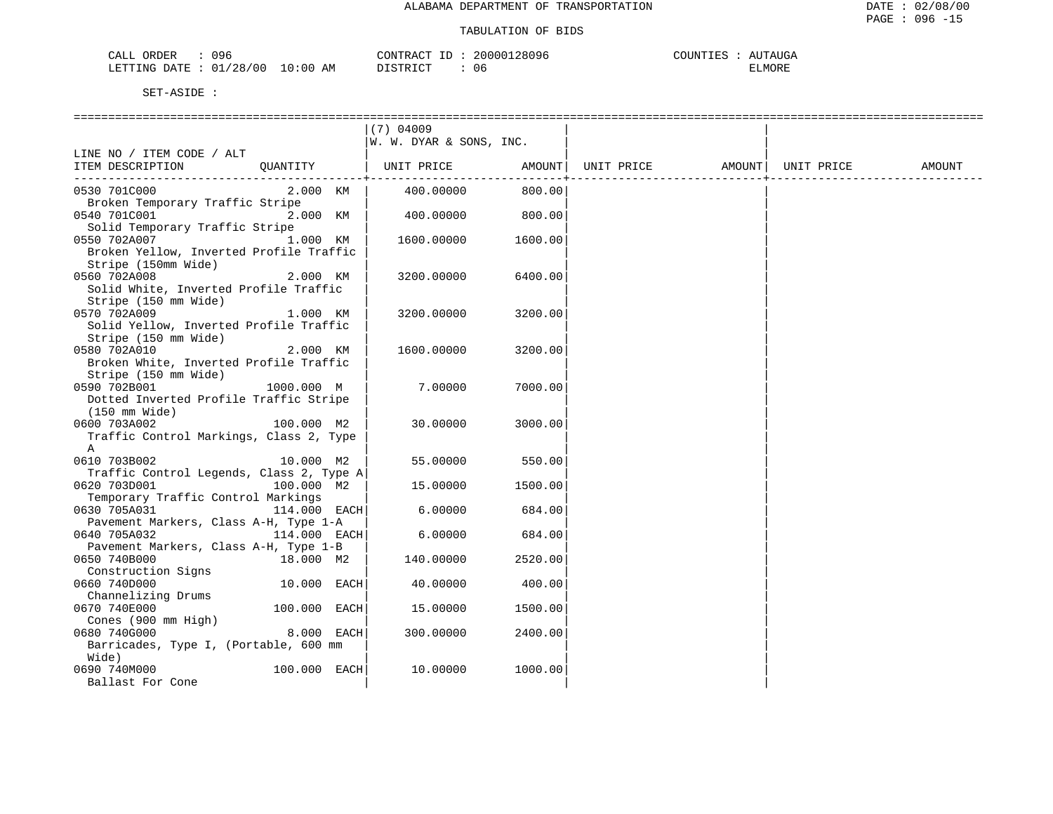ALABAMA DEPARTMENT OF TRANSPORTATION

TABULATION OF BIDS

CALL ORDER : 096
LETTING DATE : 01/28/00 10:00 AM

CONTRACT ID : 20000128096
DISTRICT : 06

COUNTIES : AUTAUGA
ELMORE

SET-ASIDE :

| LINE NO / ITEM CODE / ALT ITEM DESCRIPTION | QUANTITY | (7) 04009 W. W. DYAR & SONS, INC. UNIT PRICE | AMOUNT | UNIT PRICE | AMOUNT | UNIT PRICE | AMOUNT |
|---|---|---|---|---|---|---|---|
| 0530 701C000 Broken Temporary Traffic Stripe | 2.000 KM | 400.00000 | 800.00 | | | | |
| 0540 701C001 Solid Temporary Traffic Stripe | 2.000 KM | 400.00000 | 800.00 | | | | |
| 0550 702A007 Broken Yellow, Inverted Profile Traffic Stripe (150mm Wide) | 1.000 KM | 1600.00000 | 1600.00 | | | | |
| 0560 702A008 Solid White, Inverted Profile Traffic Stripe (150 mm Wide) | 2.000 KM | 3200.00000 | 6400.00 | | | | |
| 0570 702A009 Solid Yellow, Inverted Profile Traffic Stripe (150 mm Wide) | 1.000 KM | 3200.00000 | 3200.00 | | | | |
| 0580 702A010 Broken White, Inverted Profile Traffic Stripe (150 mm Wide) | 2.000 KM | 1600.00000 | 3200.00 | | | | |
| 0590 702B001 Dotted Inverted Profile Traffic Stripe (150 mm Wide) | 1000.000 M | 7.00000 | 7000.00 | | | | |
| 0600 703A002 Traffic Control Markings, Class 2, Type A | 100.000 M2 | 30.00000 | 3000.00 | | | | |
| 0610 703B002 Traffic Control Legends, Class 2, Type A | 10.000 M2 | 55.00000 | 550.00 | | | | |
| 0620 703D001 Temporary Traffic Control Markings | 100.000 M2 | 15.00000 | 1500.00 | | | | |
| 0630 705A031 Pavement Markers, Class A-H, Type 1-A | 114.000 EACH | 6.00000 | 684.00 | | | | |
| 0640 705A032 Pavement Markers, Class A-H, Type 1-B | 114.000 EACH | 6.00000 | 684.00 | | | | |
| 0650 740B000 Construction Signs | 18.000 M2 | 140.00000 | 2520.00 | | | | |
| 0660 740D000 Channelizing Drums | 10.000 EACH | 40.00000 | 400.00 | | | | |
| 0670 740E000 Cones (900 mm High) | 100.000 EACH | 15.00000 | 1500.00 | | | | |
| 0680 740G000 Barricades, Type I, (Portable, 600 mm Wide) | 8.000 EACH | 300.00000 | 2400.00 | | | | |
| 0690 740M000 Ballast For Cone | 100.000 EACH | 10.00000 | 1000.00 | | | | |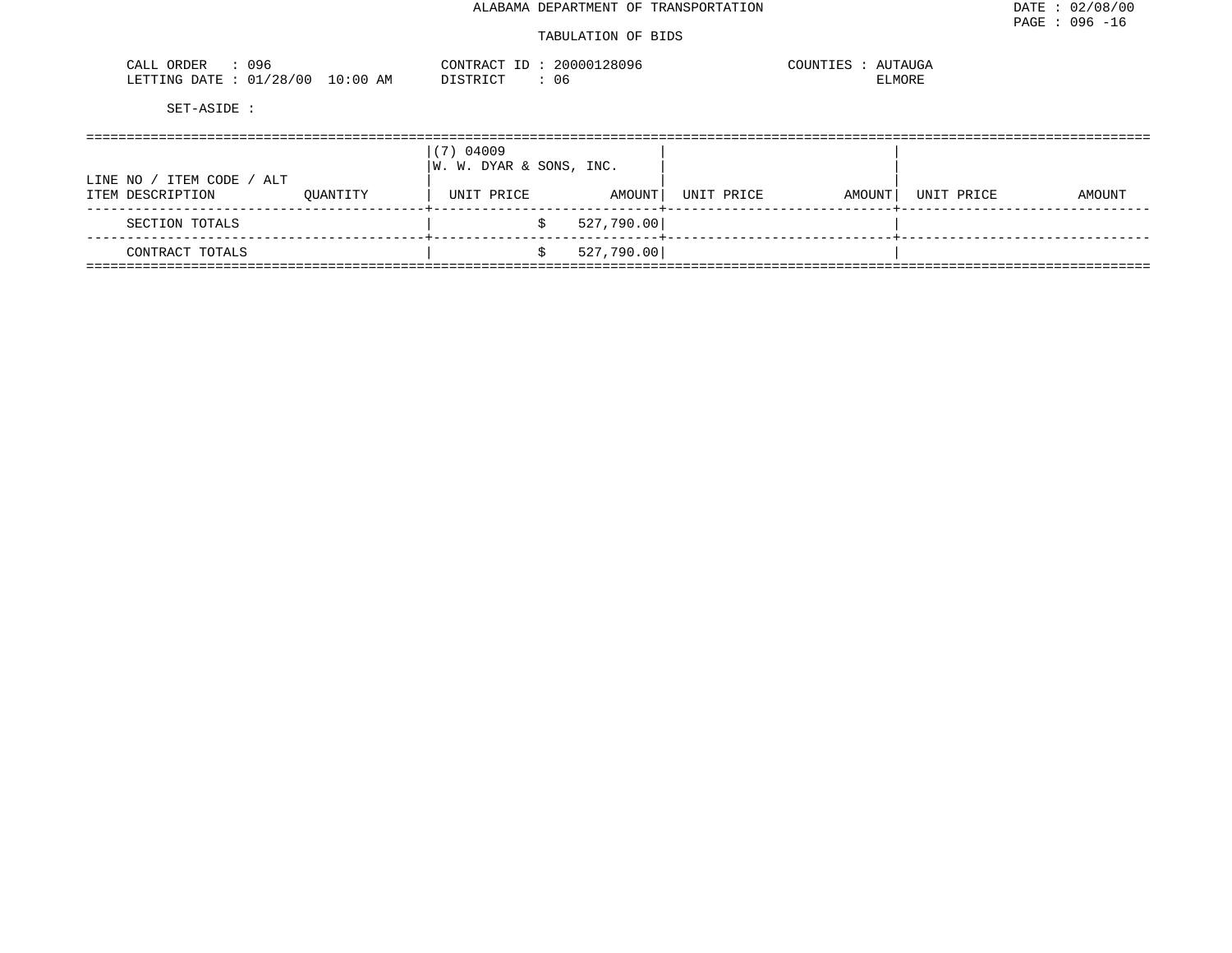ALABAMA DEPARTMENT OF TRANSPORTATION

TABULATION OF BIDS

CALL ORDER : 096
LETTING DATE : 01/28/00 10:00 AM

CONTRACT ID : 20000128096
DISTRICT : 06

COUNTIES : AUTAUGA
ELMORE

SET-ASIDE :

| LINE NO / ITEM CODE / ALT<br>ITEM DESCRIPTION | QUANTITY | (7) 04009<br>W. W. DYAR & SONS, INC.<br>UNIT PRICE | AMOUNT | UNIT PRICE | AMOUNT | UNIT PRICE | AMOUNT |
|---|---|---|---|---|---|---|---|
| SECTION TOTALS | | | $ 527,790.00 | | | | |
| CONTRACT TOTALS | | | $ 527,790.00 | | | | |